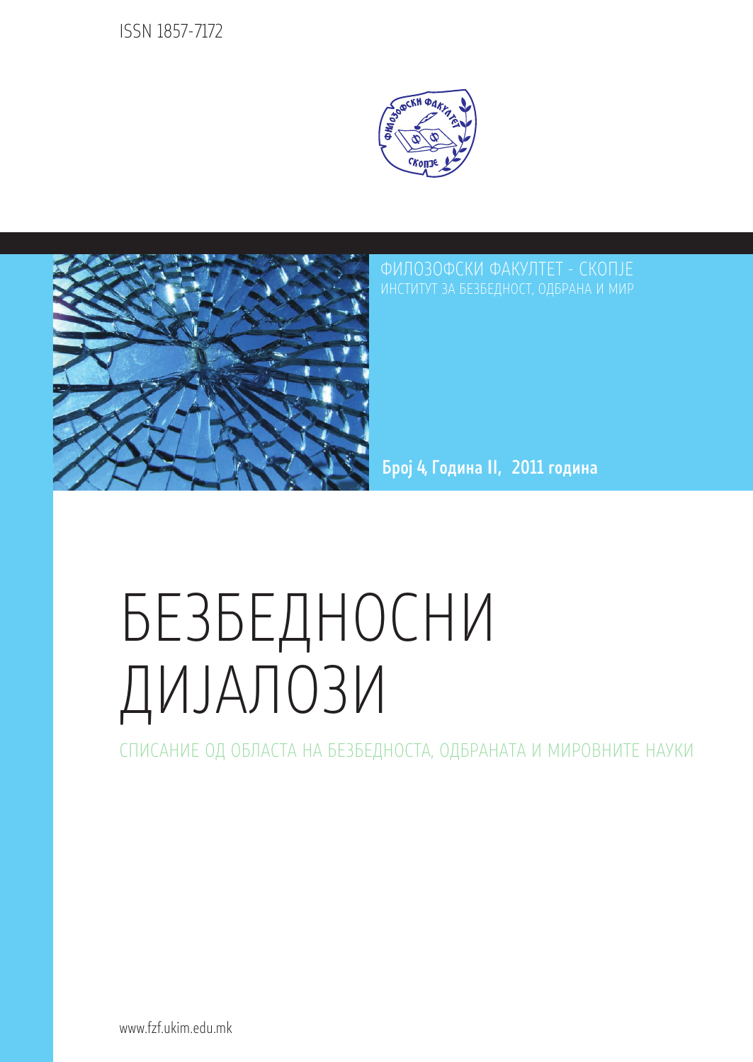ISSN 1857-7172

ФИЛОЗОФСКИ ФАКУЛТЕТ - СКОПЈЕ
ИНСТИТУТ ЗА БЕЗБЕДНОСТ, ОДБРАНА И МИР

**Број 4, Година II, 2011 година**

# БЕЗБЕДНОСНИ ДИЈАЛОЗИ

СПИСАНИЕ ОД ОБЛАСТА НА БЕЗБЕДНОСТА, ОДБРАНАТА И МИРОВНИТЕ НАУКИ

www.fzf.ukim.edu.mk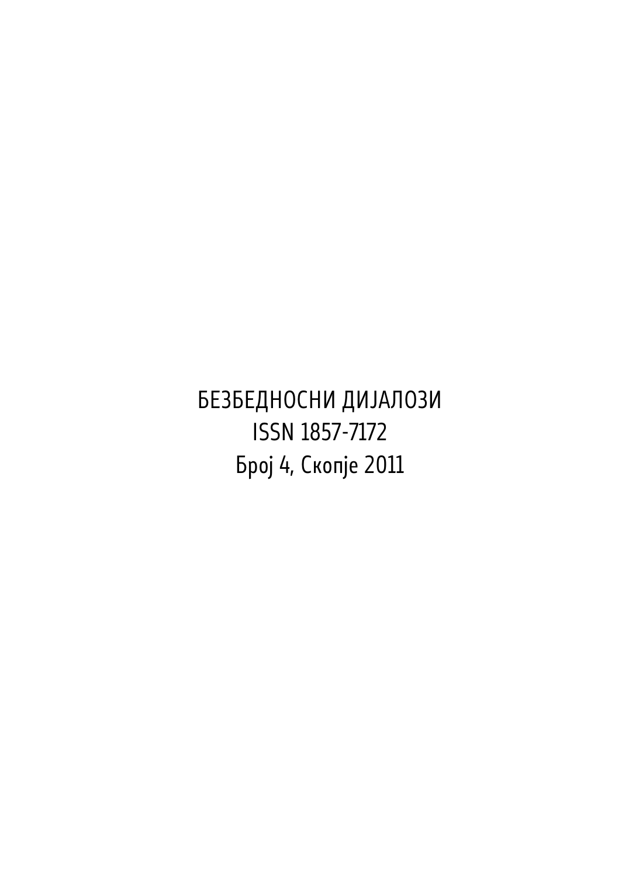БЕЗБЕДНОСНИ ДИЈАЛОЗИ

ISSN 1857-7172

Број 4, Скопје 2011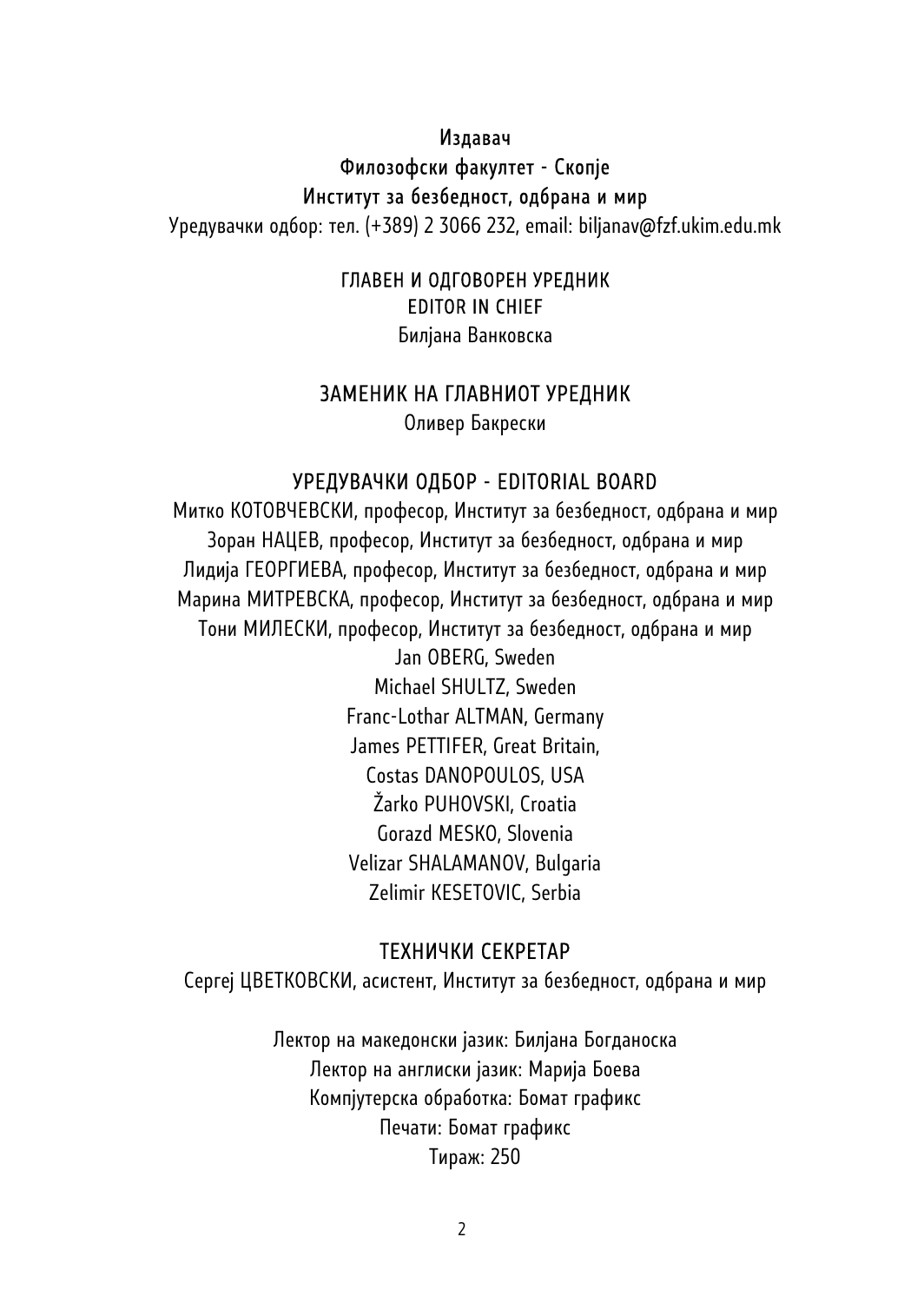Издавач

Филозофски факултет - Скопје

Институт за безбедност, одбрана и мир

Уредувачки одбор: тел. (+389) 2 3066 232, email: biljanav@fzf.ukim.edu.mk

ГЛАВЕН И ОДГОВОРЕН УРЕДНИК

EDITOR IN CHIEF

Билјана Ванковска

ЗАМЕНИК НА ГЛАВНИОТ УРЕДНИК

Оливер Бакрески

УРЕДУВАЧКИ ОДБОР - EDITORIAL BOARD

Митко КОТОВЧЕВСКИ, професор, Институт за безбедност, одбрана и мир

Зоран НАЦЕВ, професор, Институт за безбедност, одбрана и мир

Лидија ГЕОРГИЕВА, професор, Институт за безбедност, одбрана и мир

Марина МИТРЕВСКА, професор, Институт за безбедност, одбрана и мир

Тони МИЛЕСКИ, професор, Институт за безбедност, одбрана и мир

Jan OBERG, Sweden

Michael SHULTZ, Sweden

Franc-Lothar ALTMAN, Germany

James PETTIFER, Great Britain,

Costas DANOPOULOS, USA

Žarko PUHOVSKI, Croatia

Gorazd MESKO, Slovenia

Velizar SHALAMANOV, Bulgaria

Zelimir KESETOVIC, Serbia

ТЕХНИЧКИ СЕКРЕТАР

Сергеј ЦВЕТКОВСКИ, асистент, Институт за безбедност, одбрана и мир

Лектор на македонски јазик: Билјана Богданоска

Лектор на англиски јазик: Марија Боева

Компјутерска обработка: Бомат графикс

Печати: Бомат графикс

Тираж: 250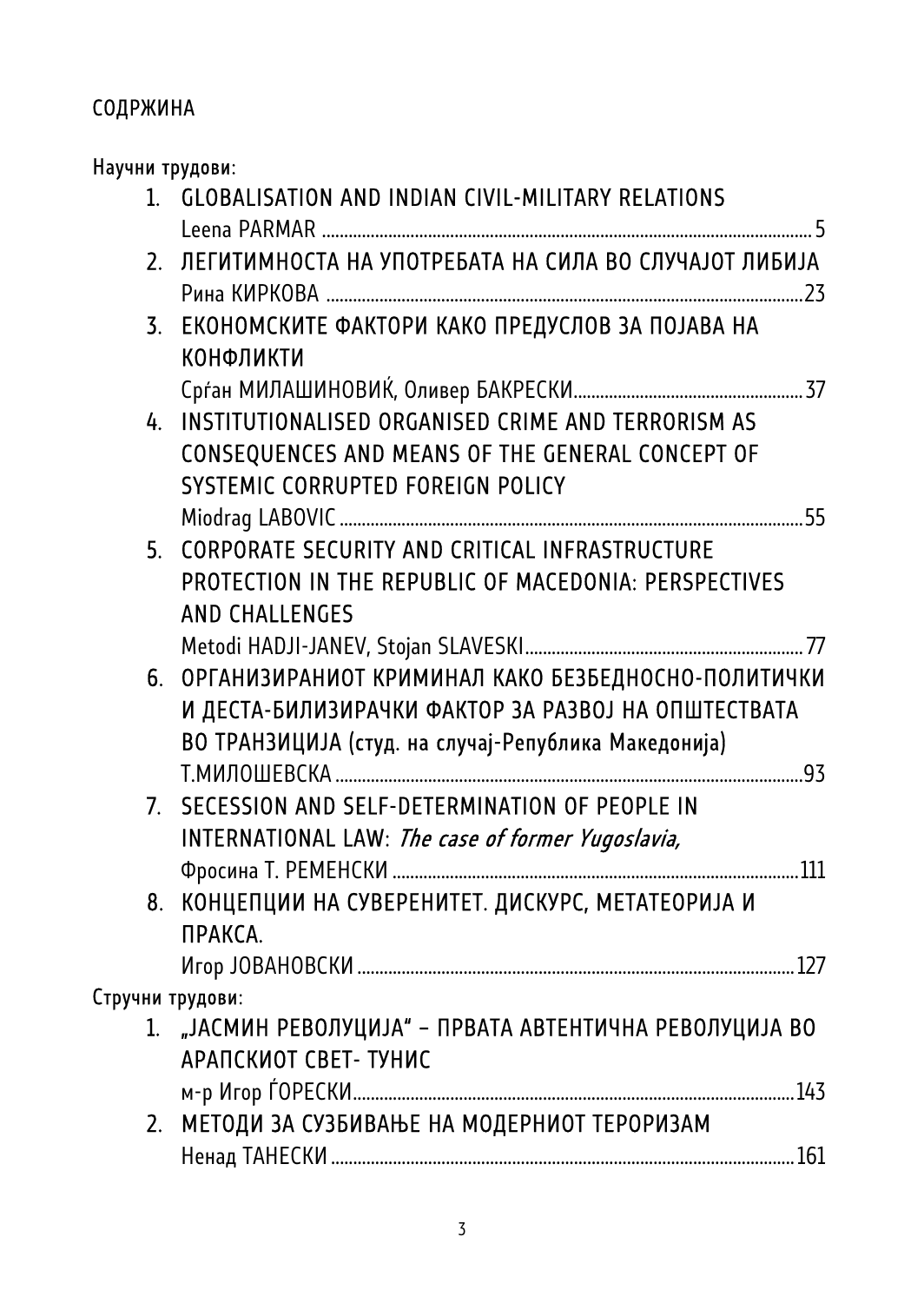# СОДРЖИНА

Научни трудови:

1. GLOBALISATION AND INDIAN CIVIL-MILITARY RELATIONS
   Leena PARMAR ..... 5
2. ЛЕГИТИМНОСТА НА УПОТРЕБАТА НА СИЛА ВО СЛУЧАЈОТ ЛИБИЈА
   Рина КИРКОВА ..... 23
3. ЕКОНОМСКИТЕ ФАКТОРИ КАКО ПРЕДУСЛОВ ЗА ПОЈАВА НА КОНФЛИКТИ
   Срѓан МИЛАШИНОВИЌ, Оливер БАКРЕСКИ ..... 37
4. INSTITUTIONALISED ORGANISED CRIME AND TERRORISM AS CONSEQUENCES AND MEANS OF THE GENERAL CONCEPT OF SYSTEMIC CORRUPTED FOREIGN POLICY
   Miodrag LABOVIC ..... 55
5. CORPORATE SECURITY AND CRITICAL INFRASTRUCTURE PROTECTION IN THE REPUBLIC OF MACEDONIA: PERSPECTIVES AND CHALLENGES
   Metodi HADJI-JANEV, Stojan SLAVESKI ..... 77
6. ОРГАНИЗИРАНИОТ КРИМИНАЛ КАКО БЕЗБЕДНОСНО-ПОЛИТИЧКИ И ДЕСТА-БИЛИЗИРАЧКИ ФАКТОР ЗА РАЗВОЈ НА ОПШТЕСТВАТА ВО ТРАНЗИЦИЈА (студ. на случај-Република Македонија)
   Т.МИЛОШЕВСКА ..... 93
7. SECESSION AND SELF-DETERMINATION OF PEOPLE IN INTERNATIONAL LAW: *The case of former Yugoslavia,*
   Фросина Т. РЕМЕНСКИ ..... 111
8. КОНЦЕПЦИИ НА СУВЕРЕНИТЕТ. ДИСКУРС, МЕТАТЕОРИЈА И ПРАКСА.
   Игор ЈОВАНОВСКИ ..... 127

Стручни трудови:

1. „ЈАСМИН РЕВОЛУЦИЈА" – ПРВАТА АВТЕНТИЧНА РЕВОЛУЦИЈА ВО АРАПСКИОТ СВЕТ- ТУНИС
   м-р Игор ЃОРЕСКИ ..... 143
2. МЕТОДИ ЗА СУЗБИВАЊЕ НА МОДЕРНИОТ ТЕРОРИЗАМ
   Ненад ТАНЕСКИ ..... 161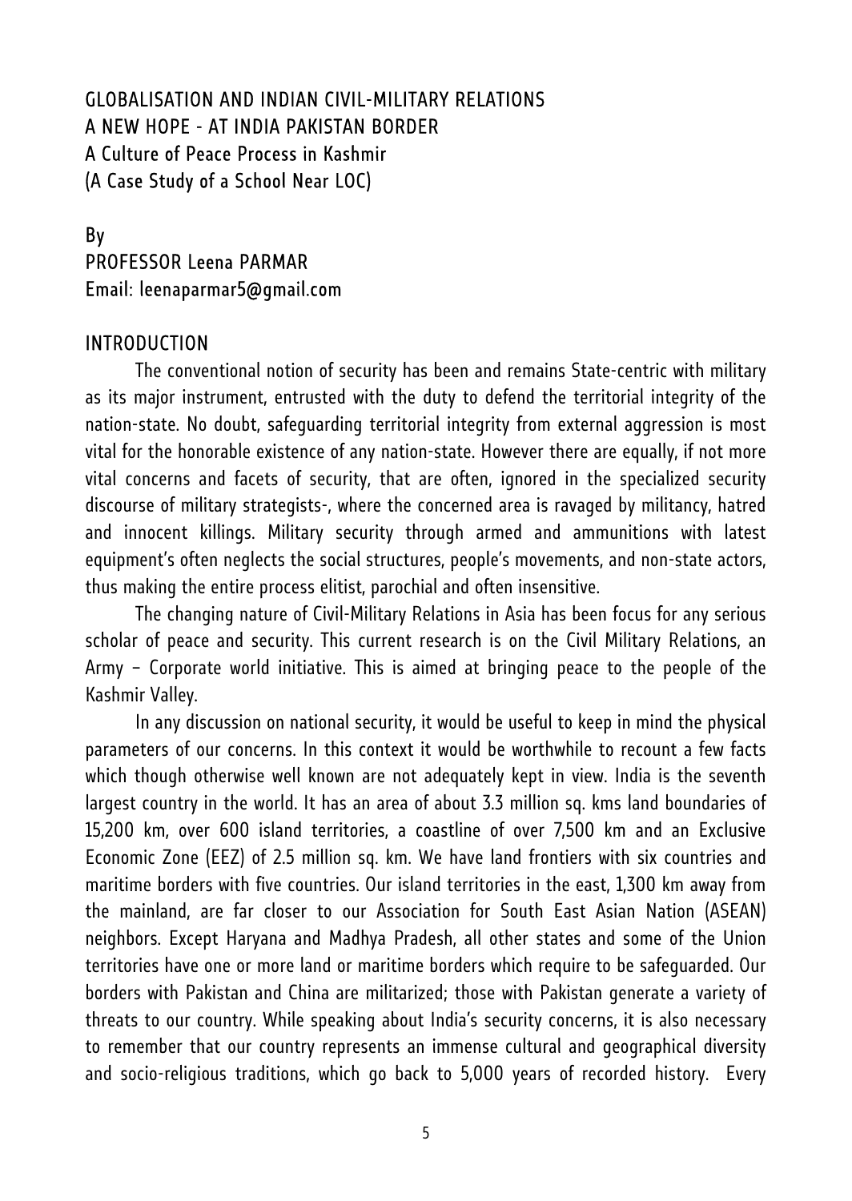# GLOBALISATION AND INDIAN CIVIL-MILITARY RELATIONS
## A NEW HOPE - AT INDIA PAKISTAN BORDER
### A Culture of Peace Process in Kashmir
### (A Case Study of a School Near LOC)

By
PROFESSOR Leena PARMAR
Email: leenaparmar5@gmail.com

## INTRODUCTION

The conventional notion of security has been and remains State-centric with military as its major instrument, entrusted with the duty to defend the territorial integrity of the nation-state. No doubt, safeguarding territorial integrity from external aggression is most vital for the honorable existence of any nation-state. However there are equally, if not more vital concerns and facets of security, that are often, ignored in the specialized security discourse of military strategists-, where the concerned area is ravaged by militancy, hatred and innocent killings. Military security through armed and ammunitions with latest equipment's often neglects the social structures, people's movements, and non-state actors, thus making the entire process elitist, parochial and often insensitive.

The changing nature of Civil-Military Relations in Asia has been focus for any serious scholar of peace and security. This current research is on the Civil Military Relations, an Army – Corporate world initiative. This is aimed at bringing peace to the people of the Kashmir Valley.

In any discussion on national security, it would be useful to keep in mind the physical parameters of our concerns. In this context it would be worthwhile to recount a few facts which though otherwise well known are not adequately kept in view. India is the seventh largest country in the world. It has an area of about 3.3 million sq. kms land boundaries of 15,200 km, over 600 island territories, a coastline of over 7,500 km and an Exclusive Economic Zone (EEZ) of 2.5 million sq. km. We have land frontiers with six countries and maritime borders with five countries. Our island territories in the east, 1,300 km away from the mainland, are far closer to our Association for South East Asian Nation (ASEAN) neighbors. Except Haryana and Madhya Pradesh, all other states and some of the Union territories have one or more land or maritime borders which require to be safeguarded. Our borders with Pakistan and China are militarized; those with Pakistan generate a variety of threats to our country. While speaking about India's security concerns, it is also necessary to remember that our country represents an immense cultural and geographical diversity and socio-religious traditions, which go back to 5,000 years of recorded history. Every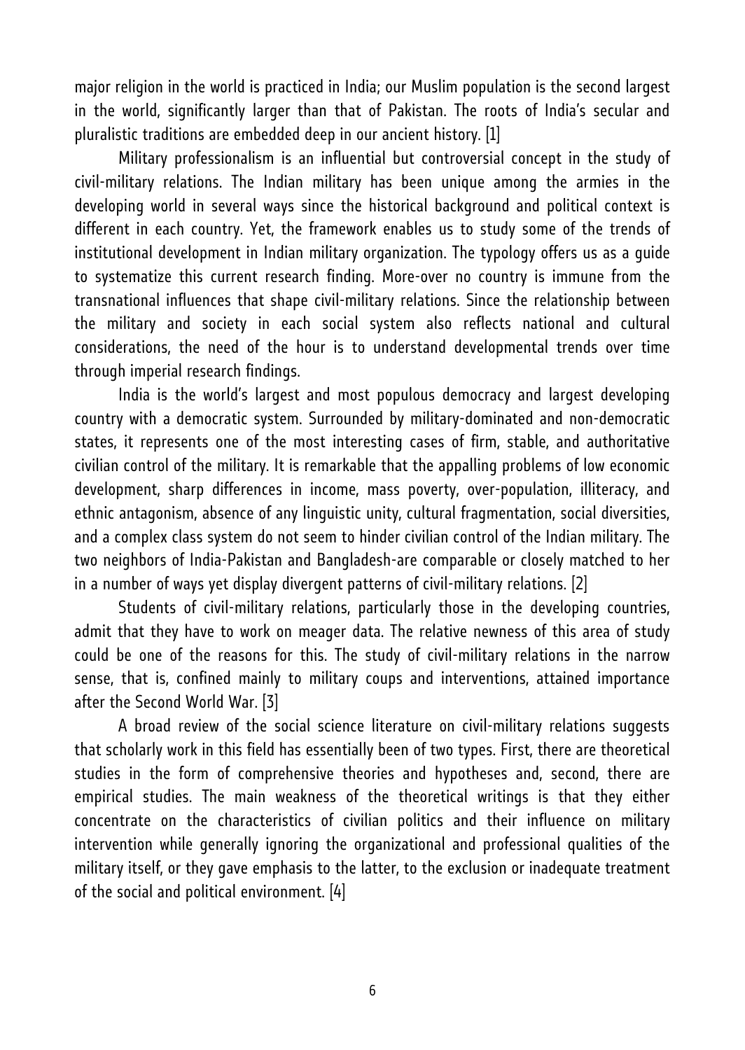major religion in the world is practiced in India; our Muslim population is the second largest in the world, significantly larger than that of Pakistan. The roots of India's secular and pluralistic traditions are embedded deep in our ancient history. [1]

Military professionalism is an influential but controversial concept in the study of civil-military relations. The Indian military has been unique among the armies in the developing world in several ways since the historical background and political context is different in each country. Yet, the framework enables us to study some of the trends of institutional development in Indian military organization. The typology offers us as a guide to systematize this current research finding. More-over no country is immune from the transnational influences that shape civil-military relations. Since the relationship between the military and society in each social system also reflects national and cultural considerations, the need of the hour is to understand developmental trends over time through imperial research findings.

India is the world's largest and most populous democracy and largest developing country with a democratic system. Surrounded by military-dominated and non-democratic states, it represents one of the most interesting cases of firm, stable, and authoritative civilian control of the military. It is remarkable that the appalling problems of low economic development, sharp differences in income, mass poverty, over-population, illiteracy, and ethnic antagonism, absence of any linguistic unity, cultural fragmentation, social diversities, and a complex class system do not seem to hinder civilian control of the Indian military. The two neighbors of India-Pakistan and Bangladesh-are comparable or closely matched to her in a number of ways yet display divergent patterns of civil-military relations. [2]

Students of civil-military relations, particularly those in the developing countries, admit that they have to work on meager data. The relative newness of this area of study could be one of the reasons for this. The study of civil-military relations in the narrow sense, that is, confined mainly to military coups and interventions, attained importance after the Second World War. [3]

A broad review of the social science literature on civil-military relations suggests that scholarly work in this field has essentially been of two types. First, there are theoretical studies in the form of comprehensive theories and hypotheses and, second, there are empirical studies. The main weakness of the theoretical writings is that they either concentrate on the characteristics of civilian politics and their influence on military intervention while generally ignoring the organizational and professional qualities of the military itself, or they gave emphasis to the latter, to the exclusion or inadequate treatment of the social and political environment. [4]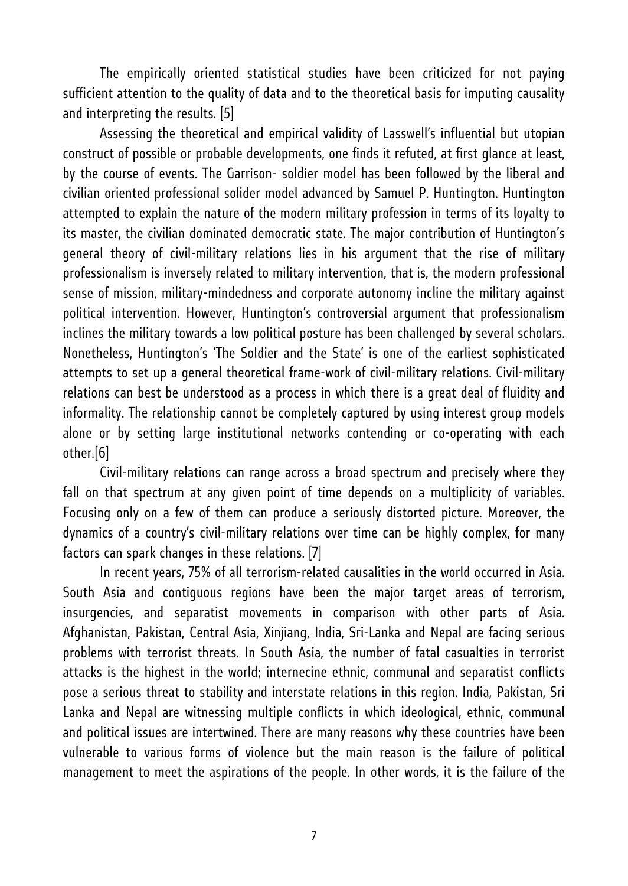The empirically oriented statistical studies have been criticized for not paying sufficient attention to the quality of data and to the theoretical basis for imputing causality and interpreting the results. [5]

Assessing the theoretical and empirical validity of Lasswell's influential but utopian construct of possible or probable developments, one finds it refuted, at first glance at least, by the course of events. The Garrison- soldier model has been followed by the liberal and civilian oriented professional solider model advanced by Samuel P. Huntington. Huntington attempted to explain the nature of the modern military profession in terms of its loyalty to its master, the civilian dominated democratic state. The major contribution of Huntington's general theory of civil-military relations lies in his argument that the rise of military professionalism is inversely related to military intervention, that is, the modern professional sense of mission, military-mindedness and corporate autonomy incline the military against political intervention. However, Huntington's controversial argument that professionalism inclines the military towards a low political posture has been challenged by several scholars. Nonetheless, Huntington's 'The Soldier and the State' is one of the earliest sophisticated attempts to set up a general theoretical frame-work of civil-military relations. Civil-military relations can best be understood as a process in which there is a great deal of fluidity and informality. The relationship cannot be completely captured by using interest group models alone or by setting large institutional networks contending or co-operating with each other.[6]

Civil-military relations can range across a broad spectrum and precisely where they fall on that spectrum at any given point of time depends on a multiplicity of variables. Focusing only on a few of them can produce a seriously distorted picture. Moreover, the dynamics of a country's civil-military relations over time can be highly complex, for many factors can spark changes in these relations. [7]

In recent years, 75% of all terrorism-related causalities in the world occurred in Asia. South Asia and contiguous regions have been the major target areas of terrorism, insurgencies, and separatist movements in comparison with other parts of Asia. Afghanistan, Pakistan, Central Asia, Xinjiang, India, Sri-Lanka and Nepal are facing serious problems with terrorist threats. In South Asia, the number of fatal casualties in terrorist attacks is the highest in the world; internecine ethnic, communal and separatist conflicts pose a serious threat to stability and interstate relations in this region. India, Pakistan, Sri Lanka and Nepal are witnessing multiple conflicts in which ideological, ethnic, communal and political issues are intertwined. There are many reasons why these countries have been vulnerable to various forms of violence but the main reason is the failure of political management to meet the aspirations of the people. In other words, it is the failure of the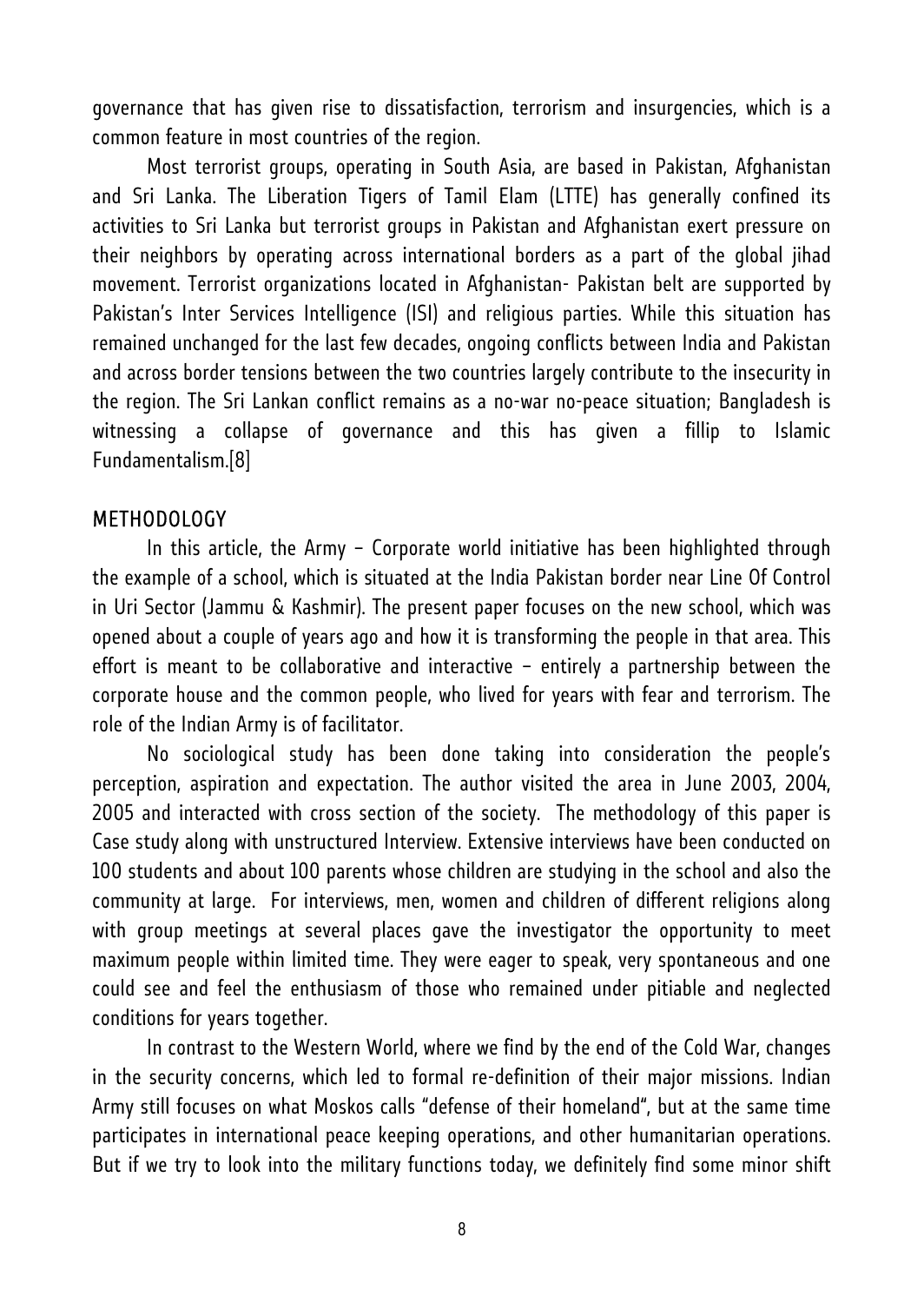governance that has given rise to dissatisfaction, terrorism and insurgencies, which is a common feature in most countries of the region.

Most terrorist groups, operating in South Asia, are based in Pakistan, Afghanistan and Sri Lanka. The Liberation Tigers of Tamil Elam (LTTE) has generally confined its activities to Sri Lanka but terrorist groups in Pakistan and Afghanistan exert pressure on their neighbors by operating across international borders as a part of the global jihad movement. Terrorist organizations located in Afghanistan- Pakistan belt are supported by Pakistan's Inter Services Intelligence (ISI) and religious parties. While this situation has remained unchanged for the last few decades, ongoing conflicts between India and Pakistan and across border tensions between the two countries largely contribute to the insecurity in the region. The Sri Lankan conflict remains as a no-war no-peace situation; Bangladesh is witnessing a collapse of governance and this has given a fillip to Islamic Fundamentalism.[8]

## METHODOLOGY

In this article, the Army – Corporate world initiative has been highlighted through the example of a school, which is situated at the India Pakistan border near Line Of Control in Uri Sector (Jammu & Kashmir). The present paper focuses on the new school, which was opened about a couple of years ago and how it is transforming the people in that area. This effort is meant to be collaborative and interactive – entirely a partnership between the corporate house and the common people, who lived for years with fear and terrorism. The role of the Indian Army is of facilitator.

No sociological study has been done taking into consideration the people's perception, aspiration and expectation. The author visited the area in June 2003, 2004, 2005 and interacted with cross section of the society. The methodology of this paper is Case study along with unstructured Interview. Extensive interviews have been conducted on 100 students and about 100 parents whose children are studying in the school and also the community at large. For interviews, men, women and children of different religions along with group meetings at several places gave the investigator the opportunity to meet maximum people within limited time. They were eager to speak, very spontaneous and one could see and feel the enthusiasm of those who remained under pitiable and neglected conditions for years together.

In contrast to the Western World, where we find by the end of the Cold War, changes in the security concerns, which led to formal re-definition of their major missions. Indian Army still focuses on what Moskos calls "defense of their homeland", but at the same time participates in international peace keeping operations, and other humanitarian operations. But if we try to look into the military functions today, we definitely find some minor shift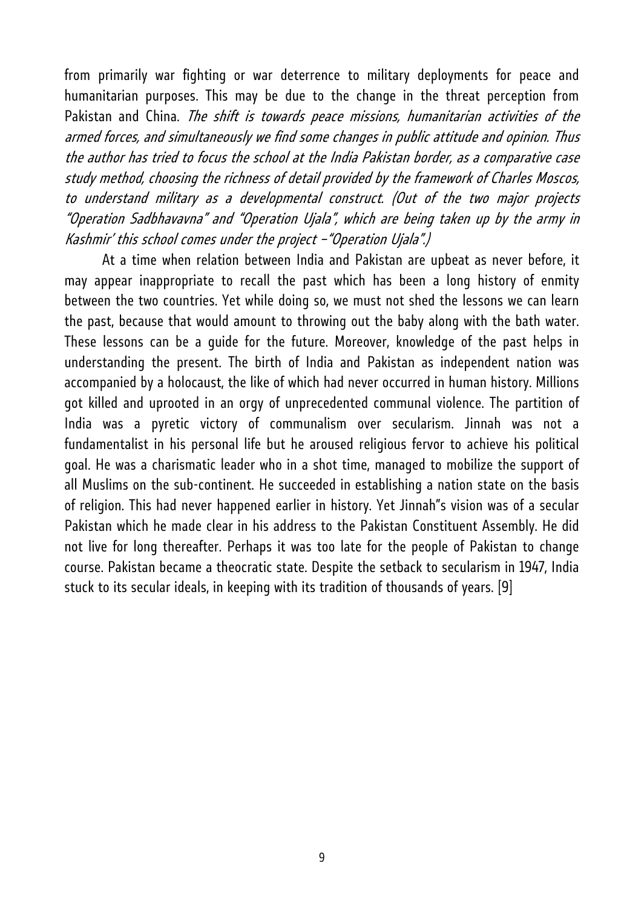from primarily war fighting or war deterrence to military deployments for peace and humanitarian purposes. This may be due to the change in the threat perception from Pakistan and China. *The shift is towards peace missions, humanitarian activities of the armed forces, and simultaneously we find some changes in public attitude and opinion. Thus the author has tried to focus the school at the India Pakistan border, as a comparative case study method, choosing the richness of detail provided by the framework of Charles Moscos, to understand military as a developmental construct. (Out of the two major projects "Operation Sadbhavavna" and "Operation Ujala", which are being taken up by the army in Kashmir' this school comes under the project –"Operation Ujala".)*

At a time when relation between India and Pakistan are upbeat as never before, it may appear inappropriate to recall the past which has been a long history of enmity between the two countries. Yet while doing so, we must not shed the lessons we can learn the past, because that would amount to throwing out the baby along with the bath water. These lessons can be a guide for the future. Moreover, knowledge of the past helps in understanding the present. The birth of India and Pakistan as independent nation was accompanied by a holocaust, the like of which had never occurred in human history. Millions got killed and uprooted in an orgy of unprecedented communal violence. The partition of India was a pyretic victory of communalism over secularism. Jinnah was not a fundamentalist in his personal life but he aroused religious fervor to achieve his political goal. He was a charismatic leader who in a shot time, managed to mobilize the support of all Muslims on the sub-continent. He succeeded in establishing a nation state on the basis of religion. This had never happened earlier in history. Yet Jinnah"s vision was of a secular Pakistan which he made clear in his address to the Pakistan Constituent Assembly. He did not live for long thereafter. Perhaps it was too late for the people of Pakistan to change course. Pakistan became a theocratic state. Despite the setback to secularism in 1947, India stuck to its secular ideals, in keeping with its tradition of thousands of years. [9]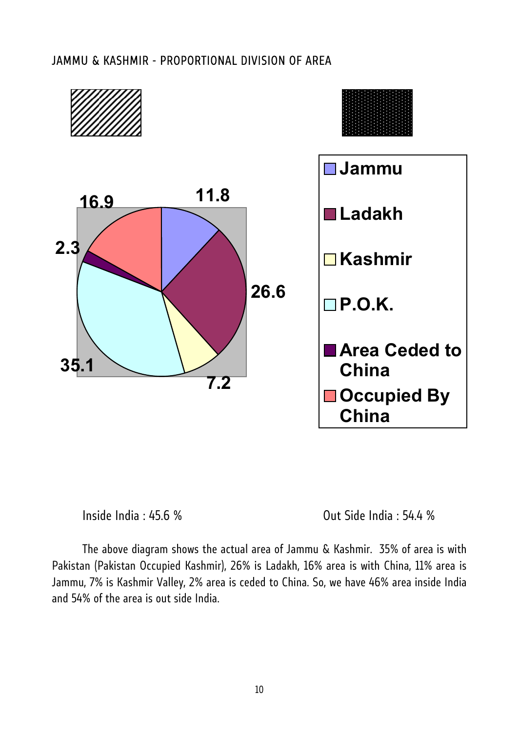JAMMU & KASHMIR - PROPORTIONAL DIVISION OF AREA

| Region | Area (%) |
|---|---|
| Jammu | 11.8 |
| Ladakh | 26.6 |
| Kashmir | 7.2 |
| P.O.K. | 35.1 |
| Area Ceded to China | 2.3 |
| Occupied By China | 16.9 |

Inside India : 45.6 %

Out Side India : 54.4 %

The above diagram shows the actual area of Jammu & Kashmir. 35% of area is with Pakistan (Pakistan Occupied Kashmir), 26% is Ladakh, 16% area is with China, 11% area is Jammu, 7% is Kashmir Valley, 2% area is ceded to China. So, we have 46% area inside India and 54% of the area is out side India.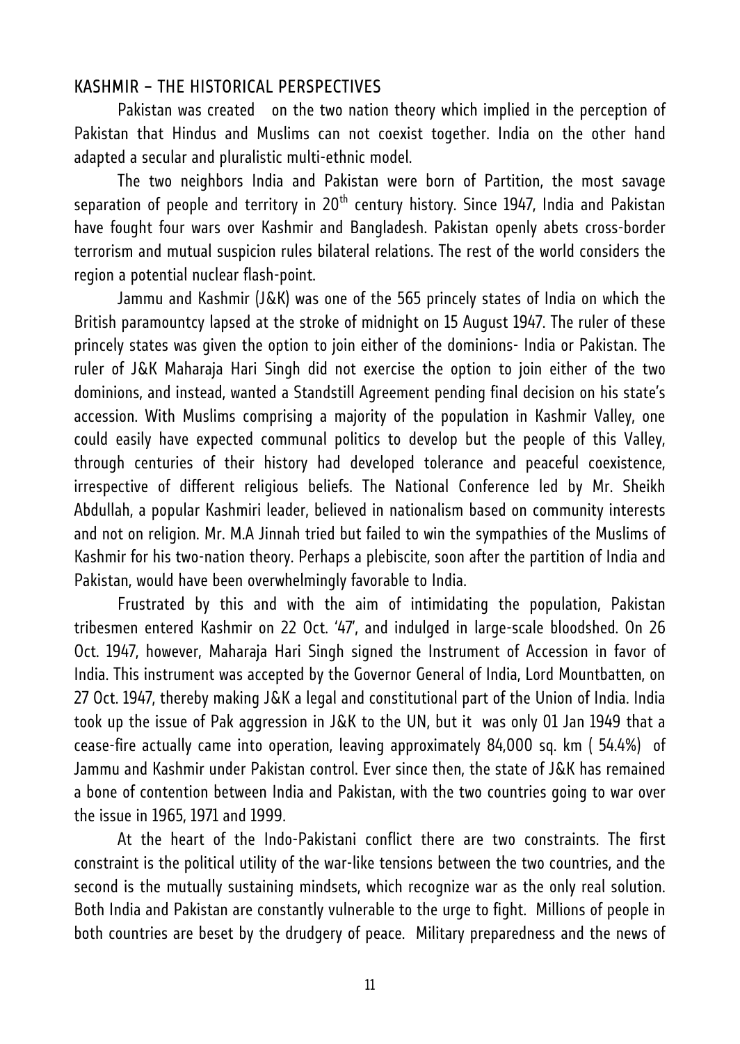## KASHMIR – THE HISTORICAL PERSPECTIVES

Pakistan was created on the two nation theory which implied in the perception of Pakistan that Hindus and Muslims can not coexist together. India on the other hand adapted a secular and pluralistic multi-ethnic model.

The two neighbors India and Pakistan were born of Partition, the most savage separation of people and territory in 20th century history. Since 1947, India and Pakistan have fought four wars over Kashmir and Bangladesh. Pakistan openly abets cross-border terrorism and mutual suspicion rules bilateral relations. The rest of the world considers the region a potential nuclear flash-point.

Jammu and Kashmir (J&K) was one of the 565 princely states of India on which the British paramountcy lapsed at the stroke of midnight on 15 August 1947. The ruler of these princely states was given the option to join either of the dominions- India or Pakistan. The ruler of J&K Maharaja Hari Singh did not exercise the option to join either of the two dominions, and instead, wanted a Standstill Agreement pending final decision on his state's accession. With Muslims comprising a majority of the population in Kashmir Valley, one could easily have expected communal politics to develop but the people of this Valley, through centuries of their history had developed tolerance and peaceful coexistence, irrespective of different religious beliefs. The National Conference led by Mr. Sheikh Abdullah, a popular Kashmiri leader, believed in nationalism based on community interests and not on religion. Mr. M.A Jinnah tried but failed to win the sympathies of the Muslims of Kashmir for his two-nation theory. Perhaps a plebiscite, soon after the partition of India and Pakistan, would have been overwhelmingly favorable to India.

Frustrated by this and with the aim of intimidating the population, Pakistan tribesmen entered Kashmir on 22 Oct. '47', and indulged in large-scale bloodshed. On 26 Oct. 1947, however, Maharaja Hari Singh signed the Instrument of Accession in favor of India. This instrument was accepted by the Governor General of India, Lord Mountbatten, on 27 Oct. 1947, thereby making J&K a legal and constitutional part of the Union of India. India took up the issue of Pak aggression in J&K to the UN, but it was only 01 Jan 1949 that a cease-fire actually came into operation, leaving approximately 84,000 sq. km ( 54.4%) of Jammu and Kashmir under Pakistan control. Ever since then, the state of J&K has remained a bone of contention between India and Pakistan, with the two countries going to war over the issue in 1965, 1971 and 1999.

At the heart of the Indo-Pakistani conflict there are two constraints. The first constraint is the political utility of the war-like tensions between the two countries, and the second is the mutually sustaining mindsets, which recognize war as the only real solution. Both India and Pakistan are constantly vulnerable to the urge to fight. Millions of people in both countries are beset by the drudgery of peace. Military preparedness and the news of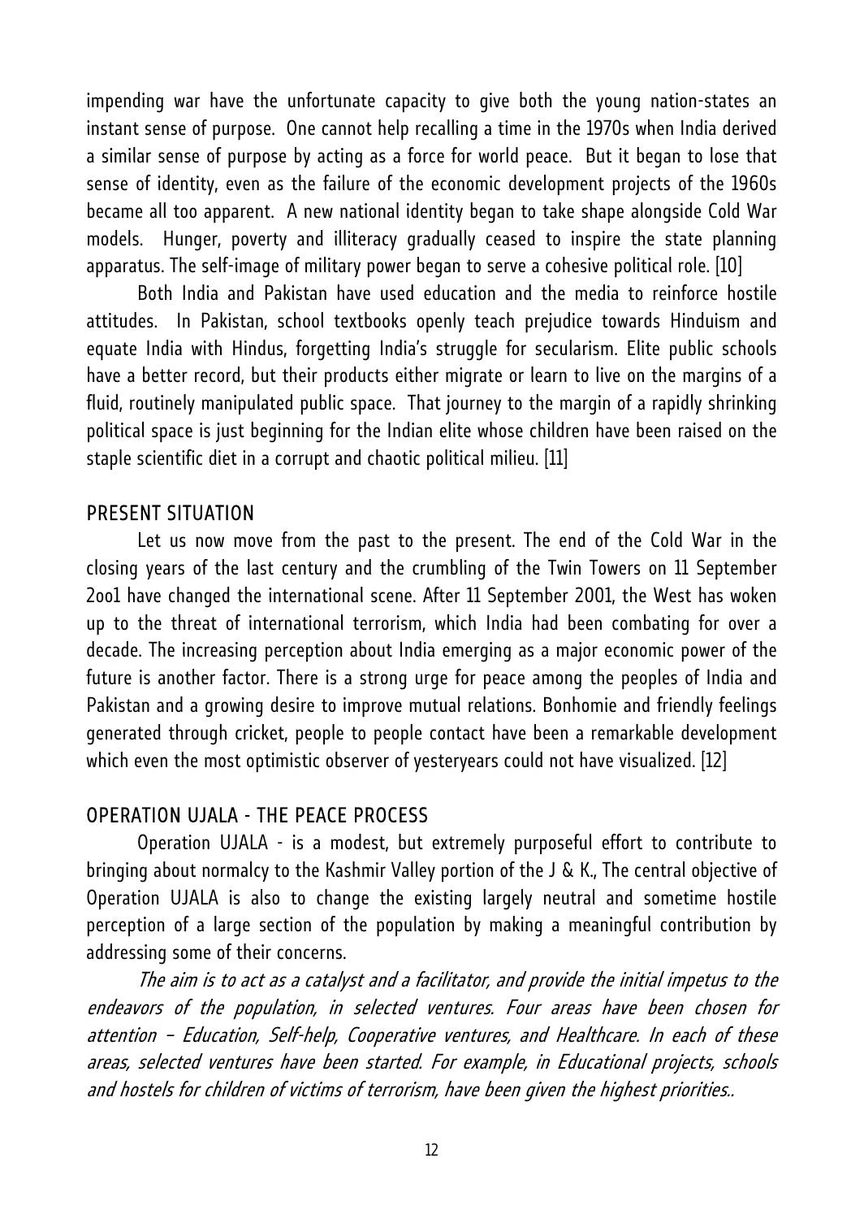impending war have the unfortunate capacity to give both the young nation-states an instant sense of purpose. One cannot help recalling a time in the 1970s when India derived a similar sense of purpose by acting as a force for world peace. But it began to lose that sense of identity, even as the failure of the economic development projects of the 1960s became all too apparent. A new national identity began to take shape alongside Cold War models. Hunger, poverty and illiteracy gradually ceased to inspire the state planning apparatus. The self-image of military power began to serve a cohesive political role. [10]

Both India and Pakistan have used education and the media to reinforce hostile attitudes. In Pakistan, school textbooks openly teach prejudice towards Hinduism and equate India with Hindus, forgetting India's struggle for secularism. Elite public schools have a better record, but their products either migrate or learn to live on the margins of a fluid, routinely manipulated public space. That journey to the margin of a rapidly shrinking political space is just beginning for the Indian elite whose children have been raised on the staple scientific diet in a corrupt and chaotic political milieu. [11]

## PRESENT SITUATION

Let us now move from the past to the present. The end of the Cold War in the closing years of the last century and the crumbling of the Twin Towers on 11 September 2oo1 have changed the international scene. After 11 September 2001, the West has woken up to the threat of international terrorism, which India had been combating for over a decade. The increasing perception about India emerging as a major economic power of the future is another factor. There is a strong urge for peace among the peoples of India and Pakistan and a growing desire to improve mutual relations. Bonhomie and friendly feelings generated through cricket, people to people contact have been a remarkable development which even the most optimistic observer of yesteryears could not have visualized. [12]

## OPERATION UJALA - THE PEACE PROCESS

Operation UJALA - is a modest, but extremely purposeful effort to contribute to bringing about normalcy to the Kashmir Valley portion of the J & K., The central objective of Operation UJALA is also to change the existing largely neutral and sometime hostile perception of a large section of the population by making a meaningful contribution by addressing some of their concerns.

*The aim is to act as a catalyst and a facilitator, and provide the initial impetus to the endeavors of the population, in selected ventures. Four areas have been chosen for attention – Education, Self-help, Cooperative ventures, and Healthcare. In each of these areas, selected ventures have been started. For example, in Educational projects, schools and hostels for children of victims of terrorism, have been given the highest priorities..*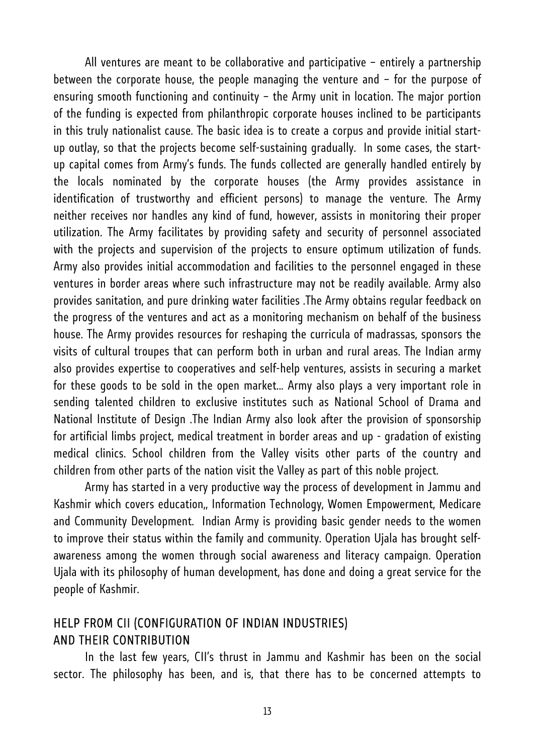All ventures are meant to be collaborative and participative – entirely a partnership between the corporate house, the people managing the venture and – for the purpose of ensuring smooth functioning and continuity – the Army unit in location. The major portion of the funding is expected from philanthropic corporate houses inclined to be participants in this truly nationalist cause. The basic idea is to create a corpus and provide initial start-up outlay, so that the projects become self-sustaining gradually.  In some cases, the start-up capital comes from Army's funds. The funds collected are generally handled entirely by the locals nominated by the corporate houses (the Army provides assistance in identification of trustworthy and efficient persons) to manage the venture. The Army neither receives nor handles any kind of fund, however, assists in monitoring their proper utilization. The Army facilitates by providing safety and security of personnel associated with the projects and supervision of the projects to ensure optimum utilization of funds. Army also provides initial accommodation and facilities to the personnel engaged in these ventures in border areas where such infrastructure may not be readily available. Army also provides sanitation, and pure drinking water facilities .The Army obtains regular feedback on the progress of the ventures and act as a monitoring mechanism on behalf of the business house. The Army provides resources for reshaping the curricula of madrassas, sponsors the visits of cultural troupes that can perform both in urban and rural areas. The Indian army also provides expertise to cooperatives and self-help ventures, assists in securing a market for these goods to be sold in the open market... Army also plays a very important role in sending talented children to exclusive institutes such as National School of Drama and National Institute of Design .The Indian Army also look after the provision of sponsorship for artificial limbs project, medical treatment in border areas and up - gradation of existing medical clinics. School children from the Valley visits other parts of the country and children from other parts of the nation visit the Valley as part of this noble project.

Army has started in a very productive way the process of development in Jammu and Kashmir which covers education,, Information Technology, Women Empowerment, Medicare and Community Development.  Indian Army is providing basic gender needs to the women to improve their status within the family and community. Operation Ujala has brought self-awareness among the women through social awareness and literacy campaign. Operation Ujala with its philosophy of human development, has done and doing a great service for the people of Kashmir.

## HELP FROM CII (CONFIGURATION OF INDIAN INDUSTRIES) AND THEIR CONTRIBUTION

In the last few years, CII's thrust in Jammu and Kashmir has been on the social sector. The philosophy has been, and is, that there has to be concerned attempts to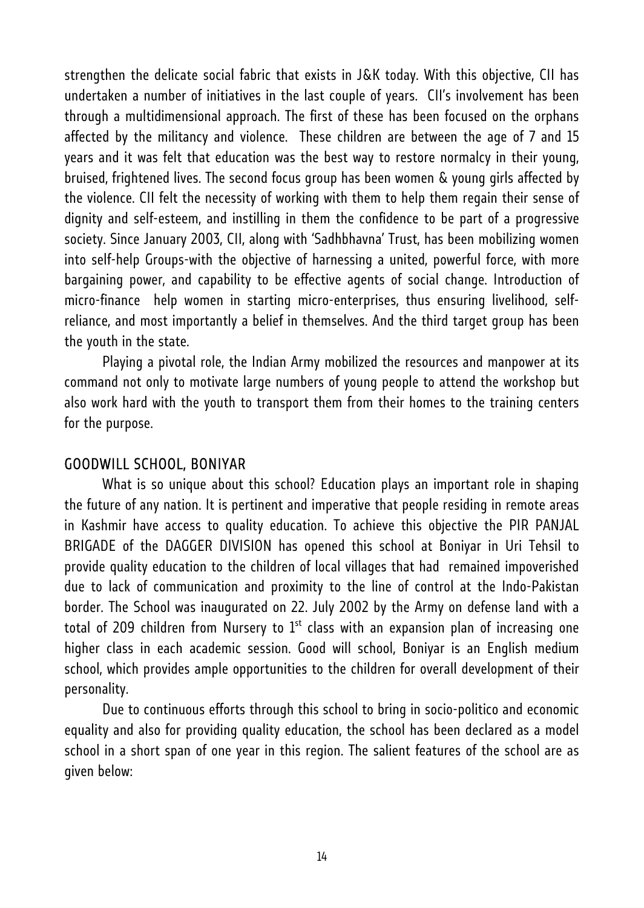strengthen the delicate social fabric that exists in J&K today. With this objective, CII has undertaken a number of initiatives in the last couple of years. CII's involvement has been through a multidimensional approach. The first of these has been focused on the orphans affected by the militancy and violence. These children are between the age of 7 and 15 years and it was felt that education was the best way to restore normalcy in their young, bruised, frightened lives. The second focus group has been women & young girls affected by the violence. CII felt the necessity of working with them to help them regain their sense of dignity and self-esteem, and instilling in them the confidence to be part of a progressive society. Since January 2003, CII, along with 'Sadhbhavna' Trust, has been mobilizing women into self-help Groups-with the objective of harnessing a united, powerful force, with more bargaining power, and capability to be effective agents of social change. Introduction of micro-finance help women in starting micro-enterprises, thus ensuring livelihood, self-reliance, and most importantly a belief in themselves. And the third target group has been the youth in the state.

Playing a pivotal role, the Indian Army mobilized the resources and manpower at its command not only to motivate large numbers of young people to attend the workshop but also work hard with the youth to transport them from their homes to the training centers for the purpose.

## GOODWILL SCHOOL, BONIYAR

What is so unique about this school? Education plays an important role in shaping the future of any nation. It is pertinent and imperative that people residing in remote areas in Kashmir have access to quality education. To achieve this objective the PIR PANJAL BRIGADE of the DAGGER DIVISION has opened this school at Boniyar in Uri Tehsil to provide quality education to the children of local villages that had remained impoverished due to lack of communication and proximity to the line of control at the Indo-Pakistan border. The School was inaugurated on 22. July 2002 by the Army on defense land with a total of 209 children from Nursery to 1st class with an expansion plan of increasing one higher class in each academic session. Good will school, Boniyar is an English medium school, which provides ample opportunities to the children for overall development of their personality.

Due to continuous efforts through this school to bring in socio-politico and economic equality and also for providing quality education, the school has been declared as a model school in a short span of one year in this region. The salient features of the school are as given below: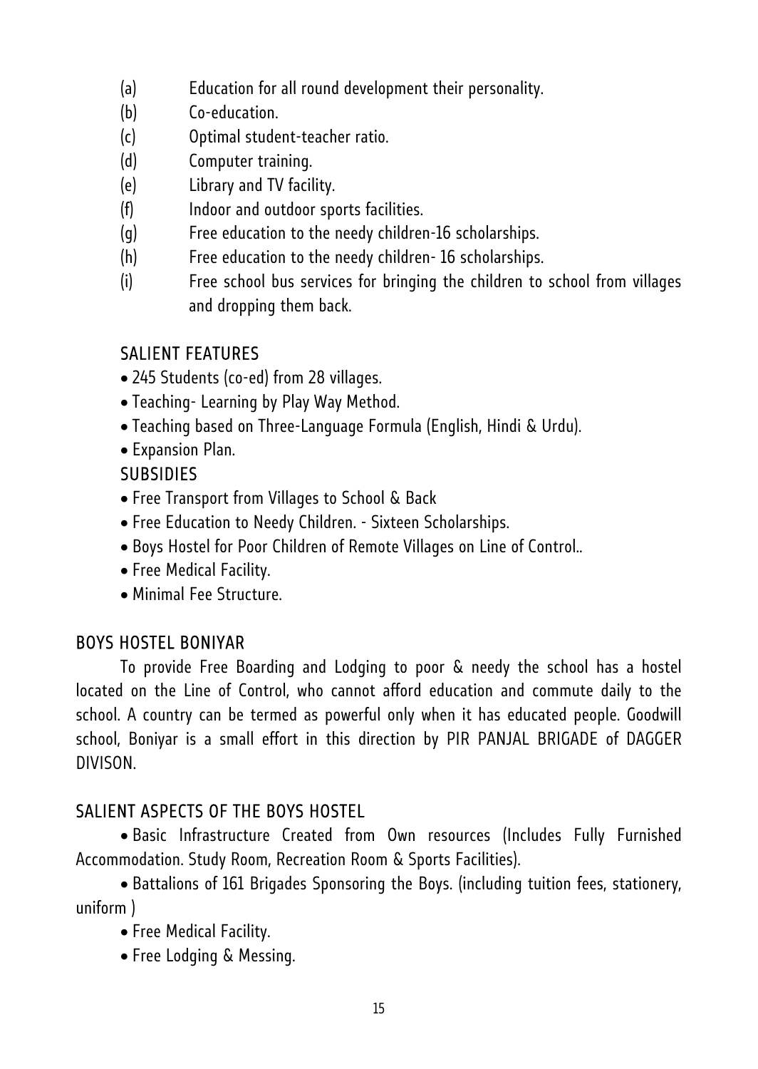(a) Education for all round development their personality.
(b) Co-education.
(c) Optimal student-teacher ratio.
(d) Computer training.
(e) Library and TV facility.
(f) Indoor and outdoor sports facilities.
(g) Free education to the needy children-16 scholarships.
(h) Free education to the needy children- 16 scholarships.
(i) Free school bus services for bringing the children to school from villages and dropping them back.

### SALIENT FEATURES

- 245 Students (co-ed) from 28 villages.
- Teaching- Learning by Play Way Method.
- Teaching based on Three-Language Formula (English, Hindi & Urdu).
- Expansion Plan.

### SUBSIDIES

- Free Transport from Villages to School & Back
- Free Education to Needy Children. - Sixteen Scholarships.
- Boys Hostel for Poor Children of Remote Villages on Line of Control..
- Free Medical Facility.
- Minimal Fee Structure.

## BOYS HOSTEL BONIYAR

To provide Free Boarding and Lodging to poor & needy the school has a hostel located on the Line of Control, who cannot afford education and commute daily to the school. A country can be termed as powerful only when it has educated people. Goodwill school, Boniyar is a small effort in this direction by PIR PANJAL BRIGADE of DAGGER DIVISON.

## SALIENT ASPECTS OF THE BOYS HOSTEL

- Basic Infrastructure Created from Own resources (Includes Fully Furnished Accommodation. Study Room, Recreation Room & Sports Facilities).
- Battalions of 161 Brigades Sponsoring the Boys. (including tuition fees, stationery, uniform )
- Free Medical Facility.
- Free Lodging & Messing.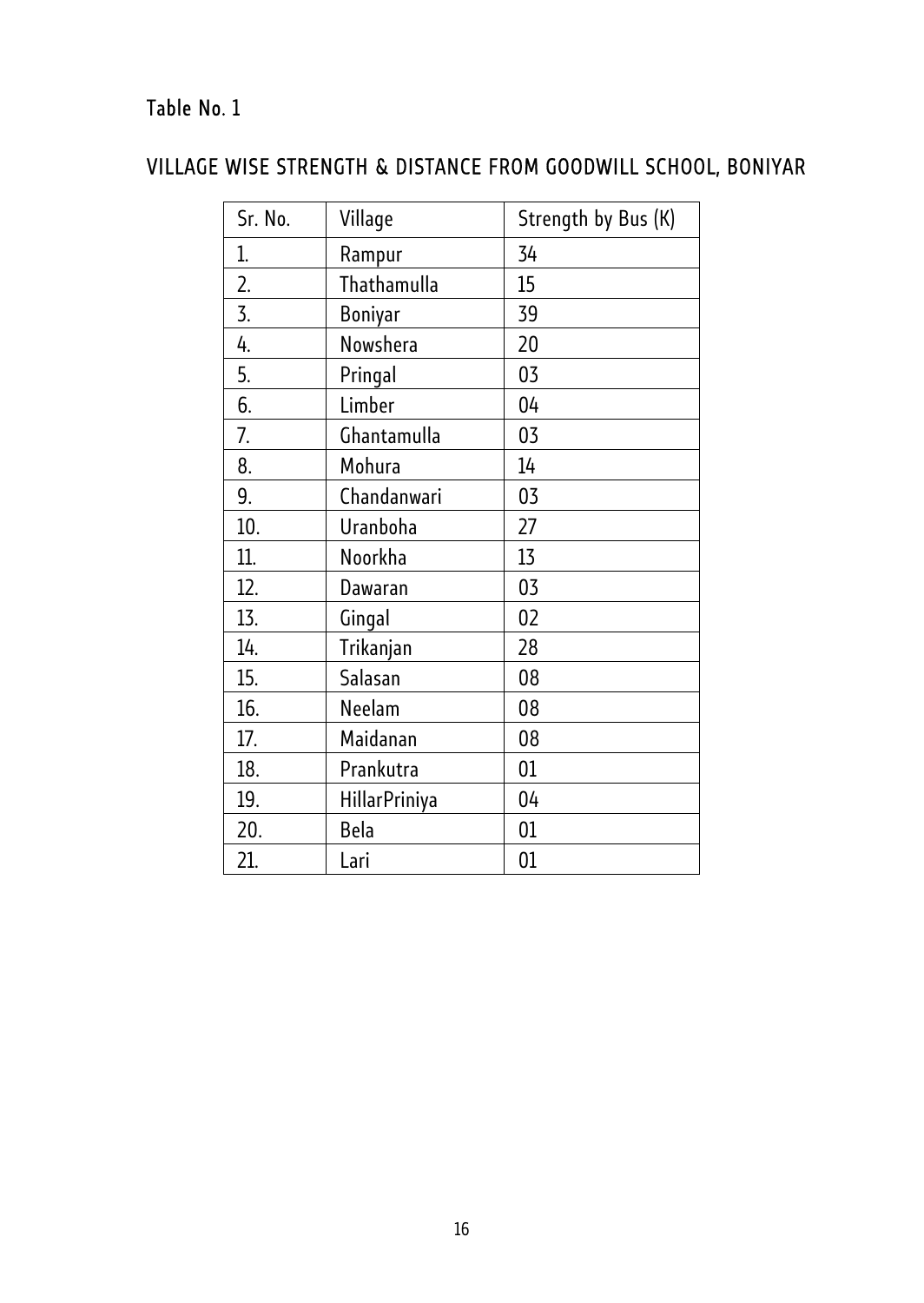Table No. 1

## VILLAGE WISE STRENGTH & DISTANCE FROM GOODWILL SCHOOL, BONIYAR

| Sr. No. | Village | Strength by Bus (K) |
|---|---|---|
| 1. | Rampur | 34 |
| 2. | Thathamulla | 15 |
| 3. | Boniyar | 39 |
| 4. | Nowshera | 20 |
| 5. | Pringal | 03 |
| 6. | Limber | 04 |
| 7. | Ghantamulla | 03 |
| 8. | Mohura | 14 |
| 9. | Chandanwari | 03 |
| 10. | Uranboha | 27 |
| 11. | Noorkha | 13 |
| 12. | Dawaran | 03 |
| 13. | Gingal | 02 |
| 14. | Trikanjan | 28 |
| 15. | Salasan | 08 |
| 16. | Neelam | 08 |
| 17. | Maidanan | 08 |
| 18. | Prankutra | 01 |
| 19. | HillarPriniya | 04 |
| 20. | Bela | 01 |
| 21. | Lari | 01 |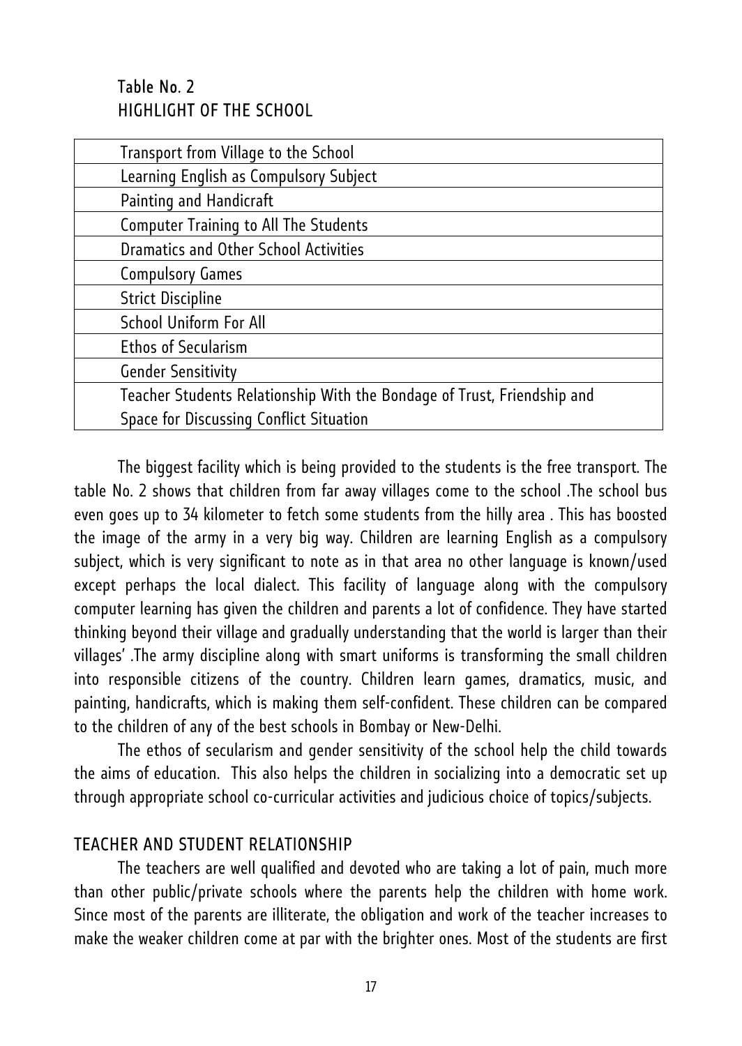Table No. 2
HIGHLIGHT OF THE SCHOOL

| |
|---|
| Transport from Village to the School |
| Learning English as Compulsory Subject |
| Painting and Handicraft |
| Computer Training to All The Students |
| Dramatics and Other School Activities |
| Compulsory Games |
| Strict Discipline |
| School Uniform For All |
| Ethos of Secularism |
| Gender Sensitivity |
| Teacher Students Relationship With the Bondage of Trust, Friendship and Space for Discussing Conflict Situation |

The biggest facility which is being provided to the students is the free transport. The table No. 2 shows that children from far away villages come to the school .The school bus even goes up to 34 kilometer to fetch some students from the hilly area . This has boosted the image of the army in a very big way. Children are learning English as a compulsory subject, which is very significant to note as in that area no other language is known/used except perhaps the local dialect. This facility of language along with the compulsory computer learning has given the children and parents a lot of confidence. They have started thinking beyond their village and gradually understanding that the world is larger than their villages' .The army discipline along with smart uniforms is transforming the small children into responsible citizens of the country. Children learn games, dramatics, music, and painting, handicrafts, which is making them self-confident. These children can be compared to the children of any of the best schools in Bombay or New-Delhi.

The ethos of secularism and gender sensitivity of the school help the child towards the aims of education. This also helps the children in socializing into a democratic set up through appropriate school co-curricular activities and judicious choice of topics/subjects.

## TEACHER AND STUDENT RELATIONSHIP

The teachers are well qualified and devoted who are taking a lot of pain, much more than other public/private schools where the parents help the children with home work. Since most of the parents are illiterate, the obligation and work of the teacher increases to make the weaker children come at par with the brighter ones. Most of the students are first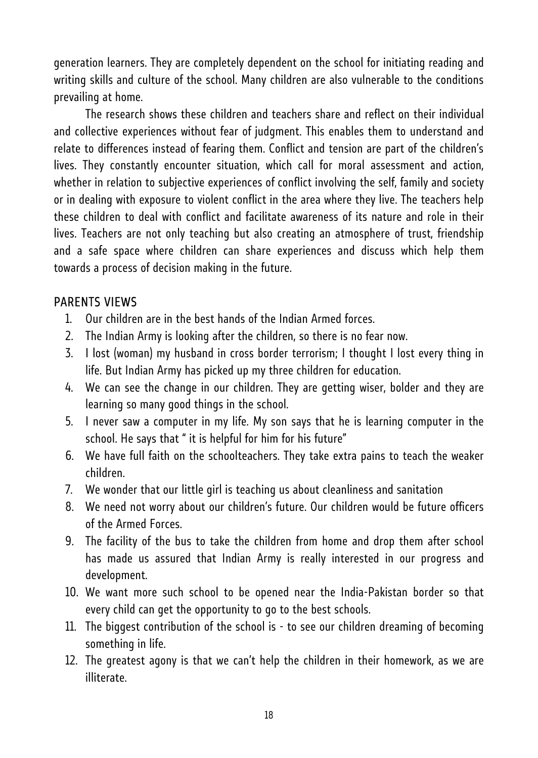generation learners. They are completely dependent on the school for initiating reading and writing skills and culture of the school. Many children are also vulnerable to the conditions prevailing at home.

The research shows these children and teachers share and reflect on their individual and collective experiences without fear of judgment. This enables them to understand and relate to differences instead of fearing them. Conflict and tension are part of the children's lives. They constantly encounter situation, which call for moral assessment and action, whether in relation to subjective experiences of conflict involving the self, family and society or in dealing with exposure to violent conflict in the area where they live. The teachers help these children to deal with conflict and facilitate awareness of its nature and role in their lives. Teachers are not only teaching but also creating an atmosphere of trust, friendship and a safe space where children can share experiences and discuss which help them towards a process of decision making in the future.

## PARENTS VIEWS

1. Our children are in the best hands of the Indian Armed forces.
2. The Indian Army is looking after the children, so there is no fear now.
3. I lost (woman) my husband in cross border terrorism; I thought I lost every thing in life. But Indian Army has picked up my three children for education.
4. We can see the change in our children. They are getting wiser, bolder and they are learning so many good things in the school.
5. I never saw a computer in my life. My son says that he is learning computer in the school. He says that " it is helpful for him for his future"
6. We have full faith on the schoolteachers. They take extra pains to teach the weaker children.
7. We wonder that our little girl is teaching us about cleanliness and sanitation
8. We need not worry about our children's future. Our children would be future officers of the Armed Forces.
9. The facility of the bus to take the children from home and drop them after school has made us assured that Indian Army is really interested in our progress and development.
10. We want more such school to be opened near the India-Pakistan border so that every child can get the opportunity to go to the best schools.
11. The biggest contribution of the school is - to see our children dreaming of becoming something in life.
12. The greatest agony is that we can't help the children in their homework, as we are illiterate.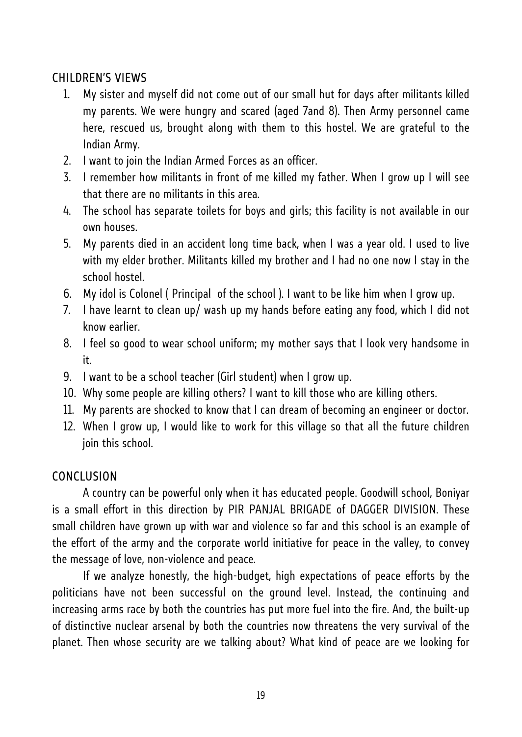## CHILDREN'S VIEWS

1. My sister and myself did not come out of our small hut for days after militants killed my parents. We were hungry and scared (aged 7and 8). Then Army personnel came here, rescued us, brought along with them to this hostel. We are grateful to the Indian Army.
2. I want to join the Indian Armed Forces as an officer.
3. I remember how militants in front of me killed my father. When I grow up I will see that there are no militants in this area.
4. The school has separate toilets for boys and girls; this facility is not available in our own houses.
5. My parents died in an accident long time back, when I was a year old. I used to live with my elder brother. Militants killed my brother and I had no one now I stay in the school hostel.
6. My idol is Colonel ( Principal of the school ). I want to be like him when I grow up.
7. I have learnt to clean up/ wash up my hands before eating any food, which I did not know earlier.
8. I feel so good to wear school uniform; my mother says that I look very handsome in it.
9. I want to be a school teacher (Girl student) when I grow up.
10. Why some people are killing others? I want to kill those who are killing others.
11. My parents are shocked to know that I can dream of becoming an engineer or doctor.
12. When I grow up, I would like to work for this village so that all the future children join this school.

## CONCLUSION

A country can be powerful only when it has educated people. Goodwill school, Boniyar is a small effort in this direction by PIR PANJAL BRIGADE of DAGGER DIVISION. These small children have grown up with war and violence so far and this school is an example of the effort of the army and the corporate world initiative for peace in the valley, to convey the message of love, non-violence and peace.

If we analyze honestly, the high-budget, high expectations of peace efforts by the politicians have not been successful on the ground level. Instead, the continuing and increasing arms race by both the countries has put more fuel into the fire. And, the built-up of distinctive nuclear arsenal by both the countries now threatens the very survival of the planet. Then whose security are we talking about? What kind of peace are we looking for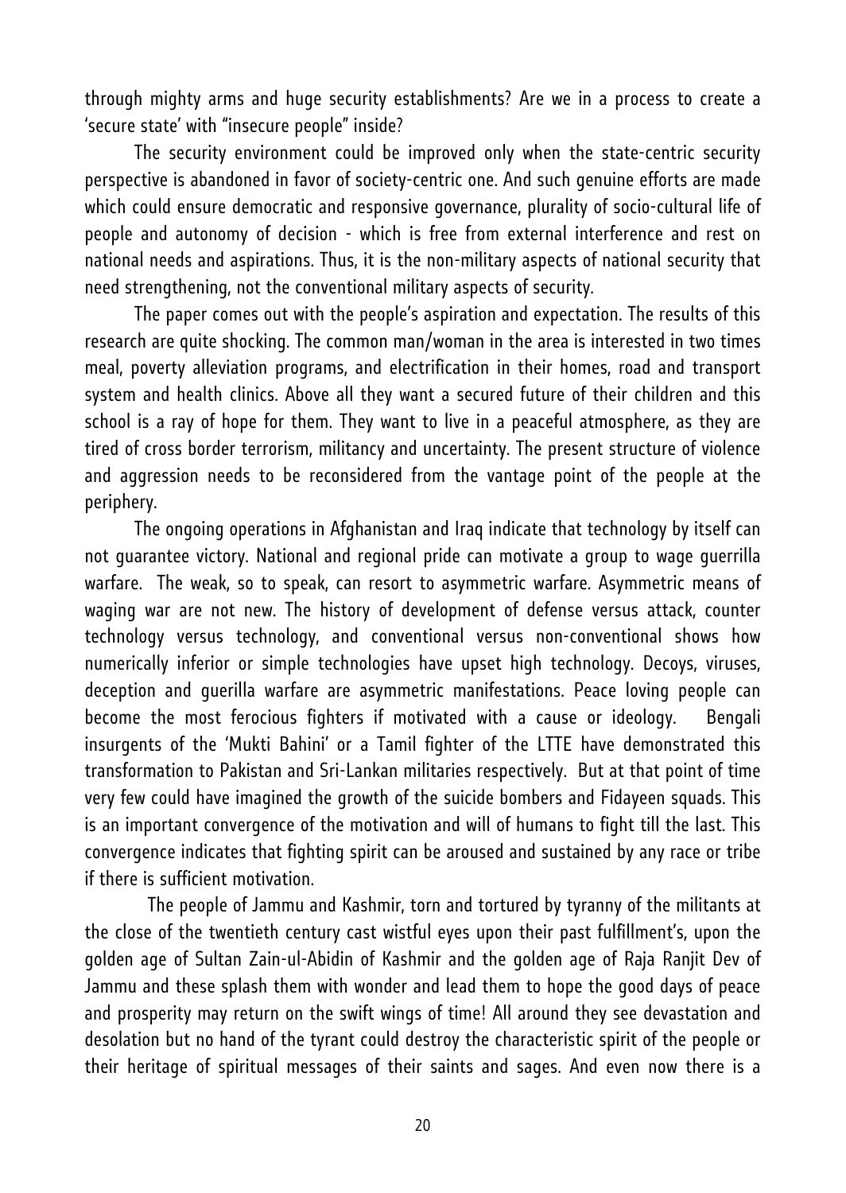through mighty arms and huge security establishments? Are we in a process to create a 'secure state' with "insecure people" inside?

The security environment could be improved only when the state-centric security perspective is abandoned in favor of society-centric one. And such genuine efforts are made which could ensure democratic and responsive governance, plurality of socio-cultural life of people and autonomy of decision - which is free from external interference and rest on national needs and aspirations. Thus, it is the non-military aspects of national security that need strengthening, not the conventional military aspects of security.

The paper comes out with the people's aspiration and expectation. The results of this research are quite shocking. The common man/woman in the area is interested in two times meal, poverty alleviation programs, and electrification in their homes, road and transport system and health clinics. Above all they want a secured future of their children and this school is a ray of hope for them. They want to live in a peaceful atmosphere, as they are tired of cross border terrorism, militancy and uncertainty. The present structure of violence and aggression needs to be reconsidered from the vantage point of the people at the periphery.

The ongoing operations in Afghanistan and Iraq indicate that technology by itself can not guarantee victory. National and regional pride can motivate a group to wage guerrilla warfare. The weak, so to speak, can resort to asymmetric warfare. Asymmetric means of waging war are not new. The history of development of defense versus attack, counter technology versus technology, and conventional versus non-conventional shows how numerically inferior or simple technologies have upset high technology. Decoys, viruses, deception and guerilla warfare are asymmetric manifestations. Peace loving people can become the most ferocious fighters if motivated with a cause or ideology. Bengali insurgents of the 'Mukti Bahini' or a Tamil fighter of the LTTE have demonstrated this transformation to Pakistan and Sri-Lankan militaries respectively. But at that point of time very few could have imagined the growth of the suicide bombers and Fidayeen squads. This is an important convergence of the motivation and will of humans to fight till the last. This convergence indicates that fighting spirit can be aroused and sustained by any race or tribe if there is sufficient motivation.

The people of Jammu and Kashmir, torn and tortured by tyranny of the militants at the close of the twentieth century cast wistful eyes upon their past fulfillment's, upon the golden age of Sultan Zain-ul-Abidin of Kashmir and the golden age of Raja Ranjit Dev of Jammu and these splash them with wonder and lead them to hope the good days of peace and prosperity may return on the swift wings of time! All around they see devastation and desolation but no hand of the tyrant could destroy the characteristic spirit of the people or their heritage of spiritual messages of their saints and sages. And even now there is a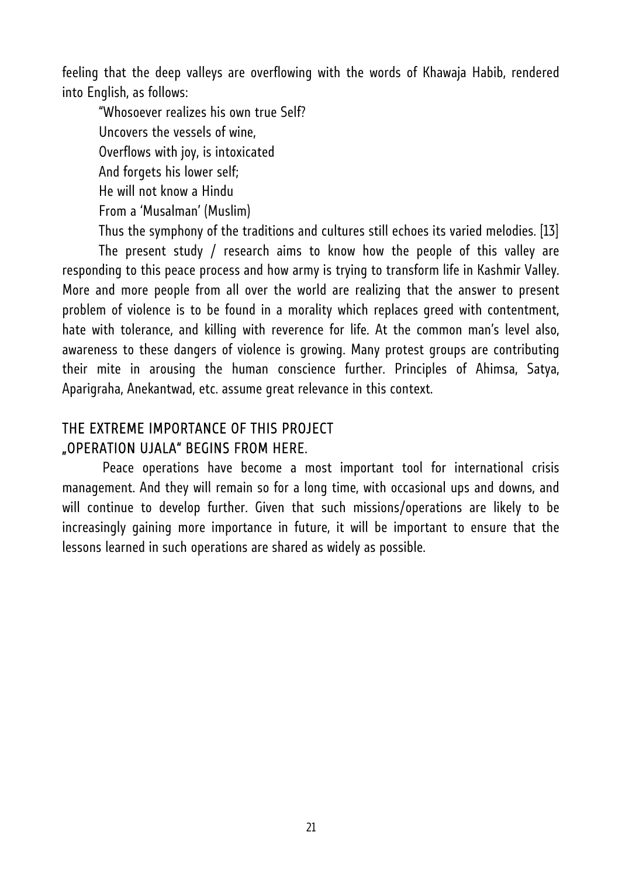feeling that the deep valleys are overflowing with the words of Khawaja Habib, rendered into English, as follows:

"Whosoever realizes his own true Self?  
Uncovers the vessels of wine,  
Overflows with joy, is intoxicated  
And forgets his lower self;  
He will not know a Hindu  
From a 'Musalman' (Muslim)

Thus the symphony of the traditions and cultures still echoes its varied melodies. [13]

The present study / research aims to know how the people of this valley are responding to this peace process and how army is trying to transform life in Kashmir Valley. More and more people from all over the world are realizing that the answer to present problem of violence is to be found in a morality which replaces greed with contentment, hate with tolerance, and killing with reverence for life. At the common man's level also, awareness to these dangers of violence is growing. Many protest groups are contributing their mite in arousing the human conscience further. Principles of Ahimsa, Satya, Aparigraha, Anekantwad, etc. assume great relevance in this context.

## THE EXTREME IMPORTANCE OF THIS PROJECT „OPERATION UJALA" BEGINS FROM HERE.

Peace operations have become a most important tool for international crisis management. And they will remain so for a long time, with occasional ups and downs, and will continue to develop further. Given that such missions/operations are likely to be increasingly gaining more importance in future, it will be important to ensure that the lessons learned in such operations are shared as widely as possible.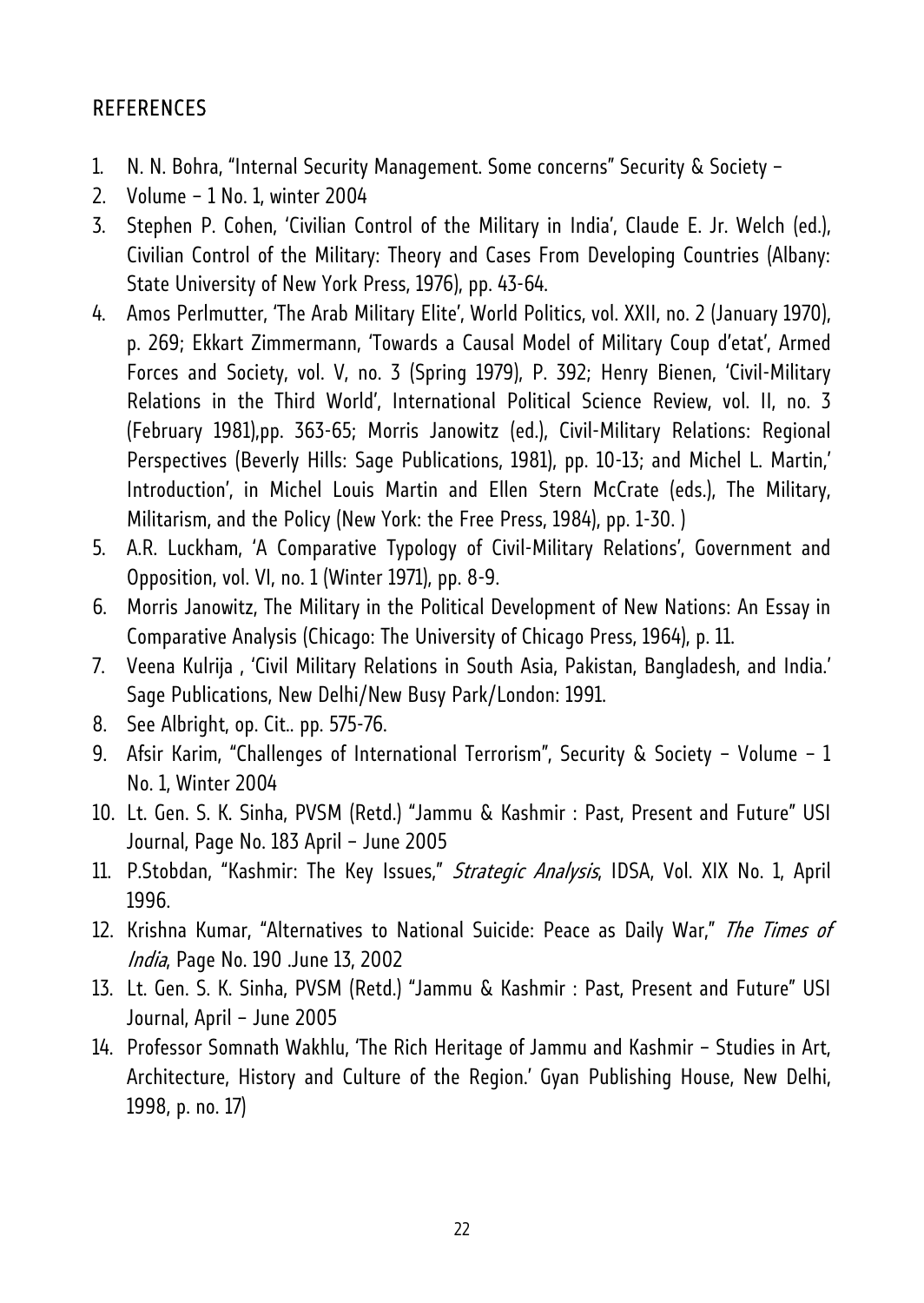## REFERENCES

1. N. N. Bohra, "Internal Security Management. Some concerns" Security & Society –
2. Volume – 1 No. 1, winter 2004
3. Stephen P. Cohen, 'Civilian Control of the Military in India', Claude E. Jr. Welch (ed.), Civilian Control of the Military: Theory and Cases From Developing Countries (Albany: State University of New York Press, 1976), pp. 43-64.
4. Amos Perlmutter, 'The Arab Military Elite', World Politics, vol. XXII, no. 2 (January 1970), p. 269; Ekkart Zimmermann, 'Towards a Causal Model of Military Coup d'etat', Armed Forces and Society, vol. V, no. 3 (Spring 1979), P. 392; Henry Bienen, 'Civil-Military Relations in the Third World', International Political Science Review, vol. II, no. 3 (February 1981),pp. 363-65; Morris Janowitz (ed.), Civil-Military Relations: Regional Perspectives (Beverly Hills: Sage Publications, 1981), pp. 10-13; and Michel L. Martin,' Introduction', in Michel Louis Martin and Ellen Stern McCrate (eds.), The Military, Militarism, and the Policy (New York: the Free Press, 1984), pp. 1-30. )
5. A.R. Luckham, 'A Comparative Typology of Civil-Military Relations', Government and Opposition, vol. VI, no. 1 (Winter 1971), pp. 8-9.
6. Morris Janowitz, The Military in the Political Development of New Nations: An Essay in Comparative Analysis (Chicago: The University of Chicago Press, 1964), p. 11.
7. Veena Kulrija , 'Civil Military Relations in South Asia, Pakistan, Bangladesh, and India.' Sage Publications, New Delhi/New Busy Park/London: 1991.
8. See Albright, op. Cit.. pp. 575-76.
9. Afsir Karim, "Challenges of International Terrorism", Security & Society – Volume – 1 No. 1, Winter 2004
10. Lt. Gen. S. K. Sinha, PVSM (Retd.) "Jammu & Kashmir : Past, Present and Future" USI Journal, Page No. 183 April – June 2005
11. P.Stobdan, "Kashmir: The Key Issues," *Strategic Analysis*, IDSA, Vol. XIX No. 1, April 1996.
12. Krishna Kumar, "Alternatives to National Suicide: Peace as Daily War," *The Times of India*, Page No. 190 .June 13, 2002
13. Lt. Gen. S. K. Sinha, PVSM (Retd.) "Jammu & Kashmir : Past, Present and Future" USI Journal, April – June 2005
14. Professor Somnath Wakhlu, 'The Rich Heritage of Jammu and Kashmir – Studies in Art, Architecture, History and Culture of the Region.' Gyan Publishing House, New Delhi, 1998, p. no. 17)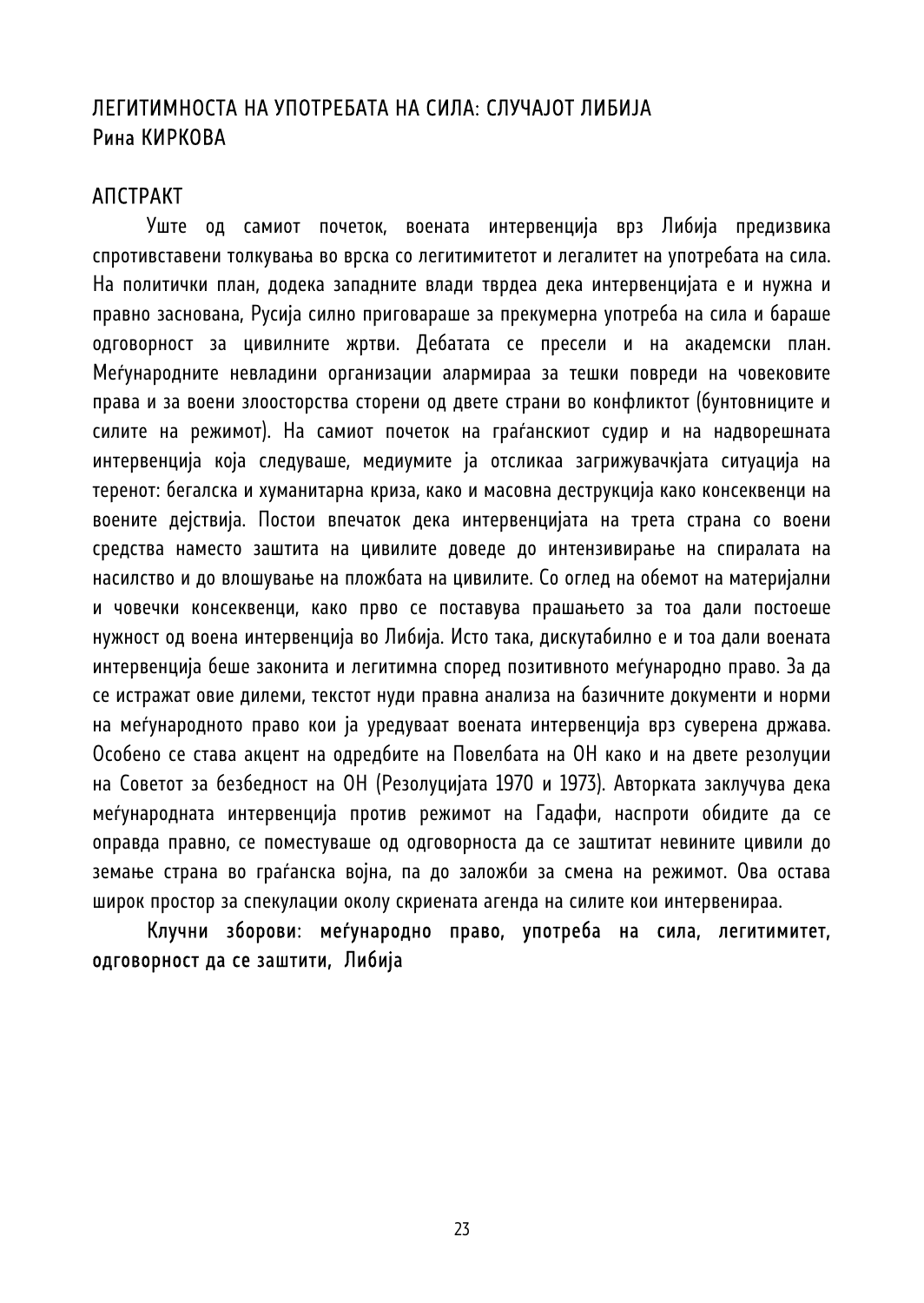# ЛЕГИТИМНОСТА НА УПОТРЕБАТА НА СИЛА: СЛУЧАЈОТ ЛИБИЈА

Рина КИРКОВА

## АПСТРАКТ

Уште од самиот почеток, воената интервенција врз Либија предизвика спротивставени толкувања во врска со легитимитетот и легалитет на употребата на сила. На политички план, додека западните влади тврдеа дека интервенцијата е и нужна и правно заснована, Русија силно приговараше за прекумерна употреба на сила и бараше одговорност за цивилните жртви. Дебатата се пресели и на академски план. Меѓународните невладини организации алармираа за тешки повреди на човековите права и за воени злосторства сторени од двете страни во конфликтот (бунтовниците и силите на режимот). На самиот почеток на граѓанскиот судир и на надворешната интервенција која следуваше, медиумите ја отсликаа загрижувачката ситуација на теренот: бегалска и хуманитарна криза, како и масовна деструкција како консеквенци на воените дејствија. Постои впечаток дека интервенцијата на трета страна со воени средства наместо заштита на цивилите доведе до интензивирање на спиралата на насилство и до влошување на пложбата на цивилите. Со оглед на обемот на материјални и човечки консеквенци, како прво се поставува прашањето за тоа дали постоеше нужност од воена интервенција во Либија. Исто така, дискутабилно е и тоа дали воената интервенција беше законита и легитимна според позитивното меѓународно право. За да се истражат овие дилеми, текстот нуди правна анализа на базичните документи и норми на меѓународното право кои ја уредуваат воената интервенција врз суверена држава. Особено се става акцент на одредбите на Повелбата на ОН како и на двете резолуции на Советот за безбедност на ОН (Резолуцијата 1970 и 1973). Авторката заклучува дека меѓународната интервенција против режимот на Гадафи, наспроти обидите да се оправда правно, се поместуваше од одговорноста да се заштитат невините цивили до земање страна во граѓанска војна, па до заложби за смена на режимот. Ова остава широк простор за спекулации околу скриената агенда на силите кои интервенираа.

**Клучни зборови: меѓународно право, употреба на сила, легитимитет, одговорност да се заштити, Либија**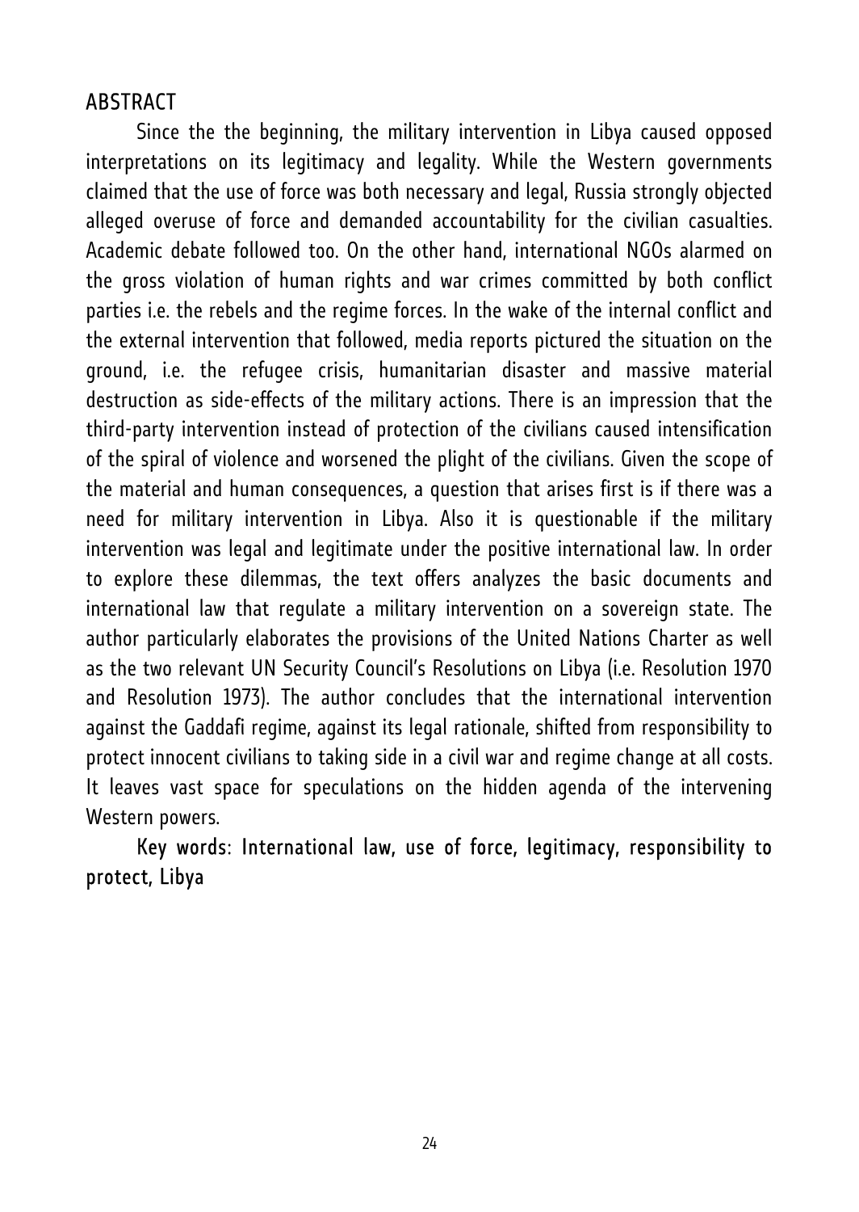## ABSTRACT

Since the the beginning, the military intervention in Libya caused opposed interpretations on its legitimacy and legality. While the Western governments claimed that the use of force was both necessary and legal, Russia strongly objected alleged overuse of force and demanded accountability for the civilian casualties. Academic debate followed too. On the other hand, international NGOs alarmed on the gross violation of human rights and war crimes committed by both conflict parties i.e. the rebels and the regime forces. In the wake of the internal conflict and the external intervention that followed, media reports pictured the situation on the ground, i.e. the refugee crisis, humanitarian disaster and massive material destruction as side-effects of the military actions. There is an impression that the third-party intervention instead of protection of the civilians caused intensification of the spiral of violence and worsened the plight of the civilians. Given the scope of the material and human consequences, a question that arises first is if there was a need for military intervention in Libya. Also it is questionable if the military intervention was legal and legitimate under the positive international law. In order to explore these dilemmas, the text offers analyzes the basic documents and international law that regulate a military intervention on a sovereign state. The author particularly elaborates the provisions of the United Nations Charter as well as the two relevant UN Security Council's Resolutions on Libya (i.e. Resolution 1970 and Resolution 1973). The author concludes that the international intervention against the Gaddafi regime, against its legal rationale, shifted from responsibility to protect innocent civilians to taking side in a civil war and regime change at all costs. It leaves vast space for speculations on the hidden agenda of the intervening Western powers.

Key words: International law, use of force, legitimacy, responsibility to protect, Libya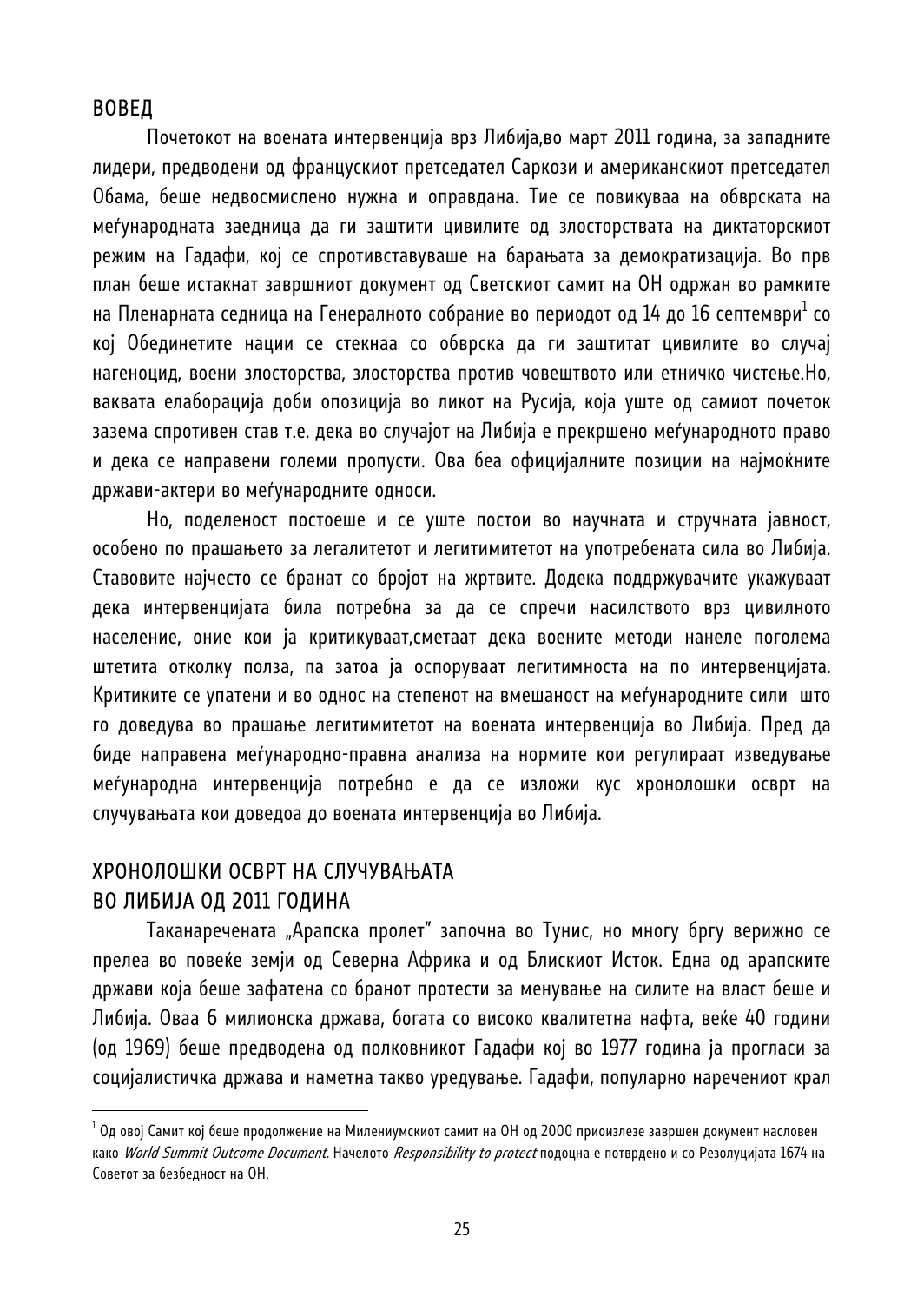## ВОВЕД

Почетокот на воената интервенција врз Либија,во март 2011 година, за западните лидери, предводени од францускиот претседател Саркози и американскиот претседател Обама, беше недвосмислено нужна и оправдана. Тие се повикуваа на обврската на меѓународната заедница да ги заштити цивилите од злосторствата на диктаторскиот режим на Гадафи, кој се спротивставуваше на барањата за демократизација. Во прв план беше истакнат завршниот документ од Светскиот самит на ОН одржан во рамките на Пленарната седница на Генералното собрание во периодот од 14 до 16 септември[1] со кој Обединетите нации се стекнаа со обврска да ги заштитат цивилите во случај нагеноцид, воени злосторства, злосторства против човештвото или етничко чистење.Но, ваквата елаборација доби опозиција во ликот на Русија, која уште од самиот почеток зазема спротивен став т.е. дека во случајот на Либија е прекршено меѓународното право и дека се направени големи пропусти. Ова беа официјалните позиции на најмоќните држави-актери во меѓународните односи.

Но, поделеност постоеше и се уште постои во научната и стручната јавност, особено по прашањето за легалитетот и легитимитетот на употребената сила во Либија. Ставовите најчесто се бранат со бројот на жртвите. Додека поддржувачите укажуваат дека интервенцијата била потребна за да се спречи насилството врз цивилното население, оние кои ја критикуваат,сметаат дека воените методи нанеле поголема штетита отколку полза, па затоа ја оспоруваат легитимноста на по интервенцијата. Критиките се упатени и во однос на степенот на вмешаност на меѓународните сили што го доведува во прашање легитимитетот на воената интервенција во Либија. Пред да биде направена меѓународно-правна анализа на нормите кои регулираат изведување меѓународна интервенција потребно е да се изложи кус хронолошки осврт на случувањата кои доведоа до воената интервенција во Либија.

## ХРОНОЛОШКИ ОСВРТ НА СЛУЧУВАЊАТА ВО ЛИБИЈА ОД 2011 ГОДИНА

Таканаречената „Арапска пролет" започна во Тунис, но многу бргу верижно се прелеа во повеќе земји од Северна Африка и од Блискиот Исток. Една од арапските држави која беше зафатена со бранот протести за менување на силите на власт беше и Либија. Оваа 6 милионска држава, богата со високо квалитетна нафта, веќе 40 години (од 1969) беше предводена од полковникот Гадафи кој во 1977 година ја прогласи за социјалистичка држава и наметна такво уредување. Гадафи, популарно наречениот крал

---

[1] Од овој Самит кој беше продолжение на Милениумскиот самит на ОН од 2000 приоизлезе завршен документ насловен како *World Summit Outcome Document*. Начелото *Responsibility to protect* подоцна е потврдено и со Резолуцијата 1674 на Советот за безбедност на ОН.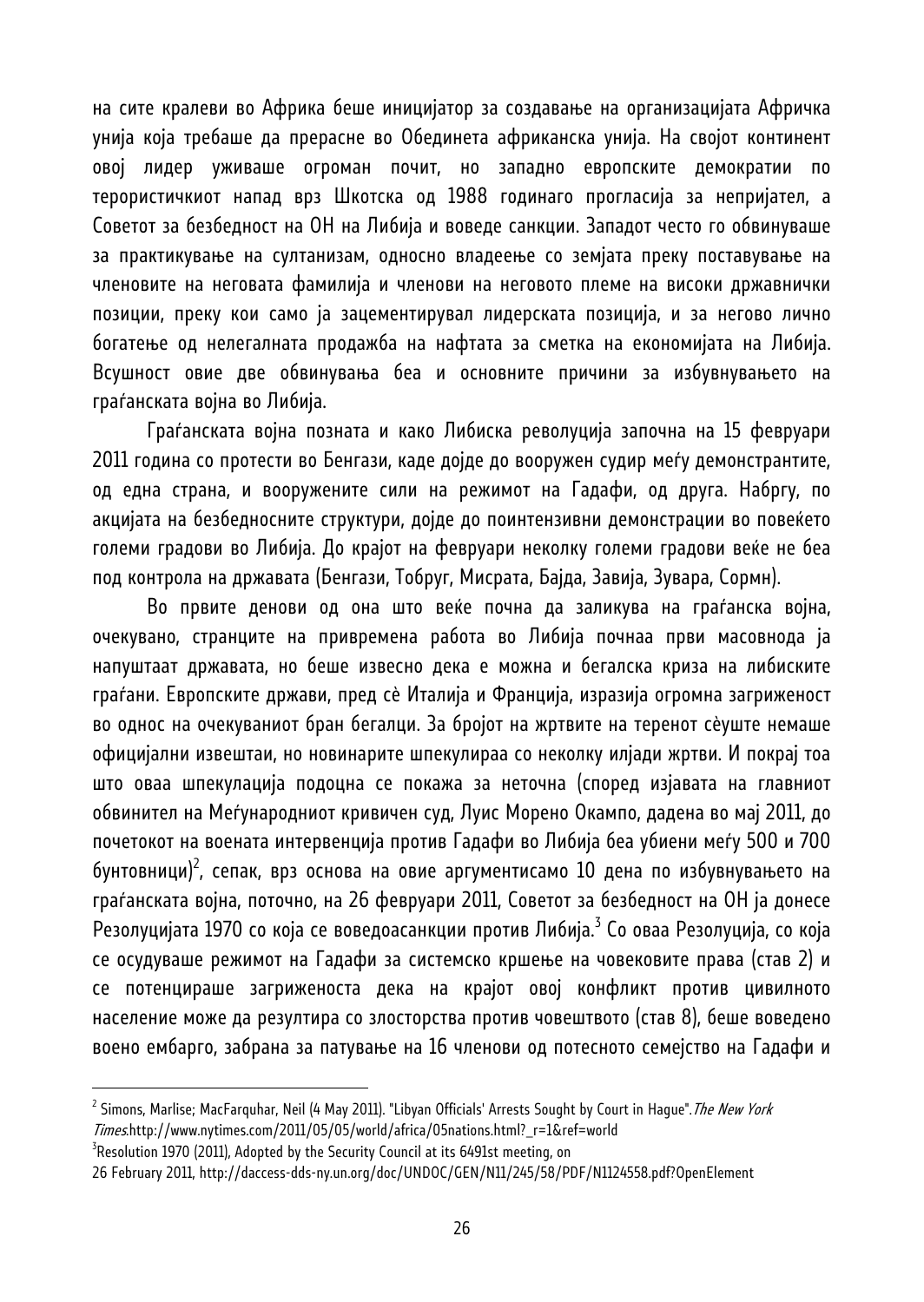на сите кралеви во Африка беше иницијатор за создавање на организацијата Афричка унија која требаше да прерасне во Обединета африканска унија. На својот континент овој лидер уживаше огромен почит, но западно европските демократии по терористичкиот напад врз Шкотска од 1988 годинаго прогласија за непријател, а Советот за безбедност на ОН на Либија и воведе санкции. Западот често го обвинуваше за практикување на султанизам, односно владеење со земјата преку поставување на членовите на неговата фамилија и членови на неговото племе на високи државнички позиции, преку кои само ја зацементирувал лидерската позиција, и за негово лично богатење од нелегалната продажба на нафтата за сметка на економијата на Либија. Всушност овие две обвинувања беа и основните причини за избувнувањето на граѓанската војна во Либија.

Граѓанската војна позната и како Либиска револуција започна на 15 февруари 2011 година со протести во Бенгази, каде дојде до вооружен судир меѓу демонстрантите, од една страна, и вооружените сили на режимот на Гадафи, од друга. Набргу, по акцијата на безбедносните структури, дојде до поинтензивни демонстрации во повеќето големи градови во Либија. До крајот на февруари неколку големи градови веќе не беа под контрола на државата (Бенгази, Тобруг, Мисрата, Бајда, Завија, Зувара, Сормн).

Во првите денови од она што веќе почна да заликува на граѓанска војна, очекувано, странците на привремена работа во Либија почнаа први масовнода ја напуштаат државата, но беше извесно дека е можна и бегалска криза на либиските граѓани. Европските држави, пред сè Италија и Франција, изразија огромна загриженост во однос на очекуваниот бран бегалци. За бројот на жртвите на теренот сèуште немаше официјални извештаи, но новинарите шпекулираа со неколку илјади жртви. И покрај тоа што оваа шпекулација подоцна се покажа за неточна (според изјавата на главниот обвинител на Меѓународниот кривичен суд, Луис Морено Окампо, дадена во мај 2011, до почетокот на воената интервенција против Гадафи во Либија беа убиени меѓу 500 и 700 бунтовници)[2], сепак, врз основа на овие аргументисамо 10 дена по избувнувањето на граѓанската војна, поточно, на 26 февруари 2011, Советот за безбедност на ОН ја донесе Резолуцијата 1970 со која се воведоасанкции против Либија.[3] Со оваа Резолуција, со која се осудуваше режимот на Гадафи за системско кршење на човековите права (став 2) и се потенцираше загриженоста дека на крајот овој конфликт против цивилното население може да резултира со злосторства против човештвото (став 8), беше воведено воено ембарго, забрана за патување на 16 членови од потесното семејство на Гадафи и

---

[2] Simons, Marlise; MacFarquhar, Neil (4 May 2011). "Libyan Officials' Arrests Sought by Court in Hague". *The New York Times*.http://www.nytimes.com/2011/05/05/world/africa/05nations.html?_r=1&ref=world

[3] Resolution 1970 (2011), Adopted by the Security Council at its 6491st meeting, on 26 February 2011, http://daccess-dds-ny.un.org/doc/UNDOC/GEN/N11/245/58/PDF/N1124558.pdf?OpenElement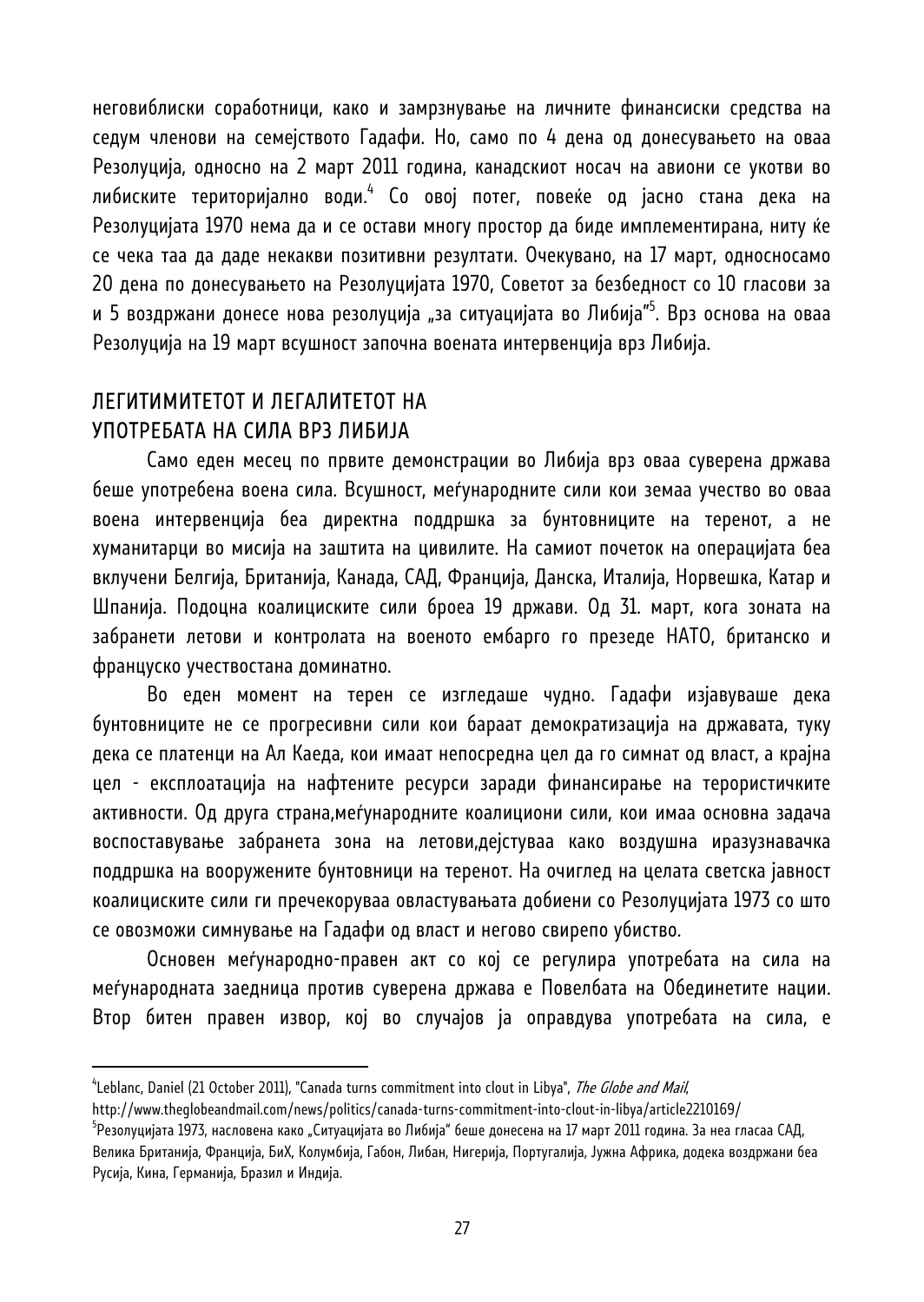неговиблиски соработници, како и замрзнување на личните финансиски средства на седум членови на семејството Гадафи. Но, само по 4 дена од донесувањето на оваа Резолуција, односно на 2 март 2011 година, канадскиот носач на авиони се укотви во либиските територијално води.[4] Со овој потег, повеќе од јасно стана дека на Резолуцијата 1970 нема да и се остави многу простор да биде имплементирана, ниту ќе се чека таа да даде некакви позитивни резултати. Очекувано, на 17 март, односносамо 20 дена по донесувањето на Резолуцијата 1970, Советот за безбедност со 10 гласови за и 5 воздржани донесе нова резолуција „за ситуацијата во Либија"[5]. Врз основа на оваа Резолуција на 19 март всушност започна воената интервенција врз Либија.

## ЛЕГИТИМИТЕТОТ И ЛЕГАЛИТЕТОТ НА УПОТРЕБАТА НА СИЛА ВРЗ ЛИБИЈА

Само еден месец по првите демонстрации во Либија врз оваа суверена држава беше употребена воена сила. Всушност, меѓународните сили кои земаа учество во оваа воена интервенција беа директна поддршка за бунтовниците на теренот, а не хуманитарци во мисија на заштита на цивилите. На самиот почеток на операцијата беа вклучени Белгија, Британија, Канада, САД, Франција, Данска, Италија, Норвешка, Катар и Шпанија. Подоцна коалициските сили броеа 19 држави. Од 31. март, кога зоната на забранети летови и контролата на военото ембарго го презеде НАТО, британско и француско учествостана доминатно.

Во еден момент на терен се изгледаше чудно. Гадафи изјавуваше дека бунтовниците не се прогресивни сили кои бараат демократизација на државата, туку дека се платенци на Ал Каеда, кои имаат непосредна цел да го симнат од власт, а крајна цел - експлоатација на нафтените ресурси заради финансирање на терористичките активности. Од друга страна,меѓународните коалициони сили, кои имаа основна задача воспоставување забранета зона на летови,дејствуваа како воздушна иразузнавачка поддршка на вооружените бунтовници на теренот. На очиглед на целата светска јавност коалициските сили ги пречекоруваа овластувањата добиени со Резолуцијата 1973 со што се овозможи симнување на Гадафи од власт и негово свирепо убиство.

Основен меѓународно-правен акт со кој се регулира употребата на сила на меѓународната заедница против суверена држава е Повелбата на Обединетите нации. Втор битен правен извор, кој во случајов ја оправдува употребата на сила, е

---

[4] Leblanc, Daniel (21 October 2011), "Canada turns commitment into clout in Libya", *The Globe and Mail*, http://www.theglobeandmail.com/news/politics/canada-turns-commitment-into-clout-in-libya/article2210169/

[5] Резолуцијата 1973, насловена како „Ситуацијата во Либија" беше донесена на 17 март 2011 година. За неа гласаа САД, Велика Британија, Франција, БиХ, Колумбија, Габон, Либан, Нигерија, Португалија, Јужна Африка, додека воздржани беа Русија, Кина, Германија, Бразил и Индија.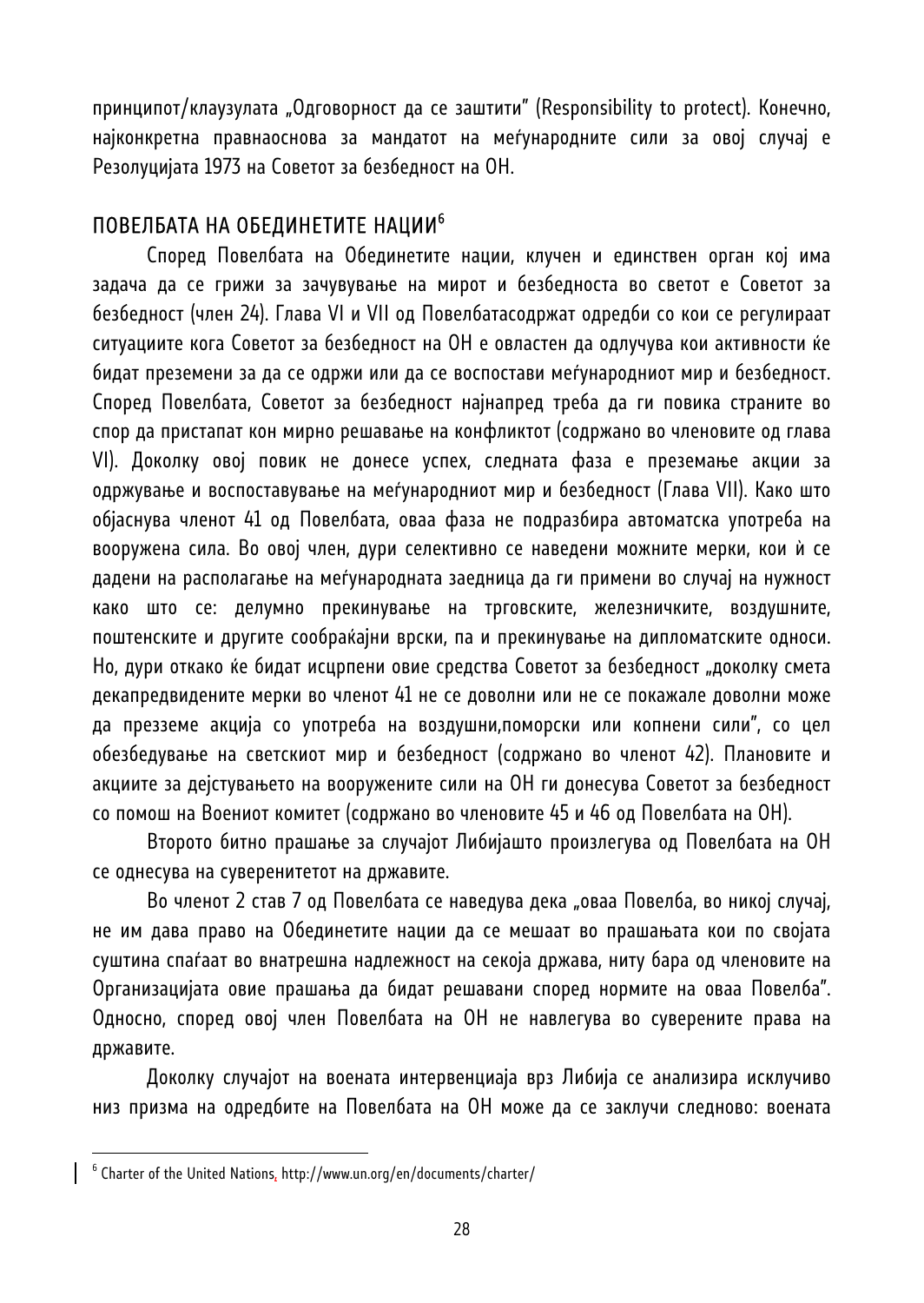принципот/клаузулата „Одговорност да се заштити" (Responsibility to protect). Конечно, најконкретна правнаоснова за мандатот на меѓународните сили за овој случај е Резолуцијата 1973 на Советот за безбедност на ОН.

## ПОВЕЛБАТА НА ОБЕДИНЕТИТЕ НАЦИИ[6]

Според Повелбата на Обединетите нации, клучен и единствен орган кој има задача да се грижи за зачувување на мирот и безбедноста во светот е Советот за безбедност (член 24). Глава VI и VII од Повелбатасодржат одредби со кои се регулираат ситуациите кога Советот за безбедност на ОН е овластен да одлучува кои активности ќе бидат преземени за да се одржи или да се воспостави меѓународниот мир и безбедност. Според Повелбата, Советот за безбедност најнапред треба да ги повика страните во спор да пристапат кон мирно решавање на конфликтот (содржано во членовите од глава VI). Доколку овој повик не донесе успех, следната фаза е преземање акции за одржување и воспоставување на меѓународниот мир и безбедност (Глава VII). Како што објаснува членот 41 од Повелбата, оваа фаза не подразбира автоматска употреба на вооружена сила. Во овој член, дури селективно се наведени можните мерки, кои ѝ се дадени на располагање на меѓународната заедница да ги примени во случај на нужност како што се: делумно прекинување на трговските, железничките, воздушните, поштенските и другите сообраќајни врски, па и прекинување на дипломатските односи. Но, дури откако ќе бидат исцрпени овие средства Советот за безбедност „доколку смета декапредвидените мерки во членот 41 не се доволни или не се покажале доволни може да презземе акција со употреба на воздушни,поморски или копнени сили", со цел обезбедување на светскиот мир и безбедност (содржано во членот 42). Плановите и акциите за дејствувањето на вооружените сили на ОН ги донесува Советот за безбедност со помош на Воениот комитет (содржано во членовите 45 и 46 од Повелбата на ОН).

Второто битно прашање за случајот Либијашто произлегува од Повелбата на ОН се однесува на суверенитетот на државите.

Во членот 2 став 7 од Повелбата се наведува дека „оваа Повелба, во никој случај, не им дава право на Обединетите нации да се мешаат во прашањата кои по својата суштина спаѓаат во внатрешна надлежност на секоја држава, ниту бара од членовите на Организацијата овие прашања да бидат решавани според нормите на оваа Повелба". Односно, според овој член Повелбата на ОН не навлегува во суверените права на државите.

Доколку случајот на воената интервенциаја врз Либија се анализира исклучиво низ призма на одредбите на Повелбата на ОН може да се заклучи следново: воената

---

[6] Charter of the United Nations, http://www.un.org/en/documents/charter/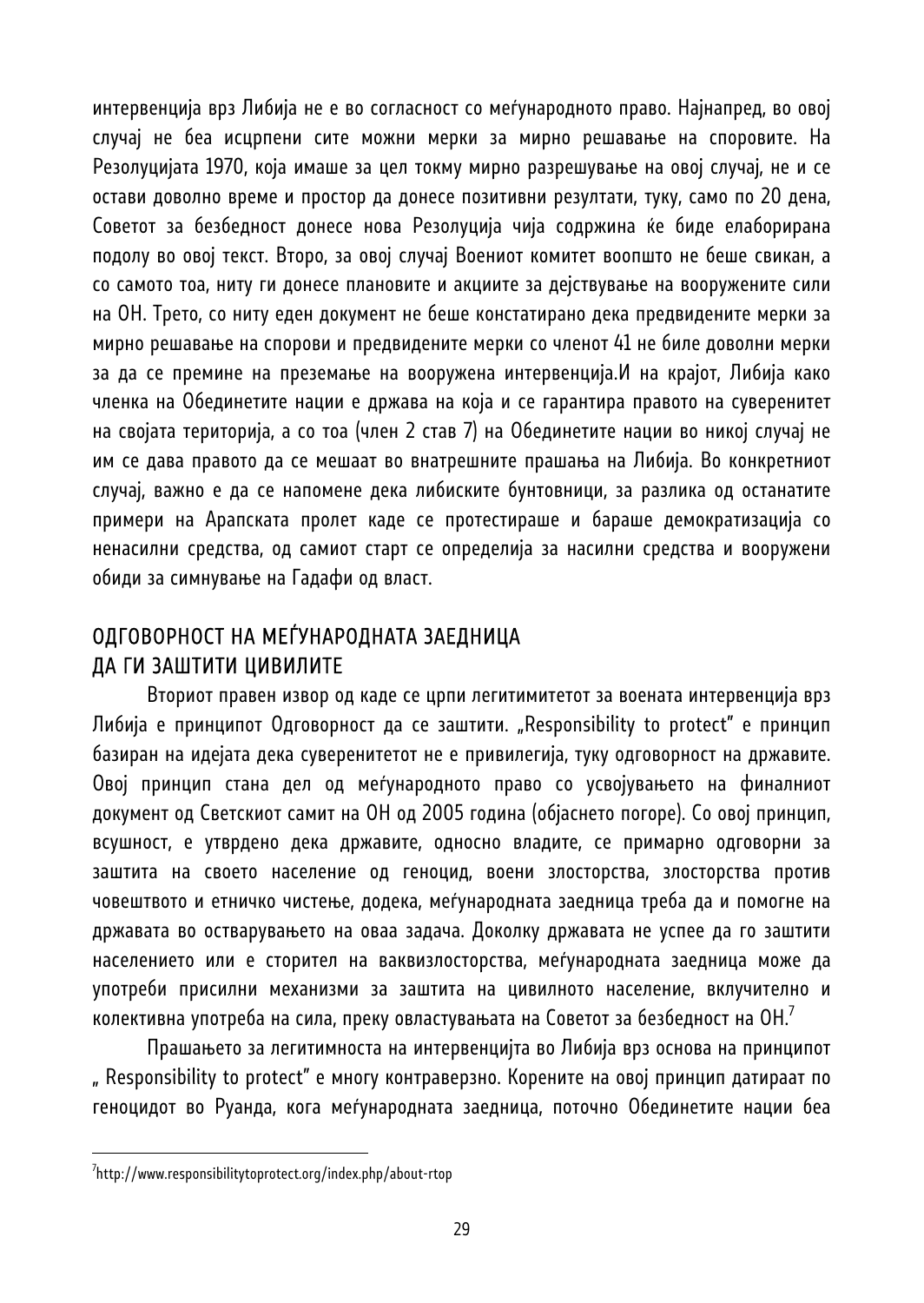интервенција врз Либија не е во согласност со меѓународното право. Најнапред, во овој случај не беа исцрпени сите можни мерки за мирно решавање на споровите. На Резолуцијата 1970, која имаше за цел токму мирно разрешување на овој случај, не и се остави доволно време и простор да донесе позитивни резултати, туку, само по 20 дена, Советот за безбедност донесе нова Резолуција чија содржина ќе биде елаборирана подолу во овој текст. Второ, за овој случај Воениот комитет воопшто не беше свикан, а со самото тоа, ниту ги донесе плановите и акциите за дејствување на вооружените сили на ОН. Трето, со ниту еден документ не беше констатирано дека предвидените мерки за мирно решавање на спорови и предвидените мерки со членот 41 не биле доволни мерки за да се премине на преземање на вооружена интервенција.И на крајот, Либија како членка на Обединетите нации е држава на која и се гарантира правото на суверенитет на својата територија, а со тоа (член 2 став 7) на Обединетите нации во никој случај не им се дава правото да се мешаат во внатрешните прашања на Либија. Во конкретниот случај, важно е да се напомене дека либиските бунтовници, за разлика од останатите примери на Арапската пролет каде се протестираше и бараше демократизација со ненасилни средства, од самиот старт се определија за насилни средства и вооружени обиди за симнување на Гадафи од власт.

## ОДГОВОРНОСТ НА МЕЃУНАРОДНАТА ЗАЕДНИЦА ДА ГИ ЗАШТИТИ ЦИВИЛИТЕ

Вториот правен извор од каде се црпи легитимитетот за воената интервенција врз Либија е принципот Одговорност да се заштити. „Responsibility to protect" е принцип базиран на идејата дека суверенитетот не е привилегија, туку одговорност на државите. Овој принцип стана дел од меѓународното право со усвојувањето на финалниот документ од Светскиот самит на ОН од 2005 година (објаснето погоре). Со овој принцип, всушност, е утврдено дека државите, односно владите, се примарно одговорни за заштита на своето население од геноцид, воени злосторства, злосторства против човештвото и етничко чистење, додека, меѓународната заедница треба да и помогне на државата во остварувањето на оваа задача. Доколку државата не успее да го заштити населението или е сторител на ваквизлосторства, меѓународната заедница може да употреби присилни механизми за заштита на цивилното население, вклучително и колективна употреба на сила, преку овластувањата на Советот за безбедност на ОН.[7]

Прашањето за легитимноста на интервенцијта во Либија врз основа на принципот „ Responsibility to protect" е многу контраверзно. Корените на овој принцип датираат по геноцидот во Руанда, кога меѓународната заедница, поточно Обединетите нации беа

---

[7] http://www.responsibilitytoprotect.org/index.php/about-rtop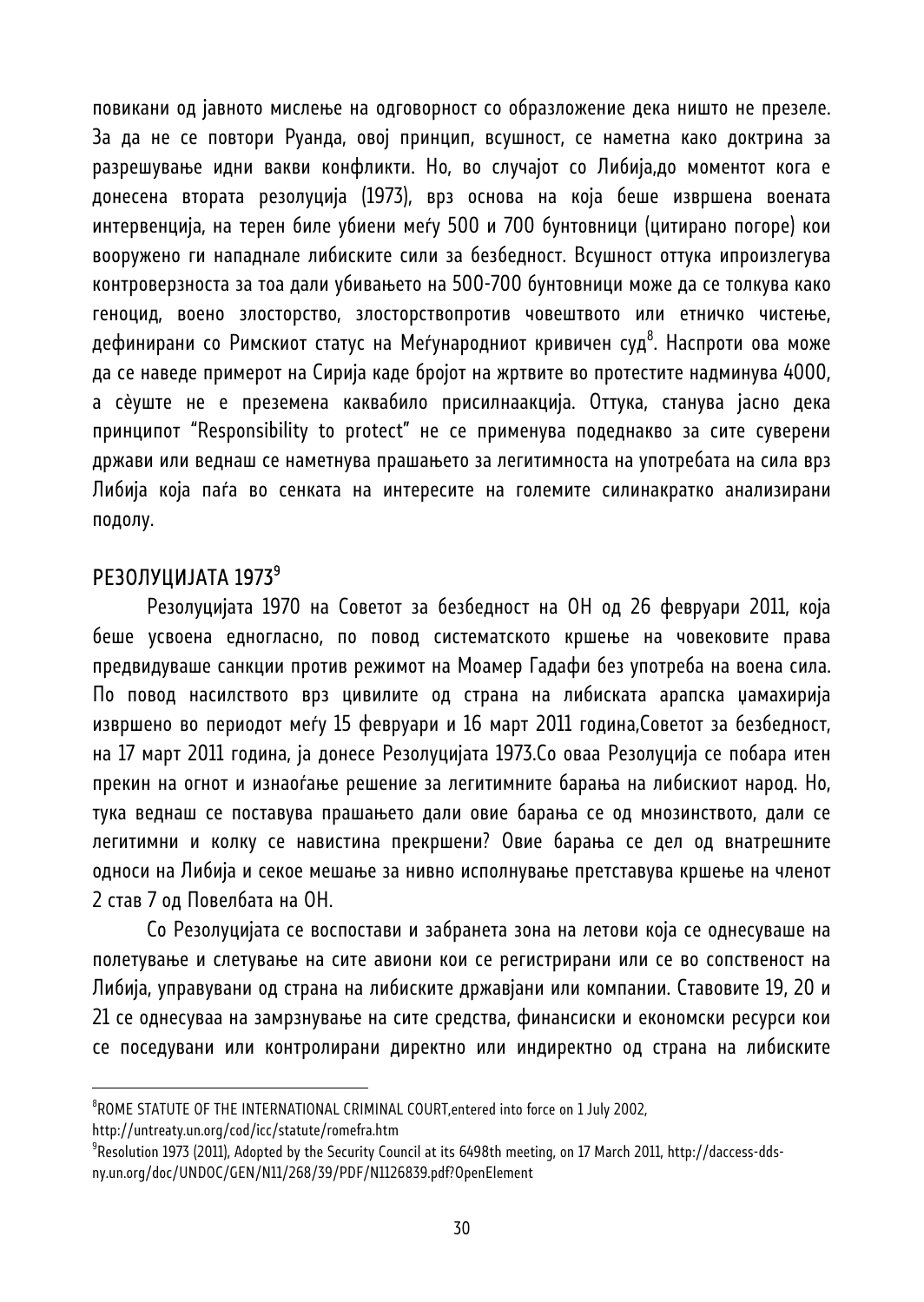повикани од јавното мислење на одговорност со образложение дека ништо не презеле. За да не се повтори Руанда, овој принцип, всушност, се наметна како доктрина за разрешување идни вакви конфликти. Но, во случајот со Либија,до моментот кога е донесена втората резолуција (1973), врз основа на која беше извршена воената интервенција, на терен биле убиени меѓу 500 и 700 бунтовници (цитирано погоре) кои вооружено ги нападнале либиските сили за безбедност. Всушност оттука ипроизлегува контроверзноста за тоа дали убивањето на 500-700 бунтовници може да се толкува како геноцид, воено злосторство, злосторствопротив човештвото или етничко чистење, дефинирани со Римскиот статус на Меѓународниот кривичен суд[8]. Наспроти ова може да се наведе примерот на Сирија каде бројот на жртвите во протестите надминува 4000, а сѐуште не е преземена каквабило присилнаакција. Оттука, станува јасно дека принципот "Responsibility to protect" не се применува подеднакво за сите суверени држави или веднаш се наметнува прашањето за легитимноста на употребата на сила врз Либија која паѓа во сенката на интересите на големите силинакратко анализирани подолу.

## РЕЗОЛУЦИЈАТА 1973[9]

Резолуцијата 1970 на Советот за безбедност на ОН од 26 февруари 2011, која беше усвоена едногласно, по повод систематското кршење на човековите права предвидуваше санкции против режимот на Моамер Гадафи без употреба на воена сила. По повод насилството врз цивилите од страна на либиската арапска џамахирија извршено во периодот меѓу 15 февруари и 16 март 2011 година,Советот за безбедност, на 17 март 2011 година, ја донесе Резолуцијата 1973.Со оваа Резолуција се побара итен прекин на огнот и изнаоѓање решение за легитимните барања на либискиот народ. Но, тука веднаш се поставува прашањето дали овие барања се од мнозинството, дали се легитимни и колку се навистина прекршени? Овие барања се дел од внатрешните односи на Либија и секое мешање за нивно исполнување претставува кршење на членот 2 став 7 од Повелбата на ОН.

Со Резолуцијата се воспостави и забранета зона на летови која се однесуваше на полетување и слетување на сите авиони кои се регистрирани или се во сопственост на Либија, управувани од страна на либиските државјани или компании. Ставовите 19, 20 и 21 се однесуваа на замрзнување на сите средства, финансиски и економски ресурси кои се поседувани или контролирани директно или индиректно од страна на либиските

---

[8] ROME STATUTE OF THE INTERNATIONAL CRIMINAL COURT,entered into force on 1 July 2002, http://untreaty.un.org/cod/icc/statute/romefra.htm

[9] Resolution 1973 (2011), Adopted by the Security Council at its 6498th meeting, on 17 March 2011, http://daccess-dds-ny.un.org/doc/UNDOC/GEN/N11/268/39/PDF/N1126839.pdf?OpenElement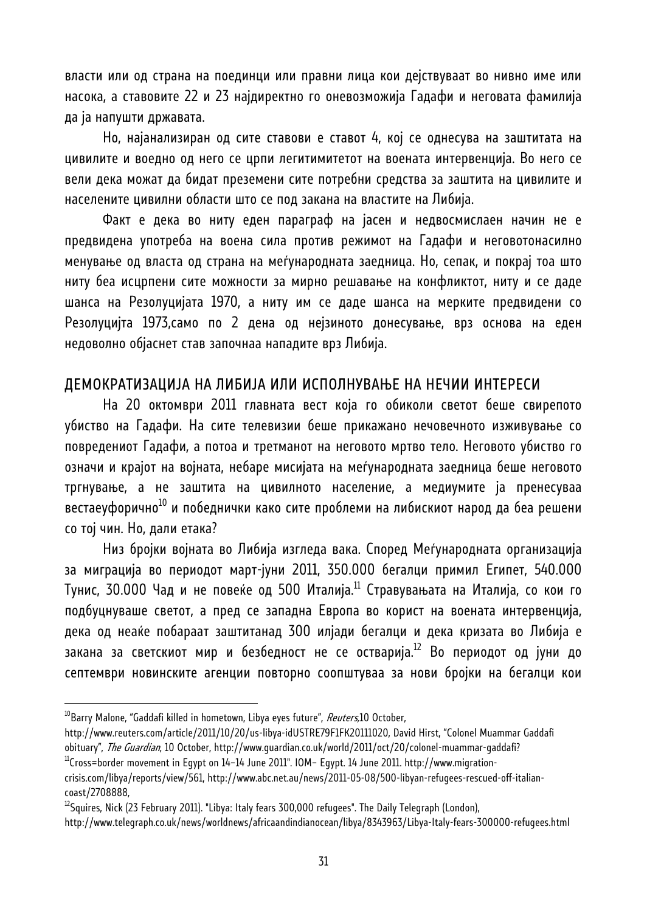власти или од страна на поединци или правни лица кои дејствуваат во нивно име или насока, а ставовите 22 и 23 најдиректно го оневозможија Гадафи и неговата фамилија да ја напушти државата.

Но, најанализиран од сите ставови е ставот 4, кој се однесува на заштитата на цивилите и воедно од него се црпи легитимитетот на воената интервенција. Во него се вели дека можат да бидат преземени сите потребни средства за заштита на цивилите и населените цивилни области што се под закана на властите на Либија.

Факт е дека во ниту еден параграф на јасен и недвосмислаен начин не е предвидена употреба на воена сила против режимот на Гадафи и неговотонасилно менување од власта од страна на меѓународната заедница. Но, сепак, и покрај тоа што ниту беа исцрпени сите можности за мирно решавање на конфликтот, ниту и се даде шанса на Резолуцијата 1970, а ниту им се даде шанса на мерките предвидени со Резолуцијта 1973,само по 2 дена од нејзиното донесување, врз основа на еден недоволно објаснет став започнаа нападите врз Либија.

## ДЕМОКРАТИЗАЦИЈА НА ЛИБИЈА ИЛИ ИСПОЛНУВАЊЕ НА НЕЧИИ ИНТЕРЕСИ

На 20 октомври 2011 главната вест која го обиколи светот беше свирепото убиство на Гадафи. На сите телевизии беше прикажано нечовечното изживување со повредениот Гадафи, а потоа и третманот на неговото мртво тело. Неговото убиство го означи и крајот на војната, небаре мисијата на меѓународната заедница беше неговото тргнување, а не заштита на цивилното население, а медиумите ја пренесуваа вестаеуфорично[10] и победнички како сите проблеми на либискиот народ да беа решени со тој чин. Но, дали етака?

Низ бројки војната во Либија изгледа вака. Според Меѓународната организација за миграција во периодот март-јуни 2011, 350.000 бегалци примил Египет, 540.000 Тунис, 30.000 Чад и не повеќе од 500 Италија.[11] Стравувањата на Италија, со кои го подбуцнуваше светот, а пред се западна Европа во корист на воената интервенција, дека од неаќе побараат заштитанад 300 илјади бегалци и дека кризата во Либија е закана за светскиот мир и безбедност не се оствари.[12] Во периодот од јуни до септември новинските агенции повторно соопштуваа за нови бројки на бегалци кои

---

[10]Barry Malone, "Gaddafi killed in hometown, Libya eyes future", *Reuters*,10 October, http://www.reuters.com/article/2011/10/20/us-libya-idUSTRE79F1FK20111020, David Hirst, "Colonel Muammar Gaddafi obituary", *The Guardian*, 10 October, http://www.guardian.co.uk/world/2011/oct/20/colonel-muammar-gaddafi?

[11]Cross=border movement in Egypt on 14–14 June 2011". IOM– Egypt. 14 June 2011. http://www.migration-crisis.com/libya/reports/view/561, http://www.abc.net.au/news/2011-05-08/500-libyan-refugees-rescued-off-italian-coast/2708888,

[12]Squires, Nick (23 February 2011). "Libya: Italy fears 300,000 refugees". The Daily Telegraph (London), http://www.telegraph.co.uk/news/worldnews/africaandindianocean/libya/8343963/Libya-Italy-fears-300000-refugees.html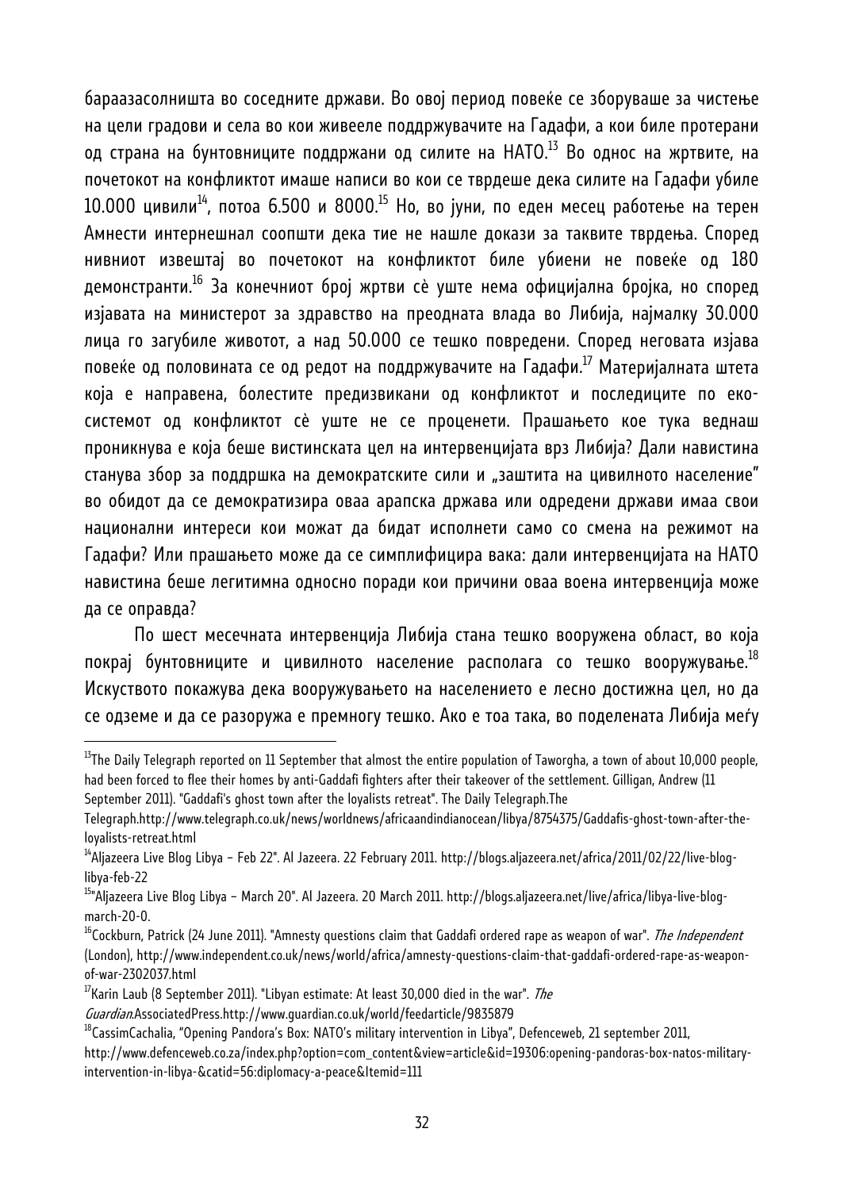бараазасолништа во соседните држави. Во овој период повеќе се зборуваше за чистење на цели градови и села во кои живееле поддржувачите на Гадафи, а кои биле протерани од страна на бунтовниците поддржани од силите на НАТО.[13] Во однос на жртвите, на почетокот на конфликтот имаше написи во кои се тврдеше дека силите на Гадафи убиле 10.000 цивили[14], потоа 6.500 и 8000.[15] Но, во јуни, по еден месец работење на терен Амнести интернешнал соопшти дека тие не нашле докази за таквите тврдења. Според нивниот извештај во почетокот на конфликтот биле убиени не повеќе од 180 демонстранти.[16] За конечниот број жртви сè уште нема официјална бројка, но според изјавата на министерот за здравство на преодната влада во Либија, најмалку 30.000 лица го загубиле животот, а над 50.000 се тешко повредени. Според неговата изјава повеќе од половината се од редот на поддржувачите на Гадафи.[17] Материјалната штета која е направена, болестите предизвикани од конфликтот и последиците по еко-системот од конфликтот сè уште не се проценети. Прашањето кое тука веднаш проникнува е која беше вистинската цел на интервенцијата врз Либија? Дали навистина станува збор за поддршка на демократските сили и „заштита на цивилното население" во обидот да се демократизира оваа арапска држава или одредени држави имаа свои национални интереси кои можат да бидат исполнети само со смена на режимот на Гадафи? Или прашањето може да се симплифицира вака: дали интервенцијата на НАТО навистина беше легитимна односно поради кои причини оваа воена интервенција може да се оправда?

По шест месечната интервенција Либија стана тешко вооружена област, во која покрај бунтовниците и цивилното население располага со тешко вооружување.[18] Искуството покажува дека вооружувањето на населението е лесно достижна цел, но да се одземе и да се разоружа е премногу тешко. Ако е тоа така, во поделената Либија меѓу

---

[13] The Daily Telegraph reported on 11 September that almost the entire population of Taworgha, a town of about 10,000 people, had been forced to flee their homes by anti-Gaddafi fighters after their takeover of the settlement. Gilligan, Andrew (11 September 2011). "Gaddafi's ghost town after the loyalists retreat". The Daily Telegraph.The Telegraph.http://www.telegraph.co.uk/news/worldnews/africaandindianocean/libya/8754375/Gaddafis-ghost-town-after-the-loyalists-retreat.html

[14] Aljazeera Live Blog Libya – Feb 22". Al Jazeera. 22 February 2011. http://blogs.aljazeera.net/africa/2011/02/22/live-blog-libya-feb-22

[15] "Aljazeera Live Blog Libya – March 20". Al Jazeera. 20 March 2011. http://blogs.aljazeera.net/live/africa/libya-live-blog-march-20-0.

[16] Cockburn, Patrick (24 June 2011). "Amnesty questions claim that Gaddafi ordered rape as weapon of war". *The Independent* (London), http://www.independent.co.uk/news/world/africa/amnesty-questions-claim-that-gaddafi-ordered-rape-as-weapon-of-war-2302037.html

[17] Karin Laub (8 September 2011). "Libyan estimate: At least 30,000 died in the war". *The Guardian*.AssociatedPress.http://www.guardian.co.uk/world/feedarticle/9835879

[18] CassimCachalia, "Opening Pandora's Box: NATO's military intervention in Libya", Defenceweb, 21 september 2011, http://www.defenceweb.co.za/index.php?option=com_content&view=article&id=19306:opening-pandoras-box-natos-military-intervention-in-libya-&catid=56:diplomacy-a-peace&Itemid=111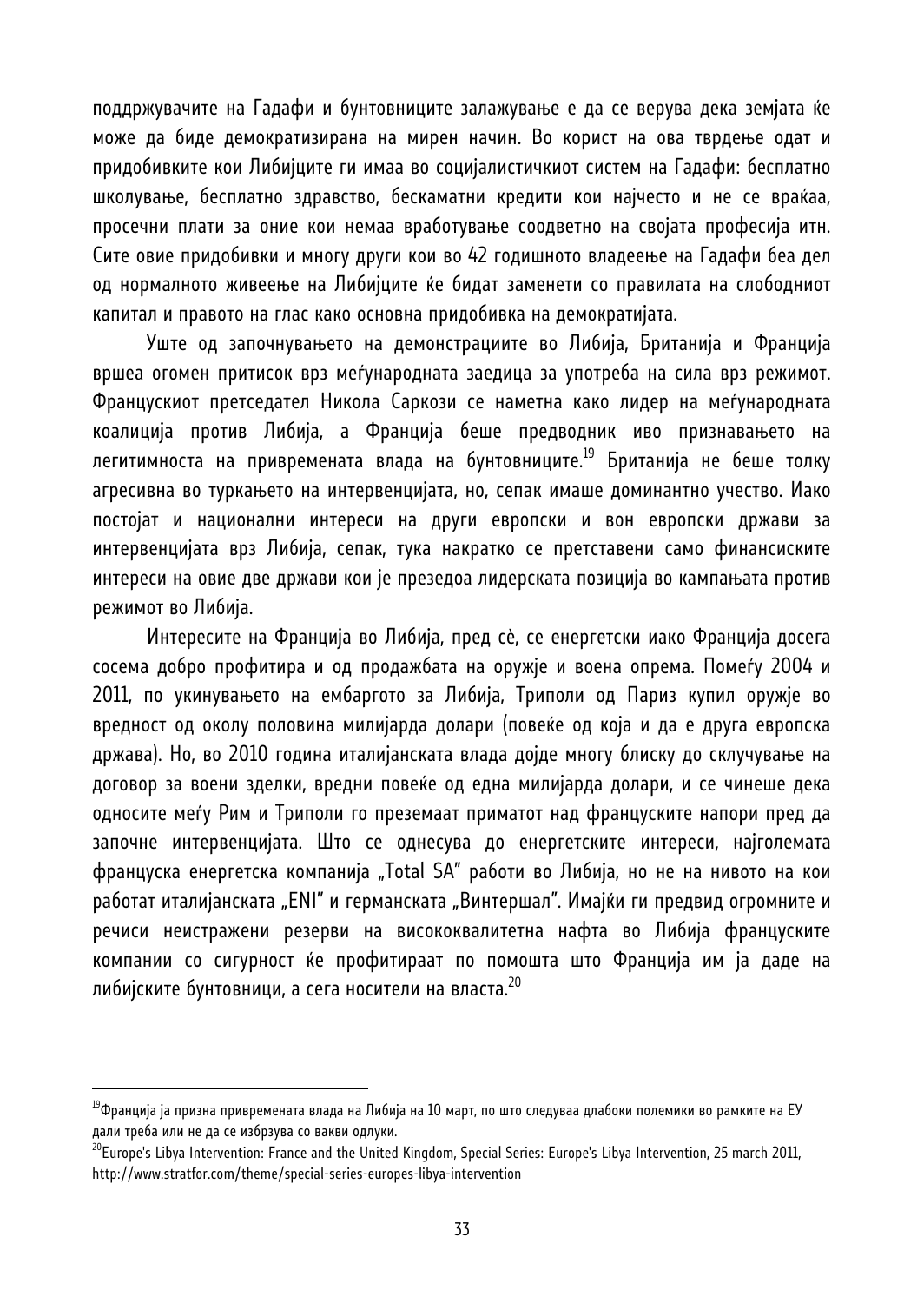поддржувачите на Гадафи и бунтовниците залажување е да се верува дека земјата ќе може да биде демократизирана на мирен начин. Во корист на ова тврдење одат и придобивките кои Либијците ги имаа во социјалистичкиот систем на Гадафи: бесплатно школување, бесплатно здравство, бескаматни кредити кои најчесто и не се враќаа, просечни плати за оние кои немаа вработување соодветно на својата професија итн. Сите овие придобивки и многу други кои во 42 годишното владеење на Гадафи беа дел од нормалното живеење на Либијците ќе бидат заменети со правилата на слободниот капитал и правото на глас како основна придобивка на демократијата.

Уште од започнувањето на демонстрациите во Либија, Британија и Франција вршеа огомен притисок врз меѓународната заедица за употреба на сила врз режимот. Францускиот претседател Никола Саркози се наметна како лидер на меѓународната коалиција против Либија, а Франција беше предводник иво признавањето на легитимноста на привремената влада на бунтовниците.[19] Британија не беше толку агресивна во туркањето на интервенцијата, но, сепак имаше доминантно учество. Иако постојат и национални интереси на други европски и вон европски држави за интервенцијата врз Либија, сепак, тука накратко се претставени само финансиските интереси на овие две држави кои је презедоа лидерската позиција во кампањата против режимот во Либија.

Интересите на Франција во Либија, пред сѐ, се енергетски иако Франција досега сосема добро профитира и од продажбата на оружје и воена опрема. Помеѓу 2004 и 2011, по укинувањето на ембаргото за Либија, Триполи од Париз купил оружје во вредност од околу половина милијарда долари (повеќе од која и да е друга европска држава). Но, во 2010 година италијанската влада дојде многу блиску до склучување на договор за воени зделки, вредни повеќе од една милијарда долари, и се чинеше дека односите меѓу Рим и Триполи го преземаат приматот над француските напори пред да започне интервенцијата. Што се однесува до енергетските интереси, најголемата француска енергетска компанија „Total SA" работи во Либија, но не на нивото на кои работат италијанската „ENI" и германската „Винтершал". Имајќи ги предвид огромните и речиси неистражени резерви на висококвалитетна нафта во Либија француските компании со сигурност ќе профитираат по помошта што Франција им ја даде на либијските бунтовници, а сега носители на власта.[20]

---

[19] Франција ја призна привремената влада на Либија на 10 март, по што следуваа длабоки полемики во рамките на ЕУ дали треба или не да се избрзува со вакви одлуки.

[20] Europe's Libya Intervention: France and the United Kingdom, Special Series: Europe's Libya Intervention, 25 march 2011, http://www.stratfor.com/theme/special-series-europes-libya-intervention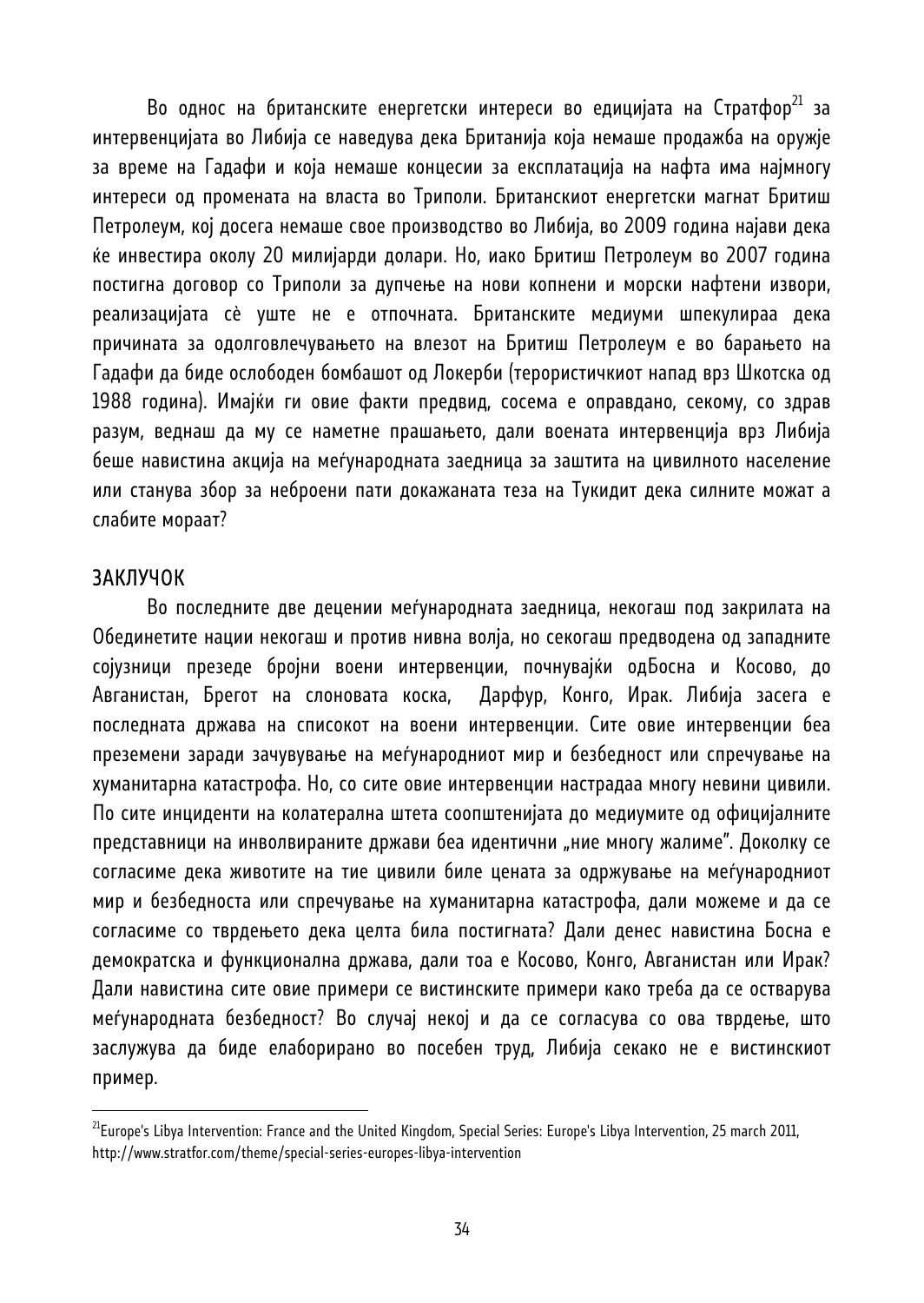Во однос на британските енергетски интереси во едицијата на Стратфор[21] за интервенцијата во Либија се наведува дека Британија која немаше продажба на оружје за време на Гадафи и која немаше концесии за експлатација на нафта има најмногу интереси од промената на власта во Триполи. Британскиот енергетски магнат Бритиш Петролеум, кој досега немаше свое производство во Либија, во 2009 година најави дека ќе инвестира околу 20 милијарди долари. Но, иако Бритиш Петролеум во 2007 година постигна договор со Триполи за дупчење на нови копнени и морски нафтени извори, реализацијата сè уште не е отпочната. Британските медиуми шпекулираа дека причината за одолговлечувањето на влезот на Бритиш Петролеум е во барањето на Гадафи да биде ослободен бомбашот од Локерби (терористичкиот напад врз Шкотска од 1988 година). Имајќи ги овие факти предвид, сосема е оправдано, секому, со здрав разум, веднаш да му се наметне прашањето, дали воената интервенција врз Либија беше навистина акција на меѓународната заедница за заштита на цивилното население или станува збор за неброени пати докажаната теза на Тукидит дека силните можат а слабите мораат?

## ЗАКЛУЧОК

Во последните две децении меѓународната заедница, некогаш под закрилата на Обединетите нации некогаш и против нивна волја, но секогаш предводена од западните сојузници презеде бројни воени интервенции, почнувајќи одБосна и Косово, до Авганистан, Брегот на слоновата коска, Дарфур, Конго, Ирак. Либија засега е последната држава на списокот на воени интервенции. Сите овие интервенции беа преземени заради зачувување на меѓународниот мир и безбедност или спречување на хуманитарна катастрофа. Но, со сите овие интервенции настрадаа многу невини цивили. По сите инциденти на колатерална штета соопштенијата до медиумите од официјалните претставници на инволвираните држави беа идентични „ние многу жалиме". Доколку се согласиме дека животите на тие цивили биле цената за одржување на меѓународниот мир и безбедноста или спречување на хуманитарна катастрофа, дали можеме и да се согласиме со тврдењето дека целта била постигната? Дали денес навистина Босна е демократска и функционална држава, дали тоа е Косово, Конго, Авганистан или Ирак? Дали навистина сите овие примери се вистинските примери како треба да се остварува меѓународната безбедност? Во случај некој и да се согласува со ова тврдење, што заслужува да биде елаборирано во посебен труд, Либија секако не е вистинскиот пример.

---

[21] Europe's Libya Intervention: France and the United Kingdom, Special Series: Europe's Libya Intervention, 25 march 2011, http://www.stratfor.com/theme/special-series-europes-libya-intervention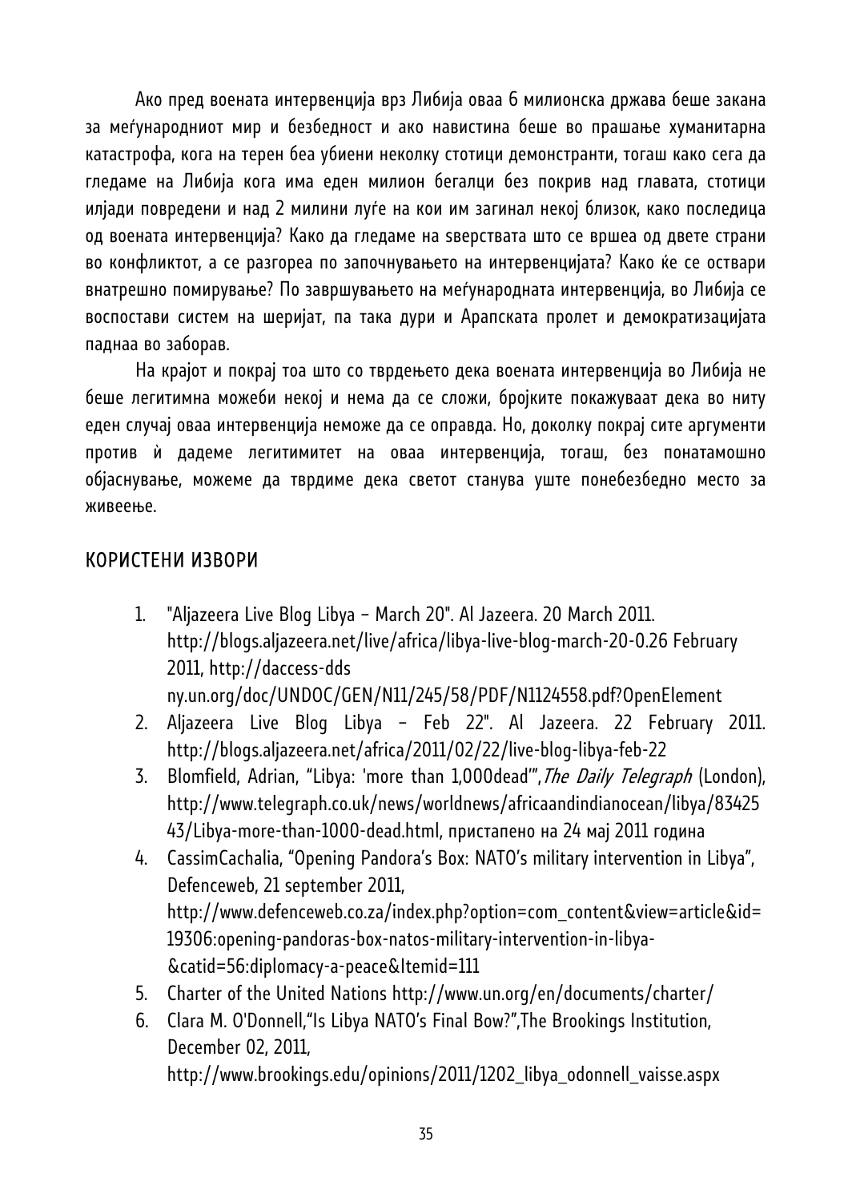Ако пред воената интервенција врз Либија оваа 6 милионска држава беше закана за меѓународниот мир и безбедност и ако навистина беше во прашање хуманитарна катастрофа, кога на терен беа убиени неколку стотици демонстранти, тогаш како сега да гледаме на Либија кога има еден милион бегалци без покрив над главата, стотици илјади повредени и над 2 милини луѓе на кои им загинал некој близок, како последица од воената интервенција? Како да гледаме на ѕверствата што се вршеа од двете страни во конфликтот, а се разгореа по започнувањето на интервенцијата? Како ќе се оствари внатрешно помирување? По завршувањето на меѓународната интервенција, во Либија се воспостави систем на шеријат, па така дури и Арапската пролет и демократизацијата паднаа во заборав.

На крајот и покрај тоа што со тврдењето дека воената интервенција во Либија не беше легитимна можеби некој и нема да се сложи, бројките покажуваат дека во ниту еден случај оваа интервенција неможе да се оправда. Но, доколку покрај сите аргументи против ѝ дадеме легитимитет на оваа интервенција, тогаш, без понатамошно објаснување, можеме да тврдиме дека светот станува уште понебезбедно место за живеење.

## КОРИСТЕНИ ИЗВОРИ

1. "Aljazeera Live Blog Libya – March 20". Al Jazeera. 20 March 2011. http://blogs.aljazeera.net/live/africa/libya-live-blog-march-20-0.26 February 2011, http://daccess-dds ny.un.org/doc/UNDOC/GEN/N11/245/58/PDF/N1124558.pdf?OpenElement
2. Aljazeera Live Blog Libya – Feb 22". Al Jazeera. 22 February 2011. http://blogs.aljazeera.net/africa/2011/02/22/live-blog-libya-feb-22
3. Blomfield, Adrian, "Libya: 'more than 1,000dead'", *The Daily Telegraph* (London), http://www.telegraph.co.uk/news/worldnews/africaandindianocean/libya/8342543/Libya-more-than-1000-dead.html, пристапено на 24 мај 2011 година
4. CassimCachalia, "Opening Pandora's Box: NATO's military intervention in Libya", Defenceweb, 21 september 2011, http://www.defenceweb.co.za/index.php?option=com_content&view=article&id=19306:opening-pandoras-box-natos-military-intervention-in-libya-&catid=56:diplomacy-a-peace&Itemid=111
5. Charter of the United Nations http://www.un.org/en/documents/charter/
6. Clara M. O'Donnell,"Is Libya NATO's Final Bow?",The Brookings Institution, December 02, 2011, http://www.brookings.edu/opinions/2011/1202_libya_odonnell_vaisse.aspx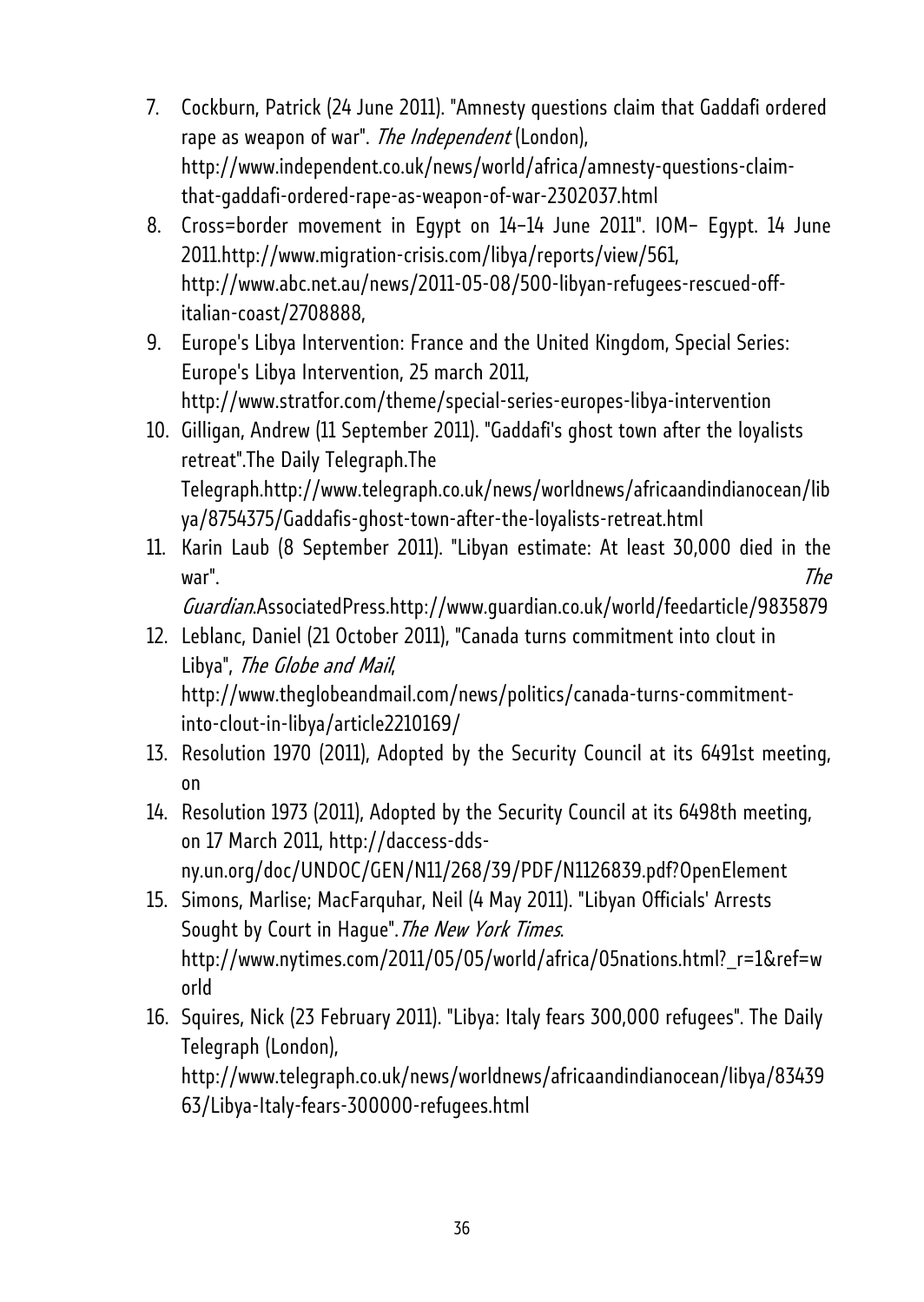7. Cockburn, Patrick (24 June 2011). "Amnesty questions claim that Gaddafi ordered rape as weapon of war". *The Independent* (London), http://www.independent.co.uk/news/world/africa/amnesty-questions-claim-that-gaddafi-ordered-rape-as-weapon-of-war-2302037.html
8. Cross=border movement in Egypt on 14–14 June 2011". IOM– Egypt. 14 June 2011.http://www.migration-crisis.com/libya/reports/view/561, http://www.abc.net.au/news/2011-05-08/500-libyan-refugees-rescued-off-italian-coast/2708888,
9. Europe's Libya Intervention: France and the United Kingdom, Special Series: Europe's Libya Intervention, 25 march 2011, http://www.stratfor.com/theme/special-series-europes-libya-intervention
10. Gilligan, Andrew (11 September 2011). "Gaddafi's ghost town after the loyalists retreat".The Daily Telegraph.The Telegraph.http://www.telegraph.co.uk/news/worldnews/africaandindianocean/libya/8754375/Gaddafis-ghost-town-after-the-loyalists-retreat.html
11. Karin Laub (8 September 2011). "Libyan estimate: At least 30,000 died in the war". *The Guardian*.AssociatedPress.http://www.guardian.co.uk/world/feedarticle/9835879
12. Leblanc, Daniel (21 October 2011), "Canada turns commitment into clout in Libya", *The Globe and Mail*, http://www.theglobeandmail.com/news/politics/canada-turns-commitment-into-clout-in-libya/article2210169/
13. Resolution 1970 (2011), Adopted by the Security Council at its 6491st meeting, on
14. Resolution 1973 (2011), Adopted by the Security Council at its 6498th meeting, on 17 March 2011, http://daccess-dds-ny.un.org/doc/UNDOC/GEN/N11/268/39/PDF/N1126839.pdf?OpenElement
15. Simons, Marlise; MacFarquhar, Neil (4 May 2011). "Libyan Officials' Arrests Sought by Court in Hague".*The New York Times*. http://www.nytimes.com/2011/05/05/world/africa/05nations.html?_r=1&ref=world
16. Squires, Nick (23 February 2011). "Libya: Italy fears 300,000 refugees". The Daily Telegraph (London), http://www.telegraph.co.uk/news/worldnews/africaandindianocean/libya/8343963/Libya-Italy-fears-300000-refugees.html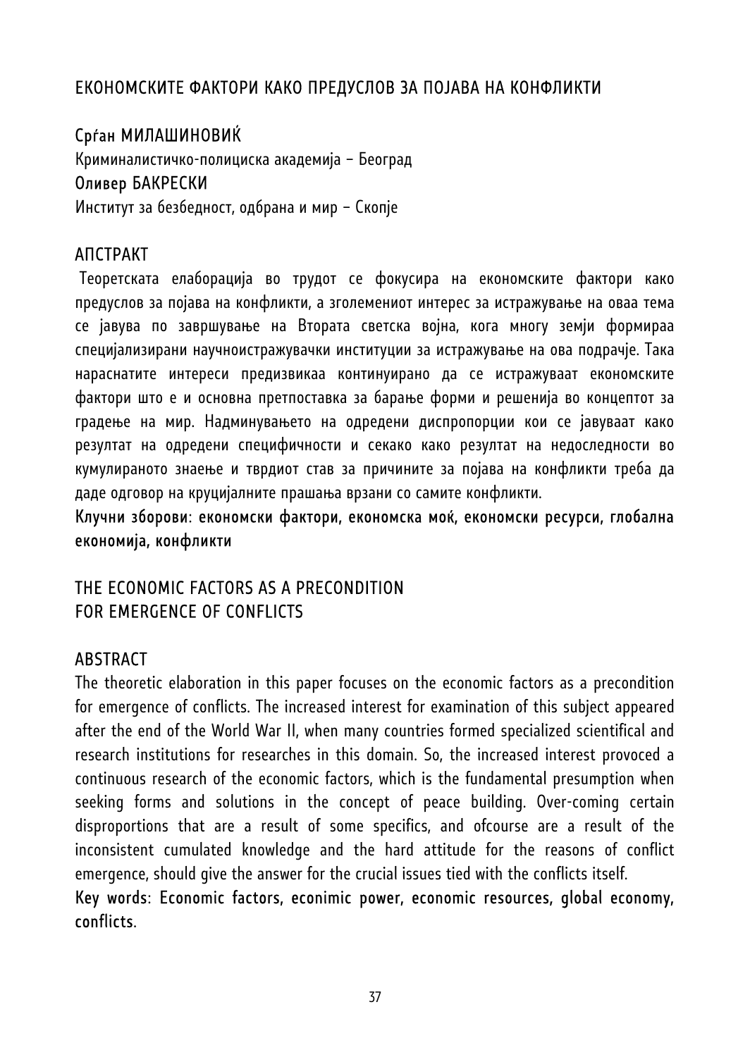## ЕКОНОМСКИТЕ ФАКТОРИ КАКО ПРЕДУСЛОВ ЗА ПОЈАВА НА КОНФЛИКТИ

Срѓан МИЛАШИНОВИЌ
Криминалистичко-полициска академија – Београд
Оливер БАКРЕСКИ
Институт за безбедност, одбрана и мир – Скопје

### АПСТРАКТ

Теоретската елаборација во трудот се фокусира на економските фактори како предуслов за појава на конфликти, а зголемениот интерес за истражување на оваа тема се јавува по завршување на Втората светска војна, кога многу земји формираа специјализирани научноистражувачки институции за истражување на ова подрачје. Така нараснатите интереси предизвикаа континуирано да се истражуваат економските фактори што е и основна претпоставка за барање форми и решенија во концептот за градење на мир. Надминувањето на одредени диспропорции кои се јавуваат како резултат на одредени специфичности и секако како резултат на недоследности во кумулираното знаење и тврдиот став за причините за појава на конфликти треба да даде одговор на круцијалните прашања врзани со самите конфликти.

Клучни зборови: економски фактори, економска моќ, економски ресурси, глобална економија, конфликти

## THE ECONOMIC FACTORS AS A PRECONDITION FOR EMERGENCE OF CONFLICTS

### ABSTRACT

The theoretic elaboration in this paper focuses on the economic factors as a precondition for emergence of conflicts. The increased interest for examination of this subject appeared after the end of the World War II, when many countries formed specialized scientifical and research institutions for researches in this domain. So, the increased interest provoced a continuous research of the economic factors, which is the fundamental presumption when seeking forms and solutions in the concept of peace building. Over-coming certain disproportions that are a result of some specifics, and ofcourse are a result of the inconsistent cumulated knowledge and the hard attitude for the reasons of conflict emergence, should give the answer for the crucial issues tied with the conflicts itself.

Key words: Economic factors, econimic power, economic resources, global economy, conflicts.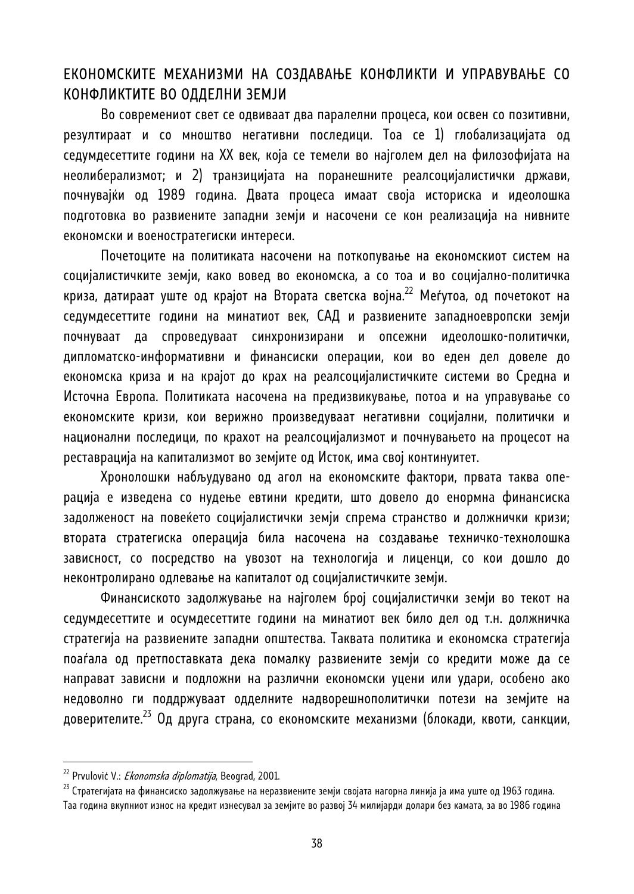## ЕКОНОМСКИТЕ МЕХАНИЗМИ НА СОЗДАВАЊЕ КОНФЛИКТИ И УПРАВУВАЊЕ СО КОНФЛИКТИТЕ ВО ОДДЕЛНИ ЗЕМЈИ

Во современиот свет се одвиваат два паралелни процеса, кои освен со позитивни, резултираат и со мноштво негативни последици. Тоа се 1) глобализацијата од седумдесеттите години на XX век, која се темели во најголем дел на филозофијата на неолиберализмот; и 2) транзицијата на поранешните реалсоцијалистички држави, почнувајќи од 1989 година. Двата процеса имаат своја историска и идеолошка подготовка во развиените западни земји и насочени се кон реализација на нивните економски и воено­стратегиски интереси.

Почетоците на политиката насочени на поткопување на економскиот систем на социјалистичките земји, како вовед во економска, а со тоа и во социјално-политичка криза, датираат уште од крајот на Втората светска војна.[22] Меѓутоа, од почетокот на седумдесеттите години на минатиот век, САД и развиените западноевропски земји почнуваат да спроведуваат синхронизирани и опсежни идеолошко-политички, дипломатско-информативни и финансиски операции, кои во еден дел довеле до економска криза и на крајот до крах на реалсоцијалистичките системи во Средна и Источна Европа. Политиката насочена на предизвикување, потоа и на управување со економските кризи, кои верижно произведуваат негативни социјални, политички и национални последици, по крахот на реалсоцијализмот и почнувањето на процесот на реставрација на капитализмот во земјите од Исток, има свој континуитет.

Хронолошки набљудувано од агол на економските фактори, првата таква операција е изведена со нудење евтини кредити, што довело до енормна финансиска задолженост на повеќето социјалистички земји спрема странство и должнички кризи; втората стратегиска операција била насочена на создавање техничко-технолошка зависност, со посредство на увозот на технологија и лиценци, со кои дошло до неконтролирано одлевање на капиталот од социјалистичките земји.

Финансиското задолжување на најголем број социјалистички земји во текот на седумдесеттите и осумдесеттите години на минатиот век било дел од т.н. должничка стратегија на развиените западни општества. Таквата политика и економска стратегија поаѓала од претпоставката дека помалку развиените земји со кредити може да се направат зависни и подложни на различни економски уцени или удари, особено ако недоволно ги поддржуваат одделните надворешнополитички потези на земјите на доверителите.[23] Од друга страна, со економските механизми (блокади, квоти, санкции,

---

[22] Prvulović V.: *Ekonomska diplomatija*, Beograd, 2001.

[23] Стратегијата на финансиско задолжување на неразвиените земји својата нагорна линија ја има уште од 1963 година. Таа година вкупниот износ на кредит изнесувал за земјите во развој 34 милијарди долари без камата, за во 1986 година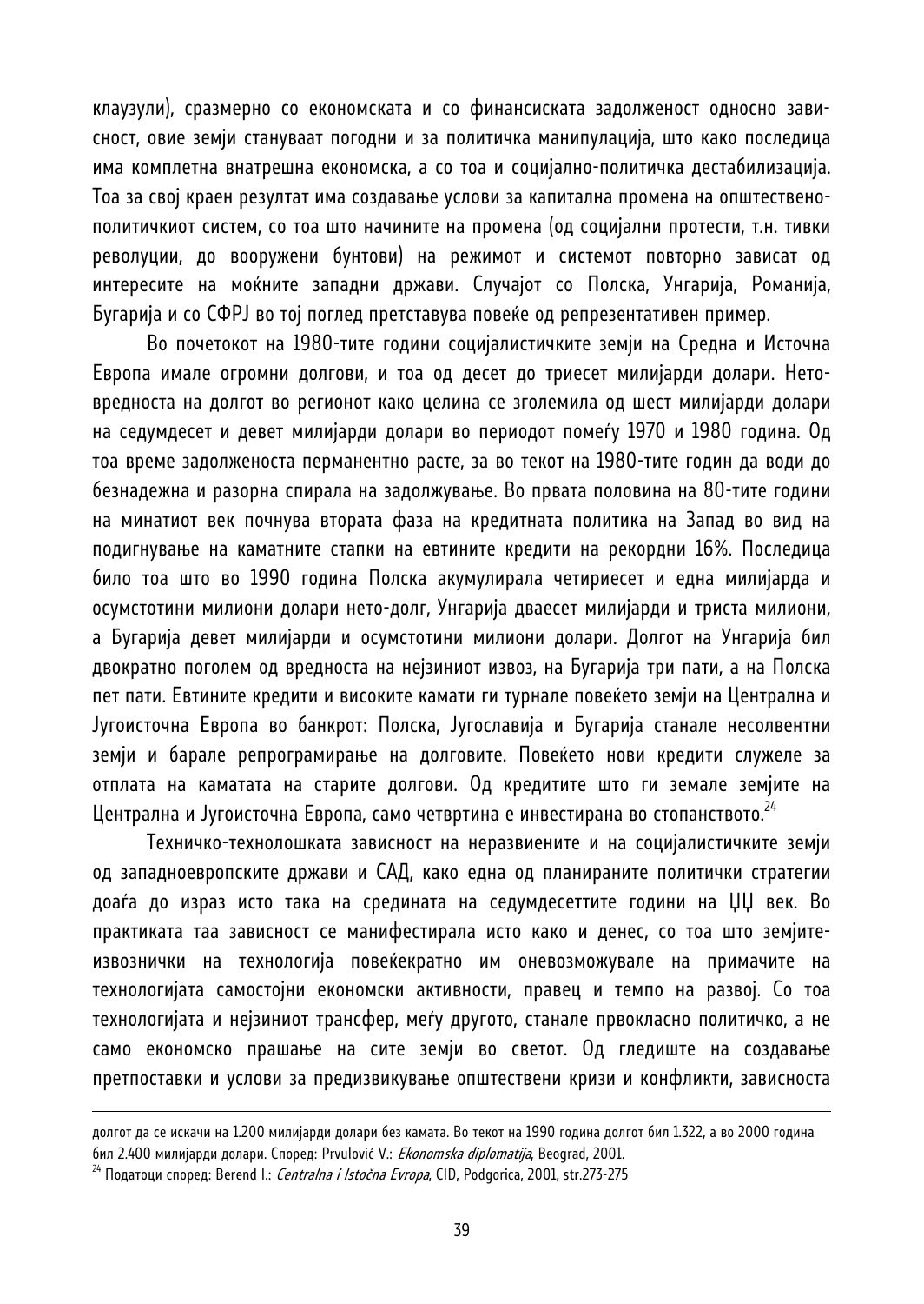клаузули), сразмерно со економската и со финансиската задолженост односно зависност, овие земји стануваат погодни и за политичка манипулација, што како последица има комплетна внатрешна економска, а со тоа и социјално-политичка дестабилизација. Тоа за свој краен резултат има создавање услови за капитална промена на општествено-политичкиот систем, со тоа што начините на промена (од социјални протести, т.н. тивки револуции, до вооружени бунтови) на режимот и системот повторно зависат од интересите на моќните западни држави. Случајот со Полска, Унгарија, Романија, Бугарија и со СФРЈ во тој поглед претставува повеќе од репрезентативен пример.

Во почетокот на 1980-тите години социјалистичките земји на Средна и Источна Европа имале огромни долгови, и тоа од десет до триесет милијарди долари. Нето-вредноста на долгот во регионот како целина се зголемила од шест милијарди долари на седумдесет и девет милијарди долари во периодот помеѓу 1970 и 1980 година. Од тоа време задолженоста перманентно расте, за во текот на 1980-тите годин да води до безнадежна и разорна спирала на задолжување. Во првата половина на 80-тите години на минатиот век почнува втората фаза на кредитната политика на Запад во вид на подигнување на каматните стапки на евтините кредити на рекордни 16%. Последица било тоа што во 1990 година Полска акумулирала четириесет и една милијарда и осумстотини милиони долари нето-долг, Унгарија дваесет милијарди и триста милиони, а Бугарија девет милијарди и осумстотини милиони долари. Долгот на Унгарија бил двократно поголем од вредноста на нејзиниот извоз, на Бугарија три пати, а на Полска пет пати. Евтините кредити и високите камати ги турнале повеќето земји на Централна и Југоисточна Европа во банкрот: Полска, Југославија и Бугарија станале несолвентни земји и барале репрограмирање на долговите. Повеќето нови кредити служеле за отплата на каматата на старите долгови. Од кредитите што ги земале земјите на Централна и Југоисточна Европа, само четвртина е инвестирана во стопанството.[24]

Техничко-технолошката зависност на неразвиените и на социјалистичките земји од западноевропските држави и САД, како една од планираните политички стратегии доаѓа до израз исто така на средината на седумдесеттите години на ЏЏ век. Во практиката таа зависност се манифестирала исто како и денес, со тоа што земјите-извозници на технологија повеќекратно им оневозможувале на примачите на технологијата самостојни економски активности, правец и темпо на развој. Со тоа технологијата и нејзиниот трансфер, меѓу другото, станале првокласно политичко, а не само економско прашање на сите земји во светот. Од гледиште на создавање претпоставки и услови за предизвикување општествени кризи и конфликти, зависноста

---

долгот да се искачи на 1.200 милијарди долари без камата. Во текот на 1990 година долгот бил 1.322, а во 2000 година бил 2.400 милијарди долари. Според: Prvulović V.: *Ekonomska diplomatija*, Beograd, 2001.

[24] Податоци според: Berend I.: *Centralna i Istočna Evropa*, CID, Podgorica, 2001, str.273-275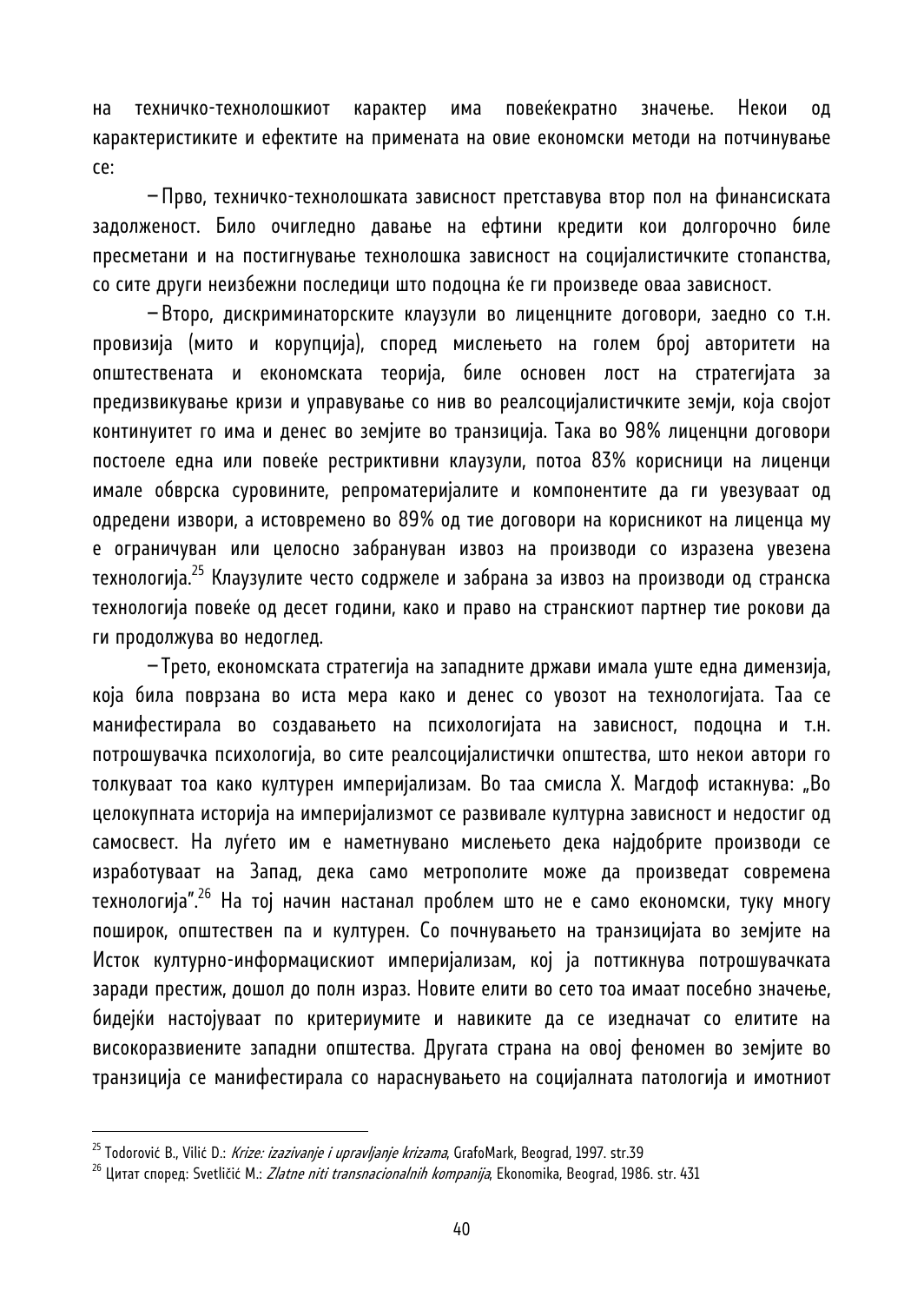на техничко-технолошкиот карактер има повеќекратно значење. Некои од карактеристиките и ефектите на примената на овие економски методи на потчинување се:

– Прво, техничко-технолошката зависност претставува втор пол на финансиската задолженост. Било очигледно давање на ефтини кредити кои долгорочно биле пресметани и на постигнување технолошка зависност на социјалистичките стопанства, со сите други неизбежни последици што подоцна ќе ги произведе оваа зависност.

– Второ, дискриминаторските клаузули во лиценцните договори, заедно со т.н. провизија (мито и корупција), според мислењето на голем број авторитети на општествената и економската теорија, биле основен лост на стратегијата за предизвикување кризи и управување со нив во реалсоцијалистичките земји, која својот континуитет го има и денес во земјите во транзиција. Така во 98% лиценцни договори постоеле една или повеќе рестриктивни клаузули, потоа 83% корисници на лиценци имале обврска суровините, репроматеријалите и компонентите да ги увезуваат од одредени извори, а истовремено во 89% од тие договори на корисникот на лиценца му е ограничуван или целосно забрануван извоз на производи со изразена увезена технологија.[25] Клаузулите често содржеле и забрана за извоз на производи од странска технологија повеќе од десет години, како и право на странскиот партнер тие рокови да ги продолжува во недоглед.

– Трето, економската стратегија на западните држави имала уште една димензија, која била поврзана во иста мера како и денес со увозот на технологијата. Таа се манифестирала во создавањето на психологијата на зависност, подоцна и т.н. потрошувачка психологија, во сите реалсоцијалистички општества, што некои автори го толкуваат тоа како културен империјализам. Во таа смисла Х. Магдоф истакнува: „Во целокупната историја на империјализмот се развивале културна зависност и недостиг од самосвест. На луѓето им е наметнувано мислењето дека најдобрите производи се изработуваат на Запад, дека само метрополите може да произведат современа технологија".[26] На тој начин настанал проблем што не е само економски, туку многу поширок, општествен па и културен. Со почнувањето на транзицијата во земјите на Исток културно-информацискиот империјализам, кој ја поттикнува потрошувачката заради престиж, дошол до полн израз. Новите елити во сето тоа имаат посебно значење, бидејќи настојуваат по критериумите и навиките да се изедначат со елитите на високоразвиените западни општества. Другата страна на овој феномен во земјите во транзиција се манифестирала со нараснувањето на социјалната патологија и имотниот

---

[25] Todorović B., Vilić D.: *Krize: izazivanje i upravljanje krizama*, GrafoMark, Beograd, 1997. str.39

[26] Цитат според: Svetličić M.: *Zlatne niti transnacionalnih kompanija*, Ekonomika, Beograd, 1986. str. 431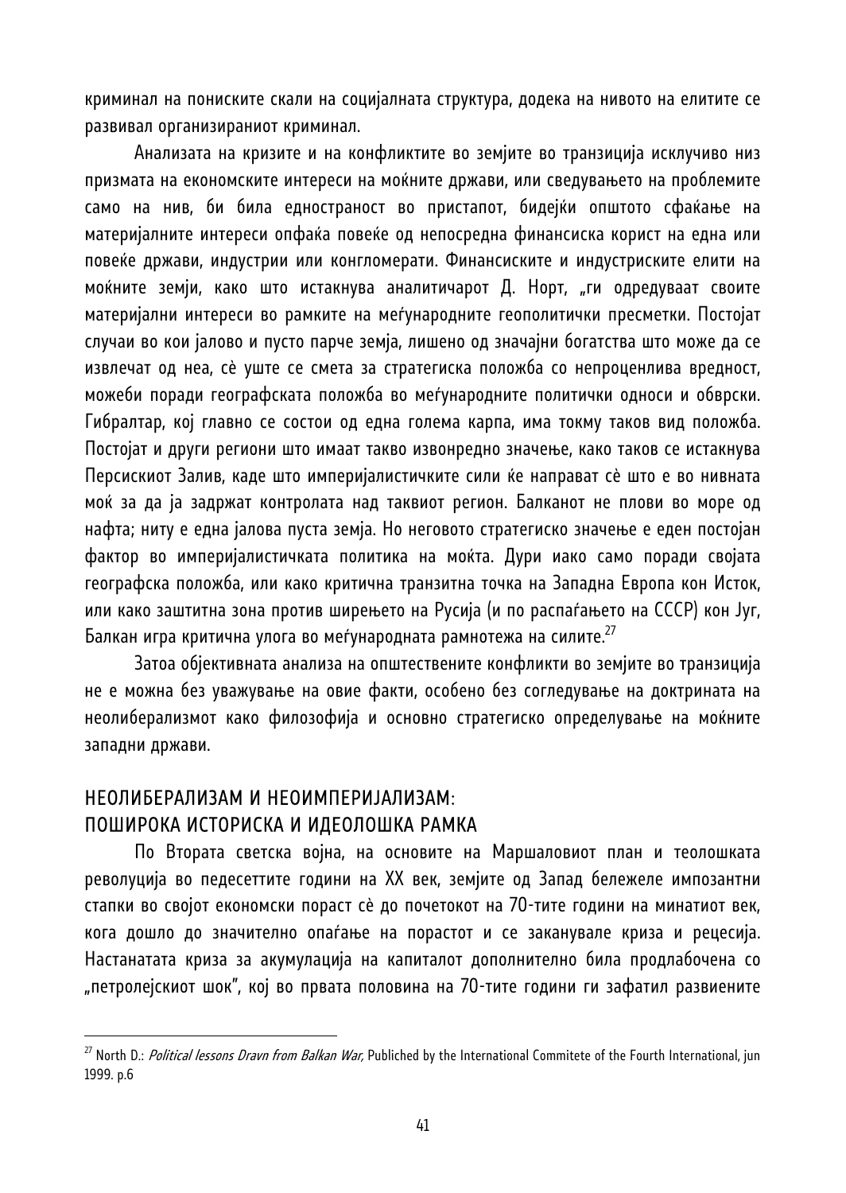криминал на пониските скали на социјалната структура, додека на нивото на елитите се развивал организираниот криминал.

Анализата на кризите и на конфликтите во земјите во транзиција исклучиво низ призмата на економските интереси на моќните држави, или сведувањето на проблемите само на нив, би била едностраност во пристапот, бидејќи општото сфаќање на материјалните интереси опфаќа повеќе од непосредна финансиска корист на една или повеќе држави, индустрии или конгломерати. Финансиските и индустриските елити на моќните земји, како што истакнува аналитичарот Д. Норт, „ги одредуваат своите материјални интереси во рамките на меѓународните геополитички пресметки. Постојат случаи во кои јалово и пусто парче земја, лишено од значајни богатства што може да се извлечат од неа, сè уште се смета за стратегиска положба со непроценлива вредност, можеби поради географската положба во меѓународните политички односи и обврски. Гибралтар, кој главно се состои од една голема карпа, има токму таков вид положба. Постојат и други региони што имаат такво извонредно значење, како таков се истакнува Персискиот Залив, каде што империјалистичките сили ќе направат сè што е во нивната моќ за да ја задржат контролата над таквиот регион. Балканот не плови во море од нафта; ниту е една јалова пуста земја. Но неговото стратегиско значење е еден постојан фактор во империјалистичката политика на моќта. Дури иако само поради својата географска положба, или како критична транзитна точка на Западна Европа кон Исток, или како заштитна зона против ширењето на Русија (и по распаѓањето на СССР) кон Југ, Балкан игра критична улога во меѓународната рамнотежа на силите.[27]

Затоа објективната анализа на општествените конфликти во земјите во транзиција не е можна без уважување на овие факти, особено без согледување на доктрината на неолиберализмот како филозофија и основно стратегиско определување на моќните западни држави.

## НЕОЛИБЕРАЛИЗАМ И НЕОИМПЕРИЈАЛИЗАМ: ПОШИРОКА ИСТОРИСКА И ИДЕОЛОШКА РАМКА

По Втората светска војна, на основите на Маршаловиот план и теолошката революција во педесеттите години на XX век, земјите од Запад бележеле импозантни стапки во својот економски пораст сè до почетокот на 70-тите години на минатиот век, кога дошло до значително опаѓање на порастот и се заканувале криза и рецесија. Настанатата криза за акумулација на капиталот дополнително била продлабочена со „петролејскиот шок", кој во првата половина на 70-тите години ги зафатил развиените

---

[27] North D.: *Political lessons Dravn from Balkan War,* Publiched by the International Commitete of the Fourth International, jun 1999. p.6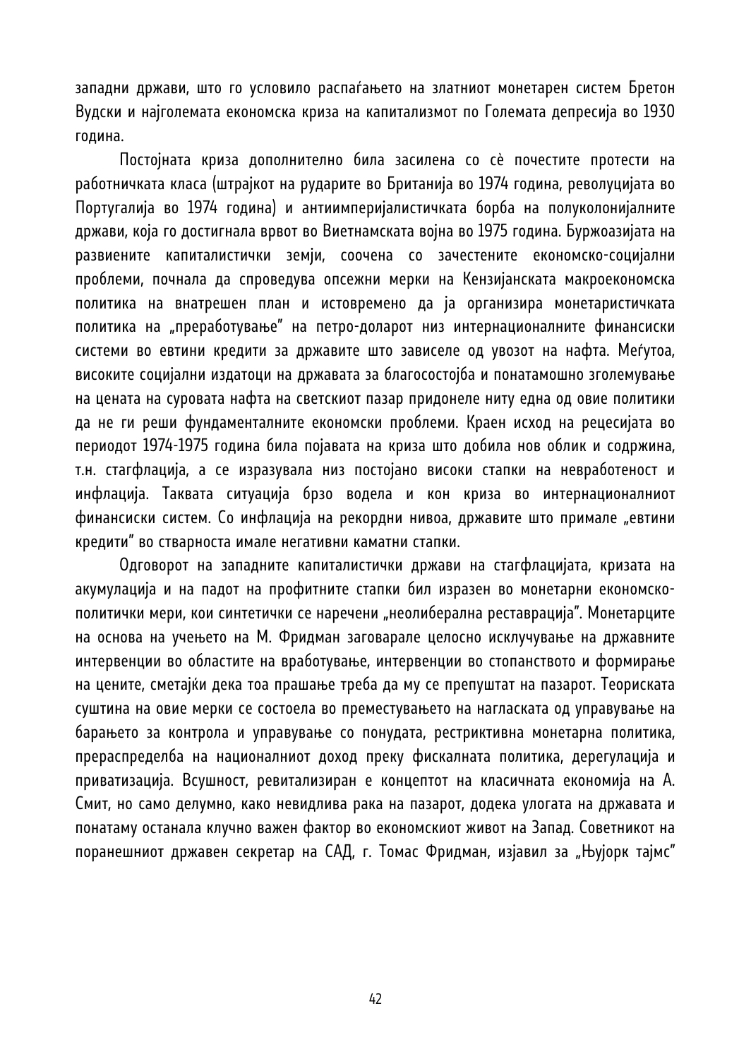западни држави, што го условило распаѓањето на златниот монетарен систем Бретон Вудски и најголемата економска криза на капитализмот по Големата депресија во 1930 година.

Постојната криза дополнително била засилена со сѐ почестите протести на работничката класа (штрајкот на рударите во Британија во 1974 година, револуцијата во Португалија во 1974 година) и антиимперијалистичката борба на полуколонијалните држави, која го достигнала врвот во Виетнамската војна во 1975 година. Буржоазијата на развиените капиталистички земји, соочена со зачестените економско-социјални проблеми, почнала да спроведува опсежни мерки на Кензијанската макроекономска политика на внатрешен план и истовремено да ја организира монетаристичката политика на „преработување" на петро-доларот низ интернационалните финансиски системи во евтини кредити за државите што зависеле од увозот на нафта. Меѓутоа, високите социјални издатоци на државата за благосостојба и понатамошно зголемување на цената на суровата нафта на светскиот пазар придонеле ниту една од овие политики да не ги реши фундаменталните економски проблеми. Краен исход на рецесијата во периодот 1974-1975 година била појавата на криза што добила нов облик и содржина, т.н. стагфлација, а се изразувала низ постојано високи стапки на невработеност и инфлација. Таквата ситуација брзо водела и кон криза во интернационалниот финансиски систем. Со инфлација на рекордни нивоа, државите што примале „евтини кредити" во стварноста имале негативни каматни стапки.

Одговорот на западните капиталистички држави на стагфлацијата, кризата на акумулација и на падот на профитните стапки бил изразен во монетарни економско-политички мери, кои синтетички се наречени „неолиберална реставрација". Монетарците на основа на учењето на М. Фридман заговарале целосно исклучување на државните интервенции во областите на вработување, интервенции во стопанството и формирање на цените, сметајќи дека тоа прашање треба да му се препуштат на пазарот. Теориската суштина на овие мерки се состоела во преместувањето на нагласката од управување на барањето за контрола и управување со понудата, рестриктивна монетарна политика, прераспределба на националниот доход преку фискалната политика, дерегулација и приватизација. Всушност, ревитализиран е концептот на класичната економија на А. Смит, но само делумно, како невидлива рака на пазарот, додека улогата на државата и понатаму останала клучно важен фактор во економскиот живот на Запад. Советникот на поранешниот државен секретар на САД, г. Томас Фридман, изјавил за „Њујорк тајмс"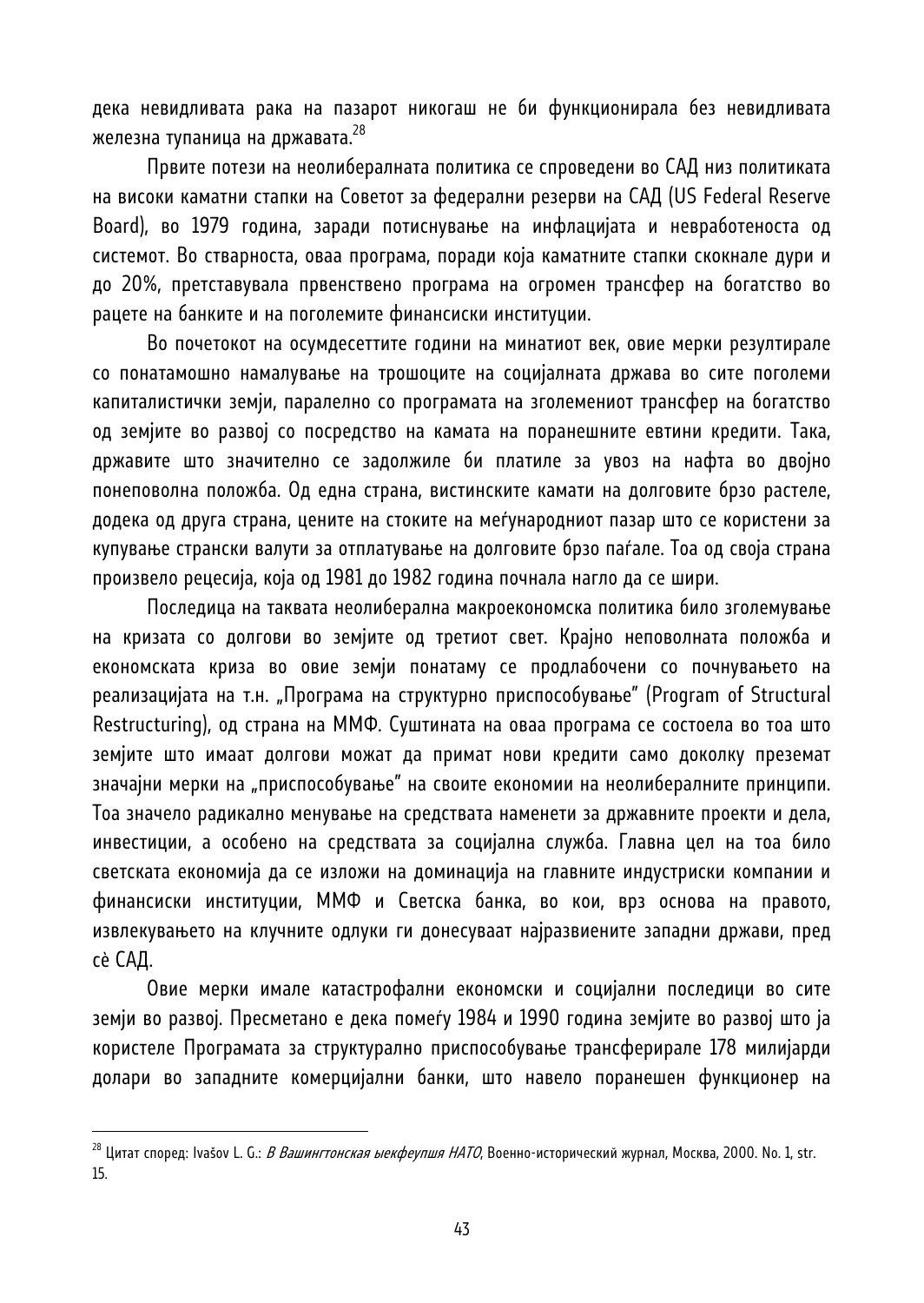дека невидливата рака на пазарот никогаш не би функционирала без невидливата железна тупаница на државата.[28]

Првите потези на неолибералната политика се спроведени во САД низ политиката на високи каматни стапки на Советот за федерални резерви на САД (US Federal Reserve Board), во 1979 година, заради потиснување на инфлацијата и невработеноста од системот. Во стварноста, оваа програма, поради која каматните стапки скокнале дури и до 20%, претставувала првенствено програма на огромен трансфер на богатство во рацете на банките и на поголемите финансиски институции.

Во почетокот на осумдесеттите години на минатиот век, овие мерки резултирале со понатамошно намалување на трошоците на социјалната држава во сите поголеми капиталистички земји, паралелно со програмата на зголемениот трансфер на богатство од земјите во развој со посредство на камата на поранешните евтини кредити. Така, државите што значително се задолжиле би платиле за увоз на нафта во двојно понеповолна положба. Од една страна, вистинските камати на долговите брзо растеле, додека од друга страна, цените на стоките на меѓународниот пазар што се користени за купување странски валути за отплатување на долговите брзо паѓале. Тоа од своја страна произвело рецесија, која од 1981 до 1982 година почнала нагло да се шири.

Последица на таквата неолиберална макроекономска политика било зголемување на кризата со долгови во земјите од третиот свет. Крајно неповолната положба и економската криза во овие земји понатаму се продлабочени со почнувањето на реализацијата на т.н. „Програма на структурно приспособување" (Program of Structural Restructuring), од страна на ММФ. Суштината на оваа програма се состоела во тоа што земјите што имаат долгови можат да примат нови кредити само доколку преземат значајни мерки на „приспособување" на своите економии на неолибералните принципи. Тоа значело радикално менување на средствата наменети за државните проекти и дела, инвестиции, а особено на средствата за социјална служба. Главна цел на тоа било светската економија да се изложи на доминација на главните индустриски компании и финансиски институции, ММФ и Светска банка, во кои, врз основа на правото, извлекувањето на клучните одлуки ги донесуваат најразвиените западни држави, пред сè САД.

Овие мерки имале катастрофални економски и социјални последици во сите земји во развој. Пресметано е дека помеѓу 1984 и 1990 година земјите во развој што ја користеле Програмата за структурално приспособување трансферирале 178 милијарди долари во западните комерцијални банки, што навело поранешен функционер на

---

[28] Цитат според: Ivašov L. G.: *В Вашингтонская ыекфеупшя НАТО*, Военно-исторический журнал, Москва, 2000. No. 1, str. 15.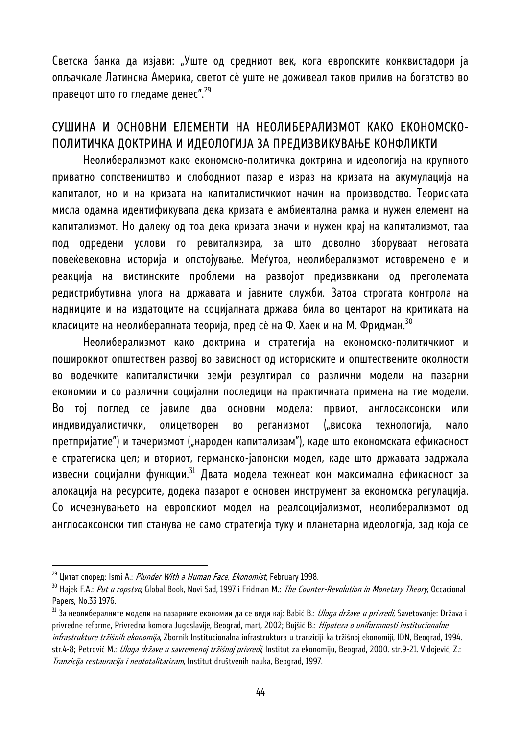Светска банка да изјави: „Уште од средниот век, кога европските конквистадори ја опљачкале Латинска Америка, светот сè уште не доживеал таков прилив на богатство во правецот што го гледаме денес".[29]

## СУШИНА И ОСНОВНИ ЕЛЕМЕНТИ НА НЕОЛИБЕРАЛИЗМОТ КАКО ЕКОНОМСКО-ПОЛИТИЧКА ДОКТРИНА И ИДЕОЛОГИЈА ЗА ПРЕДИЗВИКУВАЊЕ КОНФЛИКТИ

Неолиберализмот како економско-политичка доктрина и идеологија на крупното приватно сопственишто и слободниот пазар е израз на кризата на акумулација на капиталот, но и на кризата на капиталистичкиот начин на производство. Теориската мисла одамна идентификувала дека кризата е амбиентална рамка и нужен елемент на капитализмот. Но далеку од тоа дека кризата значи и нужен крај на капитализмот, таа под одредени услови го ревитализира, за што доволно зборуваат неговата повеќевековна историја и опстојување. Меѓутоа, неолиберализмот истовремено е и реакција на вистинските проблеми на развојот предизвикани од преголемата редистрибутивна улога на државата и јавните служби. Затоа строгата контрола на надниците и на издатоците на социјалната држава била во центарот на критиката на класиците на неолибералната теорија, пред сè на Ф. Хаек и на М. Фридман.[30]

Неолиберализмот како доктрина и стратегија на економско-политичкиот и поширокиот општествен развој во зависност од историските и општествените околности во водечките капиталистички земји резултирал со различни модели на пазарни економии и со различни социјални последици на практичната примена на тие модели. Во тој поглед се јавиле два основни модела: првиот, англосаксонски или индивидуалистички, олицетворен во реганизмот („висока технологија, мало претпријатие") и тачеризмот („народен капитализам"), каде што економската ефикасност е стратегиска цел; и вториот, германско-јапонски модел, каде што државата задржала извесни социјални функции.[31] Двата модела тежнеат кон максимална ефикасност за алокација на ресурсите, додека пазарот е основен инструмент за економска регулација. Со исчезнувањето на европскиот модел на реалсоцијализмот, неолиберализмот од англосаксонски тип станува не само стратегија туку и планетарна идеологија, зад која се

---

[29] Цитат според: Ismi A.: *Plunder With a Human Face*, *Ekonomist*, February 1998.

[30] Hajek F.A.: *Put u ropstvo*, Global Book, Novi Sad, 1997 i Fridman M.: *The Counter-Revolution in Monetary Theory*, Occacional Papers, No.33 1976.

[31] За неолибералните модели на пазарните економии да се види кај: Babić B.: *Uloga države u privredi*, Savetovanje: Država i privredne reforme, Privredna komora Jugoslavije, Beograd, mart, 2002; Bujšić B.: *Hipoteza o uniformnosti institucionalne infrastrukture tržišnih ekonomija*, Zbornik Institucionalna infrastruktura u tranziciji ka tržišnoj ekonomiji, IDN, Beograd, 1994. str.4-8; Petrović M.: *Uloga države u savremenoj tržišnoj privredi*, Institut za ekonomiju, Beograd, 2000. str.9-21. Vidojević, Z.: *Tranzicija restauracija i neototalitarizam*, Institut društvenih nauka, Beograd, 1997.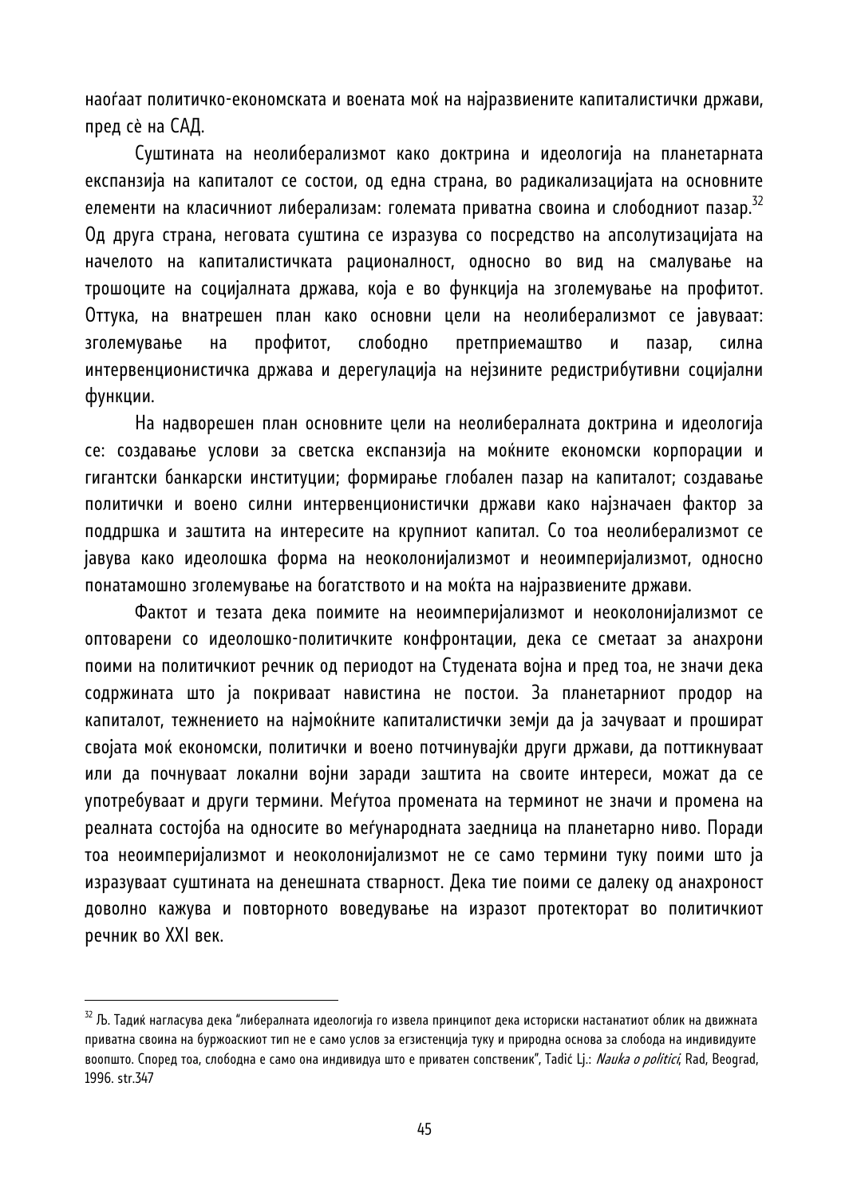наоѓаат политичко-економската и воената моќ на најразвиените капиталистички држави, пред сѐ на САД.

Суштината на неолиберализмот како доктрина и идеологија на планетарната експанзија на капиталот се состои, од една страна, во радикализацијата на основните елементи на класичниот либерализам: големата приватна своина и слободниот пазар.[32] Од друга страна, неговата суштина се изразува со посредство на апсолутизацијата на начелото на капиталистичката рационалност, односно во вид на смалување на трошоците на социјалната држава, која е во функција на зголемување на профитот. Оттука, на внатрешен план како основни цели на неолиберализмот се јавуваат: зголемување на профитот, слободно претприемаштво и пазар, силна интервенционистичка држава и дерегулација на нејзините редистрибутивни социјални функции.

На надворешен план основните цели на неолибералната доктрина и идеологија се: создавање услови за светска експанзија на моќните економски корпорации и гигантски банкарски институции; формирање глобален пазар на капиталот; создавање политички и воено силни интервенционистички држави како најзначаен фактор за поддршка и заштита на интересите на крупниот капитал. Со тоа неолиберализмот се јавува како идеолошка форма на неоколонијализмот и неоимперијализмот, односно понатамошно зголемување на богатството и на моќта на најразвиените држави.

Фактот и тезата дека поимите на неоимперијализмот и неоколонијализмот се оптоварени со идеолошко-политичките конфронтации, дека се сметаат за анахрони поими на политичкиот речник од периодот на Студената војна и пред тоа, не значи дека содржината што ја покриваат навистина не постои. За планетарниот продор на капиталот, тежнението на најмоќните капиталистички земји да ја зачуваат и прошират својата моќ економски, политички и воено потчинувајќи други држави, да поттикнуваат или да почнуваат локални војни заради заштита на своите интереси, можат да се употребуваат и други термини. Меѓутоа промената на терминот не значи и промена на реалната состојба на односите во меѓународната заедница на планетарно ниво. Поради тоа неоимперијализмот и неоколонијализмот не се само термини туку поими што ја изразуваат суштината на денешната стварност. Дека тие поими се далеку од анахроност доволно кажува и повторното воведување на изразот протекторат во политичкиот речник во XXI век.

---

[32] Љ. Тадиќ нагласува дека "либералната идеологија го извела принципот дека историски настанатиот облик на движната приватна своина на буржоаскиот тип не е само услов за егзистенција туку и природна основа за слобода на индивидуите воопшто. Според тоа, слободна е само она индивидуа што е приватен сопственик", Tadić Lj.: *Nauka o politici*, Rad, Beograd, 1996. str.347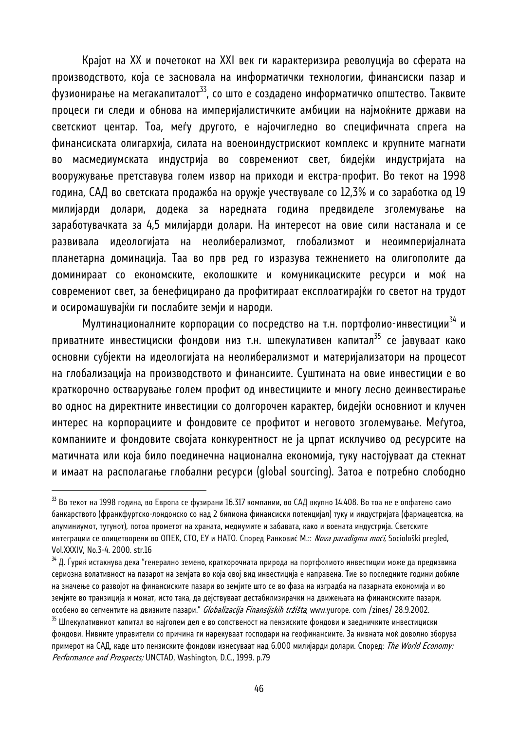Крајот на XX и почетокот на XXI век ги карактеризира револуција во сферата на производството, која се засновала на информатички технологии, финансиски пазар и фузионирање на мегакапиталот[33], со што е создадено информатичко општество. Таквите процеси ги следи и обнова на империјалистичките амбиции на најмоќните држави на светскиот центар. Тоа, меѓу другото, е најочигледно во специфичната спрега на финансиската олигархија, силата на воеиндустрискиот комплекс и крупните магнати во масмедиумската индустрија во современиот свет, бидејќи индустријата на вооружување претставува голем извор на приходи и екстра-профит. Во текот на 1998 година, САД во светската продажба на оружје учествувале со 12,3% и со заработка од 19 милијарди долари, додека за наредната година предвиделе зголемување на заработувачката за 4,5 милијарди долари. На интересот на овие сили настанала и се развивала идеологијата на неолиберализмот, глобализмот и неоимперијалната планетарна доминација. Таа во прв ред го изразува тежнението на олигополите да доминираат со економските, еколошките и комуникациските ресурси и моќ на современиот свет, за бенефицирано да профитираат експлоатирајќи го светот на трудот и осиромашувајќи ги послабите земји и народи.

Мултинационалните корпорации со посредство на т.н. портфолио-инвестиции[34] и приватните инвестициски фондови низ т.н. шпекулативен капитал[35] се јавуваат како основни субјекти на идеологијата на неолиберализмот и материјализатори на процесот на глобализација на производството и финансиите. Суштината на овие инвестиции е во краткорочно остварување голем профит од инвестициите и многу лесно деинвестирање во однос на директните инвестиции со долгорочен карактер, бидејќи основниот и клучен интерес на корпорациите и фондовите се профитот и неговото зголемување. Меѓутоа, компаниите и фондовите својата конкурентност не ја црпат исклучиво од ресурсите на матичната или која било поединечна национална економија, туку настојуваат да стекнат и имаат на располагање глобални ресурси (global sourcing). Затоа е потребно слободно

---

[33] Во текот на 1998 година, во Европа се фузирани 16.317 компании, во САД вкупно 14.408. Во тоа не е опфатено само банкарството (франкфуртско-лондонско со над 2 билиона финансиски потенцијал) туку и индустријата (фармацевтска, на алуминиумот, тутунот), потоа прометот на храната, медиумите и забавата, како и воената индустрија. Светските интеграции се олицетворени во ОПЕК, СТО, ЕУ и НАТО. Според Ранковиќ М.:: *Nova paradigma moći*, Sociološki pregled, Vol.XXXIV, No.3-4. 2000. str.16

[34] Д. Ѓуриќ истакнува дека "генерално земено, краткорочната природа на портфолиото инвестиции може да предизвика сериозна волатилност на пазарот на земјата во која овој вид инвестиција е направена. Тие во последните години добиле на значење со развојот на финансиските пазари во земјите што се во фаза на изградба на пазарната економија и во земјите во транзиција и можат, исто така, да дејствуваат дестабилизирачки на движењата на финансиските пазари, особено во сегментите на двизните пазари." *Globalizacija Finansijskih tržišta*, www.yurope. com /zines/ 28.9.2002.

[35] Шпекулативниот капитал во најголем дел е во сопственост на пензиските фондови и заедничките инвестициски фондови. Нивните управители со причина ги нарекуваат господари на геофинансиите. За нивната моќ доволно зборува примерот на САД, каде што пензиските фондови изнесуваат над 6.000 милијарди долари. Според: *The World Economy: Performance and Prospects;* UNCTAD, Washington, D.C., 1999. p.79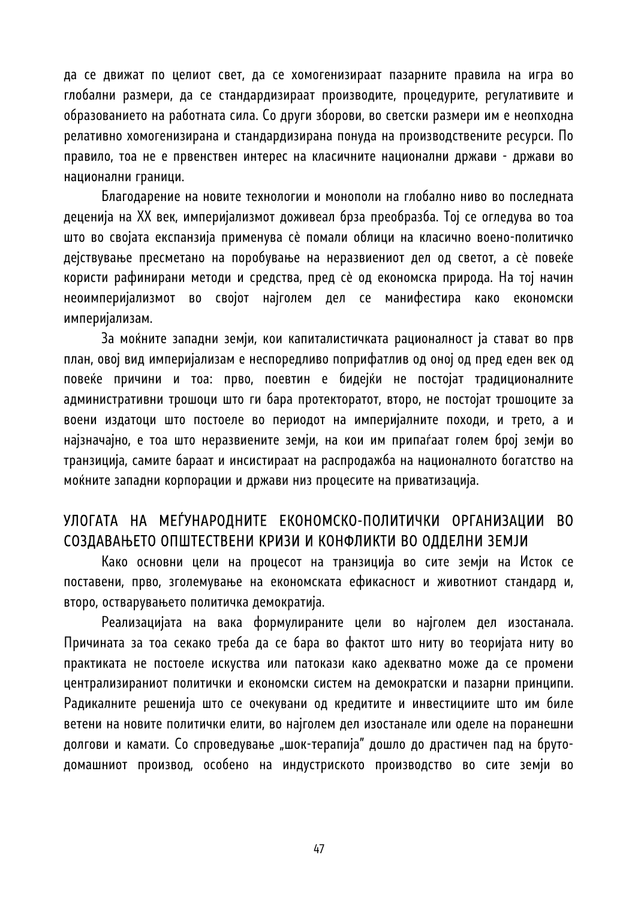да се движат по целиот свет, да се хомогенизираат пазарните правила на игра во глобални размери, да се стандардизираат производите, процедурите, регулативите и образованието на работната сила. Со други зборови, во светски размери им е неопходна релативно хомогенизирана и стандардизирана понуда на производствените ресурси. По правило, тоа не е првенствен интерес на класичните национални држави - држави во национални граници.

Благодарение на новите технологии и монополи на глобално ниво во последната деценија на XX век, империјализмот доживеал брза преобразба. Тој се огледува во тоа што во својата експанзија применува сè помали облици на класично воено-политичко дејствување пресметано на поробување на неразвиениот дел од светот, а сè повеќе користи рафинирани методи и средства, пред сè од економска природа. На тој начин неоимперијализмот во својот најголем дел се манифестира како економски империјализам.

За моќните западни земји, кои капиталистичката рационалност ја стават во прв план, овој вид империјализам е неспоредливо поприфатлив од оној од пред еден век од повеќе причини и тоа: прво, поевтин е бидејќи не постојат традиционалните административни трошоци што ги бара протекторатот, второ, не постојат трошоците за воени издатоци што постоеле во периодот на империјалните походи, и трето, а и најзначајно, е тоа што неразвиените земји, на кои им припаѓаат голем број земји во транзиција, самите бараат и инсистираат на распродажба на националното богатство на моќните западни корпорации и држави низ процесите на приватизација.

## УЛОГАТА НА МЕЃУНАРОДНИТЕ ЕКОНОМСКО-ПОЛИТИЧКИ ОРГАНИЗАЦИИ ВО СОЗДАВАЊЕТО ОПШТЕСТВЕНИ КРИЗИ И КОНФЛИКТИ ВО ОДДЕЛНИ ЗЕМЈИ

Како основни цели на процесот на транзиција во сите земји на Исток се поставени, прво, зголемување на економската ефикасност и животниот стандард и, второ, остварувањето политичка демократија.

Реализацијата на вака формулираните цели во најголем дел изостанала. Причината за тоа секако треба да се бара во фактот што ниту во теоријата ниту во практиката не постоеле искуства или патокази како адекватно може да се промени централизираниот политички и економски систем на демократски и пазарни принципи. Радикалните решенија што се очекувани од кредитите и инвестициите што им биле ветени на новите политички елити, во најголем дел изостанале или оделе на поранешни долгови и камати. Со спроведување „шок-терапија" дошло до драстичен пад на бруто-домашниот производ, особено на индустриското производство во сите земји во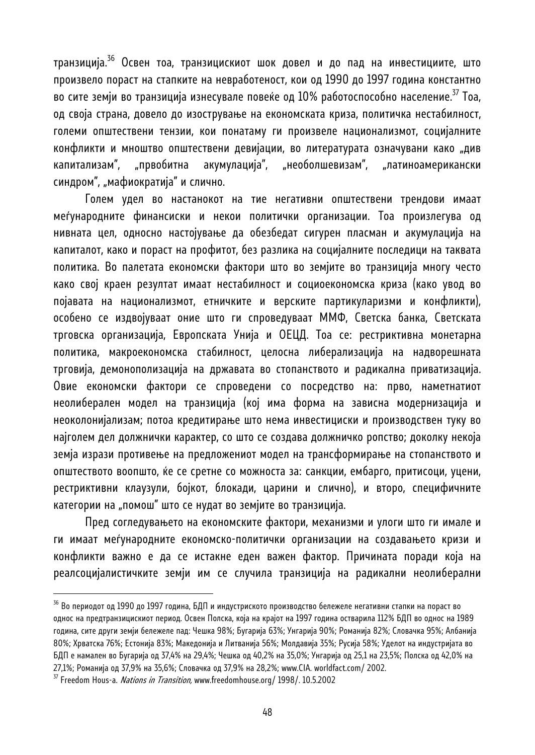транзиција.[36] Освен тоа, транзицискиот шок довел и до пад на инвестициите, што произвело пораст на стапките на невработеност, кои од 1990 до 1997 година константно во сите земји во транзиција изнесувале повеќе од 10% работоспособно население.[37] Тоа, од своја страна, довело до изострување на економската криза, политичка нестабилност, големи општествени тензии, кои понатаму ги произвеле национализмот, социјалните конфликти и мноштво општествени девијации, во литературата означувани како „див капитализам", „првобитна акумулација", „необолшевизам", „латиноамерикански синдром", „мафиократија" и слично.

Голем удел во настанокот на тие негативни општествени трендови имаат меѓународните финансиски и некои политички организации. Тоа произлегува од нивната цел, односно настојување да обезбедат сигурен пласман и акумулација на капиталот, како и пораст на профитот, без разлика на социјалните последици на таквата политика. Во палетата економски фактори што во земјите во транзиција многу често како свој краен резултат имаат нестабилност и социоекономска криза (како увод во појавата на национализмот, етничките и верските партикуларизми и конфликти), особено се издвојуваат оние што ги спроведуваат ММФ, Светска банка, Светската трговска организација, Европската Унија и ОЕЦД. Тоа се: рестриктивна монетарна политика, макроекономска стабилност, целосна либерализација на надворешната трговија, демонополизација на државата во стопанството и радикална приватизација. Овие економски фактори се спроведени со посредство на: прво, наметнатиот неолиберален модел на транзиција (кој има форма на зависна модернизација и неоколонијализам; потоа кредитирање што нема инвестициски и производствен туку во најголем дел должнички карактер, со што се создава должничко ропство; доколку некоја земја изрази противење на предложениот модел на трансформирање на стопанството и општеството воопшто, ќе се сретне со можноста за: санкции, ембарго, притисоци, уцени, рестриктивни клаузули, бојкот, блокади, царини и слично), и второ, специфичните категории на „помош" што се нудат во земјите во транзиција.

Пред согледувањето на економските фактори, механизми и улоги што ги имале и ги имаат меѓународните економско-политички организации на создавањето кризи и конфликти важно е да се истакне еден важен фактор. Причината поради која на реалсоцијалистичките земји им се случила транзиција на радикални неолиберални

---

[36] Во периодот од 1990 до 1997 година, БДП и индустриското производство бележеле негативни стапки на пораст во однос на предтранзицискиот период. Освен Полска, која на крајот на 1997 година остварила 112% БДП во однос на 1989 година, сите други земји бележеле пад: Чешка 98%; Бугарија 63%; Унгарија 90%; Романија 82%; Словачка 95%; Албанија 80%; Хрватска 76%; Естонија 83%; Македонија и Литванија 56%; Молдавија 35%; Русија 58%; Уделот на индустријата во БДП е намален во Бугарија од 37,4% на 29,4%; Чешка од 40,2% на 35,0%; Унгарија од 25,1 на 23,5%; Полска од 42,0% на 27,1%; Романија од 37,9% на 35,6%; Словачка од 37,9% на 28,2%; www.CIA. worldfact.com/ 2002.

[37] Freedom Hous-a. *Nations in Transition,* www.freedomhouse.org/ 1998/. 10.5.2002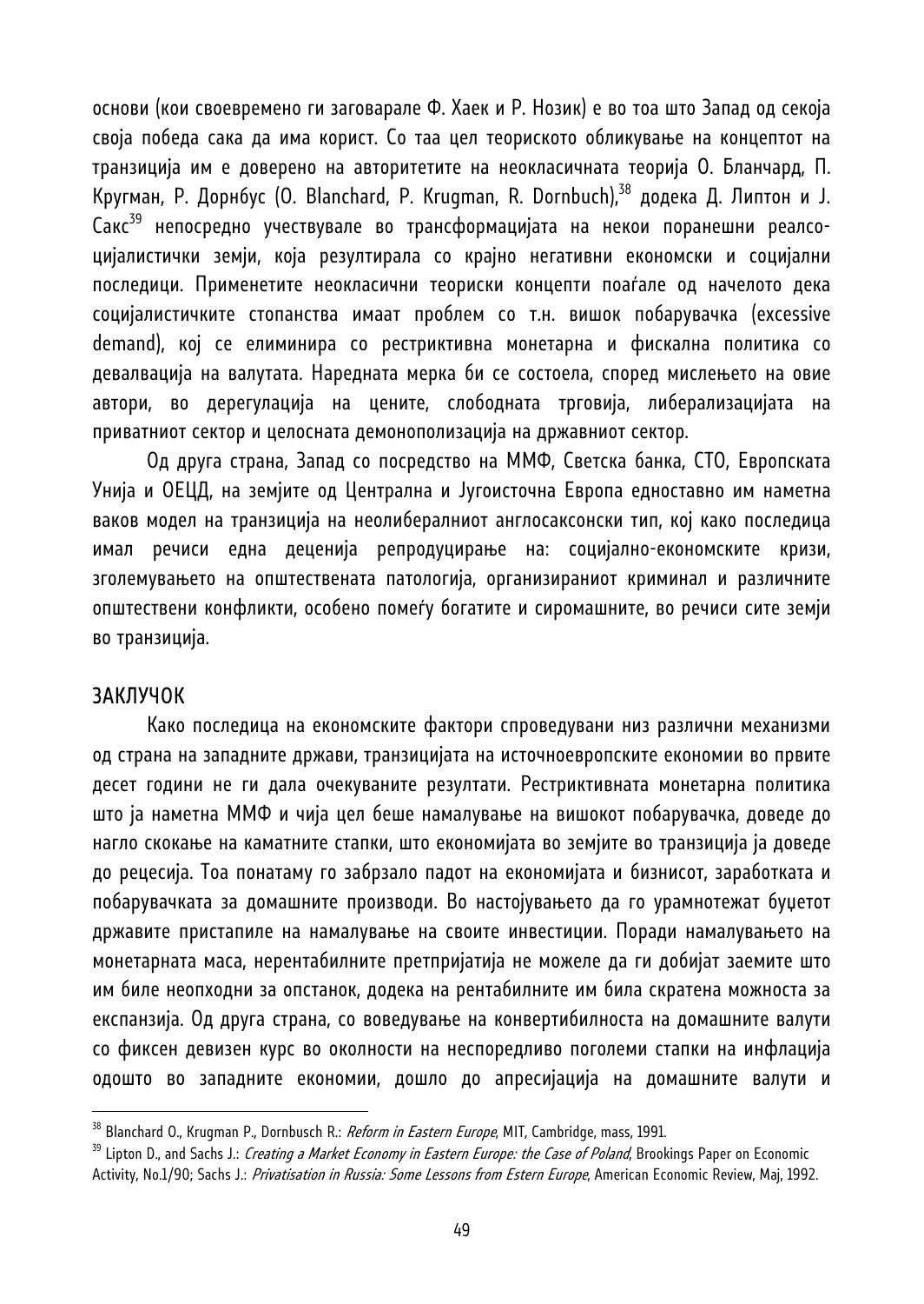основи (кои своевремено ги заговарале Ф. Хаек и Р. Нозик) е во тоа што Запад од секоја своја победа сака да има корист. Со таа цел теориското обликување на концептот на транзиција им е доверено на авторитетите на неокласичната теорија О. Бланчард, П. Кругман, Р. Дорнбус (O. Blanchard, P. Krugman, R. Dornbuch),[38] додека Д. Липтон и Ј. Сакс[39] непосредно учествувале во трансформацијата на некои поранешни реалсоцијалистички земји, која резултирала со крајно негативни економски и социјални последици. Применетите неокласични теориски концепти поаѓале од начелото дека социјалистичките стопанства имаат проблем со т.н. вишок побарувачка (excessive demand), кој се елиминира со рестриктивна монетарна и фискална политика со девалвација на валутата. Наредната мерка би се состоела, според мислењето на овие автори, во дерегулација на цените, слободната трговија, либерализацијата на приватниот сектор и целосната демонополизација на државниот сектор.

Од друга страна, Запад со посредство на ММФ, Светска банка, СТО, Европската Унија и ОЕЦД, на земјите од Централна и Југоисточна Европа едноставно им наметна ваков модел на транзиција на неолибералниот англосаксонски тип, кој како последица имал речиси една деценија репродуцирање на: социјално-економските кризи, зголемувањето на општествената патологија, организираниот криминал и различните општествени конфликти, особено помеѓу богатите и сиромашните, во речиси сите земји во транзиција.

## ЗАКЛУЧОК

Како последица на економските фактори спроведувани низ различни механизми од страна на западните држави, транзицијата на источноевропските економии во првите десет години не ги дала очекуваните резултати. Рестриктивната монетарна политика што ја наметна ММФ и чија цел беше намалување на вишокот побарувачка, доведе до нагло скокање на каматните стапки, што економијата во земјите во транзиција ја доведе до рецесија. Тоа понатаму го забрзало падот на економијата и бизнисот, заработката и побарувачката за домашните производи. Во настојувањето да го урамнотежат буџетот државите пристапиле на намалување на своите инвестиции. Поради намалувањето на монетарната маса, нерентабилните претпријатија не можеле да ги добијат заемите што им биле неопходни за опстанок, додека на рентабилните им била скратена можноста за експанзија. Од друга страна, со воведување на конвертибилноста на домашните валути со фиксен девизен курс во околности на неспоредливо поголеми стапки на инфлација одошто во западните економии, дошло до апресијација на домашните валути и

---

[38] Blanchard O., Krugman P., Dornbusch R.: *Reform in Eastern Europe*, MIT, Cambridge, mass, 1991.

[39] Lipton D., and Sachs J.: *Creating a Market Economy in Eastern Europe: the Case of Poland*, Brookings Paper on Economic Activity, No.1/90; Sachs J.: *Privatisation in Russia: Some Lessons from Estern Europe*, American Economic Review, Maj, 1992.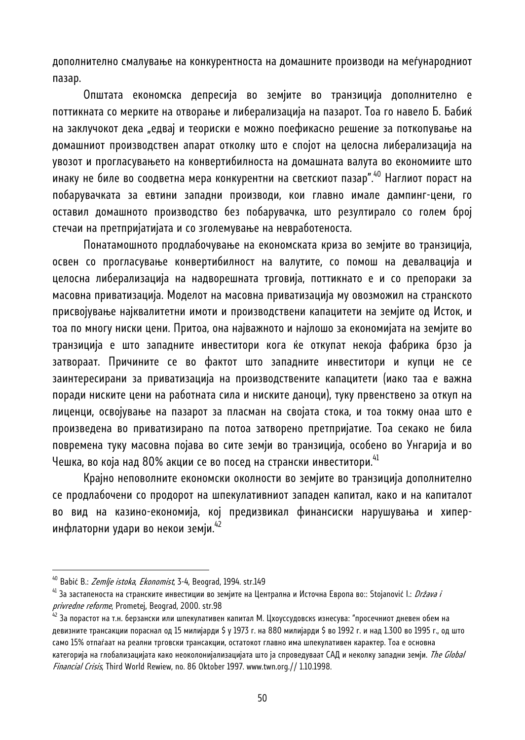дополнително смалување на конкурентноста на домашните производи на меѓународниот пазар.

Општата економска депресија во земјите во транзиција дополнително е поттикната со мерките на отворање и либерализација на пазарот. Тоа го навело Б. Бабиќ на заклучокот дека „едвај и теориски е можно поефикасно решение за поткопување на домашниот производствен апарат отколку што е спојот на целосна либерализација на увозот и прогласувањето на конвертибилноста на домашната валута во економиите што инаку не биле во соодветна мера конкурентни на светскиот пазар".[40] Наглиот пораст на побарувачката за евтини западни производи, кои главно имале дампинг-цени, го оставил домашното производство без побарувачка, што резултирало со голем број стечаи на претпријатијата и со зголемување на невработеноста.

Понатамошното продлабочување на економската криза во земјите во транзиција, освен со прогласување конвертибилност на валутите, со помош на девалвација и целосна либерализација на надворешната трговија, поттикнато е и со препораки за масовна приватизација. Моделот на масовна приватизација му овозможил на странското присвојување најквалитетни имоти и производствени капацитети на земјите од Исток, и тоа по многу ниски цени. Притоа, она највалното и најлошо за економијата на земјите во транзиција е што западните инвеститори кога ќе откупат некоја фабрика брзо ја затвораат. Причините се во фактот што западните инвеститори и купци не се заинтересирани за приватизација на производствените капацитети (иако таа е важна поради ниските цени на работната сила и ниските даноци), туку првенствено за откуп на лиценци, освојување на пазарот за пласман на својата стока, и тоа токму онаа што е произведена во приватизирано па потоа затворено претпријатие. Тоа секако не била повремена туку масовна појава во сите земји во транзиција, особено во Унгарија и во Чешка, во која над 80% акции се во посед на странски инвеститори.[41]

Крајно неповолните економски околности во земјите во транзиција дополнително се продлабочени со продорот на шпекулативниот западен капитал, како и на капиталот во вид на казино-економија, кој предизвикал финансиски нарушувања и хипер-инфлаторни удари во некои земји.[42]

---

[40] Babić B.: *Zemlje istoka*, *Ekonomist*, 3-4, Beograd, 1994. str.149

[41] За застапеноста на странските инвестиции во земјите на Централна и Источна Европа во:: Stojanović I.: *Država i privredne reforme*, Prometej, Beograd, 2000. str.98

[42] За порастот на т.н. берзански или шпекулативен капитал М. Цхоуссудовскs изнесува: "просечниот дневен обем на девизните трансакции пораснал од 15 милијарди $ у 1973 г. на 880 милијарди $ во 1992 г. и над 1.300 во 1995 г., од што само 15% отпаѓаат на реални трговски трансакции, остатокот главно има шпекулативен карактер. Тоа е основна категорија на глобализацијата како неоколонијализацијата што ја спроведуваат САД и неколку западни земји. *The Global Financial Crisis*, Third World Rewiew, no. 86 Oktober 1997. www.twn.org.// 1.10.1998.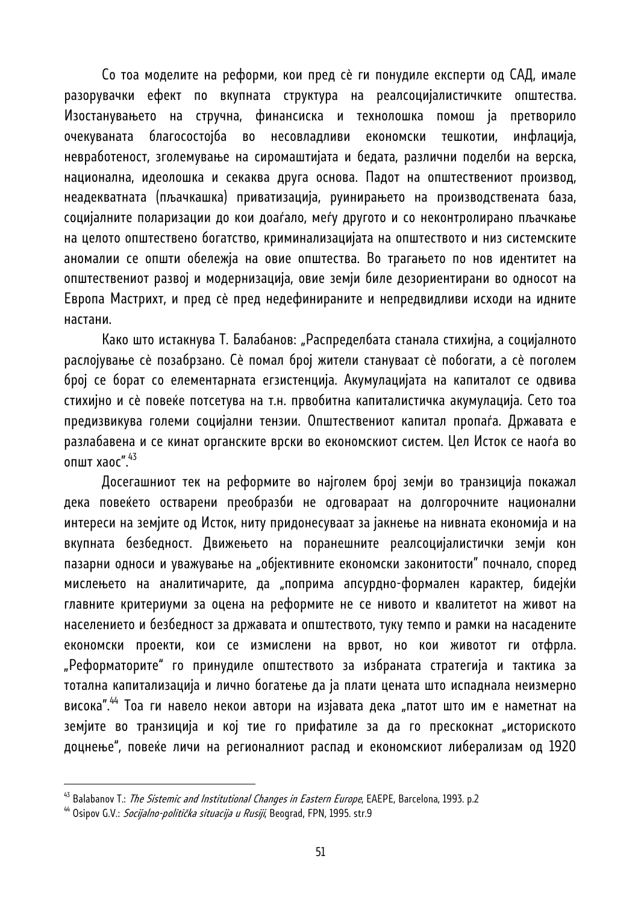Со тоа моделите на реформи, кои пред сè ги понудиле експерти од САД, имале разорувачки ефект по вкупната структура на реалсоцијалистичките општества. Изостанувањето на стручна, финансиска и технолошка помош ја претворило очекуваната благосостојба во несовладливи економски тешкотии, инфлација, невработеност, зголемување на сиромаштијата и бедата, различни поделби на верска, национална, идеолошка и секаква друга основа. Падот на општествениот производ, неадекватната (пљачкашка) приватизација, руинирањето на производствената база, социјалните поларизации до кои доаѓало, меѓу другото и со неконтролирано пљачкање на целото општествено богатство, криминализацијата на општеството и низ системските аномалии се општи обележја на овие општества. Во трагањето по нов идентитет на општествениот развој и модернизација, овие земји биле дезориентирани во односот на Европа Мастрихт, и пред сè пред недефинираните и непредвидливи исходи на идните настани.

Како што истакнува Т. Балабанов: „Распределбата станала стихијна, а социјалното раслојување сè позабрзано. Сè помал број жители стануваат сè побогати, а сè поголем број се борат со елементарната егзистенција. Акумулацијата на капиталот се одвива стихијно и сè повеќе потсетува на т.н. првобитна капиталистичка акумулација. Сето тоа предизвикува големи социјални тензии. Општествениот капитал пропаѓа. Државата е разлабавена и се кинат органските врски во економскиот систем. Цел Исток се наоѓа во општ хаос".[43]

Досегашниот тек на реформите во најголем број земји во транзиција покажал дека повеќето остварени преобразби не одговараат на долгорочните национални интереси на земјите од Исток, ниту придонесуваат за јакнење на нивната економија и на вкупната безбедност. Движењето на поранешните реалсоцијалистички земји кон пазарни односи и уважување на „објективните економски законитости" почнало, според мислењето на аналитичарите, да „поприма апсурдно-формален карактер, бидејќи главните критериуми за оцена на реформите не се нивото и квалитетот на живот на населението и безбедност за државата и општеството, туку темпо и рамки на насадените економски проекти, кои се измислени на врвот, но кои животот ги отфрла. „Реформаторите" го принудиле општеството за избраната стратегија и тактика за тотална капитализација и лично богатење да ја плати цената што испаднала неизмерно висока".[44] Тоа ги навело некои автори на изјавата дека „патот што им е наметнат на земјите во транзиција и кој тие го прифатиле за да го прескокнат „историското доцнење", повеќе личи на регионалниот распад и економскиот либерализам од 1920

---

[43] Balabanov T.: *The Sistemic and Institutional Changes in Eastern Europe*, EAEPE, Barcelona, 1993. p.2

[44] Osipov G.V.: *Socijalno-politička situacija u Rusiji*, Beograd, FPN, 1995. str.9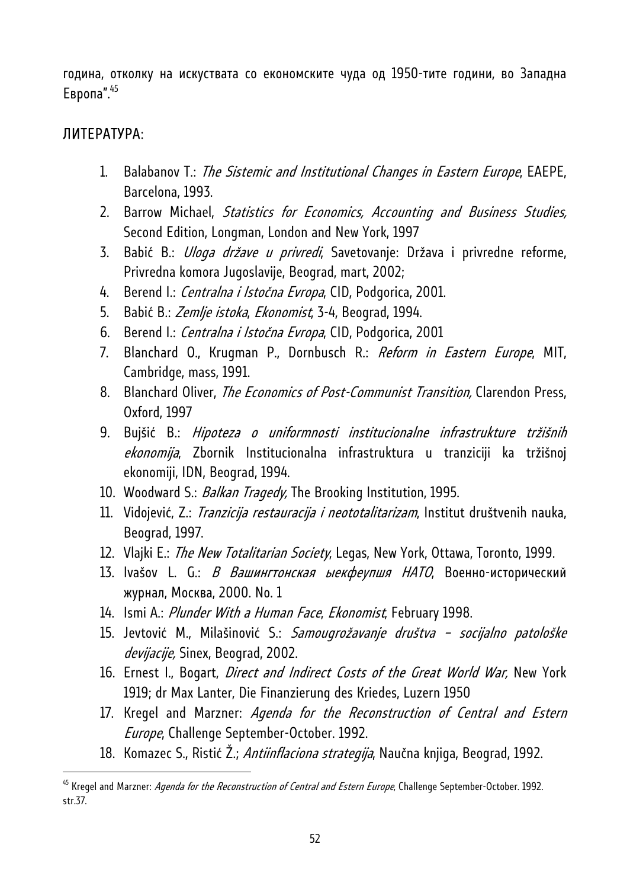година, отколку на искуствата со економските чуда од 1950-тите години, во Западна Европа".[45]

ЛИТЕРАТУРА:

1. Balabanov T.: *The Sistemic and Institutional Changes in Eastern Europe*, EAEPE, Barcelona, 1993.
2. Barrow Michael, *Statistics for Economics, Accounting and Business Studies,* Second Edition, Longman, London and New York, 1997
3. Babić B.: *Uloga države u privredi*, Savetovanje: Država i privredne reforme, Privredna komora Jugoslavije, Beograd, mart, 2002;
4. Berend I.: *Centralna i Istočna Evropa*, CID, Podgorica, 2001.
5. Babić B.: *Zemlje istoka*, *Ekonomist*, 3-4, Beograd, 1994.
6. Berend I.: *Centralna i Istočna Evropa*, CID, Podgorica, 2001
7. Blanchard O., Krugman P., Dornbusch R.: *Reform in Eastern Europe*, MIT, Cambridge, mass, 1991.
8. Blanchard Oliver, *The Economics of Post-Communist Transition,* Clarendon Press, Oxford, 1997
9. Bujšić B.: *Hipoteza o uniformnosti institucionalne infrastrukture tržišnih ekonomija*, Zbornik Institucionalna infrastruktura u tranziciji ka tržišnoj ekonomiji, IDN, Beograd, 1994.
10. Woodward S.: *Balkan Tragedy,* The Brooking Institution, 1995.
11. Vidojević, Z.: *Tranzicija restauracija i neototalitarizam*, Institut društvenih nauka, Beograd, 1997.
12. Vlajki E.: *The New Totalitarian Society*, Legas, New York, Ottawa, Toronto, 1999.
13. Ivašov L. G.: *В Вашингтонская ыекфеупшя НАТО*, Военно-исторический журнал, Москва, 2000. No. 1
14. Ismi A.: *Plunder With a Human Face*, *Ekonomist*, February 1998.
15. Jevtović M., Milašinović S.: *Samougrožavanje društva – socijalno patološke devijacije,* Sinex, Beograd, 2002.
16. Ernest I., Bogart, *Direct and Indirect Costs of the Great World War,* New York 1919; dr Max Lanter, Die Finanzierung des Kriedes, Luzern 1950
17. Kregel and Marzner: *Agenda for the Reconstruction of Central and Estern Europe*, Challenge September-October. 1992.
18. Komazec S., Ristić Ž.; *Antiinflaciona strategija*, Naučna knjiga, Beograd, 1992.

---

[45] Kregel and Marzner: *Agenda for the Reconstruction of Central and Estern Europe*, Challenge September-October. 1992. str.37.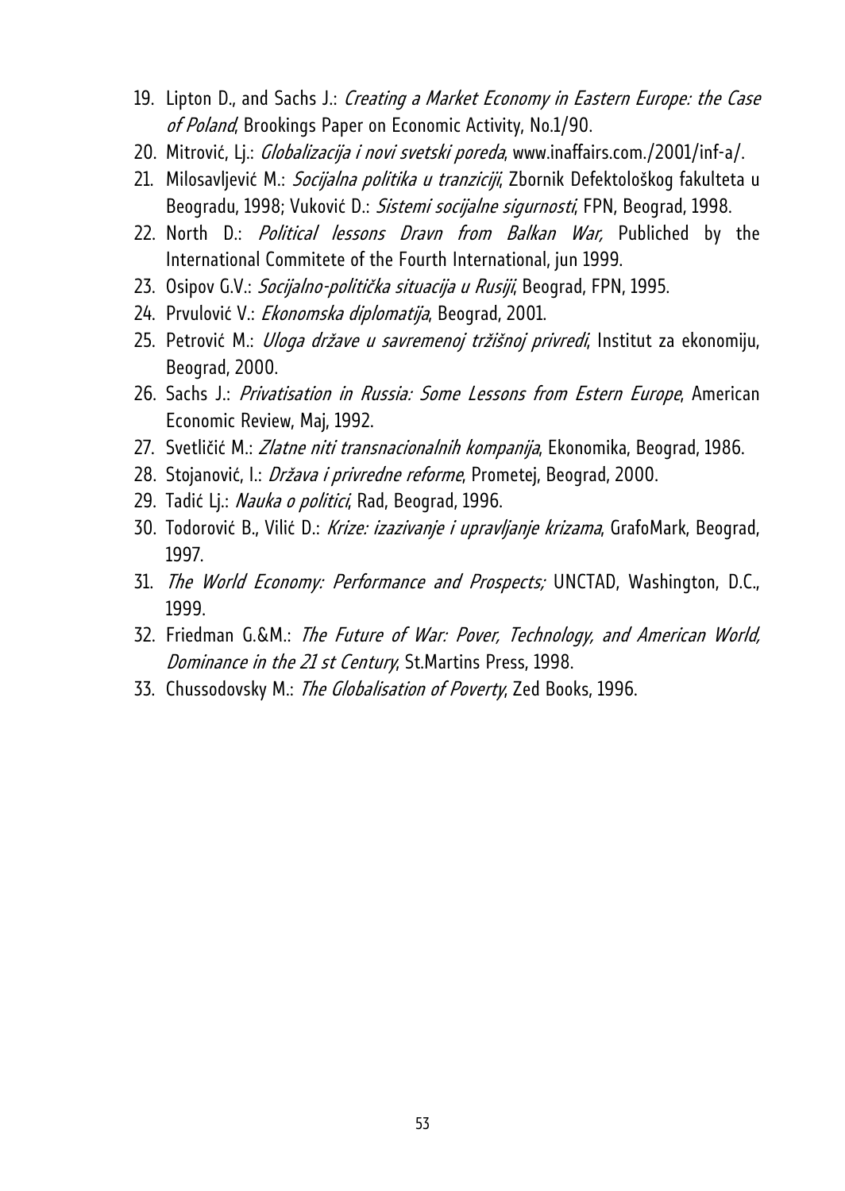19. Lipton D., and Sachs J.: *Creating a Market Economy in Eastern Europe: the Case of Poland*, Brookings Paper on Economic Activity, No.1/90.
20. Mitrović, Lj.: *Globalizacija i novi svetski poreda*, www.inaffairs.com./2001/inf-a/.
21. Milosavljević M.: *Socijalna politika u tranziciji*, Zbornik Defektološkog fakulteta u Beogradu, 1998; Vuković D.: *Sistemi socijalne sigurnosti*, FPN, Beograd, 1998.
22. North D.: *Political lessons Dravn from Balkan War,* Publiched by the International Commitete of the Fourth International, jun 1999.
23. Osipov G.V.: *Socijalno-politička situacija u Rusiji*, Beograd, FPN, 1995.
24. Prvulović V.: *Ekonomska diplomatija*, Beograd, 2001.
25. Petrović M.: *Uloga države u savremenoj tržišnoj privredi*, Institut za ekonomiju, Beograd, 2000.
26. Sachs J.: *Privatisation in Russia: Some Lessons from Estern Europe*, American Economic Review, Maj, 1992.
27. Svetličić M.: *Zlatne niti transnacionalnih kompanija*, Ekonomika, Beograd, 1986.
28. Stojanović, I.: *Država i privredne reforme*, Prometej, Beograd, 2000.
29. Tadić Lj.: *Nauka o politici*, Rad, Beograd, 1996.
30. Todorović B., Vilić D.: *Krize: izazivanje i upravljanje krizama*, GrafoMark, Beograd, 1997.
31. *The World Economy: Performance and Prospects;* UNCTAD, Washington, D.C., 1999.
32. Friedman G.&M.: *The Future of War: Pover, Technology, and American World, Dominance in the 21 st Century*, St.Martins Press, 1998.
33. Chussodovsky M.: *The Globalisation of Poverty*, Zed Books, 1996.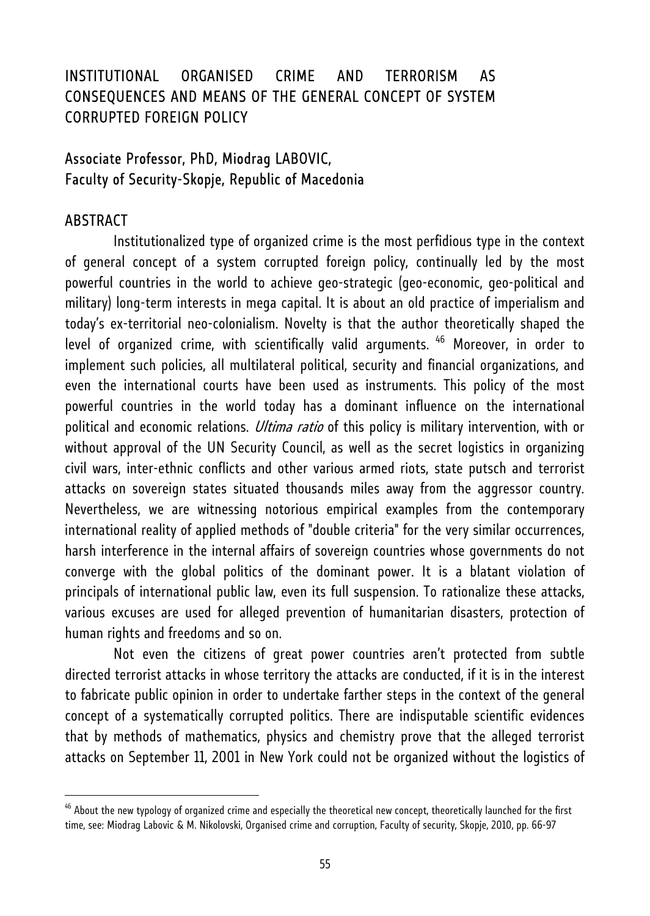# INSTITUTIONAL ORGANISED CRIME AND TERRORISM AS CONSEQUENCES AND MEANS OF THE GENERAL CONCEPT OF SYSTEM CORRUPTED FOREIGN POLICY

## Associate Professor, PhD, Miodrag LABOVIC, Faculty of Security-Skopje, Republic of Macedonia

### ABSTRACT

Institutionalized type of organized crime is the most perfidious type in the context of general concept of a system corrupted foreign policy, continually led by the most powerful countries in the world to achieve geo-strategic (geo-economic, geo-political and military) long-term interests in mega capital. It is about an old practice of imperialism and today's ex-territorial neo-colonialism. Novelty is that the author theoretically shaped the level of organized crime, with scientifically valid arguments. [46] Moreover, in order to implement such policies, all multilateral political, security and financial organizations, and even the international courts have been used as instruments. This policy of the most powerful countries in the world today has a dominant influence on the international political and economic relations. *Ultima ratio* of this policy is military intervention, with or without approval of the UN Security Council, as well as the secret logistics in organizing civil wars, inter-ethnic conflicts and other various armed riots, state putsch and terrorist attacks on sovereign states situated thousands miles away from the aggressor country. Nevertheless, we are witnessing notorious empirical examples from the contemporary international reality of applied methods of "double criteria" for the very similar occurrences, harsh interference in the internal affairs of sovereign countries whose governments do not converge with the global politics of the dominant power. It is a blatant violation of principals of international public law, even its full suspension. To rationalize these attacks, various excuses are used for alleged prevention of humanitarian disasters, protection of human rights and freedoms and so on.

Not even the citizens of great power countries aren't protected from subtle directed terrorist attacks in whose territory the attacks are conducted, if it is in the interest to fabricate public opinion in order to undertake farther steps in the context of the general concept of a systematically corrupted politics. There are indisputable scientific evidences that by methods of mathematics, physics and chemistry prove that the alleged terrorist attacks on September 11, 2001 in New York could not be organized without the logistics of

---

[46] About the new typology of organized crime and especially the theoretical new concept, theoretically launched for the first time, see: Miodrag Labovic & M. Nikolovski, Organised crime and corruption, Faculty of security, Skopje, 2010, pp. 66-97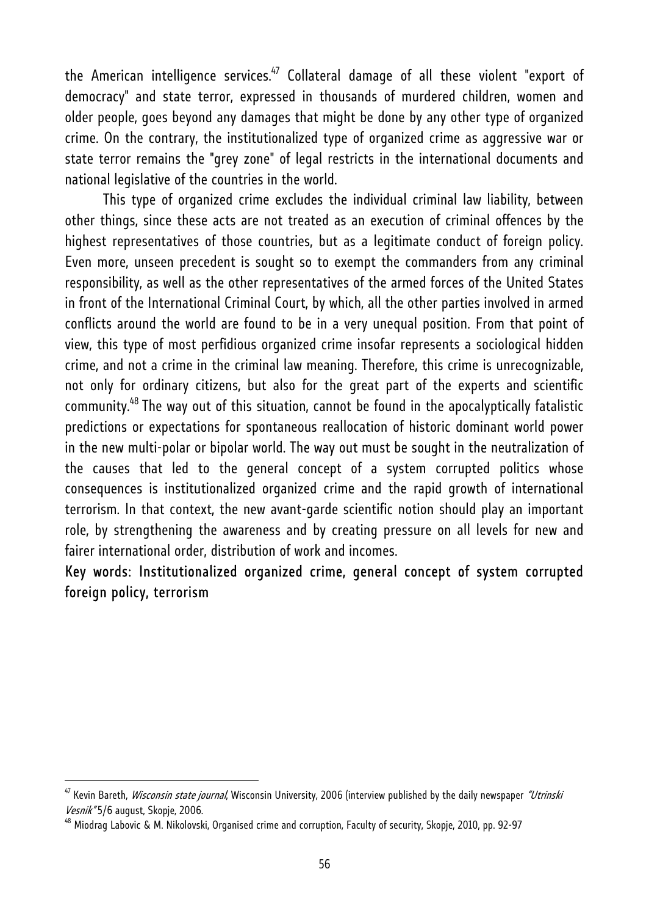the American intelligence services.[47] Collateral damage of all these violent "export of democracy" and state terror, expressed in thousands of murdered children, women and older people, goes beyond any damages that might be done by any other type of organized crime. On the contrary, the institutionalized type of organized crime as aggressive war or state terror remains the "grey zone" of legal restricts in the international documents and national legislative of the countries in the world.

This type of organized crime excludes the individual criminal law liability, between other things, since these acts are not treated as an execution of criminal offences by the highest representatives of those countries, but as a legitimate conduct of foreign policy. Even more, unseen precedent is sought so to exempt the commanders from any criminal responsibility, as well as the other representatives of the armed forces of the United States in front of the International Criminal Court, by which, all the other parties involved in armed conflicts around the world are found to be in a very unequal position. From that point of view, this type of most perfidious organized crime insofar represents a sociological hidden crime, and not a crime in the criminal law meaning. Therefore, this crime is unrecognizable, not only for ordinary citizens, but also for the great part of the experts and scientific community.[48] The way out of this situation, cannot be found in the apocalyptically fatalistic predictions or expectations for spontaneous reallocation of historic dominant world power in the new multi-polar or bipolar world. The way out must be sought in the neutralization of the causes that led to the general concept of a system corrupted politics whose consequences is institutionalized organized crime and the rapid growth of international terrorism. In that context, the new avant-garde scientific notion should play an important role, by strengthening the awareness and by creating pressure on all levels for new and fairer international order, distribution of work and incomes.

Key words: Institutionalized organized crime, general concept of system corrupted foreign policy, terrorism

---

[47] Kevin Bareth, *Wisconsin state journal*, Wisconsin University, 2006 (interview published by the daily newspaper *"Utrinski Vesnik"* 5/6 august, Skopje, 2006.

[48] Miodrag Labovic & M. Nikolovski, Organised crime and corruption, Faculty of security, Skopje, 2010, pp. 92-97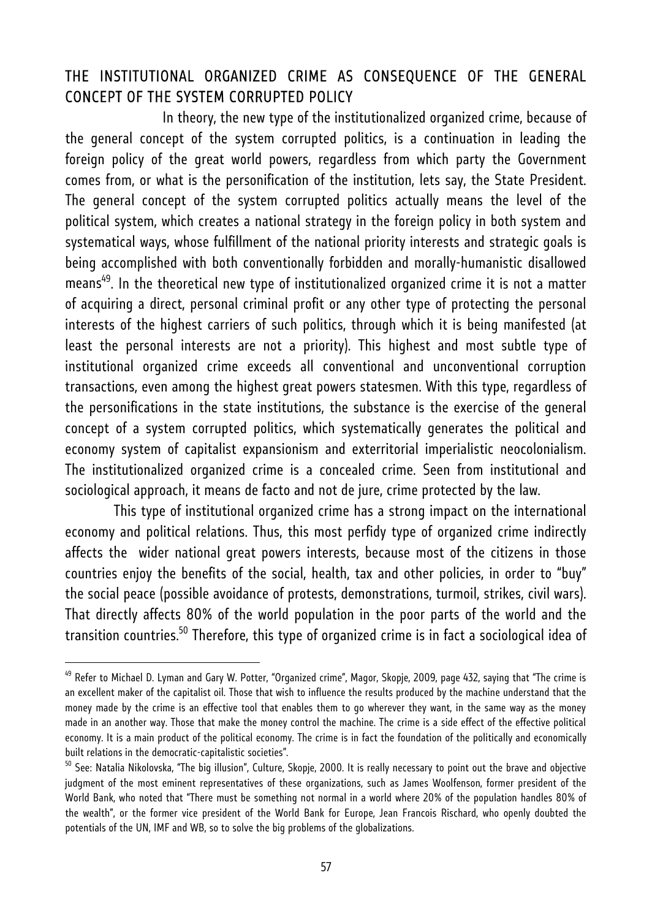## THE INSTITUTIONAL ORGANIZED CRIME AS CONSEQUENCE OF THE GENERAL CONCEPT OF THE SYSTEM CORRUPTED POLICY

In theory, the new type of the institutionalized organized crime, because of the general concept of the system corrupted politics, is a continuation in leading the foreign policy of the great world powers, regardless from which party the Government comes from, or what is the personification of the institution, lets say, the State President. The general concept of the system corrupted politics actually means the level of the political system, which creates a national strategy in the foreign policy in both system and systematical ways, whose fulfillment of the national priority interests and strategic goals is being accomplished with both conventionally forbidden and morally-humanistic disallowed means[49]. In the theoretical new type of institutionalized organized crime it is not a matter of acquiring a direct, personal criminal profit or any other type of protecting the personal interests of the highest carriers of such politics, through which it is being manifested (at least the personal interests are not a priority). This highest and most subtle type of institutional organized crime exceeds all conventional and unconventional corruption transactions, even among the highest great powers statesmen. With this type, regardless of the personifications in the state institutions, the substance is the exercise of the general concept of a system corrupted politics, which systematically generates the political and economy system of capitalist expansionism and exterritorial imperialistic neocolonialism. The institutionalized organized crime is a concealed crime. Seen from institutional and sociological approach, it means de facto and not de jure, crime protected by the law.

This type of institutional organized crime has a strong impact on the international economy and political relations. Thus, this most perfidy type of organized crime indirectly affects the wider national great powers interests, because most of the citizens in those countries enjoy the benefits of the social, health, tax and other policies, in order to "buy" the social peace (possible avoidance of protests, demonstrations, turmoil, strikes, civil wars). That directly affects 80% of the world population in the poor parts of the world and the transition countries.[50] Therefore, this type of organized crime is in fact a sociological idea of

---

[49] Refer to Michael D. Lyman and Gary W. Potter, "Organized crime", Magor, Skopje, 2009, page 432, saying that "The crime is an excellent maker of the capitalist oil. Those that wish to influence the results produced by the machine understand that the money made by the crime is an effective tool that enables them to go wherever they want, in the same way as the money made in an another way. Those that make the money control the machine. The crime is a side effect of the effective political economy. It is a main product of the political economy. The crime is in fact the foundation of the politically and economically built relations in the democratic-capitalistic societies".

[50] See: Natalia Nikolovska, "The big illusion", Culture, Skopje, 2000. It is really necessary to point out the brave and objective judgment of the most eminent representatives of these organizations, such as James Woolfenson, former president of the World Bank, who noted that "There must be something not normal in a world where 20% of the population handles 80% of the wealth", or the former vice president of the World Bank for Europe, Jean Francois Rischard, who openly doubted the potentials of the UN, IMF and WB, so to solve the big problems of the globalizations.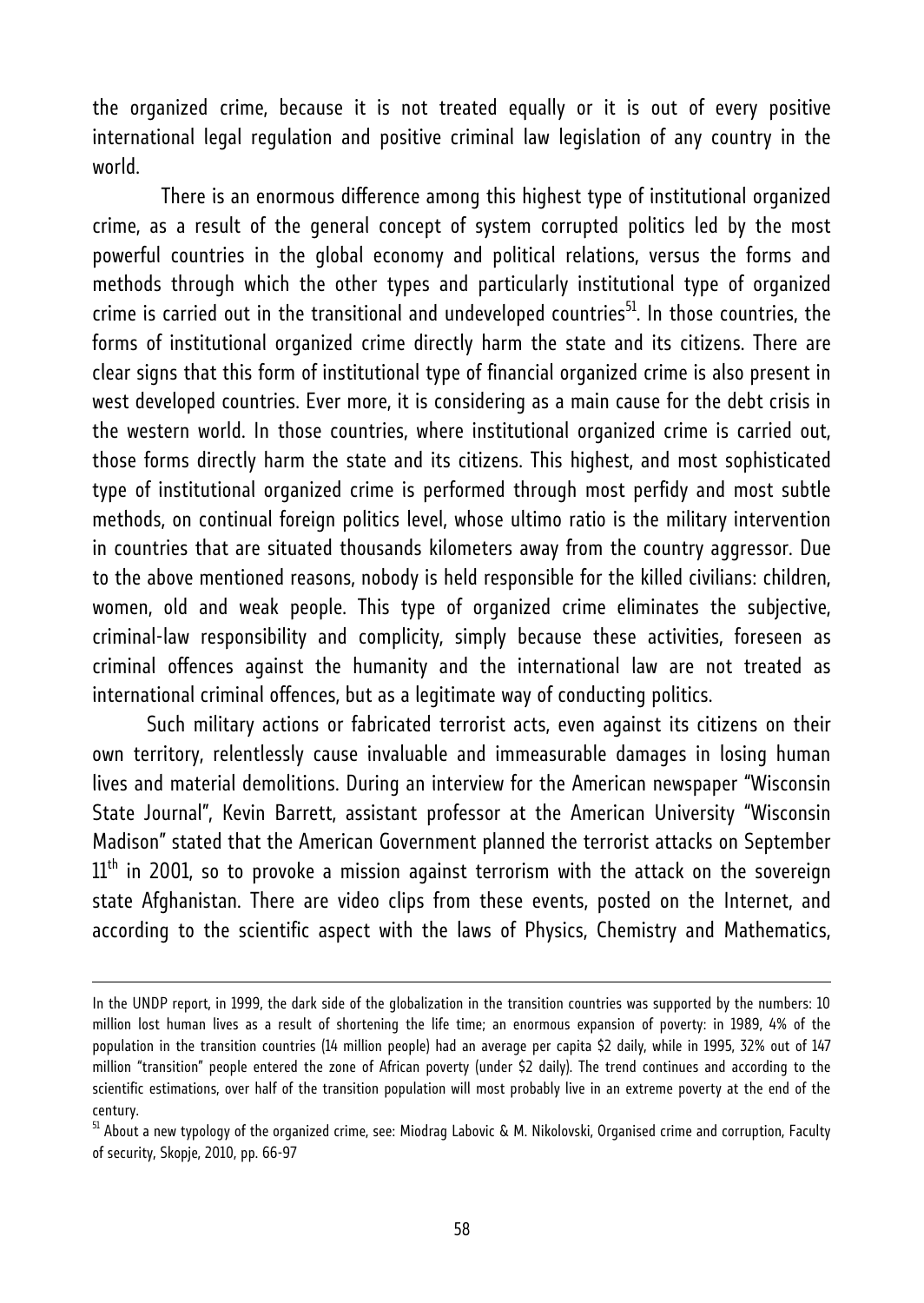the organized crime, because it is not treated equally or it is out of every positive international legal regulation and positive criminal law legislation of any country in the world.

There is an enormous difference among this highest type of institutional organized crime, as a result of the general concept of system corrupted politics led by the most powerful countries in the global economy and political relations, versus the forms and methods through which the other types and particularly institutional type of organized crime is carried out in the transitional and undeveloped countries[51]. In those countries, the forms of institutional organized crime directly harm the state and its citizens. There are clear signs that this form of institutional type of financial organized crime is also present in west developed countries. Ever more, it is considering as a main cause for the debt crisis in the western world. In those countries, where institutional organized crime is carried out, those forms directly harm the state and its citizens. This highest, and most sophisticated type of institutional organized crime is performed through most perfidy and most subtle methods, on continual foreign politics level, whose ultimo ratio is the military intervention in countries that are situated thousands kilometers away from the country aggressor. Due to the above mentioned reasons, nobody is held responsible for the killed civilians: children, women, old and weak people. This type of organized crime eliminates the subjective, criminal-law responsibility and complicity, simply because these activities, foreseen as criminal offences against the humanity and the international law are not treated as international criminal offences, but as a legitimate way of conducting politics.

Such military actions or fabricated terrorist acts, even against its citizens on their own territory, relentlessly cause invaluable and immeasurable damages in losing human lives and material demolitions. During an interview for the American newspaper "Wisconsin State Journal", Kevin Barrett, assistant professor at the American University "Wisconsin Madison" stated that the American Government planned the terrorist attacks on September 11th in 2001, so to provoke a mission against terrorism with the attack on the sovereign state Afghanistan. There are video clips from these events, posted on the Internet, and according to the scientific aspect with the laws of Physics, Chemistry and Mathematics,

---

In the UNDP report, in 1999, the dark side of the globalization in the transition countries was supported by the numbers: 10 million lost human lives as a result of shortening the life time; an enormous expansion of poverty: in 1989, 4% of the population in the transition countries (14 million people) had an average per capita $2 daily, while in 1995, 32% out of 147 million "transition" people entered the zone of African poverty (under $2 daily). The trend continues and according to the scientific estimations, over half of the transition population will most probably live in an extreme poverty at the end of the century.

[51] About a new typology of the organized crime, see: Miodrag Labovic & M. Nikolovski, Organised crime and corruption, Faculty of security, Skopje, 2010, pp. 66-97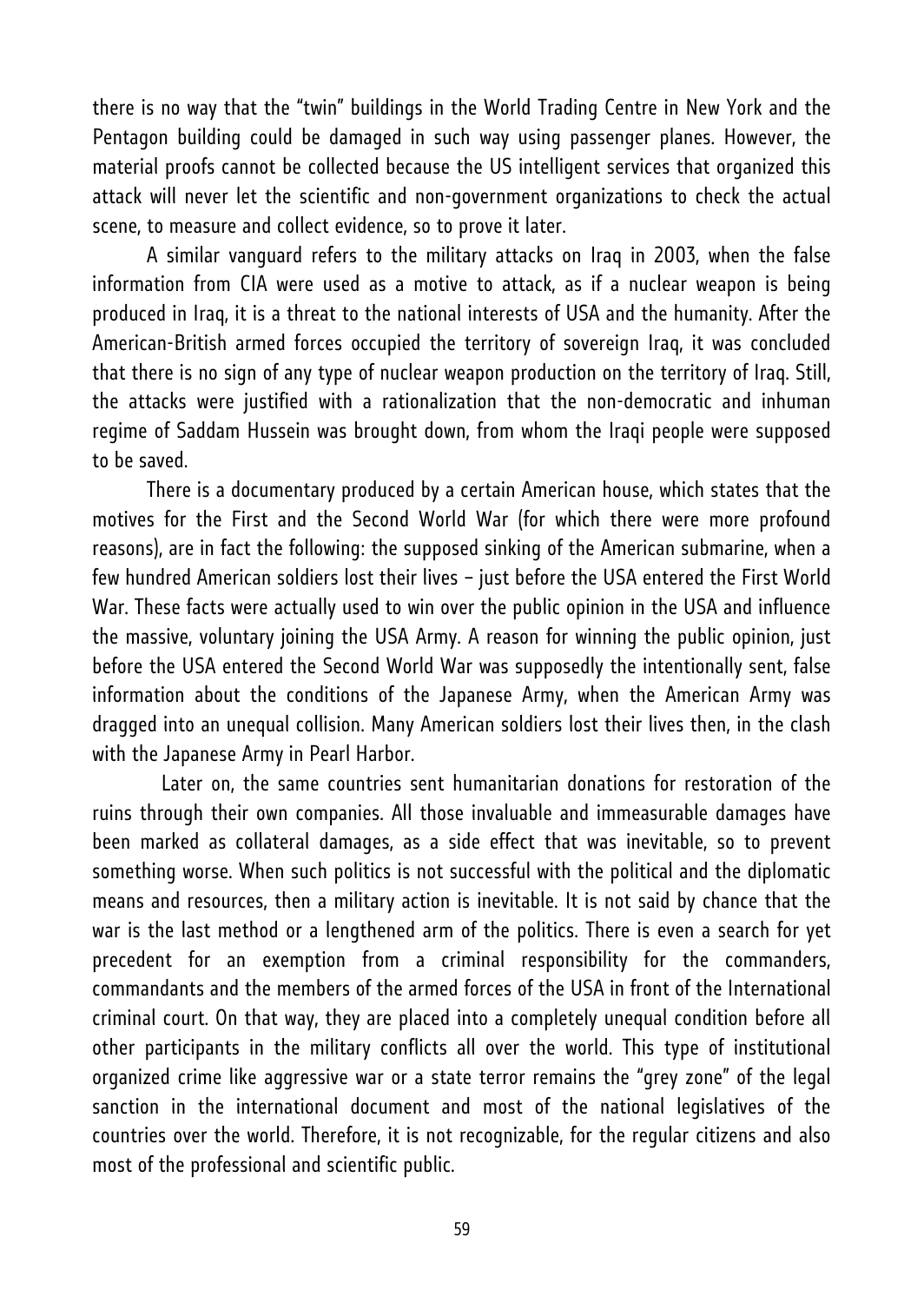there is no way that the “twin” buildings in the World Trading Centre in New York and the Pentagon building could be damaged in such way using passenger planes. However, the material proofs cannot be collected because the US intelligent services that organized this attack will never let the scientific and non-government organizations to check the actual scene, to measure and collect evidence, so to prove it later.

A similar vanguard refers to the military attacks on Iraq in 2003, when the false information from CIA were used as a motive to attack, as if a nuclear weapon is being produced in Iraq, it is a threat to the national interests of USA and the humanity. After the American-British armed forces occupied the territory of sovereign Iraq, it was concluded that there is no sign of any type of nuclear weapon production on the territory of Iraq. Still, the attacks were justified with a rationalization that the non-democratic and inhuman regime of Saddam Hussein was brought down, from whom the Iraqi people were supposed to be saved.

There is a documentary produced by a certain American house, which states that the motives for the First and the Second World War (for which there were more profound reasons), are in fact the following: the supposed sinking of the American submarine, when a few hundred American soldiers lost their lives – just before the USA entered the First World War. These facts were actually used to win over the public opinion in the USA and influence the massive, voluntary joining the USA Army. A reason for winning the public opinion, just before the USA entered the Second World War was supposedly the intentionally sent, false information about the conditions of the Japanese Army, when the American Army was dragged into an unequal collision. Many American soldiers lost their lives then, in the clash with the Japanese Army in Pearl Harbor.

Later on, the same countries sent humanitarian donations for restoration of the ruins through their own companies. All those invaluable and immeasurable damages have been marked as collateral damages, as a side effect that was inevitable, so to prevent something worse. When such politics is not successful with the political and the diplomatic means and resources, then a military action is inevitable. It is not said by chance that the war is the last method or a lengthened arm of the politics. There is even a search for yet precedent for an exemption from a criminal responsibility for the commanders, commandants and the members of the armed forces of the USA in front of the International criminal court. On that way, they are placed into a completely unequal condition before all other participants in the military conflicts all over the world. This type of institutional organized crime like aggressive war or a state terror remains the “grey zone” of the legal sanction in the international document and most of the national legislatives of the countries over the world. Therefore, it is not recognizable, for the regular citizens and also most of the professional and scientific public.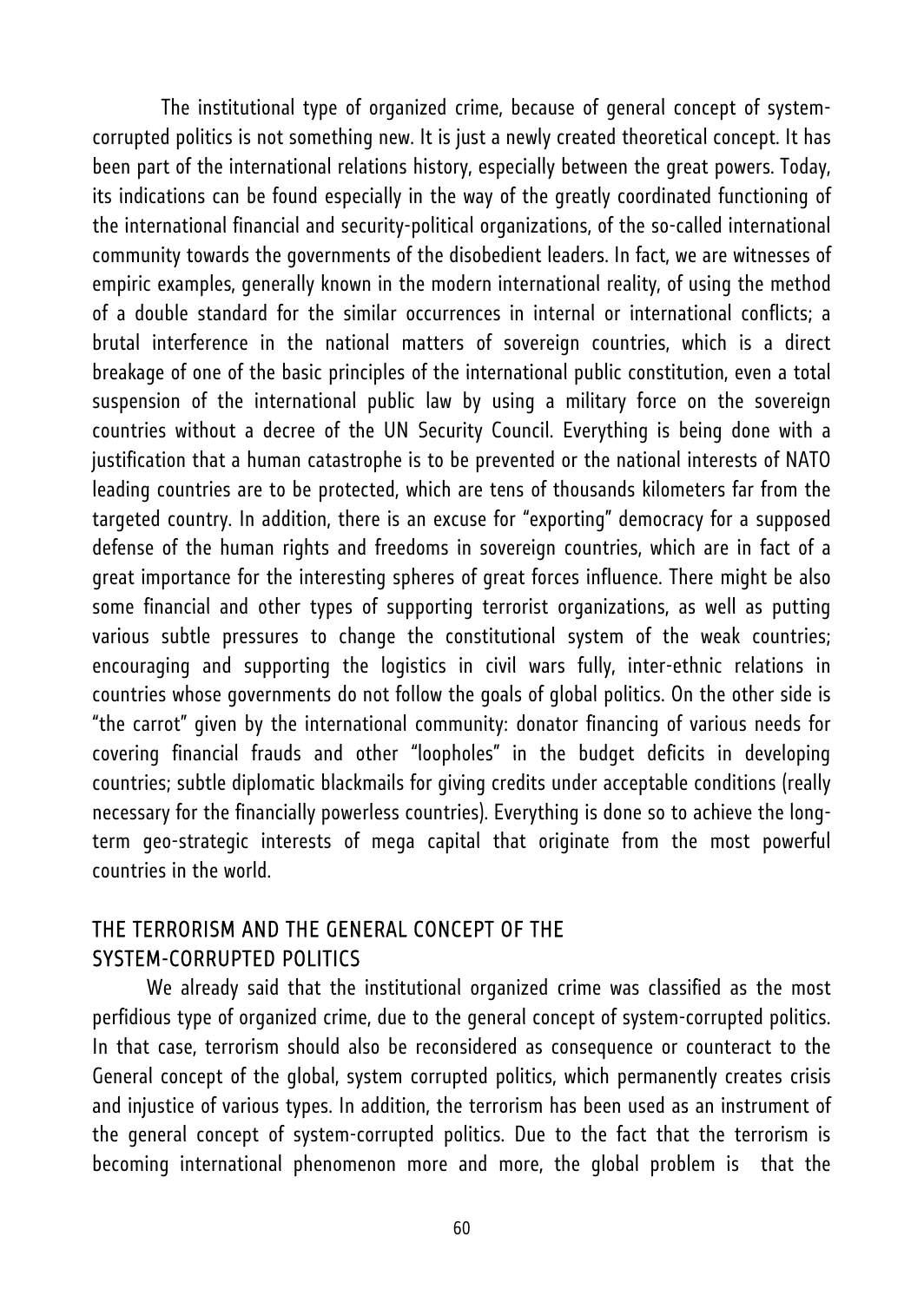The institutional type of organized crime, because of general concept of system-corrupted politics is not something new. It is just a newly created theoretical concept. It has been part of the international relations history, especially between the great powers. Today, its indications can be found especially in the way of the greatly coordinated functioning of the international financial and security-political organizations, of the so-called international community towards the governments of the disobedient leaders. In fact, we are witnesses of empiric examples, generally known in the modern international reality, of using the method of a double standard for the similar occurrences in internal or international conflicts; a brutal interference in the national matters of sovereign countries, which is a direct breakage of one of the basic principles of the international public constitution, even a total suspension of the international public law by using a military force on the sovereign countries without a decree of the UN Security Council. Everything is being done with a justification that a human catastrophe is to be prevented or the national interests of NATO leading countries are to be protected, which are tens of thousands kilometers far from the targeted country. In addition, there is an excuse for "exporting" democracy for a supposed defense of the human rights and freedoms in sovereign countries, which are in fact of a great importance for the interesting spheres of great forces influence. There might be also some financial and other types of supporting terrorist organizations, as well as putting various subtle pressures to change the constitutional system of the weak countries; encouraging and supporting the logistics in civil wars fully, inter-ethnic relations in countries whose governments do not follow the goals of global politics. On the other side is "the carrot" given by the international community: donator financing of various needs for covering financial frauds and other "loopholes" in the budget deficits in developing countries; subtle diplomatic blackmails for giving credits under acceptable conditions (really necessary for the financially powerless countries). Everything is done so to achieve the long-term geo-strategic interests of mega capital that originate from the most powerful countries in the world.

## THE TERRORISM AND THE GENERAL CONCEPT OF THE SYSTEM-CORRUPTED POLITICS

We already said that the institutional organized crime was classified as the most perfidious type of organized crime, due to the general concept of system-corrupted politics. In that case, terrorism should also be reconsidered as consequence or counteract to the General concept of the global, system corrupted politics, which permanently creates crisis and injustice of various types. In addition, the terrorism has been used as an instrument of the general concept of system-corrupted politics. Due to the fact that the terrorism is becoming international phenomenon more and more, the global problem is that the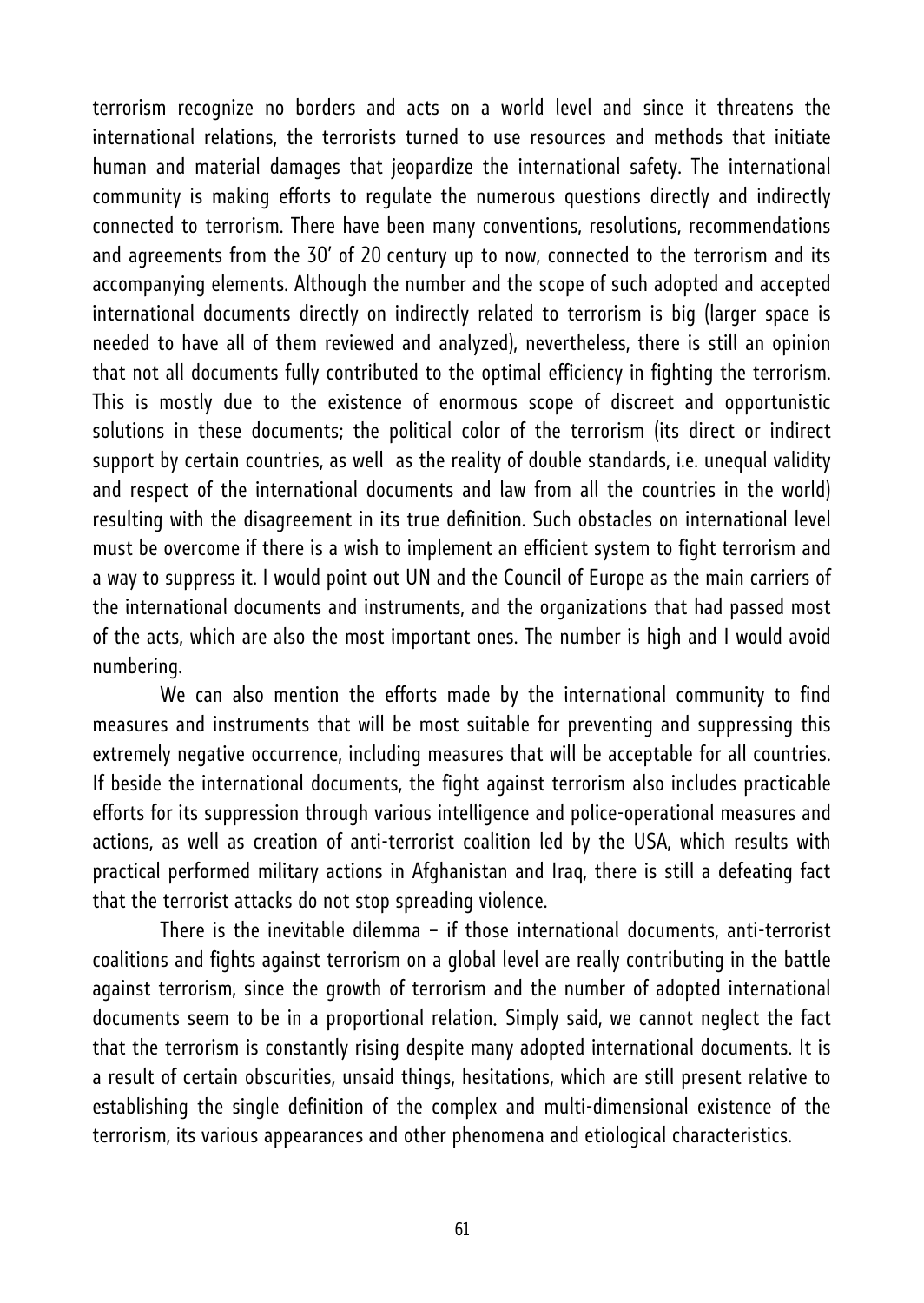terrorism recognize no borders and acts on a world level and since it threatens the international relations, the terrorists turned to use resources and methods that initiate human and material damages that jeopardize the international safety. The international community is making efforts to regulate the numerous questions directly and indirectly connected to terrorism. There have been many conventions, resolutions, recommendations and agreements from the 30' of 20 century up to now, connected to the terrorism and its accompanying elements. Although the number and the scope of such adopted and accepted international documents directly on indirectly related to terrorism is big (larger space is needed to have all of them reviewed and analyzed), nevertheless, there is still an opinion that not all documents fully contributed to the optimal efficiency in fighting the terrorism. This is mostly due to the existence of enormous scope of discreet and opportunistic solutions in these documents; the political color of the terrorism (its direct or indirect support by certain countries, as well as the reality of double standards, i.e. unequal validity and respect of the international documents and law from all the countries in the world) resulting with the disagreement in its true definition. Such obstacles on international level must be overcome if there is a wish to implement an efficient system to fight terrorism and a way to suppress it. I would point out UN and the Council of Europe as the main carriers of the international documents and instruments, and the organizations that had passed most of the acts, which are also the most important ones. The number is high and I would avoid numbering.

We can also mention the efforts made by the international community to find measures and instruments that will be most suitable for preventing and suppressing this extremely negative occurrence, including measures that will be acceptable for all countries. If beside the international documents, the fight against terrorism also includes practicable efforts for its suppression through various intelligence and police-operational measures and actions, as well as creation of anti-terrorist coalition led by the USA, which results with practical performed military actions in Afghanistan and Iraq, there is still a defeating fact that the terrorist attacks do not stop spreading violence.

There is the inevitable dilemma – if those international documents, anti-terrorist coalitions and fights against terrorism on a global level are really contributing in the battle against terrorism, since the growth of terrorism and the number of adopted international documents seem to be in a proportional relation. Simply said, we cannot neglect the fact that the terrorism is constantly rising despite many adopted international documents. It is a result of certain obscurities, unsaid things, hesitations, which are still present relative to establishing the single definition of the complex and multi-dimensional existence of the terrorism, its various appearances and other phenomena and etiological characteristics.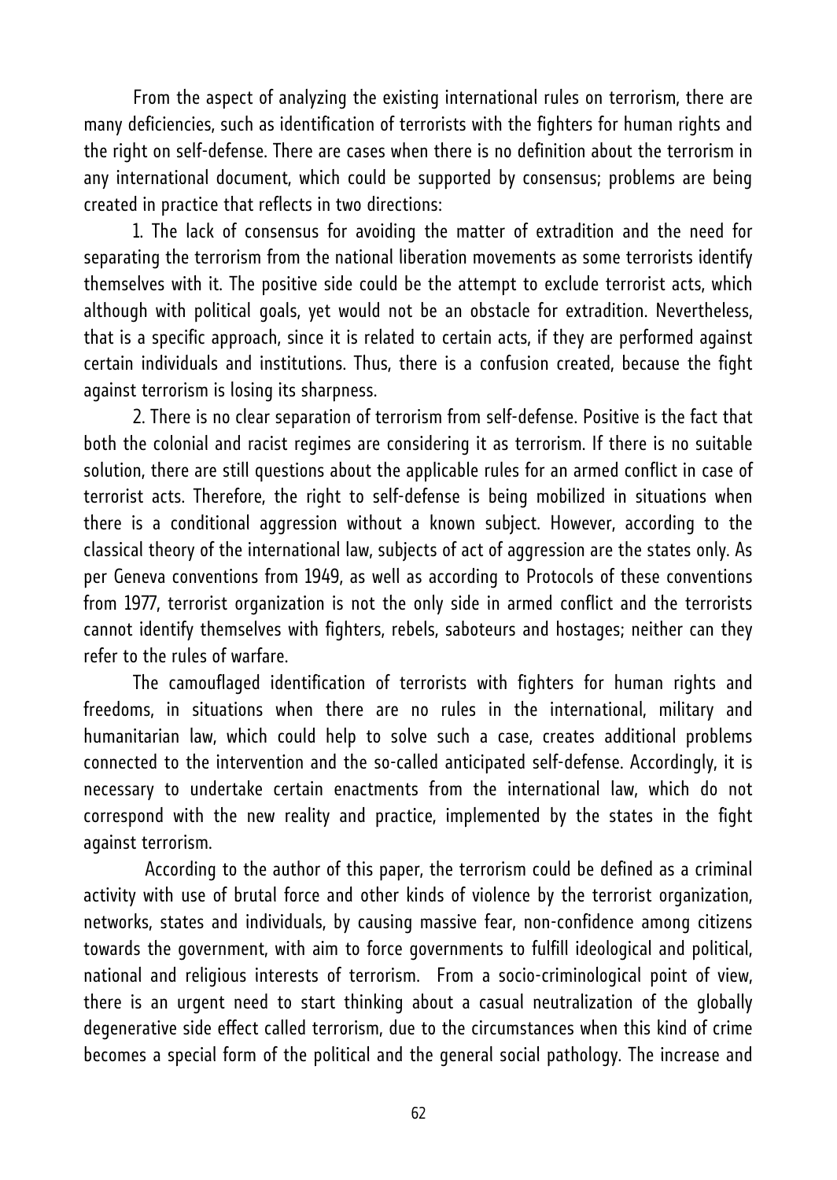From the aspect of analyzing the existing international rules on terrorism, there are many deficiencies, such as identification of terrorists with the fighters for human rights and the right on self-defense. There are cases when there is no definition about the terrorism in any international document, which could be supported by consensus; problems are being created in practice that reflects in two directions:

1. The lack of consensus for avoiding the matter of extradition and the need for separating the terrorism from the national liberation movements as some terrorists identify themselves with it. The positive side could be the attempt to exclude terrorist acts, which although with political goals, yet would not be an obstacle for extradition. Nevertheless, that is a specific approach, since it is related to certain acts, if they are performed against certain individuals and institutions. Thus, there is a confusion created, because the fight against terrorism is losing its sharpness.

2. There is no clear separation of terrorism from self-defense. Positive is the fact that both the colonial and racist regimes are considering it as terrorism. If there is no suitable solution, there are still questions about the applicable rules for an armed conflict in case of terrorist acts. Therefore, the right to self-defense is being mobilized in situations when there is a conditional aggression without a known subject. However, according to the classical theory of the international law, subjects of act of aggression are the states only. As per Geneva conventions from 1949, as well as according to Protocols of these conventions from 1977, terrorist organization is not the only side in armed conflict and the terrorists cannot identify themselves with fighters, rebels, saboteurs and hostages; neither can they refer to the rules of warfare.

The camouflaged identification of terrorists with fighters for human rights and freedoms, in situations when there are no rules in the international, military and humanitarian law, which could help to solve such a case, creates additional problems connected to the intervention and the so-called anticipated self-defense. Accordingly, it is necessary to undertake certain enactments from the international law, which do not correspond with the new reality and practice, implemented by the states in the fight against terrorism.

According to the author of this paper, the terrorism could be defined as a criminal activity with use of brutal force and other kinds of violence by the terrorist organization, networks, states and individuals, by causing massive fear, non-confidence among citizens towards the government, with aim to force governments to fulfill ideological and political, national and religious interests of terrorism. From a socio-criminological point of view, there is an urgent need to start thinking about a casual neutralization of the globally degenerative side effect called terrorism, due to the circumstances when this kind of crime becomes a special form of the political and the general social pathology. The increase and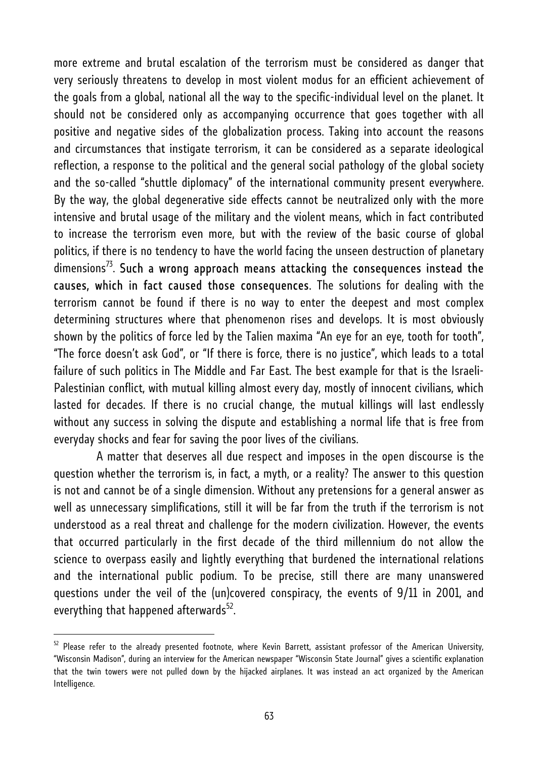more extreme and brutal escalation of the terrorism must be considered as danger that very seriously threatens to develop in most violent modus for an efficient achievement of the goals from a global, national all the way to the specific-individual level on the planet. It should not be considered only as accompanying occurrence that goes together with all positive and negative sides of the globalization process. Taking into account the reasons and circumstances that instigate terrorism, it can be considered as a separate ideological reflection, a response to the political and the general social pathology of the global society and the so-called "shuttle diplomacy" of the international community present everywhere. By the way, the global degenerative side effects cannot be neutralized only with the more intensive and brutal usage of the military and the violent means, which in fact contributed to increase the terrorism even more, but with the review of the basic course of global politics, if there is no tendency to have the world facing the unseen destruction of planetary dimensions[73]. **Such a wrong approach means attacking the consequences instead the causes, which in fact caused those consequences**. The solutions for dealing with the terrorism cannot be found if there is no way to enter the deepest and most complex determining structures where that phenomenon rises and develops. It is most obviously shown by the politics of force led by the Talien maxima "An eye for an eye, tooth for tooth", "The force doesn't ask God", or "If there is force, there is no justice", which leads to a total failure of such politics in The Middle and Far East. The best example for that is the Israeli-Palestinian conflict, with mutual killing almost every day, mostly of innocent civilians, which lasted for decades. If there is no crucial change, the mutual killings will last endlessly without any success in solving the dispute and establishing a normal life that is free from everyday shocks and fear for saving the poor lives of the civilians.

A matter that deserves all due respect and imposes in the open discourse is the question whether the terrorism is, in fact, a myth, or a reality? The answer to this question is not and cannot be of a single dimension. Without any pretensions for a general answer as well as unnecessary simplifications, still it will be far from the truth if the terrorism is not understood as a real threat and challenge for the modern civilization. However, the events that occurred particularly in the first decade of the third millennium do not allow the science to overpass easily and lightly everything that burdened the international relations and the international public podium. To be precise, still there are many unanswered questions under the veil of the (un)covered conspiracy, the events of 9/11 in 2001, and everything that happened afterwards[52].

---

[52] Please refer to the already presented footnote, where Kevin Barrett, assistant professor of the American University, "Wisconsin Madison", during an interview for the American newspaper "Wisconsin State Journal" gives a scientific explanation that the twin towers were not pulled down by the hijacked airplanes. It was instead an act organized by the American Intelligence.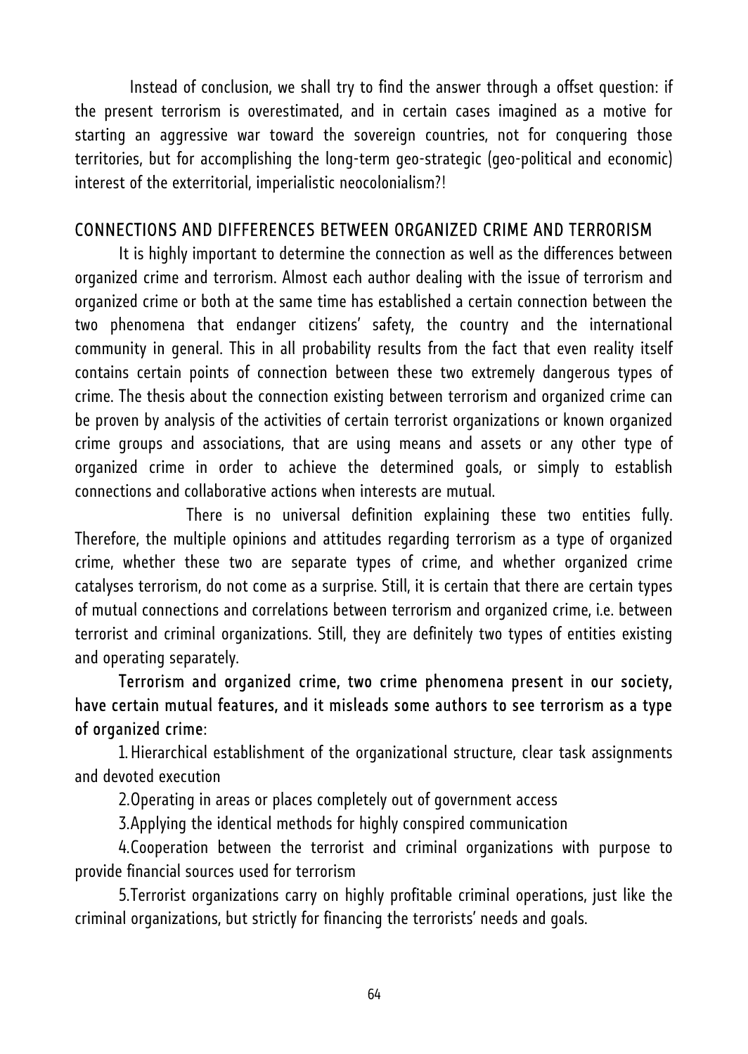Instead of conclusion, we shall try to find the answer through a offset question: if the present terrorism is overestimated, and in certain cases imagined as a motive for starting an aggressive war toward the sovereign countries, not for conquering those territories, but for accomplishing the long-term geo-strategic (geo-political and economic) interest of the exterritorial, imperialistic neocolonialism?!

## CONNECTIONS AND DIFFERENCES BETWEEN ORGANIZED CRIME AND TERRORISM

It is highly important to determine the connection as well as the differences between organized crime and terrorism. Almost each author dealing with the issue of terrorism and organized crime or both at the same time has established a certain connection between the two phenomena that endanger citizens' safety, the country and the international community in general. This in all probability results from the fact that even reality itself contains certain points of connection between these two extremely dangerous types of crime. The thesis about the connection existing between terrorism and organized crime can be proven by analysis of the activities of certain terrorist organizations or known organized crime groups and associations, that are using means and assets or any other type of organized crime in order to achieve the determined goals, or simply to establish connections and collaborative actions when interests are mutual.

There is no universal definition explaining these two entities fully. Therefore, the multiple opinions and attitudes regarding terrorism as a type of organized crime, whether these two are separate types of crime, and whether organized crime catalyses terrorism, do not come as a surprise. Still, it is certain that there are certain types of mutual connections and correlations between terrorism and organized crime, i.e. between terrorist and criminal organizations. Still, they are definitely two types of entities existing and operating separately.

**Terrorism and organized crime, two crime phenomena present in our society, have certain mutual features, and it misleads some authors to see terrorism as a type of organized crime**:

1. Hierarchical establishment of the organizational structure, clear task assignments and devoted execution
2. Operating in areas or places completely out of government access
3. Applying the identical methods for highly conspired communication
4. Cooperation between the terrorist and criminal organizations with purpose to provide financial sources used for terrorism
5. Terrorist organizations carry on highly profitable criminal operations, just like the criminal organizations, but strictly for financing the terrorists' needs and goals.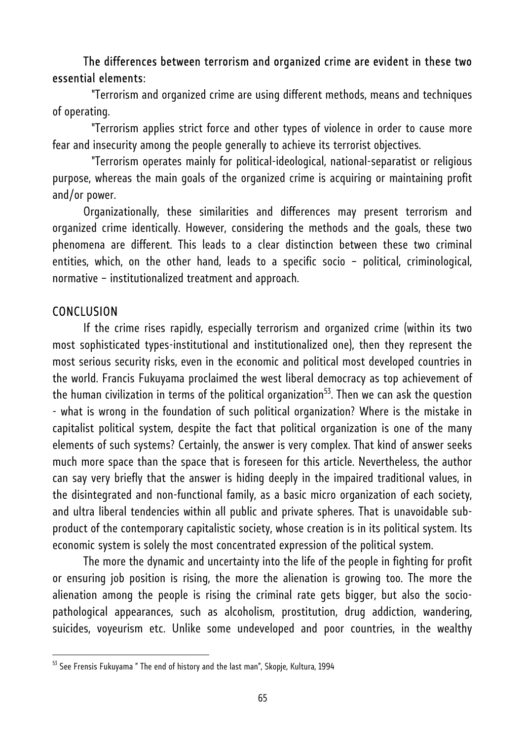**The differences between terrorism and organized crime are evident in these two essential elements:**

"Terrorism and organized crime are using different methods, means and techniques of operating.

"Terrorism applies strict force and other types of violence in order to cause more fear and insecurity among the people generally to achieve its terrorist objectives.

"Terrorism operates mainly for political-ideological, national-separatist or religious purpose, whereas the main goals of the organized crime is acquiring or maintaining profit and/or power.

Organizationally, these similarities and differences may present terrorism and organized crime identically. However, considering the methods and the goals, these two phenomena are different. This leads to a clear distinction between these two criminal entities, which, on the other hand, leads to a specific socio – political, criminological, normative – institutionalized treatment and approach.

## CONCLUSION

If the crime rises rapidly, especially terrorism and organized crime (within its two most sophisticated types-institutional and institutionalized one), then they represent the most serious security risks, even in the economic and political most developed countries in the world. Francis Fukuyama proclaimed the west liberal democracy as top achievement of the human civilization in terms of the political organization[53]. Then we can ask the question - what is wrong in the foundation of such political organization? Where is the mistake in capitalist political system, despite the fact that political organization is one of the many elements of such systems? Certainly, the answer is very complex. That kind of answer seeks much more space than the space that is foreseen for this article. Nevertheless, the author can say very briefly that the answer is hiding deeply in the impaired traditional values, in the disintegrated and non-functional family, as a basic micro organization of each society, and ultra liberal tendencies within all public and private spheres. That is unavoidable sub-product of the contemporary capitalistic society, whose creation is in its political system. Its economic system is solely the most concentrated expression of the political system.

The more the dynamic and uncertainty into the life of the people in fighting for profit or ensuring job position is rising, the more the alienation is growing too. The more the alienation among the people is rising the criminal rate gets bigger, but also the socio-pathological appearances, such as alcoholism, prostitution, drug addiction, wandering, suicides, voyeurism etc. Unlike some undeveloped and poor countries, in the wealthy

---

[53] See Frensis Fukuyama " The end of history and the last man", Skopje, Kultura, 1994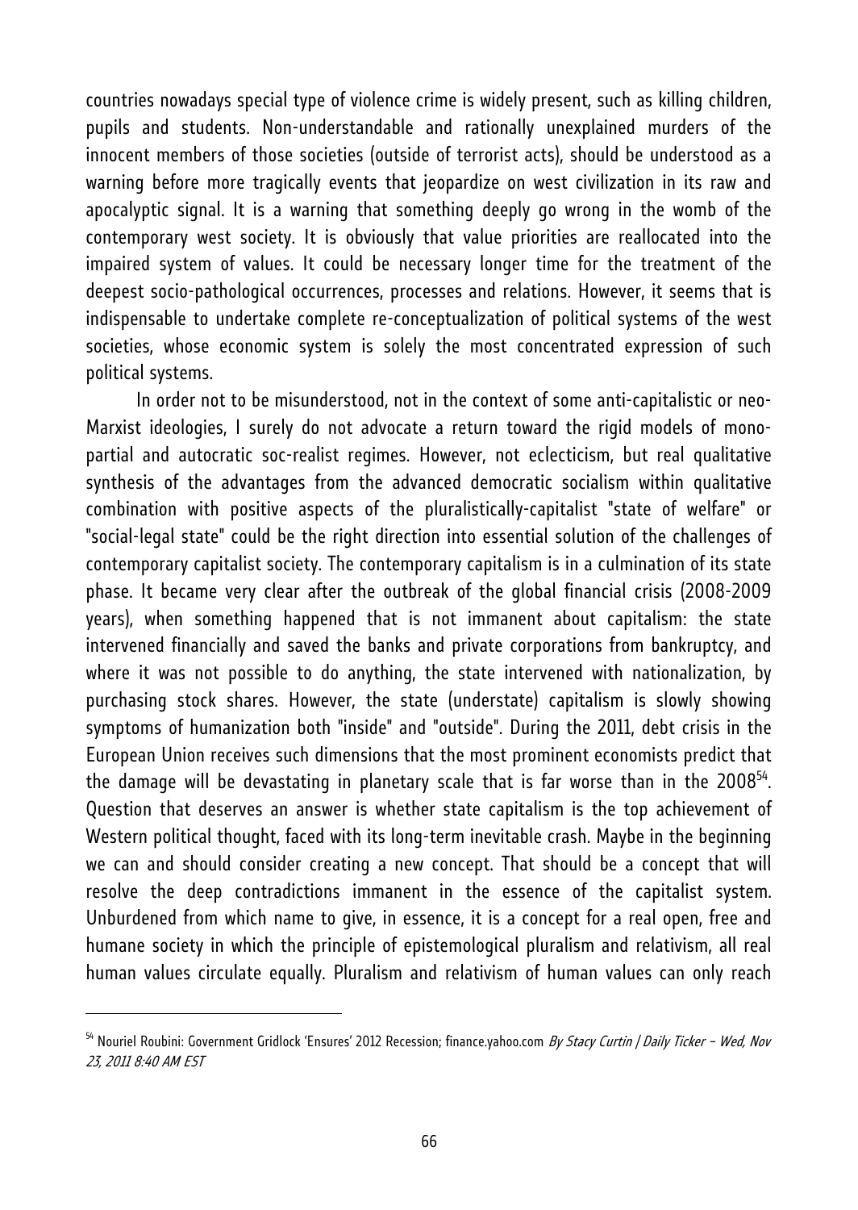countries nowadays special type of violence crime is widely present, such as killing children, pupils and students. Non-understandable and rationally unexplained murders of the innocent members of those societies (outside of terrorist acts), should be understood as a warning before more tragically events that jeopardize on west civilization in its raw and apocalyptic signal. It is a warning that something deeply go wrong in the womb of the contemporary west society. It is obviously that value priorities are reallocated into the impaired system of values. It could be necessary longer time for the treatment of the deepest socio-pathological occurrences, processes and relations. However, it seems that is indispensable to undertake complete re-conceptualization of political systems of the west societies, whose economic system is solely the most concentrated expression of such political systems.

In order not to be misunderstood, not in the context of some anti-capitalistic or neo-Marxist ideologies, I surely do not advocate a return toward the rigid models of mono-partial and autocratic soc-realist regimes. However, not eclecticism, but real qualitative synthesis of the advantages from the advanced democratic socialism within qualitative combination with positive aspects of the pluralistically-capitalist "state of welfare" or "social-legal state" could be the right direction into essential solution of the challenges of contemporary capitalist society. The contemporary capitalism is in a culmination of its state phase. It became very clear after the outbreak of the global financial crisis (2008-2009 years), when something happened that is not immanent about capitalism: the state intervened financially and saved the banks and private corporations from bankruptcy, and where it was not possible to do anything, the state intervened with nationalization, by purchasing stock shares. However, the state (understate) capitalism is slowly showing symptoms of humanization both "inside" and "outside". During the 2011, debt crisis in the European Union receives such dimensions that the most prominent economists predict that the damage will be devastating in planetary scale that is far worse than in the 2008[54]. Question that deserves an answer is whether state capitalism is the top achievement of Western political thought, faced with its long-term inevitable crash. Maybe in the beginning we can and should consider creating a new concept. That should be a concept that will resolve the deep contradictions immanent in the essence of the capitalist system. Unburdened from which name to give, in essence, it is a concept for a real open, free and humane society in which the principle of epistemological pluralism and relativism, all real human values circulate equally. Pluralism and relativism of human values can only reach

---

[54] Nouriel Roubini: Government Gridlock 'Ensures' 2012 Recession; finance.yahoo.com *By Stacy Curtin | Daily Ticker – Wed, Nov 23, 2011 8:40 AM EST*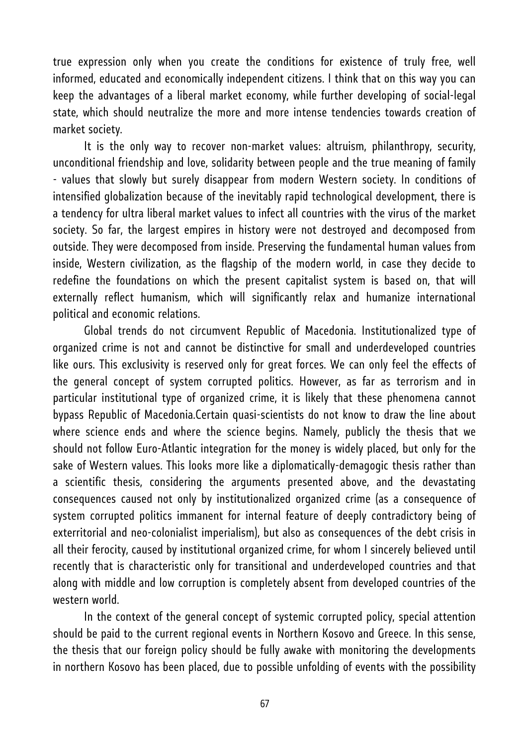true expression only when you create the conditions for existence of truly free, well informed, educated and economically independent citizens. I think that on this way you can keep the advantages of a liberal market economy, while further developing of social-legal state, which should neutralize the more and more intense tendencies towards creation of market society.

It is the only way to recover non-market values: altruism, philanthropy, security, unconditional friendship and love, solidarity between people and the true meaning of family - values that slowly but surely disappear from modern Western society. In conditions of intensified globalization because of the inevitably rapid technological development, there is a tendency for ultra liberal market values to infect all countries with the virus of the market society. So far, the largest empires in history were not destroyed and decomposed from outside. They were decomposed from inside. Preserving the fundamental human values from inside, Western civilization, as the flagship of the modern world, in case they decide to redefine the foundations on which the present capitalist system is based on, that will externally reflect humanism, which will significantly relax and humanize international political and economic relations.

Global trends do not circumvent Republic of Macedonia. Institutionalized type of organized crime is not and cannot be distinctive for small and underdeveloped countries like ours. This exclusivity is reserved only for great forces. We can only feel the effects of the general concept of system corrupted politics. However, as far as terrorism and in particular institutional type of organized crime, it is likely that these phenomena cannot bypass Republic of Macedonia.Certain quasi-scientists do not know to draw the line about where science ends and where the science begins. Namely, publicly the thesis that we should not follow Euro-Atlantic integration for the money is widely placed, but only for the sake of Western values. This looks more like a diplomatically-demagogic thesis rather than a scientific thesis, considering the arguments presented above, and the devastating consequences caused not only by institutionalized organized crime (as a consequence of system corrupted politics immanent for internal feature of deeply contradictory being of exterritorial and neo-colonialist imperialism), but also as consequences of the debt crisis in all their ferocity, caused by institutional organized crime, for whom I sincerely believed until recently that is characteristic only for transitional and underdeveloped countries and that along with middle and low corruption is completely absent from developed countries of the western world.

In the context of the general concept of systemic corrupted policy, special attention should be paid to the current regional events in Northern Kosovo and Greece. In this sense, the thesis that our foreign policy should be fully awake with monitoring the developments in northern Kosovo has been placed, due to possible unfolding of events with the possibility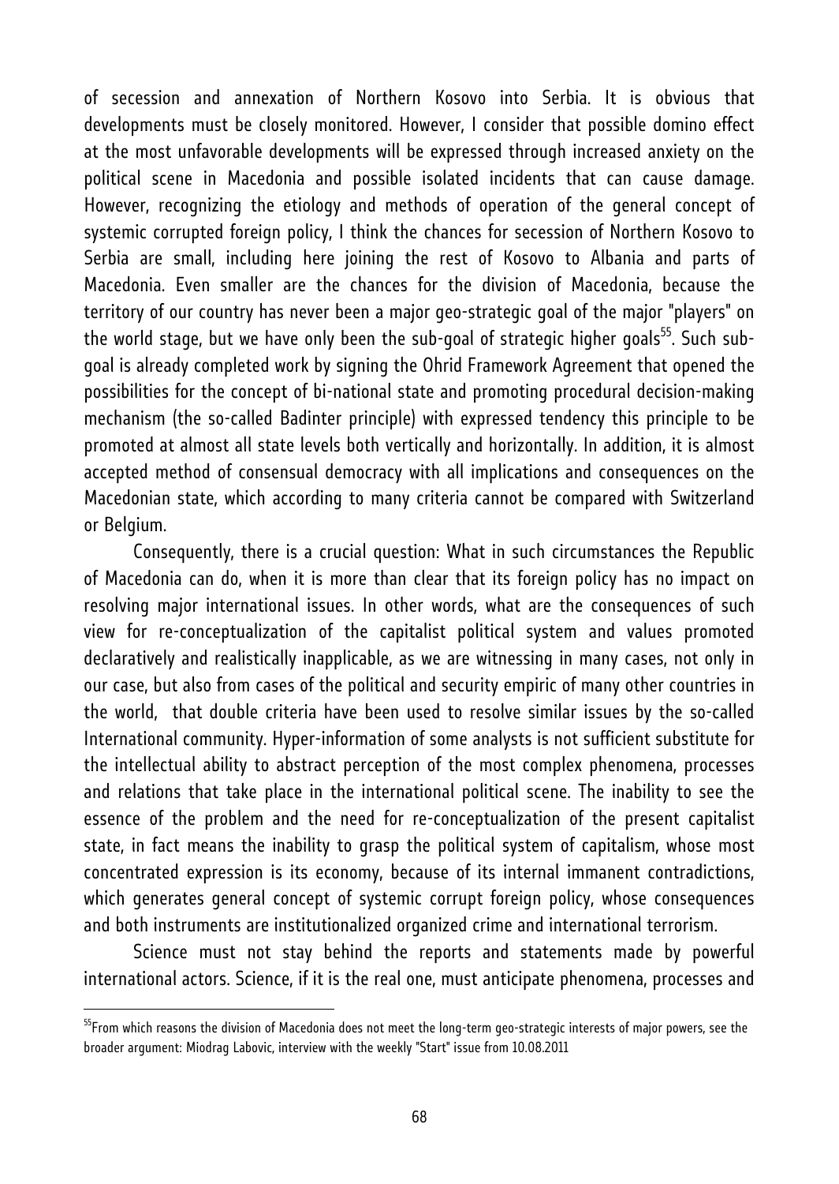of secession and annexation of Northern Kosovo into Serbia. It is obvious that developments must be closely monitored. However, I consider that possible domino effect at the most unfavorable developments will be expressed through increased anxiety on the political scene in Macedonia and possible isolated incidents that can cause damage. However, recognizing the etiology and methods of operation of the general concept of systemic corrupted foreign policy, I think the chances for secession of Northern Kosovo to Serbia are small, including here joining the rest of Kosovo to Albania and parts of Macedonia. Even smaller are the chances for the division of Macedonia, because the territory of our country has never been a major geo-strategic goal of the major "players" on the world stage, but we have only been the sub-goal of strategic higher goals[55]. Such sub-goal is already completed work by signing the Ohrid Framework Agreement that opened the possibilities for the concept of bi-national state and promoting procedural decision-making mechanism (the so-called Badinter principle) with expressed tendency this principle to be promoted at almost all state levels both vertically and horizontally. In addition, it is almost accepted method of consensual democracy with all implications and consequences on the Macedonian state, which according to many criteria cannot be compared with Switzerland or Belgium.

Consequently, there is a crucial question: What in such circumstances the Republic of Macedonia can do, when it is more than clear that its foreign policy has no impact on resolving major international issues. In other words, what are the consequences of such view for re-conceptualization of the capitalist political system and values promoted declaratively and realistically inapplicable, as we are witnessing in many cases, not only in our case, but also from cases of the political and security empiric of many other countries in the world, that double criteria have been used to resolve similar issues by the so-called International community. Hyper-information of some analysts is not sufficient substitute for the intellectual ability to abstract perception of the most complex phenomena, processes and relations that take place in the international political scene. The inability to see the essence of the problem and the need for re-conceptualization of the present capitalist state, in fact means the inability to grasp the political system of capitalism, whose most concentrated expression is its economy, because of its internal immanent contradictions, which generates general concept of systemic corrupt foreign policy, whose consequences and both instruments are institutionalized organized crime and international terrorism.

Science must not stay behind the reports and statements made by powerful international actors. Science, if it is the real one, must anticipate phenomena, processes and

[55]From which reasons the division of Macedonia does not meet the long-term geo-strategic interests of major powers, see the broader argument: Miodrag Labovic, interview with the weekly "Start" issue from 10.08.2011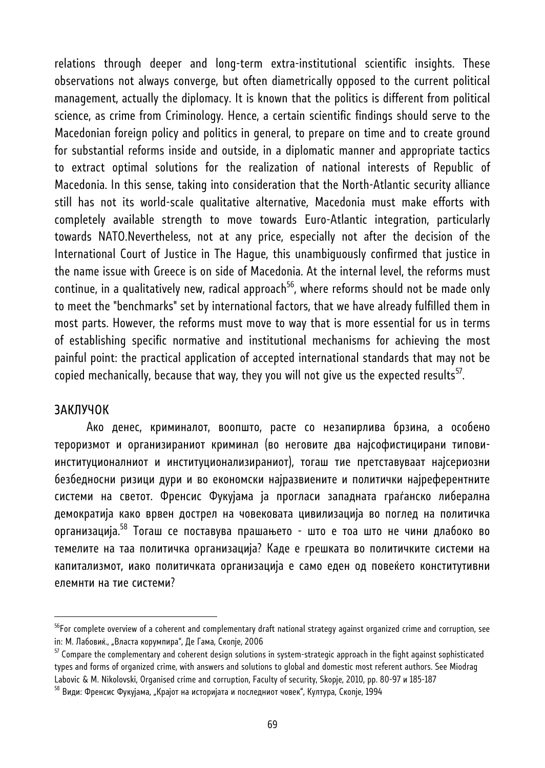relations through deeper and long-term extra-institutional scientific insights. These observations not always converge, but often diametrically opposed to the current political management, actually the diplomacy. It is known that the politics is different from political science, as crime from Criminology. Hence, a certain scientific findings should serve to the Macedonian foreign policy and politics in general, to prepare on time and to create ground for substantial reforms inside and outside, in a diplomatic manner and appropriate tactics to extract optimal solutions for the realization of national interests of Republic of Macedonia. In this sense, taking into consideration that the North-Atlantic security alliance still has not its world-scale qualitative alternative, Macedonia must make efforts with completely available strength to move towards Euro-Atlantic integration, particularly towards NATO.Nevertheless, not at any price, especially not after the decision of the International Court of Justice in The Hague, this unambiguously confirmed that justice in the name issue with Greece is on side of Macedonia. At the internal level, the reforms must continue, in a qualitatively new, radical approach[56], where reforms should not be made only to meet the "benchmarks" set by international factors, that we have already fulfilled them in most parts. However, the reforms must move to way that is more essential for us in terms of establishing specific normative and institutional mechanisms for achieving the most painful point: the practical application of accepted international standards that may not be copied mechanically, because that way, they you will not give us the expected results[57].

## ЗАКЛУЧОК

Ако денес, криминалот, воопшто, расте со незапирлива брзина, а особено тероризмот и организираниот криминал (во неговите два најсофистицирани типови-институционалниот и институционализираниот), тогаш тие претставуваат најсериозни безбедносни ризици дури и во економски најразвиените и политички најреферентните системи на светот. Френсис Фукујама ја прогласи западната граѓанско либерална демократија како врвен дострел на човековата цивилизација во поглед на политичка организација.[58] Тогаш се поставува прашањето - што е тоа што не чини длабоко во темелите на таа политичка организација? Каде е грешката во политичките системи на капитализмот, иако политичката организација е само еден од повеќето конститутивни елемнти на тие системи?

---

[56] For complete overview of a coherent and complementary draft national strategy against organized crime and corruption, see in: М. Лабовиќ., „Власта корумпира", Де Гама, Скопје, 2006

[57] Compare the complementary and coherent design solutions in system-strategic approach in the fight against sophisticated types and forms of organized crime, with answers and solutions to global and domestic most referent authors. See Miodrag Labovic & M. Nikolovski, Organised crime and corruption, Faculty of security, Skopje, 2010, pp. 80-97 и 185-187

[58] Види: Френсис Фукујама, „Крајот на историјата и последниот човек", Култура, Скопје, 1994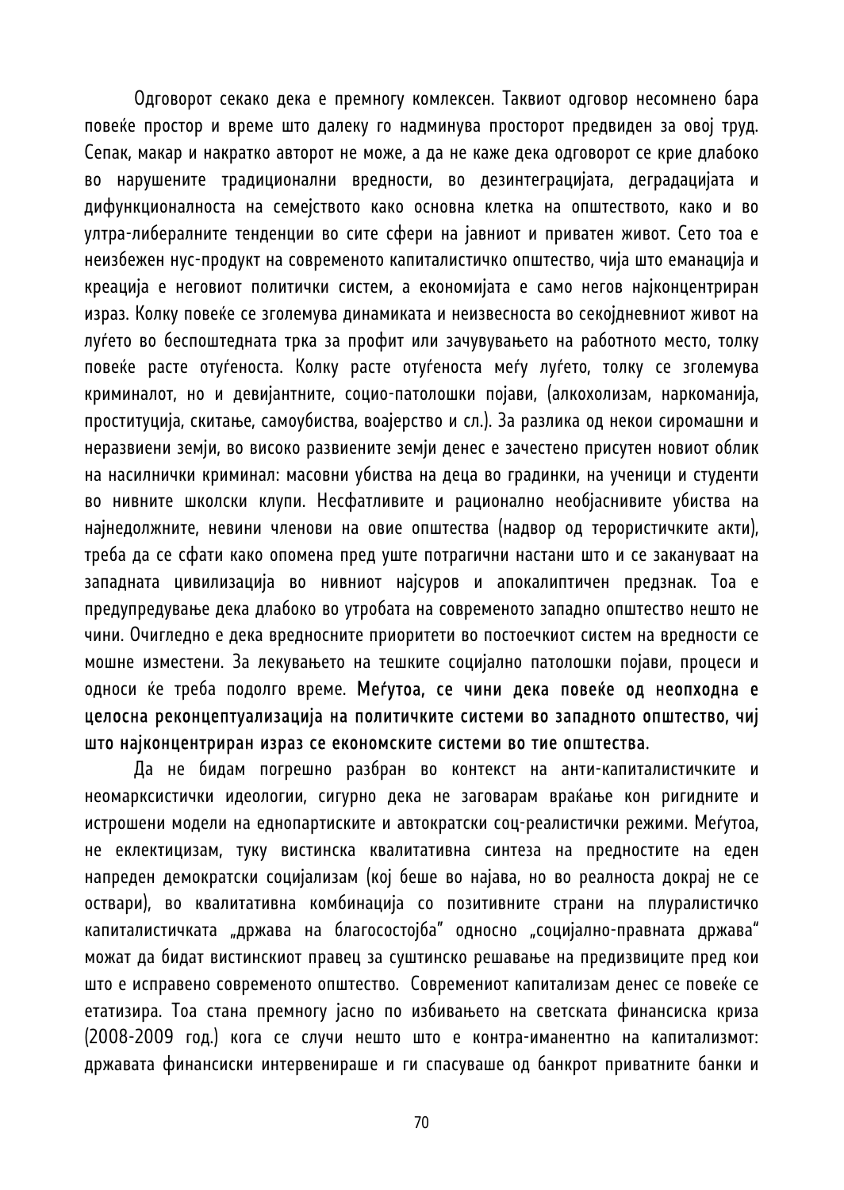Одговорот секако дека е премногу комлексен. Таквиот одговор несомнено бара повеќе простор и време што далеку го надминува просторот предвиден за овој труд. Сепак, макар и накратко авторот не може, а да не каже дека одговорот се крие длабоко во нарушените традиционални вредности, во дезинтеграцијата, деградацијата и дифункционалноста на семејството како основна клетка на општеството, како и во ултра-либералните тенденции во сите сфери на јавниот и приватен живот. Сето тоа е неизбежен нус-продукт на современото капиталистичко општество, чија што еманација и креација е неговиот политички систем, а економијата е само негов најконцентриран израз. Колку повеќе се зголемува динамиката и неизвесноста во секојдневниот живот на луѓето во беспоштедната трка за профит или зачувувањето на работното место, толку повеќе расте отуѓеноста. Колку расте отуѓеноста меѓу луѓето, толку се зголемува криминалот, но и девијантните, социо-патолошки појави, (алкохолизам, наркоманија, проституција, скитање, самоубиства, воајерство и сл.). За разлика од некои сиромашни и неразвиени земји, во високо развиените земји денес е зачестено присутен новиот облик на насилнички криминал: масовни убиства на деца во градинки, на ученици и студенти во нивните школски клупи. Несфатливите и рационално необјаснивите убиства на најнедолжните, невини членови на овие општества (надвор од терористичките акти), треба да се сфати како опомена пред уште потрагични настани што и се закануваат на западната цивилизација во нивниот најсуров и апокалиптичен предзнак. Тоа е предупредување дека длабоко во утробата на современото западно општество нешто не чини. Очигледно е дека вредносните приоритети во постоечкиот систем на вредности се мошне изместени. За лекувањето на тешките социјално патолошки појави, процеси и односи ќе треба подолго време. **Меѓутоа, се чини дека повеќе од неопходна е целосна реконцептуализација на политичките системи во западното општество, чиј што најконцентриран израз се економските системи во тие општества**.

Да не бидам погрешно разбран во контекст на анти-капиталистичките и неомарксистички идеологии, сигурно дека не заговарам враќање кон ригидните и истрошени модели на еднопартиските и автократски соц-реалистички режими. Меѓутоа, не еклектицизам, туку вистинска квалитативна синтеза на предностите на еден напреден демократски социјализам (кој беше во најава, но во реалноста докрај не се оствари), во квалитативна комбинација со позитивните страни на плуралистичко капиталистичката „држава на благосостојба" односно „социјално-правната држава" можат да бидат вистинскиот правец за суштинско решавање на предизвиците пред кои што е исправено современото општество. Современиот капитализам денес се повеќе се етатизира. Тоа стана премногу јасно по избивањето на светската финансиска криза (2008-2009 год.) кога се случи нешто што е контра-иманентно на капитализмот: државата финансиски интервенираше и ги спасуваше од банкрот приватните банки и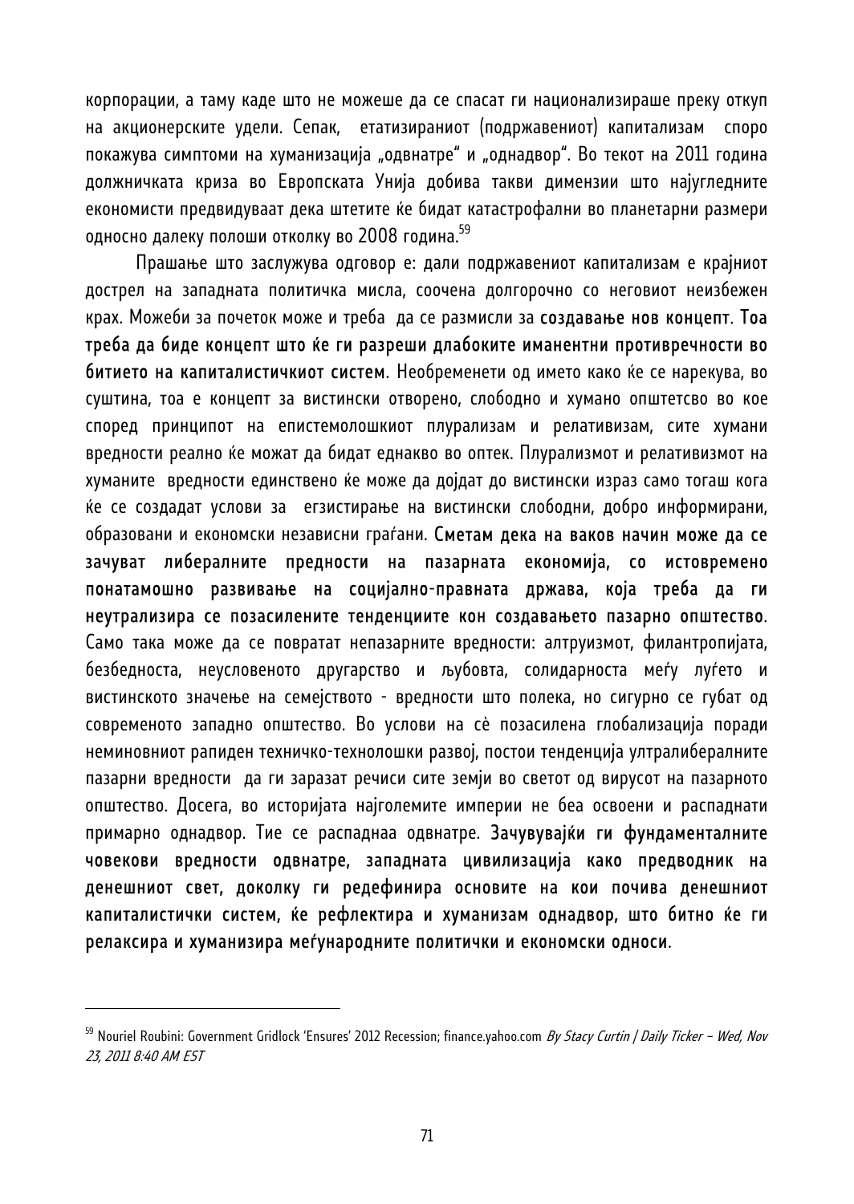корпорации, а таму каде што не можеше да се спасат ги национализираше преку откуп на акционерските удели. Сепак, етатизираниот (подржавениот) капитализам споро покажува симптоми на хуманизација „одвнатре“ и „однадвор“. Во текот на 2011 година должничката криза во Европската Унија добива такви димензии што најугледните економисти предвидуваат дека штетите ќе бидат катастрофални во планетарни размери односно далеку полоши отколку во 2008 година.[59]

Прашање што заслужува одговор е: дали подржавениот капитализам е крајниот дострел на западната политичка мисла, соочена долгорочно со неговиот неизбежен крах. Можеби за почеток може и треба да се размисли за **создавање нов концепт. Тоа треба да биде концепт што ќе ги разреши длабоките иманентни противречности во битието на капиталистичкиот систем**. Необременети од името како ќе се нарекува, во суштина, тоа е концепт за вистински отворено, слободно и хумано општетсво во кое според принципот на епистемолошкиот плурализам и релативизам, сите хумани вредности реално ќе можат да бидат еднакво во оптек. Плурализмот и релативизмот на хуманите вредности единствено ќе може да дојдат до вистински израз само тогаш кога ќе се создадат услови за егзистирање на вистински слободни, добро информирани, образовани и економски независни граѓани. **Сметам дека на ваков начин може да се зачуват либералните предности на пазарната економија, со истовремено понатамошно развивање на социјално-правната држава, која треба да ги неутрализира се позасилените тенденциите кон создавањето пазарно општество**. Само така може да се повратат непазарните вредности: алтруизмот, филантропијата, безбедноста, неусловеното другарство и љубовта, солидарноста меѓу луѓето и вистинското значење на семејството - вредности што полека, но сигурно се губат од современото западно општество. Во услови на сè позасилена глобализација поради неминовниот рапиден техничко-технолошки развој, постои тенденција ултралибералните пазарни вредности да ги заразат речиси сите земји во светот од вирусот на пазарното општество. Досега, во историјата најголемите империи не беа освоени и распаднати примарно однадвор. Тие се распаднаа одвнатре. **Зачувувајќи ги фундаменталните човекови вредности одвнатре, западната цивилизација како предводник на денешниот свет, доколку ги редефинира основите на кои почива денешниот капиталистички систем, ќе рефлектира и хуманизам однадвор, што битно ќе ги релаксира и хуманизира меѓународните политички и економски односи**.

---

[59] Nouriel Roubini: Government Gridlock 'Ensures' 2012 Recession; finance.yahoo.com *By Stacy Curtin | Daily Ticker – Wed, Nov 23, 2011 8:40 AM EST*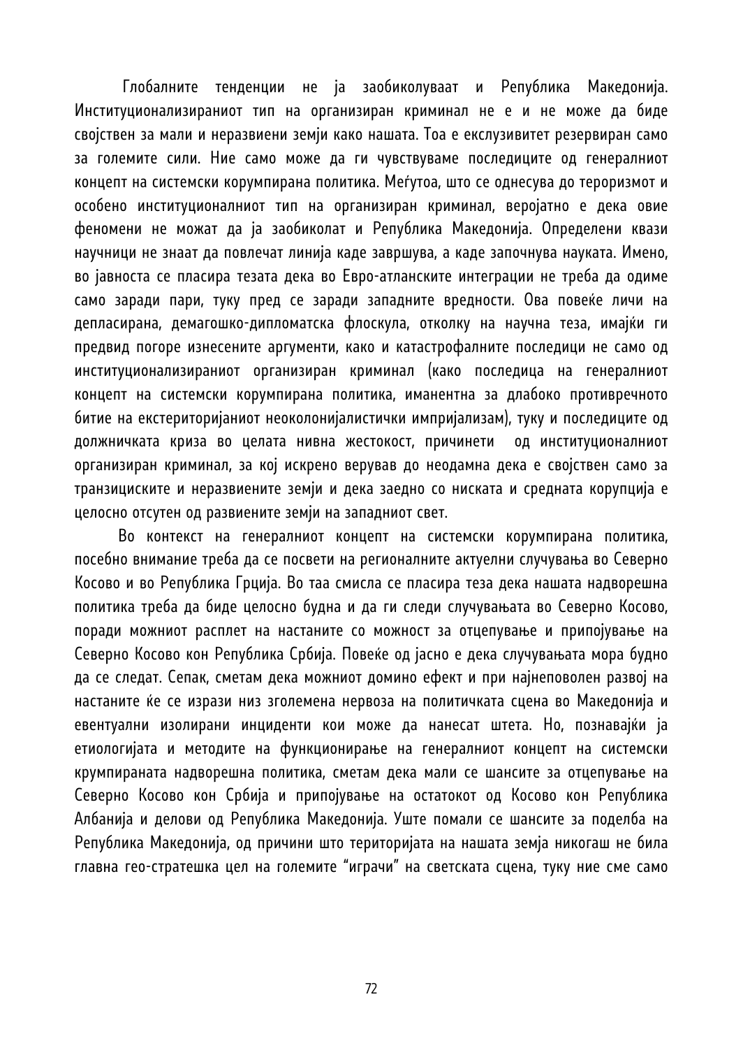Глобалните тенденции не ја заобиколуваат и Република Македонија. Институционализираниот тип на организиран криминал не е и не може да биде својствен за мали и неразвиени земји како нашата. Тоа е екслузивитет резервиран само за големите сили. Ние само може да ги чувствуваме последиците од генералниот концепт на системски корумпирана политика. Меѓутоа, што се однесува до тероризмот и особено институционалниот тип на организиран криминал, веројатно е дека овие феномени не можат да ја заобиколат и Република Македонија. Определени квази научници не знаат да повлечат линија каде завршува, а каде започнува науката. Имено, во јавноста се пласира тезата дека во Евро-атланските интеграции не треба да одиме само заради пари, туку пред се заради западните вредности. Ова повеќе личи на депласирана, демагошко-дипломатска флоскула, отколку на научна теза, имајќи ги предвид погоре изнесените аргументи, како и катастрофалните последици не само од институционализираниот организиран криминал (како последица на генералниот концепт на системски корумпирана политика, иманентна за длабоко противречното битие на екстериторијаниот неоколонијалистички импријализам), туку и последиците од должничката криза во целата нивна жестокост, причинети од институционалниот организиран криминал, за кој искрено верував до неодамна дека е својствен само за транзициските и неразвиените земји и дека заедно со ниската и средната корупција е целосно отсутен од развиените земји на западниот свет.

Во контекст на генералниот концепт на системски корумпирана политика, посебно внимание треба да се посвети на регионалните актуелни случувања во Северно Косово и во Република Грција. Во таа смисла се пласира теза дека нашата надворешна политика треба да биде целосно будна и да ги следи случувањата во Северно Косово, поради можниот расплет на настаните со можност за отцепување и припојување на Северно Косово кон Република Србија. Повеќе од јасно е дека случувањата мора будно да се следат. Сепак, сметам дека можниот домино ефект и при најнеповолен развој на настаните ќе се изрази низ зголемена нервоза на политичката сцена во Македонија и евентуални изолирани инциденти кои може да нанесат штета. Но, познавајќи ја етиологијата и методите на функционирање на генералниот концепт на системски крумпираната надворешна политика, сметам дека мали се шансите за отцепување на Северно Косово кон Србија и припојување на остатокот од Косово кон Република Албанија и делови од Република Македонија. Уште помали се шансите за поделба на Република Македонија, од причини што територијата на нашата земја никогаш не била главна гео-стратешка цел на големите "играчи" на светската сцена, туку ние сме само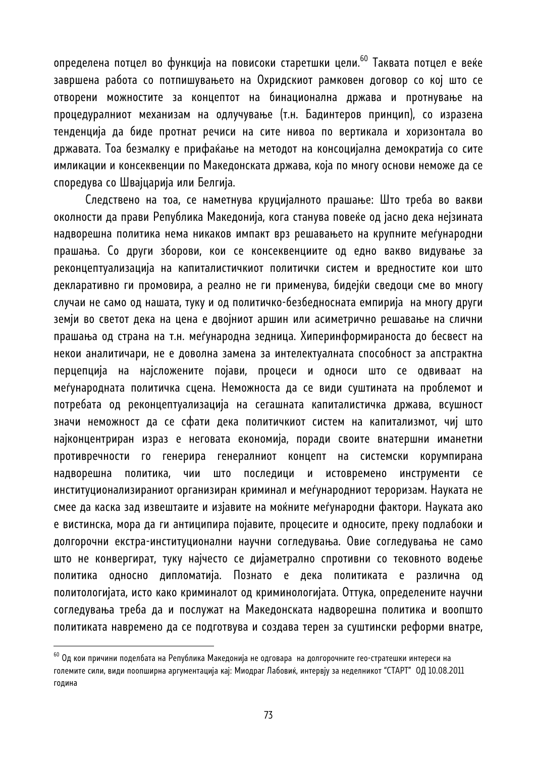определена потцел во функција на повисоки старетшки цели.[60] Таквата потцел е веќе завршена работа со потпишувањето на Охридскиот рамковен договор со кој што се отворени можностите за концептот на бинационална држава и протнување на процедуралниот механизам на одлучување (т.н. Бадинтеров принцип), со изразена тенденција да биде протнат речиси на сите нивоа по вертикала и хоризонтала во државата. Тоа безмалку е прифаќање на методот на консоцијална демократија со сите импликации и консеквенции по Македонската држава, која по многу основи неможе да се споредува со Швајцарија или Белгија.

Следствено на тоа, се наметнува круцијалното прашање: Што треба во вакви околности да прави Република Македонија, кога станува повеќе од јасно дека нејзината надворешна политика нема никаков импакт врз решавањето на крупните меѓународни прашања. Со други зборови, кои се консеквенциите од едно вакво видување за реконцептуализација на капиталистичкиот политички систем и вредностите кои што декларативно ги промовира, а реално не ги применува, бидејќи сведоци сме во многу случаи не само од нашата, туку и од политичко-безбедносната емпирија на многу други земји во светот дека на цена е двојниот аршин или асиметрично решавање на слични прашања од страна на т.н. меѓународна зедница. Хиперинформираноста до бесвест на некои аналитичари, не е доволна замена за интелектуалната способност за апстрактна перцепција на најсложените појави, процеси и односи што се одвиваат на меѓународната политичка сцена. Неможноста да се види суштината на проблемот и потребата од реконцептуализација на сегашната капиталистичка држава, всушност значи неможност да се сфати дека политичкиот систем на капитализмот, чиј што најконцентриран израз е неговата економија, поради своите внатершни иманетни противречности го генерира генералниот концепт на системски корумпирана надворешна политика, чии што последици и истовремено инструменти се институционализираниот организиран криминал и меѓународниот тероризам. Науката не смее да каска зад извештаите и изјавите на моќните меѓународни фактори. Науката ако е вистинска, мора да ги антиципира појавите, процесите и односите, преку подлабоки и долгорочни екстра-институционални научни согледувања. Овие согледувања не само што не конвергират, туку најчесто се дијаметрално спротивни со тековното водење политика односно дипломатија. Познато е дека политиката е различна од политологијата, исто како криминалот од криминологијата. Оттука, определените научни согледувања треба да и послужат на Македонската надворешна политика и воопшто политиката навремено да се подготвува и создава терен за суштински реформи внатре,

[60] Од кои причини поделбата на Република Македонија не одговара на долгорочните гео-стратешки интереси на големите сили, види поопширна аргументација кај: Миодраг Лабовиќ, интервју за неделникот "СТАРТ" ОД 10.08.2011 година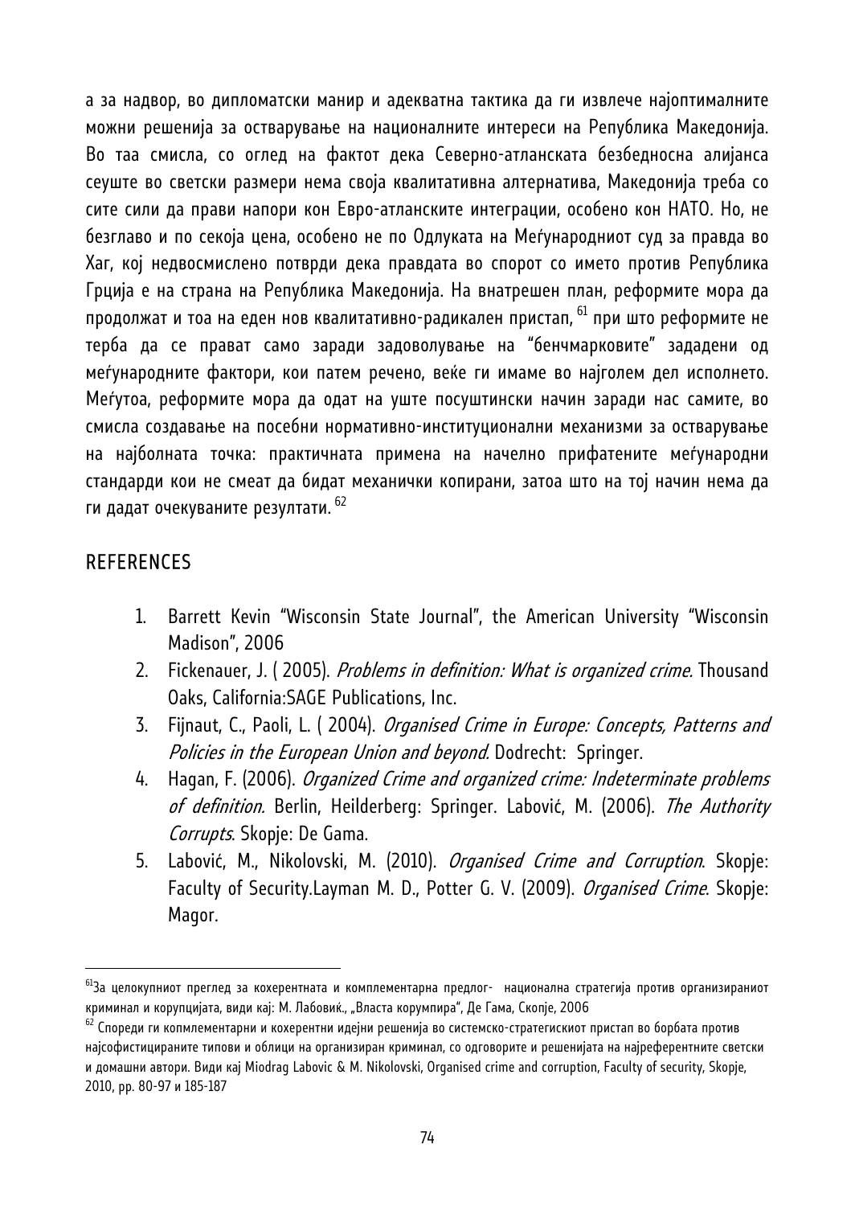а за надвор, во дипломатски манир и адекватна тактика да ги извлече најоптималните можни решенија за остварување на националните интереси на Република Македонија. Во таа смисла, со оглед на фактот дека Северно-атланската безбедносна алијанса сеуште во светски размери нема своја квалитативна алтернатива, Македонија треба со сите сили да прави напори кон Евро-атланските интеграции, особено кон НАТО. Но, не безглаво и по секоја цена, особено не по Одлуката на Меѓународниот суд за правда во Хаг, кој недвосмислено потврди дека правдата во спорот со името против Република Грција е на страна на Република Македонија. На внатрешен план, реформите мора да продолжат и тоа на еден нов квалитативно-радикален пристап, [61] при што реформите не терба да се прават само заради задоволување на "бенчмарковите" зададени од меѓународните фактори, кои патем речено, веќе ги имаме во најголем дел исполнето. Меѓутоа, реформите мора да одат на уште посуштински начин заради нас самите, во смисла создавање на посебни нормативно-институционални механизми за остварување на најболната точка: практичната примена на начелно прифатените меѓународни стандарди кои не смеат да бидат механички копирани, затоа што на тој начин нема да ги дадат очекуваните резултати. [62]

## REFERENCES

1. Barrett Kevin "Wisconsin State Journal", the American University "Wisconsin Madison", 2006
2. Fickenauer, J. ( 2005). *Problems in definition: What is organized crime.* Thousand Oaks, California:SAGE Publications, Inc.
3. Fijnaut, C., Paoli, L. ( 2004). *Organised Crime in Europe: Concepts, Patterns and Policies in the European Union and beyond.* Dodrecht: Springer.
4. Hagan, F. (2006). *Organized Crime and organized crime: Indeterminate problems of definition.* Berlin, Heilderberg: Springer. Labović, M. (2006). *The Authority Corrupts*. Skopje: De Gama.
5. Labović, M., Nikolovski, M. (2010). *Organised Crime and Corruption*. Skopje: Faculty of Security.Layman M. D., Potter G. V. (2009). *Organised Crime*. Skopje: Magor.

---

[61] За целокупниот преглед за кохерентната и комплементарна предлог- национална стратегија против организираниот криминал и корупцијата, види кај: М. Лабовиќ., „Власта корумпира", Де Гама, Скопје, 2006

[62] Спореди ги копмлементарни и кохерентни идејни решенија во системско-стратегискиот пристап во борбата против најсофистицираните типови и облици на организиран криминал, со одговорите и решенијата на најреферентните светски и домашни автори. Види кај Miodrag Labovic & M. Nikolovski, Organised crime and corruption, Faculty of security, Skopje, 2010, pp. 80-97 и 185-187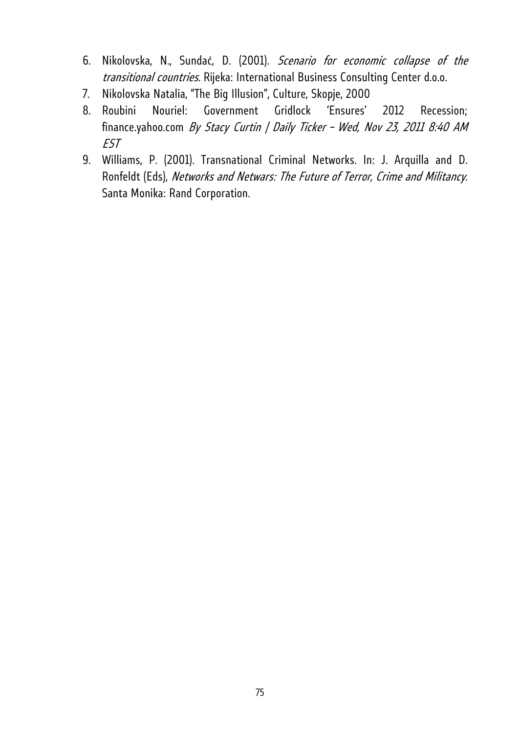6. Nikolovska, N., Sundać, D. (2001). *Scenario for economic collapse of the transitional countries.* Rijeka: International Business Consulting Center d.o.o.
7. Nikolovska Natalia, "The Big Illusion", Culture, Skopje, 2000
8. Roubini Nouriel: Government Gridlock 'Ensures' 2012 Recession; finance.yahoo.com *By Stacy Curtin | Daily Ticker – Wed, Nov 23, 2011 8:40 AM EST*
9. Williams, P. (2001). Transnational Criminal Networks. In: J. Arquilla and D. Ronfeldt (Eds), *Networks and Netwars: The Future of Terror, Crime and Militancy*. Santa Monika: Rand Corporation.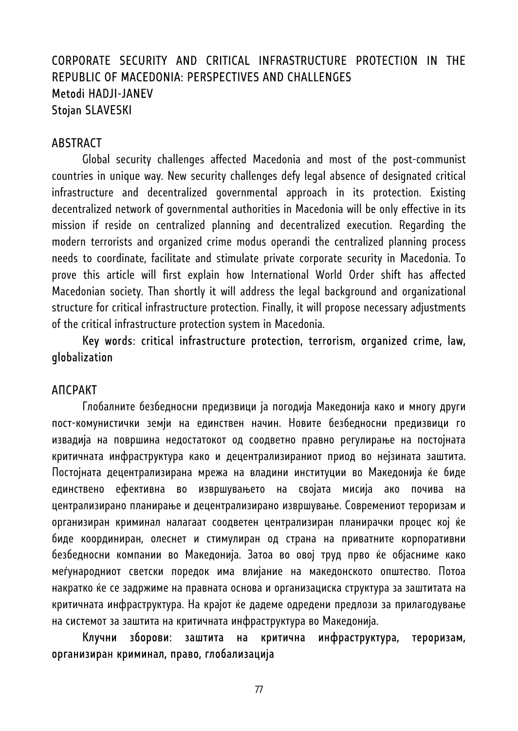# CORPORATE SECURITY AND CRITICAL INFRASTRUCTURE PROTECTION IN THE REPUBLIC OF MACEDONIA: PERSPECTIVES AND CHALLENGES

Metodi HADJI-JANEV
Stojan SLAVESKI

## ABSTRACT

Global security challenges affected Macedonia and most of the post-communist countries in unique way. New security challenges defy legal absence of designated critical infrastructure and decentralized governmental approach in its protection. Existing decentralized network of governmental authorities in Macedonia will be only effective in its mission if reside on centralized planning and decentralized execution. Regarding the modern terrorists and organized crime modus operandi the centralized planning process needs to coordinate, facilitate and stimulate private corporate security in Macedonia. To prove this article will first explain how International World Order shift has affected Macedonian society. Than shortly it will address the legal background and organizational structure for critical infrastructure protection. Finally, it will propose necessary adjustments of the critical infrastructure protection system in Macedonia.

Key words: critical infrastructure protection, terrorism, organized crime, law, globalization

## АПСРАКТ

Глобалните безбедносни предизвици ја погодија Македонија како и многу други пост-комунистички земји на единствен начин. Новите безбедносни предизвици го извадија на површина недостатокот од соодветно правно регулирање на постојната критичната инфраструктура како и децентрализираниот приод во нејзината заштита. Постојната децентрализирана мрежа на владини институции во Македонија ќе биде единствено ефективна во извршувањето на својата мисија ако почива на централизирано планирање и децентрализирано извршување. Современиот тероризам и организиран криминал налагаат соодветен централизиран планирачки процес кој ќе биде координиран, олеснет и стимулиран од страна на приватните корпоративни безбедносни компании во Македонија. Затоа во овој труд прво ќе објасниме како меѓународниот светски поредок има влијание на македонското општество. Потоа накратко ќе се задржиме на правната основа и организациска структура за заштитата на критичната инфраструктура. На крајот ќе дадеме одредени предлози за прилагодување на системот за заштита на критичната инфраструктура во Македонија.

Клучни зборови: заштита на критична инфраструктура, тероризам, организиран криминал, право, глобализација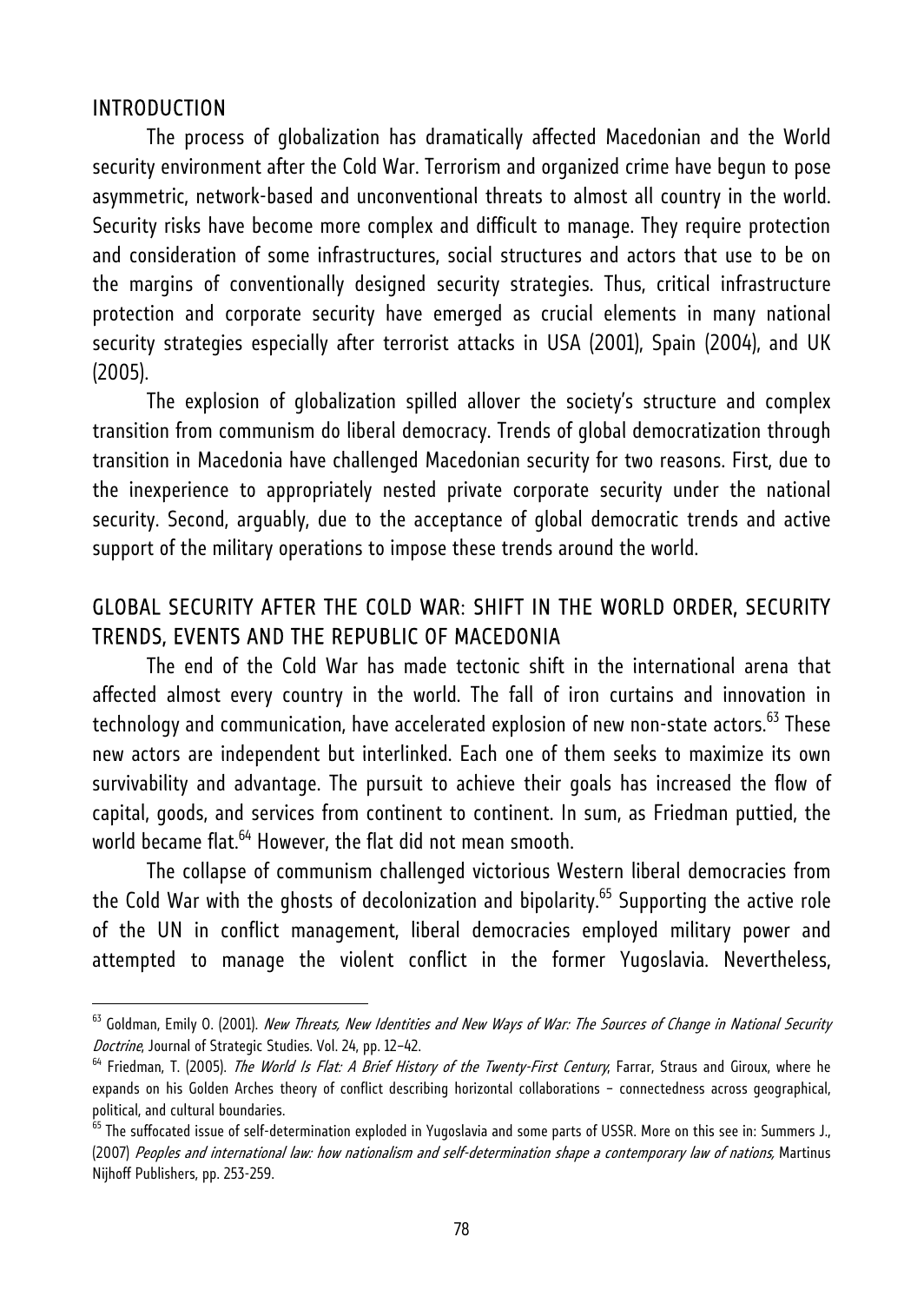## INTRODUCTION

The process of globalization has dramatically affected Macedonian and the World security environment after the Cold War. Terrorism and organized crime have begun to pose asymmetric, network-based and unconventional threats to almost all country in the world. Security risks have become more complex and difficult to manage. They require protection and consideration of some infrastructures, social structures and actors that use to be on the margins of conventionally designed security strategies. Thus, critical infrastructure protection and corporate security have emerged as crucial elements in many national security strategies especially after terrorist attacks in USA (2001), Spain (2004), and UK (2005).

The explosion of globalization spilled allover the society's structure and complex transition from communism do liberal democracy. Trends of global democratization through transition in Macedonia have challenged Macedonian security for two reasons. First, due to the inexperience to appropriately nested private corporate security under the national security. Second, arguably, due to the acceptance of global democratic trends and active support of the military operations to impose these trends around the world.

## GLOBAL SECURITY AFTER THE COLD WAR: SHIFT IN THE WORLD ORDER, SECURITY TRENDS, EVENTS AND THE REPUBLIC OF MACEDONIA

The end of the Cold War has made tectonic shift in the international arena that affected almost every country in the world. The fall of iron curtains and innovation in technology and communication, have accelerated explosion of new non-state actors.[63] These new actors are independent but interlinked. Each one of them seeks to maximize its own survivability and advantage. The pursuit to achieve their goals has increased the flow of capital, goods, and services from continent to continent. In sum, as Friedman puttied, the world became flat.[64] However, the flat did not mean smooth.

The collapse of communism challenged victorious Western liberal democracies from the Cold War with the ghosts of decolonization and bipolarity.[65] Supporting the active role of the UN in conflict management, liberal democracies employed military power and attempted to manage the violent conflict in the former Yugoslavia. Nevertheless,

---

[63] Goldman, Emily O. (2001). *New Threats, New Identities and New Ways of War: The Sources of Change in National Security Doctrine*, Journal of Strategic Studies. Vol. 24, pp. 12–42.

[64] Friedman, T. (2005). *The World Is Flat: A Brief History of the Twenty-First Century*, Farrar, Straus and Giroux, where he expands on his Golden Arches theory of conflict describing horizontal collaborations – connectedness across geographical, political, and cultural boundaries.

[65] The suffocated issue of self-determination exploded in Yugoslavia and some parts of USSR. More on this see in: Summers J., (2007) *Peoples and international law: how nationalism and self-determination shape a contemporary law of nations,* Martinus Nijhoff Publishers, pp. 253-259.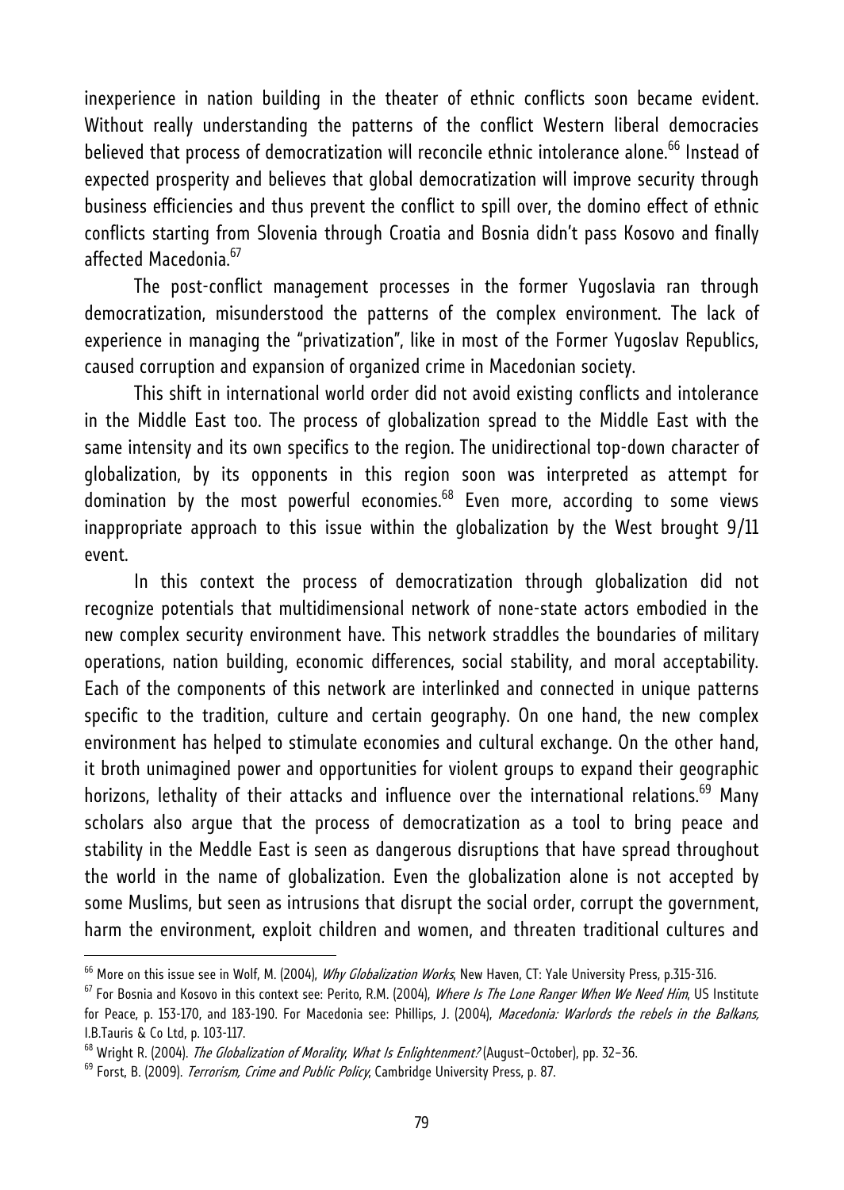inexperience in nation building in the theater of ethnic conflicts soon became evident. Without really understanding the patterns of the conflict Western liberal democracies believed that process of democratization will reconcile ethnic intolerance alone.[66] Instead of expected prosperity and believes that global democratization will improve security through business efficiencies and thus prevent the conflict to spill over, the domino effect of ethnic conflicts starting from Slovenia through Croatia and Bosnia didn't pass Kosovo and finally affected Macedonia.[67]

The post-conflict management processes in the former Yugoslavia ran through democratization, misunderstood the patterns of the complex environment. The lack of experience in managing the "privatization", like in most of the Former Yugoslav Republics, caused corruption and expansion of organized crime in Macedonian society.

This shift in international world order did not avoid existing conflicts and intolerance in the Middle East too. The process of globalization spread to the Middle East with the same intensity and its own specifics to the region. The unidirectional top-down character of globalization, by its opponents in this region soon was interpreted as attempt for domination by the most powerful economies.[68] Even more, according to some views inappropriate approach to this issue within the globalization by the West brought 9/11 event.

In this context the process of democratization through globalization did not recognize potentials that multidimensional network of none-state actors embodied in the new complex security environment have. This network straddles the boundaries of military operations, nation building, economic differences, social stability, and moral acceptability. Each of the components of this network are interlinked and connected in unique patterns specific to the tradition, culture and certain geography. On one hand, the new complex environment has helped to stimulate economies and cultural exchange. On the other hand, it broth unimagined power and opportunities for violent groups to expand their geographic horizons, lethality of their attacks and influence over the international relations.[69] Many scholars also argue that the process of democratization as a tool to bring peace and stability in the Meddle East is seen as dangerous disruptions that have spread throughout the world in the name of globalization. Even the globalization alone is not accepted by some Muslims, but seen as intrusions that disrupt the social order, corrupt the government, harm the environment, exploit children and women, and threaten traditional cultures and

---

[66] More on this issue see in Wolf, M. (2004), *Why Globalization Works*, New Haven, CT: Yale University Press, p.315-316.

[67] For Bosnia and Kosovo in this context see: Perito, R.M. (2004), *Where Is The Lone Ranger When We Need Him*, US Institute for Peace, p. 153-170, and 183-190. For Macedonia see: Phillips, J. (2004), *Macedonia: Warlords the rebels in the Balkans*, I.B.Tauris & Co Ltd, p. 103-117.

[68] Wright R. (2004). *The Globalization of Morality*, *What Is Enlightenment?* (August–October), pp. 32–36.

[69] Forst, B. (2009). *Terrorism, Crime and Public Policy*, Cambridge University Press, p. 87.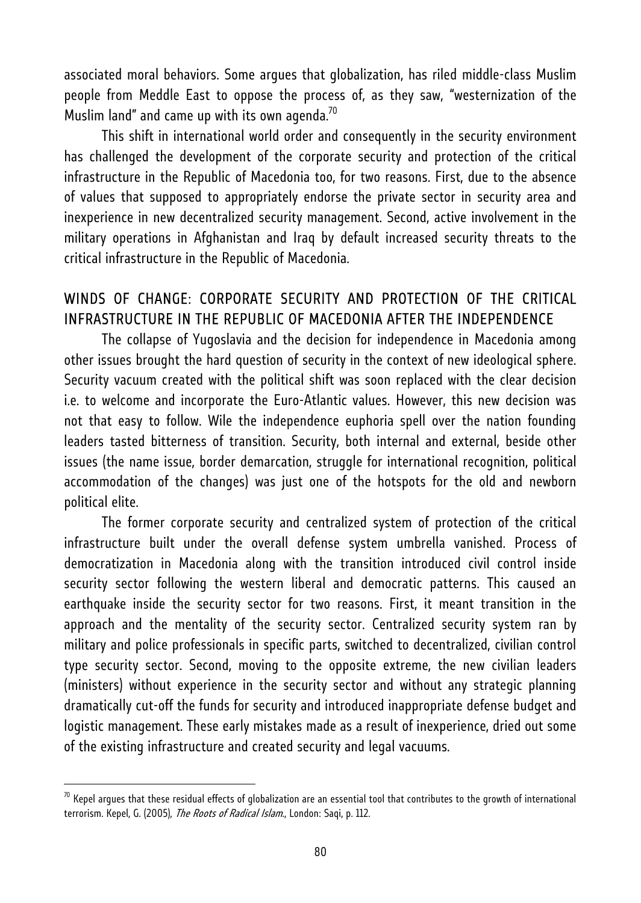associated moral behaviors. Some argues that globalization, has riled middle-class Muslim people from Meddle East to oppose the process of, as they saw, "westernization of the Muslim land" and came up with its own agenda.[70]

This shift in international world order and consequently in the security environment has challenged the development of the corporate security and protection of the critical infrastructure in the Republic of Macedonia too, for two reasons. First, due to the absence of values that supposed to appropriately endorse the private sector in security area and inexperience in new decentralized security management. Second, active involvement in the military operations in Afghanistan and Iraq by default increased security threats to the critical infrastructure in the Republic of Macedonia.

## WINDS OF CHANGE: CORPORATE SECURITY AND PROTECTION OF THE CRITICAL INFRASTRUCTURE IN THE REPUBLIC OF MACEDONIA AFTER THE INDEPENDENCE

The collapse of Yugoslavia and the decision for independence in Macedonia among other issues brought the hard question of security in the context of new ideological sphere. Security vacuum created with the political shift was soon replaced with the clear decision i.e. to welcome and incorporate the Euro-Atlantic values. However, this new decision was not that easy to follow. Wile the independence euphoria spell over the nation founding leaders tasted bitterness of transition. Security, both internal and external, beside other issues (the name issue, border demarcation, struggle for international recognition, political accommodation of the changes) was just one of the hotspots for the old and newborn political elite.

The former corporate security and centralized system of protection of the critical infrastructure built under the overall defense system umbrella vanished. Process of democratization in Macedonia along with the transition introduced civil control inside security sector following the western liberal and democratic patterns. This caused an earthquake inside the security sector for two reasons. First, it meant transition in the approach and the mentality of the security sector. Centralized security system ran by military and police professionals in specific parts, switched to decentralized, civilian control type security sector. Second, moving to the opposite extreme, the new civilian leaders (ministers) without experience in the security sector and without any strategic planning dramatically cut-off the funds for security and introduced inappropriate defense budget and logistic management. These early mistakes made as a result of inexperience, dried out some of the existing infrastructure and created security and legal vacuums.

---

[70] Kepel argues that these residual effects of globalization are an essential tool that contributes to the growth of international terrorism. Kepel, G. (2005), *The Roots of Radical Islam.*, London: Saqi, p. 112.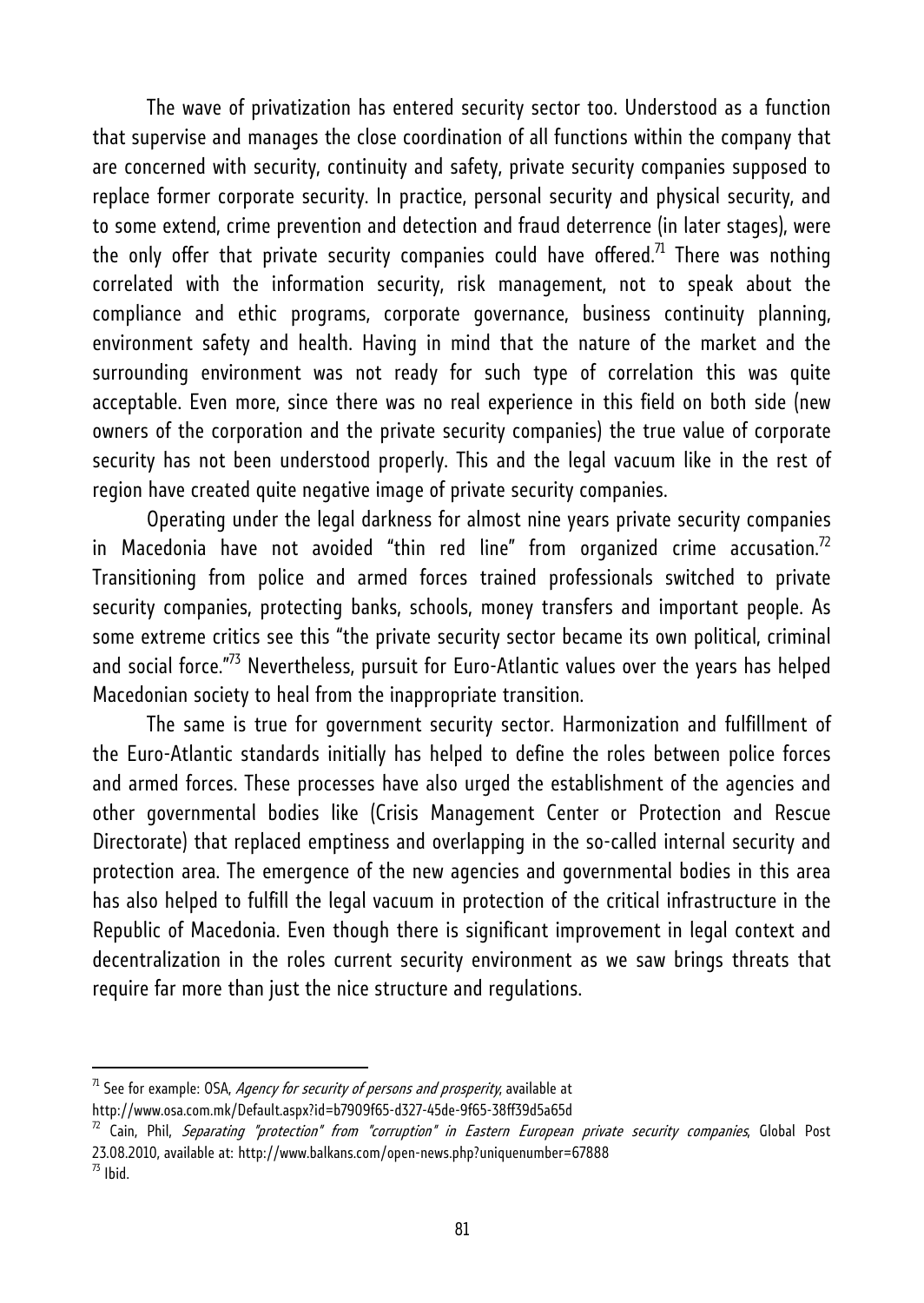The wave of privatization has entered security sector too. Understood as a function that supervise and manages the close coordination of all functions within the company that are concerned with security, continuity and safety, private security companies supposed to replace former corporate security. In practice, personal security and physical security, and to some extend, crime prevention and detection and fraud deterrence (in later stages), were the only offer that private security companies could have offered.[71] There was nothing correlated with the information security, risk management, not to speak about the compliance and ethic programs, corporate governance, business continuity planning, environment safety and health. Having in mind that the nature of the market and the surrounding environment was not ready for such type of correlation this was quite acceptable. Even more, since there was no real experience in this field on both side (new owners of the corporation and the private security companies) the true value of corporate security has not been understood properly. This and the legal vacuum like in the rest of region have created quite negative image of private security companies.

Operating under the legal darkness for almost nine years private security companies in Macedonia have not avoided "thin red line" from organized crime accusation.[72] Transitioning from police and armed forces trained professionals switched to private security companies, protecting banks, schools, money transfers and important people. As some extreme critics see this "the private security sector became its own political, criminal and social force."[73] Nevertheless, pursuit for Euro-Atlantic values over the years has helped Macedonian society to heal from the inappropriate transition.

The same is true for government security sector. Harmonization and fulfillment of the Euro-Atlantic standards initially has helped to define the roles between police forces and armed forces. These processes have also urged the establishment of the agencies and other governmental bodies like (Crisis Management Center or Protection and Rescue Directorate) that replaced emptiness and overlapping in the so-called internal security and protection area. The emergence of the new agencies and governmental bodies in this area has also helped to fulfill the legal vacuum in protection of the critical infrastructure in the Republic of Macedonia. Even though there is significant improvement in legal context and decentralization in the roles current security environment as we saw brings threats that require far more than just the nice structure and regulations.

---

[71] See for example: OSA, *Agency for security of persons and prosperity*, available at http://www.osa.com.mk/Default.aspx?id=b7909f65-d327-45de-9f65-38ff39d5a65d

[72] Cain, Phil, *Separating "protection" from "corruption" in Eastern European private security companies*, Global Post 23.08.2010, available at: http://www.balkans.com/open-news.php?uniquenumber=67888

[73] Ibid.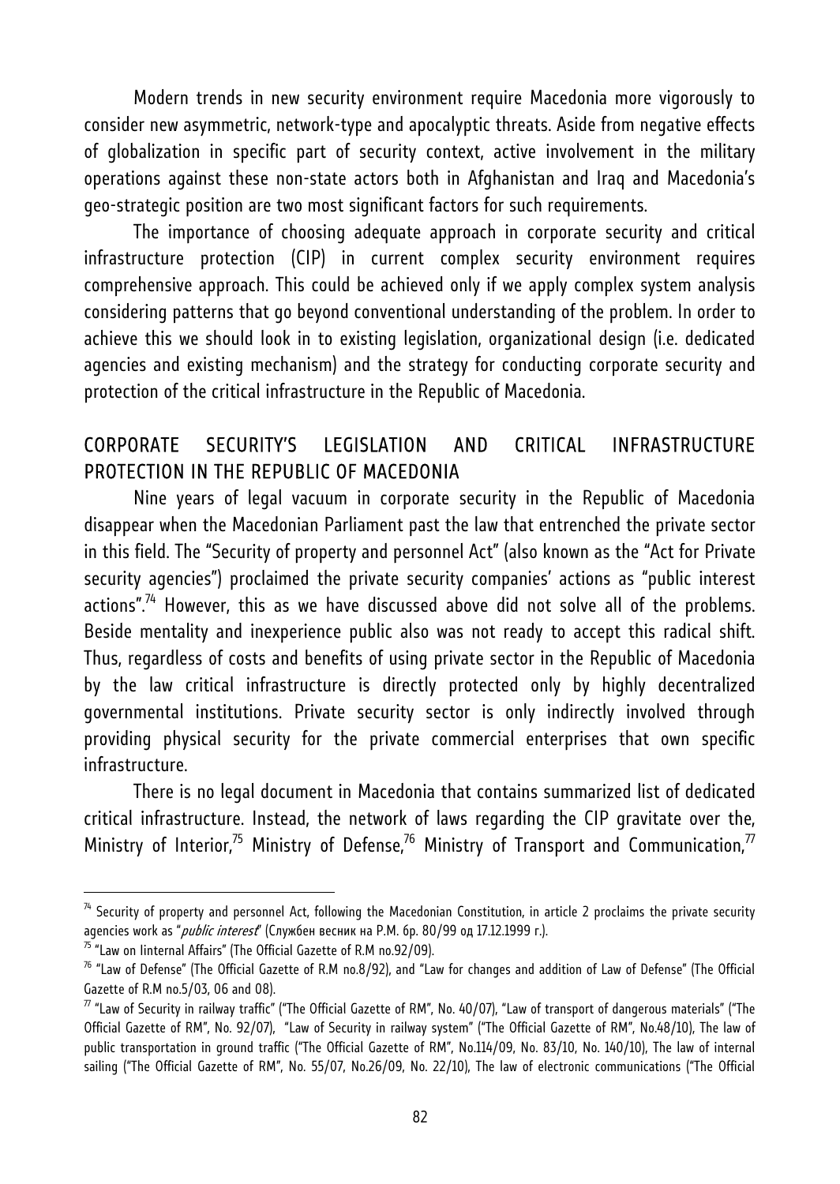Modern trends in new security environment require Macedonia more vigorously to consider new asymmetric, network-type and apocalyptic threats. Aside from negative effects of globalization in specific part of security context, active involvement in the military operations against these non-state actors both in Afghanistan and Iraq and Macedonia's geo-strategic position are two most significant factors for such requirements.

The importance of choosing adequate approach in corporate security and critical infrastructure protection (CIP) in current complex security environment requires comprehensive approach. This could be achieved only if we apply complex system analysis considering patterns that go beyond conventional understanding of the problem. In order to achieve this we should look in to existing legislation, organizational design (i.e. dedicated agencies and existing mechanism) and the strategy for conducting corporate security and protection of the critical infrastructure in the Republic of Macedonia.

## CORPORATE SECURITY'S LEGISLATION AND CRITICAL INFRASTRUCTURE PROTECTION IN THE REPUBLIC OF MACEDONIA

Nine years of legal vacuum in corporate security in the Republic of Macedonia disappear when the Macedonian Parliament past the law that entrenched the private sector in this field. The "Security of property and personnel Act" (also known as the "Act for Private security agencies") proclaimed the private security companies' actions as "public interest actions".[74] However, this as we have discussed above did not solve all of the problems. Beside mentality and inexperience public also was not ready to accept this radical shift. Thus, regardless of costs and benefits of using private sector in the Republic of Macedonia by the law critical infrastructure is directly protected only by highly decentralized governmental institutions. Private security sector is only indirectly involved through providing physical security for the private commercial enterprises that own specific infrastructure.

There is no legal document in Macedonia that contains summarized list of dedicated critical infrastructure. Instead, the network of laws regarding the CIP gravitate over the, Ministry of Interior,[75] Ministry of Defense,[76] Ministry of Transport and Communication,[77]

---

[74] Security of property and personnel Act, following the Macedonian Constitution, in article 2 proclaims the private security agencies work as "*public interest*" (Службен весник на Р.М. бр. 80/99 од 17.12.1999 г.).

[75] "Law on Iinternal Affairs" (The Official Gazette of R.M no.92/09).

[76] "Law of Defense" (The Official Gazette of R.M no.8/92), and "Law for changes and addition of Law of Defense" (The Official Gazette of R.M no.5/03, 06 and 08).

[77] "Law of Security in railway traffic" ("The Official Gazette of RM", No. 40/07), "Law of transport of dangerous materials" ("The Official Gazette of RM", No. 92/07), "Law of Security in railway system" ("The Official Gazette of RM", No.48/10), The law of public transportation in ground traffic ("The Official Gazette of RM", No.114/09, No. 83/10, No. 140/10), The law of internal sailing ("The Official Gazette of RM", No. 55/07, No.26/09, No. 22/10), The law of electronic communications ("The Official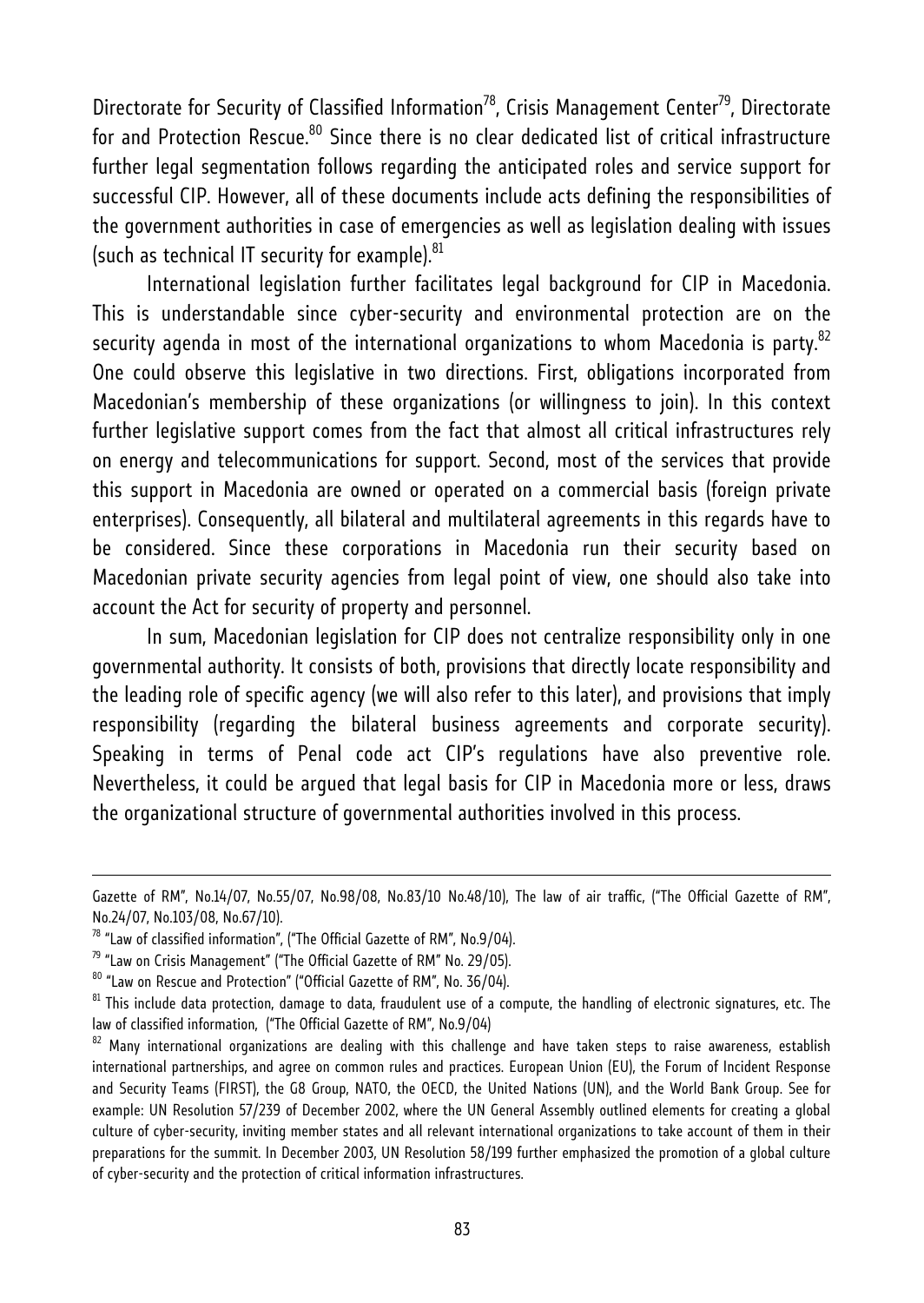Directorate for Security of Classified Information[78], Crisis Management Center[79], Directorate for and Protection Rescue.[80] Since there is no clear dedicated list of critical infrastructure further legal segmentation follows regarding the anticipated roles and service support for successful CIP. However, all of these documents include acts defining the responsibilities of the government authorities in case of emergencies as well as legislation dealing with issues (such as technical IT security for example).[81]

International legislation further facilitates legal background for CIP in Macedonia. This is understandable since cyber-security and environmental protection are on the security agenda in most of the international organizations to whom Macedonia is party.[82] One could observe this legislative in two directions. First, obligations incorporated from Macedonian's membership of these organizations (or willingness to join). In this context further legislative support comes from the fact that almost all critical infrastructures rely on energy and telecommunications for support. Second, most of the services that provide this support in Macedonia are owned or operated on a commercial basis (foreign private enterprises). Consequently, all bilateral and multilateral agreements in this regards have to be considered. Since these corporations in Macedonia run their security based on Macedonian private security agencies from legal point of view, one should also take into account the Act for security of property and personnel.

In sum, Macedonian legislation for CIP does not centralize responsibility only in one governmental authority. It consists of both, provisions that directly locate responsibility and the leading role of specific agency (we will also refer to this later), and provisions that imply responsibility (regarding the bilateral business agreements and corporate security). Speaking in terms of Penal code act CIP's regulations have also preventive role. Nevertheless, it could be argued that legal basis for CIP in Macedonia more or less, draws the organizational structure of governmental authorities involved in this process.

---

Gazette of RM", No.14/07, No.55/07, No.98/08, No.83/10 No.48/10), The law of air traffic, ("The Official Gazette of RM", No.24/07, No.103/08, No.67/10).

[78] "Law of classified information", ("The Official Gazette of RM", No.9/04).

[79] "Law on Crisis Management" ("The Official Gazette of RM" No. 29/05).

[80] "Law on Rescue and Protection" ("Official Gazette of RM", No. 36/04).

[81] This include data protection, damage to data, fraudulent use of a compute, the handling of electronic signatures, etc. The law of classified information, ("The Official Gazette of RM", No.9/04)

[82] Many international organizations are dealing with this challenge and have taken steps to raise awareness, establish international partnerships, and agree on common rules and practices. European Union (EU), the Forum of Incident Response and Security Teams (FIRST), the G8 Group, NATO, the OECD, the United Nations (UN), and the World Bank Group. See for example: UN Resolution 57/239 of December 2002, where the UN General Assembly outlined elements for creating a global culture of cyber-security, inviting member states and all relevant international organizations to take account of them in their preparations for the summit. In December 2003, UN Resolution 58/199 further emphasized the promotion of a global culture of cyber-security and the protection of critical information infrastructures.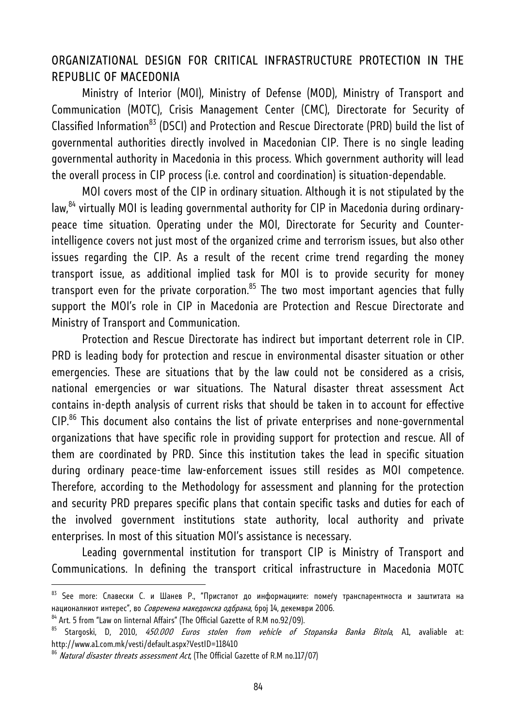## ORGANIZATIONAL DESIGN FOR CRITICAL INFRASTRUCTURE PROTECTION IN THE REPUBLIC OF MACEDONIA

Ministry of Interior (MOI), Ministry of Defense (MOD), Ministry of Transport and Communication (MOTC), Crisis Management Center (CMC), Directorate for Security of Classified Information[83] (DSCI) and Protection and Rescue Directorate (PRD) build the list of governmental authorities directly involved in Macedonian CIP. There is no single leading governmental authority in Macedonia in this process. Which government authority will lead the overall process in CIP process (i.e. control and coordination) is situation-dependable.

MOI covers most of the CIP in ordinary situation. Although it is not stipulated by the law,[84] virtually MOI is leading governmental authority for CIP in Macedonia during ordinary-peace time situation. Operating under the MOI, Directorate for Security and Counter-intelligence covers not just most of the organized crime and terrorism issues, but also other issues regarding the CIP. As a result of the recent crime trend regarding the money transport issue, as additional implied task for MOI is to provide security for money transport even for the private corporation.[85] The two most important agencies that fully support the MOI's role in CIP in Macedonia are Protection and Rescue Directorate and Ministry of Transport and Communication.

Protection and Rescue Directorate has indirect but important deterrent role in CIP. PRD is leading body for protection and rescue in environmental disaster situation or other emergencies. These are situations that by the law could not be considered as a crisis, national emergencies or war situations. The Natural disaster threat assessment Act contains in-depth analysis of current risks that should be taken in to account for effective CIP.[86] This document also contains the list of private enterprises and none-governmental organizations that have specific role in providing support for protection and rescue. All of them are coordinated by PRD. Since this institution takes the lead in specific situation during ordinary peace-time law-enforcement issues still resides as MOI competence. Therefore, according to the Methodology for assessment and planning for the protection and security PRD prepares specific plans that contain specific tasks and duties for each of the involved government institutions state authority, local authority and private enterprises. In most of this situation MOI's assistance is necessary.

Leading governmental institution for transport CIP is Ministry of Transport and Communications. In defining the transport critical infrastructure in Macedonia MOTC

---

[83] See more: Славески С. и Шанев Р., "Пристапот до информациите: помеѓу транспарентноста и заштитата на националниот интерес", во *Современа македонска одбрана*, број 14, декември 2006.

[84] Art. 5 from "Law on Iinternal Affairs" (The Official Gazette of R.M no.92/09).

[85] Stargoski, D, 2010, *450.000 Euros stolen from vehicle of Stopanska Banka Bitola*, A1, avaliable at: http://www.a1.com.mk/vesti/default.aspx?VestID=118410

[86] *Natural disaster threats assessment Act*, (The Official Gazette of R.M no.117/07)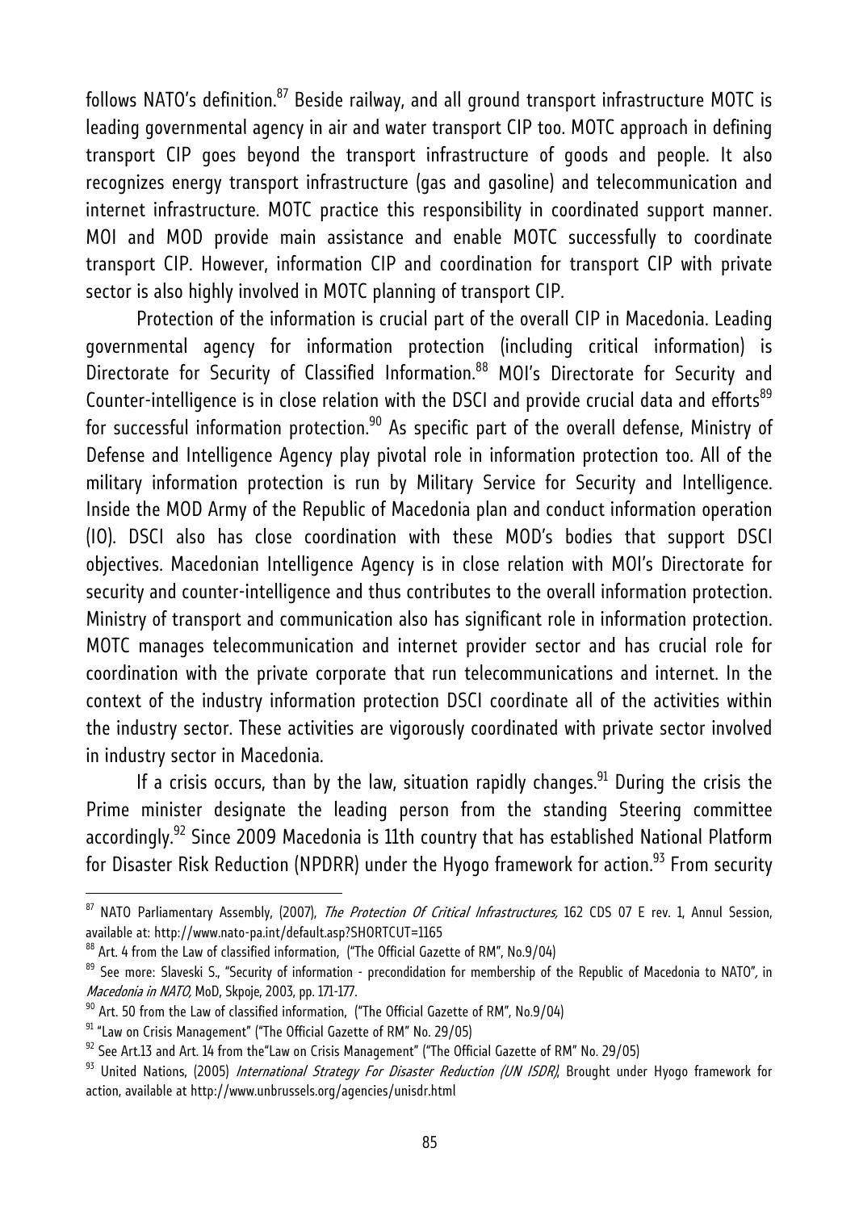follows NATO's definition.[87] Beside railway, and all ground transport infrastructure MOTC is leading governmental agency in air and water transport CIP too. MOTC approach in defining transport CIP goes beyond the transport infrastructure of goods and people. It also recognizes energy transport infrastructure (gas and gasoline) and telecommunication and internet infrastructure. MOTC practice this responsibility in coordinated support manner. MOI and MOD provide main assistance and enable MOTC successfully to coordinate transport CIP. However, information CIP and coordination for transport CIP with private sector is also highly involved in MOTC planning of transport CIP.

Protection of the information is crucial part of the overall CIP in Macedonia. Leading governmental agency for information protection (including critical information) is Directorate for Security of Classified Information.[88] MOI's Directorate for Security and Counter-intelligence is in close relation with the DSCI and provide crucial data and efforts[89] for successful information protection.[90] As specific part of the overall defense, Ministry of Defense and Intelligence Agency play pivotal role in information protection too. All of the military information protection is run by Military Service for Security and Intelligence. Inside the MOD Army of the Republic of Macedonia plan and conduct information operation (IO). DSCI also has close coordination with these MOD's bodies that support DSCI objectives. Macedonian Intelligence Agency is in close relation with MOI's Directorate for security and counter-intelligence and thus contributes to the overall information protection. Ministry of transport and communication also has significant role in information protection. MOTC manages telecommunication and internet provider sector and has crucial role for coordination with the private corporate that run telecommunications and internet. In the context of the industry information protection DSCI coordinate all of the activities within the industry sector. These activities are vigorously coordinated with private sector involved in industry sector in Macedonia.

If a crisis occurs, than by the law, situation rapidly changes.[91] During the crisis the Prime minister designate the leading person from the standing Steering committee accordingly.[92] Since 2009 Macedonia is 11th country that has established National Platform for Disaster Risk Reduction (NPDRR) under the Hyogo framework for action.[93] From security

---

[87] NATO Parliamentary Assembly, (2007), *The Protection Of Critical Infrastructures,* 162 CDS 07 E rev. 1, Annul Session, available at: http://www.nato-pa.int/default.asp?SHORTCUT=1165

[88] Art. 4 from the Law of classified information, ("The Official Gazette of RM", No.9/04)

[89] See more: Slaveski S., "Security of information - precondidation for membership of the Republic of Macedonia to NATO", in *Macedonia in NATO,* MoD, Skpoje, 2003, pp. 171-177.

[90] Art. 50 from the Law of classified information, ("The Official Gazette of RM", No.9/04)

[91] "Law on Crisis Management" ("The Official Gazette of RM" No. 29/05)

[92] See Art.13 and Art. 14 from the"Law on Crisis Management" ("The Official Gazette of RM" No. 29/05)

[93] United Nations, (2005) *International Strategy For Disaster Reduction (UN ISDR),* Brought under Hyogo framework for action, available at http://www.unbrussels.org/agencies/unisdr.html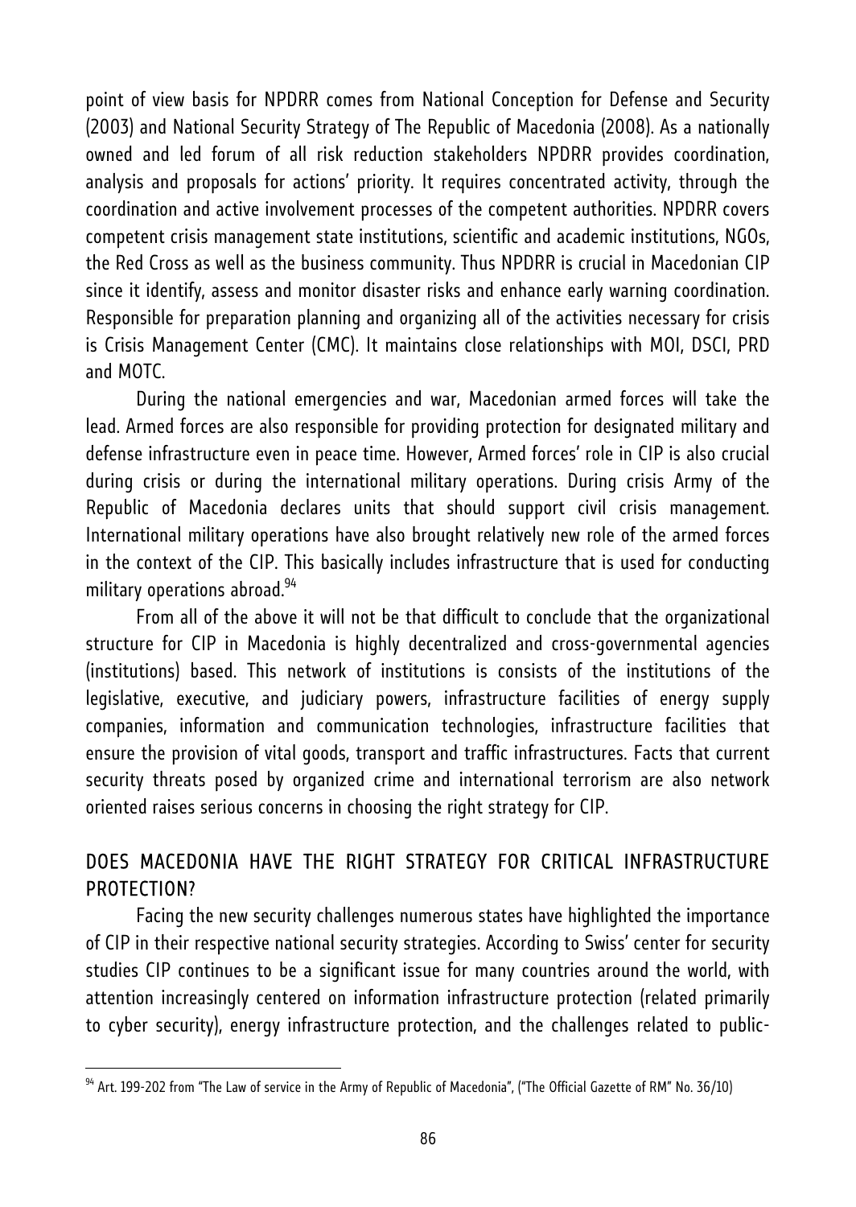point of view basis for NPDRR comes from National Conception for Defense and Security (2003) and National Security Strategy of The Republic of Macedonia (2008). As a nationally owned and led forum of all risk reduction stakeholders NPDRR provides coordination, analysis and proposals for actions' priority. It requires concentrated activity, through the coordination and active involvement processes of the competent authorities. NPDRR covers competent crisis management state institutions, scientific and academic institutions, NGOs, the Red Cross as well as the business community. Thus NPDRR is crucial in Macedonian CIP since it identify, assess and monitor disaster risks and enhance early warning coordination. Responsible for preparation planning and organizing all of the activities necessary for crisis is Crisis Management Center (CMC). It maintains close relationships with MOI, DSCI, PRD and MOTC.

During the national emergencies and war, Macedonian armed forces will take the lead. Armed forces are also responsible for providing protection for designated military and defense infrastructure even in peace time. However, Armed forces' role in CIP is also crucial during crisis or during the international military operations. During crisis Army of the Republic of Macedonia declares units that should support civil crisis management. International military operations have also brought relatively new role of the armed forces in the context of the CIP. This basically includes infrastructure that is used for conducting military operations abroad.[94]

From all of the above it will not be that difficult to conclude that the organizational structure for CIP in Macedonia is highly decentralized and cross-governmental agencies (institutions) based. This network of institutions is consists of the institutions of the legislative, executive, and judiciary powers, infrastructure facilities of energy supply companies, information and communication technologies, infrastructure facilities that ensure the provision of vital goods, transport and traffic infrastructures. Facts that current security threats posed by organized crime and international terrorism are also network oriented raises serious concerns in choosing the right strategy for CIP.

## DOES MACEDONIA HAVE THE RIGHT STRATEGY FOR CRITICAL INFRASTRUCTURE PROTECTION?

Facing the new security challenges numerous states have highlighted the importance of CIP in their respective national security strategies. According to Swiss' center for security studies CIP continues to be a significant issue for many countries around the world, with attention increasingly centered on information infrastructure protection (related primarily to cyber security), energy infrastructure protection, and the challenges related to public-

---

[94] Art. 199-202 from "The Law of service in the Army of Republic of Macedonia", ("The Official Gazette of RM" No. 36/10)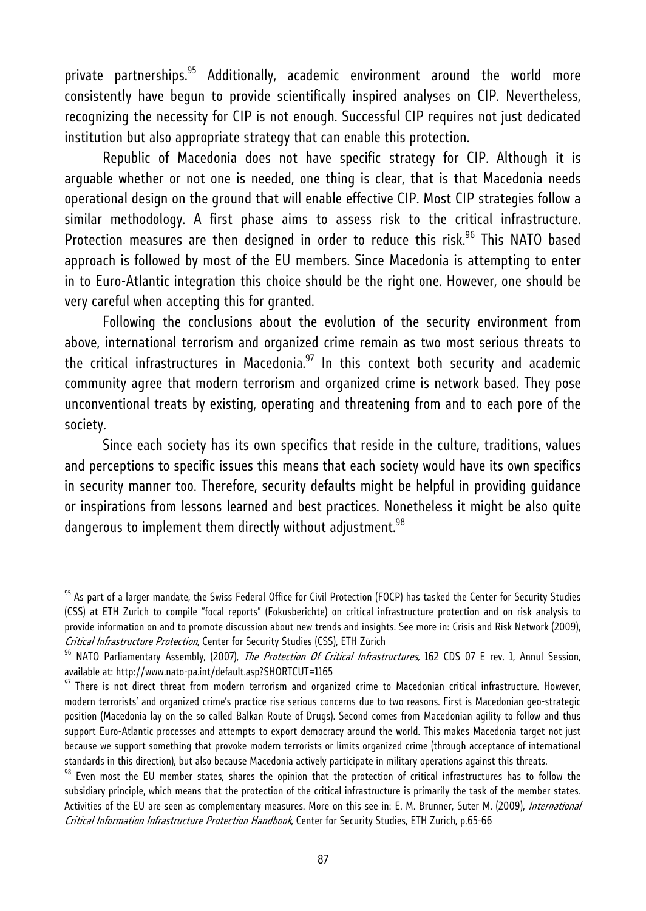private partnerships.[95] Additionally, academic environment around the world more consistently have begun to provide scientifically inspired analyses on CIP. Nevertheless, recognizing the necessity for CIP is not enough. Successful CIP requires not just dedicated institution but also appropriate strategy that can enable this protection.

Republic of Macedonia does not have specific strategy for CIP. Although it is arguable whether or not one is needed, one thing is clear, that is that Macedonia needs operational design on the ground that will enable effective CIP. Most CIP strategies follow a similar methodology. A first phase aims to assess risk to the critical infrastructure. Protection measures are then designed in order to reduce this risk.[96] This NATO based approach is followed by most of the EU members. Since Macedonia is attempting to enter in to Euro-Atlantic integration this choice should be the right one. However, one should be very careful when accepting this for granted.

Following the conclusions about the evolution of the security environment from above, international terrorism and organized crime remain as two most serious threats to the critical infrastructures in Macedonia.[97] In this context both security and academic community agree that modern terrorism and organized crime is network based. They pose unconventional treats by existing, operating and threatening from and to each pore of the society.

Since each society has its own specifics that reside in the culture, traditions, values and perceptions to specific issues this means that each society would have its own specifics in security manner too. Therefore, security defaults might be helpful in providing guidance or inspirations from lessons learned and best practices. Nonetheless it might be also quite dangerous to implement them directly without adjustment.[98]

---

[95] As part of a larger mandate, the Swiss Federal Office for Civil Protection (FOCP) has tasked the Center for Security Studies (CSS) at ETH Zurich to compile "focal reports" (Fokusberichte) on critical infrastructure protection and on risk analysis to provide information on and to promote discussion about new trends and insights. See more in: Crisis and Risk Network (2009), *Critical Infrastructure Protection*, Center for Security Studies (CSS), ETH Zürich

[96] NATO Parliamentary Assembly, (2007), *The Protection Of Critical Infrastructures,* 162 CDS 07 E rev. 1, Annul Session, available at: http://www.nato-pa.int/default.asp?SHORTCUT=1165

[97] There is not direct threat from modern terrorism and organized crime to Macedonian critical infrastructure. However, modern terrorists' and organized crime's practice rise serious concerns due to two reasons. First is Macedonian geo-strategic position (Macedonia lay on the so called Balkan Route of Drugs). Second comes from Macedonian agility to follow and thus support Euro-Atlantic processes and attempts to export democracy around the world. This makes Macedonia target not just because we support something that provoke modern terrorists or limits organized crime (through acceptance of international standards in this direction), but also because Macedonia actively participate in military operations against this threats.

[98] Even most the EU member states, shares the opinion that the protection of critical infrastructures has to follow the subsidiary principle, which means that the protection of the critical infrastructure is primarily the task of the member states. Activities of the EU are seen as complementary measures. More on this see in: E. M. Brunner, Suter M. (2009), *International Critical Information Infrastructure Protection Handbook*, Center for Security Studies, ETH Zurich, p.65-66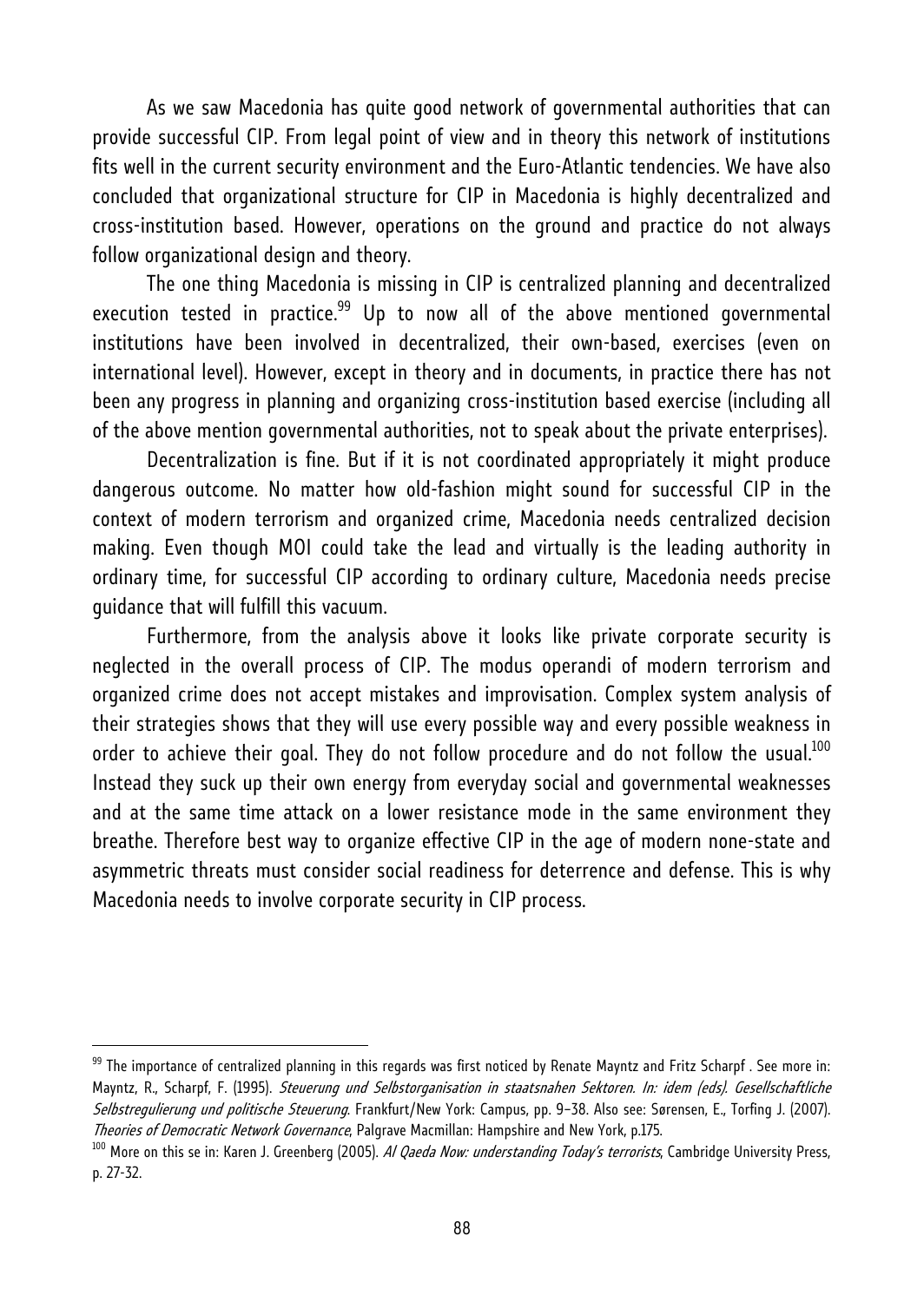As we saw Macedonia has quite good network of governmental authorities that can provide successful CIP. From legal point of view and in theory this network of institutions fits well in the current security environment and the Euro-Atlantic tendencies. We have also concluded that organizational structure for CIP in Macedonia is highly decentralized and cross-institution based. However, operations on the ground and practice do not always follow organizational design and theory.

The one thing Macedonia is missing in CIP is centralized planning and decentralized execution tested in practice.[99] Up to now all of the above mentioned governmental institutions have been involved in decentralized, their own-based, exercises (even on international level). However, except in theory and in documents, in practice there has not been any progress in planning and organizing cross-institution based exercise (including all of the above mention governmental authorities, not to speak about the private enterprises).

Decentralization is fine. But if it is not coordinated appropriately it might produce dangerous outcome. No matter how old-fashion might sound for successful CIP in the context of modern terrorism and organized crime, Macedonia needs centralized decision making. Even though MOI could take the lead and virtually is the leading authority in ordinary time, for successful CIP according to ordinary culture, Macedonia needs precise guidance that will fulfill this vacuum.

Furthermore, from the analysis above it looks like private corporate security is neglected in the overall process of CIP. The modus operandi of modern terrorism and organized crime does not accept mistakes and improvisation. Complex system analysis of their strategies shows that they will use every possible way and every possible weakness in order to achieve their goal. They do not follow procedure and do not follow the usual.[100] Instead they suck up their own energy from everyday social and governmental weaknesses and at the same time attack on a lower resistance mode in the same environment they breathe. Therefore best way to organize effective CIP in the age of modern none-state and asymmetric threats must consider social readiness for deterrence and defense. This is why Macedonia needs to involve corporate security in CIP process.

---

[99] The importance of centralized planning in this regards was first noticed by Renate Mayntz and Fritz Scharpf . See more in: Mayntz, R., Scharpf, F. (1995). *Steuerung und Selbstorganisation in staatsnahen Sektoren. In: idem (eds). Gesellschaftliche Selbstregulierung und politische Steuerung*. Frankfurt/New York: Campus, pp. 9–38. Also see: Sørensen, E., Torfing J. (2007). *Theories of Democratic Network Governance*, Palgrave Macmillan: Hampshire and New York, p.175.

[100] More on this se in: Karen J. Greenberg (2005). *Al Qaeda Now: understanding Today's terrorists*, Cambridge University Press, p. 27-32.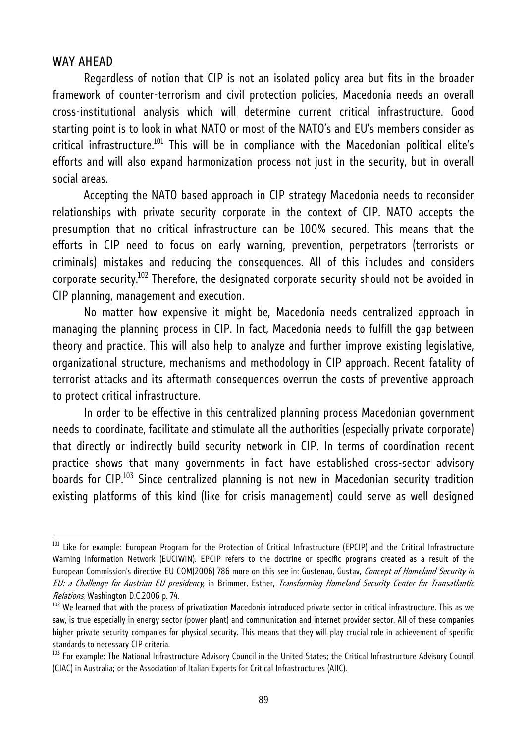## WAY AHEAD

Regardless of notion that CIP is not an isolated policy area but fits in the broader framework of counter-terrorism and civil protection policies, Macedonia needs an overall cross-institutional analysis which will determine current critical infrastructure. Good starting point is to look in what NATO or most of the NATO's and EU's members consider as critical infrastructure.[101] This will be in compliance with the Macedonian political elite's efforts and will also expand harmonization process not just in the security, but in overall social areas.

Accepting the NATO based approach in CIP strategy Macedonia needs to reconsider relationships with private security corporate in the context of CIP. NATO accepts the presumption that no critical infrastructure can be 100% secured. This means that the efforts in CIP need to focus on early warning, prevention, perpetrators (terrorists or criminals) mistakes and reducing the consequences. All of this includes and considers corporate security.[102] Therefore, the designated corporate security should not be avoided in CIP planning, management and execution.

No matter how expensive it might be, Macedonia needs centralized approach in managing the planning process in CIP. In fact, Macedonia needs to fulfill the gap between theory and practice. This will also help to analyze and further improve existing legislative, organizational structure, mechanisms and methodology in CIP approach. Recent fatality of terrorist attacks and its aftermath consequences overrun the costs of preventive approach to protect critical infrastructure.

In order to be effective in this centralized planning process Macedonian government needs to coordinate, facilitate and stimulate all the authorities (especially private corporate) that directly or indirectly build security network in CIP. In terms of coordination recent practice shows that many governments in fact have established cross-sector advisory boards for CIP.[103] Since centralized planning is not new in Macedonian security tradition existing platforms of this kind (like for crisis management) could serve as well designed

---

[101] Like for example: European Program for the Protection of Critical Infrastructure (EPCIP) and the Critical Infrastructure Warning Information Network (EUCIWIN). EPCIP refers to the doctrine or specific programs created as a result of the European Commission's directive EU COM(2006) 786 more on this see in: Gustenau, Gustav, *Concept of Homeland Security in EU: a Challenge for Austrian EU presidency*, in Brimmer, Esther, *Transforming Homeland Security Center for Transatlantic Relations*, Washington D.C.2006 p. 74.

[102] We learned that with the process of privatization Macedonia introduced private sector in critical infrastructure. This as we saw, is true especially in energy sector (power plant) and communication and internet provider sector. All of these companies higher private security companies for physical security. This means that they will play crucial role in achievement of specific standards to necessary CIP criteria.

[103] For example: The National Infrastructure Advisory Council in the United States; the Critical Infrastructure Advisory Council (CIAC) in Australia; or the Association of Italian Experts for Critical Infrastructures (AIIC).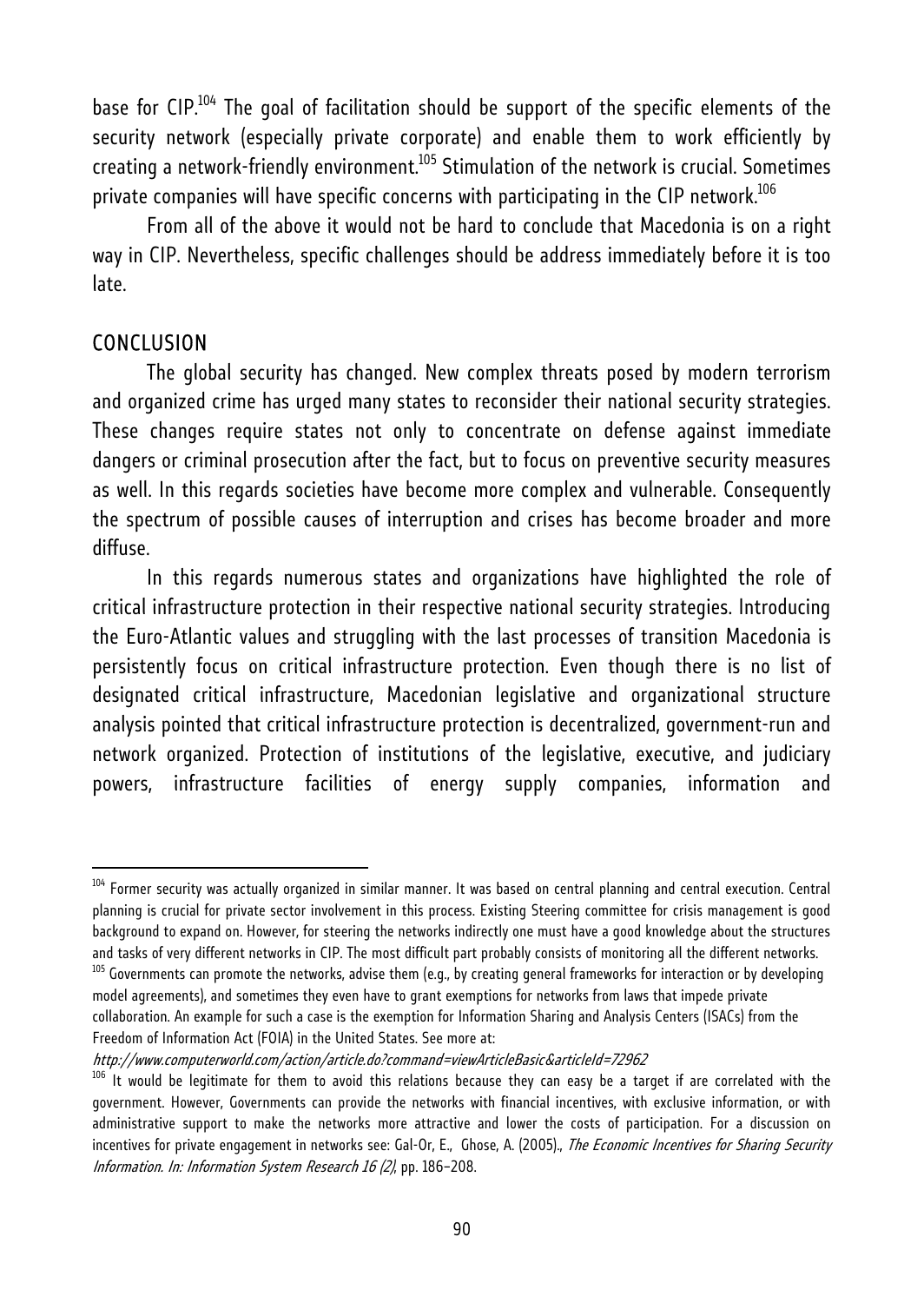base for CIP.[104] The goal of facilitation should be support of the specific elements of the security network (especially private corporate) and enable them to work efficiently by creating a network-friendly environment.[105] Stimulation of the network is crucial. Sometimes private companies will have specific concerns with participating in the CIP network.[106]

From all of the above it would not be hard to conclude that Macedonia is on a right way in CIP. Nevertheless, specific challenges should be address immediately before it is too late.

## CONCLUSION

The global security has changed. New complex threats posed by modern terrorism and organized crime has urged many states to reconsider their national security strategies. These changes require states not only to concentrate on defense against immediate dangers or criminal prosecution after the fact, but to focus on preventive security measures as well. In this regards societies have become more complex and vulnerable. Consequently the spectrum of possible causes of interruption and crises has become broader and more diffuse.

In this regards numerous states and organizations have highlighted the role of critical infrastructure protection in their respective national security strategies. Introducing the Euro-Atlantic values and struggling with the last processes of transition Macedonia is persistently focus on critical infrastructure protection. Even though there is no list of designated critical infrastructure, Macedonian legislative and organizational structure analysis pointed that critical infrastructure protection is decentralized, government-run and network organized. Protection of institutions of the legislative, executive, and judiciary powers, infrastructure facilities of energy supply companies, information and

---

[104] Former security was actually organized in similar manner. It was based on central planning and central execution. Central planning is crucial for private sector involvement in this process. Existing Steering committee for crisis management is good background to expand on. However, for steering the networks indirectly one must have a good knowledge about the structures and tasks of very different networks in CIP. The most difficult part probably consists of monitoring all the different networks.

[105] Governments can promote the networks, advise them (e.g., by creating general frameworks for interaction or by developing model agreements), and sometimes they even have to grant exemptions for networks from laws that impede private collaboration. An example for such a case is the exemption for Information Sharing and Analysis Centers (ISACs) from the Freedom of Information Act (FOIA) in the United States. See more at: *http://www.computerworld.com/action/article.do?command=viewArticleBasic&articleId=72962*

[106] It would be legitimate for them to avoid this relations because they can easy be a target if are correlated with the government. However, Governments can provide the networks with financial incentives, with exclusive information, or with administrative support to make the networks more attractive and lower the costs of participation. For a discussion on incentives for private engagement in networks see: Gal-Or, E., Ghose, A. (2005)., *The Economic Incentives for Sharing Security Information. In: Information System Research 16 (2)*, pp. 186–208.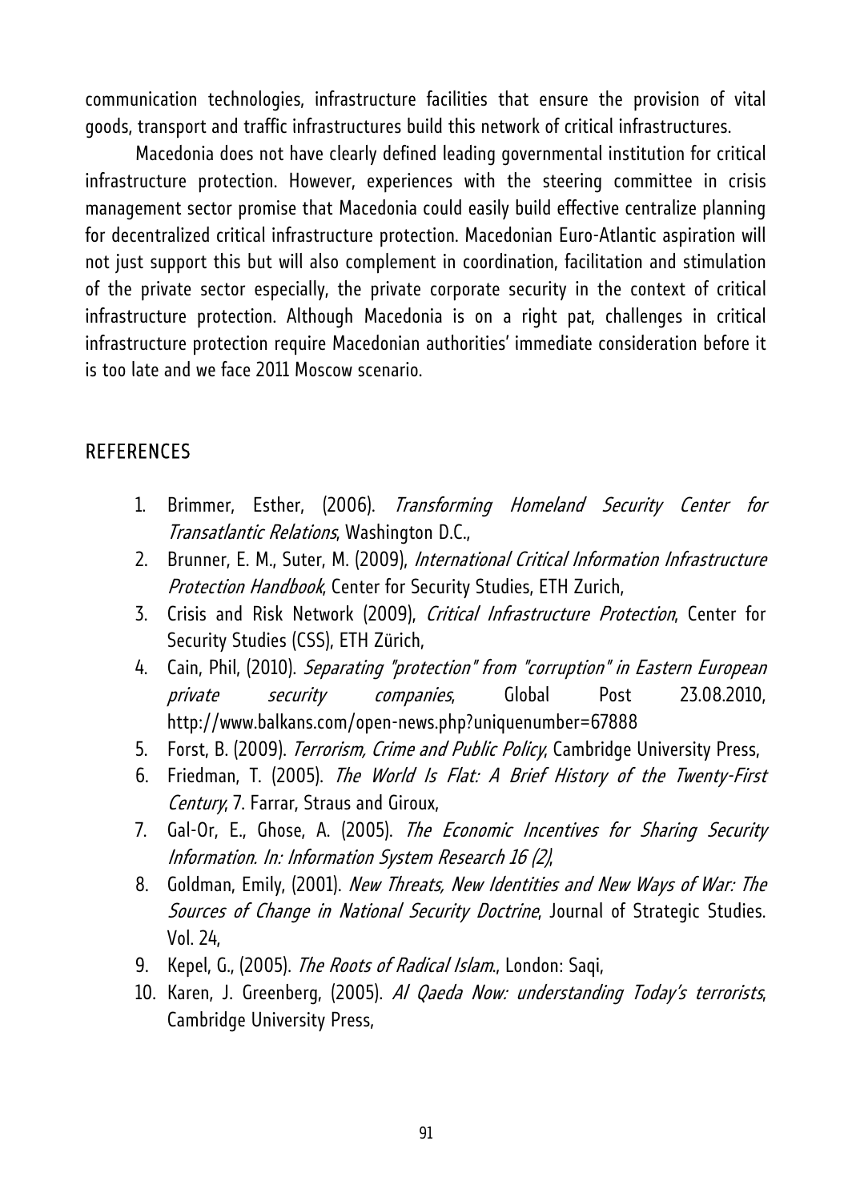communication technologies, infrastructure facilities that ensure the provision of vital goods, transport and traffic infrastructures build this network of critical infrastructures.

Macedonia does not have clearly defined leading governmental institution for critical infrastructure protection. However, experiences with the steering committee in crisis management sector promise that Macedonia could easily build effective centralize planning for decentralized critical infrastructure protection. Macedonian Euro-Atlantic aspiration will not just support this but will also complement in coordination, facilitation and stimulation of the private sector especially, the private corporate security in the context of critical infrastructure protection. Although Macedonia is on a right pat, challenges in critical infrastructure protection require Macedonian authorities' immediate consideration before it is too late and we face 2011 Moscow scenario.

## REFERENCES

1. Brimmer, Esther, (2006). *Transforming Homeland Security Center for Transatlantic Relations*, Washington D.C.,
2. Brunner, E. M., Suter, M. (2009), *International Critical Information Infrastructure Protection Handbook*, Center for Security Studies, ETH Zurich,
3. Crisis and Risk Network (2009), *Critical Infrastructure Protection*, Center for Security Studies (CSS), ETH Zürich,
4. Cain, Phil, (2010). *Separating "protection" from "corruption" in Eastern European private security companies*, Global Post 23.08.2010, http://www.balkans.com/open-news.php?uniquenumber=67888
5. Forst, B. (2009). *Terrorism, Crime and Public Policy*, Cambridge University Press,
6. Friedman, T. (2005). *The World Is Flat: A Brief History of the Twenty-First Century*, 7. Farrar, Straus and Giroux,
7. Gal-Or, E., Ghose, A. (2005). *The Economic Incentives for Sharing Security Information. In: Information System Research 16 (2)*,
8. Goldman, Emily, (2001). *New Threats, New Identities and New Ways of War: The Sources of Change in National Security Doctrine*, Journal of Strategic Studies. Vol. 24,
9. Kepel, G., (2005). *The Roots of Radical Islam.*, London: Saqi,
10. Karen, J. Greenberg, (2005). *Al Qaeda Now: understanding Today's terrorists*, Cambridge University Press,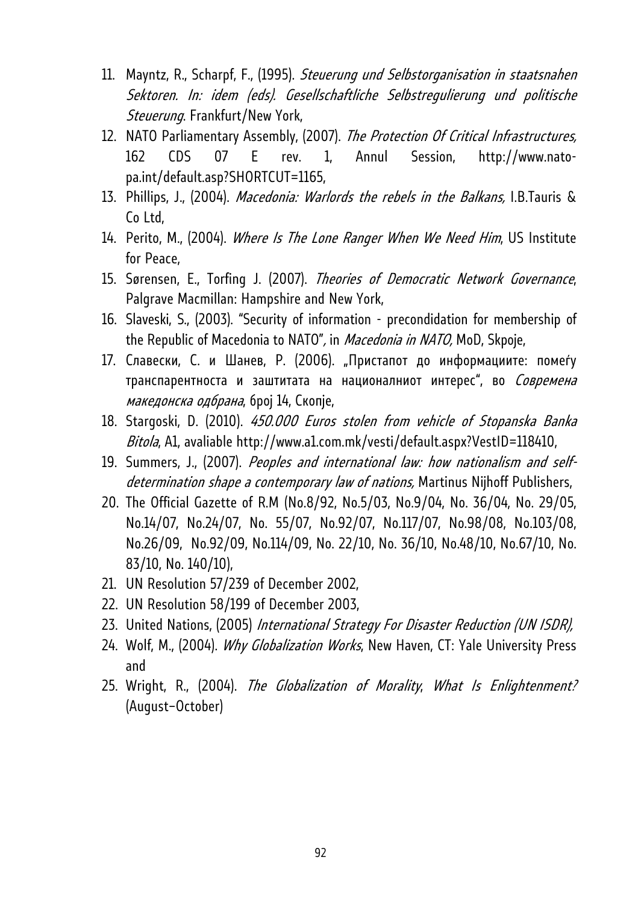11. Mayntz, R., Scharpf, F., (1995). *Steuerung und Selbstorganisation in staatsnahen Sektoren. In: idem (eds). Gesellschaftliche Selbstregulierung und politische Steuerung*. Frankfurt/New York,
12. NATO Parliamentary Assembly, (2007). *The Protection Of Critical Infrastructures,* 162 CDS 07 E rev. 1, Annul Session, http://www.nato-pa.int/default.asp?SHORTCUT=1165,
13. Phillips, J., (2004). *Macedonia: Warlords the rebels in the Balkans,* I.B.Tauris & Co Ltd,
14. Perito, M., (2004). *Where Is The Lone Ranger When We Need Him*, US Institute for Peace,
15. Sørensen, E., Torfing J. (2007). *Theories of Democratic Network Governance*, Palgrave Macmillan: Hampshire and New York,
16. Slaveski, S., (2003). "Security of information - precondidation for membership of the Republic of Macedonia to NATO"*,* in *Macedonia in NATO,* MoD, Skpoje,
17. Славески, С. и Шанев, Р. (2006). „Пристапот до информациите: помеѓу транспарентноста и заштитата на националниот интерес", во *Современа македонска одбрана*, број 14, Скопје,
18. Stargoski, D. (2010). *450.000 Euros stolen from vehicle of Stopanska Banka Bitola*, A1, avaliable http://www.a1.com.mk/vesti/default.aspx?VestID=118410,
19. Summers, J., (2007). *Peoples and international law: how nationalism and self-determination shape a contemporary law of nations,* Martinus Nijhoff Publishers,
20. The Official Gazette of R.M (No.8/92, No.5/03, No.9/04, No. 36/04, No. 29/05, No.14/07, No.24/07, No. 55/07, No.92/07, No.117/07, No.98/08, No.103/08, No.26/09, No.92/09, No.114/09, No. 22/10, No. 36/10, No.48/10, No.67/10, No. 83/10, No. 140/10),
21. UN Resolution 57/239 of December 2002,
22. UN Resolution 58/199 of December 2003,
23. United Nations, (2005) *International Strategy For Disaster Reduction (UN ISDR),*
24. Wolf, M., (2004). *Why Globalization Works*, New Haven, CT: Yale University Press and
25. Wright, R., (2004). *The Globalization of Morality*, *What Is Enlightenment?* (August–October)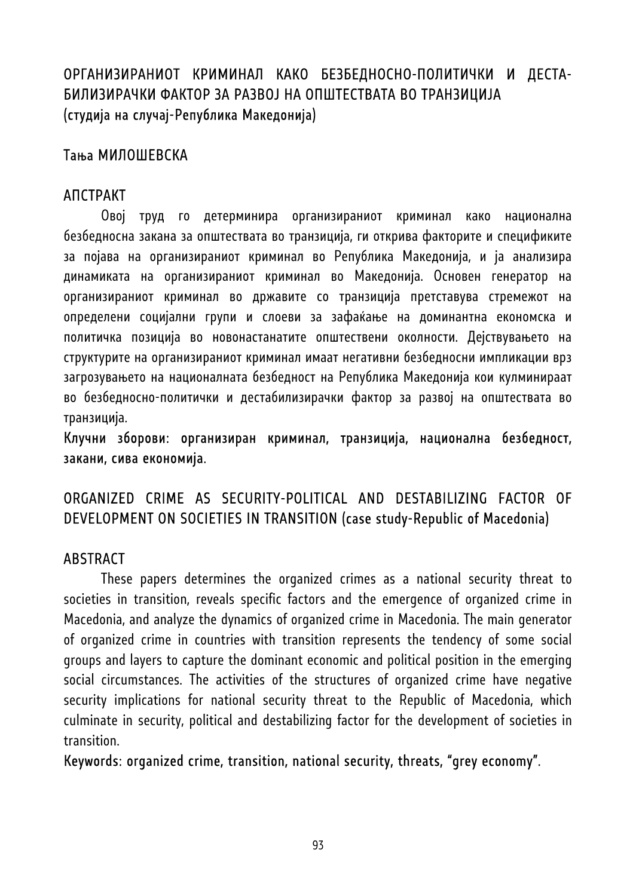# ОРГАНИЗИРАНИОТ КРИМИНАЛ КАКО БЕЗБЕДНОСНО-ПОЛИТИЧКИ И ДЕСТАБИЛИЗИРАЧКИ ФАКТОР ЗА РАЗВОЈ НА ОПШТЕСТВАТА ВО ТРАНЗИЦИЈА
(студија на случај-Република Македонија)

Тања МИЛОШЕВСКА

## АПСТРАКТ

Овој труд го детерминира организираниот криминал како национална безбедносна закана за општествата во транзиција, ги открива факторите и спецификите за појава на организираниот криминал во Република Македонија, и ја анализира динамиката на организираниот криминал во Македонија. Основен генератор на организираниот криминал во државите со транзиција претставува стремежот на определени социјални групи и слоеви за зафаќање на доминантна економска и политичка позиција во новонастанатите општествени околности. Дејствувањето на структурите на организираниот криминал имаат негативни безбедносни импликации врз загрозувањето на националната безбедност на Република Македонија кои кулминираат во безбедносно-политички и дестабилизирачки фактор за развој на општествата во транзиција.

Клучни зборови: организиран криминал, транзиција, национална безбедност, закани, сива економија.

# ORGANIZED CRIME AS SECURITY-POLITICAL AND DESTABILIZING FACTOR OF DEVELOPMENT ON SOCIETIES IN TRANSITION (case study-Republic of Macedonia)

## ABSTRACT

These papers determines the organized crimes as a national security threat to societies in transition, reveals specific factors and the emergence of organized crime in Macedonia, and analyze the dynamics of organized crime in Macedonia. The main generator of organized crime in countries with transition represents the tendency of some social groups and layers to capture the dominant economic and political position in the emerging social circumstances. The activities of the structures of organized crime have negative security implications for national security threat to the Republic of Macedonia, which culminate in security, political and destabilizing factor for the development of societies in transition.

Keywords: organized crime, transition, national security, threats, "grey economy".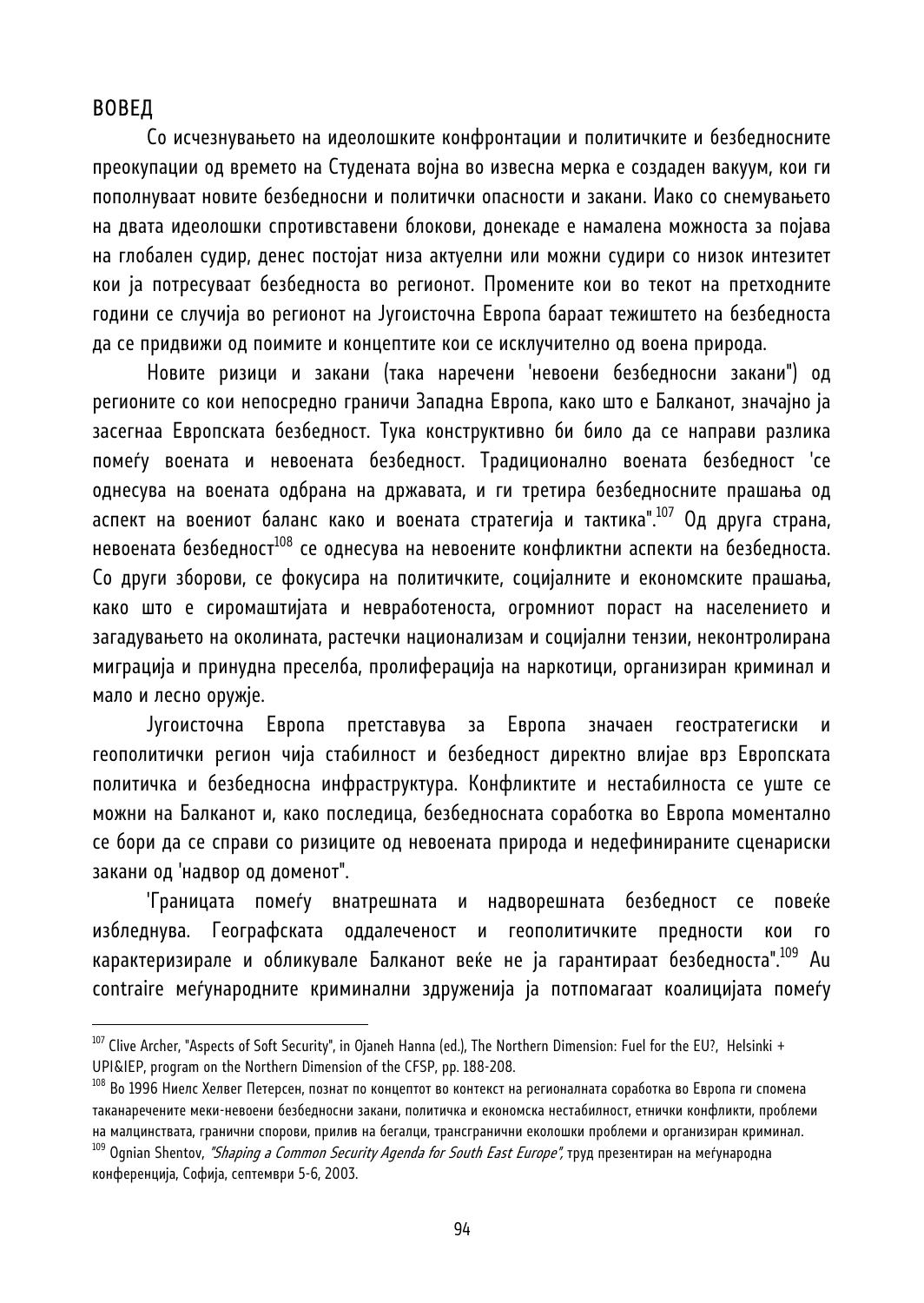## ВОВЕД

Со исчезнувањето на идеолошките конфронтации и политичките и безбедносните преокупации од времето на Студената војна во извесна мерка е создаден вакуум, кои ги пополнуваат новите безбедносни и политички опасности и закани. Иако со снемувањето на двата идеолошки спротивставени блокови, донекаде е намалена можноста за појава на глобален судир, денес постојат низа актуелни или можни судири со низок интезитет кои ја потресуваат безбедноста во регионот. Промените кои во текот на претходните години се случија во регионот на Југоисточна Европа бараат тежиштето на безбедноста да се придвижи од поимите и концептите кои се исклучително од воена природа.

Новите ризици и закани (така наречени 'невоени безбедносни закани") од регионите со кои непосредно граничи Западна Европа, како што е Балканот, значајно ја засегнаа Европската безбедност. Тука конструктивно би било да се направи разлика помеѓу воената и невоената безбедност. Традиционално воената безбедност 'се однесува на воената одбрана на државата, и ги третира безбедносните прашања од аспект на воениот баланс како и воената стратегија и тактика".[107] Од друга страна, невоената безбедност[108] се однесува на невоените конфликтни аспекти на безбедноста. Со други зборови, се фокусира на политичките, социјалните и економските прашања, како што е сиромаштијата и невработеноста, огромниот пораст на населението и загадувањето на околината, растечки национализам и социјални тензии, неконтролирана миграција и принудна преселба, пролиферација на наркотици, организиран криминал и мало и лесно оружје.

Југоисточна Европа претставува за Европа значаен геостратегиски и геополитички регион чија стабилност и безбедност директно влијае врз Европската политичка и безбедносна инфраструктура. Конфликтите и нестабилноста се уште се можни на Балканот и, како последица, безбедносната соработка во Европа моментално се бори да се справи со ризиците од невоената природа и недефинираните сценариски закани од 'надвор од доменот".

'Границата помеѓу внатрешната и надворешната безбедност се повеќе избледнува. Географската оддалеченост и геополитичките предности кои го карактеризирале и обликувале Балканот веќе не ја гарантираат безбедноста".[109] Au contraire меѓународните криминални здруженија ја потпомагаат коалицијата помеѓу

---

[107] Clive Archer, "Aspects of Soft Security", in Ojaneh Hanna (ed.), The Northern Dimension: Fuel for the EU?, Helsinki + UPI&IEP, program on the Northern Dimension of the CFSP, pp. 188-208.

[108] Во 1996 Ниелс Хелвег Петерсен, познат по концептот во контекст на регионалната соработка во Европа ги спомена таканаречените меки-невоени безбедносни закани, политичка и економска нестабилност, етнички конфликти, проблеми на малцинствата, гранични спорови, прилив на бегалци, трансгранични еколошки проблеми и организиран криминал.

[109] Ognian Shentov, *"Shaping a Common Security Agenda for South East Europe"*, труд презентиран на меѓународна конференција, Софија, септември 5-6, 2003.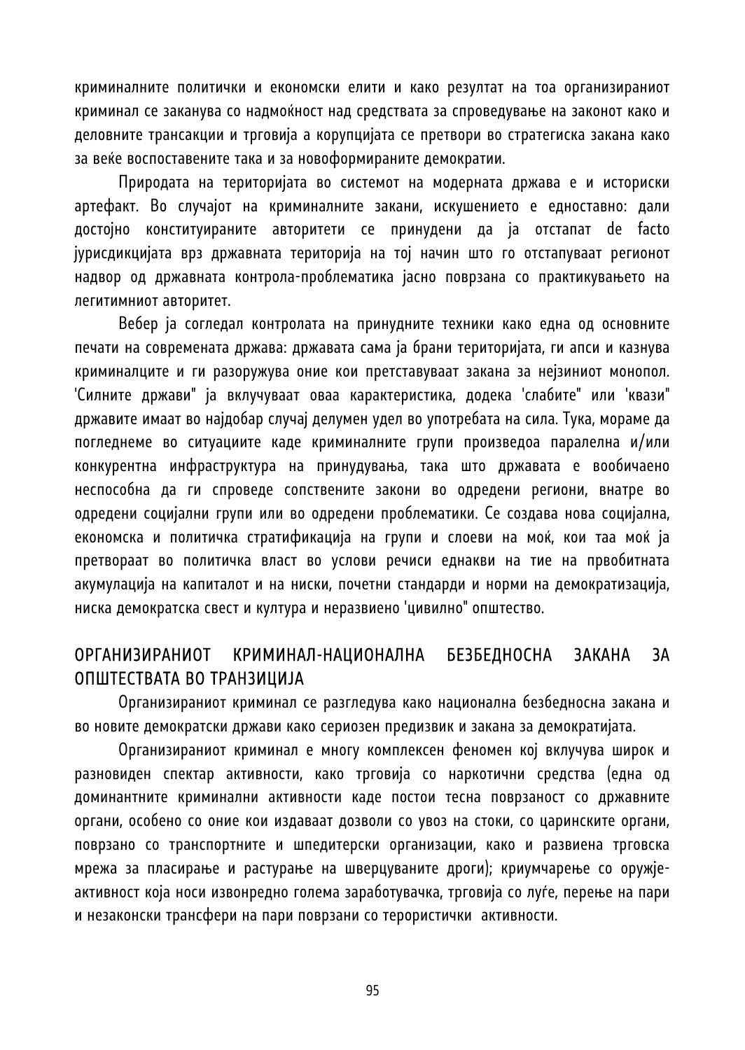криминалните политички и економски елити и како резултат на тоа организираниот криминал се заканува со надмоќност над средствата за спроведување на законот како и деловните трансакции и трговија а корупцијата се претвори во стратегиска закана како за веќе воспоставените така и за новоформираните демократии.

Природата на територијата во системот на модерната држава е и историски артефакт. Во случајот на криминалните закани, искушението е едноставно: дали достојно конституираните авторитети се принудени да ја отстапат de facto јурисдикцијата врз државната територија на тој начин што го отстапуваат регионот надвор од државната контрола-проблематика јасно поврзана со практикувањето на легитимниот авторитет.

Вебер ја согледал контролата на принудните техники како една од основните печати на современата држава: државата сама ја брани територијата, ги апси и казнува криминалците и ги разоружува оние кои претставуваат закана за нејзиниот монопол. 'Силните држави" ја вклучуваат оваа карактеристика, додека 'слабите" или 'квази" државите имаат во најдобар случај делумен удел во употребата на сила. Тука, мораме да погледнеме во ситуациите каде криминалните групи произведоа паралелна и/или конкурентна инфраструктура на принудувања, така што државата е вообичаено неспособна да ги спроведе сопствените закони во одредени региони, внатре во одредени социјални групи или во одредени проблематики. Се создава нова социјална, економска и политичка стратификација на групи и слоеви на моќ, кои таа моќ ја претвораат во политичка власт во услови речиси еднакви на тие на првобитната акумулација на капиталот и на ниски, почетни стандарди и норми на демократизација, ниска демократска свест и култура и неразвиено 'цивилно" општество.

## ОРГАНИЗИРАНИОТ КРИМИНАЛ-НАЦИОНАЛНА БЕЗБЕДНОСНА ЗАКАНА ЗА ОПШТЕСТВАТА ВО ТРАНЗИЦИЈА

Организираниот криминал се разгледува како национална безбедносна закана и во новите демократски држави како сериозен предизвик и закана за демократијата.

Организираниот криминал е многу комплексен феномен кој вклучува широк и разновиден спектар активности, како трговија со наркотични средства (една од доминантните криминални активности каде постои тесна поврзаност со државните органи, особено со оние кои издаваат дозволи со увоз на стоки, со царинските органи, поврзано со транспортните и шпедитерски организации, како и развиена трговска мрежа за пласирање и растурање на шверцуваните дроги); криумчарење со оружје-активност која носи извонредно голема заработувачка, трговија со луѓе, перење на пари и незаконски трансфери на пари поврзани со терористички активности.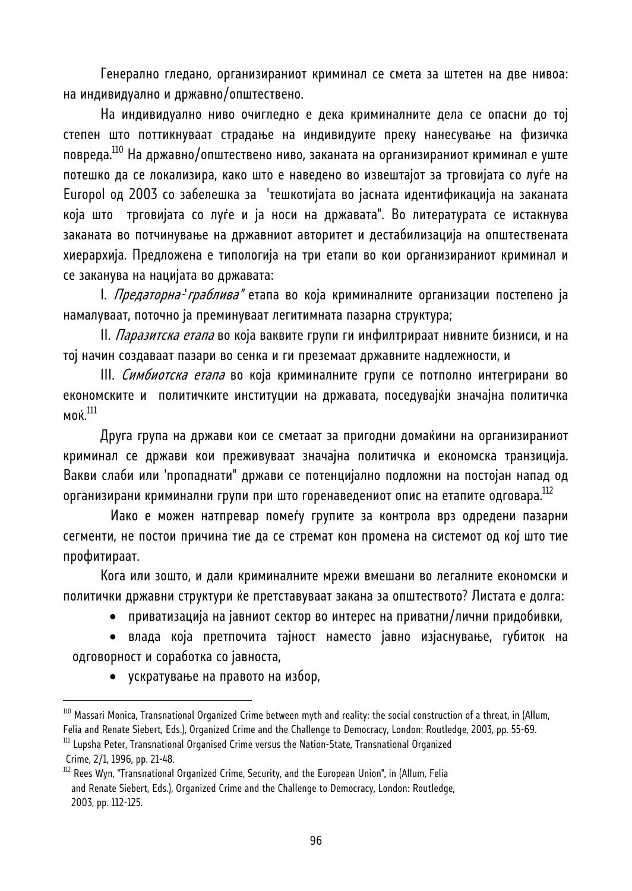Генерално гледано, организираниот криминал се смета за штетен на две нивоа: на индивидуално и државно/општествено.

На индивидуално ниво очигледно е дека криминалните дела се опасни до тој степен што поттикнуваат страдање на индивидуите преку нанесување на физичка повреда.[110] На државно/општествено ниво, заканата на организираниот криминал е уште потешко да се локализира, како што е наведено во извештајот за трговијата со луѓе на Europol од 2003 со забелешка за 'тешкотијата во јасната идентификација на заканата која што трговијата со луѓе и ја носи на државата". Во литературата се истакнува заканата во потчинување на државниот авторитет и дестабилизација на општествената хиерархија. Предложена е типологија на три етапи во кои организираниот криминал и се заканува на нацијата во државата:

I. *Предаторна-'граблива"* етапа во која криминалните организации постепено ја намалуваат, поточно ја преминуваат легитимната пазарна структура;

II. *Паразитска етапа* во која ваквите групи ги инфилтрираат нивните бизниси, и на тој начин создаваат пазари во сенка и ги преземаат државните надлежности, и

III. *Симбиотска етапа* во која криминалните групи се потполно интегрирани во економските и политичките институции на државата, поседувајќи значајна политичка моќ.[111]

Друга група на држави кои се сметаат за пригодни домаќини на организираниот криминал се држави кои преживуваат значајна политичка и економска транзиција. Вакви слаби или 'пропаднати" држави се потенцијално подложни на постојан напад од организирани криминални групи при што горенаведениот опис на етапите одговара.[112]

Иако е можен натпревар помеѓу групите за контрола врз одредени пазарни сегменти, не постои причина тие да се стремат кон промена на системот од кој што тие профитираат.

Кога или зошто, и дали криминалните мрежи вмешани во легалните економски и политички државни структури ќе претставуваат закана за општеството? Листата е долга:

- приватизација на јавниот сектор во интерес на приватни/лични придобивки,
- влада која претпочита тајност наместо јавно изјаснување, губиток на одговорност и соработка со јавноста,
- ускратување на правото на избор,

---

[110] Massari Monica, Transnational Organized Crime between myth and reality: the social construction of a threat, in (Allum, Felia and Renate Siebert, Eds.), Organized Crime and the Challenge to Democracy, London: Routledge, 2003, pp. 55-69.

[111] Lupsha Peter, Transnational Organised Crime versus the Nation-State, Transnational Organized Crime, 2/1, 1996, pp. 21-48.

[112] Rees Wyn, "Transnational Organized Crime, Security, and the European Union", in (Allum, Felia and Renate Siebert, Eds.), Organized Crime and the Challenge to Democracy, London: Routledge, 2003, pp. 112-125.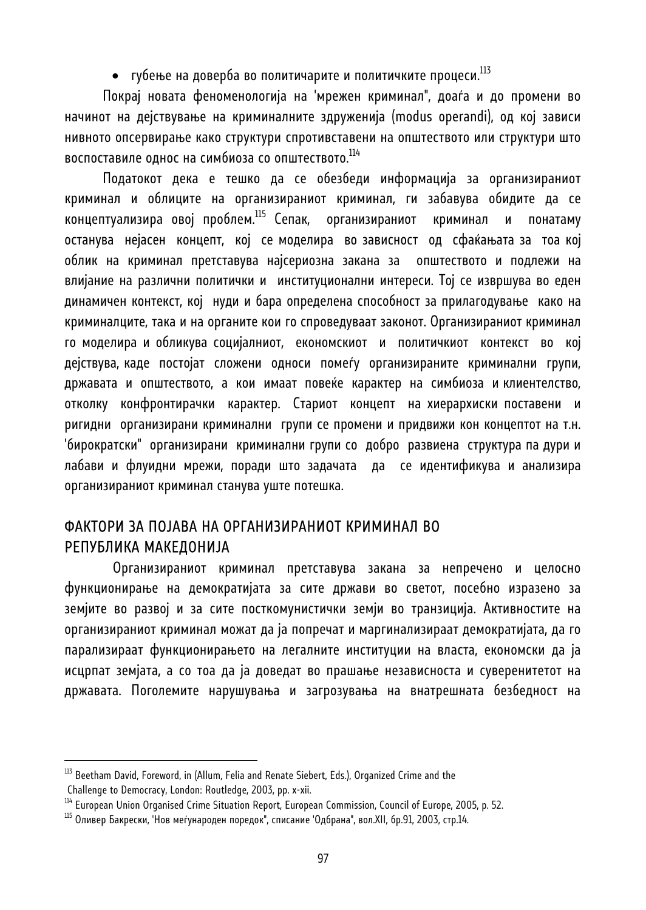- губење на доверба во политичарите и политичките процеси.[113]

Покрај новата феноменологија на 'мрежен криминал", доаѓа и до промени во начинот на дејствување на криминалните здруженија (modus operandi), од кој зависи нивното опсервирање како структури спротивставени на општеството или структури што воспоставиле однос на симбиоза со општеството.[114]

Податокот дека е тешко да се обезбеди информација за организираниот криминал и облиците на организираниот криминал, ги забавува обидите да се концептуализира овој проблем.[115] Сепак, организираниот криминал и понатаму останува нејасен концепт, кој се моделира во зависност од сфаќањата за тоа кој облик на криминал претставува најсериозна закана за општеството и подлежи на влијание на различни политички и институционални интереси. Тој се извршува во еден динамичен контекст, кој нуди и бара определена способност за прилагодување како на криминалците, така и на органите кои го спроведуваат законот. Организираниот криминал го моделира и обликува социјалниот, економскиот и политичкиот контекст во кој дејствува, каде постојат сложени односи помеѓу организираните криминални групи, државата и општеството, а кои имаат повеќе карактер на симбиоза и клиентелство, отколку конфронтирачки карактер. Стариот концепт на хиерархиски поставени и ригидни организирани криминални групи се промени и придвижи кон концептот на т.н. 'бирократски" организирани криминални групи со добро развиена структура па дури и лабави и флуидни мрежи, поради што задачата да се идентификува и анализира организираниот криминал станува уште потешка.

## ФАКТОРИ ЗА ПОЈАВА НА ОРГАНИЗИРАНИОТ КРИМИНАЛ ВО РЕПУБЛИКА МАКЕДОНИЈА

Организираниот криминал претставува закана за непречено и целосно функционирање на демократијата за сите држави во светот, посебно изразено за земјите во развој и за сите посткомунистички земји во транзиција. Активностите на организираниот криминал можат да ја попречат и маргинализираат демократијата, да го парализираат функционирањето на легалните институции на власта, економски да ја исцрпат земјата, а со тоа да ја доведат во прашање независноста и суверенитетот на државата. Поголемите нарушувања и загрозувања на внатрешната безбедност на

---

[113] Beetham David, Foreword, in (Allum, Felia and Renate Siebert, Eds.), Organized Crime and the Challenge to Democracy, London: Routledge, 2003, pp. x-xii.

[114] European Union Organised Crime Situation Report, European Commission, Council of Europe, 2005, p. 52.

[115] Оливер Бакрески, 'Нов меѓународен поредок", списание 'Одбрана", вол.XII, бр.91, 2003, стр.14.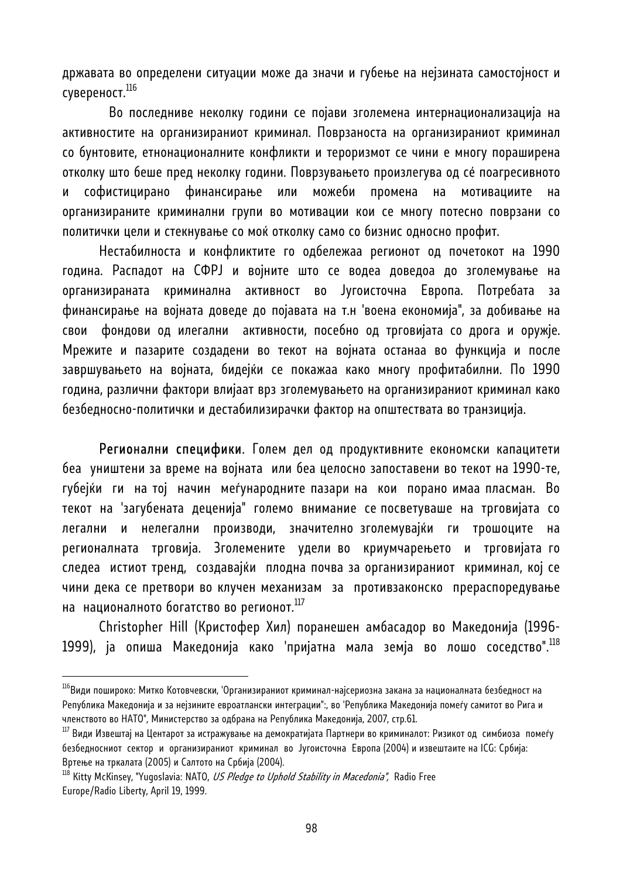државата во определени ситуации може да значи и губење на нејзината самостојност и сувереност.[116]

Во последниве неколку години се појави зголемена интернационализација на активностите на организираниот криминал. Поврзаноста на организираниот криминал со бунтовите, етнонационалните конфликти и тероризмот се чини е многу пораширена отколку што беше пред неколку години. Поврзувањето произлегува од сé поагресивното и софистицирано финансирање или можеби промена на мотивациите на организираните криминални групи во мотивации кои се многу потесно поврзани со политички цели и стекнување со моќ отколку само со бизнис односно профит.

Нестабилноста и конфликтите го одбележаа регионот од почетокот на 1990 година. Распадот на СФРЈ и војните што се водеа доведоа до зголемување на организираната криминална активност во Југоисточна Европа. Потребата за финансирање на војната доведе до појавата на т.н 'воена економија", за добивање на свои фондови од илегални активности, посебно од трговијата со дрога и оружје. Мрежите и пазарите создадени во текот на војната останаа во функција и после завршувањето на војната, бидејќи се покажаа како многу профитабилни. По 1990 година, различни фактори влијаат врз зголемувањето на организираниот криминал како безбедносно-политички и дестабилизирачки фактор на општествата во транзиција.

**Регионални специфики**. Голем дел од продуктивните економски капацитети беа уништени за време на војната или беа целосно запоставени во текот на 1990-те, губејќи ги на тој начин меѓународните пазари на кои порано имаа пласман. Во текот на 'загубената деценија" големо внимание се посветуваше на трговијата со легални и нелегални производи, значително зголемувајќи ги трошоците на регионалната трговија. Зголемените удели во криумчарењето и трговијата го следеа истиот тренд, создавајќи плодна почва за организираниот криминал, кој се чини дека се претвори во клучен механизам за противзаконско прераспоредување на националното богатство во регионот.[117]

Christopher Hill (Кристофер Хил) поранешен амбасадор во Македонија (1996-1999), ја опиша Македонија како 'пријатна мала земја во лошо соседство".[118]

---

[116] Види пошироко: Митко Котовчевски, 'Организираниот криминал-најсериозна закана за националната безбедност на Република Македонија и за нејзините евроатлански интеграции":, во 'Република Македонија помеѓу самитот во Рига и членството во НАТО", Министерство за одбрана на Република Македонија, 2007, стр.61.

[117] Види Извештај на Центарот за истражување на демократијата Партнери во криминалот: Ризикот од симбиоза помеѓу безбедносниот сектор и организираниот криминал во Југоисточна Европа (2004) и извештаите на ICG: Србија: Вртење на тркалата (2005) и Салтото на Србија (2004).

[118] Kitty McKinsey, "Yugoslavia: NATO, *US Pledge to Uphold Stability in Macedonia"*, Radio Free Europe/Radio Liberty, April 19, 1999.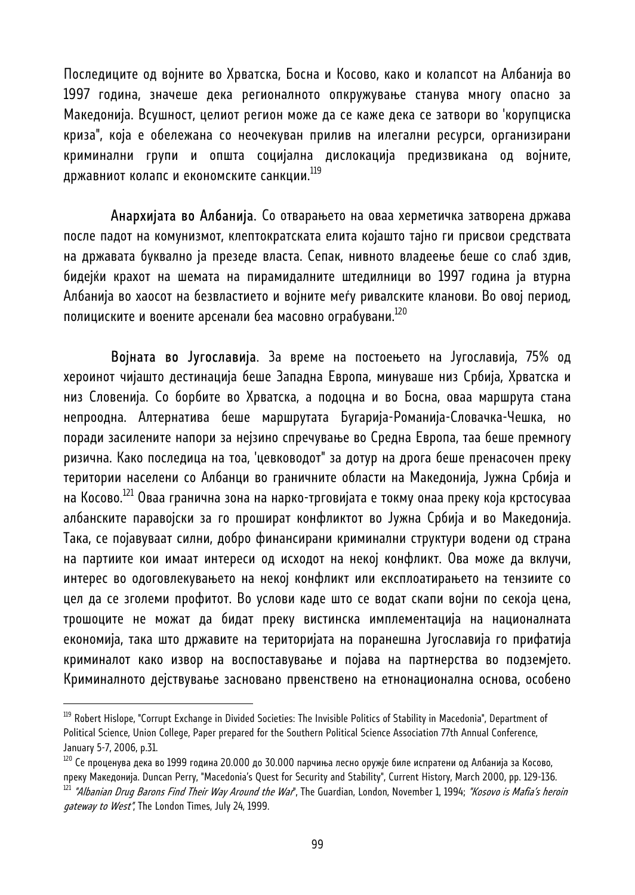Последиците од војните во Хрватска, Босна и Косово, како и колапсот на Албанија во 1997 година, значеше дека регионалното опкружување станува многу опасно за Македонија. Всушност, целиот регион може да се каже дека се затвори во 'корупциска криза", која е обележана со неочекуван прилив на илегални ресурси, организирани криминални групи и општа социјална дислокација предизвикана од војните, државниот колапс и економските санкции.[119]

**Анархијата во Албанија**. Со отварањето на оваа херметичка затворена држава после падот на комунизмот, клептократската елита којашто тајно ги присвои средствата на државата буквално ја презеде власта. Сепак, нивното владеење беше со слаб здив, бидејќи крахот на шемата на пирамидалните штедилници во 1997 година ја втурна Албанија во хаосот на безвластието и војните меѓу ривалските кланови. Во овој период, полициските и воените арсенали беа масовно ограбувани.[120]

**Војната во Југославија**. За време на постоењето на Југославија, 75% од хероинот чијашто дестинација беше Западна Европа, минуваше низ Србија, Хрватска и низ Словенија. Со борбите во Хрватска, а подоцна и во Босна, оваа маршрута стана непроодна. Алтернатива беше маршрутата Бугарија-Романија-Словачка-Чешка, но поради засилените напори за нејзино спречување во Средна Европа, таа беше премногу ризична. Како последица на тоа, 'цевководот" за дотур на дрога беше пренасочен преку територии населени со Албанци во граничните области на Македонија, Јужна Србија и на Косово.[121] Оваа гранична зона на нарко-трговијата е токму онаа преку која крстосуваа албанските паравојски за го прошират конфликтот во Јужна Србија и во Македонија. Така, се појавуваат силни, добро финансирани криминални структури водени од страна на партиите кои имаат интереси од исходот на некој конфликт. Ова може да вклучи, интерес во одоговлекувањето на некој конфликт или експлоатирањето на тензиите со цел да се зголеми профитот. Во услови каде што се водат скапи војни по секоја цена, трошоците не можат да бидат преку вистинска имплементација на националната економија, така што државите на територијата на поранешна Југославија го прифатија криминалот како извор на воспоставување и појава на партнерства во подземјето. Криминалното дејствување засновано првенствено на етнонационална основа, особено

---

[119] Robert Hislope, "Corrupt Exchange in Divided Societies: The Invisible Politics of Stability in Macedonia", Department of Political Science, Union College, Paper prepared for the Southern Political Science Association 77th Annual Conference, January 5-7, 2006, p.31.

[120] Се проценува дека во 1999 година 20.000 до 30.000 парчиња лесно оружје биле испратени од Албанија за Косово, преку Македонија. Duncan Perry, "Macedonia's Quest for Security and Stability", Current History, March 2000, pp. 129-136.

[121] *"Albanian Drug Barons Find Their Way Around the War"*, The Guardian, London, November 1, 1994; *"Kosovo is Mafia's heroin gateway to West"*, The London Times, July 24, 1999.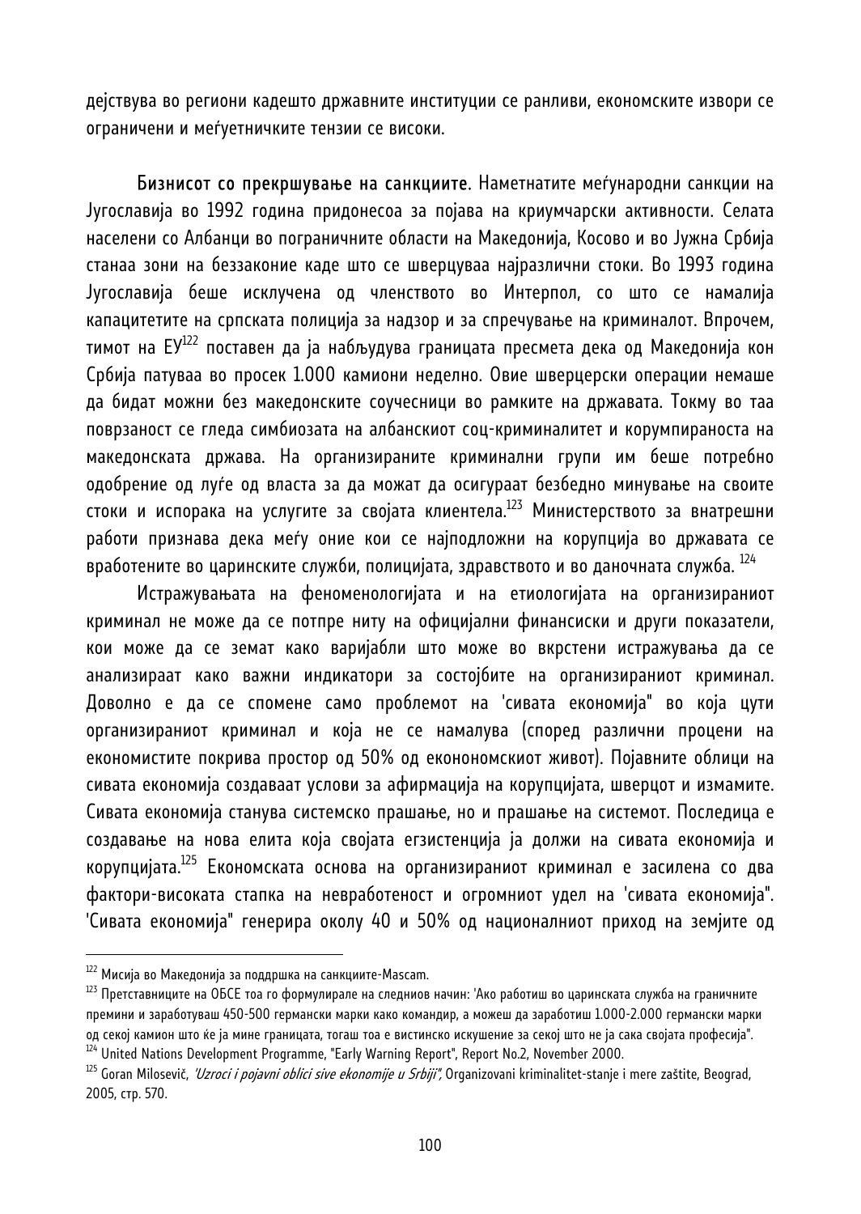дејствува во региони кадешто државните институции се ранливи, економските извори се ограничени и меѓуетничките тензии се високи.

**Бизнисот со прекршување на санкциите**. Наметнатите меѓународни санкции на Југославија во 1992 година придонесоа за појава на криумчарски активности. Селата населени со Албанци во пограничните области на Македонија, Косово и во Јужна Србија станаа зони на беззаконие каде што се шверцуваа најразлични стоки. Во 1993 година Југославија беше исклучена од членството во Интерпол, со што се намалија капацитетите на српската полиција за надзор и за спречување на криминалот. Впрочем, тимот на ЕУ[122] поставен да ја набљудува границата пресмета дека од Македонија кон Србија патуваа во просек 1.000 камиони неделно. Овие шверцерски операции немаше да бидат можни без македонските соучесници во рамките на државата. Токму во таа поврзаност се гледа симбиозата на албанскиот соц-криминалитет и корумпираноста на македонската држава. На организираните криминални групи им беше потребно одобрение од луѓе од власта за да можат да осигураат безбедно минување на своите стоки и испорака на услугите за својата клиентела.[123] Министерството за внатрешни работи признава дека меѓу оние кои се најподложни на корупција во државата се вработените во царинските служби, полицијата, здравството и во даночната служба. [124]

Истражувањата на феноменологијата и на етиологијата на организираниот криминал не може да се потпре ниту на официјални финансиски и други показатели, кои може да се земат како варијабли што може во вкрстени истражувања да се анализираат како важни индикатори за состојбите на организираниот криминал. Доволно е да се спомене само проблемот на 'сивата економија" во која цути организираниот криминал и која не се намалува (според различни процени на економистите покрива простор од 50% од еконономскиот живот). Појавните облици на сивата економија создаваат услови за афирмација на корупцијата, шверцот и измамите. Сивата економија станува системско прашање, но и прашање на системот. Последица е создавање на нова елита која својата егзистенција ја должи на сивата економија и корупцијата.[125] Економската основа на организираниот криминал е засилена со два фактори-високата стапка на невработеност и огромниот удел на 'сивата економија". 'Сивата економија" генерира околу 40 и 50% од националниот приход на земјите од

---

[122] Мисија во Македонија за поддршка на санкциите-Mascam.

[123] Претставниците на ОБСЕ тоа го формулирале на следниов начин: 'Ако работиш во царинската служба на граничните премини и заработуваш 450-500 германски марки како командир, а можеш да заработиш 1.000-2.000 германски марки од секој камион што ќе ја мине границата, тогаш тоа е вистинско искушение за секој што не ја сака својата професија".

[124] United Nations Development Programme, "Early Warning Report", Report No.2, November 2000.

[125] Goran Milosevič, *'Uzroci i pojavni oblici sive ekonomije u Srbiji"*, Organizovani kriminalitet-stanje i mere zaštite, Beograd, 2005, стр. 570.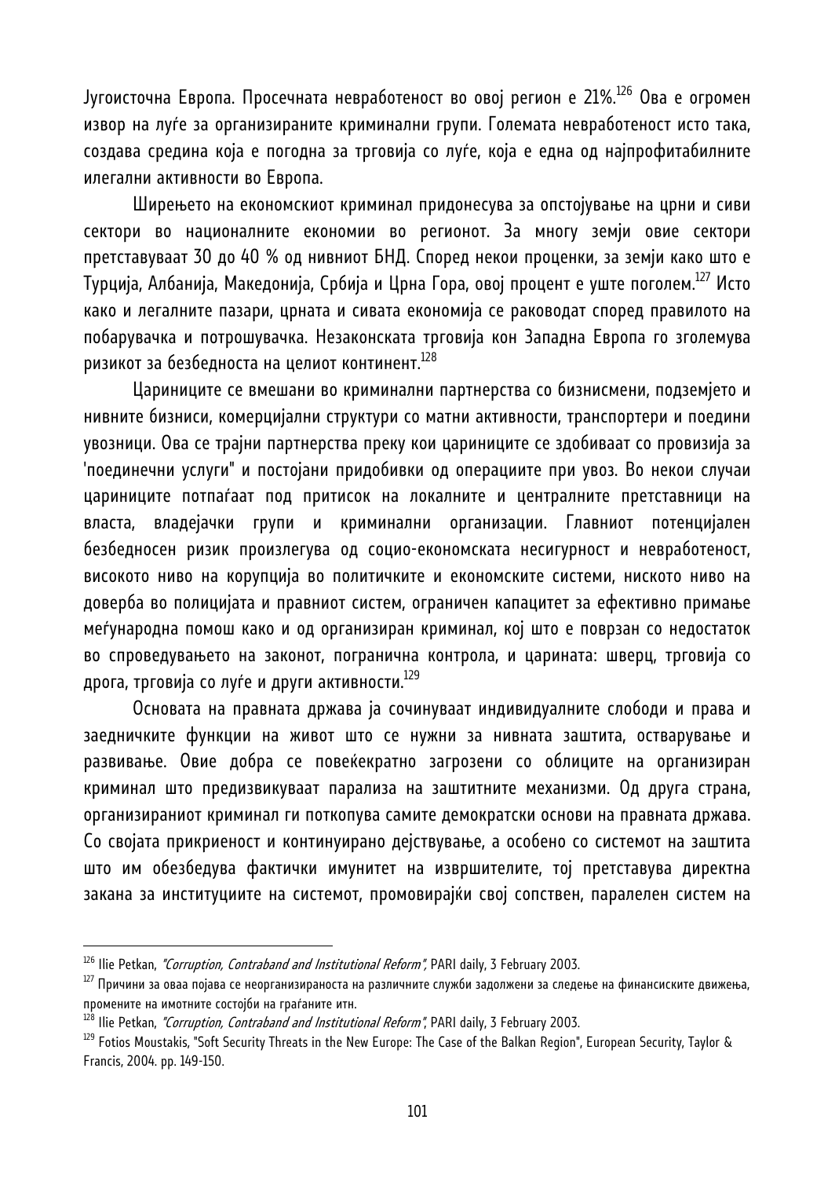Југоисточна Европа. Просечната невработеност во овој регион е 21%.[126] Ова е огромен извор на луѓе за организираните криминални групи. Големата невработеност исто така, создава средина која е погодна за трговија со луѓе, која е една од најпрофитабилните илегални активности во Европа.

Ширењето на економскиот криминал придонесува за опстојување на црни и сиви сектори во националните економии во регионот. За многу земји овие сектори претставуваат 30 до 40 % од нивниот БНД. Според некои проценки, за земји како што е Турција, Албанија, Македонија, Србија и Црна Гора, овој процент е уште поголем.[127] Исто како и легалните пазари, црната и сивата економија се раководат според правилото на побарувачка и потрошувачка. Незаконската трговија кон Западна Европа го зголемува ризикот за безбедноста на целиот континент.[128]

Цариниците се вмешани во криминални партнерства со бизнисмени, подземјето и нивните бизниси, комерцијални структури со матни активности, транспортери и поедини увозници. Ова се трајни партнерства преку кои цариниците се здобиваат со провизија за 'поединечни услуги" и постојани придобивки од операциите при увоз. Во некои случаи цариниците потпаѓаат под притисок на локалните и централните претставници на власта, владејачки групи и криминални организации. Главниот потенцијален безбедносен ризик произлегува од социо-економската несигурност и невработеност, високото ниво на корупција во политичките и економските системи, ниското ниво на доверба во полицијата и правниот систем, ограничен капацитет за ефективно примање меѓународна помош како и од организиран криминал, кој што е поврзан со недостаток во спроведувањето на законот, погранична контрола, и царината: шверц, трговија со дрога, трговија со луѓе и други активности.[129]

Основата на правната држава ја сочинуваат индивидуалните слободи и права и заедничките функции на живот што се нужни за нивната заштита, остварување и развивање. Овие добра се повеќекратно загрозени со облиците на организиран криминал што предизвикуваат парализа на заштитните механизми. Од друга страна, организираниот криминал ги поткопува самите демократски основи на правната држава. Со својата прикриеност и континуирано дејствување, а особено со системот на заштита што им обезбедува фактички имунитет на извршителите, тој претставува директна закана за институциите на системот, промовирајќи свој сопствен, паралелен систем на

---

[126] Ilie Petkan, *"Corruption, Contraband and Institutional Reform"*, PARI daily, 3 February 2003.

[127] Причини за оваа појава се неорганизираноста на различните служби задолжени за следење на финансиските движења, промените на имотните состојби на граѓаните итн.

[128] Ilie Petkan, *"Corruption, Contraband and Institutional Reform"*, PARI daily, 3 February 2003.

[129] Fotios Moustakis, "Soft Security Threats in the New Europe: The Case of the Balkan Region", European Security, Taylor & Francis, 2004. pp. 149-150.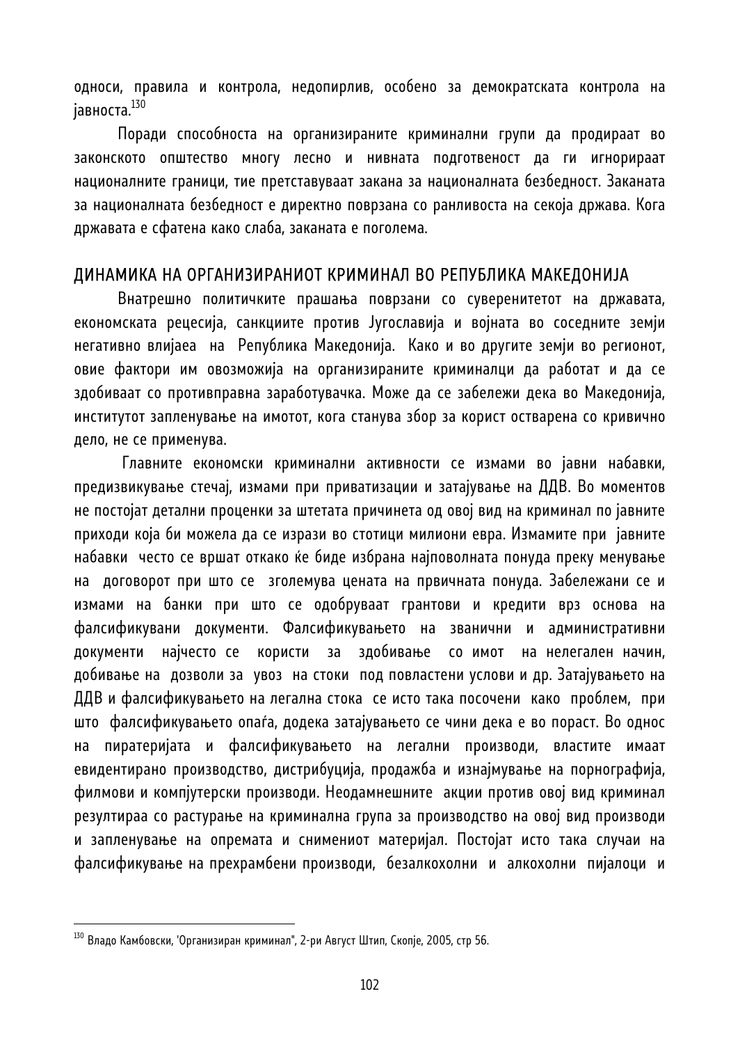односи, правила и контрола, недопирлив, особено за демократската контрола на јавноста.[130]

Поради способноста на организираните криминални групи да продираат во законското општество многу лесно и нивната подготвеност да ги игнорираат националните граници, тие претставуваат закана за националната безбедност. Заканата за националната безбедност е директно поврзана со ранливоста на секоја држава. Кога државата е сфатена како слаба, заканата е поголема.

## ДИНАМИКА НА ОРГАНИЗИРАНИОТ КРИМИНАЛ ВО РЕПУБЛИКА МАКЕДОНИЈА

Внатрешно политичките прашања поврзани со суверенитетот на државата, економската рецесија, санкциите против Југославија и војната во соседните земји негативно влијаеа на Република Македонија. Како и во другите земји во регионот, овие фактори им овозможија на организираните криминалци да работат и да се здобиваат со противправна заработувачка. Може да се забележи дека во Македонија, институтот запленување на имотот, кога станува збор за корист остварена со кривично дело, не се применува.

Главните економски криминални активности се измами во јавни набавки, предизвикување стечај, измами при приватизации и затајување на ДДВ. Во моментов не постојат детални проценки за штетата причинета од овој вид на криминал по јавните приходи која би можела да се изрази во стотици милиони евра. Измамите при јавните набавки често се вршат откако ќе биде избрана најповолната понуда преку менување на договорот при што се зголемува цената на првичната понуда. Забележани се и измами на банки при што се одобруваат грантови и кредити врз основа на фалсификувани документи. Фалсификувањето на званични и административни документи најчесто се користи за здобивање со имот на нелегален начин, добивање на дозволи за увоз на стоки под повластени услови и др. Затајувањето на ДДВ и фалсификувањето на легална стока се исто така посочени како проблем, при што фалсификувањето опаѓа, додека затајувањето се чини дека е во пораст. Во однос на пиратеријата и фалсификувањето на легални производи, властите имаат евидентирано производство, дистрибуција, продажба и изнајмување на порнографија, филмови и компјутерски производи. Неодамнешните акции против овој вид криминал резултираа со растурање на криминална група за производство на овој вид производи и запленување на опремата и снимениот материјал. Постојат исто така случаи на фалсификување на прехрамбени производи, безалкохолни и алкохолни пијалоци и

---

[130] Владо Камбовски, 'Организиран криминал", 2-ри Август Штип, Скопје, 2005, стр 56.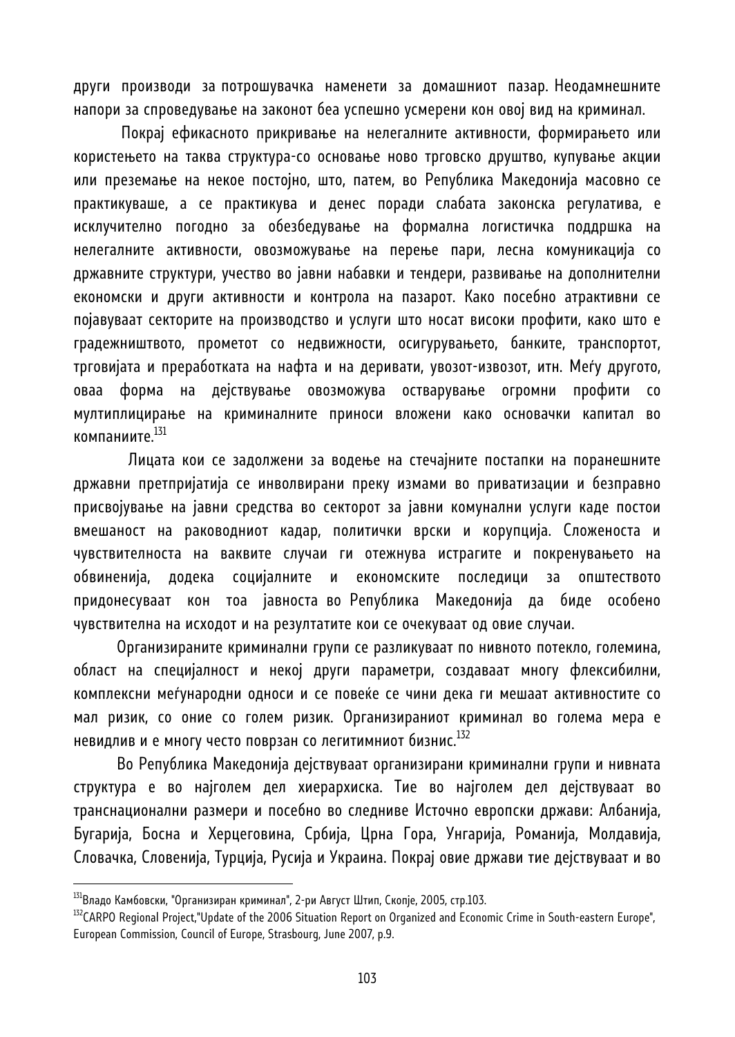други производи за потрошувачка наменети за домашниот пазар. Неодамнешните напори за спроведување на законот беа успешно усмерени кон овој вид на криминал.

Покрај ефикасното прикривање на нелегалните активности, формирањето или користењето на таква структура-со основање ново трговско друштво, купување акции или преземање на некое постојно, што, патем, во Република Македонија масовно се практикуваше, а се практикува и денес поради слабата законска регулатива, е исклучително погодно за обезбедување на формална логистичка поддршка на нелегалните активности, овозможување на перење пари, лесна комуникација со државните структури, учество во јавни набавки и тендери, развивање на дополнителни економски и други активности и контрола на пазарот. Како посебно атрактивни се појавуваат секторите на производство и услуги што носат високи профити, како што е градежништвото, прометот со недвижности, осигурувањето, банките, транспортот, трговијата и преработката на нафта и на деривати, увозот-извозот, итн. Меѓу другото, оваа форма на дејствување овозможува остварување огромни профити со мултиплицирање на криминалните приноси вложени како основачки капитал во компаниите.[131]

Лицата кои се задолжени за водење на стечајните постапки на поранешните државни претпријатија се инволвирани преку измами во приватизации и безправно присвојување на јавни средства во секторот за јавни комунални услуги каде постои вмешаност на раководниот кадар, политички врски и корупција. Сложеноста и чувствителноста на ваквите случаи ги отежнува истрагите и покренувањето на обвиненија, додека социјалните и економските последици за општеството придонесуваат кон тоа јавноста во Република Македонија да биде особено чувствителна на исходот и на резултатите кои се очекуваат од овие случаи.

Организираните криминални групи се разликуваат по нивното потекло, големина, област на специјалност и некој други параметри, создаваат многу флексибилни, комплексни меѓународни односи и се повеќе се чини дека ги мешаат активностите со мал ризик, со оние со голем ризик. Организираниот криминал во голема мера е невидлив и е многу често поврзан со легитимниот бизнис.[132]

Во Република Македонија дејствуваат организирани криминални групи и нивната структура е во најголем дел хиерархиска. Тие во најголем дел дејствуваат во транснационални размери и посебно во следниве Источно европски држави: Албанија, Бугарија, Босна и Херцеговина, Србија, Црна Гора, Унгарија, Романија, Молдавија, Словачка, Словенија, Турција, Русија и Украина. Покрај овие држави тие дејствуваат и во

---

[131] Владо Камбовски, "Организиран криминал", 2-ри Август Штип, Скопје, 2005, стр.103.

[132] CARPO Regional Project,"Update of the 2006 Situation Report on Organized and Economic Crime in South-eastern Europe", European Commission, Council of Europe, Strasbourg, June 2007, p.9.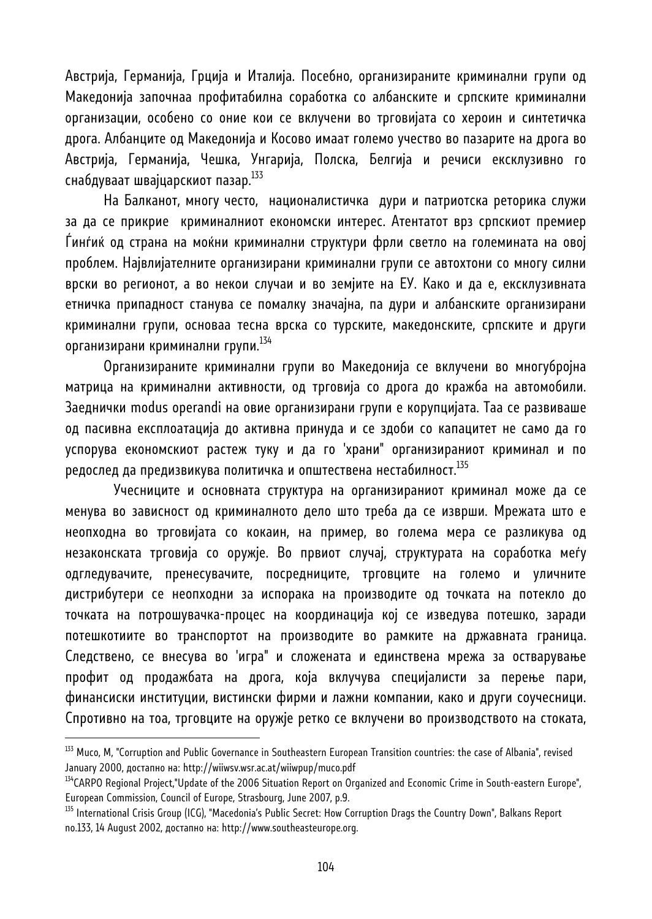Австрија, Германија, Грција и Италија. Посебно, организираните криминални групи од Македонија започнаа профитабилна соработка со албанските и српските криминални организации, особено со оние кои се вклучени во трговијата со хероин и синтетичка дрога. Албанците од Македонија и Косово имаат големо учество во пазарите на дрога во Австрија, Германија, Чешка, Унгарија, Полска, Белгија и речиси ексклузивно го снабдуваат швајцарскиот пазар.[133]

На Балканот, многу често, националистичка дури и патриотска реторика служи за да се прикрие криминалниот економски интерес. Атентатот врз српскиот премиер Ѓинѓиќ од страна на моќни криминални структури фрли светло на големината на овој проблем. Највлијателните организирани криминални групи се автохтони со многу силни врски во регионот, а во некои случаи и во земјите на ЕУ. Како и да е, ексклузивната етничка припадност станува се помалку значајна, па дури и албанските организирани криминални групи, основаа тесна врска со турските, македонските, српските и други организирани криминални групи.[134]

Организираните криминални групи во Македонија се вклучени во многубројна матрица на криминални активности, од трговија со дрога до кражба на автомобили. Заеднички modus operandi на овие организирани групи е корупцијата. Таа се развиваше од пасивна експлоатација до активна принуда и се здоби со капацитет не само да го успорува економскиот растеж туку и да го 'храни" организираниот криминал и по редослед да предизвикува политичка и општествена нестабилност.[135]

Учесниците и основната структура на организираниот криминал може да се менува во зависност од криминалното дело што треба да се изврши. Мрежата што е неопходна во трговијата со кокаин, на пример, во голема мера се разликува од незаконската трговија со оружје. Во првиот случај, структурата на соработка меѓу одгледувачите, пренесувачите, посредниците, трговците на големо и уличните дистрибутери се неопходни за испорака на производите од точката на потекло до точката на потрошувачка-процес на координација кој се изведува потешко, заради потешкотиите во транспортот на производите во рамките на државната граница. Следствено, се внесува во 'игра" и сложената и единствена мрежа за остварување профит од продажбата на дрога, која вклучува специјалисти за перење пари, финансиски институции, вистински фирми и лажни компании, како и други соучесници. Спротивно на тоа, трговците на оружје ретко се вклучени во производството на стоката,

---

[133] Muco, M, "Corruption and Public Governance in Southeastern European Transition countries: the case of Albania", revised January 2000, достапно на: http://wiiwsv.wsr.ac.at/wiiwpup/muco.pdf

[134] CARPO Regional Project,"Update of the 2006 Situation Report on Organized and Economic Crime in South-eastern Europe", European Commission, Council of Europe, Strasbourg, June 2007, p.9.

[135] International Crisis Group (ICG), "Macedonia's Public Secret: How Corruption Drags the Country Down", Balkans Report no.133, 14 August 2002, достапно на: http://www.southeasteurope.org.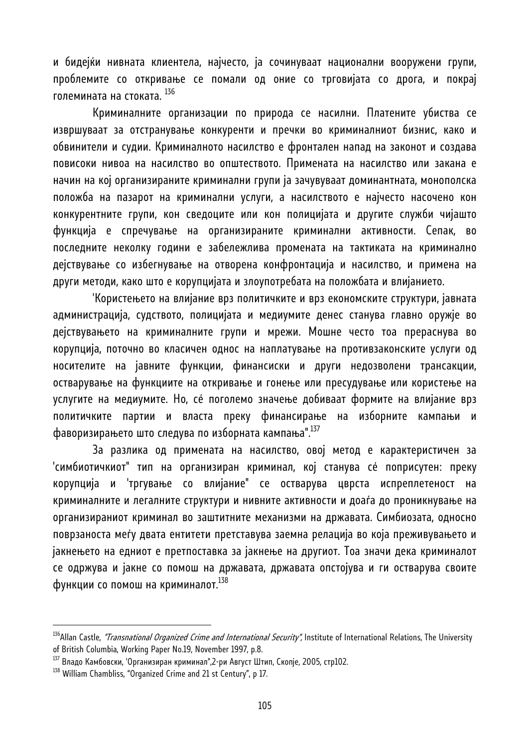и бидејќи нивната клиентела, најчесто, ја сочинуваат национални вооружени групи, проблемите со откривање се помали од оние со трговијата со дрога, и покрај големината на стоката. [136]

Криминалните организации по природа се насилни. Платените убиства се извршуваат за отстранување конкуренти и пречки во криминалниот бизнис, како и обвинители и судии. Криминалното насилство е фронтален напад на законот и создава повисоки нивоа на насилство во општеството. Примената на насилство или закана е начин на кој организираните криминални групи ја зачувуваат доминантната, монополска положба на пазарот на криминални услуги, а насилството е најчесто насочено кон конкурентните групи, кон сведоците или кон полицијата и другите служби чијашто функција е спречување на организираните криминални активности. Сепак, во последните неколку години е забележлива промената на тактиката на криминално дејствување со избегнување на отворена конфронтација и насилство, и примена на други методи, како што е корупцијата и злоупотребата на положбата и влијанието.

'Користењето на влијание врз политичките и врз економските структури, јавната администрација, судството, полицијата и медиумите денес станува главно оружје во дејствувањето на криминалните групи и мрежи. Мошне често тоа прераснува во корупција, поточно во класичен однос на наплатување на противзаконските услуги од носителите на јавните функции, финансиски и други недозволени трансакции, остварување на функциите на откривање и гонење или пресудување или користење на услугите на медиумите. Но, сé поголемо значење добиваат формите на влијание врз политичките партии и власта преку финансирање на изборните кампањи и фаворизирањето што следува по изборната кампања".[137]

За разлика од примената на насилство, овој метод е карактеристичен за 'симбиотичкиот" тип на организиран криминал, кој станува сé поприсутен: преку корупција и 'тргување со влијание" се остварува цврста испреплетеност на криминалните и легалните структури и нивните активности и доаѓа до проникнување на организираниот криминал во заштитните механизми на државата. Симбиозата, односно поврзаноста меѓу двата ентитети претставува заемна релација во која преживувањето и јакнењето на едниот е претпоставка за јакнење на другиот. Тоа значи дека криминалот се одржува и јакне со помош на државата, државата опстојува и ги остварува своите функции со помош на криминалот.[138]

---

[136] Allan Castle, *"Transnational Organized Crime and International Security"*, Institute of International Relations, The University of British Columbia, Working Paper No.19, November 1997, p.8.

[137] Владо Камбовски, 'Организиран криминал",2-ри Август Штип, Скопје, 2005, стр102.

[138] William Chambliss, "Organized Crime and 21 st Century", p 17.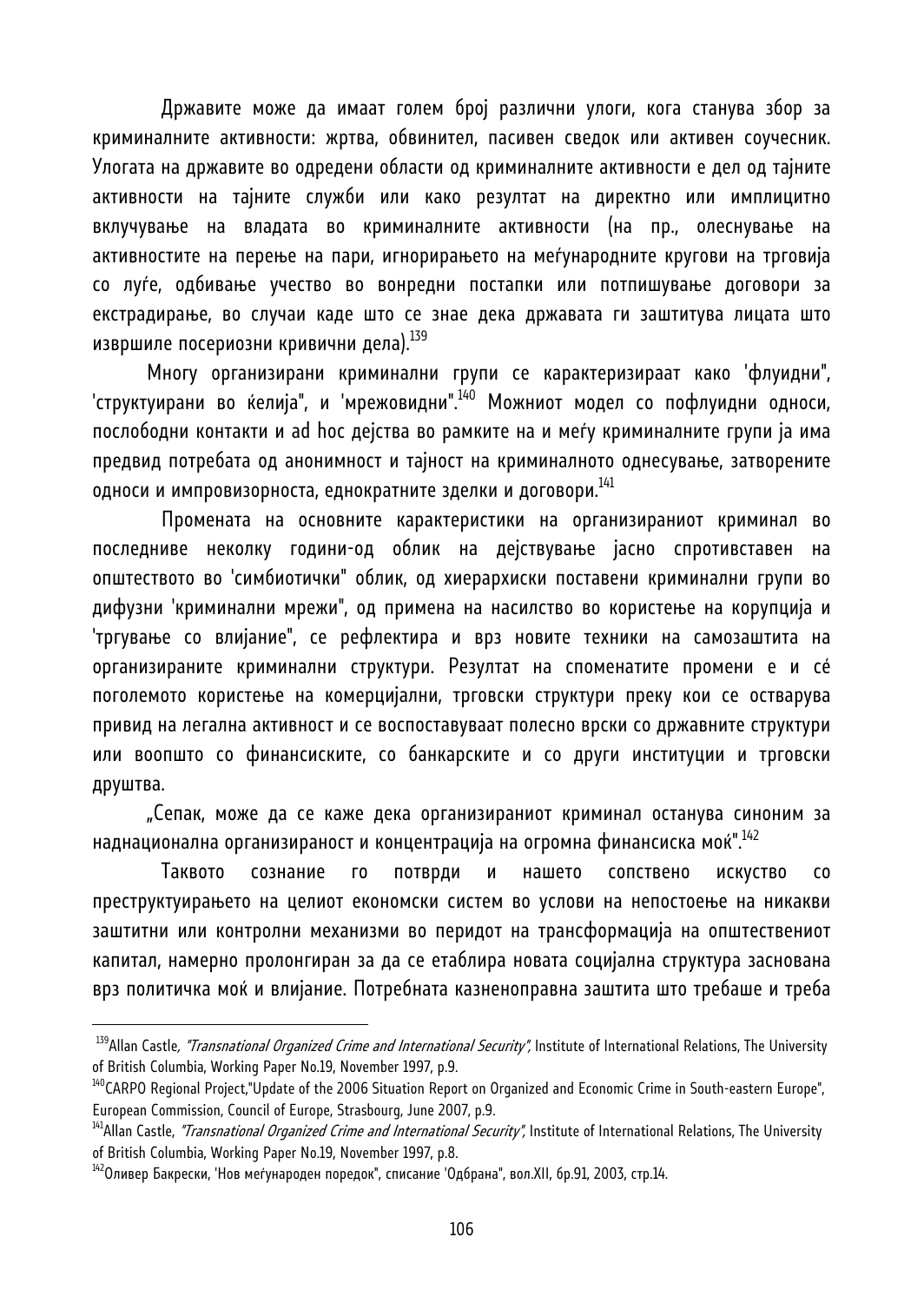Државите може да имаат голем број различни улоги, кога станува збор за криминалните активности: жртва, обвинител, пасивен сведок или активен соучесник. Улогата на државите во одредени области од криминалните активности е дел од тајните активности на тајните служби или како резултат на директно или имплицитно вклучување на владата во криминалните активности (на пр., олеснување на активностите на перење на пари, игнорирањето на меѓународните кругови на трговија со луѓе, одбивање учество во вонредни постапки или потпишување договори за екстрадирање, во случаи каде што се знае дека државата ги заштитува лицата што извршиле посериозни кривични дела).[139]

Многу организирани криминални групи се карактеризираат како 'флуидни", 'структуирани во ќелија", и 'мрежовидни".[140] Можниот модел со пофлуидни односи, послободни контакти и ad hoc дејства во рамките на и меѓу криминалните групи ја има предвид потребата од анонимност и тајност на криминалното однесување, затворените односи и импровизорноста, еднократните зделки и договори.[141]

Промената на основните карактеристики на организираниот криминал во последниве неколку години-од облик на дејствување јасно спротивставен на општеството во 'симбиотички" облик, од хиерархиски поставени криминални групи во дифузни 'криминални мрежи", од примена на насилство во користење на корупција и 'тргување со влијание", се рефлектира и врз новите техники на самозаштита на организираните криминални структури. Резултат на споменатите промени е и сé поголемото користење на комерцијални, трговски структури преку кои се остварува привид на легална активност и се воспоставуваат полесно врски со државните структури или воопшто со финансиските, со банкарските и со други институции и трговски друштва.

„Сепак, може да се каже дека организираниот криминал останува синоним за наднационална организираност и концентрација на огромна финансиска моќ".[142]

Таквото сознание го потврди и нашето сопствено искуство со преструктуирањето на целиот економски систем во услови на непостоење на никакви заштитни или контролни механизми во перидот на трансформација на општествениот капитал, намерно пролонгиран за да се етаблира новата социјална структура заснована врз политичка моќ и влијание. Потребната казненоправна заштита што требаше и треба

---

[139] Allan Castle, *"Transnational Organized Crime and International Security"*, Institute of International Relations, The University of British Columbia, Working Paper No.19, November 1997, p.9.

[140] CARPO Regional Project,"Update of the 2006 Situation Report on Organized and Economic Crime in South-eastern Europe", European Commission, Council of Europe, Strasbourg, June 2007, p.9.

[141] Allan Castle, *"Transnational Organized Crime and International Security"*, Institute of International Relations, The University of British Columbia, Working Paper No.19, November 1997, p.8.

[142] Оливер Бакрески, 'Нов меѓународен поредок", списание 'Одбрана", вол.XII, бр.91, 2003, стр.14.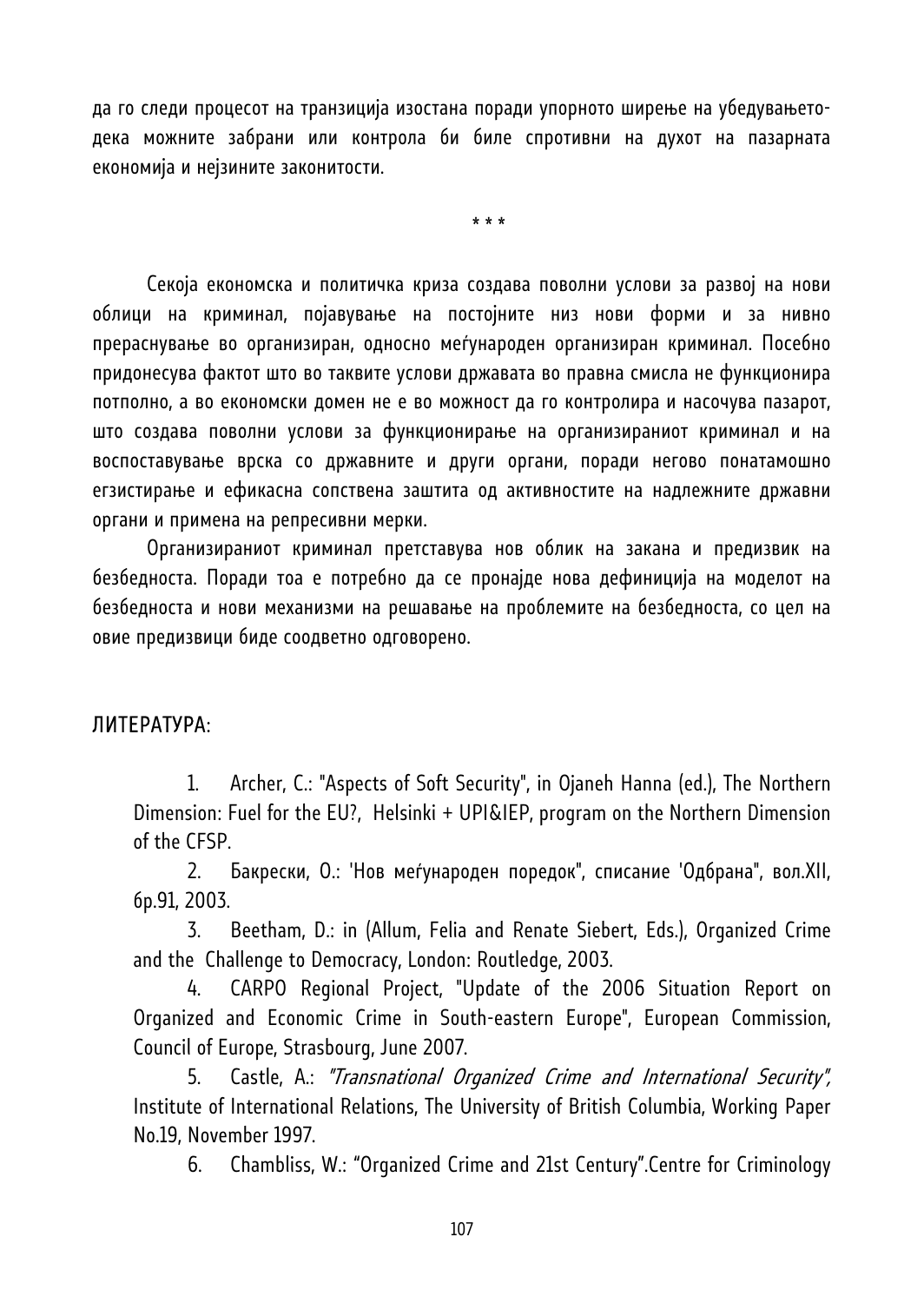да го следи процесот на транзиција изостана поради упорното ширење на убедувањето-дека можните забрани или контрола би биле спротивни на духот на пазарната економија и нејзините законитости.

\* \* \*

Секоја економска и политичка криза создава поволни услови за развој на нови облици на криминал, појавување на постојните низ нови форми и за нивно прераснување во организиран, односно меѓународен организиран криминал. Посебно придонесува фактот што во таквите услови државата во правна смисла не функционира потполно, а во економски домен не е во можност да го контролира и насочува пазарот, што создава поволни услови за функционирање на организираниот криминал и на воспоставување врска со државните и други органи, поради негово понатамошно егзистирање и ефикасна сопствена заштита од активностите на надлежните државни органи и примена на репресивни мерки.

Организираниот криминал претставува нов облик на закана и предизвик на безбедноста. Поради тоа е потребно да се пронајде нова дефиниција на моделот на безбедноста и нови механизми на решавање на проблемите на безбедноста, со цел на овие предизвици биде соодветно одговорено.

ЛИТЕРАТУРА:

1. Archer, C.: "Aspects of Soft Security", in Ojaneh Hanna (ed.), The Northern Dimension: Fuel for the EU?, Helsinki + UPI&IEP, program on the Northern Dimension of the CFSP.
2. Бакрески, О.: 'Нов меѓународен поредок", списание 'Одбрана", вол.XII, бр.91, 2003.
3. Beetham, D.: in (Allum, Felia and Renate Siebert, Eds.), Organized Crime and the Challenge to Democracy, London: Routledge, 2003.
4. CARPO Regional Project, "Update of the 2006 Situation Report on Organized and Economic Crime in South-eastern Europe", European Commission, Council of Europe, Strasbourg, June 2007.
5. Castle, A.: *"Transnational Organized Crime and International Security",* Institute of International Relations, The University of British Columbia, Working Paper No.19, November 1997.
6. Chambliss, W.: "Organized Crime and 21st Century".Centre for Criminology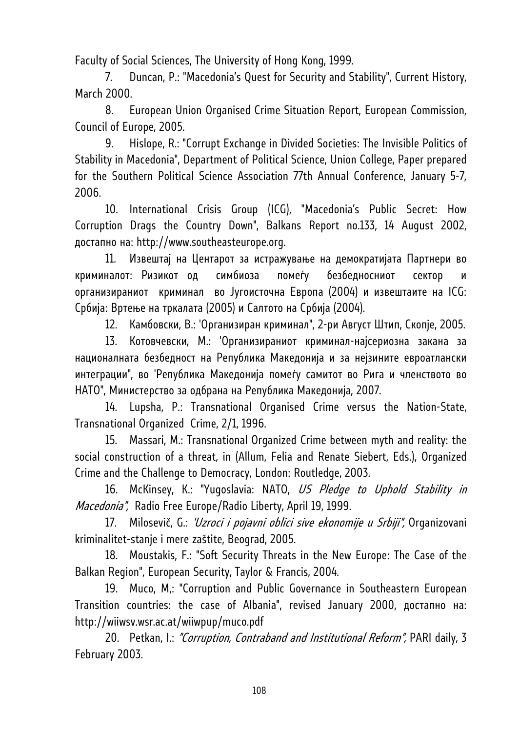Faculty of Social Sciences, The University of Hong Kong, 1999.

7. Duncan, P.: "Macedonia's Quest for Security and Stability", Current History, March 2000.

8. European Union Organised Crime Situation Report, European Commission, Council of Europe, 2005.

9. Hislope, R.: "Corrupt Exchange in Divided Societies: The Invisible Politics of Stability in Macedonia", Department of Political Science, Union College, Paper prepared for the Southern Political Science Association 77th Annual Conference, January 5-7, 2006.

10. International Crisis Group (ICG), "Macedonia's Public Secret: How Corruption Drags the Country Down", Balkans Report no.133, 14 August 2002, достапно на: http://www.southeasteurope.org.

11. Извештај на Центарот за истражување на демократијата Партнери во криминалот: Ризикот од симбиоза помеѓу безбедносниот сектор и организираниот криминал во Југоисточна Европа (2004) и извештаите на ICG: Србија: Вртење на тркалата (2005) и Салтото на Србија (2004).

12. Камбовски, В.: 'Организиран криминал", 2-ри Август Штип, Скопје, 2005.

13. Котовчевски, М.: 'Организираниот криминал-најсериозна закана за националната безбедност на Република Македонија и за нејзините евроатлански интеграции", во 'Република Македонија помеѓу самитот во Рига и членството во НАТО", Министерство за одбрана на Република Македонија, 2007.

14. Lupsha, P.: Transnational Organised Crime versus the Nation-State, Transnational Organized Crime, 2/1, 1996.

15. Massari, M.: Transnational Organized Crime between myth and reality: the social construction of a threat, in (Allum, Felia and Renate Siebert, Eds.), Organized Crime and the Challenge to Democracy, London: Routledge, 2003.

16. McKinsey, K.: "Yugoslavia: NATO, *US Pledge to Uphold Stability in Macedonia",* Radio Free Europe/Radio Liberty, April 19, 1999.

17. Milosevič, G.: *'Uzroci i pojavni oblici sive ekonomije u Srbiji",* Organizovani kriminalitet-stanje i mere zaštite, Beograd, 2005.

18. Moustakis, F.: "Soft Security Threats in the New Europe: The Case of the Balkan Region", European Security, Taylor & Francis, 2004.

19. Muco, M,: "Corruption and Public Governance in Southeastern European Transition countries: the case of Albania", revised January 2000, достапно на: http://wiiwsv.wsr.ac.at/wiiwpup/muco.pdf

20. Petkan, I.: *"Corruption, Contraband and Institutional Reform",* PARI daily, 3 February 2003.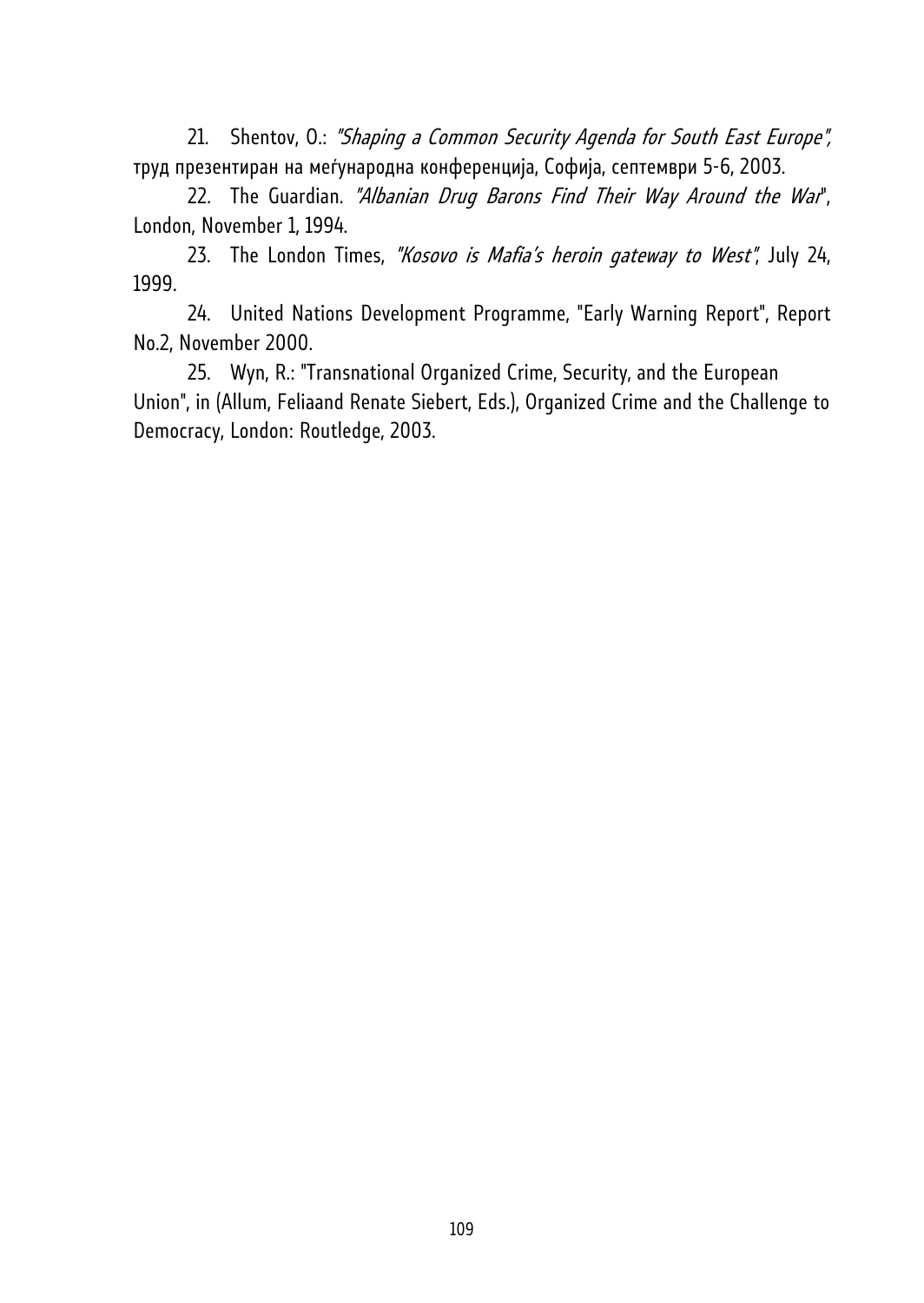21. Shentov, O.: *"Shaping a Common Security Agenda for South East Europe",* труд презентиран на меѓународна конференција, Софија, септември 5-6, 2003.

22. The Guardian. *"Albanian Drug Barons Find Their Way Around the War*", London, November 1, 1994.

23. The London Times, *"Kosovo is Mafia's heroin gateway to West",* July 24, 1999.

24. United Nations Development Programme, "Early Warning Report", Report No.2, November 2000.

25. Wyn, R.: "Transnational Organized Crime, Security, and the European Union", in (Allum, Feliaand Renate Siebert, Eds.), Organized Crime and the Challenge to Democracy, London: Routledge, 2003.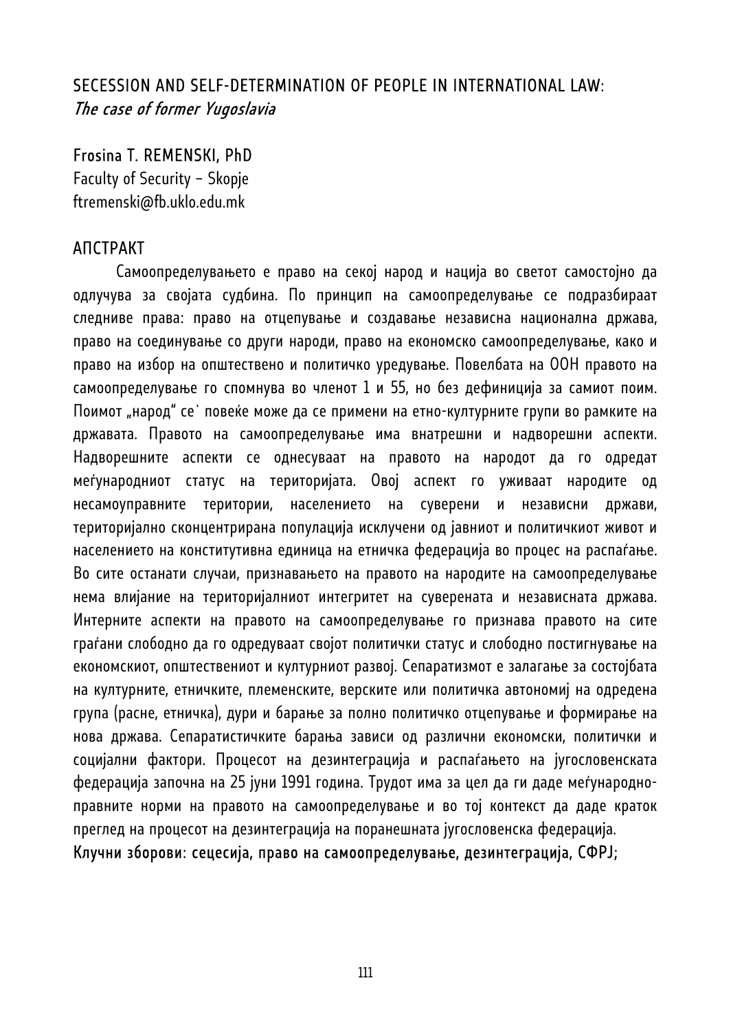## SECESSION AND SELF-DETERMINATION OF PEOPLE IN INTERNATIONAL LAW: *The case of former Yugoslavia*

Frosina T. REMENSKI, PhD
Faculty of Security – Skopje
ftremenski@fb.uklo.edu.mk

### АПСТРАКТ

Самоопределувањето е право на секој народ и нација во светот самостојно да одлучува за својата судбина. По принцип на самоопределување се подразбираат следниве права: право на отцепување и создавање независна национална држава, право на соединување со други народи, право на економско самоопределување, како и право на избор на општествено и политичко уредување. Повелбата на ООН правото на самоопределување го спомнува во членот 1 и 55, но без дефиниција за самиот поим. Поимот „народ" се` повеќе може да се примени на етно-културните групи во рамките на државата. Правото на самоопределување има внатрешни и надворешни аспекти. Надворешните аспекти се однесуваат на правото на народот да го одредат меѓународниот статус на територијата. Овој аспект го уживаат народите од несамоуправните територии, населението на суверени и независни држави, територијално сконцентрирана популација исклучени од јавниот и политичкиот живот и населението на конститутивна единица на етничка федерација во процес на распаѓање. Во сите останати случаи, признавањето на правото на народите на самоопределување нема влијание на територијалниот интегритет на суверената и независната држава. Интерните аспекти на правото на самоопределување го признава правото на сите граѓани слободно да го одредуваат својот политички статус и слободно постигнување на економскиот, општествениот и културниот развој. Сепаратизмот е залагање за состојбата на културните, етничките, племенските, верските или политичка автономиј на одредена група (расне, етничка), дури и барање за полно политичко отцепување и формирање на нова држава. Сепаратистичките барања зависи од различни економски, политички и социјални фактори. Процесот на дезинтеграција и распаѓањето на југословенската федерација започна на 25 јуни 1991 година. Трудот има за цел да ги даде меѓународно-правните норми на правото на самоопределување и во тој контекст да даде краток преглед на процесот на дезинтеграција на поранешната југословенска федерација.

**Клучни зборови: сецесија, право на самоопределување, дезинтеграција, СФРЈ;**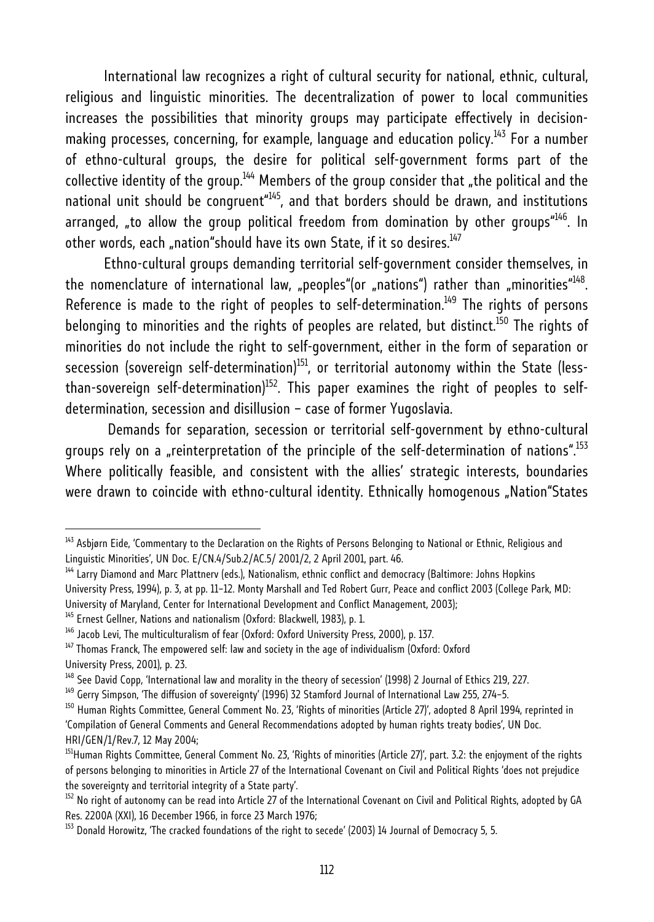International law recognizes a right of cultural security for national, ethnic, cultural, religious and linguistic minorities. The decentralization of power to local communities increases the possibilities that minority groups may participate effectively in decision-making processes, concerning, for example, language and education policy.[143] For a number of ethno-cultural groups, the desire for political self-government forms part of the collective identity of the group.[144] Members of the group consider that „the political and the national unit should be congruent"[145], and that borders should be drawn, and institutions arranged, „to allow the group political freedom from domination by other groups"[146]. In other words, each „nation"should have its own State, if it so desires.[147]

Ethno-cultural groups demanding territorial self-government consider themselves, in the nomenclature of international law, „peoples"(or „nations") rather than „minorities"[148]. Reference is made to the right of peoples to self-determination.[149] The rights of persons belonging to minorities and the rights of peoples are related, but distinct.[150] The rights of minorities do not include the right to self-government, either in the form of separation or secession (sovereign self-determination)[151], or territorial autonomy within the State (less-than-sovereign self-determination)[152]. This paper examines the right of peoples to self-determination, secession and disillusion – case of former Yugoslavia.

Demands for separation, secession or territorial self-government by ethno-cultural groups rely on a „reinterpretation of the principle of the self-determination of nations".[153] Where politically feasible, and consistent with the allies' strategic interests, boundaries were drawn to coincide with ethno-cultural identity. Ethnically homogenous „Nation"States

---

[143] Asbjørn Eide, 'Commentary to the Declaration on the Rights of Persons Belonging to National or Ethnic, Religious and Linguistic Minorities', UN Doc. E/CN.4/Sub.2/AC.5/ 2001/2, 2 April 2001, part. 46.

[144] Larry Diamond and Marc Plattnerv (eds.), Nationalism, ethnic conflict and democracy (Baltimore: Johns Hopkins University Press, 1994), p. 3, at pp. 11–12. Monty Marshall and Ted Robert Gurr, Peace and conflict 2003 (College Park, MD: University of Maryland, Center for International Development and Conflict Management, 2003);

[145] Ernest Gellner, Nations and nationalism (Oxford: Blackwell, 1983), p. 1.

[146] Jacob Levi, The multiculturalism of fear (Oxford: Oxford University Press, 2000), p. 137.

[147] Thomas Franck, The empowered self: law and society in the age of individualism (Oxford: Oxford University Press, 2001), p. 23.

[148] See David Copp, 'International law and morality in the theory of secession' (1998) 2 Journal of Ethics 219, 227.

[149] Gerry Simpson, 'The diffusion of sovereignty' (1996) 32 Stamford Journal of International Law 255, 274–5.

[150] Human Rights Committee, General Comment No. 23, 'Rights of minorities (Article 27)', adopted 8 April 1994, reprinted in 'Compilation of General Comments and General Recommendations adopted by human rights treaty bodies', UN Doc. HRI/GEN/1/Rev.7, 12 May 2004;

[151] Human Rights Committee, General Comment No. 23, 'Rights of minorities (Article 27)', part. 3.2: the enjoyment of the rights of persons belonging to minorities in Article 27 of the International Covenant on Civil and Political Rights 'does not prejudice the sovereignty and territorial integrity of a State party'.

[152] No right of autonomy can be read into Article 27 of the International Covenant on Civil and Political Rights, adopted by GA Res. 2200A (XXI), 16 December 1966, in force 23 March 1976;

[153] Donald Horowitz, 'The cracked foundations of the right to secede' (2003) 14 Journal of Democracy 5, 5.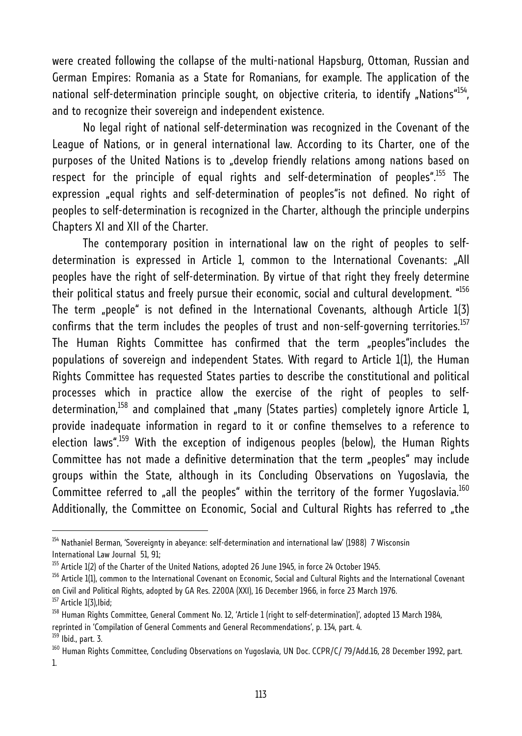were created following the collapse of the multi-national Hapsburg, Ottoman, Russian and German Empires: Romania as a State for Romanians, for example. The application of the national self-determination principle sought, on objective criteria, to identify „Nations"[154], and to recognize their sovereign and independent existence.

No legal right of national self-determination was recognized in the Covenant of the League of Nations, or in general international law. According to its Charter, one of the purposes of the United Nations is to „develop friendly relations among nations based on respect for the principle of equal rights and self-determination of peoples".[155] The expression „equal rights and self-determination of peoples"is not defined. No right of peoples to self-determination is recognized in the Charter, although the principle underpins Chapters XI and XII of the Charter.

The contemporary position in international law on the right of peoples to self-determination is expressed in Article 1, common to the International Covenants: „All peoples have the right of self-determination. By virtue of that right they freely determine their political status and freely pursue their economic, social and cultural development. "[156] The term „people" is not defined in the International Covenants, although Article 1(3) confirms that the term includes the peoples of trust and non-self-governing territories.[157] The Human Rights Committee has confirmed that the term „peoples"includes the populations of sovereign and independent States. With regard to Article 1(1), the Human Rights Committee has requested States parties to describe the constitutional and political processes which in practice allow the exercise of the right of peoples to self-determination,[158] and complained that „many (States parties) completely ignore Article 1, provide inadequate information in regard to it or confine themselves to a reference to election laws".[159] With the exception of indigenous peoples (below), the Human Rights Committee has not made a definitive determination that the term „peoples" may include groups within the State, although in its Concluding Observations on Yugoslavia, the Committee referred to „all the peoples" within the territory of the former Yugoslavia.[160] Additionally, the Committee on Economic, Social and Cultural Rights has referred to „the

---

[154] Nathaniel Berman, 'Sovereignty in abeyance: self-determination and international law' (1988) 7 Wisconsin International Law Journal 51, 91;

[155] Article 1(2) of the Charter of the United Nations, adopted 26 June 1945, in force 24 October 1945.

[156] Article 1(1), common to the International Covenant on Economic, Social and Cultural Rights and the International Covenant on Civil and Political Rights, adopted by GA Res. 2200A (XXI), 16 December 1966, in force 23 March 1976.

[157] Article 1(3),Ibid;

[158] Human Rights Committee, General Comment No. 12, 'Article 1 (right to self-determination)', adopted 13 March 1984, reprinted in 'Compilation of General Comments and General Recommendations', p. 134, part. 4.

[159] Ibid., part. 3.

[160] Human Rights Committee, Concluding Observations on Yugoslavia, UN Doc. CCPR/C/ 79/Add.16, 28 December 1992, part. 1.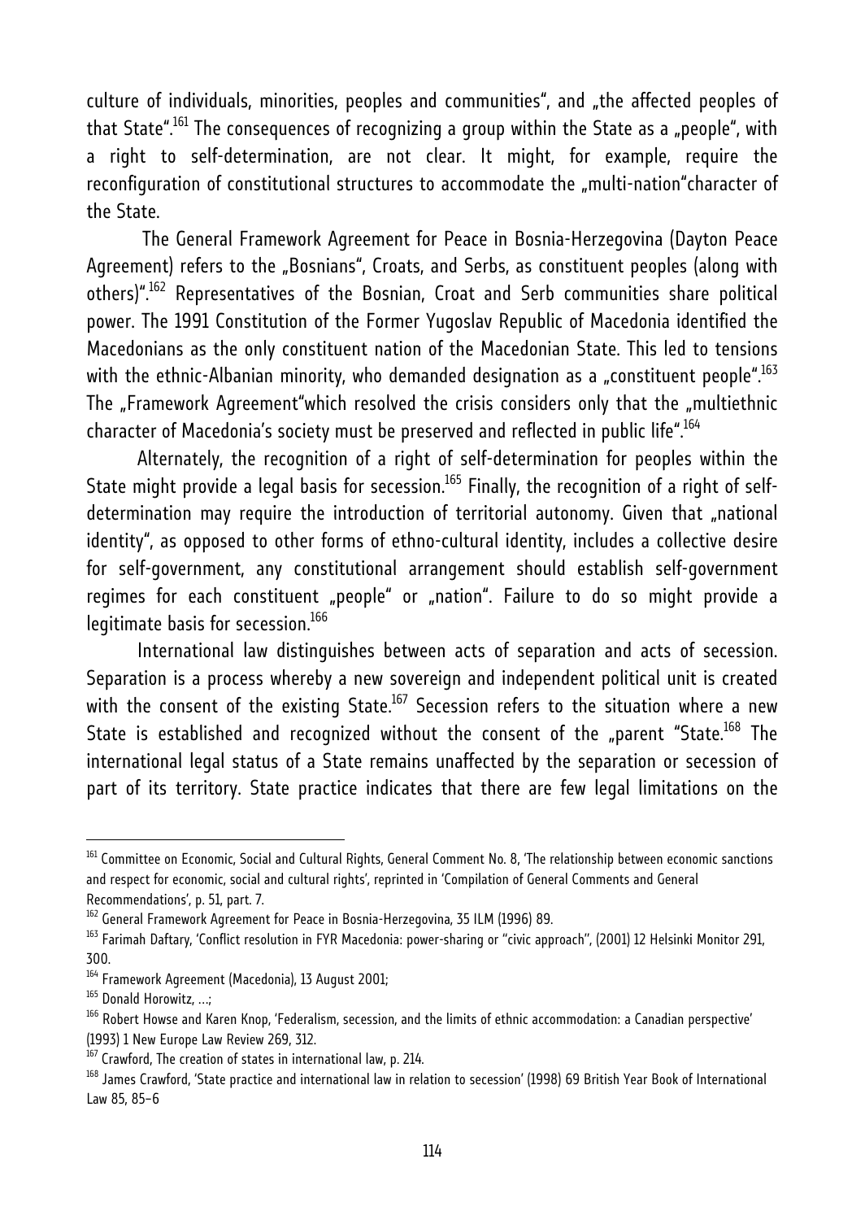culture of individuals, minorities, peoples and communities", and „the affected peoples of that State".[161] The consequences of recognizing a group within the State as a „people", with a right to self-determination, are not clear. It might, for example, require the reconfiguration of constitutional structures to accommodate the „multi-nation"character of the State.

The General Framework Agreement for Peace in Bosnia-Herzegovina (Dayton Peace Agreement) refers to the „Bosnians", Croats, and Serbs, as constituent peoples (along with others)".[162] Representatives of the Bosnian, Croat and Serb communities share political power. The 1991 Constitution of the Former Yugoslav Republic of Macedonia identified the Macedonians as the only constituent nation of the Macedonian State. This led to tensions with the ethnic-Albanian minority, who demanded designation as a „constituent people".[163] The „Framework Agreement"which resolved the crisis considers only that the „multiethnic character of Macedonia's society must be preserved and reflected in public life".[164]

Alternately, the recognition of a right of self-determination for peoples within the State might provide a legal basis for secession.[165] Finally, the recognition of a right of self-determination may require the introduction of territorial autonomy. Given that „national identity", as opposed to other forms of ethno-cultural identity, includes a collective desire for self-government, any constitutional arrangement should establish self-government regimes for each constituent „people" or „nation". Failure to do so might provide a legitimate basis for secession.[166]

International law distinguishes between acts of separation and acts of secession. Separation is a process whereby a new sovereign and independent political unit is created with the consent of the existing State.[167] Secession refers to the situation where a new State is established and recognized without the consent of the „parent "State.[168] The international legal status of a State remains unaffected by the separation or secession of part of its territory. State practice indicates that there are few legal limitations on the

---

[161] Committee on Economic, Social and Cultural Rights, General Comment No. 8, 'The relationship between economic sanctions and respect for economic, social and cultural rights', reprinted in 'Compilation of General Comments and General Recommendations', p. 51, part. 7.

[162] General Framework Agreement for Peace in Bosnia-Herzegovina, 35 ILM (1996) 89.

[163] Farimah Daftary, 'Conflict resolution in FYR Macedonia: power-sharing or "civic approach"', (2001) 12 Helsinki Monitor 291, 300.

[164] Framework Agreement (Macedonia), 13 August 2001;

[165] Donald Horowitz, ...;

[166] Robert Howse and Karen Knop, 'Federalism, secession, and the limits of ethnic accommodation: a Canadian perspective' (1993) 1 New Europe Law Review 269, 312.

[167] Crawford, The creation of states in international law, p. 214.

[168] James Crawford, 'State practice and international law in relation to secession' (1998) 69 British Year Book of International Law 85, 85–6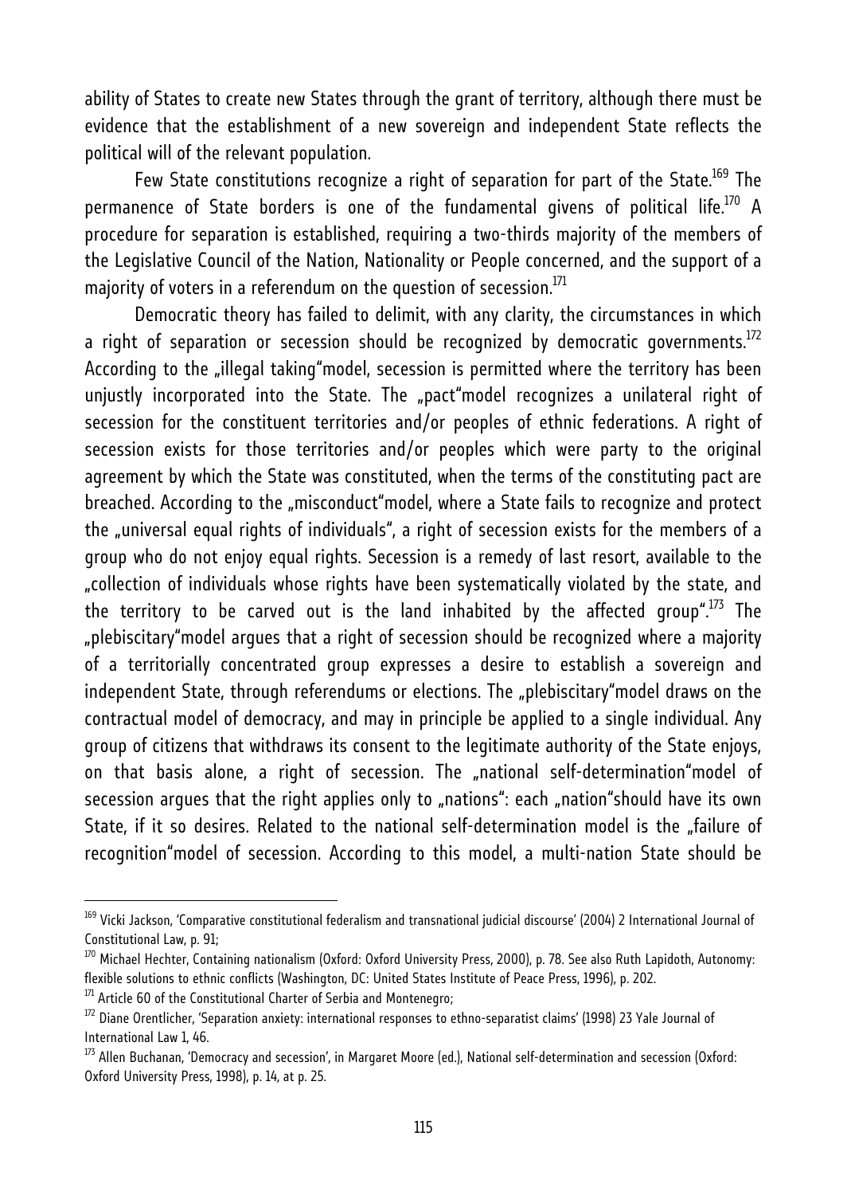ability of States to create new States through the grant of territory, although there must be evidence that the establishment of a new sovereign and independent State reflects the political will of the relevant population.

Few State constitutions recognize a right of separation for part of the State.[169] The permanence of State borders is one of the fundamental givens of political life.[170] A procedure for separation is established, requiring a two-thirds majority of the members of the Legislative Council of the Nation, Nationality or People concerned, and the support of a majority of voters in a referendum on the question of secession.[171]

Democratic theory has failed to delimit, with any clarity, the circumstances in which a right of separation or secession should be recognized by democratic governments.[172] According to the „illegal taking"model, secession is permitted where the territory has been unjustly incorporated into the State. The „pact"model recognizes a unilateral right of secession for the constituent territories and/or peoples of ethnic federations. A right of secession exists for those territories and/or peoples which were party to the original agreement by which the State was constituted, when the terms of the constituting pact are breached. According to the „misconduct"model, where a State fails to recognize and protect the „universal equal rights of individuals", a right of secession exists for the members of a group who do not enjoy equal rights. Secession is a remedy of last resort, available to the „collection of individuals whose rights have been systematically violated by the state, and the territory to be carved out is the land inhabited by the affected group".[173] The „plebiscitary"model argues that a right of secession should be recognized where a majority of a territorially concentrated group expresses a desire to establish a sovereign and independent State, through referendums or elections. The „plebiscitary"model draws on the contractual model of democracy, and may in principle be applied to a single individual. Any group of citizens that withdraws its consent to the legitimate authority of the State enjoys, on that basis alone, a right of secession. The „national self-determination"model of secession argues that the right applies only to „nations": each „nation"should have its own State, if it so desires. Related to the national self-determination model is the „failure of recognition"model of secession. According to this model, a multi-nation State should be

---

[169] Vicki Jackson, 'Comparative constitutional federalism and transnational judicial discourse' (2004) 2 International Journal of Constitutional Law, p. 91;

[170] Michael Hechter, Containing nationalism (Oxford: Oxford University Press, 2000), p. 78. See also Ruth Lapidoth, Autonomy: flexible solutions to ethnic conflicts (Washington, DC: United States Institute of Peace Press, 1996), p. 202.

[171] Article 60 of the Constitutional Charter of Serbia and Montenegro;

[172] Diane Orentlicher, 'Separation anxiety: international responses to ethno-separatist claims' (1998) 23 Yale Journal of International Law 1, 46.

[173] Allen Buchanan, 'Democracy and secession', in Margaret Moore (ed.), National self-determination and secession (Oxford: Oxford University Press, 1998), p. 14, at p. 25.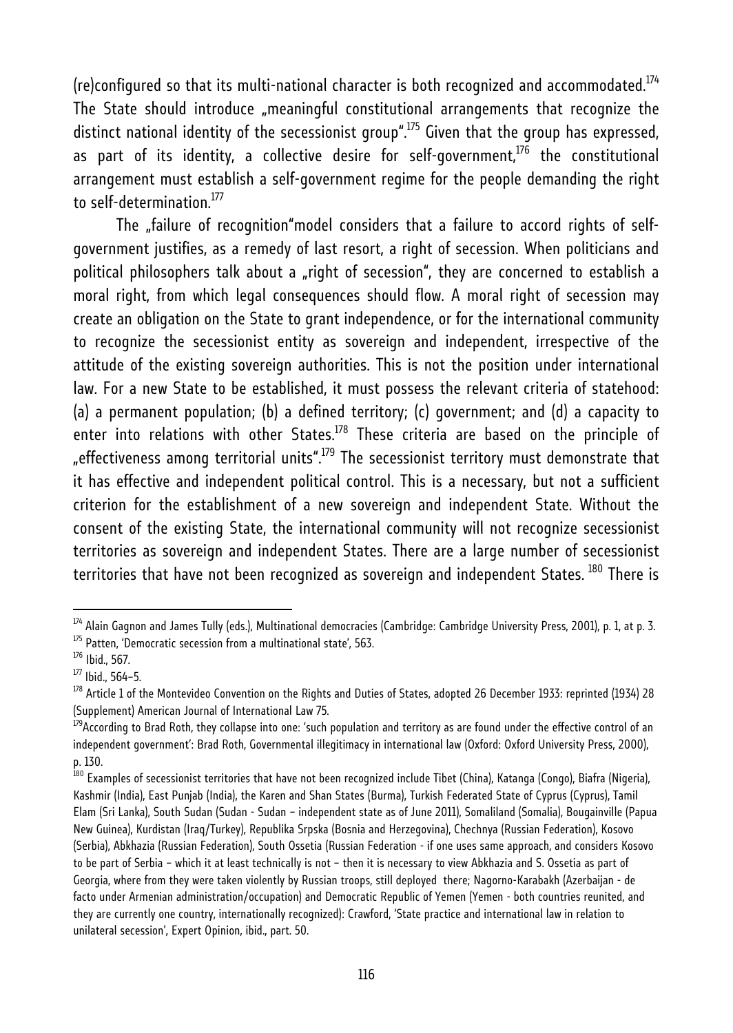(re)configured so that its multi-national character is both recognized and accommodated.[174] The State should introduce „meaningful constitutional arrangements that recognize the distinct national identity of the secessionist group".[175] Given that the group has expressed, as part of its identity, a collective desire for self-government,[176] the constitutional arrangement must establish a self-government regime for the people demanding the right to self-determination.[177]

The „failure of recognition"model considers that a failure to accord rights of self-government justifies, as a remedy of last resort, a right of secession. When politicians and political philosophers talk about a „right of secession", they are concerned to establish a moral right, from which legal consequences should flow. A moral right of secession may create an obligation on the State to grant independence, or for the international community to recognize the secessionist entity as sovereign and independent, irrespective of the attitude of the existing sovereign authorities. This is not the position under international law. For a new State to be established, it must possess the relevant criteria of statehood: (a) a permanent population; (b) a defined territory; (c) government; and (d) a capacity to enter into relations with other States.[178] These criteria are based on the principle of „effectiveness among territorial units".[179] The secessionist territory must demonstrate that it has effective and independent political control. This is a necessary, but not a sufficient criterion for the establishment of a new sovereign and independent State. Without the consent of the existing State, the international community will not recognize secessionist territories as sovereign and independent States. There are a large number of secessionist territories that have not been recognized as sovereign and independent States. [180] There is

---

[174] Alain Gagnon and James Tully (eds.), Multinational democracies (Cambridge: Cambridge University Press, 2001), p. 1, at p. 3.

[175] Patten, 'Democratic secession from a multinational state', 563.

[176] Ibid., 567.

[177] Ibid., 564–5.

[178] Article 1 of the Montevideo Convention on the Rights and Duties of States, adopted 26 December 1933: reprinted (1934) 28 (Supplement) American Journal of International Law 75.

[179] According to Brad Roth, they collapse into one: 'such population and territory as are found under the effective control of an independent government': Brad Roth, Governmental illegitimacy in international law (Oxford: Oxford University Press, 2000), p. 130.

[180] Examples of secessionist territories that have not been recognized include Tibet (China), Katanga (Congo), Biafra (Nigeria), Kashmir (India), East Punjab (India), the Karen and Shan States (Burma), Turkish Federated State of Cyprus (Cyprus), Tamil Elam (Sri Lanka), South Sudan (Sudan - Sudan – independent state as of June 2011), Somaliland (Somalia), Bougainville (Papua New Guinea), Kurdistan (Iraq/Turkey), Republika Srpska (Bosnia and Herzegovina), Chechnya (Russian Federation), Kosovo (Serbia), Abkhazia (Russian Federation), South Ossetia (Russian Federation - if one uses same approach, and considers Kosovo to be part of Serbia – which it at least technically is not – then it is necessary to view Abkhazia and S. Ossetia as part of Georgia, where from they were taken violently by Russian troops, still deployed there; Nagorno-Karabakh (Azerbaijan - de facto under Armenian administration/occupation) and Democratic Republic of Yemen (Yemen - both countries reunited, and they are currently one country, internationally recognized): Crawford, 'State practice and international law in relation to unilateral secession', Expert Opinion, ibid., part. 50.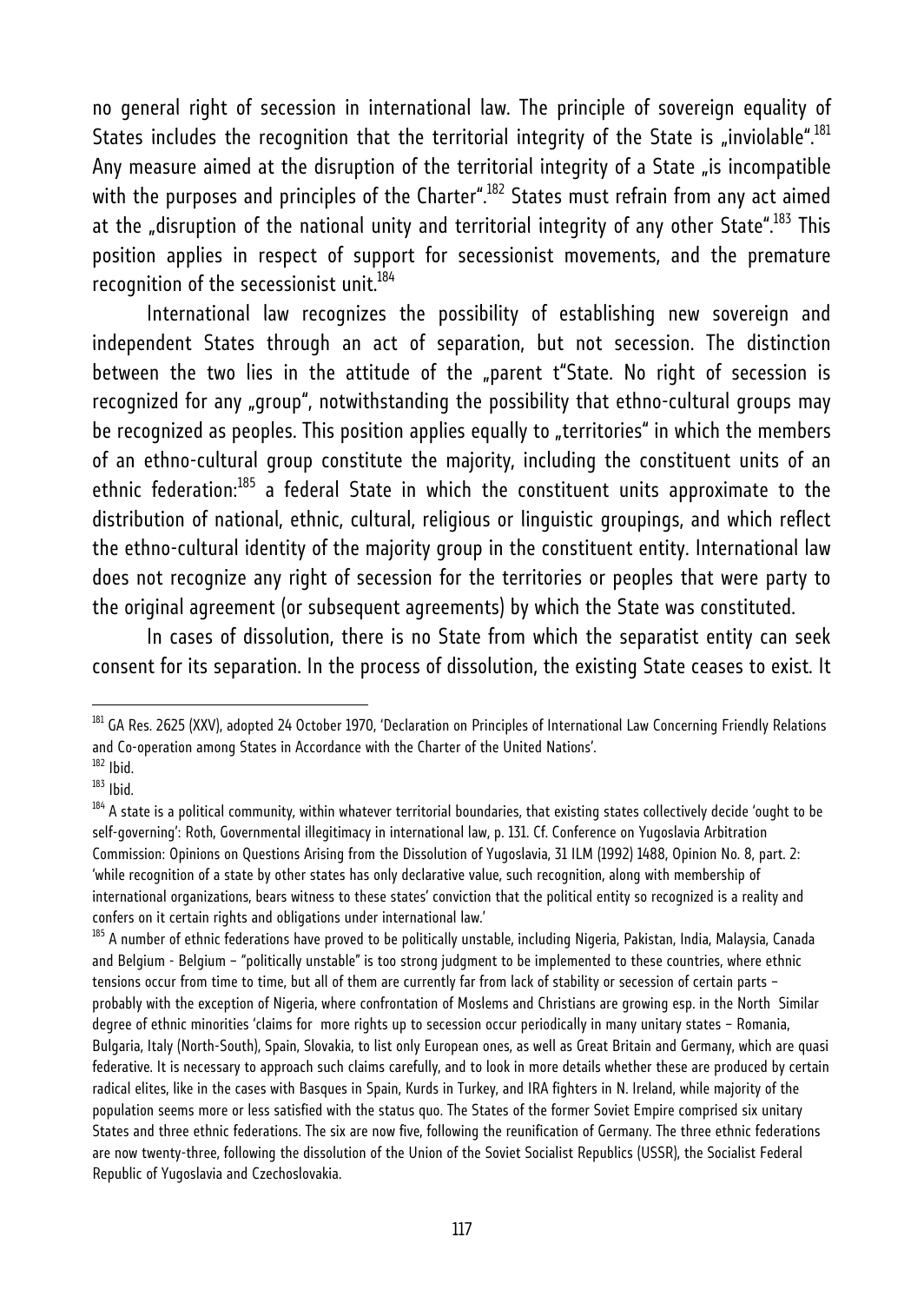no general right of secession in international law. The principle of sovereign equality of States includes the recognition that the territorial integrity of the State is „inviolable".[181] Any measure aimed at the disruption of the territorial integrity of a State „is incompatible with the purposes and principles of the Charter".[182] States must refrain from any act aimed at the „disruption of the national unity and territorial integrity of any other State".[183] This position applies in respect of support for secessionist movements, and the premature recognition of the secessionist unit.[184]

International law recognizes the possibility of establishing new sovereign and independent States through an act of separation, but not secession. The distinction between the two lies in the attitude of the „parent t"State. No right of secession is recognized for any „group", notwithstanding the possibility that ethno-cultural groups may be recognized as peoples. This position applies equally to „territories" in which the members of an ethno-cultural group constitute the majority, including the constituent units of an ethnic federation:[185] a federal State in which the constituent units approximate to the distribution of national, ethnic, cultural, religious or linguistic groupings, and which reflect the ethno-cultural identity of the majority group in the constituent entity. International law does not recognize any right of secession for the territories or peoples that were party to the original agreement (or subsequent agreements) by which the State was constituted.

In cases of dissolution, there is no State from which the separatist entity can seek consent for its separation. In the process of dissolution, the existing State ceases to exist. It

---

[181] GA Res. 2625 (XXV), adopted 24 October 1970, 'Declaration on Principles of International Law Concerning Friendly Relations and Co-operation among States in Accordance with the Charter of the United Nations'.

[182] Ibid.

[183] Ibid.

[184] A state is a political community, within whatever territorial boundaries, that existing states collectively decide 'ought to be self-governing': Roth, Governmental illegitimacy in international law, p. 131. Cf. Conference on Yugoslavia Arbitration Commission: Opinions on Questions Arising from the Dissolution of Yugoslavia, 31 ILM (1992) 1488, Opinion No. 8, part. 2: 'while recognition of a state by other states has only declarative value, such recognition, along with membership of international organizations, bears witness to these states' conviction that the political entity so recognized is a reality and confers on it certain rights and obligations under international law.'

[185] A number of ethnic federations have proved to be politically unstable, including Nigeria, Pakistan, India, Malaysia, Canada and Belgium - Belgium – "politically unstable" is too strong judgment to be implemented to these countries, where ethnic tensions occur from time to time, but all of them are currently far from lack of stability or secession of certain parts – probably with the exception of Nigeria, where confrontation of Moslems and Christians are growing esp. in the North Similar degree of ethnic minorities 'claims for more rights up to secession occur periodically in many unitary states – Romania, Bulgaria, Italy (North-South), Spain, Slovakia, to list only European ones, as well as Great Britain and Germany, which are quasi federative. It is necessary to approach such claims carefully, and to look in more details whether these are produced by certain radical elites, like in the cases with Basques in Spain, Kurds in Turkey, and IRA fighters in N. Ireland, while majority of the population seems more or less satisfied with the status quo. The States of the former Soviet Empire comprised six unitary States and three ethnic federations. The six are now five, following the reunification of Germany. The three ethnic federations are now twenty-three, following the dissolution of the Union of the Soviet Socialist Republics (USSR), the Socialist Federal Republic of Yugoslavia and Czechoslovakia.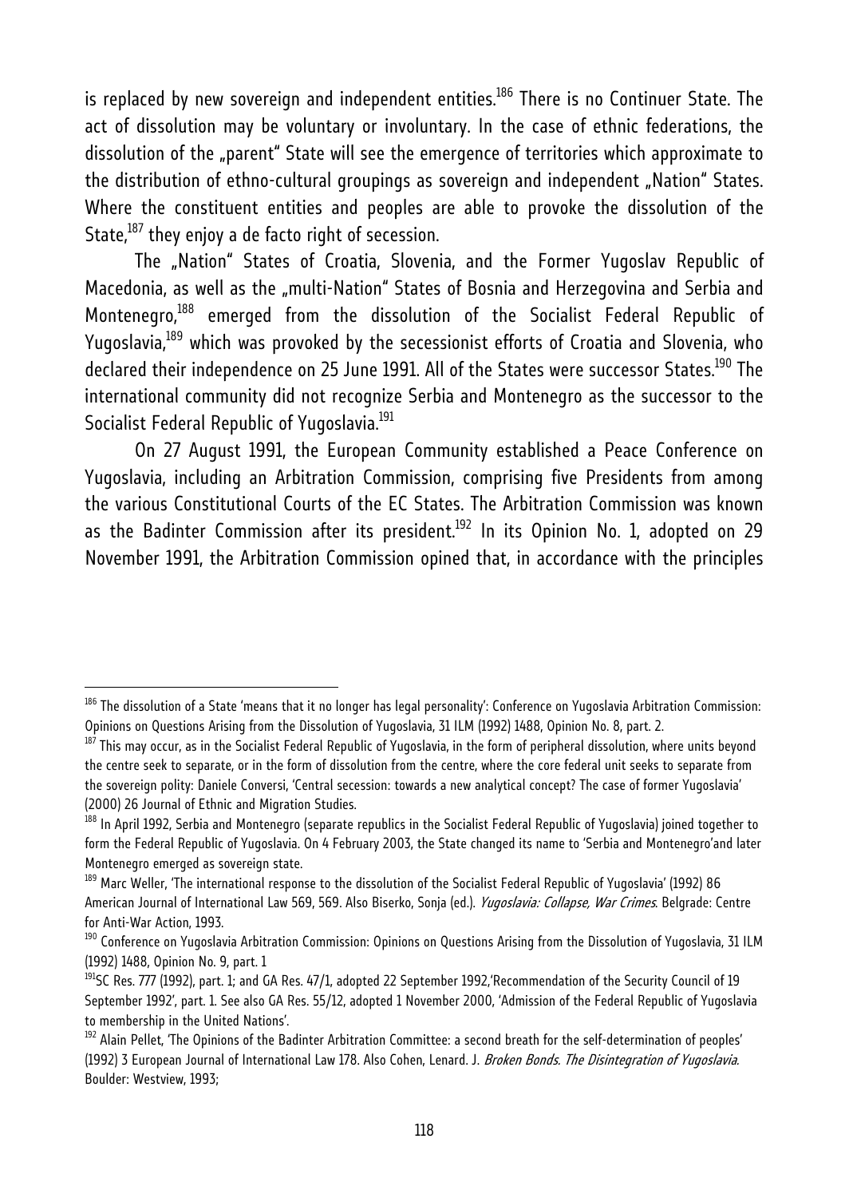is replaced by new sovereign and independent entities.[186] There is no Continuer State. The act of dissolution may be voluntary or involuntary. In the case of ethnic federations, the dissolution of the „parent" State will see the emergence of territories which approximate to the distribution of ethno-cultural groupings as sovereign and independent „Nation" States. Where the constituent entities and peoples are able to provoke the dissolution of the State,[187] they enjoy a de facto right of secession.

The „Nation" States of Croatia, Slovenia, and the Former Yugoslav Republic of Macedonia, as well as the „multi-Nation" States of Bosnia and Herzegovina and Serbia and Montenegro,[188] emerged from the dissolution of the Socialist Federal Republic of Yugoslavia,[189] which was provoked by the secessionist efforts of Croatia and Slovenia, who declared their independence on 25 June 1991. All of the States were successor States.[190] The international community did not recognize Serbia and Montenegro as the successor to the Socialist Federal Republic of Yugoslavia.[191]

On 27 August 1991, the European Community established a Peace Conference on Yugoslavia, including an Arbitration Commission, comprising five Presidents from among the various Constitutional Courts of the EC States. The Arbitration Commission was known as the Badinter Commission after its president.[192] In its Opinion No. 1, adopted on 29 November 1991, the Arbitration Commission opined that, in accordance with the principles

---

[186] The dissolution of a State 'means that it no longer has legal personality': Conference on Yugoslavia Arbitration Commission: Opinions on Questions Arising from the Dissolution of Yugoslavia, 31 ILM (1992) 1488, Opinion No. 8, part. 2.

[187] This may occur, as in the Socialist Federal Republic of Yugoslavia, in the form of peripheral dissolution, where units beyond the centre seek to separate, or in the form of dissolution from the centre, where the core federal unit seeks to separate from the sovereign polity: Daniele Conversi, 'Central secession: towards a new analytical concept? The case of former Yugoslavia' (2000) 26 Journal of Ethnic and Migration Studies.

[188] In April 1992, Serbia and Montenegro (separate republics in the Socialist Federal Republic of Yugoslavia) joined together to form the Federal Republic of Yugoslavia. On 4 February 2003, the State changed its name to 'Serbia and Montenegro'and later Montenegro emerged as sovereign state.

[189] Marc Weller, 'The international response to the dissolution of the Socialist Federal Republic of Yugoslavia' (1992) 86 American Journal of International Law 569, 569. Also Biserko, Sonja (ed.). *Yugoslavia: Collapse, War Crimes*. Belgrade: Centre for Anti-War Action, 1993.

[190] Conference on Yugoslavia Arbitration Commission: Opinions on Questions Arising from the Dissolution of Yugoslavia, 31 ILM (1992) 1488, Opinion No. 9, part. 1

[191] SC Res. 777 (1992), part. 1; and GA Res. 47/1, adopted 22 September 1992,'Recommendation of the Security Council of 19 September 1992', part. 1. See also GA Res. 55/12, adopted 1 November 2000, 'Admission of the Federal Republic of Yugoslavia to membership in the United Nations'.

[192] Alain Pellet, 'The Opinions of the Badinter Arbitration Committee: a second breath for the self-determination of peoples' (1992) 3 European Journal of International Law 178. Also Cohen, Lenard. J. *Broken Bonds. The Disintegration of Yugoslavia.* Boulder: Westview, 1993;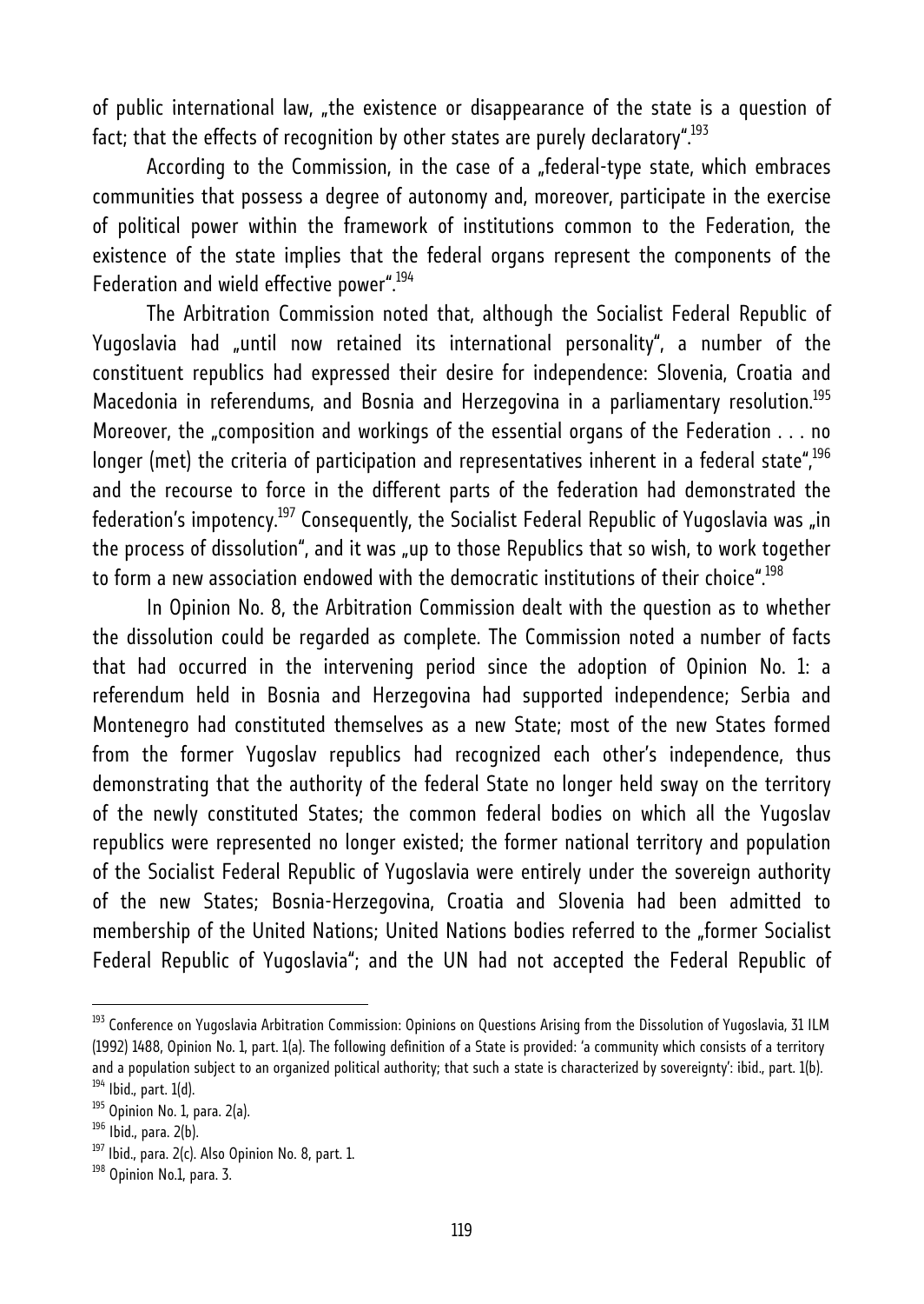of public international law, „the existence or disappearance of the state is a question of fact; that the effects of recognition by other states are purely declaratory".[193]

According to the Commission, in the case of a „federal-type state, which embraces communities that possess a degree of autonomy and, moreover, participate in the exercise of political power within the framework of institutions common to the Federation, the existence of the state implies that the federal organs represent the components of the Federation and wield effective power".[194]

The Arbitration Commission noted that, although the Socialist Federal Republic of Yugoslavia had „until now retained its international personality", a number of the constituent republics had expressed their desire for independence: Slovenia, Croatia and Macedonia in referendums, and Bosnia and Herzegovina in a parliamentary resolution.[195] Moreover, the „composition and workings of the essential organs of the Federation . . . no longer (met) the criteria of participation and representatives inherent in a federal state",[196] and the recourse to force in the different parts of the federation had demonstrated the federation's impotency.[197] Consequently, the Socialist Federal Republic of Yugoslavia was „in the process of dissolution", and it was „up to those Republics that so wish, to work together to form a new association endowed with the democratic institutions of their choice".[198]

In Opinion No. 8, the Arbitration Commission dealt with the question as to whether the dissolution could be regarded as complete. The Commission noted a number of facts that had occurred in the intervening period since the adoption of Opinion No. 1: a referendum held in Bosnia and Herzegovina had supported independence; Serbia and Montenegro had constituted themselves as a new State; most of the new States formed from the former Yugoslav republics had recognized each other's independence, thus demonstrating that the authority of the federal State no longer held sway on the territory of the newly constituted States; the common federal bodies on which all the Yugoslav republics were represented no longer existed; the former national territory and population of the Socialist Federal Republic of Yugoslavia were entirely under the sovereign authority of the new States; Bosnia-Herzegovina, Croatia and Slovenia had been admitted to membership of the United Nations; United Nations bodies referred to the „former Socialist Federal Republic of Yugoslavia"; and the UN had not accepted the Federal Republic of

---

[193] Conference on Yugoslavia Arbitration Commission: Opinions on Questions Arising from the Dissolution of Yugoslavia, 31 ILM (1992) 1488, Opinion No. 1, part. 1(a). The following definition of a State is provided: 'a community which consists of a territory and a population subject to an organized political authority; that such a state is characterized by sovereignty': ibid., part. 1(b).
[194] Ibid., part. 1(d).
[195] Opinion No. 1, para. 2(a).
[196] Ibid., para. 2(b).
[197] Ibid., para. 2(c). Also Opinion No. 8, part. 1.
[198] Opinion No.1, para. 3.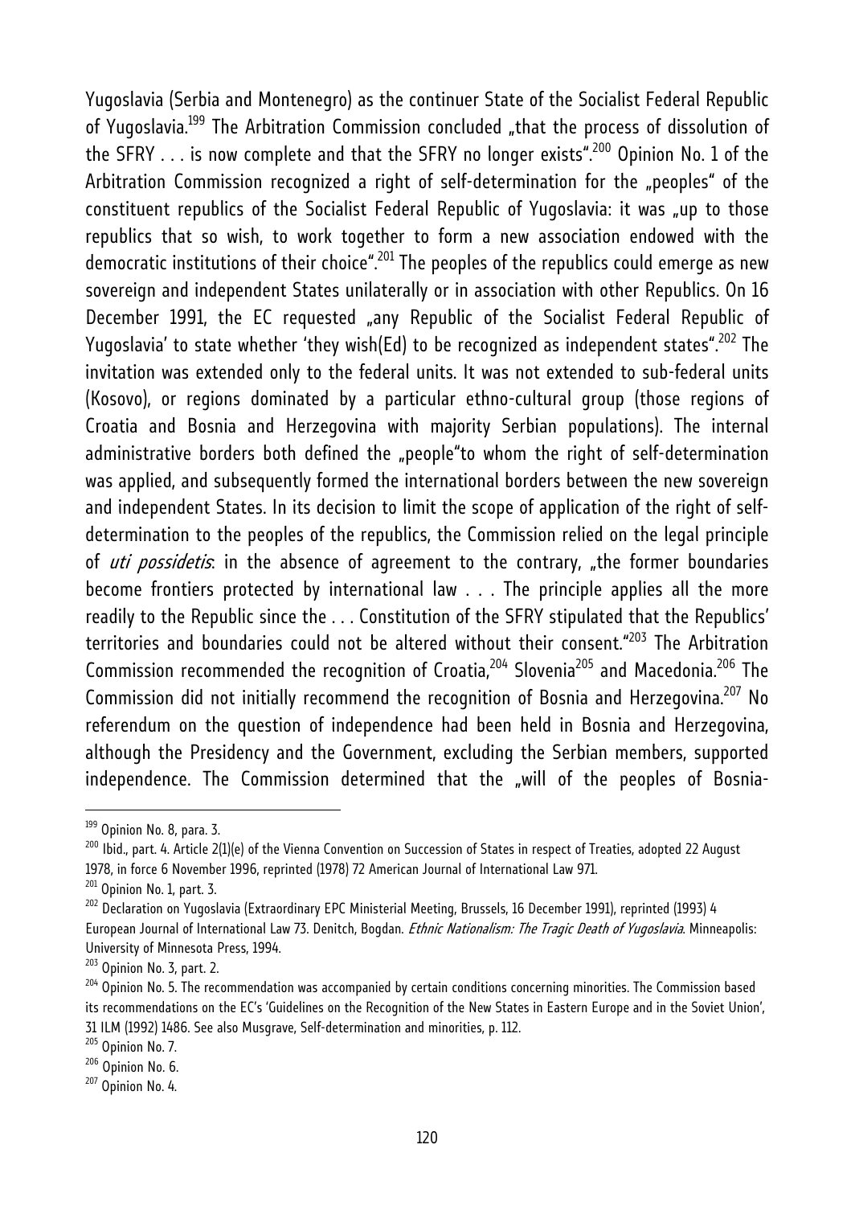Yugoslavia (Serbia and Montenegro) as the continuer State of the Socialist Federal Republic of Yugoslavia.[199] The Arbitration Commission concluded „that the process of dissolution of the SFRY . . . is now complete and that the SFRY no longer exists".[200] Opinion No. 1 of the Arbitration Commission recognized a right of self-determination for the „peoples" of the constituent republics of the Socialist Federal Republic of Yugoslavia: it was „up to those republics that so wish, to work together to form a new association endowed with the democratic institutions of their choice".[201] The peoples of the republics could emerge as new sovereign and independent States unilaterally or in association with other Republics. On 16 December 1991, the EC requested „any Republic of the Socialist Federal Republic of Yugoslavia' to state whether 'they wish(Ed) to be recognized as independent states".[202] The invitation was extended only to the federal units. It was not extended to sub-federal units (Kosovo), or regions dominated by a particular ethno-cultural group (those regions of Croatia and Bosnia and Herzegovina with majority Serbian populations). The internal administrative borders both defined the „people"to whom the right of self-determination was applied, and subsequently formed the international borders between the new sovereign and independent States. In its decision to limit the scope of application of the right of self-determination to the peoples of the republics, the Commission relied on the legal principle of *uti possidetis*: in the absence of agreement to the contrary, „the former boundaries become frontiers protected by international law . . . The principle applies all the more readily to the Republic since the . . . Constitution of the SFRY stipulated that the Republics' territories and boundaries could not be altered without their consent."[203] The Arbitration Commission recommended the recognition of Croatia,[204] Slovenia[205] and Macedonia.[206] The Commission did not initially recommend the recognition of Bosnia and Herzegovina.[207] No referendum on the question of independence had been held in Bosnia and Herzegovina, although the Presidency and the Government, excluding the Serbian members, supported independence. The Commission determined that the „will of the peoples of Bosnia-

---

[199] Opinion No. 8, para. 3.

[200] Ibid., part. 4. Article 2(1)(e) of the Vienna Convention on Succession of States in respect of Treaties, adopted 22 August 1978, in force 6 November 1996, reprinted (1978) 72 American Journal of International Law 971.

[201] Opinion No. 1, part. 3.

[202] Declaration on Yugoslavia (Extraordinary EPC Ministerial Meeting, Brussels, 16 December 1991), reprinted (1993) 4 European Journal of International Law 73. Denitch, Bogdan. *Ethnic Nationalism: The Tragic Death of Yugoslavia*. Minneapolis: University of Minnesota Press, 1994.

[203] Opinion No. 3, part. 2.

[204] Opinion No. 5. The recommendation was accompanied by certain conditions concerning minorities. The Commission based its recommendations on the EC's 'Guidelines on the Recognition of the New States in Eastern Europe and in the Soviet Union', 31 ILM (1992) 1486. See also Musgrave, Self-determination and minorities, p. 112.

[205] Opinion No. 7.

[206] Opinion No. 6.

[207] Opinion No. 4.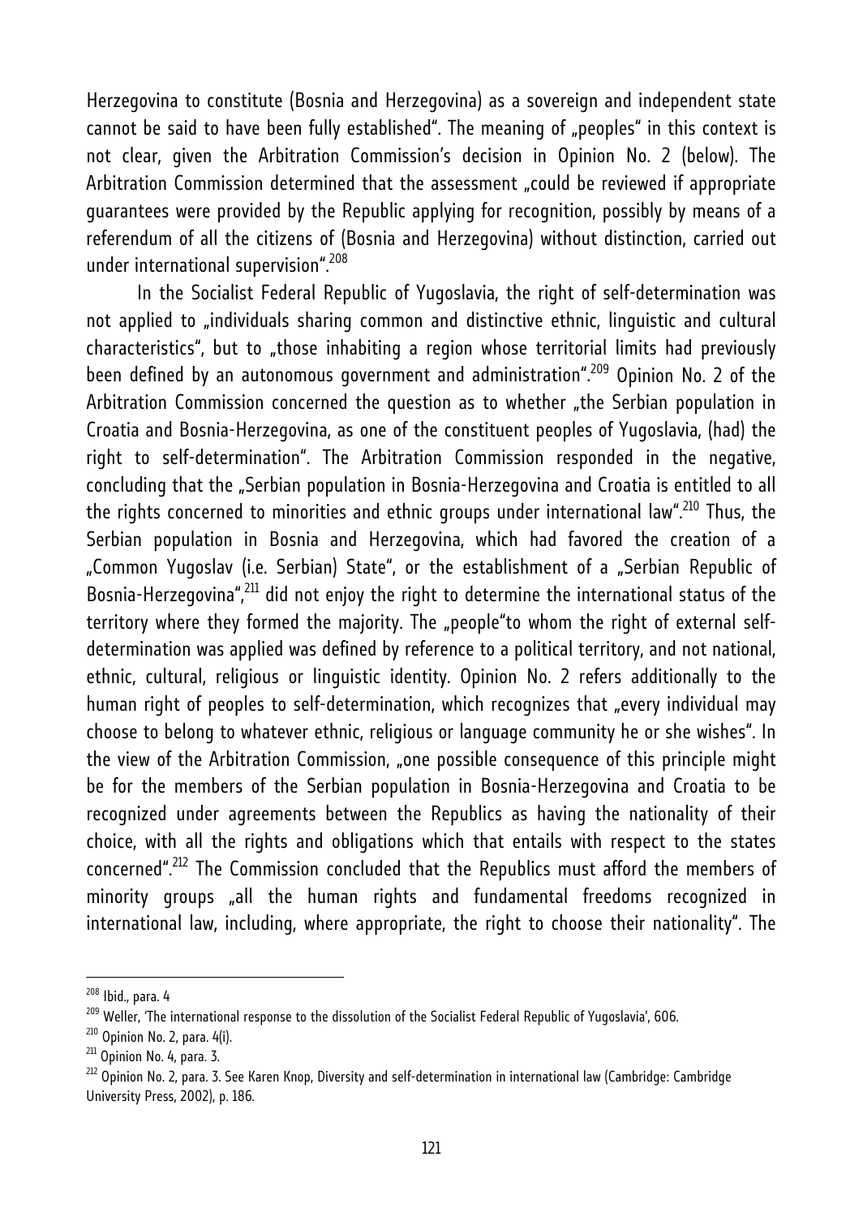Herzegovina to constitute (Bosnia and Herzegovina) as a sovereign and independent state cannot be said to have been fully established". The meaning of „peoples" in this context is not clear, given the Arbitration Commission's decision in Opinion No. 2 (below). The Arbitration Commission determined that the assessment „could be reviewed if appropriate guarantees were provided by the Republic applying for recognition, possibly by means of a referendum of all the citizens of (Bosnia and Herzegovina) without distinction, carried out under international supervision".[208]

In the Socialist Federal Republic of Yugoslavia, the right of self-determination was not applied to „individuals sharing common and distinctive ethnic, linguistic and cultural characteristics", but to „those inhabiting a region whose territorial limits had previously been defined by an autonomous government and administration".[209] Opinion No. 2 of the Arbitration Commission concerned the question as to whether „the Serbian population in Croatia and Bosnia-Herzegovina, as one of the constituent peoples of Yugoslavia, (had) the right to self-determination". The Arbitration Commission responded in the negative, concluding that the „Serbian population in Bosnia-Herzegovina and Croatia is entitled to all the rights concerned to minorities and ethnic groups under international law".[210] Thus, the Serbian population in Bosnia and Herzegovina, which had favored the creation of a „Common Yugoslav (i.e. Serbian) State", or the establishment of a „Serbian Republic of Bosnia-Herzegovina",[211] did not enjoy the right to determine the international status of the territory where they formed the majority. The „people"to whom the right of external self-determination was applied was defined by reference to a political territory, and not national, ethnic, cultural, religious or linguistic identity. Opinion No. 2 refers additionally to the human right of peoples to self-determination, which recognizes that „every individual may choose to belong to whatever ethnic, religious or language community he or she wishes". In the view of the Arbitration Commission, „one possible consequence of this principle might be for the members of the Serbian population in Bosnia-Herzegovina and Croatia to be recognized under agreements between the Republics as having the nationality of their choice, with all the rights and obligations which that entails with respect to the states concerned".[212] The Commission concluded that the Republics must afford the members of minority groups „all the human rights and fundamental freedoms recognized in international law, including, where appropriate, the right to choose their nationality". The

---

[208] Ibid., para. 4

[209] Weller, 'The international response to the dissolution of the Socialist Federal Republic of Yugoslavia', 606.

[210] Opinion No. 2, para. 4(i).

[211] Opinion No. 4, para. 3.

[212] Opinion No. 2, para. 3. See Karen Knop, Diversity and self-determination in international law (Cambridge: Cambridge University Press, 2002), p. 186.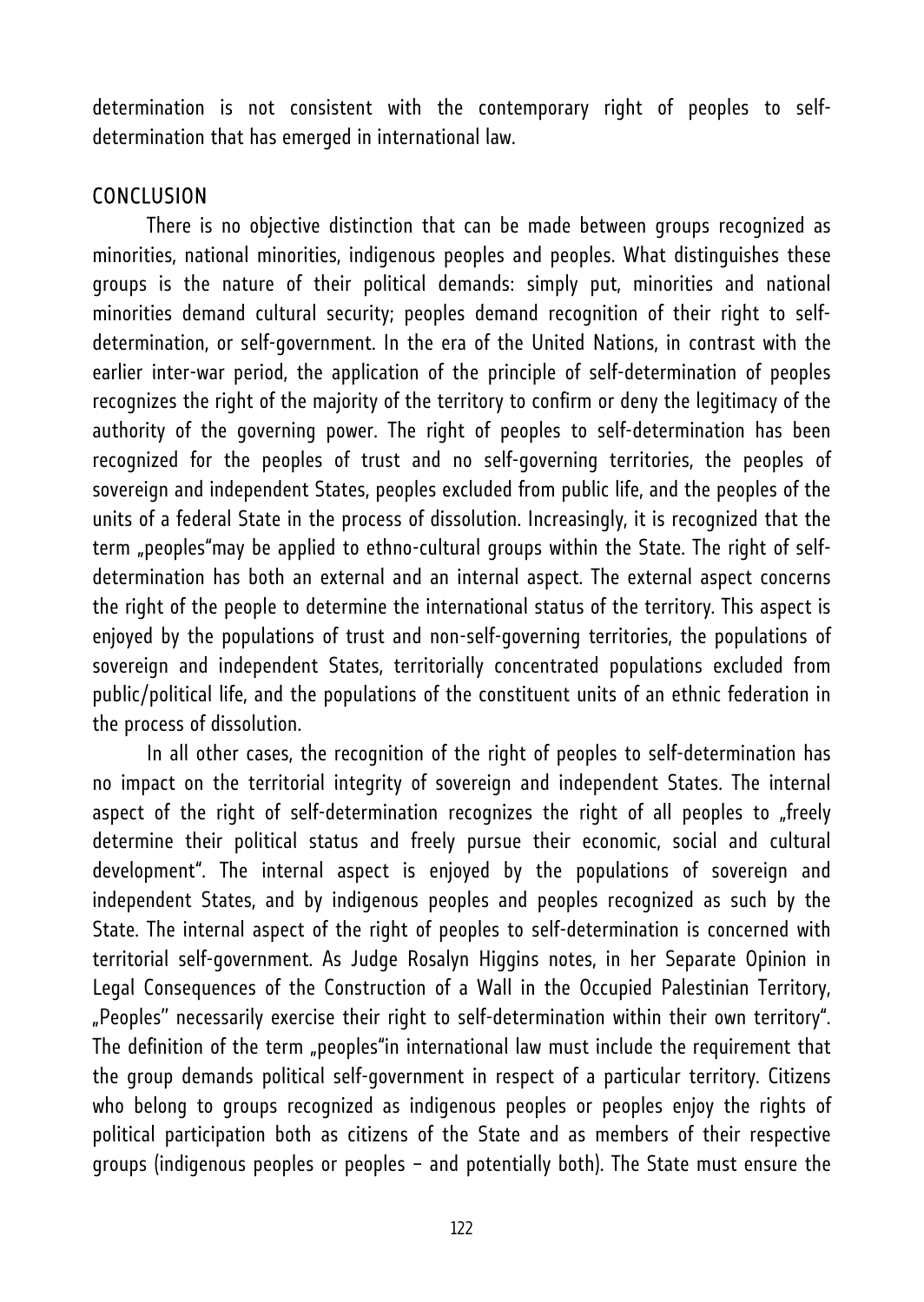determination is not consistent with the contemporary right of peoples to self-determination that has emerged in international law.

## CONCLUSION

There is no objective distinction that can be made between groups recognized as minorities, national minorities, indigenous peoples and peoples. What distinguishes these groups is the nature of their political demands: simply put, minorities and national minorities demand cultural security; peoples demand recognition of their right to self-determination, or self-government. In the era of the United Nations, in contrast with the earlier inter-war period, the application of the principle of self-determination of peoples recognizes the right of the majority of the territory to confirm or deny the legitimacy of the authority of the governing power. The right of peoples to self-determination has been recognized for the peoples of trust and no self-governing territories, the peoples of sovereign and independent States, peoples excluded from public life, and the peoples of the units of a federal State in the process of dissolution. Increasingly, it is recognized that the term „peoples"may be applied to ethno-cultural groups within the State. The right of self-determination has both an external and an internal aspect. The external aspect concerns the right of the people to determine the international status of the territory. This aspect is enjoyed by the populations of trust and non-self-governing territories, the populations of sovereign and independent States, territorially concentrated populations excluded from public/political life, and the populations of the constituent units of an ethnic federation in the process of dissolution.

In all other cases, the recognition of the right of peoples to self-determination has no impact on the territorial integrity of sovereign and independent States. The internal aspect of the right of self-determination recognizes the right of all peoples to „freely determine their political status and freely pursue their economic, social and cultural development". The internal aspect is enjoyed by the populations of sovereign and independent States, and by indigenous peoples and peoples recognized as such by the State. The internal aspect of the right of peoples to self-determination is concerned with territorial self-government. As Judge Rosalyn Higgins notes, in her Separate Opinion in Legal Consequences of the Construction of a Wall in the Occupied Palestinian Territory, „Peoples" necessarily exercise their right to self-determination within their own territory". The definition of the term „peoples"in international law must include the requirement that the group demands political self-government in respect of a particular territory. Citizens who belong to groups recognized as indigenous peoples or peoples enjoy the rights of political participation both as citizens of the State and as members of their respective groups (indigenous peoples or peoples – and potentially both). The State must ensure the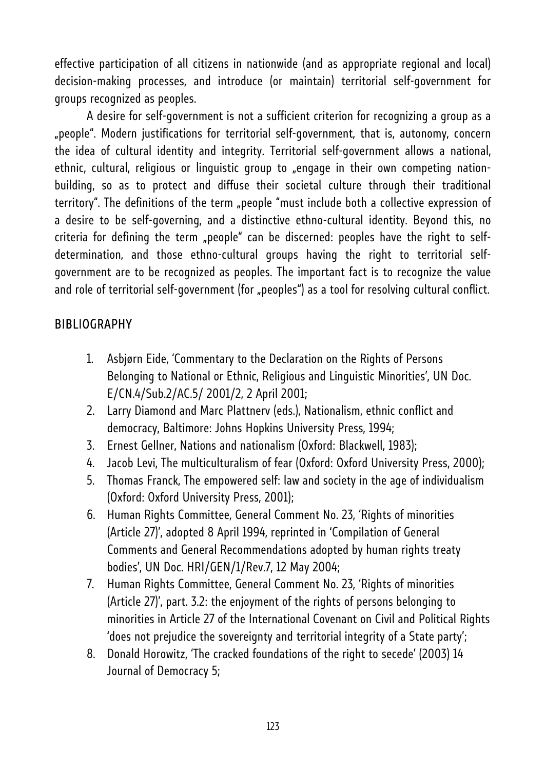effective participation of all citizens in nationwide (and as appropriate regional and local) decision-making processes, and introduce (or maintain) territorial self-government for groups recognized as peoples.

A desire for self-government is not a sufficient criterion for recognizing a group as a „people". Modern justifications for territorial self-government, that is, autonomy, concern the idea of cultural identity and integrity. Territorial self-government allows a national, ethnic, cultural, religious or linguistic group to „engage in their own competing nation-building, so as to protect and diffuse their societal culture through their traditional territory". The definitions of the term „people "must include both a collective expression of a desire to be self-governing, and a distinctive ethno-cultural identity. Beyond this, no criteria for defining the term „people" can be discerned: peoples have the right to self-determination, and those ethno-cultural groups having the right to territorial self-government are to be recognized as peoples. The important fact is to recognize the value and role of territorial self-government (for „peoples") as a tool for resolving cultural conflict.

## BIBLIOGRAPHY

1. Asbjørn Eide, 'Commentary to the Declaration on the Rights of Persons Belonging to National or Ethnic, Religious and Linguistic Minorities', UN Doc. E/CN.4/Sub.2/AC.5/ 2001/2, 2 April 2001;
2. Larry Diamond and Marc Plattnerv (eds.), Nationalism, ethnic conflict and democracy, Baltimore: Johns Hopkins University Press, 1994;
3. Ernest Gellner, Nations and nationalism (Oxford: Blackwell, 1983);
4. Jacob Levi, The multiculturalism of fear (Oxford: Oxford University Press, 2000);
5. Thomas Franck, The empowered self: law and society in the age of individualism (Oxford: Oxford University Press, 2001);
6. Human Rights Committee, General Comment No. 23, 'Rights of minorities (Article 27)', adopted 8 April 1994, reprinted in 'Compilation of General Comments and General Recommendations adopted by human rights treaty bodies', UN Doc. HRI/GEN/1/Rev.7, 12 May 2004;
7. Human Rights Committee, General Comment No. 23, 'Rights of minorities (Article 27)', part. 3.2: the enjoyment of the rights of persons belonging to minorities in Article 27 of the International Covenant on Civil and Political Rights 'does not prejudice the sovereignty and territorial integrity of a State party';
8. Donald Horowitz, 'The cracked foundations of the right to secede' (2003) 14 Journal of Democracy 5;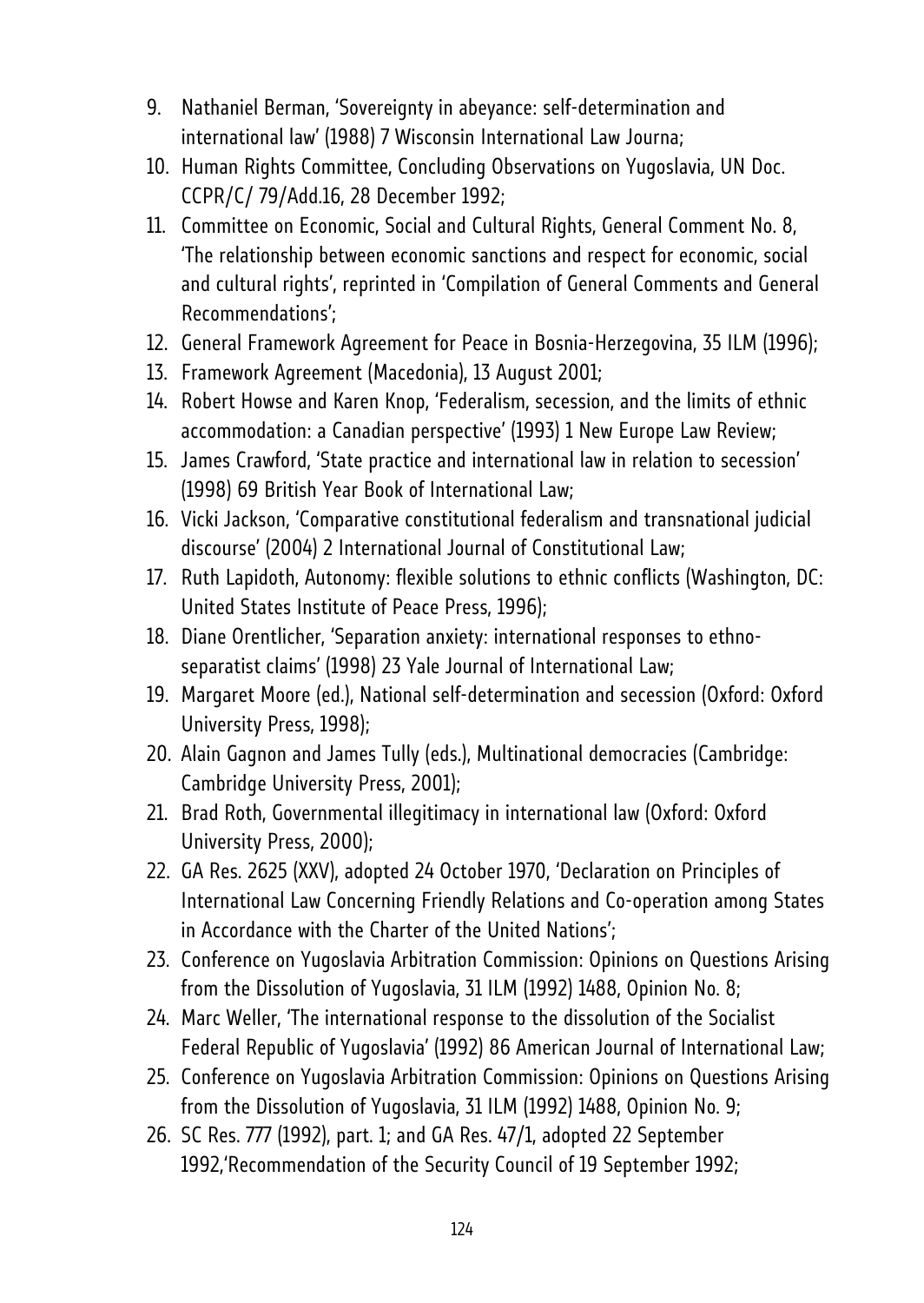9. Nathaniel Berman, 'Sovereignty in abeyance: self-determination and international law' (1988) 7 Wisconsin International Law Journa;
10. Human Rights Committee, Concluding Observations on Yugoslavia, UN Doc. CCPR/C/ 79/Add.16, 28 December 1992;
11. Committee on Economic, Social and Cultural Rights, General Comment No. 8, 'The relationship between economic sanctions and respect for economic, social and cultural rights', reprinted in 'Compilation of General Comments and General Recommendations';
12. General Framework Agreement for Peace in Bosnia-Herzegovina, 35 ILM (1996);
13. Framework Agreement (Macedonia), 13 August 2001;
14. Robert Howse and Karen Knop, 'Federalism, secession, and the limits of ethnic accommodation: a Canadian perspective' (1993) 1 New Europe Law Review;
15. James Crawford, 'State practice and international law in relation to secession' (1998) 69 British Year Book of International Law;
16. Vicki Jackson, 'Comparative constitutional federalism and transnational judicial discourse' (2004) 2 International Journal of Constitutional Law;
17. Ruth Lapidoth, Autonomy: flexible solutions to ethnic conflicts (Washington, DC: United States Institute of Peace Press, 1996);
18. Diane Orentlicher, 'Separation anxiety: international responses to ethno-separatist claims' (1998) 23 Yale Journal of International Law;
19. Margaret Moore (ed.), National self-determination and secession (Oxford: Oxford University Press, 1998);
20. Alain Gagnon and James Tully (eds.), Multinational democracies (Cambridge: Cambridge University Press, 2001);
21. Brad Roth, Governmental illegitimacy in international law (Oxford: Oxford University Press, 2000);
22. GA Res. 2625 (XXV), adopted 24 October 1970, 'Declaration on Principles of International Law Concerning Friendly Relations and Co-operation among States in Accordance with the Charter of the United Nations';
23. Conference on Yugoslavia Arbitration Commission: Opinions on Questions Arising from the Dissolution of Yugoslavia, 31 ILM (1992) 1488, Opinion No. 8;
24. Marc Weller, 'The international response to the dissolution of the Socialist Federal Republic of Yugoslavia' (1992) 86 American Journal of International Law;
25. Conference on Yugoslavia Arbitration Commission: Opinions on Questions Arising from the Dissolution of Yugoslavia, 31 ILM (1992) 1488, Opinion No. 9;
26. SC Res. 777 (1992), part. 1; and GA Res. 47/1, adopted 22 September 1992,'Recommendation of the Security Council of 19 September 1992;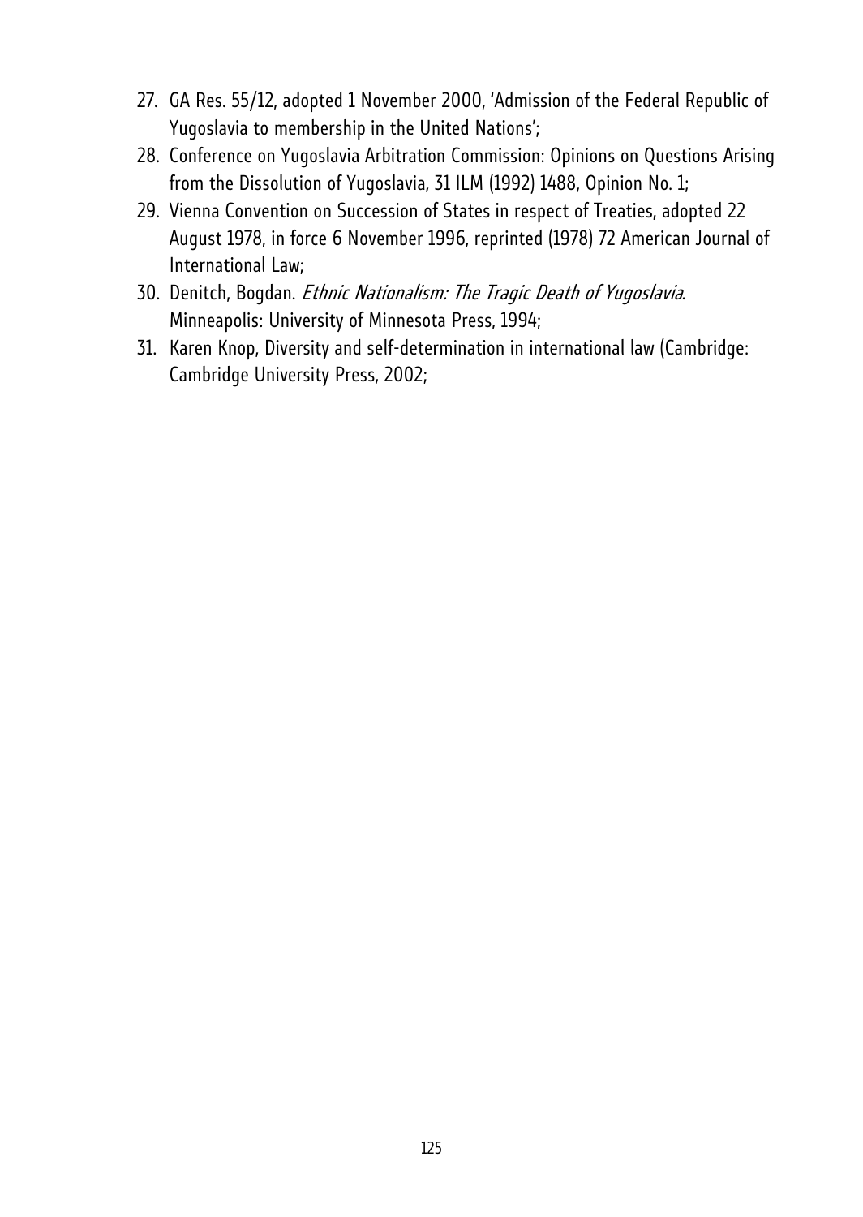27. GA Res. 55/12, adopted 1 November 2000, 'Admission of the Federal Republic of Yugoslavia to membership in the United Nations';
28. Conference on Yugoslavia Arbitration Commission: Opinions on Questions Arising from the Dissolution of Yugoslavia, 31 ILM (1992) 1488, Opinion No. 1;
29. Vienna Convention on Succession of States in respect of Treaties, adopted 22 August 1978, in force 6 November 1996, reprinted (1978) 72 American Journal of International Law;
30. Denitch, Bogdan. *Ethnic Nationalism: The Tragic Death of Yugoslavia*. Minneapolis: University of Minnesota Press, 1994;
31. Karen Knop, Diversity and self-determination in international law (Cambridge: Cambridge University Press, 2002;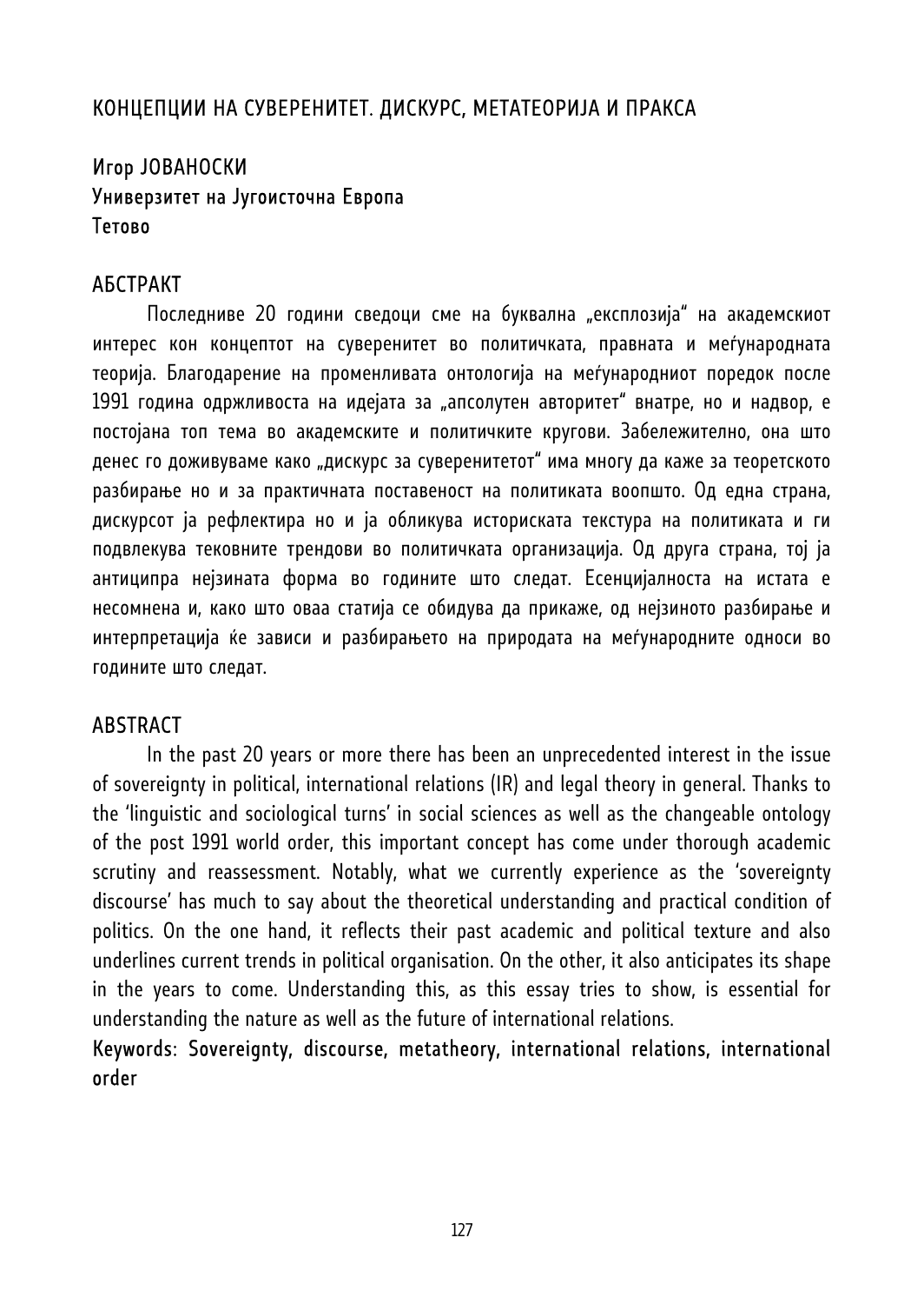## КОНЦЕПЦИИ НА СУВЕРЕНИТЕТ. ДИСКУРС, МЕТАТЕОРИЈА И ПРАКСА

Игор ЈОВАНОСКИ
Универзитет на Југоисточна Европа
Тетово

### АБСТРАКТ

Последниве 20 години сведоци сме на буквална „експлозија" на академскиот интерес кон концептот на суверенитет во политичката, правната и меѓународната теорија. Благодарение на променливата онтологија на меѓународниот поредок после 1991 година одржливоста на идејата за „апсолутен авторитет" внатре, но и надвор, е постојана топ тема во академските и политичките кругови. Забележително, она што денес го доживуваме како „дискурс за суверенитетот" има многу да каже за теоретското разбирање но и за практичната поставеност на политиката воопшто. Од една страна, дискурсот ја рефлектира но и ја обликува историската текстура на политиката и ги подвлекува тековните трендови во политичката организација. Од друга страна, тој ја антиципра нејзината форма во годините што следат. Есенцијалноста на истата е несомнена и, како што оваа статија се обидува да прикаже, од нејзиното разбирање и интерпретација ќе зависи и разбирањето на природата на меѓународните односи во годините што следат.

### ABSTRACT

In the past 20 years or more there has been an unprecedented interest in the issue of sovereignty in political, international relations (IR) and legal theory in general. Thanks to the 'linguistic and sociological turns' in social sciences as well as the changeable ontology of the post 1991 world order, this important concept has come under thorough academic scrutiny and reassessment. Notably, what we currently experience as the 'sovereignty discourse' has much to say about the theoretical understanding and practical condition of politics. On the one hand, it reflects their past academic and political texture and also underlines current trends in political organisation. On the other, it also anticipates its shape in the years to come. Understanding this, as this essay tries to show, is essential for understanding the nature as well as the future of international relations.

Keywords: Sovereignty, discourse, metatheory, international relations, international order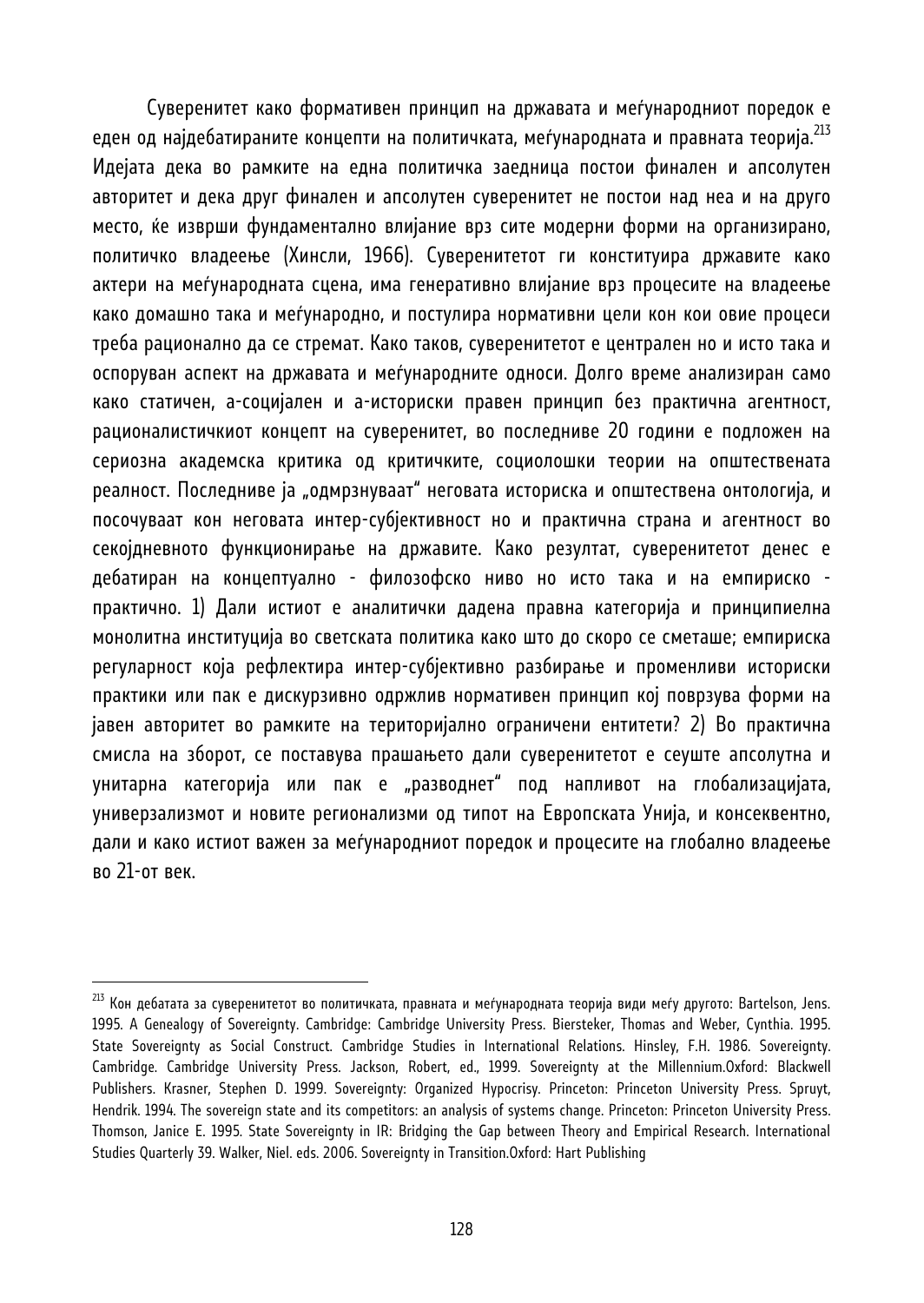Суверенитет како формативен принцип на државата и меѓународниот поредок е еден од најдебатираните концепти на политичката, меѓународната и правната теорија.[213] Идејата дека во рамките на една политичка заедница постои финален и апсолутен авторитет и дека друг финален и апсолутен суверенитет не постои над неа и на друго место, ќе изврши фундаментално влијание врз сите модерни форми на организирано, политичко владеење (Хинсли, 1966). Суверенитетот ги конституира државите како актери на меѓународната сцена, има генеративно влијание врз процесите на владеење како домашно така и меѓународно, и постулира нормативни цели кон кои овие процеси треба рационално да се стремат. Како таков, суверенитетот е централен но и исто така и оспоруван аспект на државата и меѓународните односи. Долго време анализиран само како статичен, а-социјален и а-историски правен принцип без практична агентност, рационалистичкиот концепт на суверенитет, во последниве 20 години е подложен на сериозна академска критика од критичките, социолошки теории на општествената реалност. Последниве ја „одмрзнуваат" неговата историска и општествена онтологија, и посочуваат кон неговата интер-субјективност но и практична страна и агентност во секојдневното функционирање на државите. Како резултат, суверенитетот денес е дебатиран на концептуално - филозофско ниво но исто така и на емпириско - практично. 1) Дали истиот е аналитички дадена правна категорија и принципиелна монолитна институција во светската политика како што до скоро се сметаше; емпириска регуларност која рефлектира интер-субјективно разбирање и променливи историски практики или пак е дискурзивно одржлив нормативен принцип кој поврзува форми на јавен авторитет во рамките на територијално ограничени ентитети? 2) Во практична смисла на зборот, се поставува прашањето дали суверенитетот е сеуште апсолутна и унитарна категорија или пак е „разводнет" под напливот на глобализацијата, универзализмот и новите регионализми од типот на Европската Унија, и консеквентно, дали и како истиот важен за меѓународниот поредок и процесите на глобално владеење во 21-от век.

---

[213] Кон дебатата за суверенитетот во политичката, правната и меѓународната теорија види меѓу другото: Bartelson, Jens. 1995. A Genealogy of Sovereignty. Cambridge: Cambridge University Press. Biersteker, Thomas and Weber, Cynthia. 1995. State Sovereignty as Social Construct. Cambridge Studies in International Relations. Hinsley, F.H. 1986. Sovereignty. Cambridge. Cambridge University Press. Jackson, Robert, ed., 1999. Sovereignty at the Millennium.Oxford: Blackwell Publishers. Krasner, Stephen D. 1999. Sovereignty: Organized Hypocrisy. Princeton: Princeton University Press. Spruyt, Hendrik. 1994. The sovereign state and its competitors: an analysis of systems change. Princeton: Princeton University Press. Thomson, Janice E. 1995. State Sovereignty in IR: Bridging the Gap between Theory and Empirical Research. International Studies Quarterly 39. Walker, Niel. eds. 2006. Sovereignty in Transition.Oxford: Hart Publishing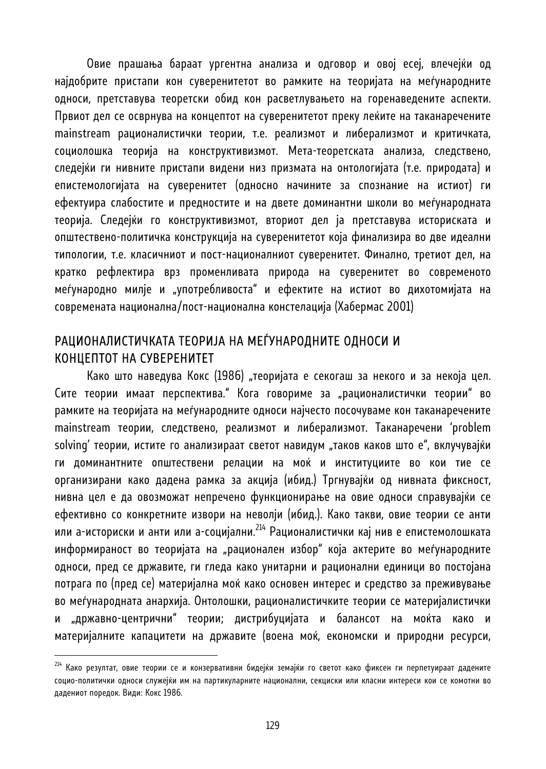Овие прашања бараат ургентна анализа и одговор и овој есеј, влечејќи од најдобрите пристапи кон суверенитетот во рамките на теоријата на меѓународните односи, претставува теоретски обид кон расветлувањето на горенаведените аспекти. Првиот дел се осврнува на концептот на суверенитетот преку леќите на таканаречените mainstream рационалистички теории, т.е. реализмот и либерализмот и критичката, социолошка теорија на конструктивизмот. Мета-теоретската анализа, следствено, следејќи ги нивните пристапи видени низ призмата на онтологијата (т.е. природата) и епистемологијата на суверенитет (односно начините за спознание на истиот) ги ефектуира слабостите и предностите и на двете доминантни школи во меѓународната теорија. Следејќи го конструктивизмот, вториот дел ја претставува историската и општествено-политичка конструкција на суверенитетот која финализира во две идеални типологии, т.е. класичниот и пост-националниот суверенитет. Финално, третиот дел, на кратко рефлектира врз променливата природа на суверенитет во современото меѓународно милје и „употребливоста" и ефектите на истиот во дихотомијата на современата национална/пост-национална констелација (Хабермас 2001)

## РАЦИОНАЛИСТИЧКАТА ТЕОРИЈА НА МЕЃУНАРОДНИТЕ ОДНОСИ И КОНЦЕПТОТ НА СУВЕРЕНИТЕТ

Како што наведува Кокс (1986) „теоријата е секогаш за некого и за некоја цел. Сите теории имаат перспектива." Кога говориме за „рационалистички теории" во рамките на теоријата на меѓународните односи најчесто посочуваме кон таканаречените mainstream теории, следствено, реализмот и либерализмот. Таканаречени 'problem solving' теории, истите го анализираат светот навидум „таков каков што е", вклучувајќи ги доминантните општествени релации на моќ и институциите во кои тие се организирани како дадена рамка за акција (ибид.) Тргнувајќи од нивната фиксност, нивна цел е да овозможат непречено функционирање на овие односи справувајќи се ефективно со конкретните извори на неволји (ибид.). Како такви, овие теории се анти или а-историски и анти или а-социјални.[214] Рационалистички кај нив е епистемолошката информираност во теоријата на „рационален избор" која актерите во меѓународните односи, пред се државите, ги гледа како унитарни и рационални единици во постојана потрага по (пред се) материјална моќ како основен интерес и средство за преживување во меѓународната анархија. Онтолошки, рационалистичките теории се материјалистички и „државно-центрични" теории; дистрибуцијата и балансот на моќта како и материјалните капацитети на државите (воена моќ, економски и природни ресурси,

---

[214] Како резултат, овие теории се и конзервативни бидејќи земајќи го светот како фиксен ги перпетуираат дадените социо-политички односи служејќи им на партикуларните национални, секциски или класни интереси кои се комотни во дадениот поредок. Види: Кокс 1986.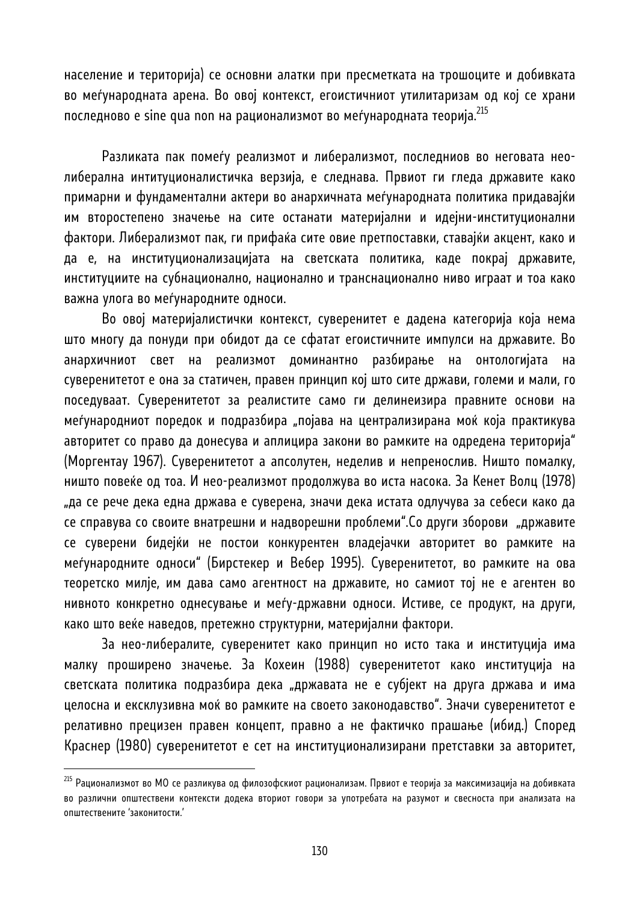население и територија) се основни алатки при пресметката на трошоците и добивката во меѓународната арена. Во овој контекст, егоистичниот утилитаризам од кој се храни последново е sine qua non на рационализмот во меѓународната теорија.[215]

Разликата пак помеѓу реализмот и либерализмот, последниов во неговата нео-либерална интитуционалистичка верзија, е следнава. Првиот ги гледа државите како примарни и фундаментални актери во анархичната меѓународната политика придавајќи им второстепено значење на сите останати материјални и идејни-институционални фактори. Либерализмот пак, ги прифаќа сите овие претпоставки, ставајќи акцент, како и да е, на институционализацијата на светската политика, каде покрај државите, институциите на субнационално, национално и транснационално ниво играат и тоа како важна улога во меѓународните односи.

Во овој материјалистички контекст, суверенитет е дадена категорија која нема што многу да понуди при обидот да се сфатат егоистичните импулси на државите. Во анархичниот свет на реализмот доминантно разбирање на онтологијата на суверенитетот е она за статичен, правен принцип кој што сите држави, големи и мали, го поседуваат. Суверенитетот за реалистите само ги делинеизира правните основи на меѓународниот поредок и подразбира „појава на централизирана моќ која практикува авторитет со право да донесува и аплицира закони во рамките на одредена територија" (Моргентау 1967). Суверенитетот а апсолутен, неделив и непренослив. Ништо помалку, ништо повеќе од тоа. И нео-реализмот продолжува во иста насока. За Кенет Волц (1978) „да се рече дека една држава е суверена, значи дека истата одлучува за себеси како да се справува со своите внатрешни и надворешни проблеми".Со други зборови „државите се суверени бидејќи не постои конкурентен владејачки авторитет во рамките на меѓународните односи" (Бирстекер и Вебер 1995). Суверенитетот, во рамките на ова теоретско милје, им дава само агентност на државите, но самиот тој не е агентен во нивното конкретно однесување и меѓу-државни односи. Истиве, се продукт, на други, како што веќе наведов, претежно структурни, материјални фактори.

За нео-либералите, суверенитет како принцип но исто така и институција има малку проширено значење. За Кохеин (1988) суверенитетот како институција на светската политика подразбира дека „државата не е субјект на друга држава и има целосна и ексклузивна моќ во рамките на своето законодавство". Значи суверенитетот е релативно прецизен правен концепт, правно а не фактичко прашање (ибид.) Според Краснер (1980) суверенитетот е сет на институционализирани претставки за авторитет,

---

[215] Рационализмот во МО се разликува од филозофскиот рационализам. Првиот е теорија за максимизација на добивката во различни општествени контексти додека вториот говори за употребата на разумот и свесноста при анализата на општествените 'законитости.'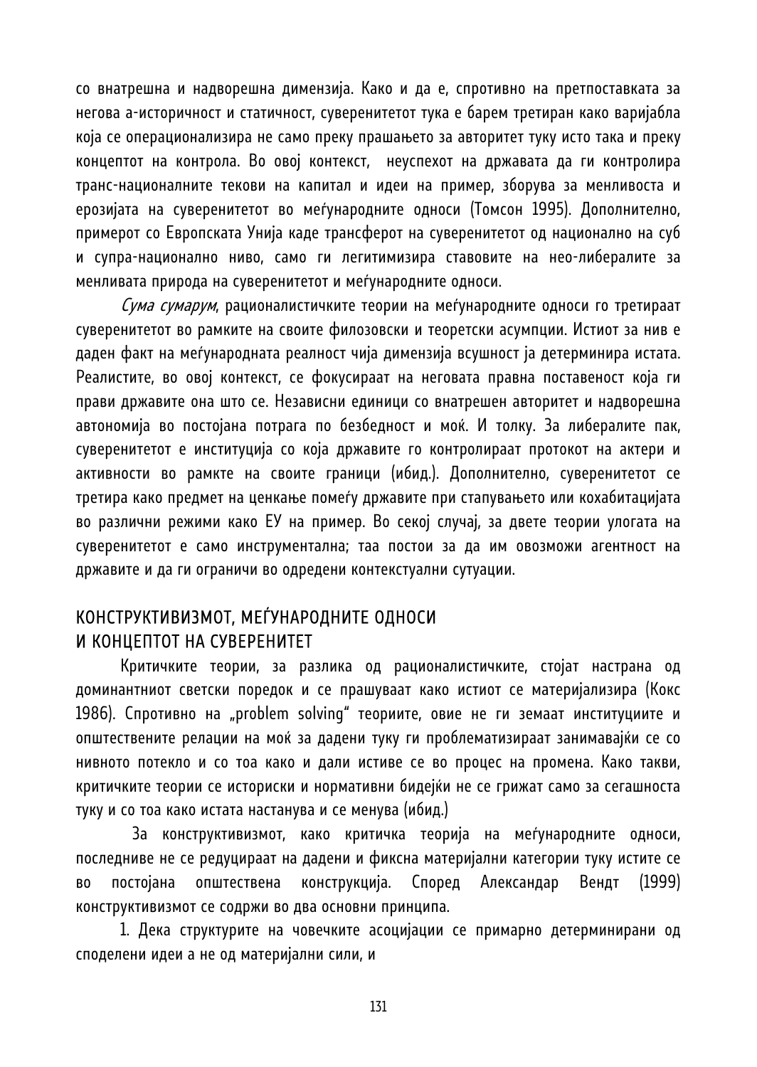со внатрешна и надворешна димензија. Како и да е, спротивно на претпоставката за негова а-историчност и статичност, суверенитетот тука е барем третиран како варијабла која се операционализира не само преку прашањето за авторитет туку исто така и преку концептот на контрола. Во овој контекст, неуспехот на државата да ги контролира транс-националните текови на капитал и идеи на пример, зборува за менливоста и ерозијата на суверенитетот во меѓународните односи (Томсон 1995). Дополнително, примерот со Европската Унија каде трансферот на суверенитетот од национално на суб и супра-национално ниво, само ги легитимизира ставовите на нео-либералите за менливата природа на суверенитетот и меѓународните односи.

*Сума сумарум*, рационалистичките теории на меѓународните односи го третираат суверенитетот во рамките на своите филозовски и теоретски асумпции. Истиот за нив е даден факт на меѓународната реалност чија димензија всушност ја детерминира истата. Реалистите, во овој контекст, се фокусираат на неговата правна поставеност која ги прави државите она што се. Независни единици со внатрешен авторитет и надворешна автономија во постојана потрага по безбедност и моќ. И толку. За либералите пак, суверенитетот е институција со која државите го контролираат протокот на актери и активности во рамкте на своите граници (ибид.). Дополнително, суверенитетот се третира како предмет на ценкање помеѓу државите при стапувањето или кохабитацијата во различни режими како ЕУ на пример. Во секој случај, за двете теории улогата на суверенитетот е само инструментална; таа постои за да им овозможи агентност на државите и да ги ограничи во одредени контекстуални сутуации.

## КОНСТРУКТИВИЗМОТ, МЕЃУНАРОДНИТЕ ОДНОСИ И КОНЦЕПТОТ НА СУВЕРЕНИТЕТ

Критичките теории, за разлика од рационалистичките, стојат настрана од доминантниот светски поредок и се прашуваат како истиот се материјализира (Кокс 1986). Спротивно на „problem solving" теориите, овие не ги земаат институциите и општествените релации на моќ за дадени туку ги проблематизираат занимавајќи се со нивното потекло и со тоа како и дали истиве се во процес на промена. Како такви, критичките теории се историски и нормативни бидејќи не се грижат само за сегашноста туку и со тоа како истата настанува и се менува (ибид.)

За конструктивизмот, како критичка теорија на меѓународните односи, последниве не се редуцираат на дадени и фиксна материјални категории туку истите се во постојана општествена конструкција. Според Александар Вендт (1999) конструктивизмот се содржи во два основни принципа.

1. Дека структурите на човечките асоцијации се примарно детерминирани од споделени идеи а не од материјални сили, и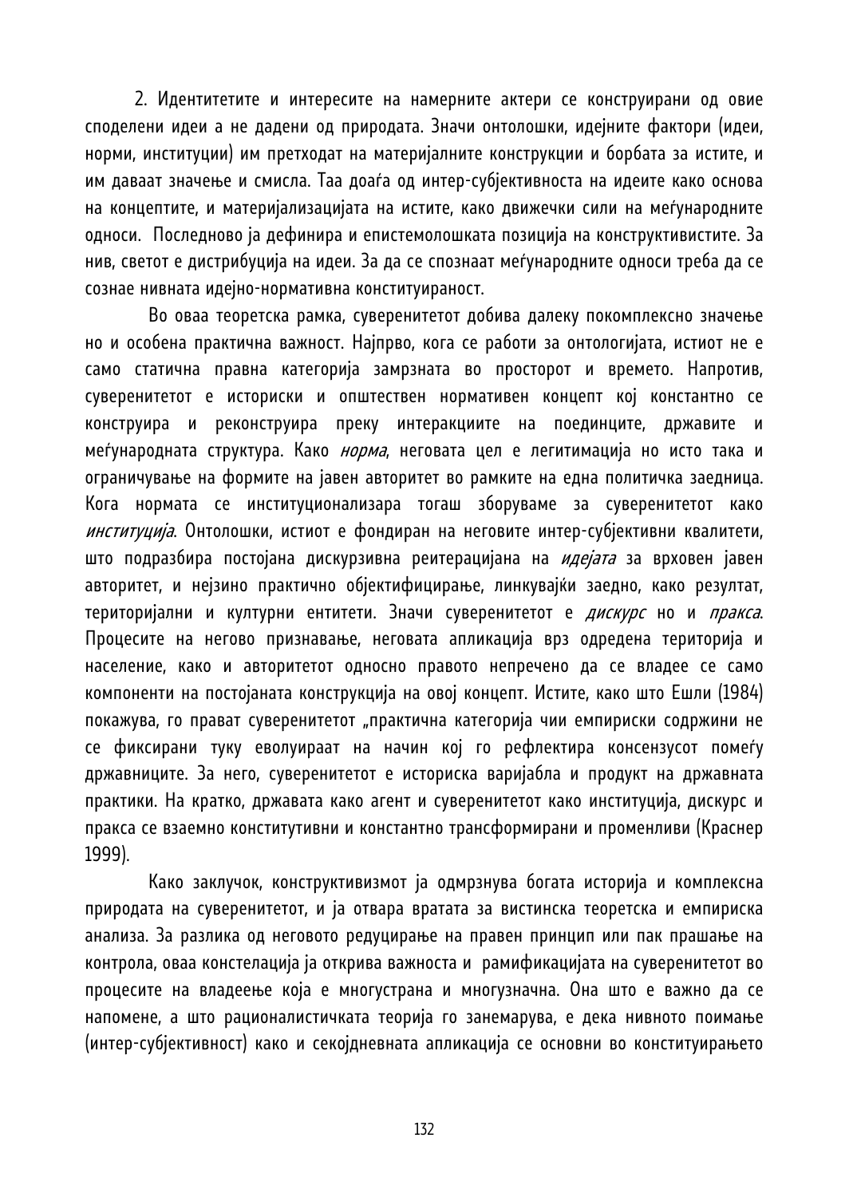2. Идентитетите и интересите на намерните актери се конструирани од овие споделени идеи а не дадени од природата. Значи онтолошки, идејните фактори (идеи, норми, институции) им претходат на материјалните конструкции и борбата за истите, и им даваат значење и смисла. Таа доаѓа од интер-субјективноста на идеите како основа на концептите, и материјализацијата на истите, како движечки сили на меѓународните односи. Последново ја дефинира и епистемолошката позиција на конструктивистите. За нив, светот е дистрибуција на идеи. За да се спознаат меѓународните односи треба да се сознае нивната идејно-нормативна конституираност.

Во оваа теоретска рамка, суверенитетот добива далеку покомплексно значење но и особена практична важност. Најпрво, кога се работи за онтологијата, истиот не е само статична правна категорија замрзната во просторот и времето. Напротив, суверенитетот е историски и општествен нормативен концепт кој константно се конструира и реконструира преку интеракциите на поединците, државите и меѓународната структура. Како *норма*, неговата цел е легитимација но исто така и ограничување на формите на јавен авторитет во рамките на една политичка заедница. Кога нормата се институционализара тогаш зборуваме за суверенитетот како *институција*. Онтолошки, истиот е фондиран на неговите интер-субјективни квалитети, што подразбира постојана дискурзивна реитерацијана на *идејата* за врховен јавен авторитет, и нејзино практично објектифицирање, линкувајќи заедно, како резултат, територијални и културни ентитети. Значи суверенитетот е *дискурс* но и *пракса*. Процесите на негово признавање, неговата апликација врз одредена територија и население, како и авторитетот односно правото непречено да се владее се само компоненти на постојаната конструкција на овој концепт. Истите, како што Ешли (1984) покажува, го прават суверенитетот „практична категорија чии емпириски содржини не се фиксирани туку еволуираат на начин кој го рефлектира консензусот помеѓу државниците. За него, суверенитетот е историска варијабла и продукт на државната практики. На кратко, државата како агент и суверенитетот како институција, дискурс и пракса се взаемно конститутивни и константно трансформирани и променливи (Краснер 1999).

Како заклучок, конструктивизмот ја одмрзнува богата историја и комплексна природата на суверенитетот, и ја отвара вратата за вистинска теоретска и емпириска анализа. За разлика од неговото редуцирање на правен принцип или пак прашање на контрола, оваа констелација ја открива важноста и рамификацијата на суверенитетот во процесите на владеење која е многустрана и многузначна. Она што е важно да се напомене, а што рационалистичката теорија го занемарува, е дека нивното поимање (интер-субјективност) како и секојдневната апликација се основни во конституирањето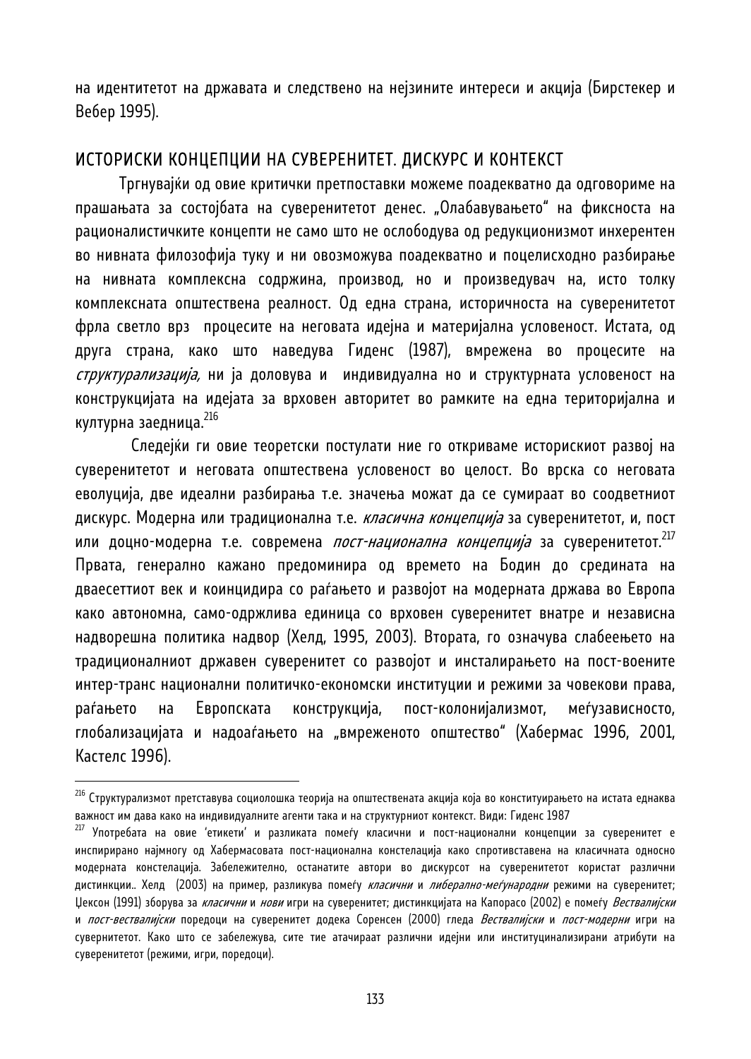на идентитетот на државата и следствено на нејзините интереси и акција (Бирстекер и Вебер 1995).

## ИСТОРИСКИ КОНЦЕПЦИИ НА СУВЕРЕНИТЕТ. ДИСКУРС И КОНТЕКСТ

Тргнувајќи од овие критички претпоставки можеме поадекватно да одговориме на прашањата за состојбата на суверенитетот денес. „Олабавувањето" на фиксноста на рационалистичките концепти не само што не ослободува од редукционизмот инхерентен во нивната филозофија туку и ни овозможува поадекватно и поцелисходно разбирање на нивната комплексна содржина, производ, но и произведувач на, исто толку комплексната општествена реалност. Од една страна, историчноста на суверенитетот фрла светло врз процесите на неговата идејна и материјална условеност. Истата, од друга страна, како што наведува Гиденс (1987), вмрежена во процесите на *структурализација,* ни ја доловува и индивидуална но и структурната условеност на конструкцијата на идејата за врховен авторитет во рамките на една територијална и културна заедница.[216]

Следејќи ги овие теоретски постулати ние го откриваме историскиот развој на суверенитетот и неговата општествена условеност во целост. Во врска со неговата еволуција, две идеални разбирања т.е. значења можат да се сумираат во соодветниот дискурс. Модерна или традиционална т.е. *класична концепција* за суверенитетот, и, пост или доцно-модерна т.е. современа *пост-национална концепција* за суверенитетот.[217] Првата, генерално кажано предоминира од времето на Бодин до средината на дваесеттиот век и коинцидира со раѓањето и развојот на модерната држава во Европа како автономна, само-одржлива единица со врховен суверенитет внатре и независна надворешна политика надвор (Хелд, 1995, 2003). Втората, го означува слабеењето на традиционалниот државен суверенитет со развојот и инсталирањето на пост-воените интер-транс национални политичко-економски институции и режими за човекови права, раѓањето на Европската конструкција, пост-колонијализмот, меѓузависноста, глобализацијата и надоаѓањето на „вмреженото општество" (Хабермас 1996, 2001, Кастелс 1996).

---

[216] Структурализмот претставува социолошка теорија на општествената акција која во конституирањето на истата еднаква важност им дава како на индивидуалните агенти така и на структурниот контекст. Види: Гиденс 1987

[217] Употребата на овие 'етикети' и разликата помеѓу класични и пост-национални концепции за суверенитет е инспирирано најмногу од Хабермасовата пост-национална констелација како спротивставена на класичната односно модерната констелација. Забележително, останатите автори во дискурсот на суверенитетот користат различни дистинкции.. Хелд (2003) на пример, разликува помеѓу *класични* и *либерално-меѓународни* режими на суверенитет; Џексон (1991) зборува за *класични* и *нови* игри на суверенитет; дистинкцијата на Капорасо (2002) е помеѓу *Вествалијски* и *пост-вествалијски* поредоци на суверенитет додека Соренсен (2000) гледа *Вествалијски* и *пост-модерни* игри на суверенитетот. Како што се забележува, сите тие атачираат различни идејни или институцинализирани атрибути на суверенитетот (режими, игри, поредоци).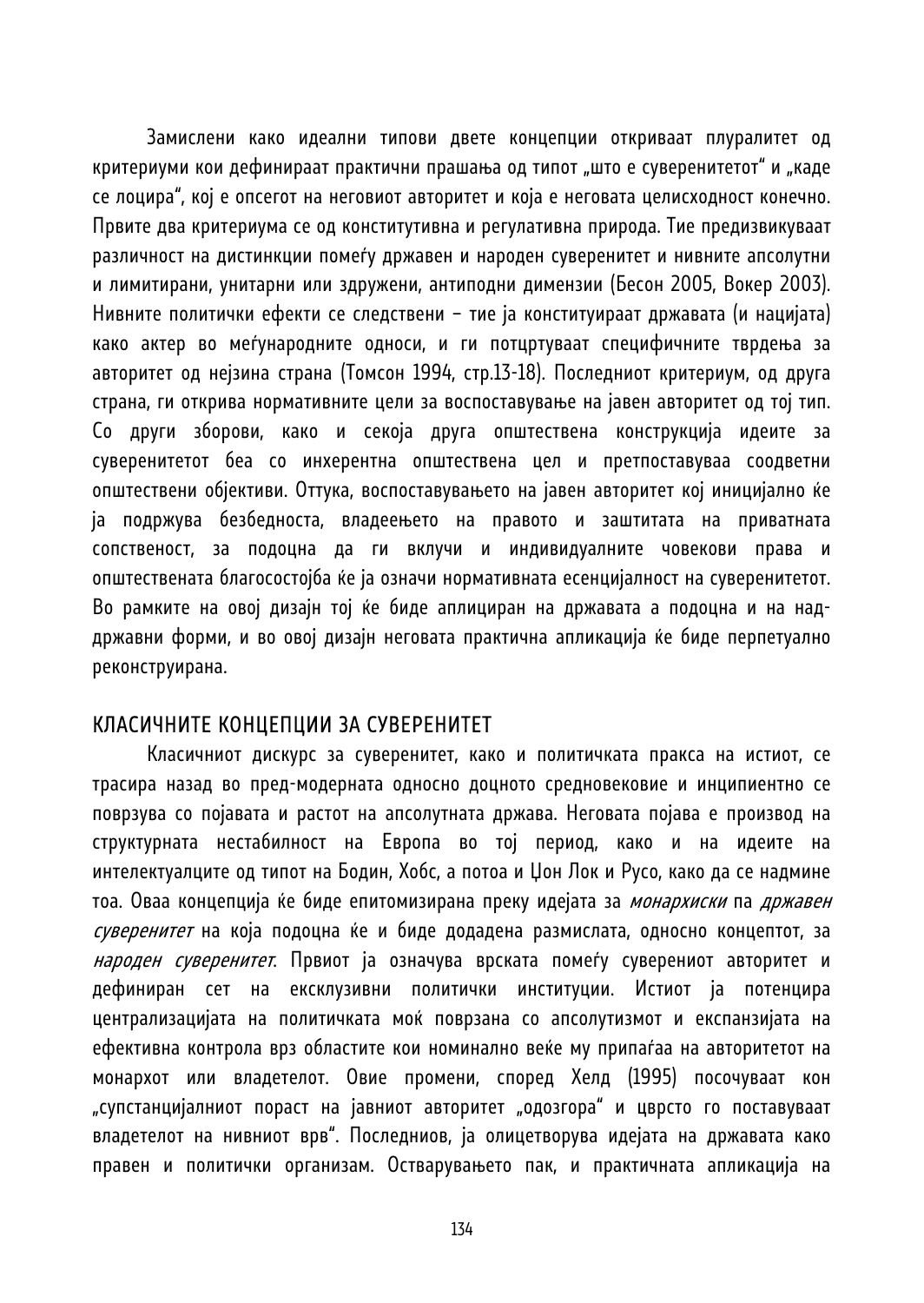Замислени како идеални типови двете концепции откриваат плуралитет од критериуми кои дефинираат практични прашања од типот „што е суверенитетот“ и „каде се лоцира“, кој е опсегот на неговиот авторитет и која е неговата целисходност конечно. Првите два критериума се од конститутивна и регулативна природа. Тие предизвикуваат различност на дистинкции помеѓу државен и народен суверенитет и нивните апсолутни и лимитирани, унитарни или здружени, антиподни димензии (Бесон 2005, Вокер 2003). Нивните политички ефекти се следствени – тие ја конституираат државата (и нацијата) како актер во меѓународните односи, и ги потцртуваат специфичните тврдења за авторитет од нејзина страна (Томсон 1994, стр.13-18). Последниот критериум, од друга страна, ги открива нормативните цели за воспоставување на јавен авторитет од тој тип. Со други зборови, како и секоја друга општествена конструкција идеите за суверенитетот беа со инхерентна општествена цел и претпоставуваа соодветни општествени објективи. Оттука, воспоставувањето на јавен авторитет кој иницијално ќе ја подржува безбедноста, владеењето на правото и заштитата на приватната сопственост, за подоцна да ги вклучи и индивидуалните човекови права и општествената благосостојба ќе ја означи нормативната есенцијалност на суверенитетот. Во рамките на овој дизајн тој ќе биде аплициран на државата а подоцна и на над-државни форми, и во овој дизајн неговата практична апликација ќе биде перпетуално реконструирана.

## КЛАСИЧНИТЕ КОНЦЕПЦИИ ЗА СУВЕРЕНИТЕТ

Класичниот дискурс за суверенитет, како и политичката пракса на истиот, се трасира назад во пред-модерната односно доцното средновековие и инципиентно се поврзува со појавата и растот на апсолутната држава. Неговата појава е производ на структурната нестабилност на Европа во тој период, како и на идеите на интелектуалците од типот на Бодин, Хобс, а потоа и Џон Лок и Русо, како да се надмине тоа. Оваа концепција ќе биде епитомизирана преку идејата за *монархиски* па *државен суверенитет* на која подоцна ќе и биде додадена размислата, односно концептот, за *народен суверенитет*. Првиот ја означува врската помеѓу суверениот авторитет и дефиниран сет на ексклузивни политички институции. Истиот ја потенцира централизацијата на политичката моќ поврзана со апсолутизмот и експанзијата на ефективна контрола врз областите кои номинално веќе му припаѓаа на авторитетот на монархот или владетелот. Овие промени, според Хелд (1995) посочуваат кон „супстанцијалниот пораст на јавниот авторитет „одозгора“ и цврсто го поставуваат владетелот на нивниот врв“. Последниов, ја олицетворува идејата на државата како правен и политички организам. Остварувањето пак, и практичната апликација на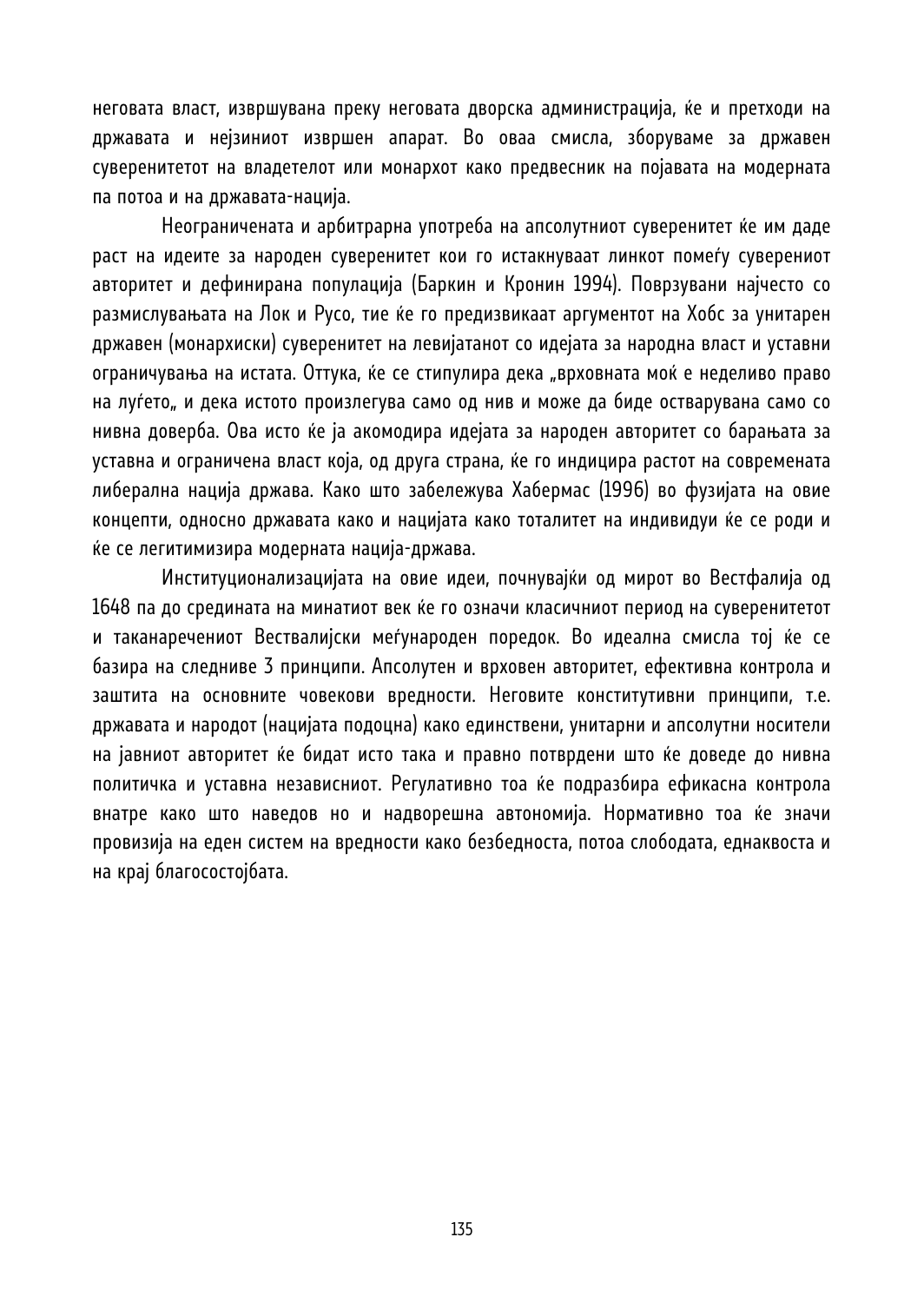неговата власт, извршувана преку неговата дворска администрација, ќе и претходи на државата и нејзиниот извршен апарат. Во оваа смисла, зборуваме за државен суверенитетот на владетелот или монархот како предвесник на појавата на модерната па потоа и на државата-нација.

Неограничената и арбитрарна употреба на апсолутниот суверенитет ќе им даде раст на идеите за народен суверенитет кои го истакнуваат линкот помеѓу суверениот авторитет и дефинирана популација (Баркин и Кронин 1994). Поврзувани најчесто со размислувањата на Лок и Русо, тие ќе го предизвикаат аргументот на Хобс за унитарен државен (монархиски) суверенитет на левијатанот со идејата за народна власт и уставни ограничувања на истата. Оттука, ќе се стипулира дека „врховната моќ е неделиво право на луѓето„ и дека истото произлегува само од нив и може да биде остварувана само со нивна доверба. Ова исто ќе ја акомодира идејата за народен авторитет со барањата за уставна и ограничена власт која, од друга страна, ќе го индицира растот на современата либерална нација држава. Како што забележува Хабермас (1996) во фузијата на овие концепти, односно државата како и нацијата како тоталитет на индивидуи ќе се роди и ќе се легитимизира модерната нација-држава.

Институционализацијата на овие идеи, почнувајќи од мирот во Вестфалија од 1648 па до средината на минатиот век ќе го означи класичниот период на суверенитетот и таканаречениот Вествалијски меѓународен поредок. Во идеална смисла тој ќе се базира на следниве 3 принципи. Апсолутен и врховен авторитет, ефективна контрола и заштита на основните човекови вредности. Неговите конститутивни принципи, т.е. државата и народот (нацијата подоцна) како единствени, унитарни и апсолутни носители на јавниот авторитет ќе бидат исто така и правно потврдени што ќе доведе до нивна политичка и уставна независниот. Регулативно тоа ќе подразбира ефикасна контрола внатре како што наведов но и надворешна автономија. Нормативно тоа ќе значи провизија на еден систем на вредности како безбедноста, потоа слободата, еднаквоста и на крај благосостојбата.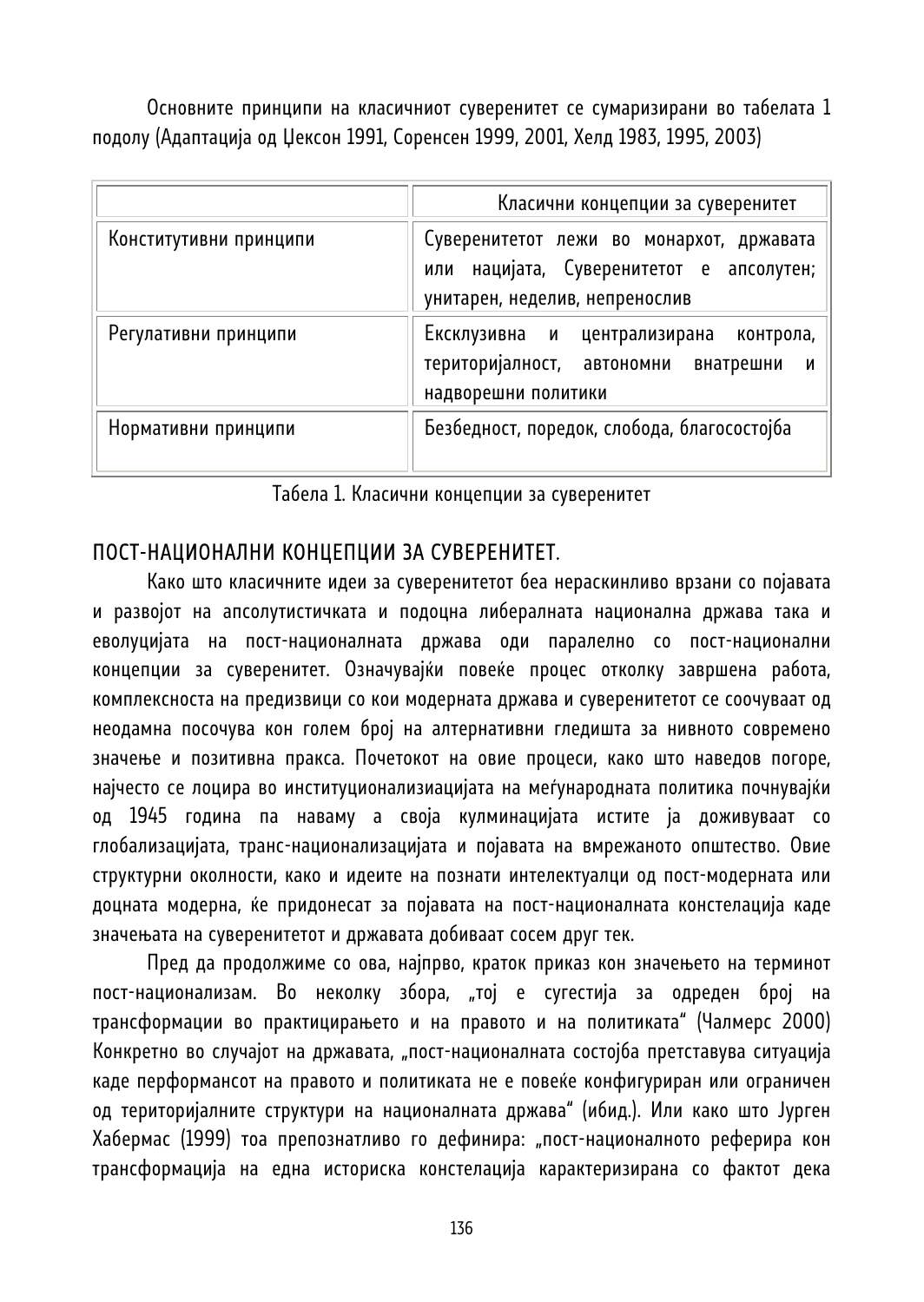Основните принципи на класичниот суверенитет се сумаризирани во табелата 1 подолу (Адаптација од Џексон 1991, Соренсен 1999, 2001, Хелд 1983, 1995, 2003)

| | Класични концепции за суверенитет |
|---|---|
| Конститутивни принципи | Суверенитетот лежи во монархот, државата или нацијата, Суверенитетот е апсолутен; унитарен, неделив, непренослив |
| Регулативни принципи | Ексклузивна и централизирана контрола, територијалност, автономни внатрешни и надворешни политики |
| Нормативни принципи | Безбедност, поредок, слобода, благосостојба |

Табела 1. Класични концепции за суверенитет

## ПОСТ-НАЦИОНАЛНИ КОНЦЕПЦИИ ЗА СУВЕРЕНИТЕТ.

Како што класичните идеи за суверенитетот беа нераскинливо врзани со појавата и развојот на апсолутистичката и подоцна либералната национална држава така и еволуцијата на пост-националната држава оди паралелно со пост-национални концепции за суверенитет. Означувајќи повеќе процес отколку завршена работа, комплексноста на предизвици со кои модерната држава и суверенитетот се соочуваат од неодамна посочува кон голем број на алтернативни гледишта за нивното современо значење и позитивна пракса. Почетокот на овие процеси, како што наведов погоре, најчесто се лоцира во институционализиацијата на меѓународната политика почнувајќи од 1945 година па наваму а своја кулминацијата истите ја доживуваат со глобализацијата, транс-национализацијата и појавата на вмрежаното општество. Овие структурни околности, како и идеите на познати интелектуалци од пост-модерната или доцната модерна, ќе придонесат за појавата на пост-националната констелација каде значењата на суверенитетот и државата добиваат сосем друг тек.

Пред да продолжиме со ова, најпрво, краток приказ кон значењето на терминот пост-национализам. Во неколку збора, „тој е сугестија за одреден број на трансформации во практицирањето и на правото и на политиката" (Чалмерс 2000) Конкретно во случајот на државата, „пост-националната состојба претставува ситуација каде перформансот на правото и политиката не е повеќе конфигуриран или ограничен од територијалните структури на националната држава" (ибид.). Или како што Јурген Хабермас (1999) тоа препознатливо го дефинира: „пост-националното реферира кон трансформација на една историска констелација карактеризирана со фактот дека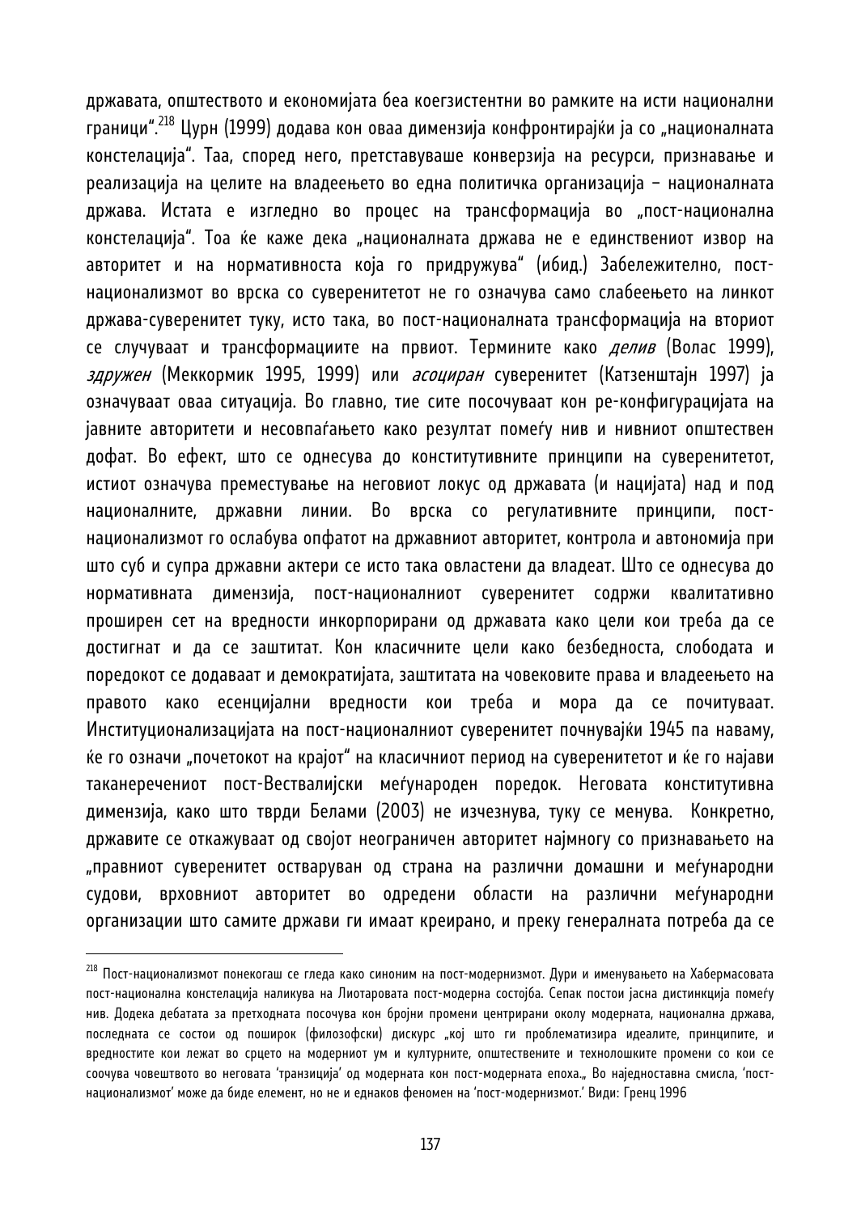државата, општеството и економијата беа коегзистентни во рамките на исти национални граници".[218] Цурн (1999) додава кон оваа димензија конфронтирајќи ја со „националната констелација". Таа, според него, претставуваше конверзија на ресурси, признавање и реализација на целите на владеењето во една политичка организација – националната држава. Истата е изгледно во процес на трансформација во „пост-национална констелација". Тоа ќе каже дека „националната држава не е единствениот извор на авторитет и на нормативноста која го придружува" (ибид.) Забележително, пост-национализмот во врска со суверенитетот не го означува само слабеењето на линкот држава-суверенитет туку, исто така, во пост-националната трансформација на вториот се случуваат и трансформациите на првиот. Термините како *делив* (Волас 1999), *здружен* (Меккормик 1995, 1999) или *асоциран* суверенитет (Катзенштајн 1997) ја означуваат оваа ситуација. Во главно, тие сите посочуваат кон ре-конфигурацијата на јавните авторитети и несовпаѓањето како резултат помеѓу нив и нивниот општествен дофат. Во ефект, што се однесува до конститутивните принципи на суверенитетот, истиот означува преместување на неговиот локус од државата (и нацијата) над и под националните, државни линии. Во врска со регулативните принципи, пост-национализмот го ослабува опфатот на државниот авторитет, контрола и автономија при што суб и супра државни актери се исто така овластени да владеат. Што се однесува до нормативната димензија, пост-националниот суверенитет содржи квалитативно проширен сет на вредности инкорпорирани од државата како цели кои треба да се достигнат и да се заштитат. Кон класичните цели како безбедноста, слободата и поредокот се додаваат и демократијата, заштитата на човековите права и владеењето на правото како есенцијални вредности кои треба и мора да се почитуваат. Институционализацијата на пост-националниот суверенитет почнувајќи 1945 па наваму, ќе го означи „почетокот на крајот" на класичниот период на суверенитетот и ќе го најави таканаречениот пост-Весталијски меѓународен поредок. Неговата конститутивна димензија, како што тврди Белами (2003) не изчезнува, туку се менува. Конкретно, државите се откажуваат од својот неограничен авторитет најмногу со признавањето на „правниот суверенитет остваруван од страна на различни домашни и меѓународни судови, врховниот авторитет во одредени области на различни меѓународни организации што самите држави ги имаат креирано, и преку генералната потреба да се

---

[218] Пост-национализмот понекогаш се гледа како синоним на пост-модернизмот. Дури и именувањето на Хабермасовата пост-национална констелација наликува на Лиотаровата пост-модерна состојба. Сепак постои јасна дистинкција помеѓу нив. Додека дебатата за претходната посочува кон бројни промени центрирани околу модерната, национална држава, последната се состои од поширок (филозофски) дискурс „кој што ги проблематизира идеалите, принципите, и вредностите кои лежат во срцето на модерниот ум и културните, општествените и технолошките промени со кои се соочува човештвото во неговата 'транзиција' од модерната кон пост-модерната епоха.„ Во наједноставна смисла, 'пост-национализмот' може да биде елемент, но не и еднаков феномен на 'пост-модернизмот.' Види: Гренц 1996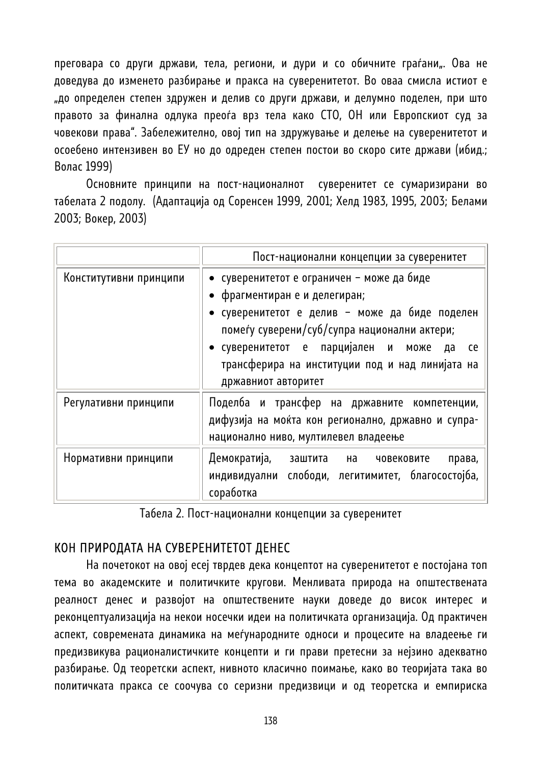преговара со други држави, тела, региони, и дури и со обичните граѓани„. Ова не доведува до изменето разбирање и пракса на суверенитетот. Во оваа смисла истиот е „до определен степен здружен и делив со други држави, и делумно поделен, при што правото за финална одлука преоѓа врз тела како СТО, ОН или Европскиот суд за човекови права". Забележително, овој тип на здружување и делење на суверенитетот и осоебено интензивен во ЕУ но до одреден степен постои во скоро сите држави (ибид.; Волас 1999)

Основните принципи на пост-националнот суверенитет се сумаризирани во табелата 2 подолу. (Адаптација од Соренсен 1999, 2001; Хелд 1983, 1995, 2003; Белами 2003; Вокер, 2003)

| | Пост-национални концепции за суверенитет |
|---|---|
| Конститутивни принципи | • суверенитетот е ограничен – може да биде<br>• фрагментиран е и делегиран;<br>• суверенитетот е делив – може да биде поделен помеѓу суверени/суб/супра национални актери;<br>• суверенитетот е парцијален и може да се трансферира на институции под и над линијата на државниот авторитет |
| Регулативни принципи | Поделба и трансфер на државните компетенции, дифузија на моќта кон регионално, државно и супра-национално ниво, мултилевел владеење |
| Нормативни принципи | Демократија, заштита на човековите права, индивидуални слободи, легитимитет, благосостојба, соработка |

Табела 2. Пост-национални концепции за суверенитет

## КОН ПРИРОДАТА НА СУВЕРЕНИТЕТОТ ДЕНЕС

На почетокот на овој есеј тврдев дека концептот на суверенитетот е постојана топ тема во академските и политичките кругови. Менливата природа на општествената реалност денес и развојот на општествените науки доведе до висок интерес и реконцептуализација на некои носечки идеи на политичката организација. Од практичен аспект, современата динамика на меѓународните односи и процесите на владеење ги предизвикува рационалистичките концепти и ги прави претесни за нејзино адекватно разбирање. Од теоретски аспект, нивното класично поимање, како во теоријата така во политичката пракса се соочува со серизни предизвици и од теоретска и емпириска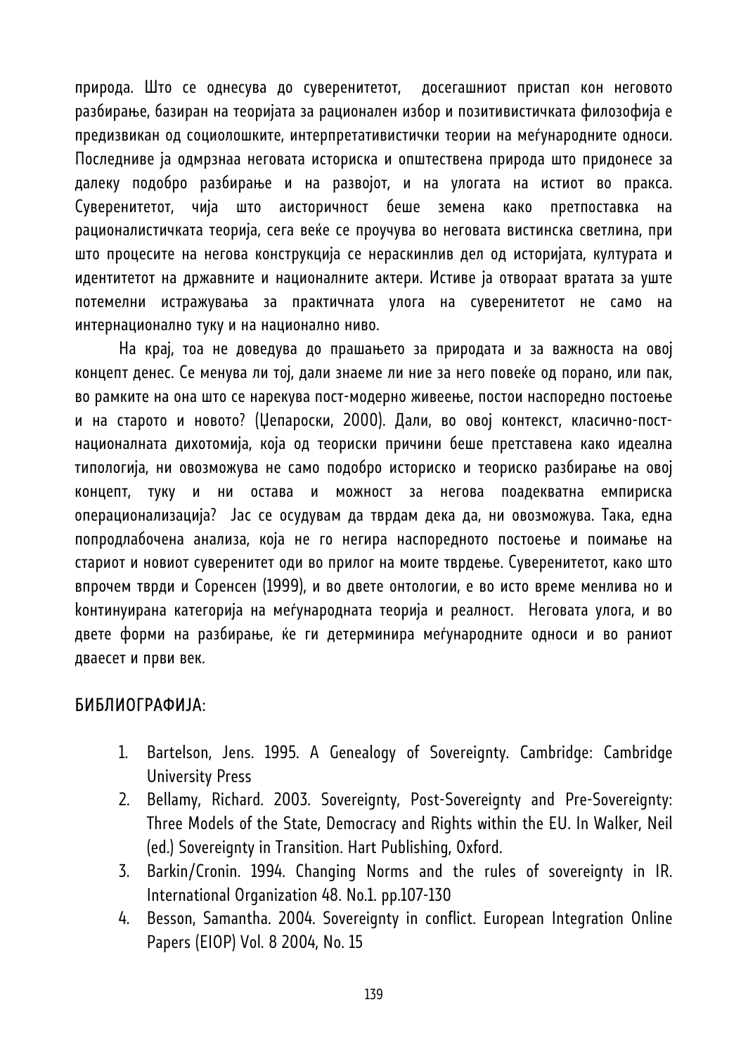природа. Што се однесува до суверенитетот, досегашниот пристап кон неговото разбирање, базиран на теоријата за рационален избор и позитивистичката филозофија е предизвикан од социолошките, интерпретативистички теории на меѓународните односи. Последниве ја одмрзнаа неговата историска и општествена природа што придонесе за далеку подобро разбирање и на развојот, и на улогата на истиот во пракса. Суверенитетот, чија што аисторичност беше земена како претпоставка на рационалистичката теорија, сега веќе се проучува во неговата вистинска светлина, при што процесите на негова конструкција се нераскинлив дел од историјата, културата и идентитетот на државните и националните актери. Истиве ја отвораат вратата за уште потемелни истражувања за практичната улога на суверенитетот не само на интернационално туку и на национално ниво.

На крај, тоа не доведува до прашањето за природата и за важноста на овој концепт денес. Се менува ли тој, дали знаеме ли ние за него повеќе од порано, или пак, во рамките на она што се нарекува пост-модерно живеење, постои напоредно постоење и на старото и новото? (Цепароски, 2000). Дали, во овој контекст, класично-пост-националната дихотомија, која од теориски причини беше претставена како идеална типологија, ни овозможува не само подобро историско и теориско разбирање на овој концепт, туку и ни остава и можност за негова поадекватна емпириска операционализација? Јас се осудувам да тврдам дека да, ни овозможува. Така, една попродлабочена анализа, која не го негира напоредното постоење и поимање на стариот и новиот суверенитет оди во прилог на моите тврдење. Суверенитетот, како што впрочем тврди и Соренсен (1999), и во двете онтологии, е во исто време менлива но и континуирана категорија на меѓународната теорија и реалност. Неговата улога, и во двете форми на разбирање, ќе ги детерминира меѓународните односи и во раниот дваесет и први век.

## БИБЛИОГРАФИЈА:

1. Bartelson, Jens. 1995. A Genealogy of Sovereignty. Cambridge: Cambridge University Press
2. Bellamy, Richard. 2003. Sovereignty, Post-Sovereignty and Pre-Sovereignty: Three Models of the State, Democracy and Rights within the EU. In Walker, Neil (ed.) Sovereignty in Transition. Hart Publishing, Oxford.
3. Barkin/Cronin. 1994. Changing Norms and the rules of sovereignty in IR. International Organization 48. No.1. pp.107-130
4. Besson, Samantha. 2004. Sovereignty in conflict. European Integration Online Papers (EIOP) Vol. 8 2004, No. 15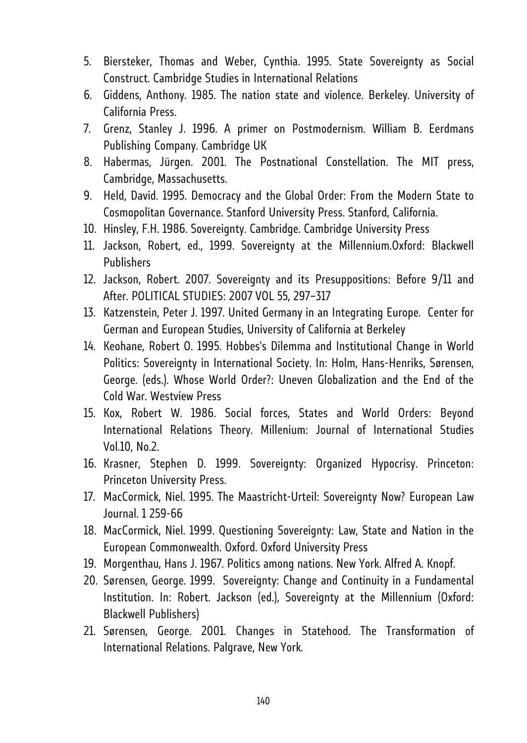5. Biersteker, Thomas and Weber, Cynthia. 1995. State Sovereignty as Social Construct. Cambridge Studies in International Relations
6. Giddens, Anthony. 1985. The nation state and violence. Berkeley. University of California Press.
7. Grenz, Stanley J. 1996. A primer on Postmodernism. William B. Eerdmans Publishing Company. Cambridge UK
8. Habermas, Jürgen. 2001. The Postnational Constellation. The MIT press, Cambridge, Massachusetts.
9. Held, David. 1995. Democracy and the Global Order: From the Modern State to Cosmopolitan Governance. Stanford University Press. Stanford, California.
10. Hinsley, F.H. 1986. Sovereignty. Cambridge. Cambridge University Press
11. Jackson, Robert, ed., 1999. Sovereignty at the Millennium.Oxford: Blackwell Publishers
12. Jackson, Robert. 2007. Sovereignty and its Presuppositions: Before 9/11 and After. POLITICAL STUDIES: 2007 VOL 55, 297–317
13. Katzenstein, Peter J. 1997. United Germany in an Integrating Europe. Center for German and European Studies, University of California at Berkeley
14. Keohane, Robert O. 1995. Hobbes's Dilemma and Institutional Change in World Politics: Sovereignty in International Society. In: Holm, Hans-Henriks, Sørensen, George. (eds.). Whose World Order?: Uneven Globalization and the End of the Cold War. Westview Press
15. Kox, Robert W. 1986. Social forces, States and World Orders: Beyond International Relations Theory. Millenium: Journal of International Studies Vol.10, No.2.
16. Krasner, Stephen D. 1999. Sovereignty: Organized Hypocrisy. Princeton: Princeton University Press.
17. MacCormick, Niel. 1995. The Maastricht-Urteil: Sovereignty Now? European Law Journal. 1 259-66
18. MacCormick, Niel. 1999. Questioning Sovereignty: Law, State and Nation in the European Commonwealth. Oxford. Oxford University Press
19. Morgenthau, Hans J. 1967. Politics among nations. New York. Alfred A. Knopf.
20. Sørensen, George. 1999. Sovereignty: Change and Continuity in a Fundamental Institution. In: Robert. Jackson (ed.), Sovereignty at the Millennium (Oxford: Blackwell Publishers)
21. Sørensen, George. 2001. Changes in Statehood. The Transformation of International Relations. Palgrave, New York.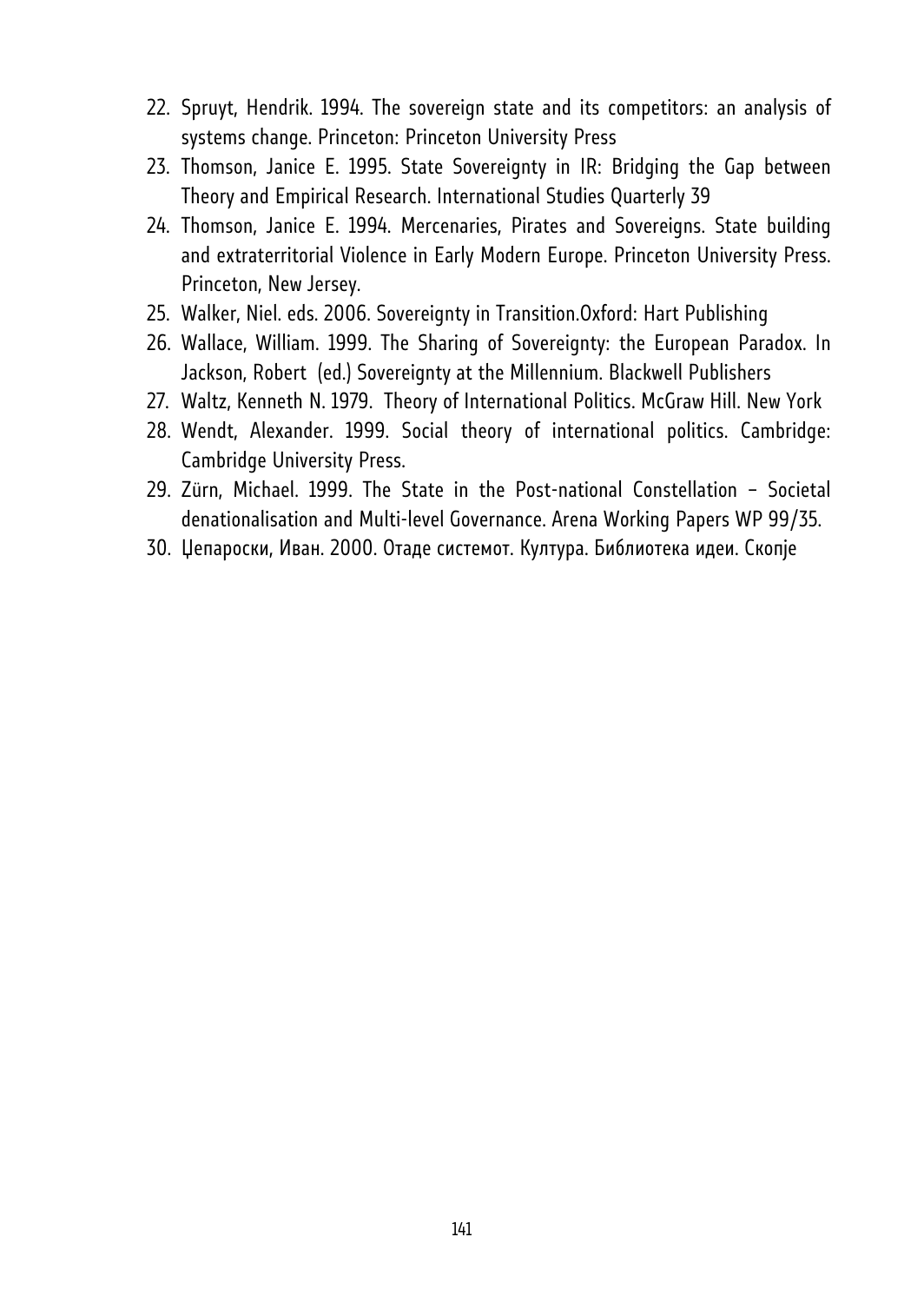22. Spruyt, Hendrik. 1994. The sovereign state and its competitors: an analysis of systems change. Princeton: Princeton University Press
23. Thomson, Janice E. 1995. State Sovereignty in IR: Bridging the Gap between Theory and Empirical Research. International Studies Quarterly 39
24. Thomson, Janice E. 1994. Mercenaries, Pirates and Sovereigns. State building and extraterritorial Violence in Early Modern Europe. Princeton University Press. Princeton, New Jersey.
25. Walker, Niel. eds. 2006. Sovereignty in Transition.Oxford: Hart Publishing
26. Wallace, William. 1999. The Sharing of Sovereignty: the European Paradox. In Jackson, Robert (ed.) Sovereignty at the Millennium. Blackwell Publishers
27. Waltz, Kenneth N. 1979. Theory of International Politics. McGraw Hill. New York
28. Wendt, Alexander. 1999. Social theory of international politics. Cambridge: Cambridge University Press.
29. Zürn, Michael. 1999. The State in the Post-national Constellation – Societal denationalisation and Multi-level Governance. Arena Working Papers WP 99/35.
30. Џепароски, Иван. 2000. Отаде системот. Култура. Библиотека идеи. Скопје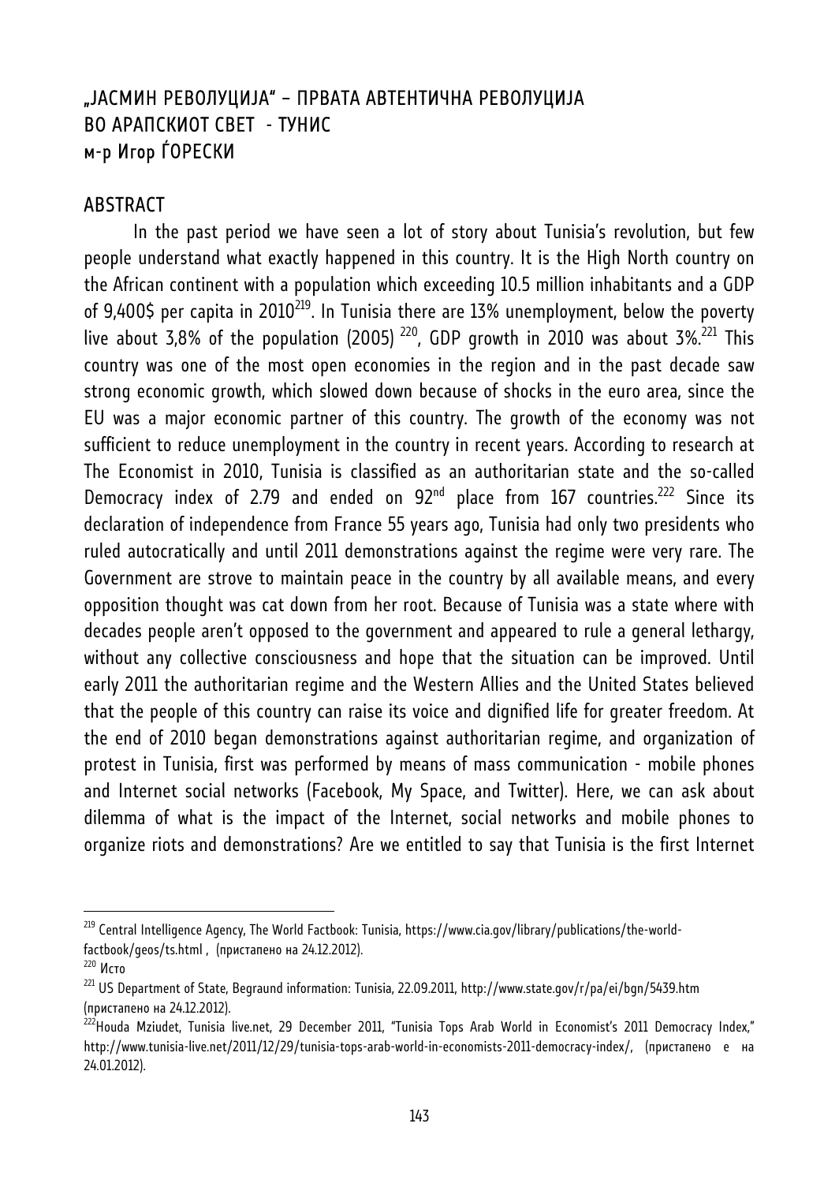# „ЈАСМИН РЕВОЛУЦИЈА“ – ПРВАТА АВТЕНТИЧНА РЕВОЛУЦИЈА ВО АРАПСКИОТ СВЕТ - ТУНИС

**м-р Игор ЃОРЕСКИ**

## ABSTRACT

In the past period we have seen a lot of story about Tunisia's revolution, but few people understand what exactly happened in this country. It is the High North country on the African continent with a population which exceeding 10.5 million inhabitants and a GDP of 9,400$ per capita in 2010[219]. In Tunisia there are 13% unemployment, below the poverty live about 3,8% of the population (2005) [220], GDP growth in 2010 was about 3%.[221] This country was one of the most open economies in the region and in the past decade saw strong economic growth, which slowed down because of shocks in the euro area, since the EU was a major economic partner of this country. The growth of the economy was not sufficient to reduce unemployment in the country in recent years. According to research at The Economist in 2010, Tunisia is classified as an authoritarian state and the so-called Democracy index of 2.79 and ended on 92nd place from 167 countries.[222] Since its declaration of independence from France 55 years ago, Tunisia had only two presidents who ruled autocratically and until 2011 demonstrations against the regime were very rare. The Government are strove to maintain peace in the country by all available means, and every opposition thought was cat down from her root. Because of Tunisia was a state where with decades people aren't opposed to the government and appeared to rule a general lethargy, without any collective consciousness and hope that the situation can be improved. Until early 2011 the authoritarian regime and the Western Allies and the United States believed that the people of this country can raise its voice and dignified life for greater freedom. At the end of 2010 began demonstrations against authoritarian regime, and organization of protest in Tunisia, first was performed by means of mass communication - mobile phones and Internet social networks (Facebook, My Space, and Twitter). Here, we can ask about dilemma of what is the impact of the Internet, social networks and mobile phones to organize riots and demonstrations? Are we entitled to say that Tunisia is the first Internet

---

[219] Central Intelligence Agency, The World Factbook: Tunisia, https://www.cia.gov/library/publications/the-world-factbook/geos/ts.html , (пристапено на 24.12.2012).

[220] Исто

[221] US Department of State, Begraund information: Tunisia, 22.09.2011, http://www.state.gov/r/pa/ei/bgn/5439.htm (пристапено на 24.12.2012).

[222] Houda Mziudet, Tunisia live.net, 29 December 2011, "Tunisia Tops Arab World in Economist's 2011 Democracy Index," http://www.tunisia-live.net/2011/12/29/tunisia-tops-arab-world-in-economists-2011-democracy-index/, (пристапено е на 24.01.2012).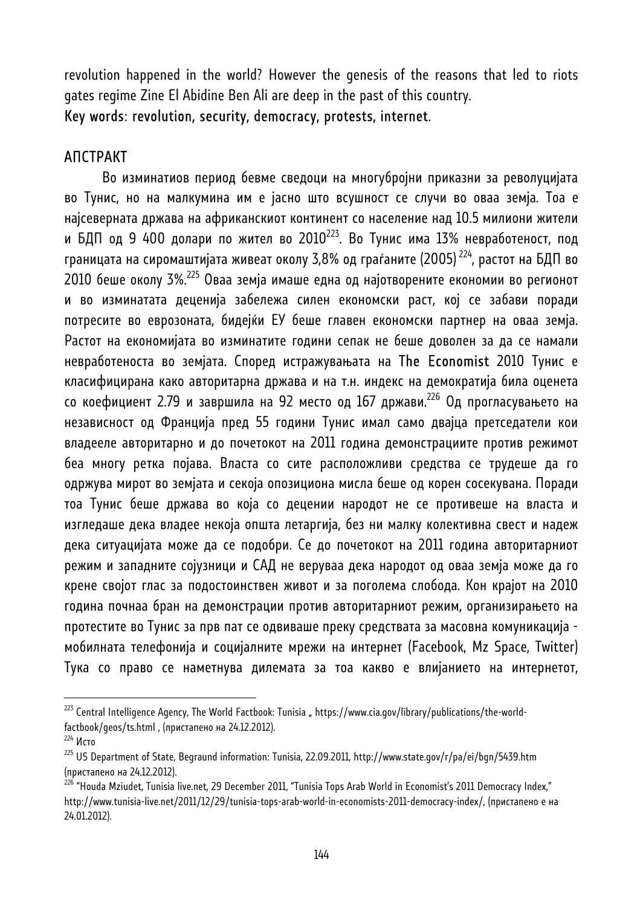revolution happened in the world? However the genesis of the reasons that led to riots gates regime Zine El Abidine Ben Ali are deep in the past of this country.

**Key words: revolution, security, democracy, protests, internet.**

## АПСТРАКТ

Во изминатиов период бевме сведоци на многубројни приказни за револуцијата во Тунис, но на малкумина им е јасно што всушност се случи во оваа земја. Тоа е најсеверната држава на африканскиот континент со население над 10.5 милиони жители и БДП од 9 400 долари по жител во 2010[223]. Во Тунис има 13% невработеност, под границата на сиромаштијата живеат околу 3,8% од граѓаните (2005)[224], растот на БДП во 2010 беше околу 3%.[225] Оваа земја имаше една од најотворените економии во регионот и во изминатата деценија забележа силен економски раст, кој се забави поради потресите во еврозоната, бидејќи ЕУ беше главен економски партнер на оваа земја. Растот на економијата во изминатите години сепак не беше доволен за да се намали невработеноста во земјата. Според истражувањата на **The Economist** 2010 Тунис е класифицирана како авторитарна држава и на т.н. индекс на демократија била оценета со коефициент 2.79 и завршила на 92 место од 167 држави.[226] Од прогласувањето на независност од Франција пред 55 години Тунис имал само двајца претседатели кои владееле авторитарно и до почетокот на 2011 година демонстрациите против режимот беа многу ретка појава. Власта со сите расположливи средства се трудеше да го одржува мирот во земјата и секоја опозициона мисла беше од корен сосекувана. Поради тоа Тунис беше држава во која со децении народот не се противеше на власта и изгледаше дека владее некоја општа летаргија, без ни малку колективна свест и надеж дека ситуацијата може да се подобри. Се до почетокот на 2011 година авторитарниот режим и западните сојузници и САД не веруваа дека народот од оваа земја може да го крене својот глас за подостоинствен живот и за поголема слобода. Кон крајот на 2010 година почнаа бран на демонстрации против авторитарниот режим, организирањето на протестите во Тунис за прв пат се одвиваше преку средствата за масовна комуникација - мобилната телефонија и социјалните мрежи на интернет (Facebook, Mz Space, Twitter) Тука со право се наметнува дилемата за тоа какво е влијанието на интернетот,

---

[223] Central Intelligence Agency, The World Factbook: Tunisia „ https://www.cia.gov/library/publications/the-world-factbook/geos/ts.html , (пристапено на 24.12.2012).

[224] Исто

[225] US Department of State, Begraund information: Tunisia, 22.09.2011, http://www.state.gov/r/pa/ei/bgn/5439.htm (пристапено на 24.12.2012).

[226] "Houda Mziudet, Tunisia live.net, 29 December 2011, "Tunisia Tops Arab World in Economist's 2011 Democracy Index," http://www.tunisia-live.net/2011/12/29/tunisia-tops-arab-world-in-economists-2011-democracy-index/, (пристапено е на 24.01.2012).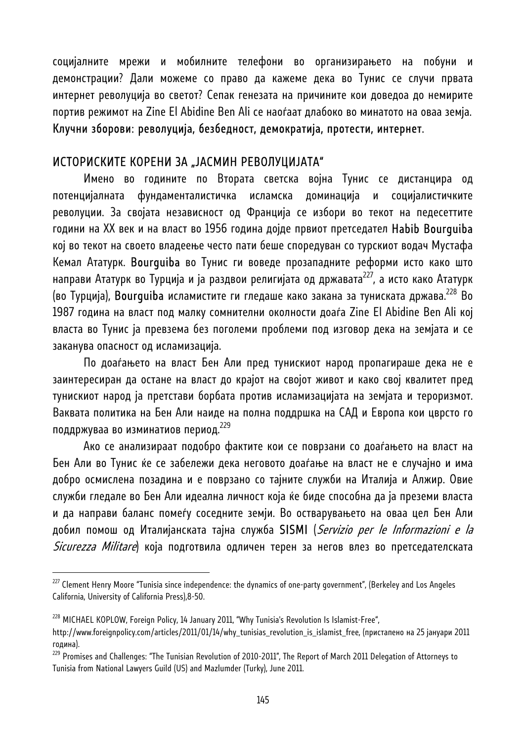социјалните мрежи и мобилните телефони во организирањето на побуни и демонстрации? Дали можеме со право да кажеме дека во Тунис се случи првата интернет револуција во светот? Сепак генезата на причините кои доведоа до немирите портив режимот на Zine El Abidine Ben Ali се наоѓаат длабоко во минатото на оваа земја.

**Клучни зборови: револуција, безбедност, демократија, протести, интернет.**

## ИСТОРИСКИТЕ КОРЕНИ ЗА „ЈАСМИН РЕВОЛУЦИЈАТА"

Имено во годините по Втората светска војна Тунис се дистанцира од потенцијалната фундаменталистичка исламска доминација и социјалистичките револуции. За својата независност од Франција се избори во текот на педесеттите години на XX век и на власт во 1956 година дојде првиот претседател **Habib Bourguiba** кој во текот на своето владеење често пати беше споредуван со турскиот водач Мустафа Кемал Ататурк. **Bourguiba** во Тунис ги воведе прозападните реформи исто како што направи Ататурк во Турција и ја раздвои религијата од државата[227], а исто како Ататурк (во Турција), **Bourguiba** исламистите ги гледаше како закана за туниската држава.[228] Во 1987 година на власт под малку сомнителни околности доаѓа Zine El Abidine Ben Ali кој власта во Тунис ја превзема без поголеми проблеми под изговор дека на земјата и се заканува опасност од исламизација.

По доаѓањето на власт Бен Али пред туниското народ пропагираше дека не е заинтересиран да остане на власт до крајот на својот живот и како свој квалитет пред туниското народ ја претстави борбата против исламизацијата на земјата и тероризмот. Ваквата политика на Бен Али наиде на полна поддршка на САД и Европа кои цврсто го поддржуваа во изминатиов период.[229]

Ако се анализираат подобро фактите кои се поврзани со доаѓањето на власт на Бен Али во Тунис ќе се забележи дека неговото доаѓање на власт не е случајно и има добро осмислена позадина и е поврзано со тајните служби на Италија и Алжир. Овие служби гледале во Бен Али идеална личност која ќе биде способна да ја преземи власта и да направи баланс помеѓу соседните земји. Во остварувањето на оваа цел Бен Али добил помош од Италијанската тајна служба **SISMI** (*Servizio per le Informazioni e la Sicurezza Militare*) која подготвила одличен терен за негов влез во претседателската

---

[227] Clement Henry Moore "Tunisia since independence: the dynamics of one-party government", (Berkeley and Los Angeles California, University of California Press),8-50.

[228] MICHAEL KOPLOW, Foreign Policy, 14 January 2011, "Why Tunisia's Revolution Is Islamist-Free", http://www.foreignpolicy.com/articles/2011/01/14/why_tunisias_revolution_is_islamist_free, (пристапено на 25 јануари 2011 година).

[229] Promises and Challenges: "The Tunisian Revolution of 2010-2011", The Report of March 2011 Delegation of Attorneys to Tunisia from National Lawyers Guild (US) and Mazlumder (Turky), June 2011.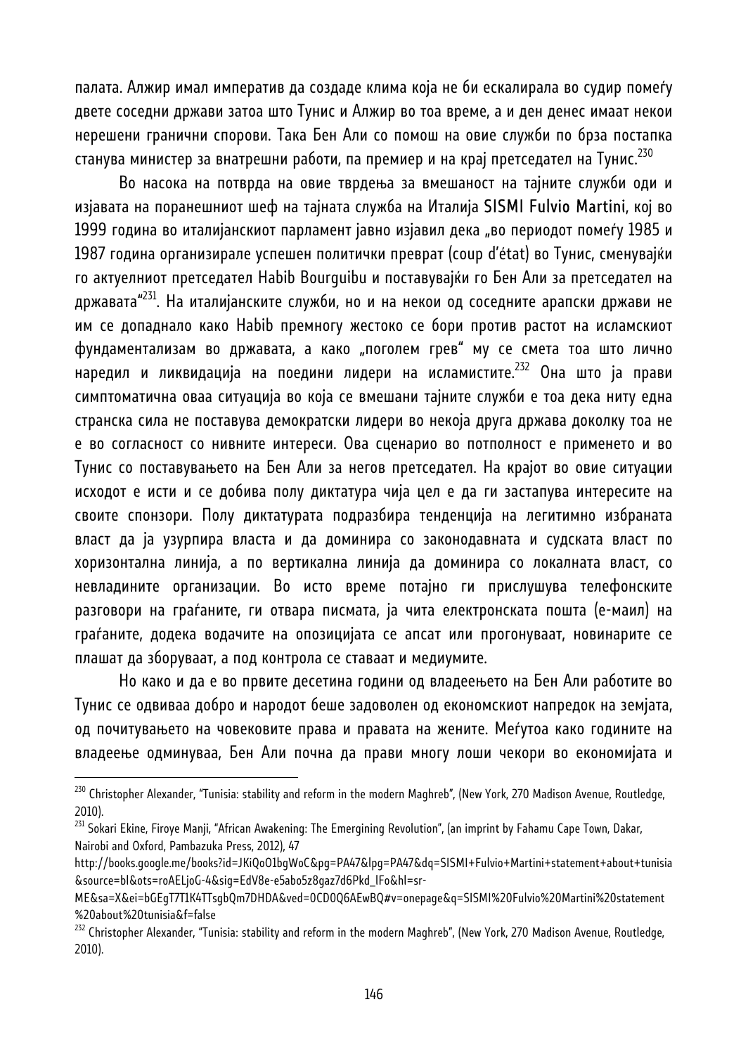палата. Алжир имал императив да создаде клима која не би ескалирала во судир помеѓу двете соседни држави затоа што Тунис и Алжир во тоа време, а и ден денес имаат некои нерешени гранични спорови. Така Бен Али со помош на овие служби по брза постапка станува министер за внатрешни работи, па премиер и на крај претседател на Тунис.[230]

Во насока на потврда на овие тврдења за вмешаност на тајните служби оди и изјавата на поранешниот шеф на тајната служба на Италија SISMI Fulvio Martini, кој во 1999 година во италијанскиот парламент јавно изјавил дека „во периодот помеѓу 1985 и 1987 година организирале успешен политички преврат (coup d'état) во Тунис, сменувајќи го актуелниот претседател Habib Bourguibu и поставувајќи го Бен Али за претседател на државата"[231]. На италијанските служби, но и на некои од соседните арапски држави не им се допаднало како Habib премногу жестоко се бори против растот на исламскиот фундаментализам во државата, а како „поголем грев" му се смета тоа што лично наредил и ликвидација на поедини лидери на исламистите.[232] Она што ја прави симптоматична оваа ситуација во која се вмешани тајните служби е тоа дека ниту една странска сила не поставува демократски лидери во некоја друга држава доколку тоа не е во согласност со нивните интереси. Ова сценарио во потполност е применето и во Тунис со поставувањето на Бен Али за негов претседател. На крајот во овие ситуации исходот е исти и се добива полу диктатура чија цел е да ги застапува интересите на своите спонзори. Полу диктатурата подразбира тенденција на легитимно избраната власт да ја узурпира власта и да доминира со законодавната и судската власт по хоризонтална линија, а по вертикална линија да доминира со локалната власт, со невладините организации. Во исто време потајно ги прислушува телефонските разговори на граѓаните, ги отвара писмата, ја чита електронската пошта (е-маил) на граѓаните, додека водачите на опозицијата се апсат или прогонуваат, новинарите се плашат да зборуваат, а под контрола се ставаат и медиумите.

Но како и да е во првите десетина години од владеењето на Бен Али работите во Тунис се одвиваа добро и народот беше задоволен од економскиот напредок на земјата, од почитувањето на човековите права и правата на жените. Меѓутоа како годините на владеење одминуваа, Бен Али почна да прави многу лоши чекори во економијата и

---

[230] Christopher Alexander, "Tunisia: stability and reform in the modern Maghreb", (New York, 270 Madison Avenue, Routledge, 2010).

[231] Sokari Ekine, Firoye Manji, "African Awakening: The Emergining Revolution", (an imprint by Fahamu Cape Town, Dakar, Nairobi and Oxford, Pambazuka Press, 2012), 47 http://books.google.me/books?id=JKiQoO1bgWoC&pg=PA47&lpg=PA47&dq=SISMI+Fulvio+Martini+statement+about+tunisia&source=bl&ots=roAELjoG-4&sig=EdV8e-e5abo5z8gaz7d6Pkd_lFo&hl=sr-ME&sa=X&ei=bGEgT7T1K4TTsgbQm7DHDA&ved=0CD0Q6AEwBQ#v=onepage&q=SISMI%20Fulvio%20Martini%20statement%20about%20tunisia&f=false

[232] Christopher Alexander, "Tunisia: stability and reform in the modern Maghreb", (New York, 270 Madison Avenue, Routledge, 2010).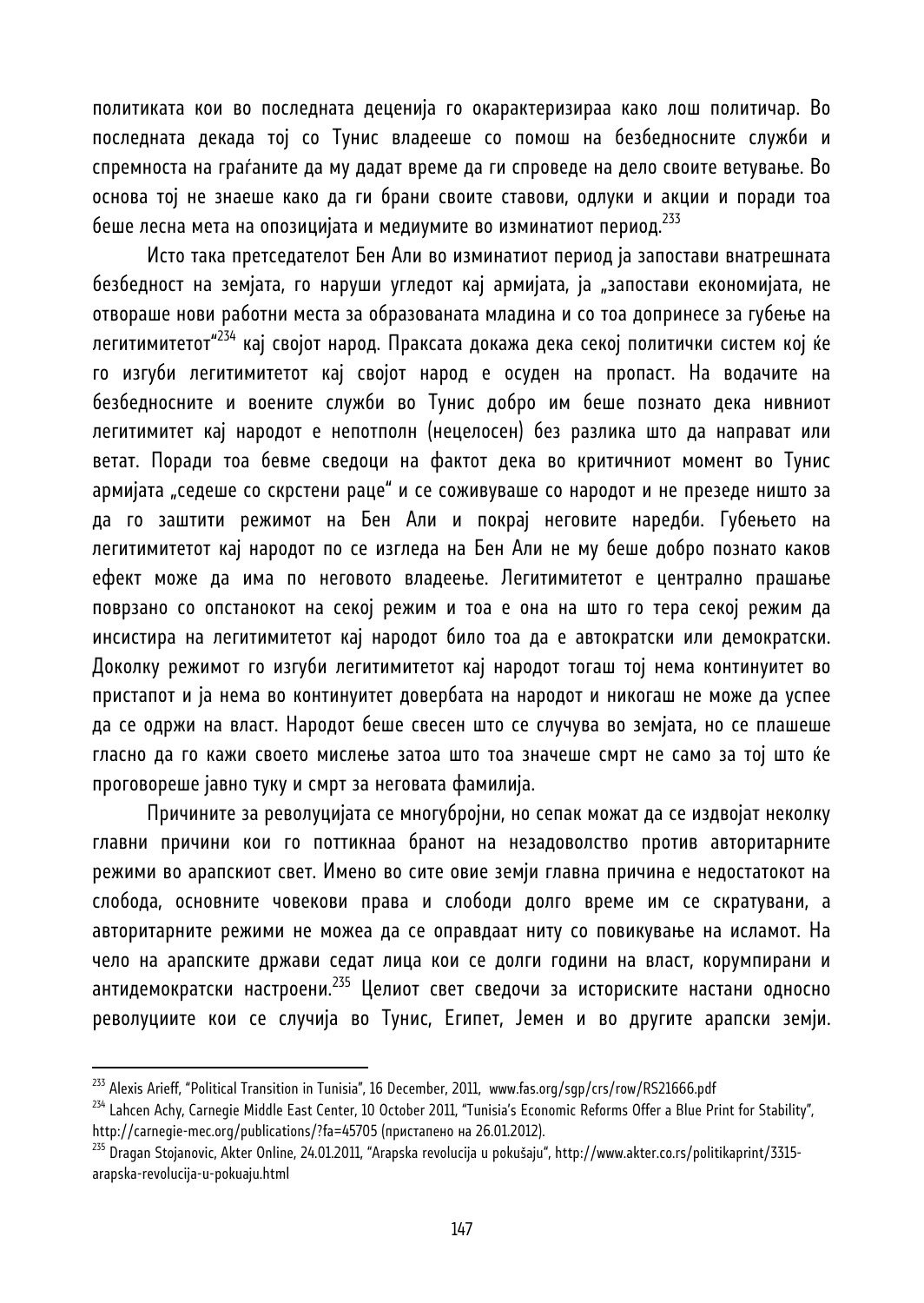политиката кои во последната деценија го окарактеризираа како лош политичар. Во последната декада тој со Тунис владееше со помош на безбедносните служби и спремноста на граѓаните да му дадат време да ги спроведе на дело своите ветување. Во основа тој не знаеше како да ги брани своите ставови, одлуки и акции и поради тоа беше лесна мета на опозицијата и медиумите во изминатиот период.[233]

Исто така претседателот Бен Али во изминатиот период ја запостави внатрешната безбедност на земјата, го наруши угледот кај армијата, ја „запостави економијата, не отвораше нови работни места за образованата младина и со тоа допринесе за губење на легитимитетот"[234] кај својот народ. Праксата докажа дека секој политички систем кој ќе го изгуби легитимитетот кај својот народ е осуден на пропаст. На водачите на безбедносните и воените служби во Тунис добро им беше познато дека нивниот легитимитет кај народот е непотполн (нецелосен) без разлика што да направат или ветат. Поради тоа бевме сведоци на фактот дека во критичниот момент во Тунис армијата „седеше со скрстени раце" и се соживуваше со народот и не презеде ништо за да го заштити режимот на Бен Али и покрај неговите наредби. Губењето на легитимитетот кај народот по се изгледа на Бен Али не му беше добро познато каков ефект може да има по неговото владеење. Легитимитетот е централно прашање поврзано со опстанокот на секој режим и тоа е она на што го тера секој режим да инсистира на легитимитетот кај народот било тоа да е автократски или демократски. Доколку режимот го изгуби легитимитетот кај народот тогаш тој нема континуитет во пристапот и ја нема во континуитет довербата на народот и никогаш не може да успее да се одржи на власт. Народот беше свесен што се случува во земјата, но се плашеше гласно да го каже своето мислење затоа што тоа значеше смрт не само за тој што ќе проговореше јавно туку и смрт за неговата фамилија.

Причините за револуцијата се многубројни, но сепак можат да се издвојат неколку главни причини кои го поттикнаа бранот на незадоволство против авторитарните режими во арапскиот свет. Имено во сите овие земји главна причина е недостатокот на слобода, основните човекови права и слободи долго време им се скратувани, а авторитарните режими не можеа да се оправдаат ниту со повикување на исламот. На чело на арапските држави седат лица кои се долги години на власт, корумпирани и антидемократски настроени.[235] Целиот свет сведочи за историските настани односно револуциите кои се случија во Тунис, Египет, Јемен и во другите арапски земји.

---

[233] Alexis Arieff, "Political Transition in Tunisia", 16 December, 2011, www.fas.org/sgp/crs/row/RS21666.pdf

[234] Lahcen Achy, Carnegie Middle East Center, 10 October 2011, "Tunisia's Economic Reforms Offer a Blue Print for Stability", http://carnegie-mec.org/publications/?fa=45705 (пристапено на 26.01.2012).

[235] Dragan Stojanovic, Akter Online, 24.01.2011, "Arapska revolucija u pokušaju", http://www.akter.co.rs/politikaprint/3315-arapska-revolucija-u-pokuaju.html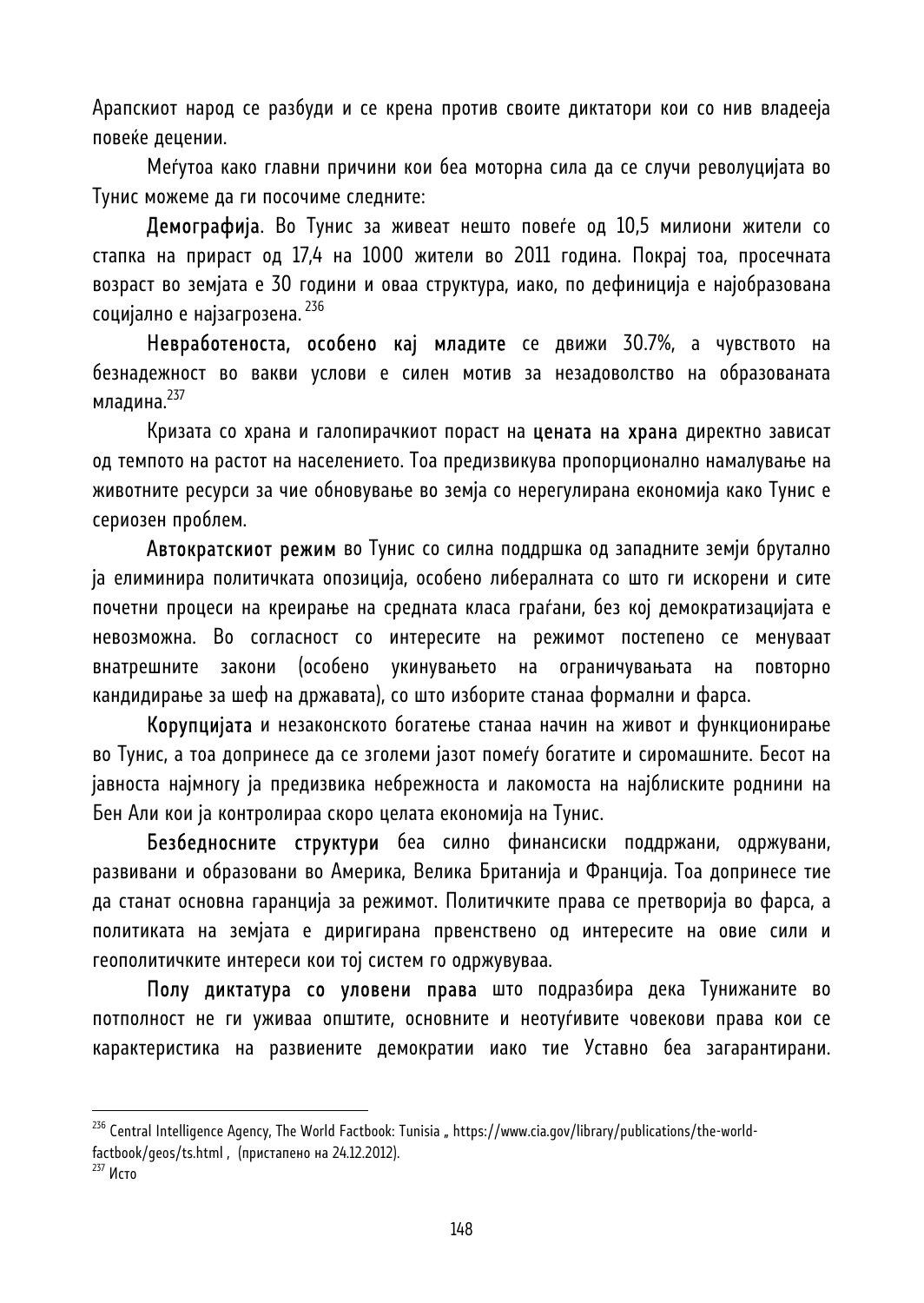Арапскиот народ се разбуди и се крена против своите диктатори кои со нив владееја повеќе децении.

Меѓутоа како главни причини кои беа моторна сила да се случи револуцијата во Тунис можеме да ги посочиме следните:

**Демографија**. Во Тунис за живеат нешто повеќе од 10,5 милиони жители со стапка на прираст од 17,4 на 1000 жители во 2011 година. Покрај тоа, просечната возраст во земјата е 30 години и оваа структура, иако, по дефиниција е најобразована социјално е најзагрозена.[236]

**Невработеноста, особено кај младите** се движи 30.7%, а чувството на безнадежност во вакви услови е силен мотив за незадоволство на образованата младина.[237]

Кризата со храна и галопирачкиот пораст на **цената на храна** директно зависат од темпото на растот на населението. Тоа предизвикува пропорционално намалување на животните ресурси за чие обновување во земја со нерегулирана економија како Тунис е сериозен проблем.

**Автократскиот режим** во Тунис со силна поддршка од западните земји брутално ја елиминира политичката опозиција, особено либералната со што ги искорени и сите почетни процеси на креирање на средната класа граѓани, без кој демократизацијата е невозможна. Во согласност со интересите на режимот постепено се менуваат внатрешните закони (особено укинувањето на ограничувањата на повторно кандидирање за шеф на државата), со што изборите станаа формални и фарса.

**Корупцијата** и незаконското богатење станаа начин на живот и функционирање во Тунис, а тоа допринесе да се зголеми јазот помеѓу богатите и сиромашните. Бесот на јавноста најмногу ја предизвика небрежноста и лакомоста на најблиските роднини на Бен Али кои ја контролираа скоро целата економија на Тунис.

**Безбедносните структури** беа силно финансиски поддржани, одржувани, развивани и образовани во Америка, Велика Британија и Франција. Тоа допринесе тие да станат основна гаранција за режимот. Политичките права се претворија во фарса, а политиката на земјата е диригирана првенствено од интересите на овие сили и геополитичките интереси кои тој систем го одржувуваа.

**Полу диктатура со уловени права** што подразбира дека Тунижаните во потполност не ги уживаа општите, основните и неотуѓивите човекови права кои се карактеристика на развиените демократии иако тие Уставно беа загарантирани.

---

[236] Central Intelligence Agency, The World Factbook: Tunisia „ https://www.cia.gov/library/publications/the-world-factbook/geos/ts.html , (пристапено на 24.12.2012).

[237] Исто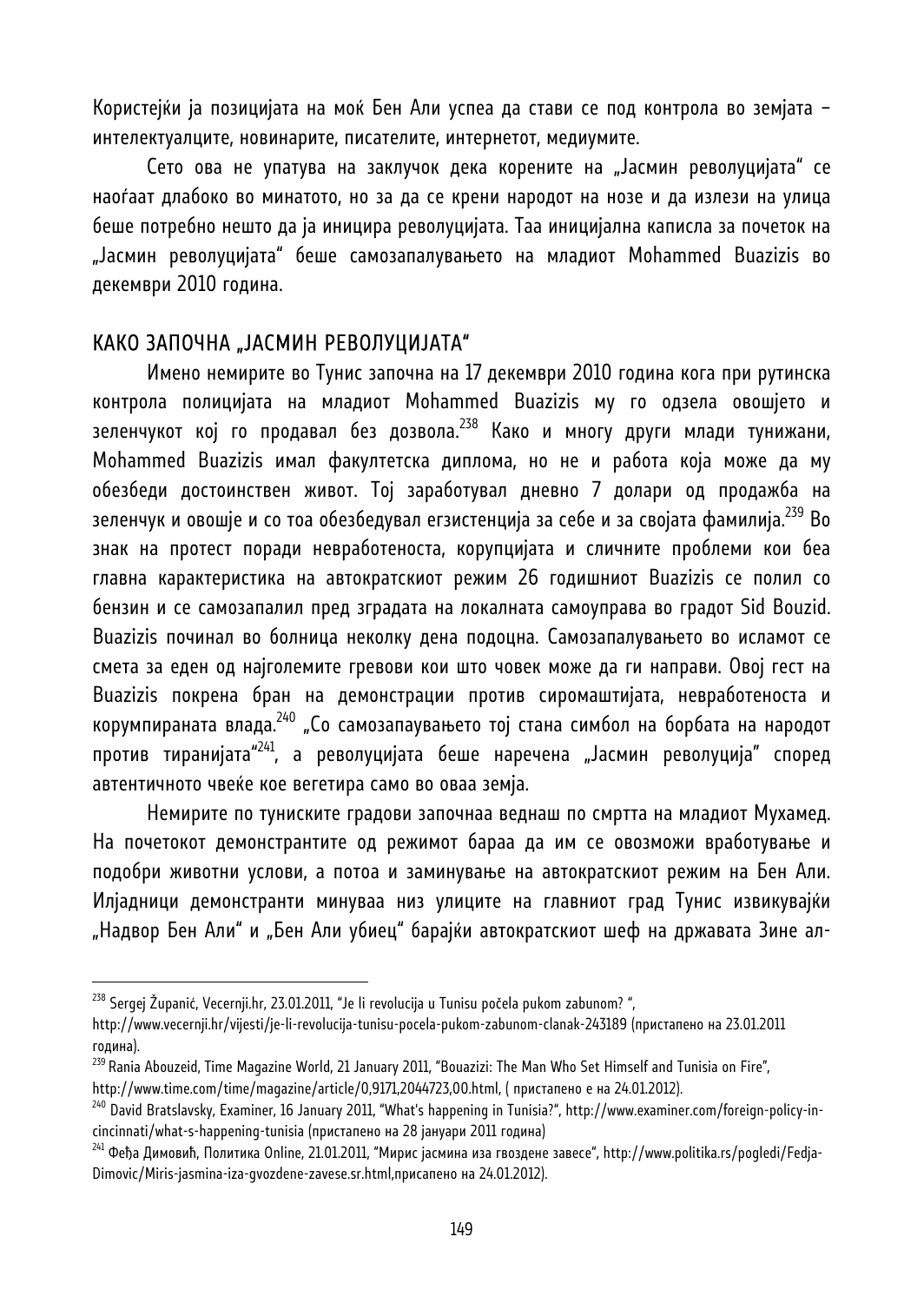Користејќи ја позицијата на моќ Бен Али успеа да стави се под контрола во земјата – интелектуалците, новинарите, писателите, интернетот, медиумите.

Сето ова не упатува на заклучок дека корените на „Јасмин револуцијата" се наоѓаат длабоко во минатото, но за да се крени народот на нозе и да излези на улица беше потребно нешто да ја иницира револуцијата. Таа иницијална каписла за почеток на „Јасмин револуцијата" беше самозапалувањето на младиот Mohammed Buazizis во декември 2010 година.

## КАКО ЗАПОЧНА „ЈАСМИН РЕВОЛУЦИЈАТА"

Имено немирите во Тунис започна на 17 декември 2010 година кога при рутинска контрола полицијата на младиот Mohammed Buazizis му го одзела овошјето и зеленчукот кој го продавал без дозвола.[238] Како и многу други млади тунижани, Mohammed Buazizis имал факултетска диплома, но не и работа која може да му обезбеди достоинствен живот. Тој заработувал дневно 7 долари од продажба на зеленчук и овошје и со тоа обезбедувал егзистенција за себе и за својата фамилија.[239] Во знак на протест поради невработеноста, корупцијата и сличните проблеми кои беа главна карактеристика на автократскиот режим 26 годишниот Buazizis се полил со бензин и се самозапалил пред зградата на локалната самоуправа во градот Sid Bouzid. Buazizis починал во болница неколку дена подоцна. Самозапалувањето во исламот се смета за еден од најголемите гревови кои што човек може да ги направи. Овој гест на Buazizis покрена бран на демонстрации против сиромаштијата, невработеноста и корумпираната влада.[240] „Со самозапаувањето тој стана симбол на борбата на народот против тиранијата"[241], а револуцијата беше наречена „Јасмин револуција" според автентичното чвеќе кое вегетира само во оваа земја.

Немирите по туниските градови започнаа веднаш по смртта на младиот Мухамед. На почетокот демонстрантите од режимот бараа да им се овозможи вработување и подобри животни услови, а потоа и заминување на автократскиот режим на Бен Али. Илјадници демонстранти минуваа низ улиците на главниот град Тунис извикувајќи „Надвор Бен Али" и „Бен Али убиец" барајќи автократскиот шеф на државата Зине ал-

---

[238] Sergej Županić, Vecernji.hr, 23.01.2011, "Je li revolucija u Tunisu počela pukom zabunom? ", http://www.vecernji.hr/vijesti/je-li-revolucija-tunisu-pocela-pukom-zabunom-clanak-243189 (пристапено на 23.01.2011 година).

[239] Rania Abouzeid, Time Magazine World, 21 January 2011, "Bouazizi: The Man Who Set Himself and Tunisia on Fire", http://www.time.com/time/magazine/article/0,9171,2044723,00.html, ( пристапено е на 24.01.2012).

[240] David Bratslavsky, Examiner, 16 January 2011, "What's happening in Tunisia?", http://www.examiner.com/foreign-policy-in-cincinnati/what-s-happening-tunisia (пристапено на 28 јануари 2011 година)

[241] Фeђа Димовић, Политика Online, 21.01.2011, "Мирис јасмина иза гвоздене завесе", http://www.politika.rs/pogledi/Fedja-Dimovic/Miris-jasmina-iza-gvozdene-zavese.sr.html,присапено на 24.01.2012).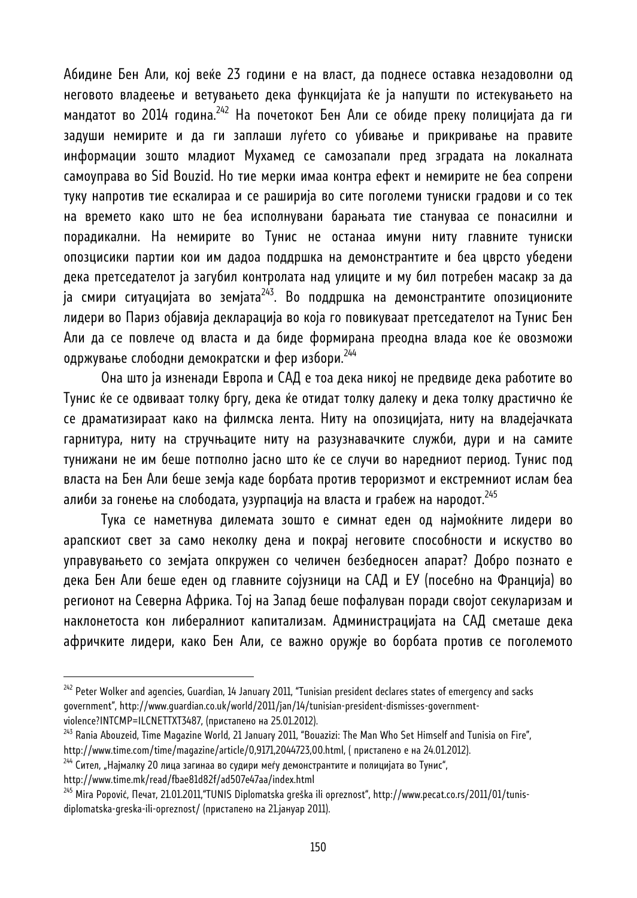Абидине Бен Али, кој веќе 23 години е на власт, да поднесе оставка незадоволни од неговото владеење и ветувањето дека функцијата ќе ја напушти по истекувањето на мандатот во 2014 година.[242] На почетокот Бен Али се обиде преку полицијата да ги задуши немирите и да ги заплаши луѓето со убивање и прикривање на правите информации зошто младиот Мухамед се самозапали пред зградата на локалната самоуправа во Sid Bouzid. Но тие мерки имаа контра ефект и немирите не беа сопрени туку напротив тие ескалираа и се раширија во сите поголеми туниски градови и со тек на времето како што не беа исполнувани барањата тие стануваа се понасилни и порадикални. На немирите во Тунис не останаа имуни ниту главните туниски опозцисики партии кои им дадоа поддршка на демонстрантите и беа цврсто убедени дека претседателот ја загубил контролата над улиците и му бил потребен масакр за да ја смири ситуацијата во земјата[243]. Во поддршка на демонстрантите опозиционите лидери во Париз објавија декларација во која го повикуваат претседателот на Тунис Бен Али да се повлече од власта и да биде формирана преодна влада кое ќе овозможи одржување слободни демократски и фер избори.[244]

Она што ја изненади Европа и САД е тоа дека никој не предвиде дека работите во Тунис ќе се одвиваат толку бргу, дека ќе отидат толку далеку и дека толку драстично ќе се драматизираат како на филмска лента. Ниту на опозицијата, ниту на владејачката гарнитура, ниту на стручњаците ниту на разузнавачките служби, дури и на самите тунижани не им беше потполно јасно што ќе се случи во наредниот период. Тунис под власта на Бен Али беше земја каде борбата против тероризмот и екстремниот ислам беа алиби за гонење на слободата, узурпација на власта и грабеж на народот.[245]

Тука се наметнува дилемата зошто е симнат еден од најмоќните лидери во арапскиот свет за само неколку дена и покрај неговите способности и искуство во управувањето со земјата опкружен со челичен безбедносен апарат? Добро познато е дека Бен Али беше еден од главните сојузници на САД и ЕУ (посебно на Франција) во регионот на Северна Африка. Тој на Запад беше пофалуван поради својот секуларизам и наклонетоста кон либералниот капитализам. Администрацијата на САД сметаше дека афричките лидери, како Бен Али, се важно оружје во борбата против се поголемото

---

[242] Peter Wolker and agencies, Guardian, 14 January 2011, "Tunisian president declares states of emergency and sacks government", http://www.guardian.co.uk/world/2011/jan/14/tunisian-president-dismisses-government-violence?INTCMP=ILCNETTXT3487, (пристапено на 25.01.2012).

[243] Rania Abouzeid, Time Magazine World, 21 January 2011, "Bouazizi: The Man Who Set Himself and Tunisia on Fire", http://www.time.com/time/magazine/article/0,9171,2044723,00.html, ( пристапено е на 24.01.2012).

[244] Сител, „Најмалку 20 лица загинаа во судири меѓу демонстрантите и полицијата во Тунис", http://www.time.mk/read/fbae81d82f/ad507e47aa/index.html

[245] Mira Popović, Печат, 21.01.2011,"TUNIS Diplomatska greška ili opreznost", http://www.pecat.co.rs/2011/01/tunis-diplomatska-greska-ili-opreznost/ (пристапено на 21.јануар 2011).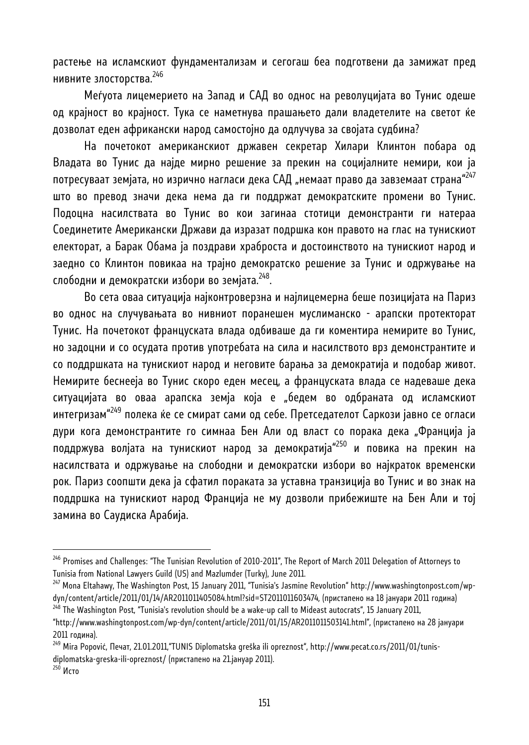растење на исламскиот фундаментализам и сегогаш беа подготвени да замижат пред нивните злосторства.[246]

Меѓуота лицемерието на Запад и САД во однос на револуцијата во Тунис одеше од крајност во крајност. Тука се наметнува прашањето дали владетелите на светот ќе дозволат еден африкански народ самостојно да одлучува за својата судбина?

На почетокот американскиот државен секретар Хилари Клинтон побара од Владата во Тунис да најде мирно решение за прекин на социјалните немири, кои ја потресуваат земјата, но изрично нагласи дека САД „немаат право да завземаат страна"[247] што во превод значи дека нема да ги поддржат демократските промени во Тунис. Подоцна насилствата во Тунис во кои загинаа стотици демонстранти ги натераа Соединетите Американски Држави да изразат подршка кон правото на глас на тунискиот електорат, а Барак Обама ја поздрави храброста и достоинството на тунискиот народ и заедно со Клинтон повикаа на трајно демократско решение за Тунис и одржување на слободни и демократски избори во земјата.[248].

Во сета оваа ситуација најконтроверзна и најлицемерна беше позицијата на Париз во однос на случувањата во нивниот поранешен муслиманско - арапски протекторат Тунис. На почетокот француската влада одбиваше да ги коментира немирите во Тунис, но задоцни и со осудата против употребата на сила и насилството врз демонстрантите и со поддршката на тунискиот народ и неговите барања за демократија и подобар живот. Немирите беснееја во Тунис скоро еден месец, а француската влада се надеваше дека ситуацијата во оваа арапска земја која е „бедем во одбраната од исламскиот интегризам"[249] полека ќе се смират сами од себе. Претседателот Саркози јавно се огласи дури кога демонстрантите го симнаа Бен Али од власт со порака дека „Франција ја поддржува волјата на тунискиот народ за демократија"[250] и повика на прекин на насилствата и одржување на слободни и демократски избори во најкраток временски рок. Париз соопшти дека ја сфатил пораката за уставна транзиција во Тунис и во знак на поддршка на тунискиот народ Франција не му дозволи прибежиште на Бен Али и тој замина во Саудиска Арабија.

---

[246] Promises and Challenges: "The Tunisian Revolution of 2010-2011", The Report of March 2011 Delegation of Attorneys to Tunisia from National Lawyers Guild (US) and Mazlumder (Turky), June 2011.

[247] Mona Eltahawy, The Washington Post, 15 January 2011, "Tunisia's Jasmine Revolution" http://www.washingtonpost.com/wp-dyn/content/article/2011/01/14/AR2011011405084.html?sid=ST2011011603474, (пристапено на 18 јануари 2011 година)

[248] The Washington Post, "Tunisia's revolution should be a wake-up call to Mideast autocrats", 15 January 2011, "http://www.washingtonpost.com/wp-dyn/content/article/2011/01/15/AR2011011503141.html", (пристапено на 28 јануари 2011 година).

[249] Mira Popović, Печат, 21.01.2011,"TUNIS Diplomatska greška ili opreznost", http://www.pecat.co.rs/2011/01/tunis-diplomatska-greska-ili-opreznost/ (пристапено на 21.јануар 2011).

[250] Исто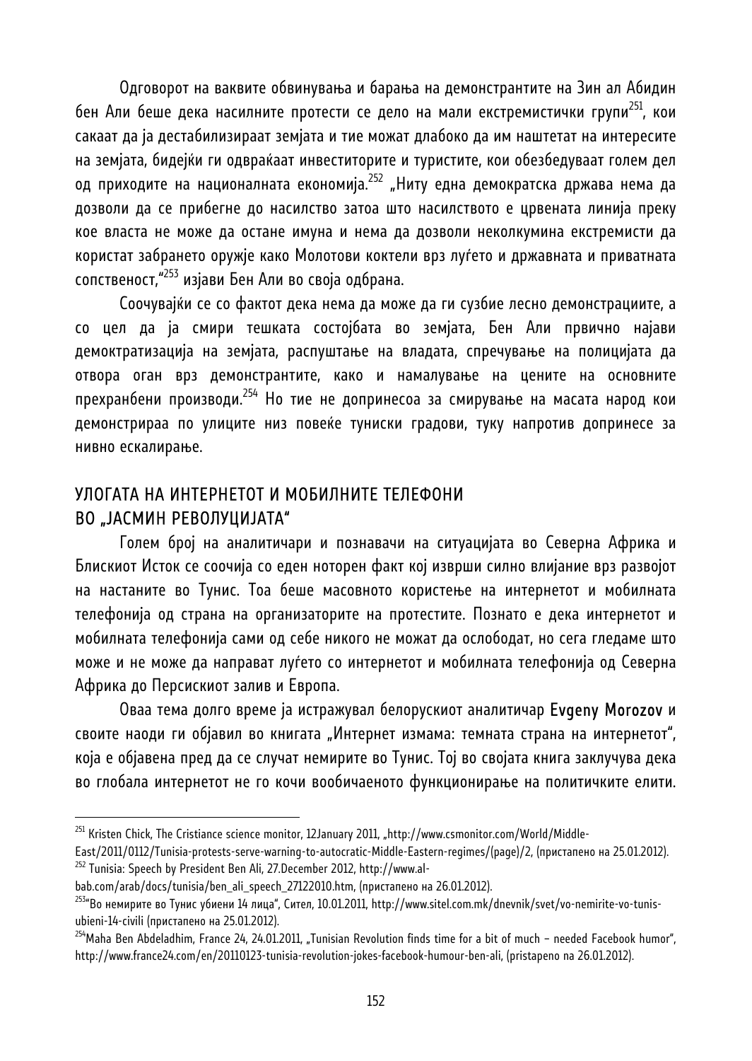Одговорот на ваквите обвинувања и барања на демонстрантите на Зин ал Абидин бен Али беше дека насилните протести се дело на мали екстремистички групи[251], кои сакаат да ја дестабилизираат земјата и тие можат длабоко да им наштетат на интересите на земјата, бидејќи ги одвраќаат инвеститорите и туристите, кои обезбедуваат голем дел од приходите на националната економија.[252] „Ниту една демократска држава нема да дозволи да се прибегне до насилство затоа што насилството е црвената линија преку кое власта не може да остане имуна и нема да дозволи неколкумина екстремисти да користат забрането оружје како Молотови коктели врз луѓето и државната и приватната сопственост,"[253] изјави Бен Али во своја одбрана.

Соочувајќи се со фактот дека нема да може да ги сузбие лесно демонстрациите, а со цел да ја смири тешката состојбата во земјата, Бен Али првично најави демоктратизација на земјата, распуштање на владата, спречување на полицијата да отвора оган врз демонстрантите, како и намалување на цените на основните прехранбени производи.[254] Но тие не допринесоа за смирување на масата народ кои демонстрираа по улиците низ повеќе туниски градови, туку напротив допринесе за нивно ескалирање.

## УЛОГАТА НА ИНТЕРНЕТОТ И МОБИЛНИТЕ ТЕЛЕФОНИ ВО „ЈАСМИН РЕВОЛУЦИЈАТА"

Голем број на аналитичари и познавачи на ситуацијата во Северна Африка и Блискиот Исток се соочија со еден ноторен факт кој изврши силно влијание врз развојот на настаните во Тунис. Тоа беше масовното користење на интернетот и мобилната телефонија од страна на организаторите на протестите. Познато е дека интернетот и мобилната телефонија сами од себе никого не можат да ослободат, но сега гледаме што може и не може да направат луѓето со интернетот и мобилната телефонија од Северна Африка до Персискиот залив и Европа.

Оваа тема долго време ја истражувал белорускиот аналитичар **Evgeny Morozov** и своите наоди ги објавил во книгата „Интернет измама: темната страна на интернетот", која е објавена пред да се случат немирите во Тунис. Тој во својата книга заклучува дека во глобала интернетот не го кочи вообичаеното функционирање на политичките елити.

---

[251] Kristen Chick, The Cristiance science monitor, 12January 2011, „http://www.csmonitor.com/World/Middle-East/2011/0112/Tunisia-protests-serve-warning-to-autocratic-Middle-Eastern-regimes/(page)/2, (пристапено на 25.01.2012).

[252] Tunisia: Speech by President Ben Ali, 27.December 2012, http://www.al-bab.com/arab/docs/tunisia/ben_ali_speech_27122010.htm, (пристапено на 26.01.2012).

[253] "Во немирите во Тунис убиени 14 лица", Сител, 10.01.2011, http://www.sitel.com.mk/dnevnik/svet/vo-nemirite-vo-tunis-ubieni-14-civili (пристапено на 25.01.2012).

[254] Maha Ben Abdeladhim, France 24, 24.01.2011, „Tunisian Revolution finds time for a bit of much – needed Facebook humor", http://www.france24.com/en/20110123-tunisia-revolution-jokes-facebook-humour-ben-ali, (pristapeno na 26.01.2012).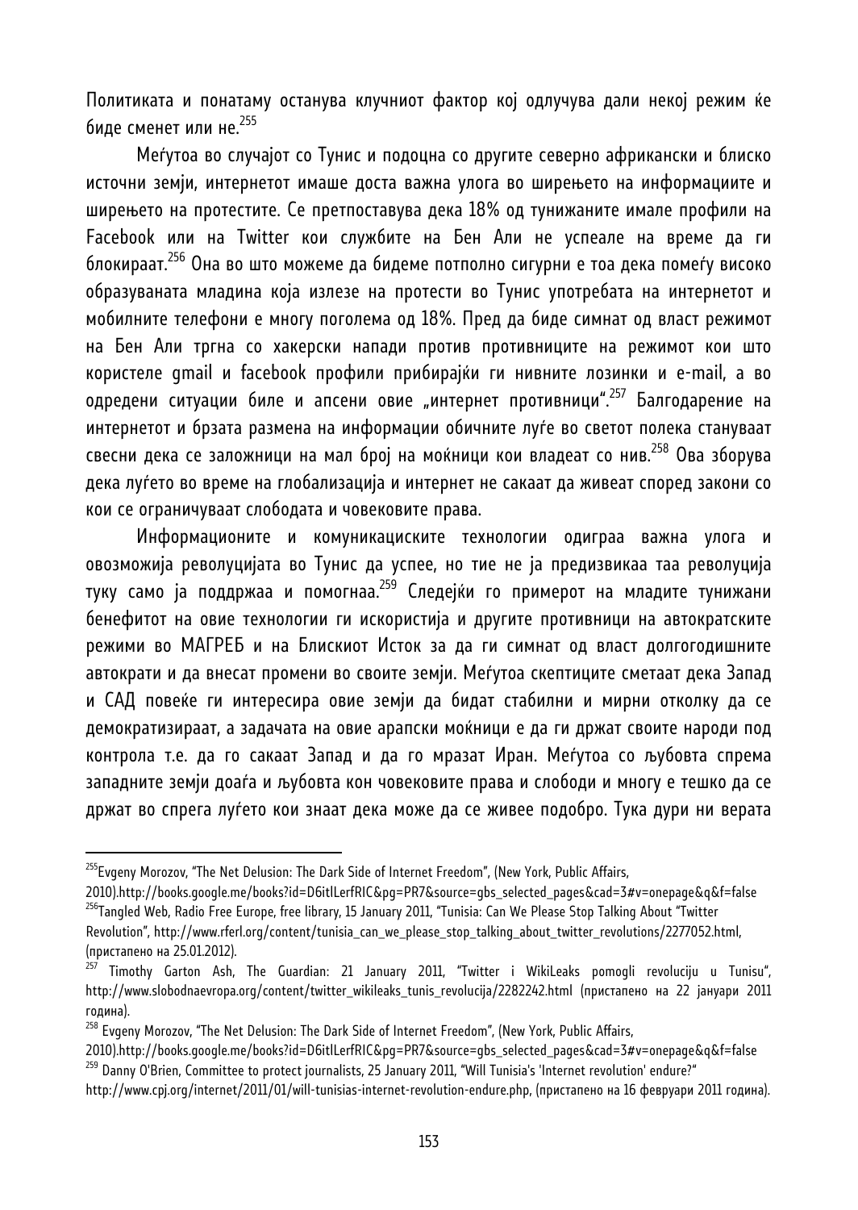Политиката и понатаму останува клучниот фактор кој одлучува дали некој режим ќе биде сменет или не.[255]

Меѓутоа во случајот со Тунис и подоцна со другите северно африкански и блиско источни земји, интернетот имаше доста важна улога во ширењето на информациите и ширењето на протестите. Се претпоставува дека 18% од тунижаните имале профили на Facebook или на Twitter кои службите на Бен Али не успеале на време да ги блокираат.[256] Она во што можеме да бидеме потполно сигурни е тоа дека помеѓу високо образуваната младина која излезе на протести во Тунис употребата на интернетот и мобилните телефони е многу поголема од 18%. Пред да биде симнат од власт режимот на Бен Али тргна со хакерски напади против противниците на режимот кои што користеле gmail и facebook профили прибирајќи ги нивните лозинки и e-mail, а во одредени ситуации биле и апсени овие „интернет противници".[257] Благодарение на интернетот и брзата размена на информации обичните луѓе во светот полека стануваат свесни дека се заложници на мал број на моќници кои владеат со нив.[258] Ова зборува дека луѓето во време на глобализација и интернет не сакаат да живеат според закони со кои се ограничуваат слободата и човековите права.

Информационите и комуникациските технологии одиграа важна улога и овозможија револуцијата во Тунис да успее, но тие не ја предизвикаа таа револуција туку само ја поддржаа и помогнаа.[259] Следејќи го примерот на младите тунижани бенефитот на овие технологии ги искористија и другите противници на автократските режими во МАГРЕБ и на Блискиот Исток за да ги симнат од власт долгогодишните автократи и да внесат промени во своите земји. Меѓутоа скептиците сметаат дека Запад и САД повеќе ги интересира овие земји да бидат стабилни и мирни отколку да се демократизираат, а задачата на овие арапски моќници е да ги држат своите народи под контрола т.е. да го сакаат Запад и да го мразат Иран. Меѓутоа со љубовта спрема западните земји доаѓа и љубовта кон човековите права и слободи и многу е тешко да се држат во спрега луѓето кои знаат дека може да се живее подобро. Тука дури ни верата

---

[255] Evgeny Morozov, "The Net Delusion: The Dark Side of Internet Freedom", (New York, Public Affairs, 2010).http://books.google.me/books?id=D6itILerfRIC&pg=PR7&source=gbs_selected_pages&cad=3#v=onepage&q&f=false

[256] Tangled Web, Radio Free Europe, free library, 15 January 2011, "Tunisia: Can We Please Stop Talking About "Twitter Revolution", http://www.rferl.org/content/tunisia_can_we_please_stop_talking_about_twitter_revolutions/2277052.html, (пристапено на 25.01.2012).

[257] Timothy Garton Ash, The Guardian: 21 January 2011, "Twitter i WikiLeaks pomogli revoluciju u Tunisu", http://www.slobodnaevropa.org/content/twitter_wikileaks_tunis_revolucija/2282242.html (пристапено на 22 јануари 2011 година).

[258] Evgeny Morozov, "The Net Delusion: The Dark Side of Internet Freedom", (New York, Public Affairs, 2010).http://books.google.me/books?id=D6itILerfRIC&pg=PR7&source=gbs_selected_pages&cad=3#v=onepage&q&f=false

[259] Danny O'Brien, Committee to protect journalists, 25 January 2011, "Will Tunisia's 'Internet revolution' endure?" http://www.cpj.org/internet/2011/01/will-tunisias-internet-revolution-endure.php, (пристапено на 16 февруари 2011 година).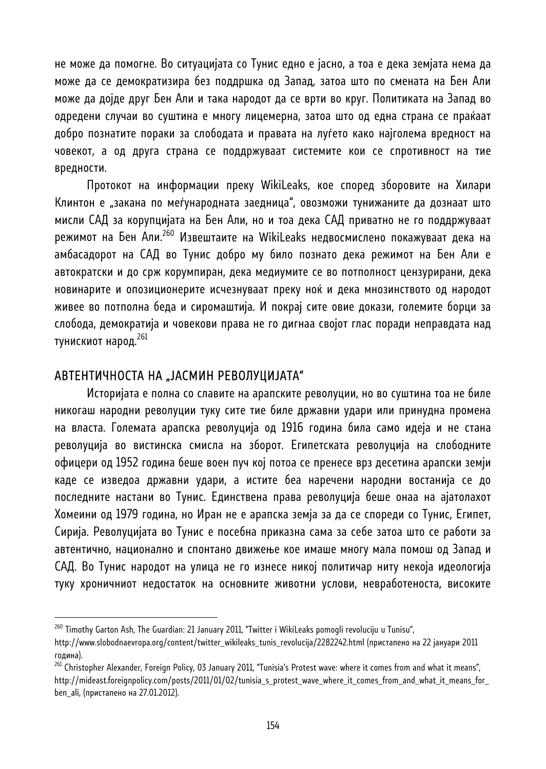не може да помогне. Во ситуацијата со Тунис едно е јасно, а тоа е дека земјата нема да може да се демократизира без поддршка од Запад, затоа што по смената на Бен Али може да дојде друг Бен Али и така народот да се врти во круг. Политиката на Запад во одредени случаи во суштина е многу лицемерна, затоа што од една страна се праќаат добро познатите пораки за слободата и правата на луѓето како најголема вредност на човекот, а од друга страна се поддржуваат системите кои се спротивност на тие вредности.

Протокот на информации преку WikiLeaks, кое според зборовите на Хилари Клинтон е „закана по меѓународната заедница", овозможи тунижаните да дознаат што мисли САД за корупцијата на Бен Али, но и тоа дека САД приватно не го поддржуваат режимот на Бен Али.[260] Извештаите на WikiLeaks недвосмислено покажуваат дека на амбасадорот на САД во Тунис добро му било познато дека режимот на Бен Али е автократски и до срж корумпиран, дека медиумите се во потполност цензурирани, дека новинарите и опозиционерите исчезнуваат преку ноќ и дека мнозинството од народот живее во потполна беда и сиромаштија. И покрај сите овие докази, големите борци за слобода, демократија и човекови права не го дигнаа својот глас поради неправдата над тунискиот народ.[261]

## АВТЕНТИЧНОСТА НА „ЈАСМИН РЕВОЛУЦИЈАТА"

Историјата е полна со славите на арапските револуции, но во суштина тоа не биле никогаш народни револуции туку сите тие биле државни удари или принудна промена на власта. Големата арапска револуција од 1916 година била само идеја и не стана револуција во вистинска смисла на зборот. Египетската револуција на слободните офицери од 1952 година беше воен пуч кој потоа се пренесе врз десетина арапски земји каде се изведоа државни удари, а истите беа наречени народни востанија се до последните настани во Тунис. Единствена права револуција беше онаа на ајатолахот Хомеини од 1979 година, но Иран не е арапска земја за да се спореди со Тунис, Египет, Сирија. Револуцијата во Тунис е посебна приказна сама за себе затоа што се работи за автентично, национално и спонтано движење кое имаше многу мала помош од Запад и САД. Во Тунис народот на улица не го изнесе никој политичар ниту некоја идеологија туку хроничниот недостаток на основните животни услови, невработеноста, високите

---

[260] Timothy Garton Ash, The Guardian: 21 January 2011, "Twitter i WikiLeaks pomogli revoluciju u Tunisu", http://www.slobodnaevropa.org/content/twitter_wikileaks_tunis_revolucija/2282242.html (пристапено на 22 јануари 2011 година).

[261] Christopher Alexander, Foreign Policy, 03 January 2011, "Tunisia's Protest wave: where it comes from and what it means", http://mideast.foreignpolicy.com/posts/2011/01/02/tunisia_s_protest_wave_where_it_comes_from_and_what_it_means_for_ben_ali, (пристапено на 27.01.2012).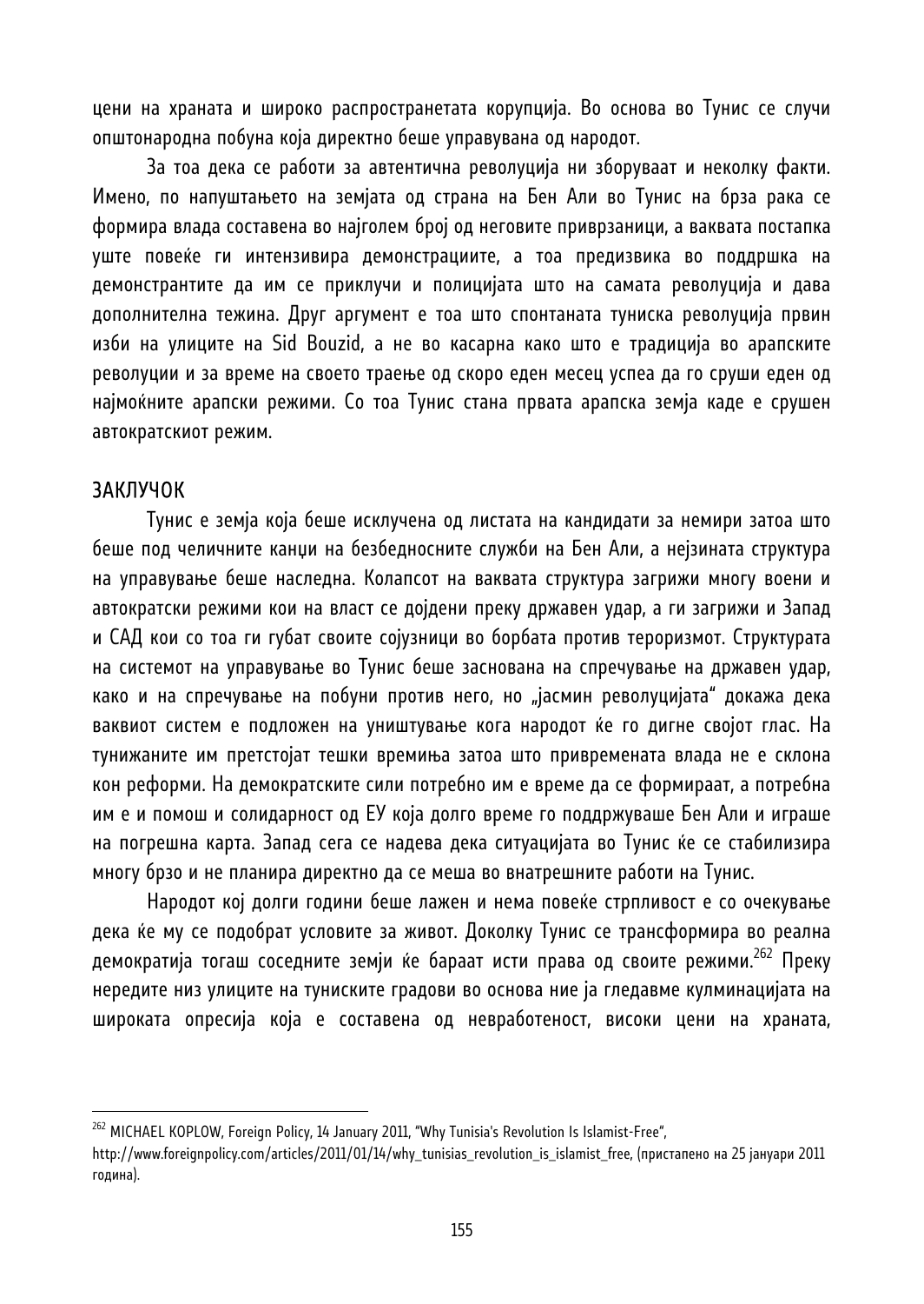цени на храната и широко распространетата корупција. Во основа во Тунис се случи општонародна побуна која директно беше управувана од народот.

За тоа дека се работи за автентична револуција ни зборуваат и неколку факти. Имено, по напуштањето на земјата од страна на Бен Али во Тунис на брза рака се формира влада составена во најголем број од неговите приврзаници, а ваквата постапка уште повеќе ги интензивира демонстрациите, а тоа предизвика во поддршка на демонстрантите да им се приклучи и полицијата што на самата револуција и дава дополнителна тежина. Друг аргумент е тоа што спонтаната туниска револуција првин изби на улиците на Sid Bouzid, а не во касарна како што е традиција во арапските револуции и за време на своето траење од скоро еден месец успеа да го сруши еден од најмоќните арапски режими. Со тоа Тунис стана првата арапска земја каде е срушен автократскиот режим.

## ЗАКЛУЧОК

Тунис е земја која беше исклучена од листата на кандидати за немири затоа што беше под челичните канџи на безбедносните служби на Бен Али, а нејзината структура на управување беше наследна. Колапсот на ваквата структура загрижи многу воени и автократски режими кои на власт се дојдени преку државен удар, а ги загрижи и Запад и САД кои со тоа ги губат своите сојузници во борбата против тероризмот. Структурата на системот на управување во Тунис беше заснована на спречување на државен удар, како и на спречување на побуни против него, но „јасмин револуцијата" докажа дека ваквиот систем е подложен на уништување кога народот ќе го дигне својот глас. На тунижаните им претстојат тешки времиња затоа што привремената влада не е склона кон реформи. На демократските сили потребно им е време да се формираат, а потребна им е и помош и солидарност од ЕУ која долго време го поддржуваше Бен Али и играше на погрешна карта. Запад сега се надева дека ситуацијата во Тунис ќе се стабилизира многу брзо и не планира директно да се меша во внатрешните работи на Тунис.

Народот кој долги години беше лажен и нема повеќе стрпливост е со очекување дека ќе му се подобрат условите за живот. Доколку Тунис се трансформира во реална демократија тогаш соседните земји ќе бараат исти права од своите режими.[262] Преку нередите низ улиците на туниските градови во основа ние ја гледавме кулминацијата на широката опресија која е составена од невработеност, високи цени на храната,

---

[262] MICHAEL KOPLOW, Foreign Policy, 14 January 2011, "Why Tunisia's Revolution Is Islamist-Free", http://www.foreignpolicy.com/articles/2011/01/14/why_tunisias_revolution_is_islamist_free, (пристапено на 25 јануари 2011 година).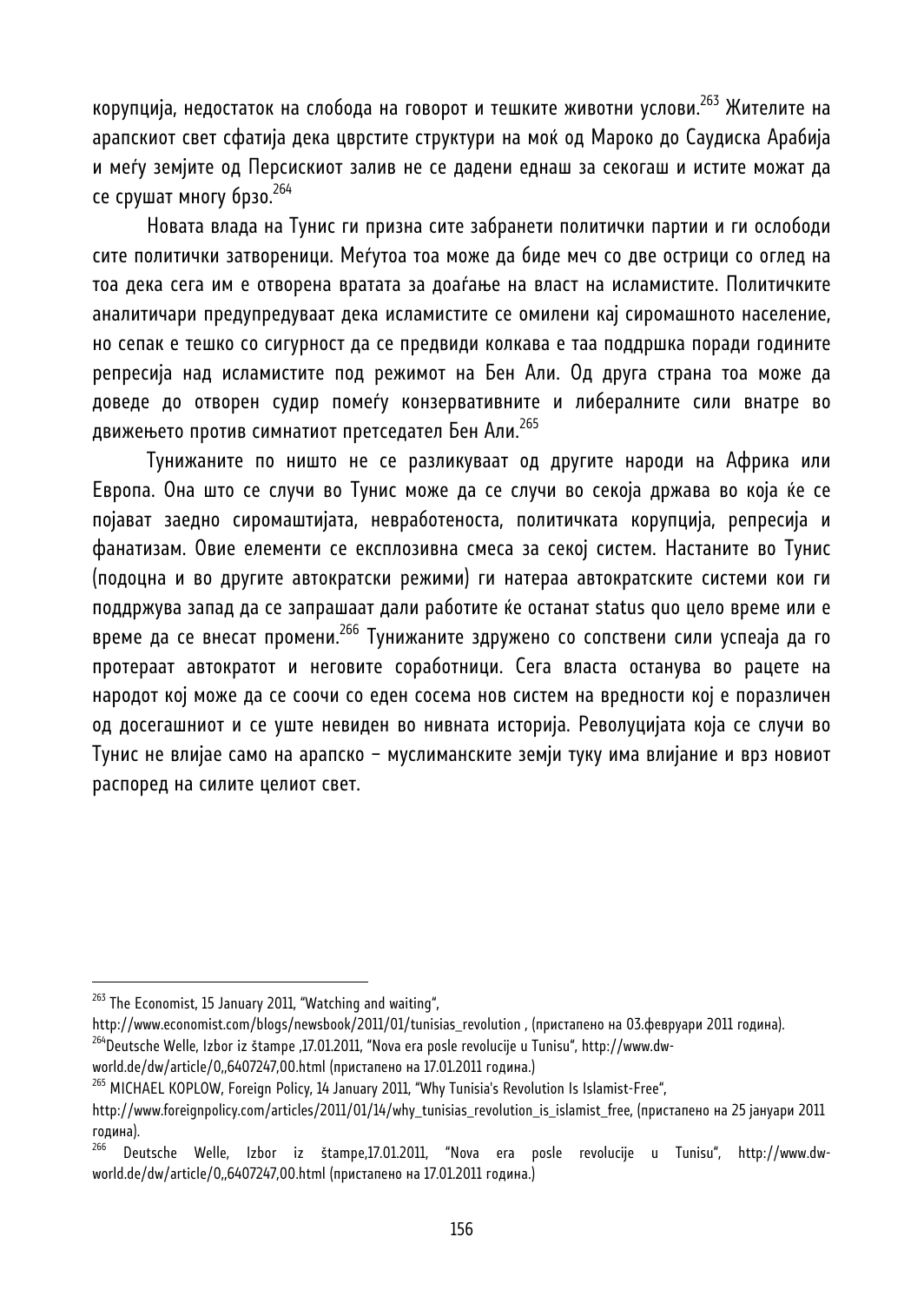корупција, недостаток на слобода на говорот и тешките животни услови.[263] Жителите на арапскиот свет сфатија дека цврстите структури на моќ од Мароко до Саудиска Арабија и меѓу земјите од Персискиот залив не се дадени еднаш за секогаш и истите можат да се срушат многу брзо.[264]

Новата влада на Тунис ги призна сите забранети политички партии и ги ослободи сите политички затвореници. Меѓутоа тоа може да биде меч со две острици со оглед на тоа дека сега им е отворена вратата за доаѓање на власт на исламистите. Политичките аналитичари предупредуваат дека исламистите се омилени кај сиромашното население, но сепак е тешко со сигурност да се предвиди колкава е таа поддршка поради годините репресија над исламистите под режимот на Бен Али. Од друга страна тоа може да доведе до отворен судир помеѓу конзервативните и либералните сили внатре во движењето против симнатиот претседател Бен Али.[265]

Тунижаните по ништо не се разликуваат од другите народи на Африка или Европа. Она што се случи во Тунис може да се случи во секоја држава во која ќе се појават заедно сиромаштијата, невработеноста, политичката корупција, репресија и фанатизам. Овие елементи се експлозивна смеса за секој систем. Настаните во Тунис (подоцна и во другите автократски режими) ги натераа автократските системи кои ги поддржува запад да се запрашаат дали работите ќе останат status quo цело време или е време да се внесат промени.[266] Тунижаните здружено со сопствени сили успеаја да го протераат автократот и неговите соработници. Сега власта останува во рацете на народот кој може да се соочи со еден сосема нов систем на вредности кој е поразличен од досегашниот и се уште невиден во нивната историја. Револуцијата која се случи во Тунис не влијае само на арапско – муслиманските земји туку има влијание и врз новиот распоред на силите целиот свет.

---

[263] The Economist, 15 January 2011, "Watching and waiting", http://www.economist.com/blogs/newsbook/2011/01/tunisias_revolution , (пристапено на 03.февруари 2011 година).

[264] Deutsche Welle, Izbor iz štampe ,17.01.2011, "Nova era posle revolucije u Tunisu", http://www.dw-world.de/dw/article/0,,6407247,00.html (пристапено на 17.01.2011 година.)

[265] MICHAEL KOPLOW, Foreign Policy, 14 January 2011, "Why Tunisia's Revolution Is Islamist-Free", http://www.foreignpolicy.com/articles/2011/01/14/why_tunisias_revolution_is_islamist_free, (пристапено на 25 јануари 2011 година).

[266] Deutsche Welle, Izbor iz štampe,17.01.2011, "Nova era posle revolucije u Tunisu", http://www.dw-world.de/dw/article/0,,6407247,00.html (пристапено на 17.01.2011 година.)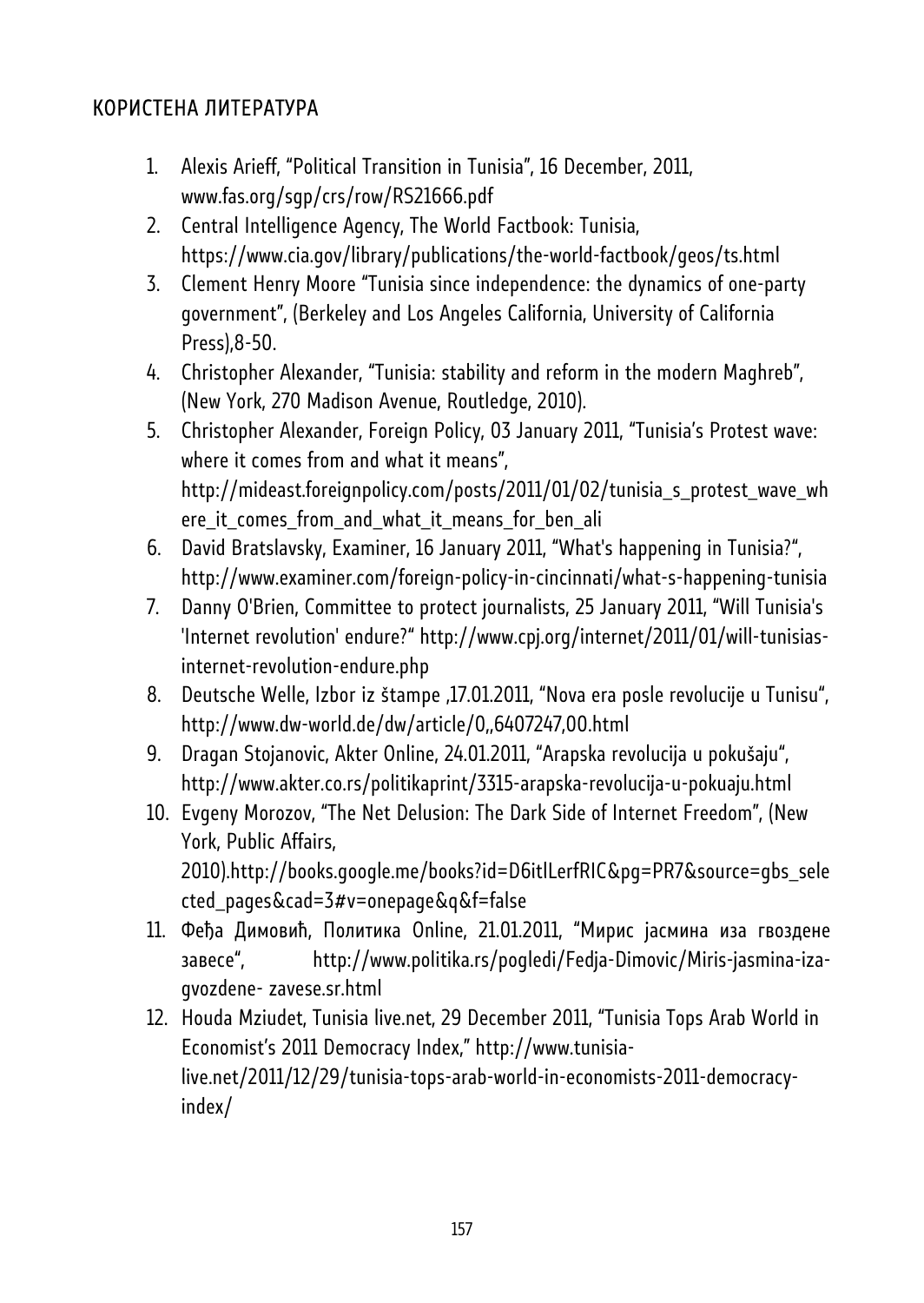## КОРИСТЕНА ЛИТЕРАТУРА

1. Alexis Arieff, "Political Transition in Tunisia", 16 December, 2011, www.fas.org/sgp/crs/row/RS21666.pdf
2. Central Intelligence Agency, The World Factbook: Tunisia, https://www.cia.gov/library/publications/the-world-factbook/geos/ts.html
3. Clement Henry Moore "Tunisia since independence: the dynamics of one-party government", (Berkeley and Los Angeles California, University of California Press),8-50.
4. Christopher Alexander, "Tunisia: stability and reform in the modern Maghreb", (New York, 270 Madison Avenue, Routledge, 2010).
5. Christopher Alexander, Foreign Policy, 03 January 2011, "Tunisia's Protest wave: where it comes from and what it means", http://mideast.foreignpolicy.com/posts/2011/01/02/tunisia_s_protest_wave_where_it_comes_from_and_what_it_means_for_ben_ali
6. David Bratslavsky, Examiner, 16 January 2011, "What's happening in Tunisia?", http://www.examiner.com/foreign-policy-in-cincinnati/what-s-happening-tunisia
7. Danny O'Brien, Committee to protect journalists, 25 January 2011, "Will Tunisia's 'Internet revolution' endure?" http://www.cpj.org/internet/2011/01/will-tunisias-internet-revolution-endure.php
8. Deutsche Welle, Izbor iz štampe ,17.01.2011, "Nova era posle revolucije u Tunisu", http://www.dw-world.de/dw/article/0,,6407247,00.html
9. Dragan Stojanovic, Akter Online, 24.01.2011, "Arapska revolucija u pokušaju", http://www.akter.co.rs/politikaprint/3315-arapska-revolucija-u-pokuaju.html
10. Evgeny Morozov, "The Net Delusion: The Dark Side of Internet Freedom", (New York, Public Affairs, 2010).http://books.google.me/books?id=D6itlLerfRIC&pg=PR7&source=gbs_selected_pages&cad=3#v=onepage&q&f=false
11. Феђа Димовић, Политика Online, 21.01.2011, "Мирис јасмина иза гвоздене завесе", http://www.politika.rs/pogledi/Fedja-Dimovic/Miris-jasmina-iza-gvozdene- zavese.sr.html
12. Houda Mziudet, Tunisia live.net, 29 December 2011, "Tunisia Tops Arab World in Economist's 2011 Democracy Index," http://www.tunisia-live.net/2011/12/29/tunisia-tops-arab-world-in-economists-2011-democracy-index/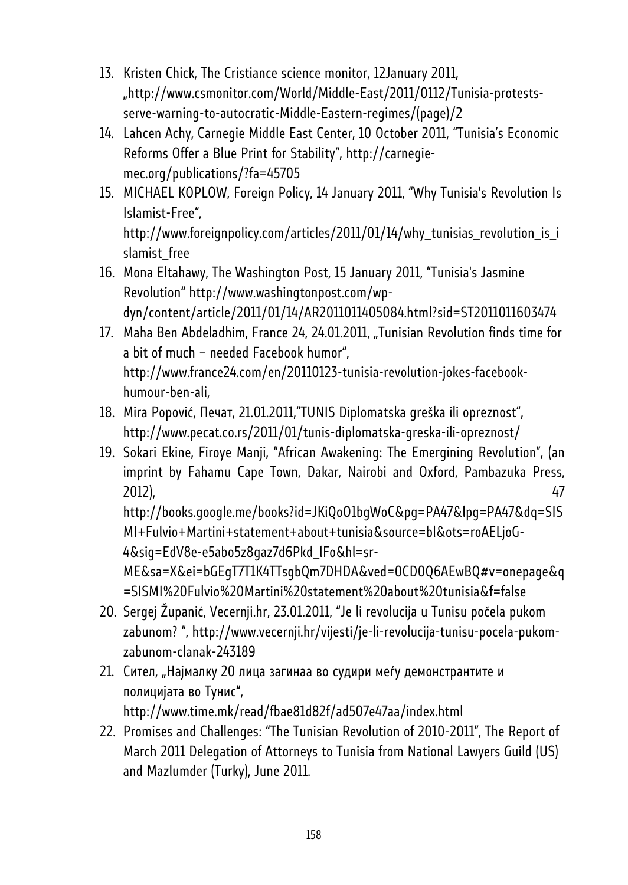13. Kristen Chick, The Cristiance science monitor, 12January 2011, „http://www.csmonitor.com/World/Middle-East/2011/0112/Tunisia-protests-serve-warning-to-autocratic-Middle-Eastern-regimes/(page)/2
14. Lahcen Achy, Carnegie Middle East Center, 10 October 2011, "Tunisia's Economic Reforms Offer a Blue Print for Stability", http://carnegie-mec.org/publications/?fa=45705
15. MICHAEL KOPLOW, Foreign Policy, 14 January 2011, "Why Tunisia's Revolution Is Islamist-Free", http://www.foreignpolicy.com/articles/2011/01/14/why_tunisias_revolution_is_islamist_free
16. Mona Eltahawy, The Washington Post, 15 January 2011, "Tunisia's Jasmine Revolution" http://www.washingtonpost.com/wp-dyn/content/article/2011/01/14/AR2011011405084.html?sid=ST2011011603474
17. Maha Ben Abdeladhim, France 24, 24.01.2011, „Tunisian Revolution finds time for a bit of much – needed Facebook humor", http://www.france24.com/en/20110123-tunisia-revolution-jokes-facebook-humour-ben-ali,
18. Mira Popović, Печат, 21.01.2011,"TUNIS Diplomatska greška ili opreznost", http://www.pecat.co.rs/2011/01/tunis-diplomatska-greska-ili-opreznost/
19. Sokari Ekine, Firoye Manji, "African Awakening: The Emergining Revolution", (an imprint by Fahamu Cape Town, Dakar, Nairobi and Oxford, Pambazuka Press, 2012), 47 http://books.google.me/books?id=JKiQoO1bgWoC&pg=PA47&lpg=PA47&dq=SISMI+Fulvio+Martini+statement+about+tunisia&source=bl&ots=roAELjoG-4&sig=EdV8e-e5abo5z8gaz7d6Pkd_lFo&hl=sr-ME&sa=X&ei=bGEgT7T1K4TTsgbQm7DHDA&ved=0CD0Q6AEwBQ#v=onepage&q=SISMI%20Fulvio%20Martini%20statement%20about%20tunisia&f=false
20. Sergej Županić, Vecernji.hr, 23.01.2011, "Je li revolucija u Tunisu počela pukom zabunom? ", http://www.vecernji.hr/vijesti/je-li-revolucija-tunisu-pocela-pukom-zabunom-clanak-243189
21. Сител, „Најмалку 20 лица загинаа во судири меѓу демонстрантите и полицијата во Тунис", http://www.time.mk/read/fbae81d82f/ad507e47aa/index.html
22. Promises and Challenges: "The Tunisian Revolution of 2010-2011", The Report of March 2011 Delegation of Attorneys to Tunisia from National Lawyers Guild (US) and Mazlumder (Turky), June 2011.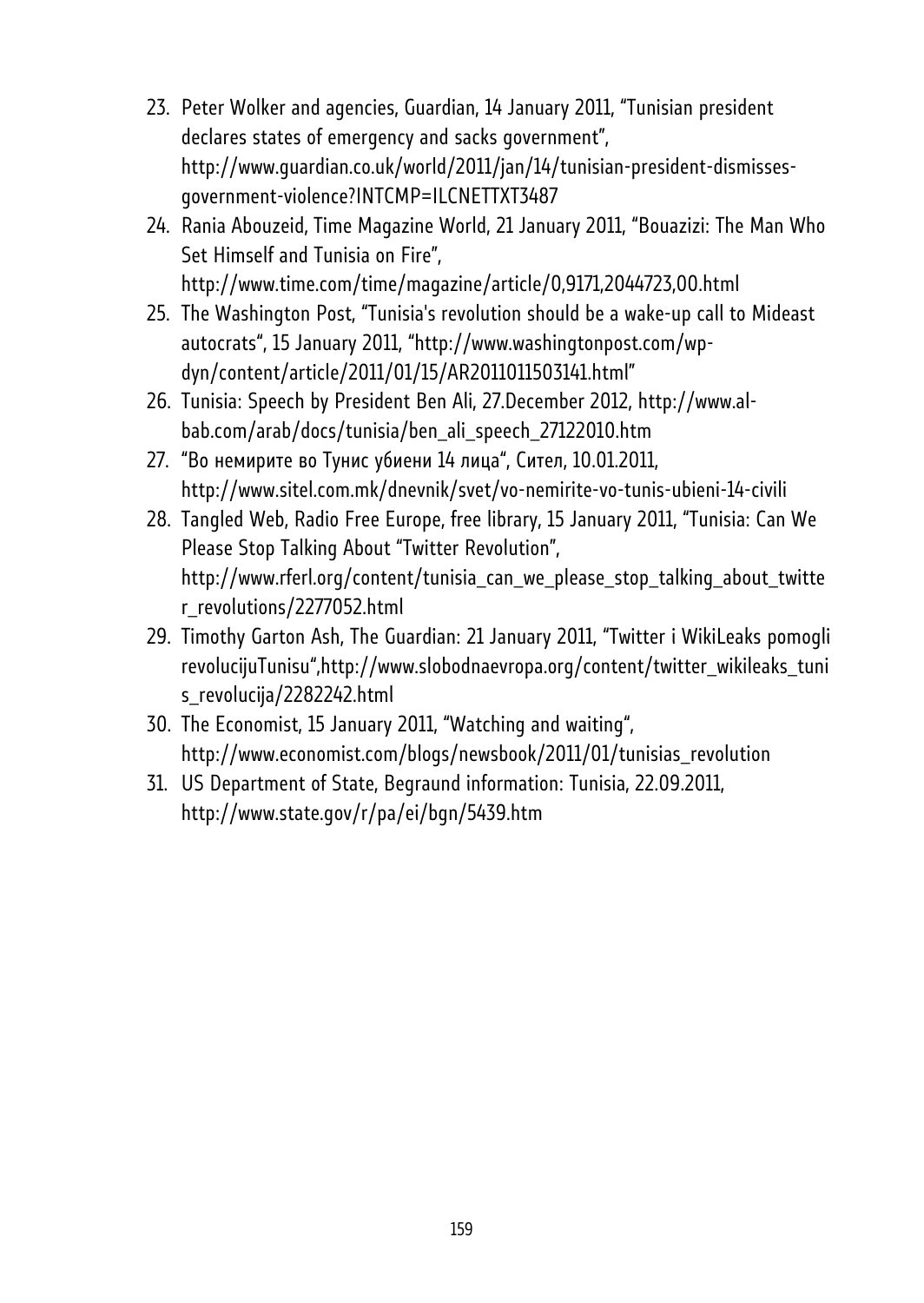23. Peter Wolker and agencies, Guardian, 14 January 2011, "Tunisian president declares states of emergency and sacks government", http://www.guardian.co.uk/world/2011/jan/14/tunisian-president-dismisses-government-violence?INTCMP=ILCNETTXT3487
24. Rania Abouzeid, Time Magazine World, 21 January 2011, "Bouazizi: The Man Who Set Himself and Tunisia on Fire", http://www.time.com/time/magazine/article/0,9171,2044723,00.html
25. The Washington Post, "Tunisia's revolution should be a wake-up call to Mideast autocrats", 15 January 2011, "http://www.washingtonpost.com/wp-dyn/content/article/2011/01/15/AR2011011503141.html"
26. Tunisia: Speech by President Ben Ali, 27.December 2012, http://www.al-bab.com/arab/docs/tunisia/ben_ali_speech_27122010.htm
27. "Во немирите во Тунис убиени 14 лица", Сител, 10.01.2011, http://www.sitel.com.mk/dnevnik/svet/vo-nemirite-vo-tunis-ubieni-14-civili
28. Tangled Web, Radio Free Europe, free library, 15 January 2011, "Tunisia: Can We Please Stop Talking About "Twitter Revolution", http://www.rferl.org/content/tunisia_can_we_please_stop_talking_about_twitter_revolutions/2277052.html
29. Timothy Garton Ash, The Guardian: 21 January 2011, "Twitter i WikiLeaks pomogli revolucijuTunisu",http://www.slobodnaevropa.org/content/twitter_wikileaks_tunis_revolucija/2282242.html
30. The Economist, 15 January 2011, "Watching and waiting", http://www.economist.com/blogs/newsbook/2011/01/tunisias_revolution
31. US Department of State, Begraund information: Tunisia, 22.09.2011, http://www.state.gov/r/pa/ei/bgn/5439.htm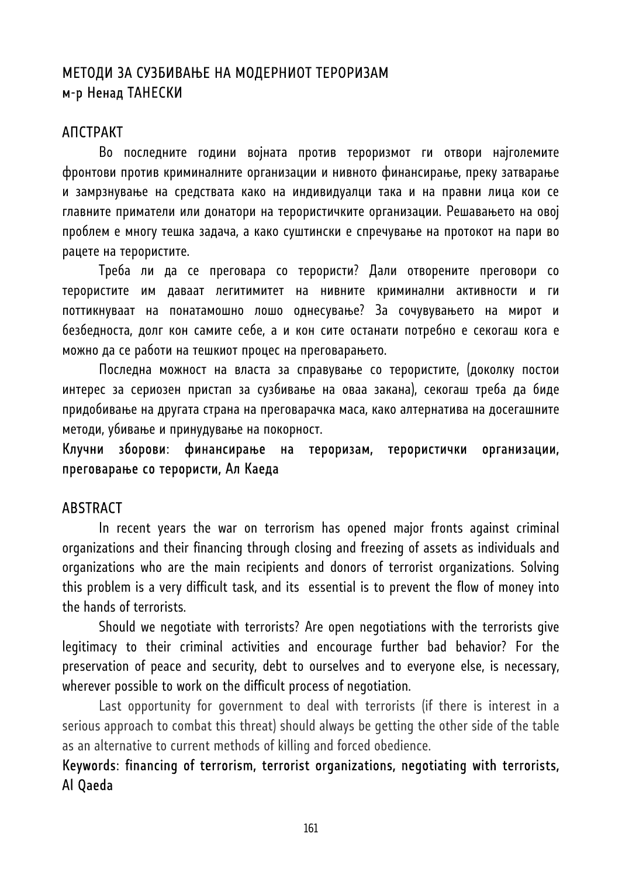# МЕТОДИ ЗА СУЗБИВАЊЕ НА МОДЕРНИОТ ТЕРОРИЗАМ

м-р Ненад ТАНЕСКИ

## АПСТРАКТ

Во последните години војната против тероризмот ги отвори најголемите фронтови против криминалните организации и нивното финансирање, преку затварање и замрзнување на средствата како на индивидуалци така и на правни лица кои се главните приматели или донатори на терористичките организации. Решавањето на овој проблем е многу тешка задача, а како суштински е спречување на протокот на пари во рацете на терористите.

Треба ли да се преговара со терористи? Дали отворените преговори со терористите им даваат легитимитет на нивните криминални активности и ги поттикнуваат на понатамошно лошо однесување? За сочувувањето на мирот и безбедноста, долг кон самите себе, а и кон сите останати потребно е секогаш кога е можно да се работи на тешкиот процес на преговарањето.

Последна можност на власта за справување со терористите, (доколку постои интерес за сериозен пристап за сузбивање на оваа закана), секогаш треба да биде придобивање на другата страна на преговарачка маса, како алтернатива на досегашните методи, убивање и принудување на покорност.

**Клучни зборови: финансирање на тероризам, терористички организации, преговарање со терористи, Ал Каеда**

## ABSTRACT

In recent years the war on terrorism has opened major fronts against criminal organizations and their financing through closing and freezing of assets as individuals and organizations who are the main recipients and donors of terrorist organizations. Solving this problem is a very difficult task, and its essential is to prevent the flow of money into the hands of terrorists.

Should we negotiate with terrorists? Are open negotiations with the terrorists give legitimacy to their criminal activities and encourage further bad behavior? For the preservation of peace and security, debt to ourselves and to everyone else, is necessary, wherever possible to work on the difficult process of negotiation.

Last opportunity for government to deal with terrorists (if there is interest in a serious approach to combat this threat) should always be getting the other side of the table as an alternative to current methods of killing and forced obedience.

**Keywords: financing of terrorism, terrorist organizations, negotiating with terrorists, Al Qaeda**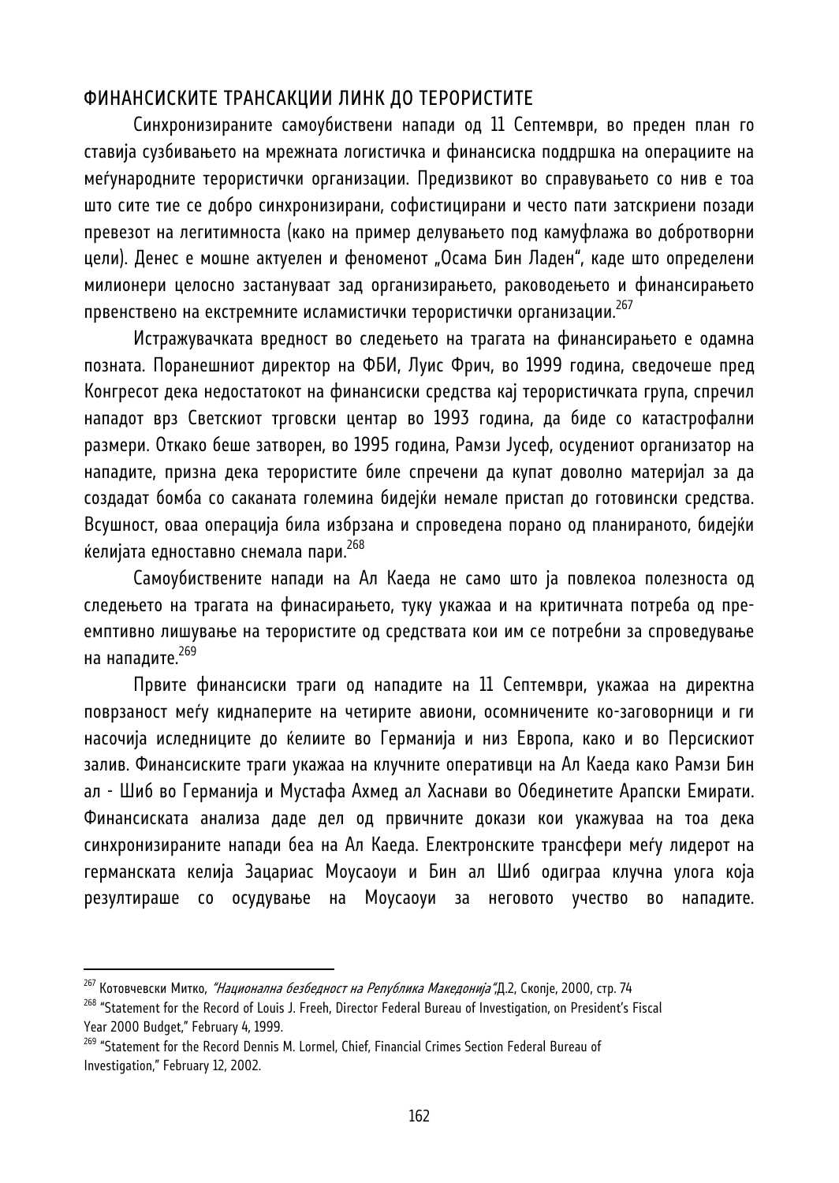## ФИНАНСИСКИТЕ ТРАНСАКЦИИ ЛИНК ДО ТЕРОРИСТИТЕ

Синхронизираните самоубиствени напади од 11 Септември, во преден план го стави­ја сузбивањето на мрежната логистичка и финансиска поддршка на операциите на меѓународните терористички организации. Предизвикот во справувањето со нив е тоа што сите тие се добро синхронизирани, софистицирани и често пати затскриени позади превезот на легитимноста (како на пример делувањето под камуфлажа во добротворни цели). Денес е мошне актуелен и феноменот „Осама Бин Ладен“, каде што определени милионери целосно застануваат зад организирањето, раководењето и финансирањето првенствено на екстремните исламистички терористички организации.[267]

Истражувачката вредност во следењето на трагата на финансирањето е одамна позната. Поранешниот директор на ФБИ, Луис Фрич, во 1999 година, сведочеше пред Конгресот дека недостатокот на финансиски средства кај терористичката група, спречил нападот врз Светскиот трговски центар во 1993 година, да биде со катастрофални размери. Откако беше затворен, во 1995 година, Рамзи Јусеф, осудениот организатор на нападите, призна дека терористите биле спречени да купат доволно материјал за да создадат бомба со саканата големина бидејќи немале пристап до готовински средства. Всушност, оваа операција била избрзана и спроведена порано од планираното, бидејќи ќелијата едноставно снемала пари.[268]

Самоубиствените напади на Ал Каеда не само што ја повлекоа полезноста од следењето на трагата на финасирањето, туку укажаа и на критичната потреба од пре-емптивно лишување на терористите од средствата кои им се потребни за спроведување на нападите.[269]

Првите финансиски траги од нападите на 11 Септември, укажаа на директна поврзаност меѓу киднаперите на четирите авиони, осомничените ко-заговорници и ги насочија иследниците до ќелиите во Германија и низ Европа, како и во Персискиот залив. Финансиските траги укажаа на клучните оперативци на Ал Каеда како Рамзи Бин ал - Шиб во Германија и Мустафа Ахмед ал Хаснави во Обединетите Арапски Емирати. Финансиската анализа даде дел од првичните докази кои укажуваа на тоа дека синхронизираните напади беа на Ал Каеда. Електронските трансфери меѓу лидерот на германската келија Зацариас Моусаоуи и Бин ал Шиб одиграа клучна улога која резултираше со осудување на Моусаоуи за неговото учество во нападите.

---

[267] Котовчевски Митко, *"Национална безбедност на Република Македонија"*,Д.2, Скопје, 2000, стр. 74

[268] "Statement for the Record of Louis J. Freeh, Director Federal Bureau of Investigation, on President's Fiscal Year 2000 Budget," February 4, 1999.

[269] "Statement for the Record Dennis M. Lormel, Chief, Financial Crimes Section Federal Bureau of Investigation," February 12, 2002.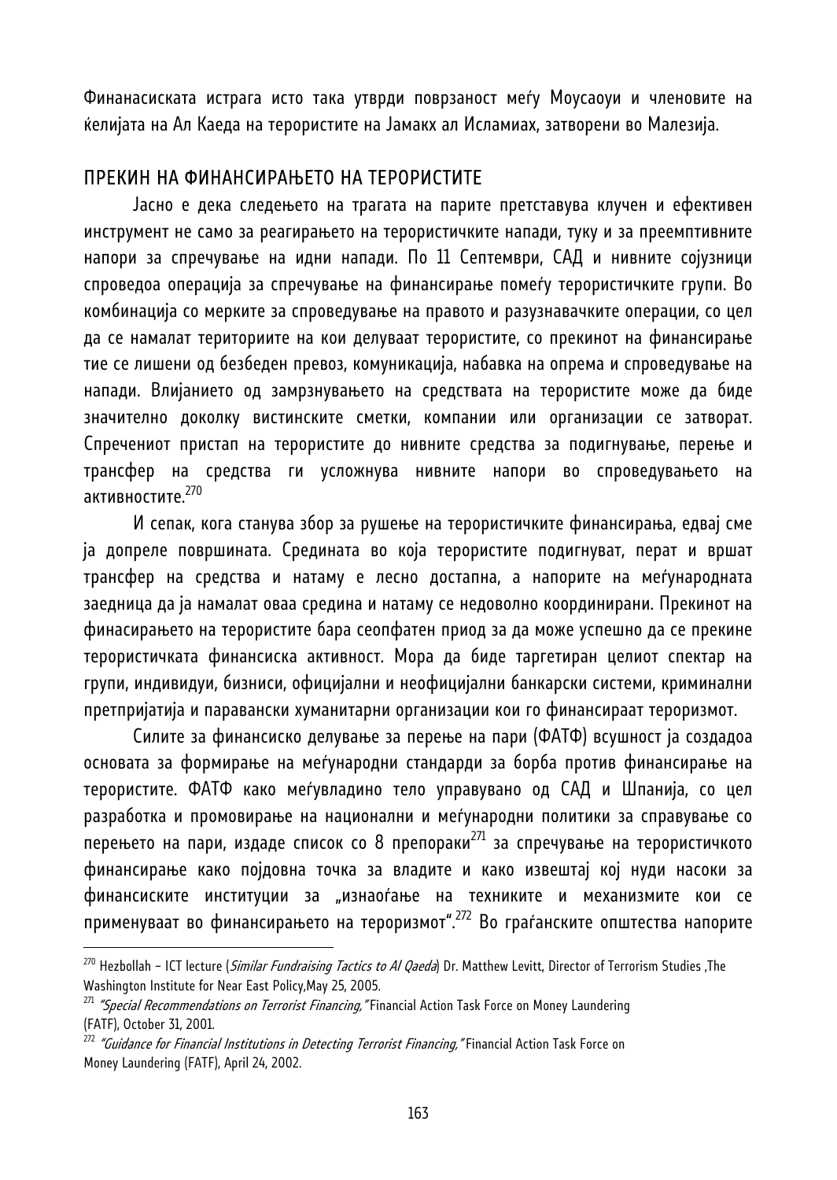Финанасиската истрага исто така утврди поврзаност меѓу Моусаоуи и членовите на ќелијата на Ал Каеда на терористите на Јамакх ал Исламиах, затворени во Малезија.

## ПРЕКИН НА ФИНАНСИРАЊЕТО НА ТЕРОРИСТИТЕ

Јасно е дека следењето на трагата на парите претставува клучен и ефективен инструмент не само за реагирањето на терористичките напади, туку и за преемптивните напори за спречување на идни напади. По 11 Септември, САД и нивните сојузници спроведоа операција за спречување на финансирање помеѓу терористичките групи. Во комбинација со мерките за спроведување на правото и разузнавачките операции, со цел да се намалат територииите на кои делуваат терористите, со прекинот на финансирање тие се лишени од безбеден превоз, комуникација, набавка на опрема и спроведување на напади. Влијанието од замрзнувањето на средствата на терористите може да биде значително доколку вистинските сметки, компании или организации се затворат. Спречениот пристап на терористите до нивните средства за подигнување, перење и трансфер на средства ги усложнува нивните напори во спроведувањето на активностите.[270]

И сепак, кога станува збор за рушење на терористичките финансирања, едвај сме ја допреле површината. Средината во која терористите подигнуват, перат и вршат трансфер на средства и натаму е лесно достапна, а напорите на меѓународната заедница да ја намалат оваа средина и натаму се недоволно координирани. Прекинот на финасирањето на терористите бара сеопфатен приод за да може успешно да се прекине терористичката финансиска активност. Мора да биде таргетиран целиот спектар на групи, индивидуи, бизниси, официјални и неофицијални банкарски системи, криминални претпријатија и паравански хуманитарни организации кои го финансираат тероризмот.

Силите за финансиско делување за перење на пари (ФАТФ) всушност ја создадоа основата за формирање на меѓународни стандарди за борба против финансирање на терористите. ФАТФ како меѓувладино тело управувано од САД и Шпанија, со цел разработка и промовирање на национални и меѓународни политики за справување со перењето на пари, издаде список со 8 препораки[271] за спречување на терористичкото финансирање како појдовна точка за владите и како извештај кој нуди насоки за финансиските институции за „изнаоѓање на техниките и механизмите кои се применуваат во финансирањето на тероризмот".[272] Во граѓанските општества напорите

---

[270] Hezbollah – ICT lecture (*Similar Fundraising Tactics to Al Qaeda*) Dr. Matthew Levitt, Director of Terrorism Studies ,The Washington Institute for Near East Policy,May 25, 2005.

[271] *"Special Recommendations on Terrorist Financing,"* Financial Action Task Force on Money Laundering (FATF), October 31, 2001.

[272] *"Guidance for Financial Institutions in Detecting Terrorist Financing,"* Financial Action Task Force on Money Laundering (FATF), April 24, 2002.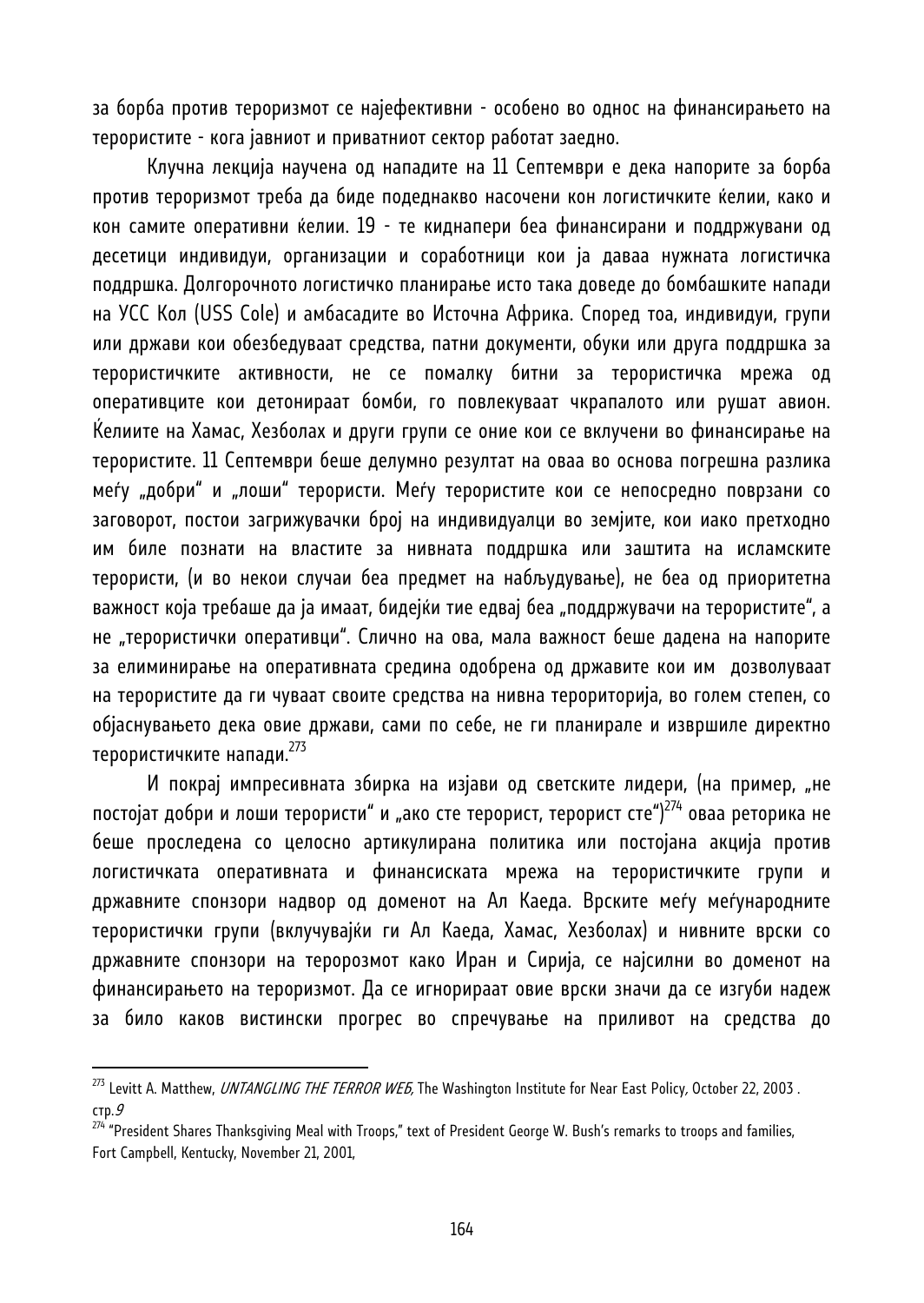за борба против тероризмот се најефективни - особено во однос на финансирањето на терористите - кога јавниот и приватниот сектор работат заедно.

Клучна лекција научена од нападите на 11 Септември е дека напорите за борба против тероризмот треба да биде подеднакво насочени кон логистичките ќелии, како и кон самите оперативни ќелии. 19 - те киднапери беа финансирани и поддржувани од десетици индивидуи, организации и соработници кои ја даваа нужната логистичка поддршка. Долгорочното логистичко планирање исто така доведе до бомбашките напади на УСС Кол (USS Cole) и амбасадите во Источна Африка. Според тоа, индивидуи, групи или држави кои обезбедуваат средства, патни документи, обуки или друга поддршка за терористичките активности, не се помалку битни за терористичка мрежа од оперативците кои детонираат бомби, го повлекуваат чкрапалото или рушат авион. Ќелиите на Хамас, Хезболах и други групи се оние кои се вклучени во финансирање на терористите. 11 Септември беше делумно резултат на оваа во основа погрешна разлика меѓу „добри" и „лоши" терористи. Меѓу терористите кои се непосредно поврзани со заговорот, постои загрижувачки број на индивидуалци во земјите, кои иако претходно им биле познати на властите за нивната поддршка или заштита на исламските терористи, (и во некои случаи беа предмет на набљудување), не беа од приоритетна важност која требаше да ја имаат, бидејќи тие едвај беа „поддржувачи на терористите", а не „терористички оперативци". Слично на ова, мала важност беше дадена на напорите за елиминирање на оперативната средина одобрена од државите кои им дозволуваат на терористите да ги чуваат своите средства на нивна терориторија, во голем степен, со објаснувањето дека овие држави, сами по себе, не ги планирале и извршиле директно терористичките напади.[273]

И покрај импресивната збирка на изјави од светските лидери, (на пример, „не постојат добри и лоши терористи" и „ако сте терорист, терорист сте")[274] оваа реторика не беше проследена со целосно артикулирана политика или постојана акција против логистичката оперативната и финансиската мрежа на терористичките групи и државните спонзори надвор од доменот на Ал Каеда. Врските меѓу меѓународните терористички групи (вклучувајќи ги Ал Каеда, Хамас, Хезболах) и нивните врски со државните спонзори на теророзмот како Иран и Сирија, се најсилни во доменот на финансирањето на тероризмот. Да се игнорираат овие врски значи да се изгуби надеж за било каков вистински прогрес во спречување на приливот на средства до

---

[273] Levitt A. Matthew, *UNTANGLING THE TERROR WEB*, The Washington Institute for Near East Policy, October 22, 2003 . стр.*9*

[274] "President Shares Thanksgiving Meal with Troops," text of President George W. Bush's remarks to troops and families, Fort Campbell, Kentucky, November 21, 2001,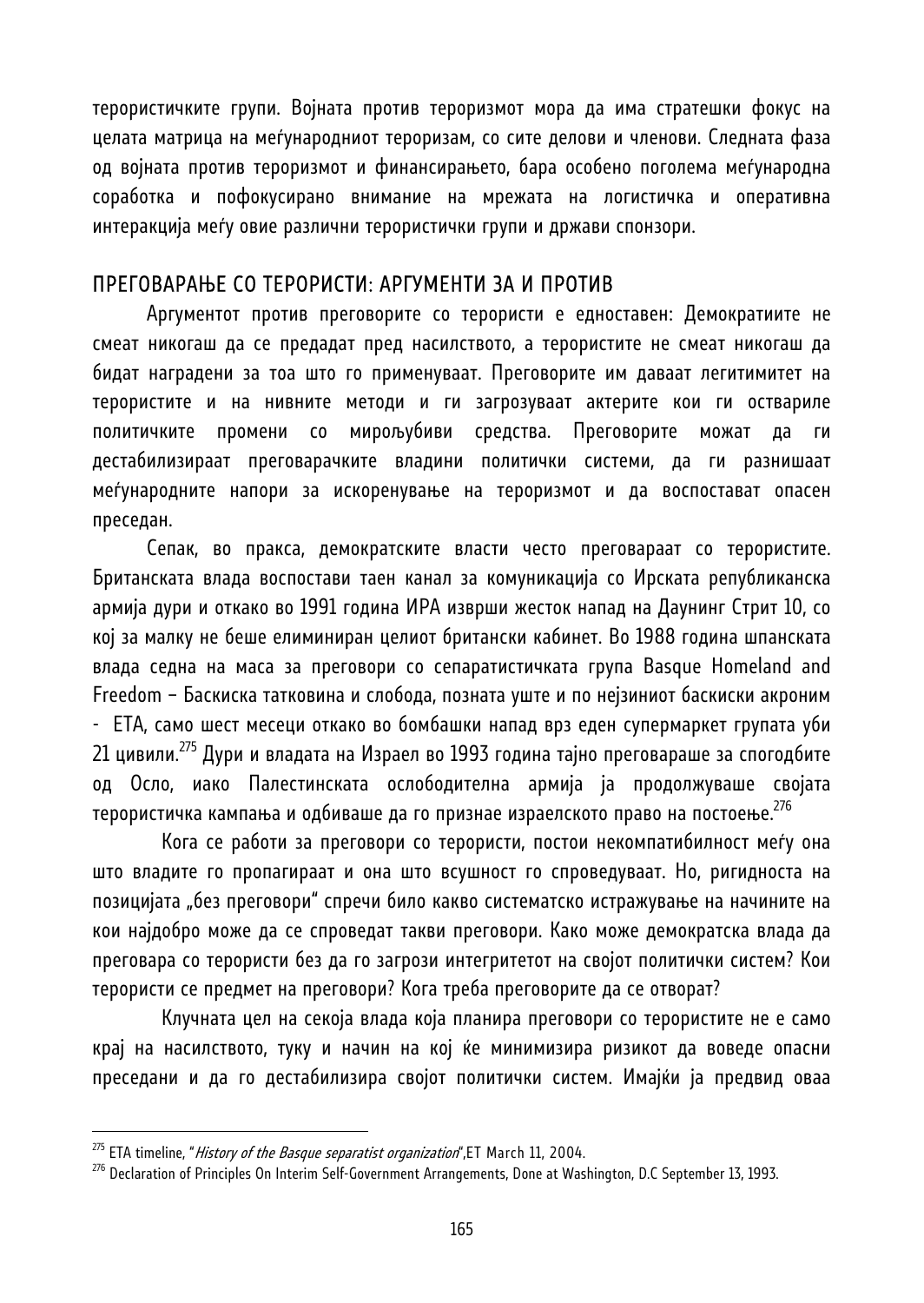терористичките групи. Војната против тероризмот мора да има стратешки фокус на целата матрица на меѓународниот тероризам, со сите делови и членови. Следната фаза од војната против тероризмот и финансирањето, бара особено поголема меѓународна соработка и пофокусирано внимание на мрежата на логистичка и оперативна интеракција меѓу овие различни терористички групи и држави спонзори.

## ПРЕГОВАРАЊЕ СО ТЕРОРИСТИ: АРГУМЕНТИ ЗА И ПРОТИВ

Аргументот против преговорите со терористи е едноставен: Демократиите не смеат никогаш да се предадат пред насилството, а терористите не смеат никогаш да бидат наградени за тоа што го применуваат. Преговорите им даваат легитимитет на терористите и на нивните методи и ги загрозуваат актерите кои ги оствариле политичките промени со мирољубиви средства. Преговорите можат да ги дестабилизираат преговарачките владини политички системи, да ги разнишаат меѓународните напори за искоренување на тероризмот и да воспостават опасен преседан.

Сепак, во пракса, демократските власти често преговараат со терористите. Британската влада воспостави таен канал за комуникација со Ирската републиканска армија дури и откако во 1991 година ИРА изврши жесток напад на Даунинг Стрит 10, со кој за малку не беше елиминиран целиот британски кабинет. Во 1988 година шпанската влада седна на маса за преговори со сепаратистичката група Basque Homeland and Freedom – Баскиска татковина и слобода, позната уште и по нејзиниот баскиски акроним - ЕТА, само шест месеци откако во бомбашки напад врз еден супермаркет групата уби 21 цивили.[275] Дури и владата на Израел во 1993 година тајно преговараше за спогодбите од Осло, иако Палестинската ослободителна армија ја продолжуваше својата терористичка кампања и одбиваше да го признае израелското право на постоење.[276]

Кога се работи за преговори со терористи, постои некомпатибилност меѓу она што владите го пропагираат и она што всушност го спроведуваат. Но, ригидноста на позицијата „без преговори" спречи било какво систематско истражување на начините на кои најдобро може да се спроведат такви преговори. Како може демократска влада да преговара со терористи без да го загрози интегритетот на својот политички систем? Кои терористи се предмет на преговори? Кога треба преговорите да се отворат?

Клучната цел на секоја влада која планира преговори со терористите не е само крај на насилството, туку и начин на кој ќе минимизира ризикот да воведе опасни преседани и да го дестабилизира својот политички систем. Имајќи ја предвид оваа

---

[275] ETA timeline, "*History of the Basque separatist organization*",ET March 11, 2004.

[276] Declaration of Principles On Interim Self-Government Arrangements, Done at Washington, D.C September 13, 1993.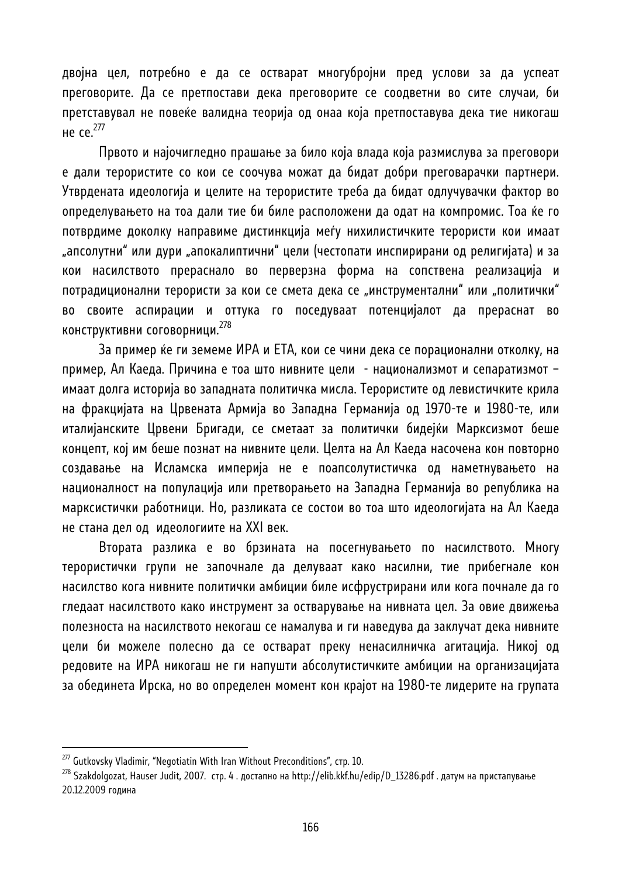двојна цел, потребно е да се остварат многубројни пред услови за да успеат преговорите. Да се претпостави дека преговорите се соодветни во сите случаи, би претставувал не повеќе валидна теорија од онаа која претпоставува дека тие никогаш не се.[277]

Првото и најочигледно прашање за било која влада која размислува за преговори е дали терористите со кои се соочува можат да бидат добри преговарачки партнери. Утврдената идеологија и целите на терористите треба да бидат одлучувачки фактор во определувањето на тоа дали тие би биле расположени да одат на компромис. Тоа ќе го потврдиме доколку направиме дистинкција меѓу нихилистичките терористи кои имаат „апсолутни" или дури „апокалиптични" цели (честопати инспирирани од религијата) и за кои насилството прераснало во перверзна форма на сопствена реализација и потрадиционални терористи за кои се смета дека се „инструментални" или „политички" во своите аспирации и оттука го поседуваат потенцијалот да прераснат во конструктивни соговорници.[278]

За пример ќе ги земеме ИРА и ЕТА, кои се чини дека се порационални отколку, на пример, Ал Каеда. Причина е тоа што нивните цели - национализмот и сепаратизмот – имаат долга историја во западната политичка мисла. Терористите од левистичките крила на фракцијата на Црвената Армија во Западна Германија од 1970-те и 1980-те, или италијанските Црвени Бригади, се сметаат за политички бидејќи Марксизмот беше концепт, кој им беше познат на нивните цели. Целта на Ал Каеда насочена кон повторно создавање на Исламска империја не е поапсолутистичка од наметнувањето на националност на популација или претворањето на Западна Германија во република на марксистички работници. Но, разликата се состои во тоа што идеологијата на Ал Каеда не стана дел од идеологиите на XXI век.

Втората разлика е во брзината на посегнувањето по насилството. Многу терористички групи не започнале да делуваат како насилни, тие прибегнале кон насилство кога нивните политички амбиции биле исфрустрирани или кога почнале да го гледаат насилството како инструмент за остварување на нивната цел. За овие движења полезноста на насилството некогаш се намалува и ги наведува да заклучат дека нивните цели би можеле полесно да се остварат преку ненасилничка агитација. Никој од редовите на ИРА никогаш не ги напушти абсолутистичките амбиции на организацијата за обединета Ирска, но во определен момент кон крајот на 1980-те лидерите на групата

---

[277] Gutkovsky Vladimir, "Negotiatin With Iran Without Preconditions", стр. 10.

[278] Szakdolgozat, Hauser Judit, 2007. стр. 4 . достапно на http://elib.kkf.hu/edip/D_13286.pdf . датум на пристапување 20.12.2009 година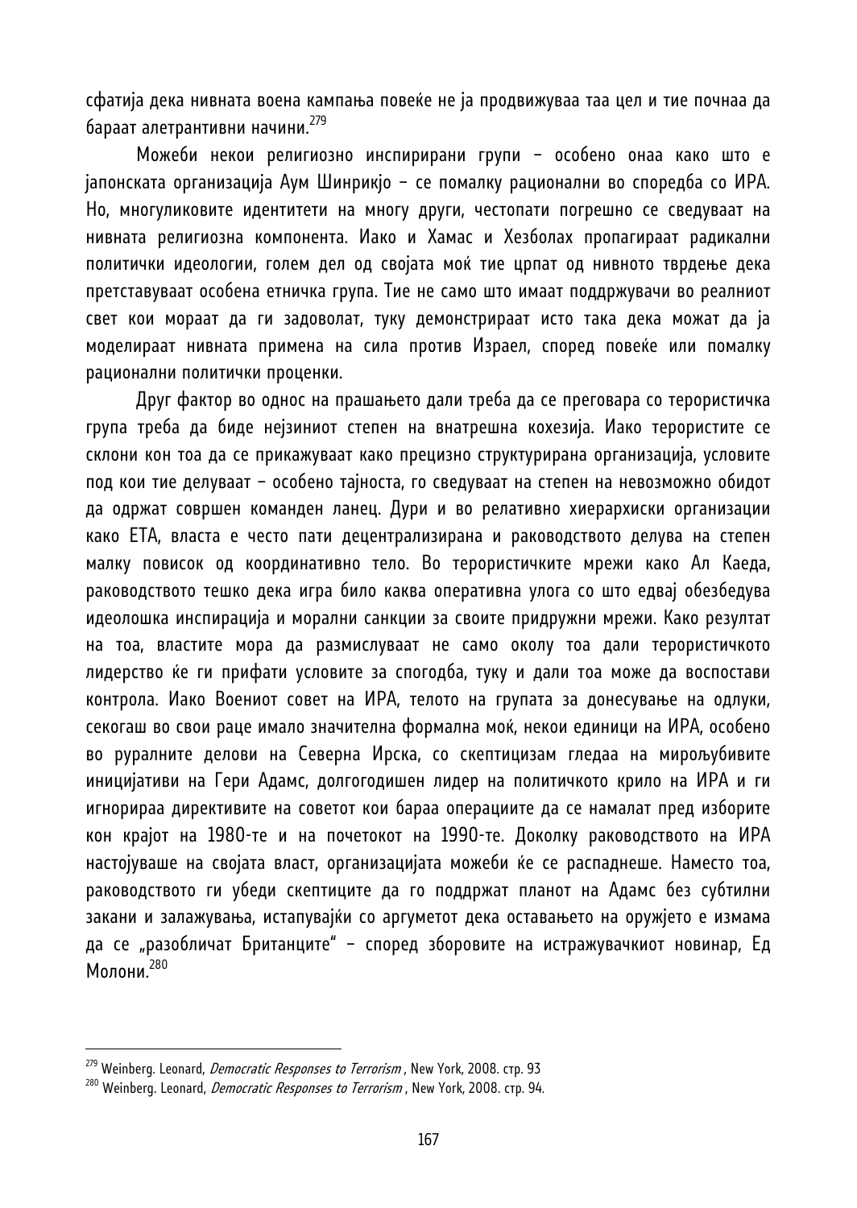сфатија дека нивната воена кампања повеќе не ја продвижуваа таа цел и тие почнаа да бараат алетрантивни начини.[279]

Можеби некои религиозно инспирирани групи – особено онаа како што е јапонската организација Аум Шинрикјо – се помалку рационални во споредба со ИРА. Но, многуликовите идентитети на многу други, честопати погрешно се сведуваат на нивната религиозна компонента. Иако и Хамас и Хезболах пропагираат радикални политички идеологии, голем дел од својата моќ тие црпат од нивното тврдење дека претставуваат особена етничка група. Тие не само што имаат поддржувачи во реалниот свет кои мораат да ги задоволат, туку демонстрираат исто така дека можат да ја моделираат нивната примена на сила против Израел, според повеќе или помалку рационални политички проценки.

Друг фактор во однос на прашањето дали треба да се преговара со терористичка група треба да биде нејзиниот степен на внатрешна кохезија. Иако терористите се склони кон тоа да се прикажуваат како прецизно структурирана организација, условите под кои тие делуваат – особено тајноста, го сведуваат на степен на невозможно обидот да одржат совршен команден ланец. Дури и во релативно хиерархиски организации како ЕТА, власта е често пати децентрализирана и раководството делува на степен малку повисок од координативно тело. Во терористичките мрежи како Ал Каеда, раководството тешко дека игра било каква оперативна улога со што едвај обезбедува идеолошка инспирација и морални санкции за своите придружни мрежи. Како резултат на тоа, властите мора да размислуваат не само околу тоа дали терористичкото лидерство ќе ги прифати условите за спогодба, туку и дали тоа може да воспостави контрола. Иако Воениот совет на ИРА, телото на групата за донесување на одлуки, секогаш во свои раце имало значителна формална моќ, некои единици на ИРА, особено во руралните делови на Северна Ирска, со скептицизам гледаа на миролјубивите иницијативи на Гери Адамс, долгогодишен лидер на политичкото крило на ИРА и ги игнорираа директивите на советот кои бараа операциите да се намалат пред изборите кон крајот на 1980-те и на почетокот на 1990-те. Доколку раководството на ИРА настојуваше на својата власт, организацијата можеби ќе се распаднеше. Наместо тоа, раководството ги убеди скептиците да го поддржат планот на Адамс без субтилни закани и залажувања, истапувајќи со аргуметот дека оставањето на оружјето е измама да се „разобличат Британците" – според зборовите на истражувачкиот новинар, Ед Молони.[280]

---

[279] Weinberg. Leonard, *Democratic Responses to Terrorism* , New York, 2008. стр. 93

[280] Weinberg. Leonard, *Democratic Responses to Terrorism* , New York, 2008. стр. 94.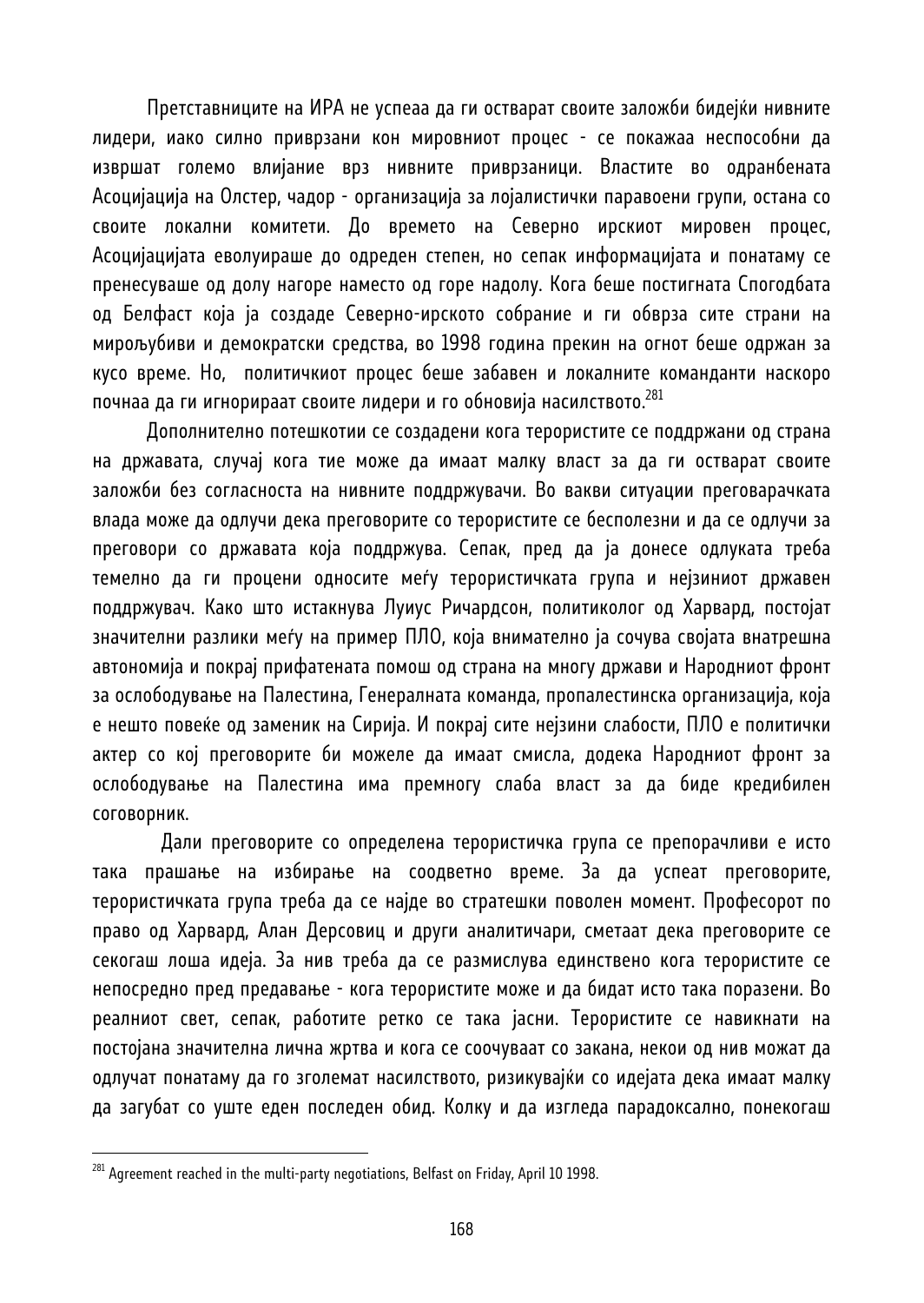Претставниците на ИРА не успеаа да ги остварат своите заложби бидејќи нивните лидери, иако силно приврзани кон мировниот процес - се покажаа неспособни да извршат големо влијание врз нивните приврзаници. Властите во одранбената Асоцијација на Олстер, чадор - организација за лојалистички паравоени групи, остана со своите локални комитети. До времето на Северно ирскиот мировен процес, Асоцијацијата еволуираше до одреден степен, но сепак информацијата и понатаму се пренесуваше од долу нагоре наместо од горе надолу. Кога беше постигната Спогодбата од Белфаст која ја создаде Северно-ирското собрание и ги обврза сите страни на мирољубиви и демократски средства, во 1998 година прекин на огнот беше одржан за кусо време. Но, политичкиот процес беше забавен и локалните команданти наскоро почнаа да ги игнорираат своите лидери и го обновија насилството.[281]

Дополнително потешкотии се создадени кога терористите се поддржани од страна на државата, случај кога тие може да имаат малку власт за да ги остварат своите заложби без согласноста на нивните поддржувачи. Во вакви ситуации преговарачката влада може да одлучи дека преговорите со терористите се бесполезни и да се одлучи за преговори со државата која поддржува. Сепак, пред да ја донесе одлуката треба темелно да ги процени односите меѓу терористичката група и нејзиниот државен поддржувач. Како што истакнува Луиус Ричардсон, политиколог од Харвард, постојат значителни разлики меѓу на пример ПЛО, која внимателно ја сочува својата внатрешна автономија и покрај прифатената помош од страна на многу држави и Народниот фронт за ослободување на Палестина, Генералната команда, пропалестинска организација, која е нешто повеќе од заменик на Сирија. И покрај сите нејзини слабости, ПЛО е политички актер со кој преговорите би можеле да имаат смисла, додека Народниот фронт за ослободување на Палестина има премногу слаба власт за да биде кредибилен соговорник.

Дали преговорите со определена терористичка група се препорачливи е исто така прашање на избирање на соодветно време. За да успеат преговорите, терористичката група треба да се најде во стратешки поволен момент. Професорот по право од Харвард, Алан Дерсовиц и други аналитичари, сметаат дека преговорите се секогаш лоша идеја. За нив треба да се размислува единствено кога терористите се непосредно пред предавање - кога терористите може и да бидат исто така поразени. Во реалниот свет, сепак, работите ретко се така јасни. Терористите се навикнати на постојана значителна лична жртва и кога се соочуваат со закана, некои од нив можат да одлучат понатаму да го зголемат насилството, ризикувајќи со идејата дека имаат малку да загубат со уште еден последен обид. Колку и да изгледа парадоксално, понекогаш

---

[281] Agreement reached in the multi-party negotiations, Belfast on Friday, April 10 1998.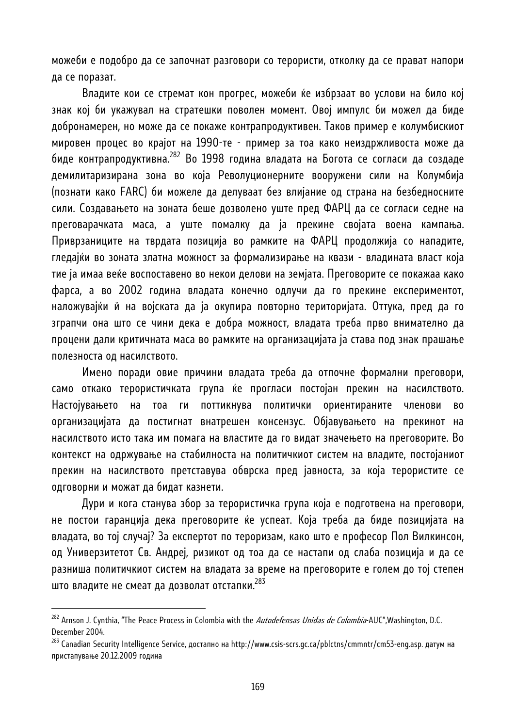можеби е подобро да се започнат разговори со терористи, отколку да се прават напори да се поразат.

Владите кои се стремат кон прогрес, можеби ќе избрзаат во услови на било кој знак кој би укажувал на стратешки поволен момент. Овој импулс би можел да биде добронамерен, но може да се покаже контрапродуктивен. Таков пример е колумбискиот мировен процес во крајот на 1990-те - пример за тоа како неиздржливоста може да биде контрапродуктивна.[282] Во 1998 година владата на Богота се согласи да создаде демилитаризирана зона во која Революционерните вооружени сили на Колумбија (познати како FARC) би можеле да делуваат без влијание од страна на безбедносните сили. Создавањето на зоната беше дозволено уште пред ФАРЦ да се согласи седне на преговарачката маса, а уште помалку да ја прекине својата воена кампања. Приврзаниците на тврдата позиција во рамките на ФАРЦ продолжија со нападите, гледајќи во зоната златна можност за формализирање на квази - владината власт која тие ја имаа веќе воспоставено во некои делови на земјата. Преговорите се покажаа како фарса, а во 2002 година владата конечно одлучи да го прекине експериментот, наложувајќи ѝ на војската да ја окупира повторно територијата. Оттука, пред да го зграпчи она што се чини дека е добра можност, владата треба прво внимателно да процени дали критичната маса во рамките на организацијата ја става под знак прашање полезноста од насилството.

Имено поради овие причини владата треба да отпочне формални преговори, само откако терористичката група ќе прогласи постојан прекин на насилството. Настојувањето на тоа ги поттикнува политички ориентираните членови во организацијата да постигнат внатрешен консензус. Објавувањето на прекинот на насилството исто така им помага на властите да го видат значењето на преговорите. Во контекст на одржување на стабилноста на политичкиот систем на владите, постојаниот прекин на насилството претставува обврска пред јавноста, за која терористите се одговорни и можат да бидат казнети.

Дури и кога станува збор за терористичка група која е подготвена на преговори, не постои гаранција дека преговорите ќе успеат. Која треба да биде позицијата на владата, во тој случај? За експертот по тероризам, како што е професор Пол Вилкинсон, од Универзитетот Св. Андреј, ризикот од тоа да се настапи од слаба позиција и да се разниша политичкиот систем на владата за време на преговорите е голем до тој степен што владите не смеат да дозволат отстапки.[283]

---

[282] Arnson J. Cynthia, "The Peace Process in Colombia with the *Autodefensas Unidas de Colombia*-AUC",Washington, D.C. December 2004.

[283] Canadian Security Intelligence Service, достапно на http://www.csis-scrs.gc.ca/pblctns/cmmntr/cm53-eng.asp. датум на пристапување 20.12.2009 година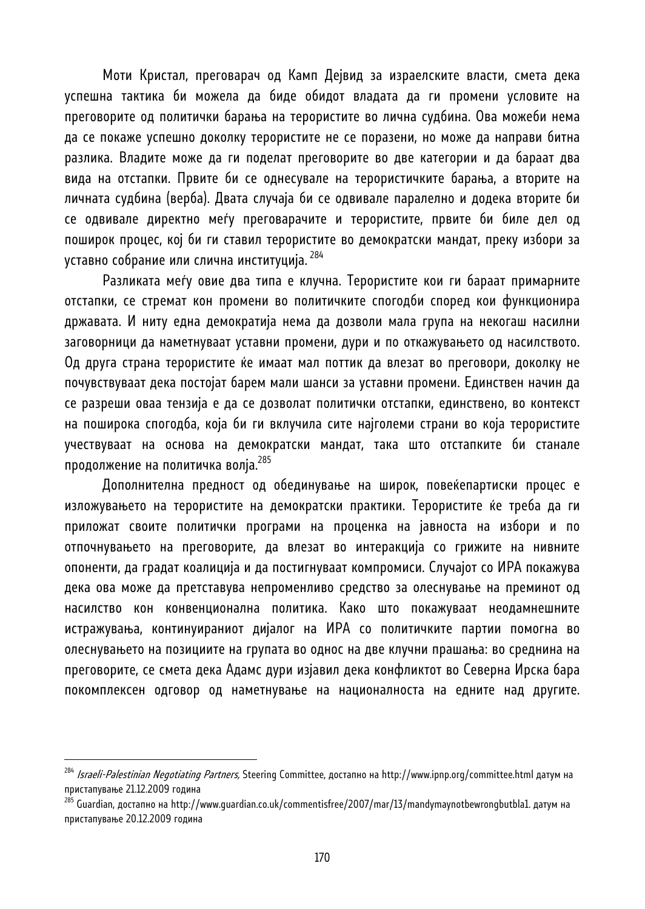Моти Кристал, преговарач од Камп Дејвид за израелските власти, смета дека успешна тактика би можела да биде обидот владата да ги промени условите на преговорите од политички барања на терористите во лична судбина. Ова можеби нема да се покаже успешно доколку терористите не се поразени, но може да направи битна разлика. Владите може да ги поделат преговорите во две категории и да бараат два вида на отстапки. Првите би се однесувале на терористичките барања, а вторите на личната судбина (верба). Двата случаја би се одвивале паралелно и додека вторите би се одвивале директно меѓу преговарачите и терористите, првите би биле дел од поширок процес, кој би ги ставил терористите во демократски мандат, преку избори за уставно собрание или слична институција.[284]

Разликата меѓу овие два типа е клучна. Терористите кои ги бараат примарните отстапки, се стремат кон промени во политичките спогодби според кои функционира државата. И ниту една демократија нема да дозволи мала група на некогаш насилни заговорници да наметнуваат уставни промени, дури и по откажувањето од насилството. Од друга страна терористите ќе имаат мал поттик да влезат во преговори, доколку не почувствуваат дека постојат барем мали шанси за уставни промени. Единствен начин да се разреши оваа тензија е да се дозволат политички отстапки, единствено, во контекст на поширока спогодба, која би ги вклучила сите најголеми страни во која терористите учествуваат на основа на демократски мандат, така што отстапките би станале продолжение на политичка волја.[285]

Дополнителна предност од обединување на широк, повеќепартиски процес е изложувањето на терористите на демократски практики. Терористите ќе треба да ги приложат своите политички програми на проценка на јавноста на избори и по отпочнувањето на преговорите, да влезат во интеракција со грижите на нивните опоненти, да градат коалиција и да постигнуваат компромиси. Случајот со ИРА покажува дека ова може да претставува непроменливо средство за олеснување на преминот од насилство кон конвенционална политика. Како што покажуваат неодамнешните истражувања, континуираниот дијалог на ИРА со политичките партии помогна во олеснувањето на позициите на групата во однос на две клучни прашања: во среднина на преговорите, се смета дека Адамс дури изјавил дека конфликтот во Северна Ирска бара покомплексен одговор од наметнување на националноста на едните над другите.

---

[284] *Israeli-Palestinian Negotiating Partners,* Steering Committee, достапно на http://www.ipnp.org/committee.html датум на пристапување 21.12.2009 година

[285] Guardian, достапно на http://www.guardian.co.uk/commentisfree/2007/mar/13/mandymaynotbewrongbutbla1. датум на пристапување 20.12.2009 година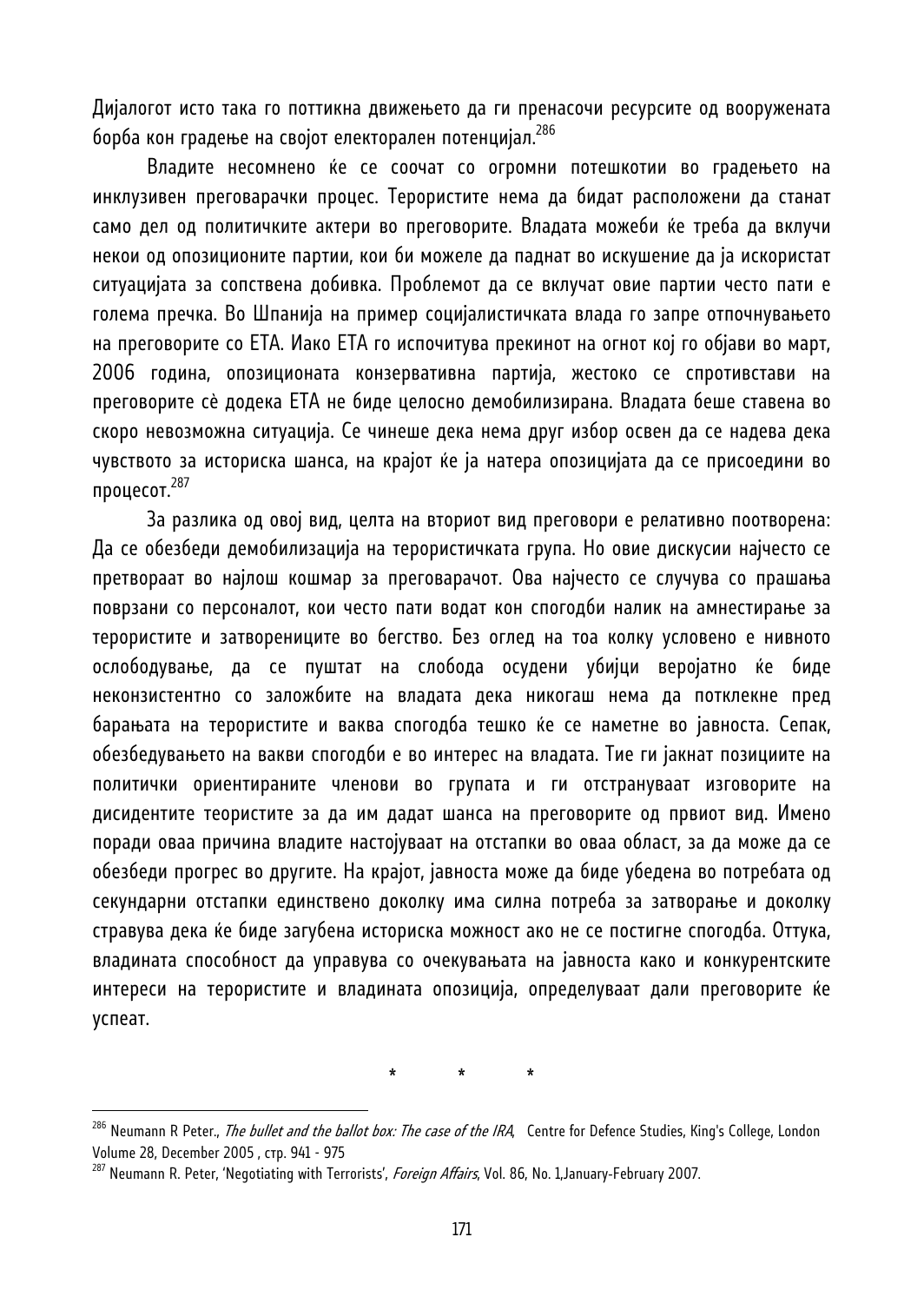Дијалогот исто така го поттикна движењето да ги пренасочи ресурсите од вооружената борба кон градење на својот електорален потенцијал.[286]

Владите несомнено ќе се соочат со огромни потешкотии во градењето на инклузивен преговарачки процес. Терористите нема да бидат расположени да станат само дел од политичките актери во преговорите. Владата можеби ќе треба да вклучи некои од опозиционите партии, кои би можеле да паднат во искушение да ја искористат ситуацијата за сопствена добивка. Проблемот да се вклучат овие партии често пати е голема пречка. Во Шпанија на пример социјалистичката влада го запре отпочнувањето на преговорите со ЕТА. Иако ЕТА го испочитува прекинот на огнот кој го објави во март, 2006 година, опозиционата конзервативна партија, жестоко се спротивстави на преговорите сè додека ЕТА не биде целосно демобилизирана. Владата беше ставена во скоро невозможна ситуација. Се чинеше дека нема друг избор освен да се надева дека чувството за историска шанса, на крајот ќе ја натера опозицијата да се присоедини во процесот.[287]

За разлика од овој вид, целта на вториот вид преговори е релативно поотворена: Да се обезбеди демобилизација на терористичката група. Но овие дискусии најчесто се претвораат во најлош кошмар за преговарачот. Ова најчесто се случува со прашања поврзани со персоналот, кои често пати водат кон спогодби налик на амнестирање за терористите и затворениците во бегство. Без оглед на тоа колку условено е нивното ослободување, да се пуштат на слобода осудени убијци веројатно ќе биде неконзистентно со заложбите на владата дека никогаш нема да поклекне пред барањата на терористите и ваква спогодба тешко ќе се наметне во јавноста. Сепак, обезбедувањето на вакви спогодби е во интерес на владата. Тие ги јакнат позициите на политички ориентираните членови во групата и ги отстрануваат изговорите на дисидентите теористите за да им дадат шанса на преговорите од првиот вид. Имено поради оваа причина владите настојуваат на отстапки во оваа област, за да може да се обезбеди прогрес во другите. На крајот, јавноста може да биде убедена во потребата од секундарни отстапки единствено доколку има силна потреба за затворање и доколку стравува дека ќе биде загубена историска можност ако не се постигне спогодба. Оттука, владината способност да управува со очекувањата на јавноста како и конкурентските интереси на терористите и владината опозиција, определуваат дали преговорите ќе успеат.

\* \* \*

---

[286] Neumann R Peter., *The bullet and the ballot box: The case of the IRA*, Centre for Defence Studies, King's College, London Volume 28, December 2005 , стр. 941 - 975

[287] Neumann R. Peter, 'Negotiating with Terrorists', *Foreign Affairs*, Vol. 86, No. 1,January-February 2007.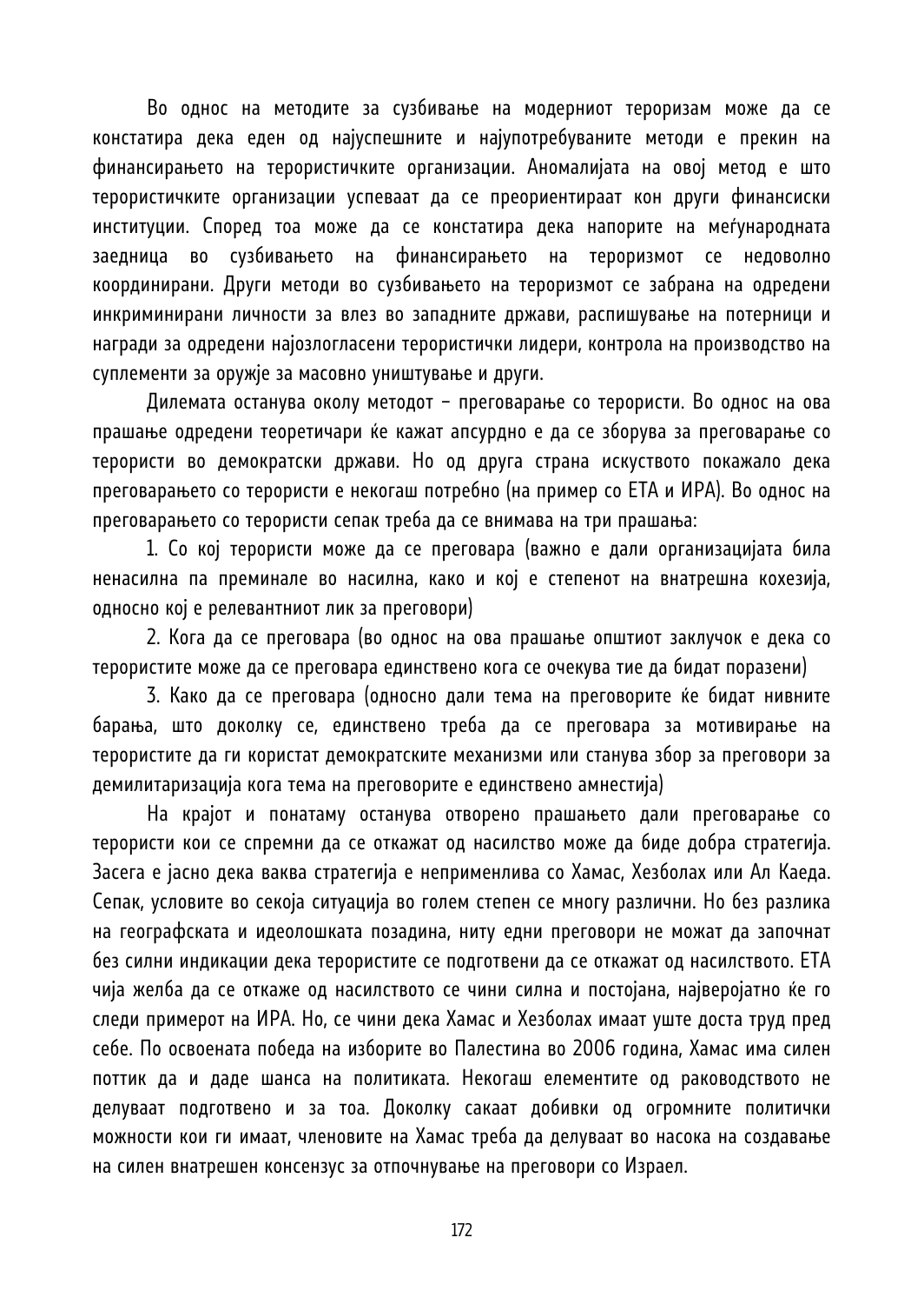Во однос на методите за сузбивање на модерниот тероризам може да се констатира дека еден од најуспешните и најупотребуваните методи е прекин на финансирањето на терористичките организации. Аномалијата на овој метод е што терористичките организации успеваат да се преориентираат кон други финансиски институции. Според тоа може да се констатира дека напорите на меѓународната заедница во сузбивањето на финансирањето на тероризмот се недоволно координирани. Други методи во сузбивањето на тероризмот се забрана на одредени инкриминирани личности за влез во западните држави, распишување на потерници и награди за одредени најозлогласени терористички лидери, контрола на производство на суплементи за оружје за масовно уништување и други.

Дилемата останува околу методот – преговарање со терористи. Во однос на ова прашање одредени теоретичари ќе кажат апсурдно е да се зборува за преговарање со терористи во демократски држави. Но од друга страна искуството покажало дека преговарањето со терористи е некогаш потребно (на пример со ЕТА и ИРА). Во однос на преговарањето со терористи сепак треба да се внимава на три прашања:

1. Со кој терористи може да се преговара (важно е дали организацијата била ненасилна па преминале во насилна, како и кој е степенот на внатрешна кохезија, односно кој е релевантниот лик за преговори)

2. Кога да се преговара (во однос на ова прашање општиот заклучок е дека со терористите може да се преговара единствено кога се очекува тие да бидат поразени)

3. Како да се преговара (односно дали тема на преговорите ќе бидат нивните барања, што доколку се, единствено треба да се преговара за мотивирање на терористите да ги користат демократските механизми или станува збор за преговори за демилитаризација кога тема на преговорите е единствено амнестија)

На крајот и понатаму останува отворено прашањето дали преговарање со терористи кои се спремни да се откажат од насилство може да биде добра стратегија. Засега е јасно дека ваква стратегија е неприменлива со Хамас, Хезболах или Ал Каеда. Сепак, условите во секоја ситуација во голем степен се многу различни. Но без разлика на географската и идеолошката позадина, ниту едни преговори не можат да започнат без силни индикации дека терористите се подготвени да се откажат од насилството. ЕТА чија желба да се откаже од насилството се чини силна и постојана, најверојатно ќе го следи примерот на ИРА. Но, се чини дека Хамас и Хезболах имаат уште доста труд пред себе. По освоената победа на изборите во Палестина во 2006 година, Хамас има силен поттик да и даде шанса на политиката. Некогаш елементите од раководството не делуваат подготвено и за тоа. Доколку сакаат добивки од огромните политички можности кои ги имаат, членовите на Хамас треба да делуваат во насока на создавање на силен внатрешен консензус за отпочнување на преговори со Израел.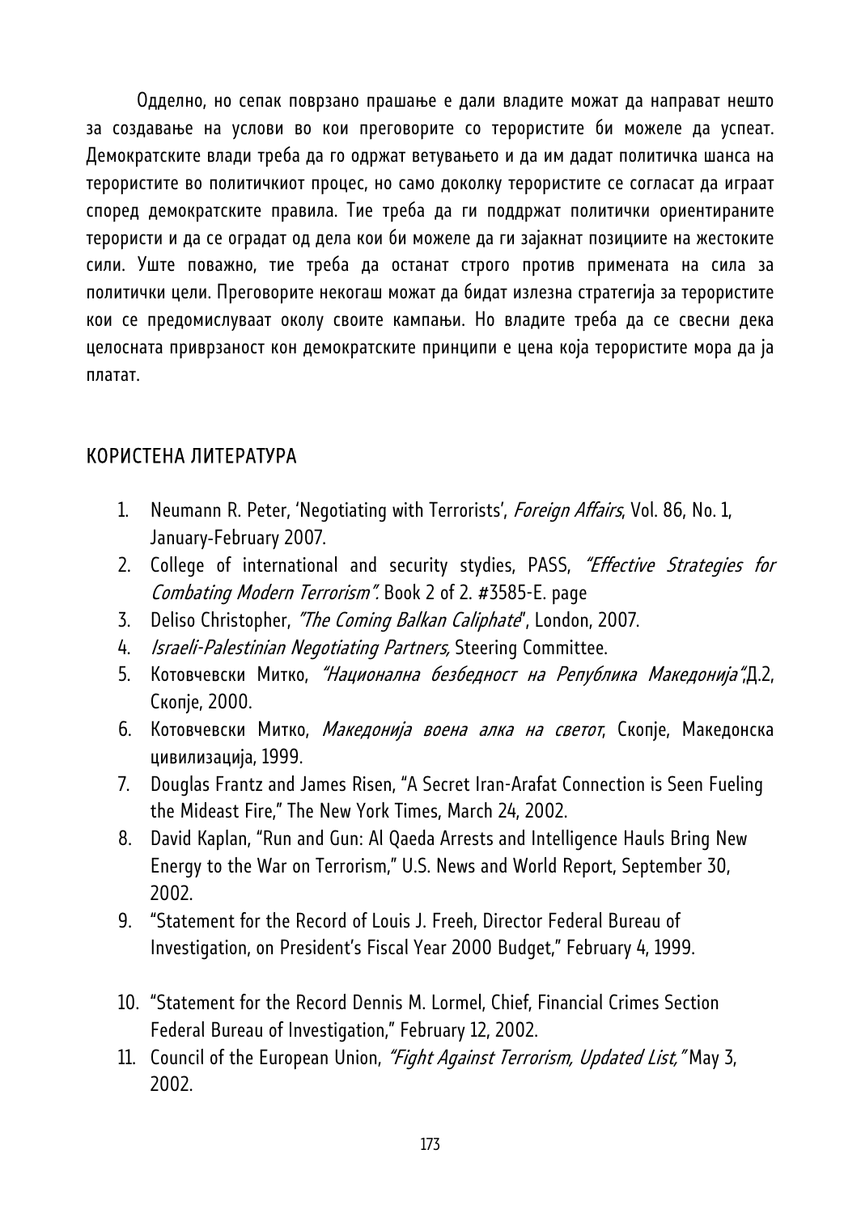Одделно, но сепак поврзано прашање е дали владите можат да направат нешто за создавање на услови во кои преговорите со терористите би можеле да успеат. Демократските влади треба да го одржат ветувањето и да им дадат политичка шанса на терористите во политичкиот процес, но само доколку терористите се согласат да играат според демократските правила. Тие треба да ги поддржат политички ориентираните терористи и да се оградат од дела кои би можеле да ги зајакнат позициите на жестоките сили. Уште поважно, тие треба да останат строго против примената на сила за политички цели. Преговорите некогаш можат да бидат излезна стратегија за терористите кои се предомислуваат околу своите кампањи. Но владите треба да се свесни дека целосната приврзаност кон демократските принципи е цена која терористите мора да ја платат.

## КОРИСТЕНА ЛИТЕРАТУРА

1. Neumann R. Peter, 'Negotiating with Terrorists', *Foreign Affairs*, Vol. 86, No. 1, January-February 2007.
2. College of international and security stydies, PASS, *"Effective Strategies for Combating Modern Terrorism".* Book 2 of 2. #3585-E. page
3. Deliso Christopher, *"The Coming Balkan Caliphate*", London, 2007.
4. *Israeli-Palestinian Negotiating Partners,* Steering Committee.
5. Котовчевски Митко, *"Национална безбедност на Република Македонија"*,Д.2, Скопје, 2000.
6. Котовчевски Митко, *Македонија воена алка на светот*, Скопје, Македонска цивилизација, 1999.
7. Douglas Frantz and James Risen, "A Secret Iran-Arafat Connection is Seen Fueling the Mideast Fire," The New York Times, March 24, 2002.
8. David Kaplan, "Run and Gun: Al Qaeda Arrests and Intelligence Hauls Bring New Energy to the War on Terrorism," U.S. News and World Report, September 30, 2002.
9. "Statement for the Record of Louis J. Freeh, Director Federal Bureau of Investigation, on President's Fiscal Year 2000 Budget," February 4, 1999.
10. "Statement for the Record Dennis M. Lormel, Chief, Financial Crimes Section Federal Bureau of Investigation," February 12, 2002.
11. Council of the European Union, *"Fight Against Terrorism, Updated List,"* May 3, 2002.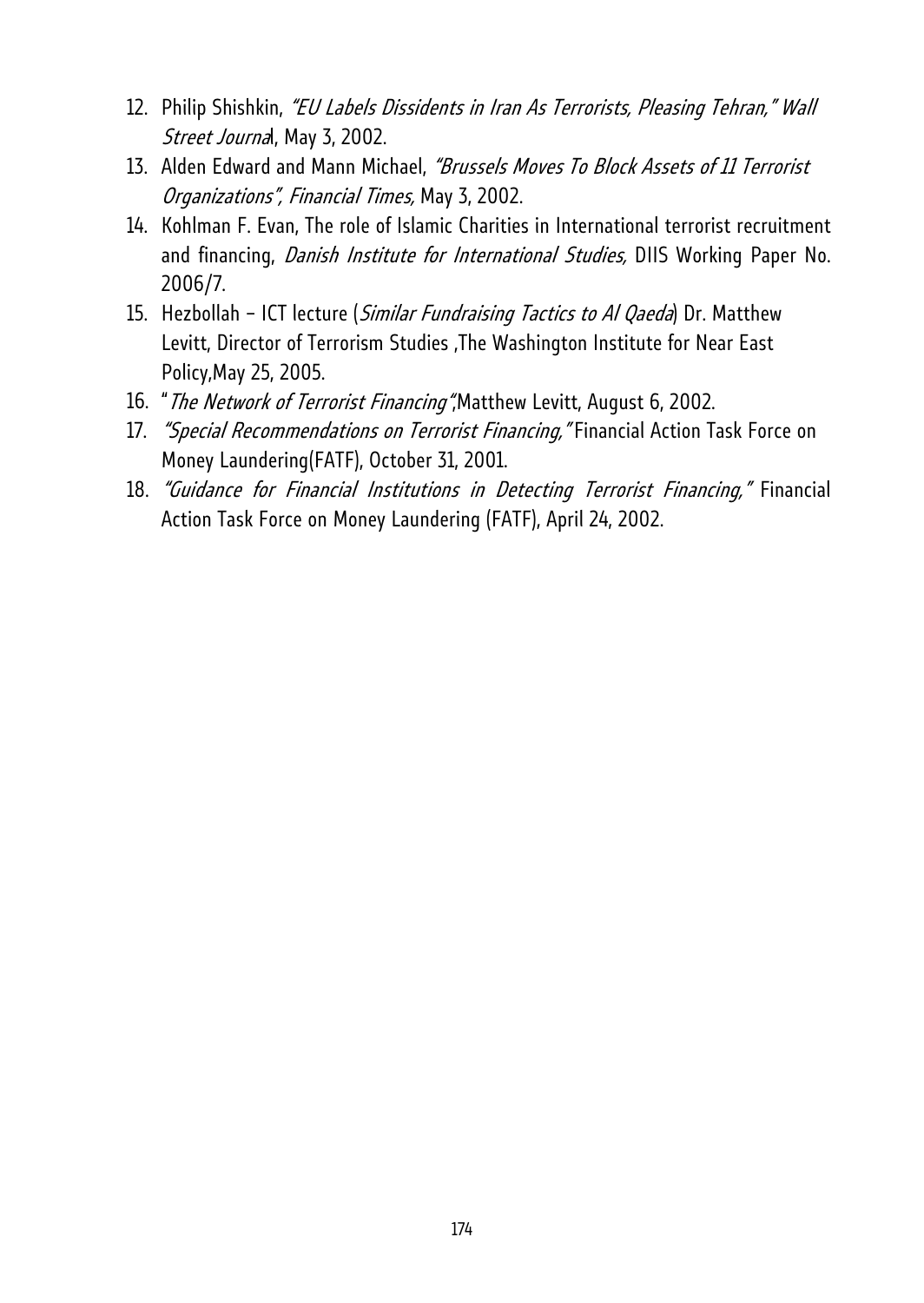12. Philip Shishkin, *"EU Labels Dissidents in Iran As Terrorists, Pleasing Tehran," Wall Street Journa*l, May 3, 2002.
13. Alden Edward and Mann Michael, *"Brussels Moves To Block Assets of 11 Terrorist Organizations", Financial Times,* May 3, 2002.
14. Kohlman F. Evan, The role of Islamic Charities in International terrorist recruitment and financing, *Danish Institute for International Studies,* DIIS Working Paper No. 2006/7.
15. Hezbollah – ICT lecture (*Similar Fundraising Tactics to Al Qaeda*) Dr. Matthew Levitt, Director of Terrorism Studies ,The Washington Institute for Near East Policy,May 25, 2005.
16. "*The Network of Terrorist Financing"*,Matthew Levitt, August 6, 2002.
17. *"Special Recommendations on Terrorist Financing,"* Financial Action Task Force on Money Laundering(FATF), October 31, 2001.
18. *"Guidance for Financial Institutions in Detecting Terrorist Financing,"* Financial Action Task Force on Money Laundering (FATF), April 24, 2002.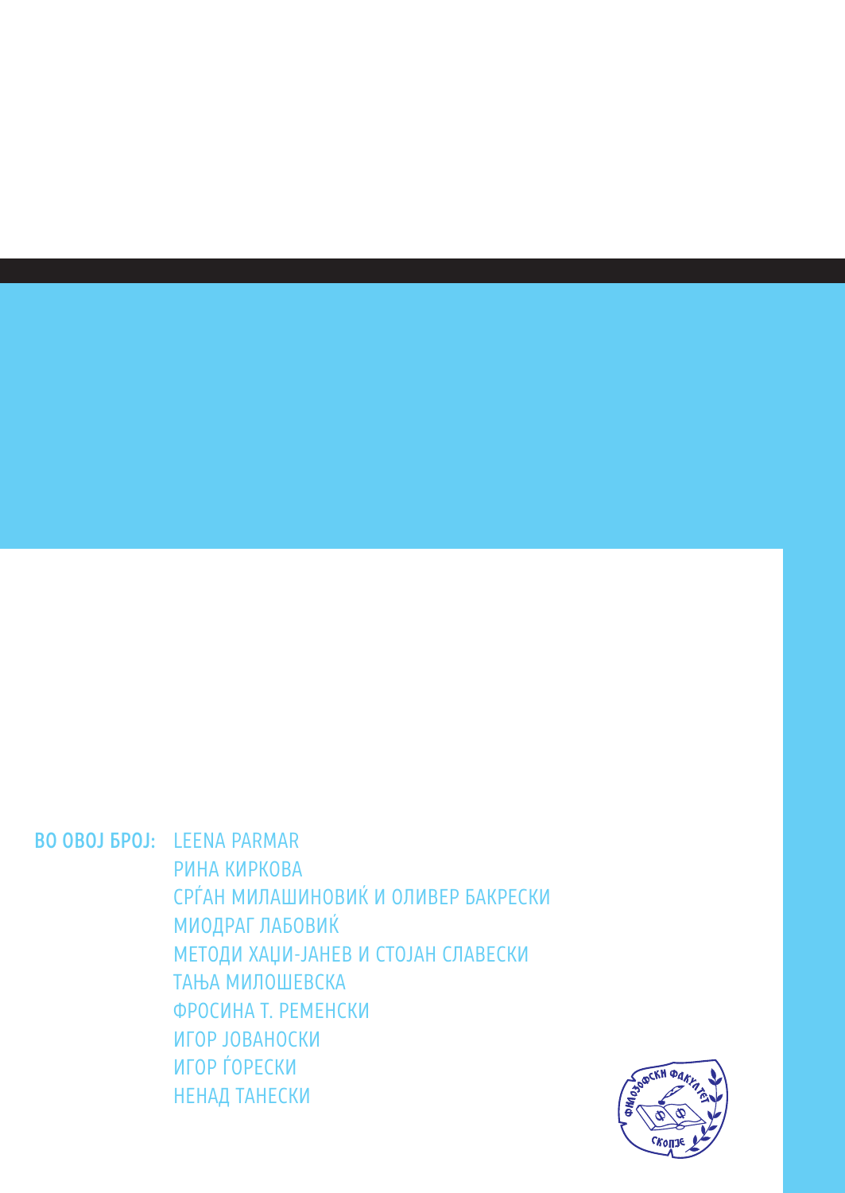ВО ОВОЈ БРОЈ: LEENA PARMAR
РИНА КИРКОВА
СРЃАН МИЛАШИНОВИЌ И ОЛИВЕР БАКРЕСКИ
МИОДРАГ ЛАБОВИЌ
МЕТОДИ ХАЏИ-ЈАНЕВ И СТОЈАН СЛАВЕСКИ
ТАЊА МИЛОШЕВСКА
ФРОСИНА Т. РЕМЕНСКИ
ИГОР ЈОВАНОСКИ
ИГОР ЃОРЕСКИ
НЕНАД ТАНЕСКИ